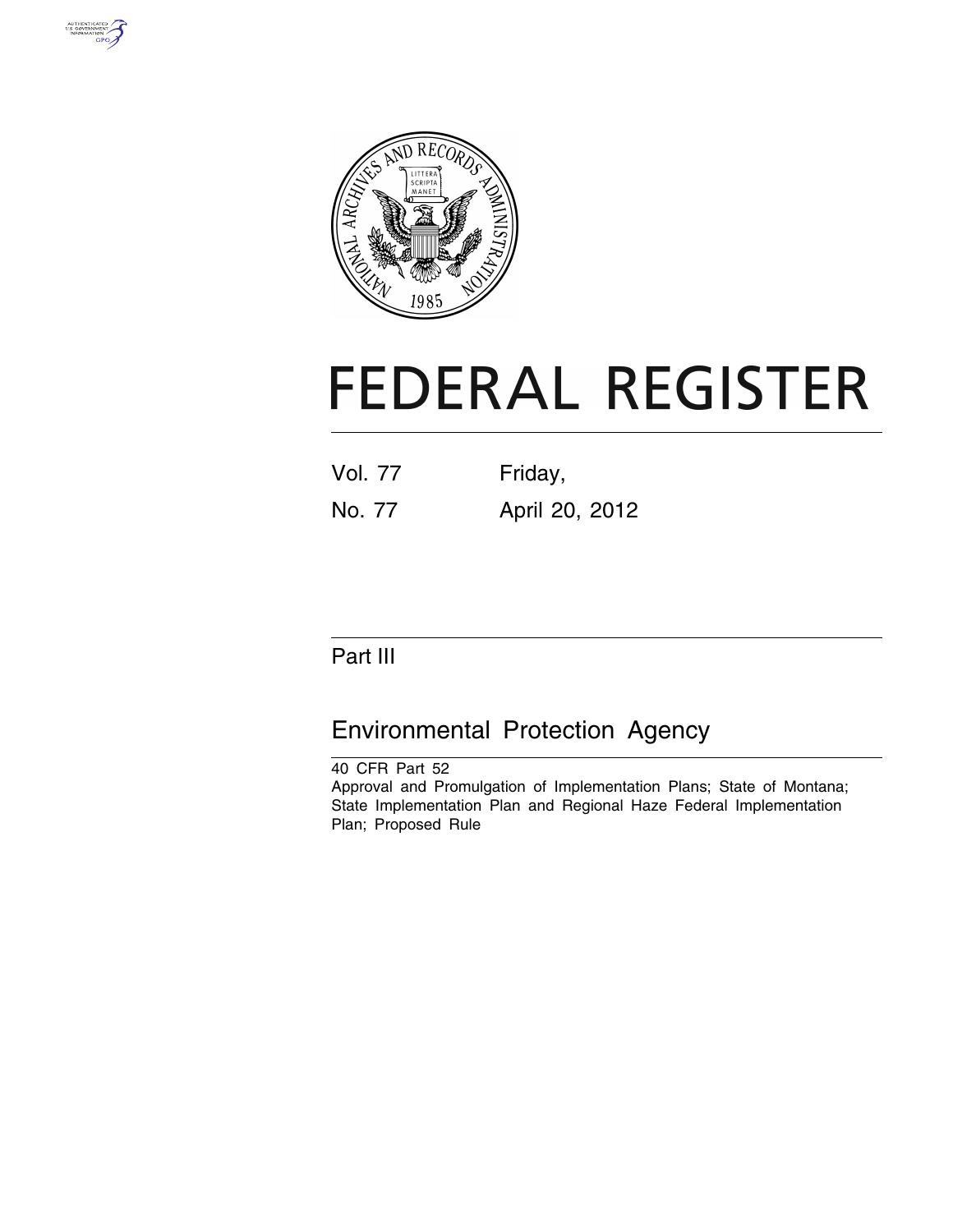# FEDERAL REGISTER

Vol. 77 Friday,

No. 77 April 20, 2012

## Part III

## Environmental Protection Agency

40 CFR Part 52

Approval and Promulgation of Implementation Plans; State of Montana; State Implementation Plan and Regional Haze Federal Implementation Plan; Proposed Rule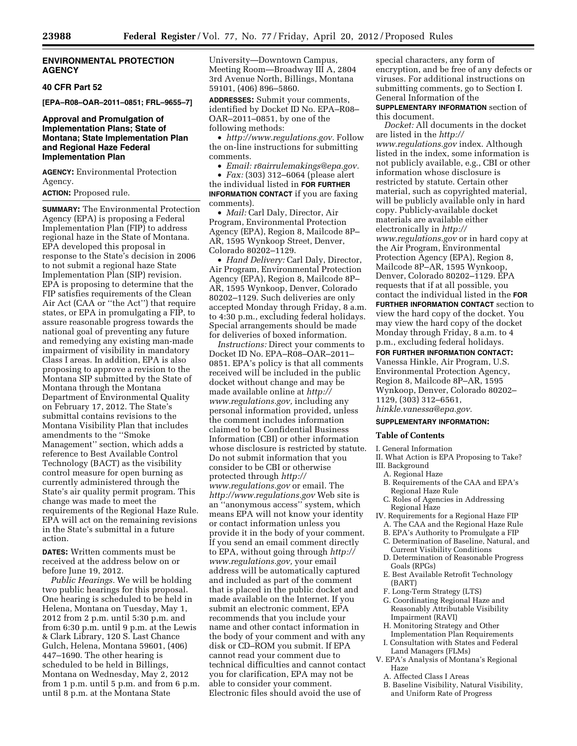## ENVIRONMENTAL PROTECTION AGENCY

### 40 CFR Part 52

**[EPA–R08–OAR–2011–0851; FRL–9655–7]**

### Approval and Promulgation of Implementation Plans; State of Montana; State Implementation Plan and Regional Haze Federal Implementation Plan

**AGENCY:** Environmental Protection Agency.

**ACTION:** Proposed rule.

**SUMMARY:** The Environmental Protection Agency (EPA) is proposing a Federal Implementation Plan (FIP) to address regional haze in the State of Montana. EPA developed this proposal in response to the State's decision in 2006 to not submit a regional haze State Implementation Plan (SIP) revision. EPA is proposing to determine that the FIP satisfies requirements of the Clean Air Act (CAA or ''the Act'') that require states, or EPA in promulgating a FIP, to assure reasonable progress towards the national goal of preventing any future and remedying any existing man-made impairment of visibility in mandatory Class I areas. In addition, EPA is also proposing to approve a revision to the Montana SIP submitted by the State of Montana through the Montana Department of Environmental Quality on February 17, 2012. The State's submittal contains revisions to the Montana Visibility Plan that includes amendments to the ''Smoke Management'' section, which adds a reference to Best Available Control Technology (BACT) as the visibility control measure for open burning as currently administered through the State's air quality permit program. This change was made to meet the requirements of the Regional Haze Rule. EPA will act on the remaining revisions in the State's submittal in a future action.

**DATES:** Written comments must be received at the address below on or before June 19, 2012.

*Public Hearings.* We will be holding two public hearings for this proposal. One hearing is scheduled to be held in Helena, Montana on Tuesday, May 1, 2012 from 2 p.m. until 5:30 p.m. and from 6:30 p.m. until 9 p.m. at the Lewis & Clark Library, 120 S. Last Chance Gulch, Helena, Montana 59601, (406) 447–1690. The other hearing is scheduled to be held in Billings, Montana on Wednesday, May 2, 2012 from 1 p.m. until 5 p.m. and from 6 p.m. until 8 p.m. at the Montana State University—Downtown Campus, Meeting Room—Broadway III A, 2804 3rd Avenue North, Billings, Montana 59101, (406) 896–5860.

**ADDRESSES:** Submit your comments, identified by Docket ID No. EPA–R08–OAR–2011–0851, by one of the following methods:

- *http://www.regulations.gov.* Follow the on-line instructions for submitting comments.
- *Email: r8airrulemakings@epa.gov.*
- *Fax:* (303) 312–6064 (please alert the individual listed in **FOR FURTHER INFORMATION CONTACT** if you are faxing comments).
- *Mail:* Carl Daly, Director, Air Program, Environmental Protection Agency (EPA), Region 8, Mailcode 8P–AR, 1595 Wynkoop Street, Denver, Colorado 80202–1129.
- *Hand Delivery:* Carl Daly, Director, Air Program, Environmental Protection Agency (EPA), Region 8, Mailcode 8P–AR, 1595 Wynkoop, Denver, Colorado 80202–1129. Such deliveries are only accepted Monday through Friday, 8 a.m. to 4:30 p.m., excluding federal holidays. Special arrangements should be made for deliveries of boxed information.

*Instructions:* Direct your comments to Docket ID No. EPA–R08–OAR–2011–0851. EPA's policy is that all comments received will be included in the public docket without change and may be made available online at *http://www.regulations.gov,* including any personal information provided, unless the comment includes information claimed to be Confidential Business Information (CBI) or other information whose disclosure is restricted by statute. Do not submit information that you consider to be CBI or otherwise protected through *http://www.regulations.gov* or email. The *http://www.regulations.gov* Web site is an ''anonymous access'' system, which means EPA will not know your identity or contact information unless you provide it in the body of your comment. If you send an email comment directly to EPA, without going through *http://www.regulations.gov,* your email address will be automatically captured and included as part of the comment that is placed in the public docket and made available on the Internet. If you submit an electronic comment, EPA recommends that you include your name and other contact information in the body of your comment and with any disk or CD–ROM you submit. If EPA cannot read your comment due to technical difficulties and cannot contact you for clarification, EPA may not be able to consider your comment. Electronic files should avoid the use of special characters, any form of encryption, and be free of any defects or viruses. For additional instructions on submitting comments, go to Section I. General Information of the **SUPPLEMENTARY INFORMATION** section of this document.

*Docket:* All documents in the docket are listed in the *http://www.regulations.gov* index. Although listed in the index, some information is not publicly available, e.g., CBI or other information whose disclosure is restricted by statute. Certain other material, such as copyrighted material, will be publicly available only in hard copy. Publicly-available docket materials are available either electronically in *http://www.regulations.gov* or in hard copy at the Air Program, Environmental Protection Agency (EPA), Region 8, Mailcode 8P–AR, 1595 Wynkoop, Denver, Colorado 80202–1129. EPA requests that if at all possible, you contact the individual listed in the **FOR FURTHER INFORMATION CONTACT** section to view the hard copy of the docket. You may view the hard copy of the docket Monday through Friday, 8 a.m. to 4 p.m., excluding federal holidays.

**FOR FURTHER INFORMATION CONTACT:** Vanessa Hinkle, Air Program, U.S. Environmental Protection Agency, Region 8, Mailcode 8P–AR, 1595 Wynkoop, Denver, Colorado 80202–1129, (303) 312–6561, *hinkle.vanessa@epa.gov.*

**SUPPLEMENTARY INFORMATION:**

### Table of Contents

I. General Information
II. What Action is EPA Proposing to Take?
III. Background
  A. Regional Haze
  B. Requirements of the CAA and EPA's Regional Haze Rule
  C. Roles of Agencies in Addressing Regional Haze
IV. Requirements for a Regional Haze FIP
  A. The CAA and the Regional Haze Rule
  B. EPA's Authority to Promulgate a FIP
  C. Determination of Baseline, Natural, and Current Visibility Conditions
  D. Determination of Reasonable Progress Goals (RPGs)
  E. Best Available Retrofit Technology (BART)
  F. Long-Term Strategy (LTS)
  G. Coordinating Regional Haze and Reasonably Attributable Visibility Impairment (RAVI)
  H. Monitoring Strategy and Other Implementation Plan Requirements
  I. Consultation with States and Federal Land Managers (FLMs)
V. EPA's Analysis of Montana's Regional Haze
  A. Affected Class I Areas
  B. Baseline Visibility, Natural Visibility, and Uniform Rate of Progress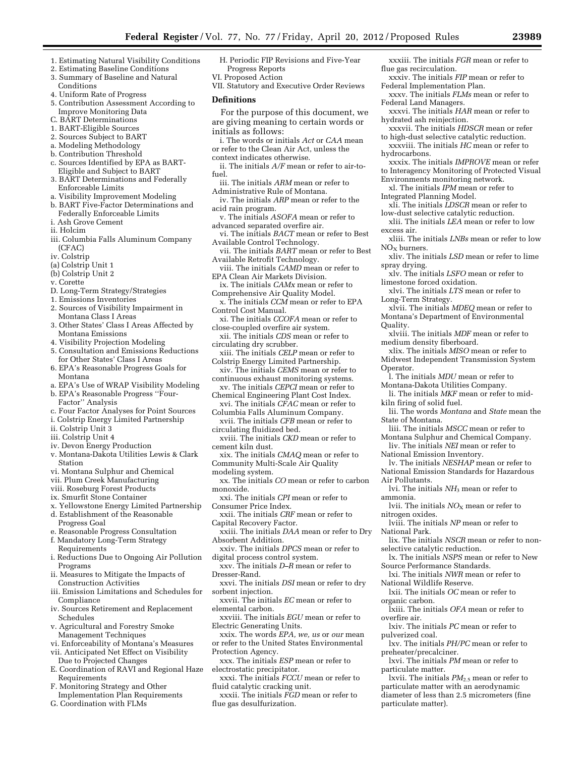1. Estimating Natural Visibility Conditions
2. Estimating Baseline Conditions
3. Summary of Baseline and Natural Conditions
4. Uniform Rate of Progress
5. Contribution Assessment According to Improve Monitoring Data

C. BART Determinations
1. BART-Eligible Sources
2. Sources Subject to BART
a. Modeling Methodology
b. Contribution Threshold
c. Sources Identified by EPA as BART-Eligible and Subject to BART
3. BART Determinations and Federally Enforceable Limits
a. Visibility Improvement Modeling
b. BART Five-Factor Determinations and Federally Enforceable Limits
i. Ash Grove Cement
ii. Holcim
iii. Columbia Falls Aluminum Company (CFAC)
iv. Colstrip
(a) Colstrip Unit 1
(b) Colstrip Unit 2
v. Corette

D. Long-Term Strategy/Strategies
1. Emissions Inventories
2. Sources of Visibility Impairment in Montana Class I Areas
3. Other States' Class I Areas Affected by Montana Emissions
4. Visibility Projection Modeling
5. Consultation and Emissions Reductions for Other States' Class I Areas
6. EPA's Reasonable Progress Goals for Montana
a. EPA's Use of WRAP Visibility Modeling
b. EPA's Reasonable Progress "Four-Factor" Analysis
c. Four Factor Analyses for Point Sources
i. Colstrip Energy Limited Partnership
ii. Colstrip Unit 3
iii. Colstrip Unit 4
iv. Devon Energy Production
v. Montana-Dakota Utilities Lewis & Clark Station
vi. Montana Sulphur and Chemical
vii. Plum Creek Manufacturing
viii. Roseburg Forest Products
ix. Smurfit Stone Container
x. Yellowstone Energy Limited Partnership
d. Establishment of the Reasonable Progress Goal
e. Reasonable Progress Consultation
f. Mandatory Long-Term Strategy Requirements
i. Reductions Due to Ongoing Air Pollution Programs
ii. Measures to Mitigate the Impacts of Construction Activities
iii. Emission Limitations and Schedules for Compliance
iv. Sources Retirement and Replacement Schedules
v. Agricultural and Forestry Smoke Management Techniques
vi. Enforceability of Montana's Measures
vii. Anticipated Net Effect on Visibility Due to Projected Changes

E. Coordination of RAVI and Regional Haze Requirements
F. Monitoring Strategy and Other Implementation Plan Requirements
G. Coordination with FLMs
H. Periodic FIP Revisions and Five-Year Progress Reports

VI. Proposed Action
VII. Statutory and Executive Order Reviews

## Definitions

For the purpose of this document, we are giving meaning to certain words or initials as follows:

i. The words or initials *Act* or *CAA* mean or refer to the Clean Air Act, unless the context indicates otherwise.
ii. The initials *A/F* mean or refer to air-to-fuel.
iii. The initials *ARM* mean or refer to Administrative Rule of Montana.
iv. The initials *ARP* mean or refer to the acid rain program.
v. The initials *ASOFA* mean or refer to advanced separated overfire air.
vi. The initials *BACT* mean or refer to Best Available Control Technology.
vii. The initials *BART* mean or refer to Best Available Retrofit Technology.
viii. The initials *CAMD* mean or refer to EPA Clean Air Markets Division.
ix. The initials *CAMx* mean or refer to Comprehensive Air Quality Model.
x. The initials *CCM* mean or refer to EPA Control Cost Manual.
xi. The initials *CCOFA* mean or refer to close-coupled overfire air system.
xii. The initials *CDS* mean or refer to circulating dry scrubber.
xiii. The initials *CELP* mean or refer to Colstrip Energy Limited Partnership.
xiv. The initials *CEMS* mean or refer to continuous exhaust monitoring systems.
xv. The initials *CEPCI* mean or refer to Chemical Engineering Plant Cost Index.
xvi. The initials *CFAC* mean or refer to Columbia Falls Aluminum Company.
xvii. The initials *CFB* mean or refer to circulating fluidized bed.
xviii. The initials *CKD* mean or refer to cement kiln dust.
xix. The initials *CMAQ* mean or refer to Community Multi-Scale Air Quality modeling system.
xx. The initials *CO* mean or refer to carbon monoxide.
xxi. The initials *CPI* mean or refer to Consumer Price Index.
xxii. The initials *CRF* mean or refer to Capital Recovery Factor.
xxiii. The initials *DAA* mean or refer to Dry Absorbent Addition.
xxiv. The initials *DPCS* mean or refer to digital process control system.
xxv. The initials *D–R* mean or refer to Dresser-Rand.
xxvi. The initials *DSI* mean or refer to dry sorbent injection.
xxvii. The initials *EC* mean or refer to elemental carbon.
xxviii. The initials *EGU* mean or refer to Electric Generating Units.
xxix. The words *EPA, we, us* or *our* mean or refer to the United States Environmental Protection Agency.
xxx. The initials *ESP* mean or refer to electrostatic precipitator.
xxxi. The initials *FCCU* mean or refer to fluid catalytic cracking unit.
xxxii. The initials *FGD* mean or refer to flue gas desulfurization.
xxxiii. The initials *FGR* mean or refer to flue gas recirculation.
xxxiv. The initials *FIP* mean or refer to Federal Implementation Plan.
xxxv. The initials *FLMs* mean or refer to Federal Land Managers.
xxxvi. The initials *HAR* mean or refer to hydrated ash reinjection.
xxxvii. The initials *HDSCR* mean or refer to high-dust selective catalytic reduction.
xxxviii. The initials *HC* mean or refer to hydrocarbons.
xxxix. The initials *IMPROVE* mean or refer to Interagency Monitoring of Protected Visual Environments monitoring network.
xl. The initials *IPM* mean or refer to Integrated Planning Model.
xli. The initials *LDSCR* mean or refer to low-dust selective catalytic reduction.
xlii. The initials *LEA* mean or refer to low excess air.
xliii. The initials *LNBs* mean or refer to low $NO_X$ burners.
xliv. The initials *LSD* mean or refer to lime spray drying.
xlv. The initials *LSFO* mean or refer to limestone forced oxidation.
xlvi. The initials *LTS* mean or refer to Long-Term Strategy.
xlvii. The initials *MDEQ* mean or refer to Montana's Department of Environmental Quality.
xlviii. The initials *MDF* mean or refer to medium density fiberboard.
xlix. The initials *MISO* mean or refer to Midwest Independent Transmission System Operator.
l. The initials *MDU* mean or refer to Montana-Dakota Utilities Company.
li. The initials *MKF* mean or refer to mid-kiln firing of solid fuel.
lii. The words *Montana* and *State* mean the State of Montana.
liii. The initials *MSCC* mean or refer to Montana Sulphur and Chemical Company.
liv. The initials *NEI* mean or refer to National Emission Inventory.
lv. The initials *NESHAP* mean or refer to National Emission Standards for Hazardous Air Pollutants.
lvi. The initials $NH_3$ mean or refer to ammonia.
lvii. The initials $NO_X$ mean or refer to nitrogen oxides.
lviii. The initials *NP* mean or refer to National Park.
lix. The initials *NSCR* mean or refer to non-selective catalytic reduction.
lx. The initials *NSPS* mean or refer to New Source Performance Standards.
lxi. The initials *NWR* mean or refer to National Wildlife Reserve.
lxii. The initials *OC* mean or refer to organic carbon.
lxiii. The initials *OFA* mean or refer to overfire air.
lxiv. The initials *PC* mean or refer to pulverized coal.
lxv. The initials *PH/PC* mean or refer to preheater/precalciner.
lxvi. The initials *PM* mean or refer to particulate matter.
lxvii. The initials $PM_{2.5}$ mean or refer to particulate matter with an aerodynamic diameter of less than 2.5 micrometers (fine particulate matter).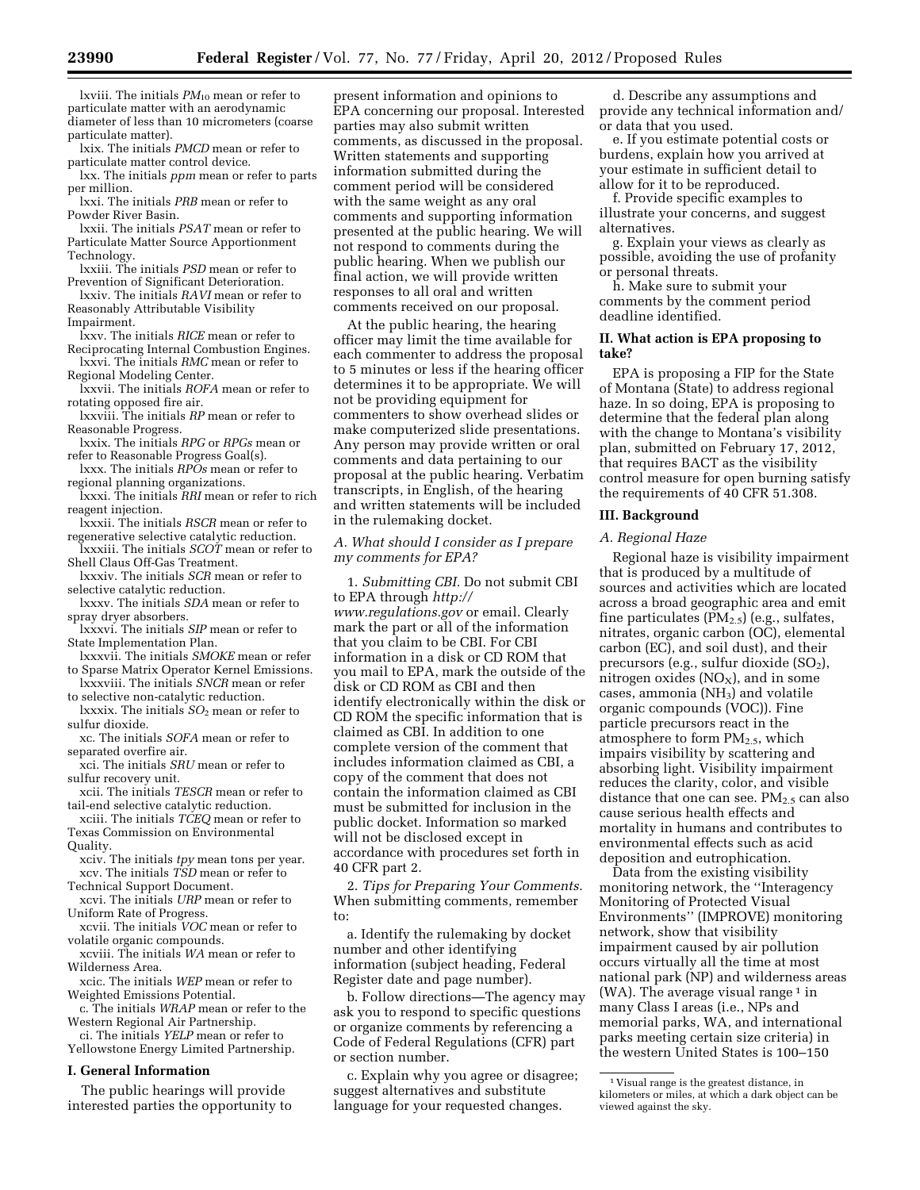lxviii. The initials $PM_{10}$ mean or refer to particulate matter with an aerodynamic diameter of less than 10 micrometers (coarse particulate matter).

lxix. The initials *PMCD* mean or refer to particulate matter control device.

lxx. The initials *ppm* mean or refer to parts per million.

lxxi. The initials *PRB* mean or refer to Powder River Basin.

lxxii. The initials *PSAT* mean or refer to Particulate Matter Source Apportionment Technology.

lxxiii. The initials *PSD* mean or refer to Prevention of Significant Deterioration.

lxxiv. The initials *RAVI* mean or refer to Reasonably Attributable Visibility Impairment.

lxxv. The initials *RICE* mean or refer to Reciprocating Internal Combustion Engines.

lxxvi. The initials *RMC* mean or refer to Regional Modeling Center.

lxxvii. The initials *ROFA* mean or refer to rotating opposed fire air.

lxxviii. The initials *RP* mean or refer to Reasonable Progress.

lxxix. The initials *RPG* or *RPGs* mean or refer to Reasonable Progress Goal(s).

lxxx. The initials *RPOs* mean or refer to regional planning organizations.

lxxxi. The initials *RRI* mean or refer to rich reagent injection.

lxxxii. The initials *RSCR* mean or refer to regenerative selective catalytic reduction.

lxxxiii. The initials *SCOT* mean or refer to Shell Claus Off-Gas Treatment.

lxxxiv. The initials *SCR* mean or refer to selective catalytic reduction.

lxxxv. The initials *SDA* mean or refer to spray dryer absorbers.

lxxxvi. The initials *SIP* mean or refer to State Implementation Plan.

lxxxvii. The initials *SMOKE* mean or refer to Sparse Matrix Operator Kernel Emissions.

lxxxviii. The initials *SNCR* mean or refer to selective non-catalytic reduction.

lxxxix. The initials $SO_2$ mean or refer to sulfur dioxide.

xc. The initials *SOFA* mean or refer to separated overfire air.

xci. The initials *SRU* mean or refer to sulfur recovery unit.

xcii. The initials *TESCR* mean or refer to tail-end selective catalytic reduction.

xciii. The initials *TCEQ* mean or refer to Texas Commission on Environmental Quality.

xciv. The initials *tpy* mean tons per year.

xcv. The initials *TSD* mean or refer to Technical Support Document.

xcvi. The initials *URP* mean or refer to Uniform Rate of Progress.

xcvii. The initials *VOC* mean or refer to volatile organic compounds.

xcviii. The initials *WA* mean or refer to Wilderness Area.

xcix. The initials *WEP* mean or refer to Weighted Emissions Potential.

c. The initials *WRAP* mean or refer to the Western Regional Air Partnership.

ci. The initials *YELP* mean or refer to Yellowstone Energy Limited Partnership.

## I. General Information

The public hearings will provide interested parties the opportunity to present information and opinions to EPA concerning our proposal. Interested parties may also submit written comments, as discussed in the proposal. Written statements and supporting information submitted during the comment period will be considered with the same weight as any oral comments and supporting information presented at the public hearing. We will not respond to comments during the public hearing. When we publish our final action, we will provide written responses to all oral and written comments received on our proposal.

At the public hearing, the hearing officer may limit the time available for each commenter to address the proposal to 5 minutes or less if the hearing officer determines it to be appropriate. We will not be providing equipment for commenters to show overhead slides or make computerized slide presentations. Any person may provide written or oral comments and data pertaining to our proposal at the public hearing. Verbatim transcripts, in English, of the hearing and written statements will be included in the rulemaking docket.

### *A. What should I consider as I prepare my comments for EPA?*

1. *Submitting CBI.* Do not submit CBI to EPA through *http://www.regulations.gov* or email. Clearly mark the part or all of the information that you claim to be CBI. For CBI information in a disk or CD ROM that you mail to EPA, mark the outside of the disk or CD ROM as CBI and then identify electronically within the disk or CD ROM the specific information that is claimed as CBI. In addition to one complete version of the comment that includes information claimed as CBI, a copy of the comment that does not contain the information claimed as CBI must be submitted for inclusion in the public docket. Information so marked will not be disclosed except in accordance with procedures set forth in 40 CFR part 2.

2. *Tips for Preparing Your Comments.* When submitting comments, remember to:

a. Identify the rulemaking by docket number and other identifying information (subject heading, Federal Register date and page number).

b. Follow directions—The agency may ask you to respond to specific questions or organize comments by referencing a Code of Federal Regulations (CFR) part or section number.

c. Explain why you agree or disagree; suggest alternatives and substitute language for your requested changes.

d. Describe any assumptions and provide any technical information and/or data that you used.

e. If you estimate potential costs or burdens, explain how you arrived at your estimate in sufficient detail to allow for it to be reproduced.

f. Provide specific examples to illustrate your concerns, and suggest alternatives.

g. Explain your views as clearly as possible, avoiding the use of profanity or personal threats.

h. Make sure to submit your comments by the comment period deadline identified.

## II. What action is EPA proposing to take?

EPA is proposing a FIP for the State of Montana (State) to address regional haze. In so doing, EPA is proposing to determine that the federal plan along with the change to Montana's visibility plan, submitted on February 17, 2012, that requires BACT as the visibility control measure for open burning satisfy the requirements of 40 CFR 51.308.

## III. Background

### *A. Regional Haze*

Regional haze is visibility impairment that is produced by a multitude of sources and activities which are located across a broad geographic area and emit fine particulates ($PM_{2.5}$) (e.g., sulfates, nitrates, organic carbon (OC), elemental carbon (EC), and soil dust), and their precursors (e.g., sulfur dioxide ($SO_2$), nitrogen oxides ($NO_X$), and in some cases, ammonia ($NH_3$) and volatile organic compounds (VOC)). Fine particle precursors react in the atmosphere to form $PM_{2.5}$, which impairs visibility by scattering and absorbing light. Visibility impairment reduces the clarity, color, and visible distance that one can see. $PM_{2.5}$ can also cause serious health effects and mortality in humans and contributes to environmental effects such as acid deposition and eutrophication.

Data from the existing visibility monitoring network, the ''Interagency Monitoring of Protected Visual Environments'' (IMPROVE) monitoring network, show that visibility impairment caused by air pollution occurs virtually all the time at most national park (NP) and wilderness areas (WA). The average visual range [1] in many Class I areas (i.e., NPs and memorial parks, WA, and international parks meeting certain size criteria) in the western United States is 100–150

[1] Visual range is the greatest distance, in kilometers or miles, at which a dark object can be viewed against the sky.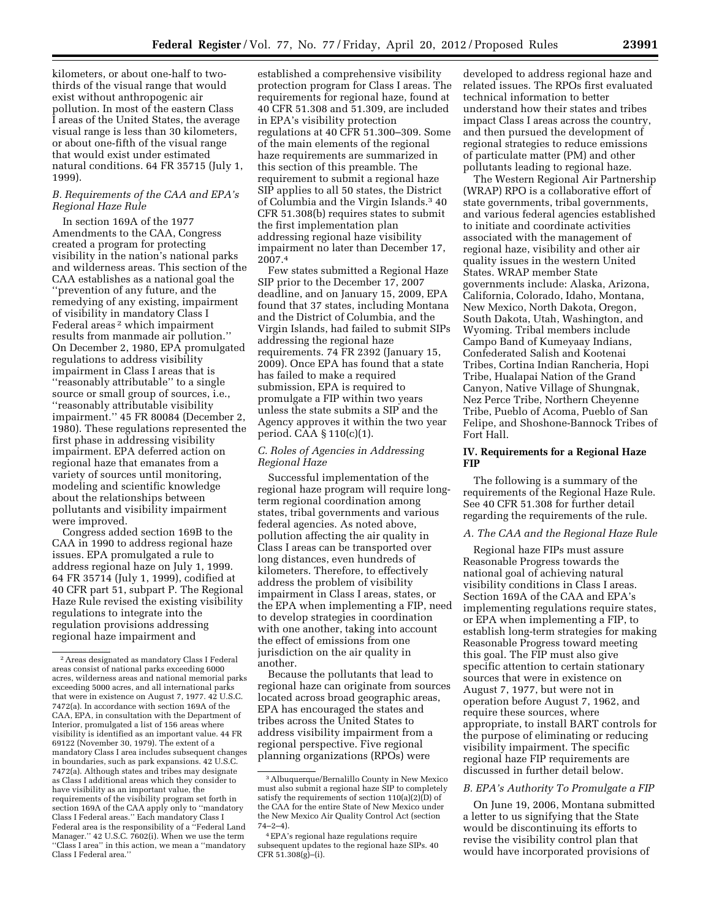kilometers, or about one-half to two-thirds of the visual range that would exist without anthropogenic air pollution. In most of the eastern Class I areas of the United States, the average visual range is less than 30 kilometers, or about one-fifth of the visual range that would exist under estimated natural conditions. 64 FR 35715 (July 1, 1999).

### B. Requirements of the CAA and EPA's Regional Haze Rule

In section 169A of the 1977 Amendments to the CAA, Congress created a program for protecting visibility in the nation's national parks and wilderness areas. This section of the CAA establishes as a national goal the "prevention of any future, and the remedying of any existing, impairment of visibility in mandatory Class I Federal areas [2] which impairment results from manmade air pollution." On December 2, 1980, EPA promulgated regulations to address visibility impairment in Class I areas that is "reasonably attributable" to a single source or small group of sources, i.e., "reasonably attributable visibility impairment." 45 FR 80084 (December 2, 1980). These regulations represented the first phase in addressing visibility impairment. EPA deferred action on regional haze that emanates from a variety of sources until monitoring, modeling and scientific knowledge about the relationships between pollutants and visibility impairment were improved.

Congress added section 169B to the CAA in 1990 to address regional haze issues. EPA promulgated a rule to address regional haze on July 1, 1999. 64 FR 35714 (July 1, 1999), codified at 40 CFR part 51, subpart P. The Regional Haze Rule revised the existing visibility regulations to integrate into the regulation provisions addressing regional haze impairment and established a comprehensive visibility protection program for Class I areas. The requirements for regional haze, found at 40 CFR 51.308 and 51.309, are included in EPA's visibility protection regulations at 40 CFR 51.300–309. Some of the main elements of the regional haze requirements are summarized in this section of this preamble. The requirement to submit a regional haze SIP applies to all 50 states, the District of Columbia and the Virgin Islands.[3] 40 CFR 51.308(b) requires states to submit the first implementation plan addressing regional haze visibility impairment no later than December 17, 2007.[4]

Few states submitted a Regional Haze SIP prior to the December 17, 2007 deadline, and on January 15, 2009, EPA found that 37 states, including Montana and the District of Columbia, and the Virgin Islands, had failed to submit SIPs addressing the regional haze requirements. 74 FR 2392 (January 15, 2009). Once EPA has found that a state has failed to make a required submission, EPA is required to promulgate a FIP within two years unless the state submits a SIP and the Agency approves it within the two year period. CAA § 110(c)(1).

### C. Roles of Agencies in Addressing Regional Haze

Successful implementation of the regional haze program will require long-term regional coordination among states, tribal governments and various federal agencies. As noted above, pollution affecting the air quality in Class I areas can be transported over long distances, even hundreds of kilometers. Therefore, to effectively address the problem of visibility impairment in Class I areas, states, or the EPA when implementing a FIP, need to develop strategies in coordination with one another, taking into account the effect of emissions from one jurisdiction on the air quality in another.

Because the pollutants that lead to regional haze can originate from sources located across broad geographic areas, EPA has encouraged the states and tribes across the United States to address visibility impairment from a regional perspective. Five regional planning organizations (RPOs) were developed to address regional haze and related issues. The RPOs first evaluated technical information to better understand how their states and tribes impact Class I areas across the country, and then pursued the development of regional strategies to reduce emissions of particulate matter (PM) and other pollutants leading to regional haze.

The Western Regional Air Partnership (WRAP) RPO is a collaborative effort of state governments, tribal governments, and various federal agencies established to initiate and coordinate activities associated with the management of regional haze, visibility and other air quality issues in the western United States. WRAP member State governments include: Alaska, Arizona, California, Colorado, Idaho, Montana, New Mexico, North Dakota, Oregon, South Dakota, Utah, Washington, and Wyoming. Tribal members include Campo Band of Kumeyaay Indians, Confederated Salish and Kootenai Tribes, Cortina Indian Rancheria, Hopi Tribe, Hualapai Nation of the Grand Canyon, Native Village of Shungnak, Nez Perce Tribe, Northern Cheyenne Tribe, Pueblo of Acoma, Pueblo of San Felipe, and Shoshone-Bannock Tribes of Fort Hall.

## IV. Requirements for a Regional Haze FIP

The following is a summary of the requirements of the Regional Haze Rule. See 40 CFR 51.308 for further detail regarding the requirements of the rule.

### A. The CAA and the Regional Haze Rule

Regional haze FIPs must assure Reasonable Progress towards the national goal of achieving natural visibility conditions in Class I areas. Section 169A of the CAA and EPA's implementing regulations require states, or EPA when implementing a FIP, to establish long-term strategies for making Reasonable Progress toward meeting this goal. The FIP must also give specific attention to certain stationary sources that were in existence on August 7, 1977, but were not in operation before August 7, 1962, and require these sources, where appropriate, to install BART controls for the purpose of eliminating or reducing visibility impairment. The specific regional haze FIP requirements are discussed in further detail below.

### B. EPA's Authority To Promulgate a FIP

On June 19, 2006, Montana submitted a letter to us signifying that the State would be discontinuing its efforts to revise the visibility control plan that would have incorporated provisions of

---

[2] Areas designated as mandatory Class I Federal areas consist of national parks exceeding 6000 acres, wilderness areas and national memorial parks exceeding 5000 acres, and all international parks that were in existence on August 7, 1977. 42 U.S.C. 7472(a). In accordance with section 169A of the CAA, EPA, in consultation with the Department of Interior, promulgated a list of 156 areas where visibility is identified as an important value. 44 FR 69122 (November 30, 1979). The extent of a mandatory Class I area includes subsequent changes in boundaries, such as park expansions. 42 U.S.C. 7472(a). Although states and tribes may designate as Class I additional areas which they consider to have visibility as an important value, the requirements of the visibility program set forth in section 169A of the CAA apply only to "mandatory Class I Federal areas." Each mandatory Class I Federal area is the responsibility of a "Federal Land Manager." 42 U.S.C. 7602(i). When we use the term "Class I area" in this action, we mean a "mandatory Class I Federal area."

[3] Albuquerque/Bernalillo County in New Mexico must also submit a regional haze SIP to completely satisfy the requirements of section 110(a)(2)(D) of the CAA for the entire State of New Mexico under the New Mexico Air Quality Control Act (section 74–2–4).

[4] EPA's regional haze regulations require subsequent updates to the regional haze SIPs. 40 CFR 51.308(g)–(i).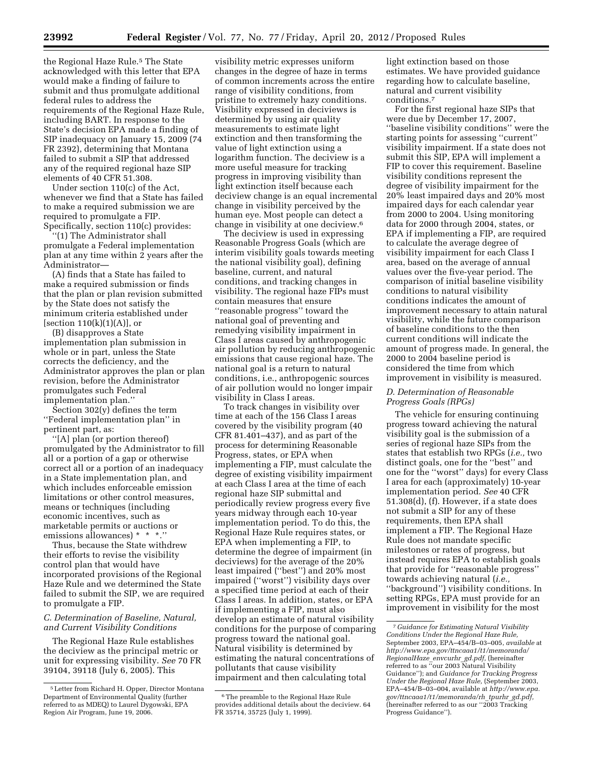the Regional Haze Rule.[5] The State acknowledged with this letter that EPA would make a finding of failure to submit and thus promulgate additional federal rules to address the requirements of the Regional Haze Rule, including BART. In response to the State's decision EPA made a finding of SIP inadequacy on January 15, 2009 (74 FR 2392), determining that Montana failed to submit a SIP that addressed any of the required regional haze SIP elements of 40 CFR 51.308.

Under section 110(c) of the Act, whenever we find that a State has failed to make a required submission we are required to promulgate a FIP. Specifically, section 110(c) provides:

''(1) The Administrator shall promulgate a Federal implementation plan at any time within 2 years after the Administrator—

(A) finds that a State has failed to make a required submission or finds that the plan or plan revision submitted by the State does not satisfy the minimum criteria established under [section 110(k)(1)(A)], or

(B) disapproves a State implementation plan submission in whole or in part, unless the State corrects the deficiency, and the Administrator approves the plan or plan revision, before the Administrator promulgates such Federal implementation plan.''

Section 302(y) defines the term ''Federal implementation plan'' in pertinent part, as:

''[A] plan (or portion thereof) promulgated by the Administrator to fill all or a portion of a gap or otherwise correct all or a portion of an inadequacy in a State implementation plan, and which includes enforceable emission limitations or other control measures, means or techniques (including economic incentives, such as marketable permits or auctions or emissions allowances) * * *.''

Thus, because the State withdrew their efforts to revise the visibility control plan that would have incorporated provisions of the Regional Haze Rule and we determined the State failed to submit the SIP, we are required to promulgate a FIP.

### C. Determination of Baseline, Natural, and Current Visibility Conditions

The Regional Haze Rule establishes the deciview as the principal metric or unit for expressing visibility. *See* 70 FR 39104, 39118 (July 6, 2005). This visibility metric expresses uniform changes in the degree of haze in terms of common increments across the entire range of visibility conditions, from pristine to extremely hazy conditions. Visibility expressed in deciviews is determined by using air quality measurements to estimate light extinction and then transforming the value of light extinction using a logarithm function. The deciview is a more useful measure for tracking progress in improving visibility than light extinction itself because each deciview change is an equal incremental change in visibility perceived by the human eye. Most people can detect a change in visibility at one deciview.[6]

The deciview is used in expressing Reasonable Progress Goals (which are interim visibility goals towards meeting the national visibility goal), defining baseline, current, and natural conditions, and tracking changes in visibility. The regional haze FIPs must contain measures that ensure ''reasonable progress'' toward the national goal of preventing and remedying visibility impairment in Class I areas caused by anthropogenic air pollution by reducing anthropogenic emissions that cause regional haze. The national goal is a return to natural conditions, i.e., anthropogenic sources of air pollution would no longer impair visibility in Class I areas.

To track changes in visibility over time at each of the 156 Class I areas covered by the visibility program (40 CFR 81.401–437), and as part of the process for determining Reasonable Progress, states, or EPA when implementing a FIP, must calculate the degree of existing visibility impairment at each Class I area at the time of each regional haze SIP submittal and periodically review progress every five years midway through each 10-year implementation period. To do this, the Regional Haze Rule requires states, or EPA when implementing a FIP, to determine the degree of impairment (in deciviews) for the average of the 20% least impaired (''best'') and 20% most impaired (''worst'') visibility days over a specified time period at each of their Class I areas. In addition, states, or EPA if implementing a FIP, must also develop an estimate of natural visibility conditions for the purpose of comparing progress toward the national goal. Natural visibility is determined by estimating the natural concentrations of pollutants that cause visibility impairment and then calculating total light extinction based on those estimates. We have provided guidance regarding how to calculate baseline, natural and current visibility conditions.[7]

For the first regional haze SIPs that were due by December 17, 2007, ''baseline visibility conditions'' were the starting points for assessing ''current'' visibility impairment. If a state does not submit this SIP, EPA will implement a FIP to cover this requirement. Baseline visibility conditions represent the degree of visibility impairment for the 20% least impaired days and 20% most impaired days for each calendar year from 2000 to 2004. Using monitoring data for 2000 through 2004, states, or EPA if implementing a FIP, are required to calculate the average degree of visibility impairment for each Class I area, based on the average of annual values over the five-year period. The comparison of initial baseline visibility conditions to natural visibility conditions indicates the amount of improvement necessary to attain natural visibility, while the future comparison of baseline conditions to the then current conditions will indicate the amount of progress made. In general, the 2000 to 2004 baseline period is considered the time from which improvement in visibility is measured.

### D. Determination of Reasonable Progress Goals (RPGs)

The vehicle for ensuring continuing progress toward achieving the natural visibility goal is the submission of a series of regional haze SIPs from the states that establish two RPGs (*i.e.,* two distinct goals, one for the ''best'' and one for the ''worst'' days) for every Class I area for each (approximately) 10-year implementation period. *See* 40 CFR 51.308(d), (f). However, if a state does not submit a SIP for any of these requirements, then EPA shall implement a FIP. The Regional Haze Rule does not mandate specific milestones or rates of progress, but instead requires EPA to establish goals that provide for ''reasonable progress'' towards achieving natural (*i.e.,* ''background'') visibility conditions. In setting RPGs, EPA must provide for an improvement in visibility for the most

[5] Letter from Richard H. Opper, Director Montana Department of Environmental Quality (further referred to as MDEQ) to Laurel Dygowski, EPA Region Air Program, June 19, 2006.

[6] The preamble to the Regional Haze Rule provides additional details about the deciview. 64 FR 35714, 35725 (July 1, 1999).

[7] *Guidance for Estimating Natural Visibility Conditions Under the Regional Haze Rule,* September 2003, EPA–454/B–03–005, *available* at *http://www.epa.gov/ttncaaa1/t1/memoranda/RegionalHaze_envcurhr_gd.pdf,* (hereinafter referred to as ''our 2003 Natural Visibility Guidance''); and *Guidance for Tracking Progress Under the Regional Haze Rule,* (September 2003, EPA–454/B–03–004, available at *http://www.epa.gov/ttncaaa1/t1/memoranda/rh_tpurhr_gd.pdf,* (hereinafter referred to as our ''2003 Tracking Progress Guidance'').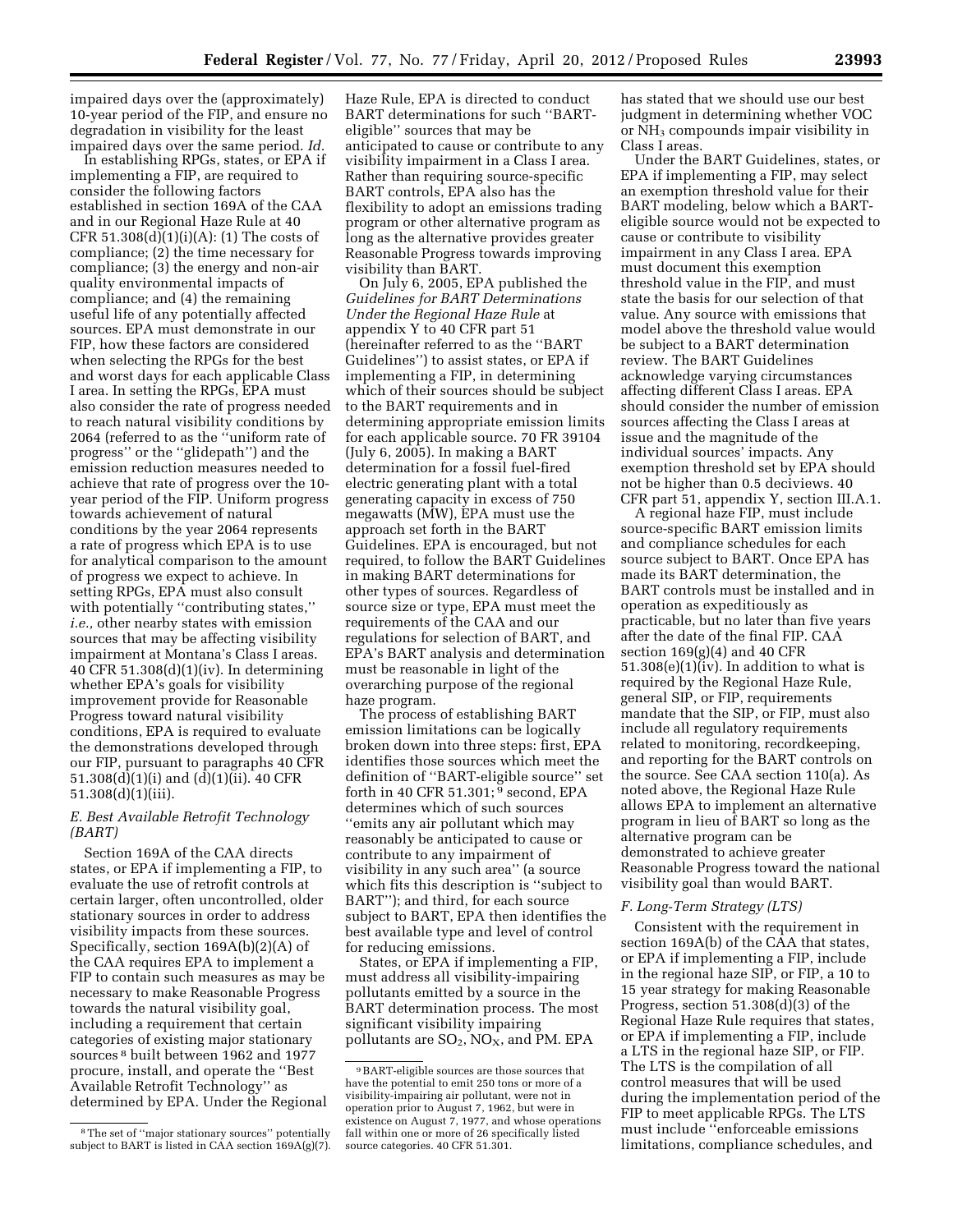impaired days over the (approximately) 10-year period of the FIP, and ensure no degradation in visibility for the least impaired days over the same period. *Id.*

In establishing RPGs, states, or EPA if implementing a FIP, are required to consider the following factors established in section 169A of the CAA and in our Regional Haze Rule at 40 CFR 51.308(d)(1)(i)(A): (1) The costs of compliance; (2) the time necessary for compliance; (3) the energy and non-air quality environmental impacts of compliance; and (4) the remaining useful life of any potentially affected sources. EPA must demonstrate in our FIP, how these factors are considered when selecting the RPGs for the best and worst days for each applicable Class I area. In setting the RPGs, EPA must also consider the rate of progress needed to reach natural visibility conditions by 2064 (referred to as the ''uniform rate of progress'' or the ''glidepath'') and the emission reduction measures needed to achieve that rate of progress over the 10-year period of the FIP. Uniform progress towards achievement of natural conditions by the year 2064 represents a rate of progress which EPA is to use for analytical comparison to the amount of progress we expect to achieve. In setting RPGs, EPA must also consult with potentially ''contributing states,'' *i.e.,* other nearby states with emission sources that may be affecting visibility impairment at Montana's Class I areas. 40 CFR 51.308(d)(1)(iv). In determining whether EPA's goals for visibility improvement provide for Reasonable Progress toward natural visibility conditions, EPA is required to evaluate the demonstrations developed through our FIP, pursuant to paragraphs 40 CFR 51.308(d)(1)(i) and (d)(1)(ii). 40 CFR 51.308(d)(1)(iii).

### *E. Best Available Retrofit Technology (BART)*

Section 169A of the CAA directs states, or EPA if implementing a FIP, to evaluate the use of retrofit controls at certain larger, often uncontrolled, older stationary sources in order to address visibility impacts from these sources. Specifically, section 169A(b)(2)(A) of the CAA requires EPA to implement a FIP to contain such measures as may be necessary to make Reasonable Progress towards the natural visibility goal, including a requirement that certain categories of existing major stationary sources [8] built between 1962 and 1977 procure, install, and operate the ''Best Available Retrofit Technology'' as determined by EPA. Under the Regional Haze Rule, EPA is directed to conduct BART determinations for such ''BART-eligible'' sources that may be anticipated to cause or contribute to any visibility impairment in a Class I area. Rather than requiring source-specific BART controls, EPA also has the flexibility to adopt an emissions trading program or other alternative program as long as the alternative provides greater Reasonable Progress towards improving visibility than BART.

On July 6, 2005, EPA published the *Guidelines for BART Determinations Under the Regional Haze Rule* at appendix Y to 40 CFR part 51 (hereinafter referred to as the ''BART Guidelines'') to assist states, or EPA if implementing a FIP, in determining which of their sources should be subject to the BART requirements and in determining appropriate emission limits for each applicable source. 70 FR 39104 (July 6, 2005). In making a BART determination for a fossil fuel-fired electric generating plant with a total generating capacity in excess of 750 megawatts (MW), EPA must use the approach set forth in the BART Guidelines. EPA is encouraged, but not required, to follow the BART Guidelines in making BART determinations for other types of sources. Regardless of source size or type, EPA must meet the requirements of the CAA and our regulations for selection of BART, and EPA's BART analysis and determination must be reasonable in light of the overarching purpose of the regional haze program.

The process of establishing BART emission limitations can be logically broken down into three steps: first, EPA identifies those sources which meet the definition of ''BART-eligible source'' set forth in 40 CFR 51.301; [9] second, EPA determines which of such sources ''emits any air pollutant which may reasonably be anticipated to cause or contribute to any impairment of visibility in any such area'' (a source which fits this description is ''subject to BART''); and third, for each source subject to BART, EPA then identifies the best available type and level of control for reducing emissions.

States, or EPA if implementing a FIP, must address all visibility-impairing pollutants emitted by a source in the BART determination process. The most significant visibility impairing pollutants are $SO_2$, $NO_X$, and PM. EPA has stated that we should use our best judgment in determining whether VOC or $NH_3$ compounds impair visibility in Class I areas.

Under the BART Guidelines, states, or EPA if implementing a FIP, may select an exemption threshold value for their BART modeling, below which a BART-eligible source would not be expected to cause or contribute to visibility impairment in any Class I area. EPA must document this exemption threshold value in the FIP, and must state the basis for our selection of that value. Any source with emissions that model above the threshold value would be subject to a BART determination review. The BART Guidelines acknowledge varying circumstances affecting different Class I areas. EPA should consider the number of emission sources affecting the Class I areas at issue and the magnitude of the individual sources' impacts. Any exemption threshold set by EPA should not be higher than 0.5 deciviews. 40 CFR part 51, appendix Y, section III.A.1.

A regional haze FIP, must include source-specific BART emission limits and compliance schedules for each source subject to BART. Once EPA has made its BART determination, the BART controls must be installed and in operation as expeditiously as practicable, but no later than five years after the date of the final FIP. CAA section 169(g)(4) and 40 CFR 51.308(e)(1)(iv). In addition to what is required by the Regional Haze Rule, general SIP, or FIP, requirements mandate that the SIP, or FIP, must also include all regulatory requirements related to monitoring, recordkeeping, and reporting for the BART controls on the source. See CAA section 110(a). As noted above, the Regional Haze Rule allows EPA to implement an alternative program in lieu of BART so long as the alternative program can be demonstrated to achieve greater Reasonable Progress toward the national visibility goal than would BART.

### *F. Long-Term Strategy (LTS)*

Consistent with the requirement in section 169A(b) of the CAA that states, or EPA if implementing a FIP, include in the regional haze SIP, or FIP, a 10 to 15 year strategy for making Reasonable Progress, section 51.308(d)(3) of the Regional Haze Rule requires that states, or EPA if implementing a FIP, include a LTS in the regional haze SIP, or FIP. The LTS is the compilation of all control measures that will be used during the implementation period of the FIP to meet applicable RPGs. The LTS must include ''enforceable emissions limitations, compliance schedules, and

---

[8] The set of ''major stationary sources'' potentially subject to BART is listed in CAA section 169A(g)(7).

[9] BART-eligible sources are those sources that have the potential to emit 250 tons or more of a visibility-impairing air pollutant, were not in operation prior to August 7, 1962, but were in existence on August 7, 1977, and whose operations fall within one or more of 26 specifically listed source categories. 40 CFR 51.301.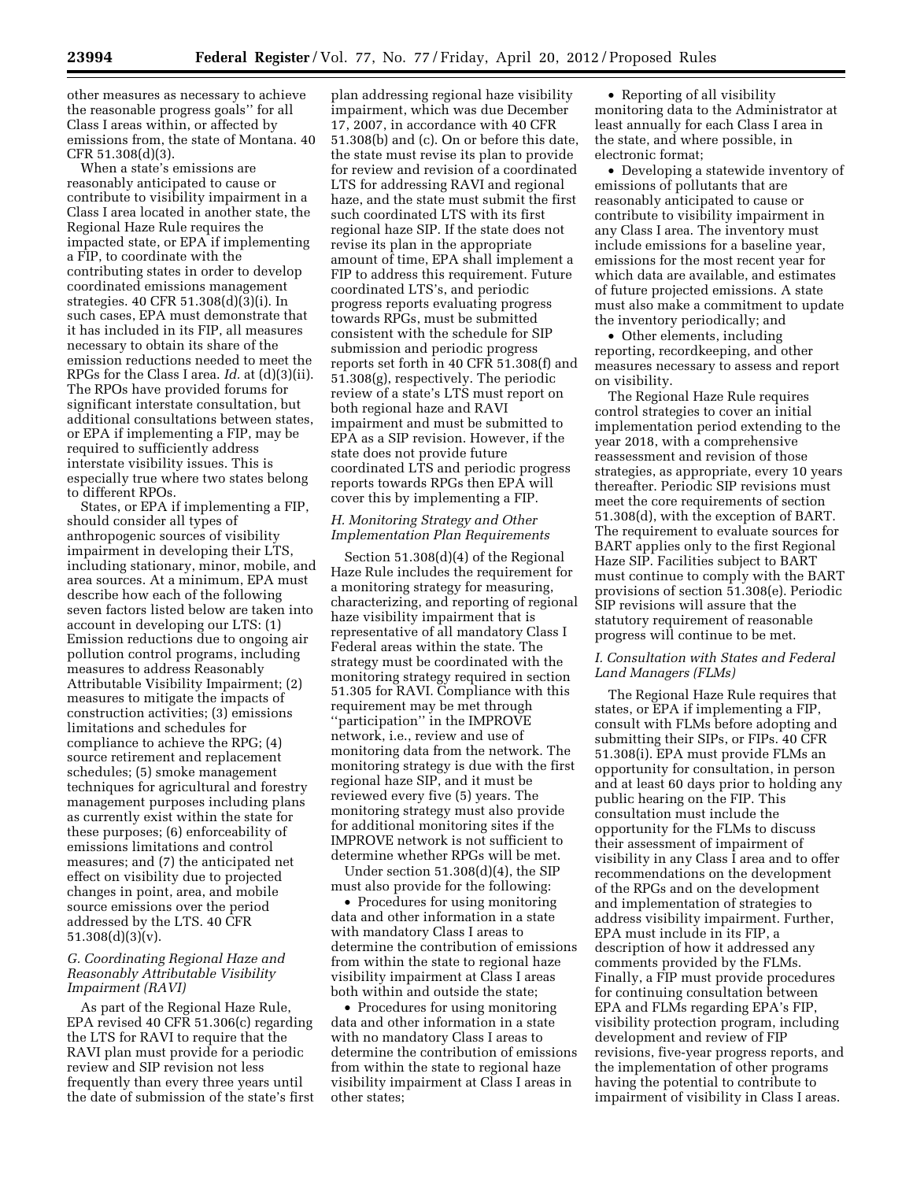other measures as necessary to achieve the reasonable progress goals'' for all Class I areas within, or affected by emissions from, the state of Montana. 40 CFR 51.308(d)(3).

When a state's emissions are reasonably anticipated to cause or contribute to visibility impairment in a Class I area located in another state, the Regional Haze Rule requires the impacted state, or EPA if implementing a FIP, to coordinate with the contributing states in order to develop coordinated emissions management strategies. 40 CFR 51.308(d)(3)(i). In such cases, EPA must demonstrate that it has included in its FIP, all measures necessary to obtain its share of the emission reductions needed to meet the RPGs for the Class I area. *Id.* at (d)(3)(ii). The RPOs have provided forums for significant interstate consultation, but additional consultations between states, or EPA if implementing a FIP, may be required to sufficiently address interstate visibility issues. This is especially true where two states belong to different RPOs.

States, or EPA if implementing a FIP, should consider all types of anthropogenic sources of visibility impairment in developing their LTS, including stationary, minor, mobile, and area sources. At a minimum, EPA must describe how each of the following seven factors listed below are taken into account in developing our LTS: (1) Emission reductions due to ongoing air pollution control programs, including measures to address Reasonably Attributable Visibility Impairment; (2) measures to mitigate the impacts of construction activities; (3) emissions limitations and schedules for compliance to achieve the RPG; (4) source retirement and replacement schedules; (5) smoke management techniques for agricultural and forestry management purposes including plans as currently exist within the state for these purposes; (6) enforceability of emissions limitations and control measures; and (7) the anticipated net effect on visibility due to projected changes in point, area, and mobile source emissions over the period addressed by the LTS. 40 CFR 51.308(d)(3)(v).

### *G. Coordinating Regional Haze and Reasonably Attributable Visibility Impairment (RAVI)*

As part of the Regional Haze Rule, EPA revised 40 CFR 51.306(c) regarding the LTS for RAVI to require that the RAVI plan must provide for a periodic review and SIP revision not less frequently than every three years until the date of submission of the state's first plan addressing regional haze visibility impairment, which was due December 17, 2007, in accordance with 40 CFR 51.308(b) and (c). On or before this date, the state must revise its plan to provide for review and revision of a coordinated LTS for addressing RAVI and regional haze, and the state must submit the first such coordinated LTS with its first regional haze SIP. If the state does not revise its plan in the appropriate amount of time, EPA shall implement a FIP to address this requirement. Future coordinated LTS's, and periodic progress reports evaluating progress towards RPGs, must be submitted consistent with the schedule for SIP submission and periodic progress reports set forth in 40 CFR 51.308(f) and 51.308(g), respectively. The periodic review of a state's LTS must report on both regional haze and RAVI impairment and must be submitted to EPA as a SIP revision. However, if the state does not provide future coordinated LTS and periodic progress reports towards RPGs then EPA will cover this by implementing a FIP.

### *H. Monitoring Strategy and Other Implementation Plan Requirements*

Section 51.308(d)(4) of the Regional Haze Rule includes the requirement for a monitoring strategy for measuring, characterizing, and reporting of regional haze visibility impairment that is representative of all mandatory Class I Federal areas within the state. The strategy must be coordinated with the monitoring strategy required in section 51.305 for RAVI. Compliance with this requirement may be met through ''participation'' in the IMPROVE network, i.e., review and use of monitoring data from the network. The monitoring strategy is due with the first regional haze SIP, and it must be reviewed every five (5) years. The monitoring strategy must also provide for additional monitoring sites if the IMPROVE network is not sufficient to determine whether RPGs will be met.

Under section 51.308(d)(4), the SIP must also provide for the following:

- Procedures for using monitoring data and other information in a state with mandatory Class I areas to determine the contribution of emissions from within the state to regional haze visibility impairment at Class I areas both within and outside the state;
- Procedures for using monitoring data and other information in a state with no mandatory Class I areas to determine the contribution of emissions from within the state to regional haze visibility impairment at Class I areas in other states;
- Reporting of all visibility monitoring data to the Administrator at least annually for each Class I area in the state, and where possible, in electronic format;
- Developing a statewide inventory of emissions of pollutants that are reasonably anticipated to cause or contribute to visibility impairment in any Class I area. The inventory must include emissions for a baseline year, emissions for the most recent year for which data are available, and estimates of future projected emissions. A state must also make a commitment to update the inventory periodically; and
- Other elements, including reporting, recordkeeping, and other measures necessary to assess and report on visibility.

The Regional Haze Rule requires control strategies to cover an initial implementation period extending to the year 2018, with a comprehensive reassessment and revision of those strategies, as appropriate, every 10 years thereafter. Periodic SIP revisions must meet the core requirements of section 51.308(d), with the exception of BART. The requirement to evaluate sources for BART applies only to the first Regional Haze SIP. Facilities subject to BART must continue to comply with the BART provisions of section 51.308(e). Periodic SIP revisions will assure that the statutory requirement of reasonable progress will continue to be met.

### *I. Consultation with States and Federal Land Managers (FLMs)*

The Regional Haze Rule requires that states, or EPA if implementing a FIP, consult with FLMs before adopting and submitting their SIPs, or FIPs. 40 CFR 51.308(i). EPA must provide FLMs an opportunity for consultation, in person and at least 60 days prior to holding any public hearing on the FIP. This consultation must include the opportunity for the FLMs to discuss their assessment of impairment of visibility in any Class I area and to offer recommendations on the development of the RPGs and on the development and implementation of strategies to address visibility impairment. Further, EPA must include in its FIP, a description of how it addressed any comments provided by the FLMs. Finally, a FIP must provide procedures for continuing consultation between EPA and FLMs regarding EPA's FIP, visibility protection program, including development and review of FIP revisions, five-year progress reports, and the implementation of other programs having the potential to contribute to impairment of visibility in Class I areas.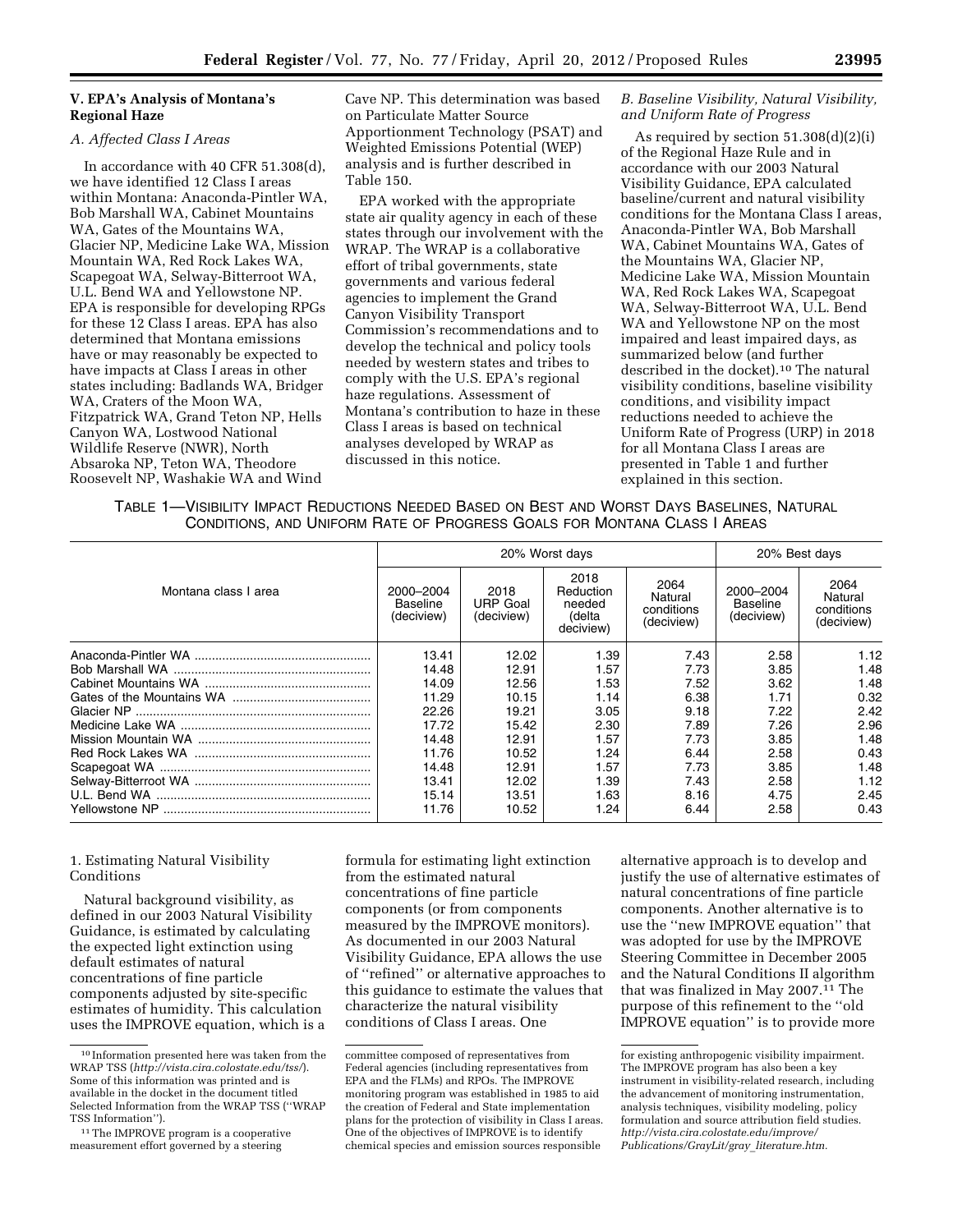### V. EPA's Analysis of Montana's Regional Haze

#### A. Affected Class I Areas

In accordance with 40 CFR 51.308(d), we have identified 12 Class I areas within Montana: Anaconda-Pintler WA, Bob Marshall WA, Cabinet Mountains WA, Gates of the Mountains WA, Glacier NP, Medicine Lake WA, Mission Mountain WA, Red Rock Lakes WA, Scapegoat WA, Selway-Bitterroot WA, U.L. Bend WA and Yellowstone NP. EPA is responsible for developing RPGs for these 12 Class I areas. EPA has also determined that Montana emissions have or may reasonably be expected to have impacts at Class I areas in other states including: Badlands WA, Bridger WA, Craters of the Moon WA, Fitzpatrick WA, Grand Teton NP, Hells Canyon WA, Lostwood National Wildlife Reserve (NWR), North Absaroka NP, Teton WA, Theodore Roosevelt NP, Washakie WA and Wind Cave NP. This determination was based on Particulate Matter Source Apportionment Technology (PSAT) and Weighted Emissions Potential (WEP) analysis and is further described in Table 150.

EPA worked with the appropriate state air quality agency in each of these states through our involvement with the WRAP. The WRAP is a collaborative effort of tribal governments, state governments and various federal agencies to implement the Grand Canyon Visibility Transport Commission's recommendations and to develop the technical and policy tools needed by western states and tribes to comply with the U.S. EPA's regional haze regulations. Assessment of Montana's contribution to haze in these Class I areas is based on technical analyses developed by WRAP as discussed in this notice.

#### B. Baseline Visibility, Natural Visibility, and Uniform Rate of Progress

As required by section 51.308(d)(2)(i) of the Regional Haze Rule and in accordance with our 2003 Natural Visibility Guidance, EPA calculated baseline/current and natural visibility conditions for the Montana Class I areas, Anaconda-Pintler WA, Bob Marshall WA, Cabinet Mountains WA, Gates of the Mountains WA, Glacier NP, Medicine Lake WA, Mission Mountain WA, Red Rock Lakes WA, Scapegoat WA, Selway-Bitterroot WA, U.L. Bend WA and Yellowstone NP on the most impaired and least impaired days, as summarized below (and further described in the docket).[10] The natural visibility conditions, baseline visibility conditions, and visibility impact reductions needed to achieve the Uniform Rate of Progress (URP) in 2018 for all Montana Class I areas are presented in Table 1 and further explained in this section.

TABLE 1—VISIBILITY IMPACT REDUCTIONS NEEDED BASED ON BEST AND WORST DAYS BASELINES, NATURAL CONDITIONS, AND UNIFORM RATE OF PROGRESS GOALS FOR MONTANA CLASS I AREAS

| Montana class I area | 20% Worst days | | | | 20% Best days | |
|---|---|---|---|---|---|---|
| | 2000–2004 Baseline (deciview) | 2018 URP Goal (deciview) | 2018 Reduction needed (delta deciview) | 2064 Natural conditions (deciview) | 2000–2004 Baseline (deciview) | 2064 Natural conditions (deciview) |
| Anaconda-Pintler WA | 13.41 | 12.02 | 1.39 | 7.43 | 2.58 | 1.12 |
| Bob Marshall WA | 14.48 | 12.91 | 1.57 | 7.73 | 3.85 | 1.48 |
| Cabinet Mountains WA | 14.09 | 12.56 | 1.53 | 7.52 | 3.62 | 1.48 |
| Gates of the Mountains WA | 11.29 | 10.15 | 1.14 | 6.38 | 1.71 | 0.32 |
| Glacier NP | 22.26 | 19.21 | 3.05 | 9.18 | 7.22 | 2.42 |
| Medicine Lake WA | 17.72 | 15.42 | 2.30 | 7.89 | 7.26 | 2.96 |
| Mission Mountain WA | 14.48 | 12.91 | 1.57 | 7.73 | 3.85 | 1.48 |
| Red Rock Lakes WA | 11.76 | 10.52 | 1.24 | 6.44 | 2.58 | 0.43 |
| Scapegoat WA | 14.48 | 12.91 | 1.57 | 7.73 | 3.85 | 1.48 |
| Selway-Bitterroot WA | 13.41 | 12.02 | 1.39 | 7.43 | 2.58 | 1.12 |
| U.L. Bend WA | 15.14 | 13.51 | 1.63 | 8.16 | 4.75 | 2.45 |
| Yellowstone NP | 11.76 | 10.52 | 1.24 | 6.44 | 2.58 | 0.43 |

1. Estimating Natural Visibility Conditions

Natural background visibility, as defined in our 2003 Natural Visibility Guidance, is estimated by calculating the expected light extinction using default estimates of natural concentrations of fine particle components adjusted by site-specific estimates of humidity. This calculation uses the IMPROVE equation, which is a formula for estimating light extinction from the estimated natural concentrations of fine particle components (or from components measured by the IMPROVE monitors). As documented in our 2003 Natural Visibility Guidance, EPA allows the use of "refined" or alternative approaches to this guidance to estimate the values that characterize the natural visibility conditions of Class I areas. One alternative approach is to develop and justify the use of alternative estimates of natural concentrations of fine particle components. Another alternative is to use the "new IMPROVE equation" that was adopted for use by the IMPROVE Steering Committee in December 2005 and the Natural Conditions II algorithm that was finalized in May 2007.[11] The purpose of this refinement to the "old IMPROVE equation" is to provide more

[10] Information presented here was taken from the WRAP TSS (*http://vista.cira.colostate.edu/tss/*). Some of this information was printed and is available in the docket in the document titled Selected Information from the WRAP TSS ("WRAP TSS Information").

[11] The IMPROVE program is a cooperative measurement effort governed by a steering committee composed of representatives from Federal agencies (including representatives from EPA and the FLMs) and RPOs. The IMPROVE monitoring program was established in 1985 to aid the creation of Federal and State implementation plans for the protection of visibility in Class I areas. One of the objectives of IMPROVE is to identify chemical species and emission sources responsible for existing anthropogenic visibility impairment. The IMPROVE program has also been a key instrument in visibility-related research, including the advancement of monitoring instrumentation, analysis techniques, visibility modeling, policy formulation and source attribution field studies. *http://vista.cira.colostate.edu/improve/Publications/GrayLit/gray_literature.htm.*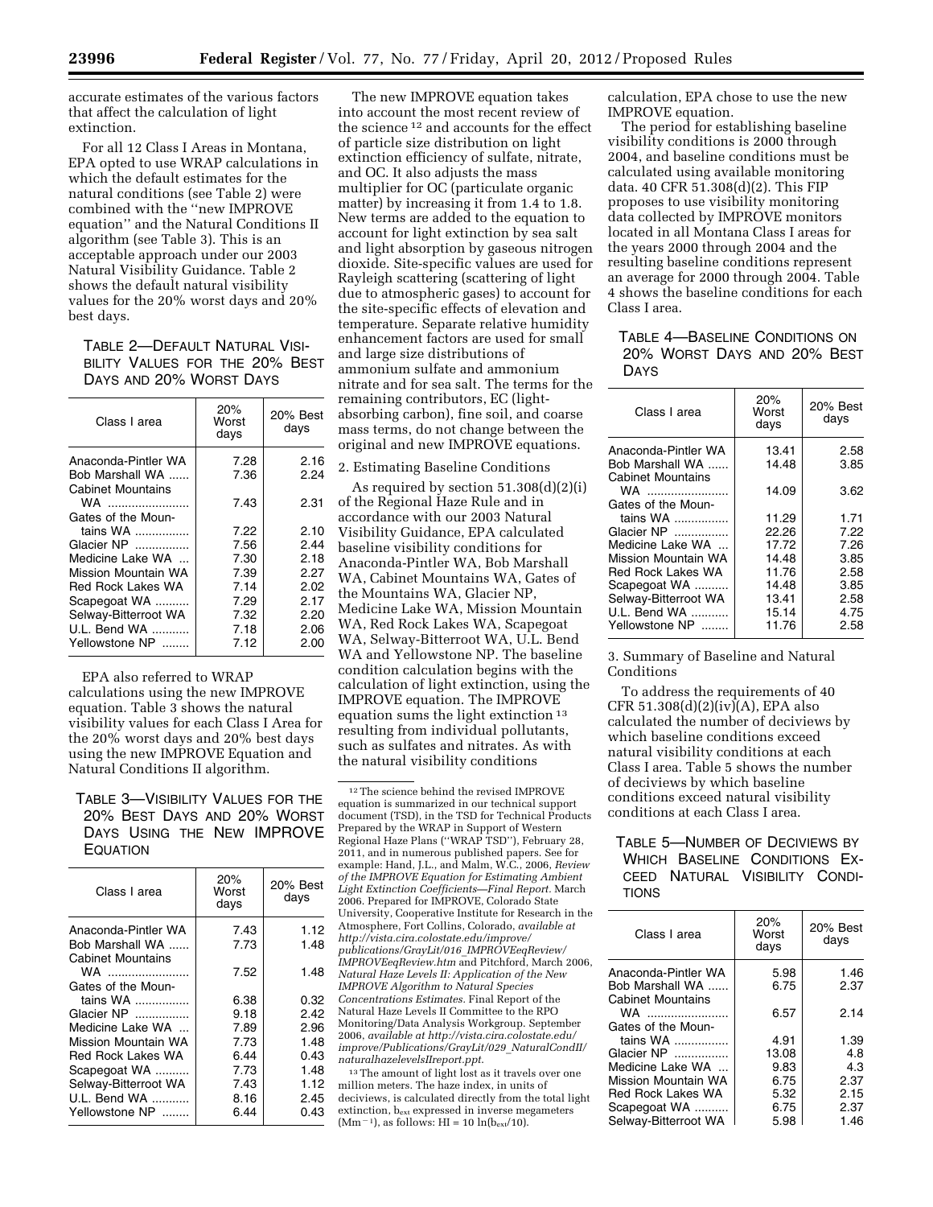accurate estimates of the various factors that affect the calculation of light extinction.

For all 12 Class I Areas in Montana, EPA opted to use WRAP calculations in which the default estimates for the natural conditions (see Table 2) were combined with the ''new IMPROVE equation'' and the Natural Conditions II algorithm (see Table 3). This is an acceptable approach under our 2003 Natural Visibility Guidance. Table 2 shows the default natural visibility values for the 20% worst days and 20% best days.

TABLE 2—DEFAULT NATURAL VISIBILITY VALUES FOR THE 20% BEST DAYS AND 20% WORST DAYS

| Class I area | 20% Worst days | 20% Best days |
| --- | --- | --- |
| Anaconda-Pintler WA | 7.28 | 2.16 |
| Bob Marshall WA | 7.36 | 2.24 |
| Cabinet Mountains WA | 7.43 | 2.31 |
| Gates of the Mountains WA | 7.22 | 2.10 |
| Glacier NP | 7.56 | 2.44 |
| Medicine Lake WA | 7.30 | 2.18 |
| Mission Mountain WA | 7.39 | 2.27 |
| Red Rock Lakes WA | 7.14 | 2.02 |
| Scapegoat WA | 7.29 | 2.17 |
| Selway-Bitterroot WA | 7.32 | 2.20 |
| U.L. Bend WA | 7.18 | 2.06 |
| Yellowstone NP | 7.12 | 2.00 |

EPA also referred to WRAP calculations using the new IMPROVE equation. Table 3 shows the natural visibility values for each Class I Area for the 20% worst days and 20% best days using the new IMPROVE Equation and Natural Conditions II algorithm.

TABLE 3—VISIBILITY VALUES FOR THE 20% BEST DAYS AND 20% WORST DAYS USING THE NEW IMPROVE EQUATION

| Class I area | 20% Worst days | 20% Best days |
| --- | --- | --- |
| Anaconda-Pintler WA | 7.43 | 1.12 |
| Bob Marshall WA | 7.73 | 1.48 |
| Cabinet Mountains WA | 7.52 | 1.48 |
| Gates of the Mountains WA | 6.38 | 0.32 |
| Glacier NP | 9.18 | 2.42 |
| Medicine Lake WA | 7.89 | 2.96 |
| Mission Mountain WA | 7.73 | 1.48 |
| Red Rock Lakes WA | 6.44 | 0.43 |
| Scapegoat WA | 7.73 | 1.48 |
| Selway-Bitterroot WA | 7.43 | 1.12 |
| U.L. Bend WA | 8.16 | 2.45 |
| Yellowstone NP | 6.44 | 0.43 |

The new IMPROVE equation takes into account the most recent review of the science [12] and accounts for the effect of particle size distribution on light extinction efficiency of sulfate, nitrate, and OC. It also adjusts the mass multiplier for OC (particulate organic matter) by increasing it from 1.4 to 1.8. New terms are added to the equation to account for light extinction by sea salt and light absorption by gaseous nitrogen dioxide. Site-specific values are used for Rayleigh scattering (scattering of light due to atmospheric gases) to account for the site-specific effects of elevation and temperature. Separate relative humidity enhancement factors are used for small and large size distributions of ammonium sulfate and ammonium nitrate and for sea salt. The terms for the remaining contributors, EC (light-absorbing carbon), fine soil, and coarse mass terms, do not change between the original and new IMPROVE equations.

2. Estimating Baseline Conditions

As required by section 51.308(d)(2)(i) of the Regional Haze Rule and in accordance with our 2003 Natural Visibility Guidance, EPA calculated baseline visibility conditions for Anaconda-Pintler WA, Bob Marshall WA, Cabinet Mountains WA, Gates of the Mountains WA, Glacier NP, Medicine Lake WA, Mission Mountain WA, Red Rock Lakes WA, Scapegoat WA, Selway-Bitterroot WA, U.L. Bend WA and Yellowstone NP. The baseline condition calculation begins with the calculation of light extinction, using the IMPROVE equation. The IMPROVE equation sums the light extinction [13] resulting from individual pollutants, such as sulfates and nitrates. As with the natural visibility conditions calculation, EPA chose to use the new IMPROVE equation.

The period for establishing baseline visibility conditions is 2000 through 2004, and baseline conditions must be calculated using available monitoring data. 40 CFR 51.308(d)(2). This FIP proposes to use visibility monitoring data collected by IMPROVE monitors located in all Montana Class I areas for the years 2000 through 2004 and the resulting baseline conditions represent an average for 2000 through 2004. Table 4 shows the baseline conditions for each Class I area.

TABLE 4—BASELINE CONDITIONS ON 20% WORST DAYS AND 20% BEST DAYS

| Class I area | 20% Worst days | 20% Best days |
| --- | --- | --- |
| Anaconda-Pintler WA | 13.41 | 2.58 |
| Bob Marshall WA | 14.48 | 3.85 |
| Cabinet Mountains WA | 14.09 | 3.62 |
| Gates of the Mountains WA | 11.29 | 1.71 |
| Glacier NP | 22.26 | 7.22 |
| Medicine Lake WA | 17.72 | 7.26 |
| Mission Mountain WA | 14.48 | 3.85 |
| Red Rock Lakes WA | 11.76 | 2.58 |
| Scapegoat WA | 14.48 | 3.85 |
| Selway-Bitterroot WA | 13.41 | 2.58 |
| U.L. Bend WA | 15.14 | 4.75 |
| Yellowstone NP | 11.76 | 2.58 |

3. Summary of Baseline and Natural Conditions

To address the requirements of 40 CFR 51.308(d)(2)(iv)(A), EPA also calculated the number of deciviews by which baseline conditions exceed natural visibility conditions at each Class I area. Table 5 shows the number of deciviews by which baseline conditions exceed natural visibility conditions at each Class I area.

TABLE 5—NUMBER OF DECIVIEWS BY WHICH BASELINE CONDITIONS EXCEED NATURAL VISIBILITY CONDITIONS

| Class I area | 20% Worst days | 20% Best days |
| --- | --- | --- |
| Anaconda-Pintler WA | 5.98 | 1.46 |
| Bob Marshall WA | 6.75 | 2.37 |
| Cabinet Mountains WA | 6.57 | 2.14 |
| Gates of the Mountains WA | 4.91 | 1.39 |
| Glacier NP | 13.08 | 4.8 |
| Medicine Lake WA | 9.83 | 4.3 |
| Mission Mountain WA | 6.75 | 2.37 |
| Red Rock Lakes WA | 5.32 | 2.15 |
| Scapegoat WA | 6.75 | 2.37 |
| Selway-Bitterroot WA | 5.98 | 1.46 |

[12] The science behind the revised IMPROVE equation is summarized in our technical support document (TSD), in the TSD for Technical Products Prepared by the WRAP in Support of Western Regional Haze Plans (''WRAP TSD''), February 28, 2011, and in numerous published papers. See for example: Hand, J.L., and Malm, W.C., 2006, *Review of the IMPROVE Equation for Estimating Ambient Light Extinction Coefficients—Final Report.* March 2006. Prepared for IMPROVE, Colorado State University, Cooperative Institute for Research in the Atmosphere, Fort Collins, Colorado, *available at http://vista.cira.colostate.edu/improve/publications/GrayLit/016_IMPROVEeqReview/IMPROVEeqReview.htm* and Pitchford, March 2006, *Natural Haze Levels II: Application of the New IMPROVE Algorithm to Natural Species Concentrations Estimates.* Final Report of the Natural Haze Levels II Committee to the RPO Monitoring/Data Analysis Workgroup. September 2006, *available at http://vista.cira.colostate.edu/improve/Publications/GrayLit/029_NaturalCondII/naturalhazelevelsIIreport.ppt.*

[13] The amount of light lost as it travels over one million meters. The haze index, in units of deciviews, is calculated directly from the total light extinction, $b_{ext}$ expressed in inverse megameters ($Mm^{-1}$), as follows: $HI = 10 \ln(b_{ext}/10)$.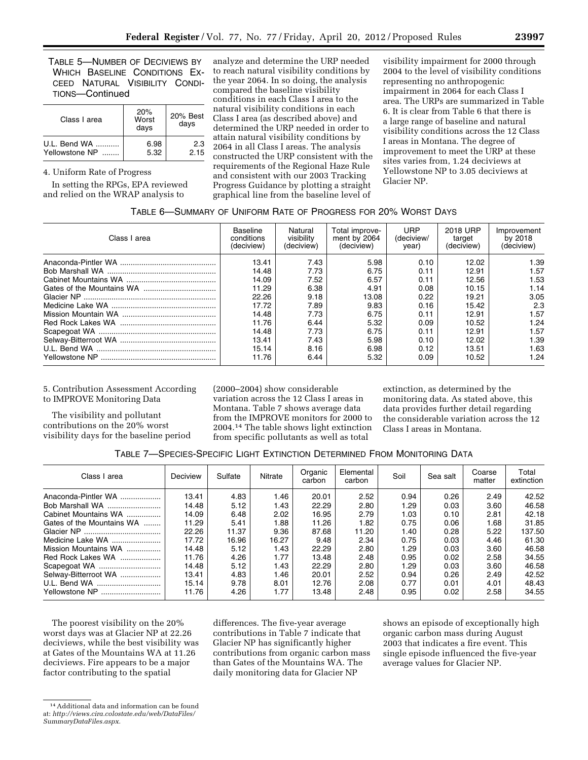TABLE 5—NUMBER OF DECIVIEWS BY WHICH BASELINE CONDITIONS EXCEED NATURAL VISIBILITY CONDITIONS—Continued

| Class I area | 20% Worst days | 20% Best days |
| --- | --- | --- |
| U.L. Bend WA | 6.98 | 2.3 |
| Yellowstone NP | 5.32 | 2.15 |

4. Uniform Rate of Progress

In setting the RPGs, EPA reviewed and relied on the WRAP analysis to analyze and determine the URP needed to reach natural visibility conditions by the year 2064. In so doing, the analysis compared the baseline visibility conditions in each Class I area to the natural visibility conditions in each Class I area (as described above) and determined the URP needed in order to attain natural visibility conditions by 2064 in all Class I areas. The analysis constructed the URP consistent with the requirements of the Regional Haze Rule and consistent with our 2003 Tracking Progress Guidance by plotting a straight graphical line from the baseline level of visibility impairment for 2000 through 2004 to the level of visibility conditions representing no anthropogenic impairment in 2064 for each Class I area. The URPs are summarized in Table 6. It is clear from Table 6 that there is a large range of baseline and natural visibility conditions across the 12 Class I areas in Montana. The degree of improvement to meet the URP at these sites varies from, 1.24 deciviews at Yellowstone NP to 3.05 deciviews at Glacier NP.

TABLE 6—SUMMARY OF UNIFORM RATE OF PROGRESS FOR 20% WORST DAYS

| Class I area | Baseline conditions (deciview) | Natural visibility (deciview) | Total improvement by 2064 (deciview) | URP (deciview/year) | 2018 URP target (deciview) | Improvement by 2018 (deciview) |
| --- | --- | --- | --- | --- | --- | --- |
| Anaconda-Pintler WA | 13.41 | 7.43 | 5.98 | 0.10 | 12.02 | 1.39 |
| Bob Marshall WA | 14.48 | 7.73 | 6.75 | 0.11 | 12.91 | 1.57 |
| Cabinet Mountains WA | 14.09 | 7.52 | 6.57 | 0.11 | 12.56 | 1.53 |
| Gates of the Mountains WA | 11.29 | 6.38 | 4.91 | 0.08 | 10.15 | 1.14 |
| Glacier NP | 22.26 | 9.18 | 13.08 | 0.22 | 19.21 | 3.05 |
| Medicine Lake WA | 17.72 | 7.89 | 9.83 | 0.16 | 15.42 | 2.3 |
| Mission Mountain WA | 14.48 | 7.73 | 6.75 | 0.11 | 12.91 | 1.57 |
| Red Rock Lakes WA | 11.76 | 6.44 | 5.32 | 0.09 | 10.52 | 1.24 |
| Scapegoat WA | 14.48 | 7.73 | 6.75 | 0.11 | 12.91 | 1.57 |
| Selway-Bitterroot WA | 13.41 | 7.43 | 5.98 | 0.10 | 12.02 | 1.39 |
| U.L. Bend WA | 15.14 | 8.16 | 6.98 | 0.12 | 13.51 | 1.63 |
| Yellowstone NP | 11.76 | 6.44 | 5.32 | 0.09 | 10.52 | 1.24 |

5. Contribution Assessment According to IMPROVE Monitoring Data

The visibility and pollutant contributions on the 20% worst visibility days for the baseline period (2000–2004) show considerable variation across the 12 Class I areas in Montana. Table 7 shows average data from the IMPROVE monitors for 2000 to 2004.[14] The table shows light extinction from specific pollutants as well as total extinction, as determined by the monitoring data. As stated above, this data provides further detail regarding the considerable variation across the 12 Class I areas in Montana.

TABLE 7—SPECIES-SPECIFIC LIGHT EXTINCTION DETERMINED FROM MONITORING DATA

| Class I area | Deciview | Sulfate | Nitrate | Organic carbon | Elemental carbon | Soil | Sea salt | Coarse matter | Total extinction |
| --- | --- | --- | --- | --- | --- | --- | --- | --- | --- |
| Anaconda-Pintler WA | 13.41 | 4.83 | 1.46 | 20.01 | 2.52 | 0.94 | 0.26 | 2.49 | 42.52 |
| Bob Marshall WA | 14.48 | 5.12 | 1.43 | 22.29 | 2.80 | 1.29 | 0.03 | 3.60 | 46.58 |
| Cabinet Mountains WA | 14.09 | 6.48 | 2.02 | 16.95 | 2.79 | 1.03 | 0.10 | 2.81 | 42.18 |
| Gates of the Mountains WA | 11.29 | 5.41 | 1.88 | 11.26 | 1.82 | 0.75 | 0.06 | 1.68 | 31.85 |
| Glacier NP | 22.26 | 11.37 | 9.36 | 87.68 | 11.20 | 1.40 | 0.28 | 5.22 | 137.50 |
| Medicine Lake WA | 17.72 | 16.96 | 16.27 | 9.48 | 2.34 | 0.75 | 0.03 | 4.46 | 61.30 |
| Mission Mountains WA | 14.48 | 5.12 | 1.43 | 22.29 | 2.80 | 1.29 | 0.03 | 3.60 | 46.58 |
| Red Rock Lakes WA | 11.76 | 4.26 | 1.77 | 13.48 | 2.48 | 0.95 | 0.02 | 2.58 | 34.55 |
| Scapegoat WA | 14.48 | 5.12 | 1.43 | 22.29 | 2.80 | 1.29 | 0.03 | 3.60 | 46.58 |
| Selway-Bitterroot WA | 13.41 | 4.83 | 1.46 | 20.01 | 2.52 | 0.94 | 0.26 | 2.49 | 42.52 |
| U.L. Bend WA | 15.14 | 9.78 | 8.01 | 12.76 | 2.08 | 0.77 | 0.01 | 4.01 | 48.43 |
| Yellowstone NP | 11.76 | 4.26 | 1.77 | 13.48 | 2.48 | 0.95 | 0.02 | 2.58 | 34.55 |

The poorest visibility on the 20% worst days was at Glacier NP at 22.26 deciviews, while the best visibility was at Gates of the Mountains WA at 11.26 deciviews. Fire appears to be a major factor contributing to the spatial differences. The five-year average contributions in Table 7 indicate that Glacier NP has significantly higher contributions from organic carbon mass than Gates of the Mountains WA. The daily monitoring data for Glacier NP shows an episode of exceptionally high organic carbon mass during August 2003 that indicates a fire event. This single episode influenced the five-year average values for Glacier NP.

[14] Additional data and information can be found at: *http://views.cira.colostate.edu/web/DataFiles/SummaryDataFiles.aspx.*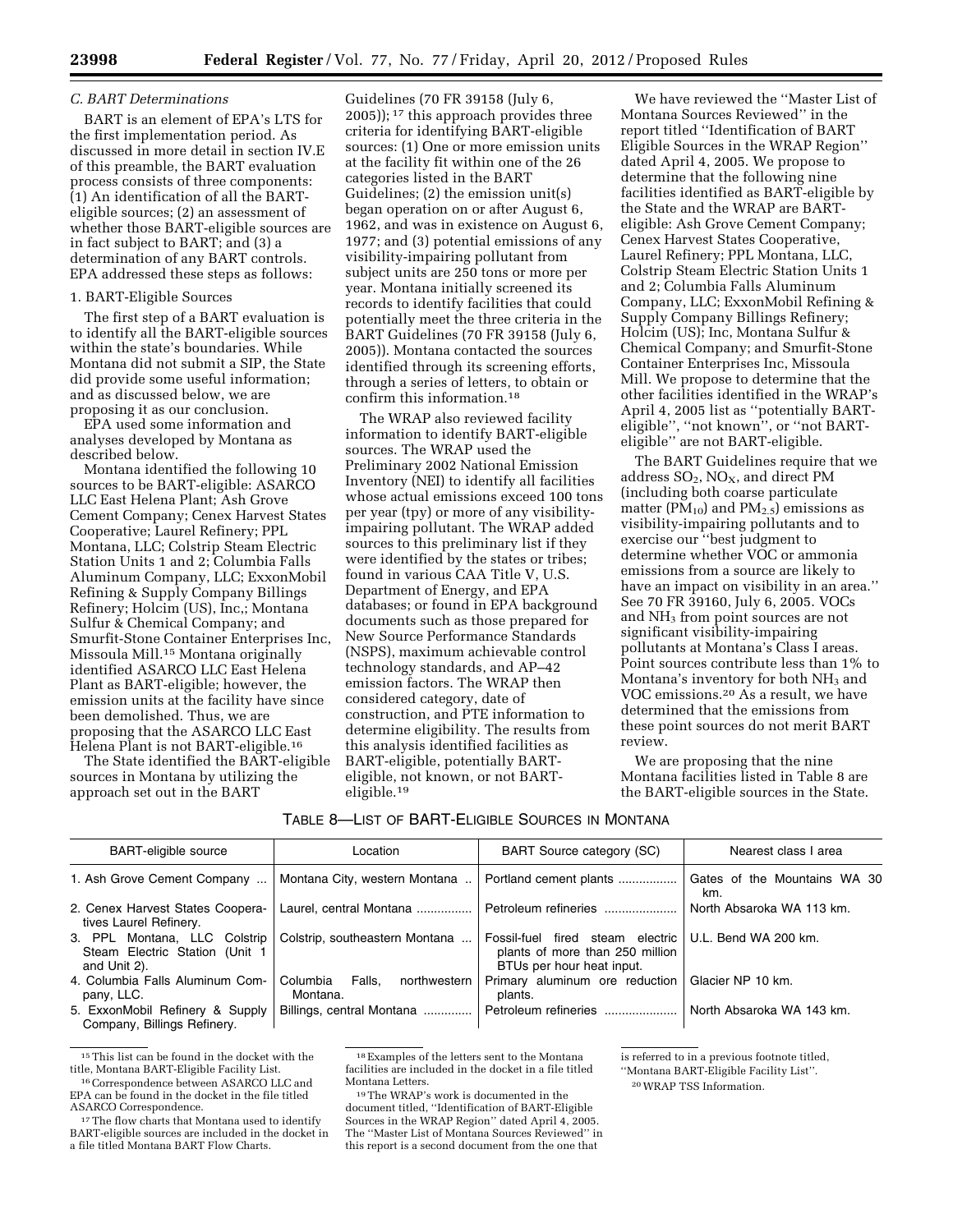### C. BART Determinations

BART is an element of EPA's LTS for the first implementation period. As discussed in more detail in section IV.E of this preamble, the BART evaluation process consists of three components: (1) An identification of all the BART-eligible sources; (2) an assessment of whether those BART-eligible sources are in fact subject to BART; and (3) a determination of any BART controls. EPA addressed these steps as follows:

#### 1. BART-Eligible Sources

The first step of a BART evaluation is to identify all the BART-eligible sources within the state's boundaries. While Montana did not submit a SIP, the State did provide some useful information; and as discussed below, we are proposing it as our conclusion.

EPA used some information and analyses developed by Montana as described below.

Montana identified the following 10 sources to be BART-eligible: ASARCO LLC East Helena Plant; Ash Grove Cement Company; Cenex Harvest States Cooperative; Laurel Refinery; PPL Montana, LLC; Colstrip Steam Electric Station Units 1 and 2; Columbia Falls Aluminum Company, LLC; ExxonMobil Refining & Supply Company Billings Refinery; Holcim (US), Inc,; Montana Sulfur & Chemical Company; and Smurfit-Stone Container Enterprises Inc, Missoula Mill.[15] Montana originally identified ASARCO LLC East Helena Plant as BART-eligible; however, the emission units at the facility have since been demolished. Thus, we are proposing that the ASARCO LLC East Helena Plant is not BART-eligible.[16]

The State identified the BART-eligible sources in Montana by utilizing the approach set out in the BART Guidelines (70 FR 39158 (July 6, 2005)); [17] this approach provides three criteria for identifying BART-eligible sources: (1) One or more emission units at the facility fit within one of the 26 categories listed in the BART Guidelines; (2) the emission unit(s) began operation on or after August 6, 1962, and was in existence on August 6, 1977; and (3) potential emissions of any visibility-impairing pollutant from subject units are 250 tons or more per year. Montana initially screened its records to identify facilities that could potentially meet the three criteria in the BART Guidelines (70 FR 39158 (July 6, 2005)). Montana contacted the sources identified through its screening efforts, through a series of letters, to obtain or confirm this information.[18]

The WRAP also reviewed facility information to identify BART-eligible sources. The WRAP used the Preliminary 2002 National Emission Inventory (NEI) to identify all facilities whose actual emissions exceed 100 tons per year (tpy) or more of any visibility-impairing pollutant. The WRAP added sources to this preliminary list if they were identified by the states or tribes; found in various CAA Title V, U.S. Department of Energy, and EPA databases; or found in EPA background documents such as those prepared for New Source Performance Standards (NSPS), maximum achievable control technology standards, and AP–42 emission factors. The WRAP then considered category, date of construction, and PTE information to determine eligibility. The results from this analysis identified facilities as BART-eligible, potentially BART-eligible, not known, or not BART-eligible.[19]

We have reviewed the ''Master List of Montana Sources Reviewed'' in the report titled ''Identification of BART Eligible Sources in the WRAP Region'' dated April 4, 2005. We propose to determine that the following nine facilities identified as BART-eligible by the State and the WRAP are BART-eligible: Ash Grove Cement Company; Cenex Harvest States Cooperative, Laurel Refinery; PPL Montana, LLC, Colstrip Steam Electric Station Units 1 and 2; Columbia Falls Aluminum Company, LLC; ExxonMobil Refining & Supply Company Billings Refinery; Holcim (US); Inc, Montana Sulfur & Chemical Company; and Smurfit-Stone Container Enterprises Inc, Missoula Mill. We propose to determine that the other facilities identified in the WRAP's April 4, 2005 list as ''potentially BART-eligible'', ''not known'', or ''not BART-eligible'' are not BART-eligible.

The BART Guidelines require that we address $SO_2$, $NO_X$, and direct PM (including both coarse particulate matter ($PM_{10}$) and $PM_{2.5}$) emissions as visibility-impairing pollutants and to exercise our ''best judgment to determine whether VOC or ammonia emissions from a source are likely to have an impact on visibility in an area.'' See 70 FR 39160, July 6, 2005. VOCs and $NH_3$ from point sources are not significant visibility-impairing pollutants at Montana's Class I areas. Point sources contribute less than 1% to Montana's inventory for both $NH_3$ and VOC emissions.[20] As a result, we have determined that the emissions from these point sources do not merit BART review.

We are proposing that the nine Montana facilities listed in Table 8 are the BART-eligible sources in the State.

TABLE 8—LIST OF BART-ELIGIBLE SOURCES IN MONTANA

| BART-eligible source | Location | BART Source category (SC) | Nearest class I area |
|---|---|---|---|
| 1. Ash Grove Cement Company | Montana City, western Montana | Portland cement plants | Gates of the Mountains WA 30 km. |
| 2. Cenex Harvest States Cooperatives Laurel Refinery. | Laurel, central Montana | Petroleum refineries | North Absaroka WA 113 km. |
| 3. PPL Montana, LLC Colstrip Steam Electric Station (Unit 1 and Unit 2). | Colstrip, southeastern Montana | Fossil-fuel fired steam electric plants of more than 250 million BTUs per hour heat input. | U.L. Bend WA 200 km. |
| 4. Columbia Falls Aluminum Company, LLC. | Columbia Falls, northwestern Montana. | Primary aluminum ore reduction plants. | Glacier NP 10 km. |
| 5. ExxonMobil Refinery & Supply Company, Billings Refinery. | Billings, central Montana | Petroleum refineries | North Absaroka WA 143 km. |

[15] This list can be found in the docket with the title, Montana BART-Eligible Facility List.

[16] Correspondence between ASARCO LLC and EPA can be found in the docket in the file titled ASARCO Correspondence.

[17] The flow charts that Montana used to identify BART-eligible sources are included in the docket in a file titled Montana BART Flow Charts.

[18] Examples of the letters sent to the Montana facilities are included in the docket in a file titled Montana Letters.

[19] The WRAP's work is documented in the document titled, ''Identification of BART-Eligible Sources in the WRAP Region'' dated April 4, 2005. The ''Master List of Montana Sources Reviewed'' in this report is a second document from the one that is referred to in a previous footnote titled, ''Montana BART-Eligible Facility List''.

[20] WRAP TSS Information.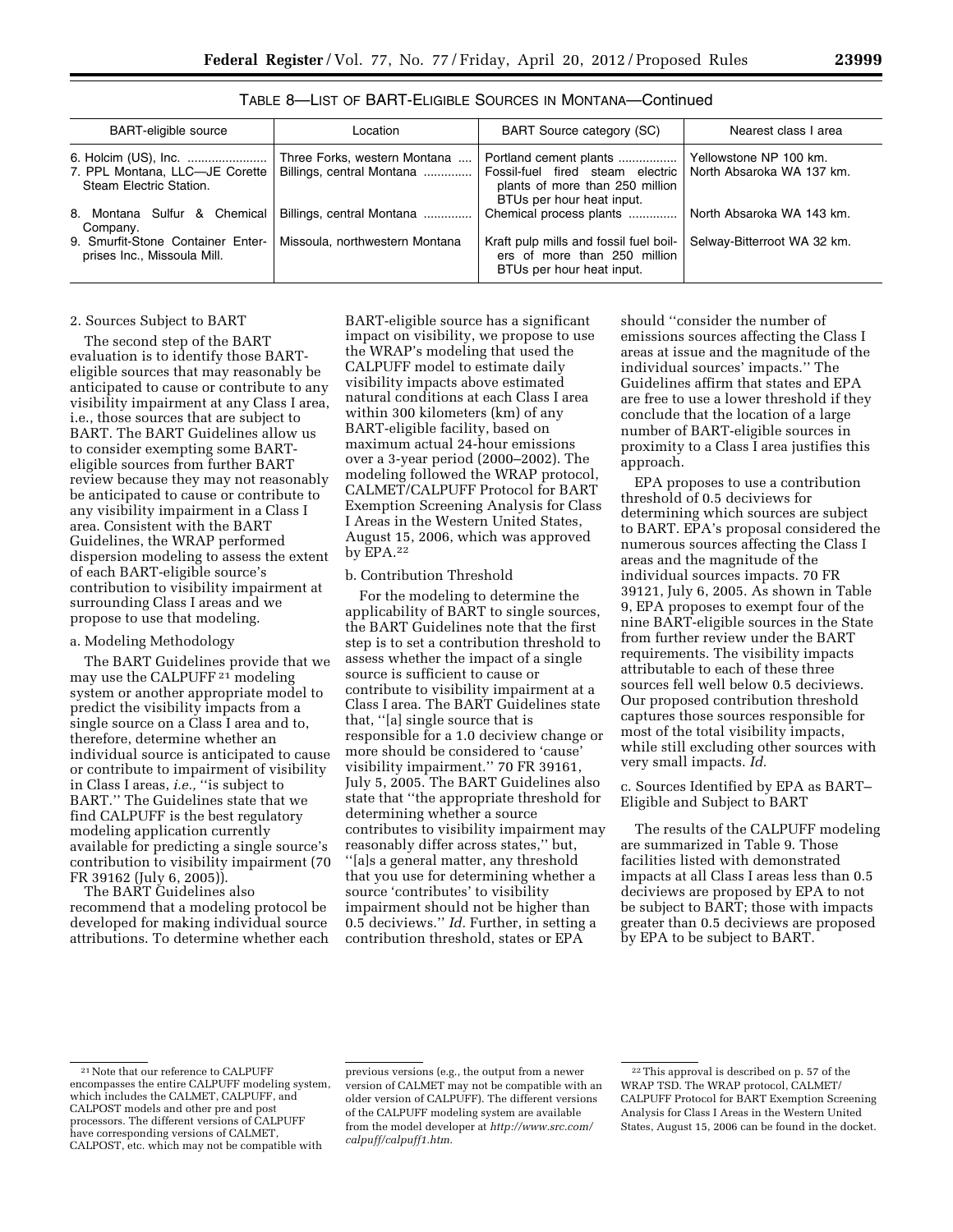TABLE 8—LIST OF BART-ELIGIBLE SOURCES IN MONTANA—Continued

| BART-eligible source | Location | BART Source category (SC) | Nearest class I area |
| --- | --- | --- | --- |
| 6. Holcim (US), Inc. | Three Forks, western Montana | Portland cement plants | Yellowstone NP 100 km. |
| 7. PPL Montana, LLC—JE Corette Steam Electric Station. | Billings, central Montana | Fossil-fuel fired steam electric plants of more than 250 million BTUs per hour heat input. | North Absaroka WA 137 km. |
| 8. Montana Sulfur & Chemical Company. | Billings, central Montana | Chemical process plants | North Absaroka WA 143 km. |
| 9. Smurfit-Stone Container Enterprises Inc., Missoula Mill. | Missoula, northwestern Montana | Kraft pulp mills and fossil fuel boilers of more than 250 million BTUs per hour heat input. | Selway-Bitterroot WA 32 km. |

2. Sources Subject to BART

The second step of the BART evaluation is to identify those BART-eligible sources that may reasonably be anticipated to cause or contribute to any visibility impairment at any Class I area, i.e., those sources that are subject to BART. The BART Guidelines allow us to consider exempting some BART-eligible sources from further BART review because they may not reasonably be anticipated to cause or contribute to any visibility impairment in a Class I area. Consistent with the BART Guidelines, the WRAP performed dispersion modeling to assess the extent of each BART-eligible source's contribution to visibility impairment at surrounding Class I areas and we propose to use that modeling.

a. Modeling Methodology

The BART Guidelines provide that we may use the CALPUFF [21] modeling system or another appropriate model to predict the visibility impacts from a single source on a Class I area and to, therefore, determine whether an individual source is anticipated to cause or contribute to impairment of visibility in Class I areas, *i.e.,* "is subject to BART." The Guidelines state that we find CALPUFF is the best regulatory modeling application currently available for predicting a single source's contribution to visibility impairment (70 FR 39162 (July 6, 2005)).

The BART Guidelines also recommend that a modeling protocol be developed for making individual source attributions. To determine whether each BART-eligible source has a significant impact on visibility, we propose to use the WRAP's modeling that used the CALPUFF model to estimate daily visibility impacts above estimated natural conditions at each Class I area within 300 kilometers (km) of any BART-eligible facility, based on maximum actual 24-hour emissions over a 3-year period (2000–2002). The modeling followed the WRAP protocol, CALMET/CALPUFF Protocol for BART Exemption Screening Analysis for Class I Areas in the Western United States, August 15, 2006, which was approved by EPA.[22]

b. Contribution Threshold

For the modeling to determine the applicability of BART to single sources, the BART Guidelines note that the first step is to set a contribution threshold to assess whether the impact of a single source is sufficient to cause or contribute to visibility impairment at a Class I area. The BART Guidelines state that, "[a] single source that is responsible for a 1.0 deciview change or more should be considered to 'cause' visibility impairment." 70 FR 39161, July 5, 2005. The BART Guidelines also state that "the appropriate threshold for determining whether a source contributes to visibility impairment may reasonably differ across states," but, "[a]s a general matter, any threshold that you use for determining whether a source 'contributes' to visibility impairment should not be higher than 0.5 deciviews." *Id.* Further, in setting a contribution threshold, states or EPA should "consider the number of emissions sources affecting the Class I areas at issue and the magnitude of the individual sources' impacts." The Guidelines affirm that states and EPA are free to use a lower threshold if they conclude that the location of a large number of BART-eligible sources in proximity to a Class I area justifies this approach.

EPA proposes to use a contribution threshold of 0.5 deciviews for determining which sources are subject to BART. EPA's proposal considered the numerous sources affecting the Class I areas and the magnitude of the individual sources impacts. 70 FR 39121, July 6, 2005. As shown in Table 9, EPA proposes to exempt four of the nine BART-eligible sources in the State from further review under the BART requirements. The visibility impacts attributable to each of these three sources fell well below 0.5 deciviews. Our proposed contribution threshold captures those sources responsible for most of the total visibility impacts, while still excluding other sources with very small impacts. *Id.*

c. Sources Identified by EPA as BART–Eligible and Subject to BART

The results of the CALPUFF modeling are summarized in Table 9. Those facilities listed with demonstrated impacts at all Class I areas less than 0.5 deciviews are proposed by EPA to not be subject to BART; those with impacts greater than 0.5 deciviews are proposed by EPA to be subject to BART.

[21] Note that our reference to CALPUFF encompasses the entire CALPUFF modeling system, which includes the CALMET, CALPUFF, and CALPOST models and other pre and post processors. The different versions of CALPUFF have corresponding versions of CALMET, CALPOST, etc. which may not be compatible with previous versions (e.g., the output from a newer version of CALMET may not be compatible with an older version of CALPUFF). The different versions of the CALPUFF modeling system are available from the model developer at *http://www.src.com/calpuff/calpuff1.htm.*

[22] This approval is described on p. 57 of the WRAP TSD. The WRAP protocol, CALMET/CALPUFF Protocol for BART Exemption Screening Analysis for Class I Areas in the Western United States, August 15, 2006 can be found in the docket.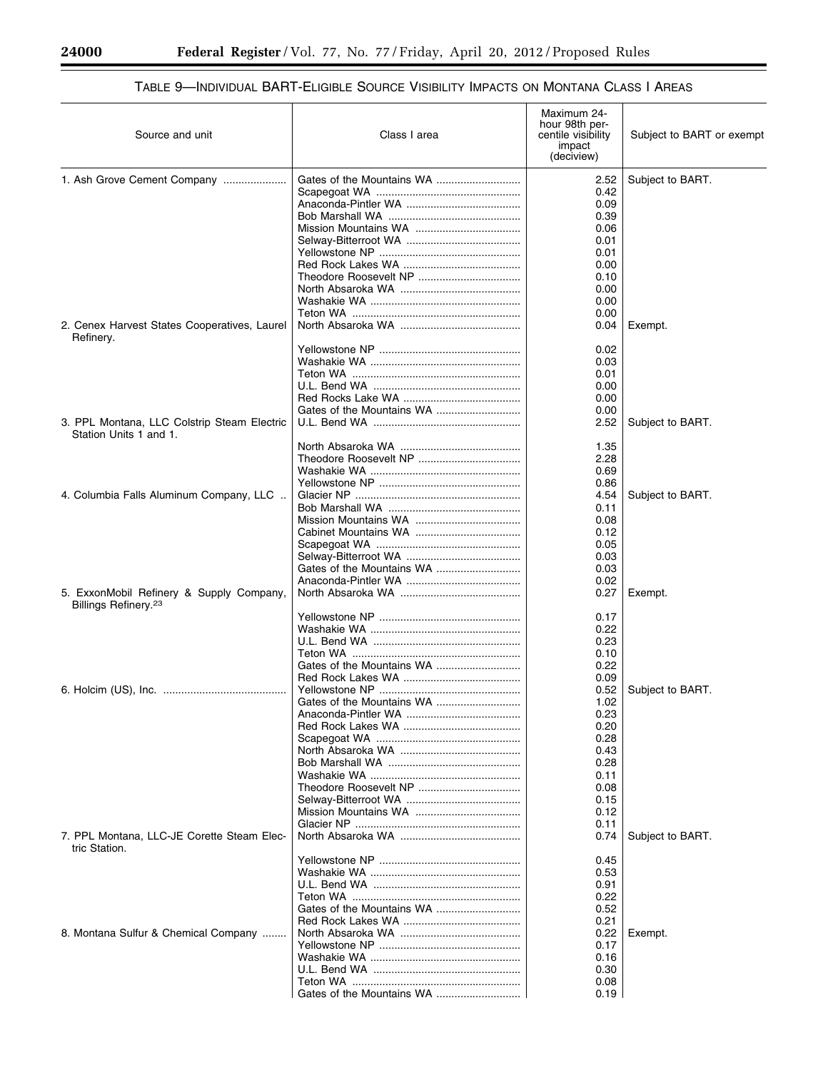TABLE 9—INDIVIDUAL BART-ELIGIBLE SOURCE VISIBILITY IMPACTS ON MONTANA CLASS I AREAS

| Source and unit | Class I area | Maximum 24-hour 98th percentile visibility impact (deciview) | Subject to BART or exempt |
|---|---|---|---|
| 1. Ash Grove Cement Company | Gates of the Mountains WA | 2.52 | Subject to BART. |
| | Scapegoat WA | 0.42 | |
| | Anaconda-Pintler WA | 0.09 | |
| | Bob Marshall WA | 0.39 | |
| | Mission Mountains WA | 0.06 | |
| | Selway-Bitterroot WA | 0.01 | |
| | Yellowstone NP | 0.01 | |
| | Red Rock Lakes WA | 0.00 | |
| | Theodore Roosevelt NP | 0.10 | |
| | North Absaroka WA | 0.00 | |
| | Washakie WA | 0.00 | |
| | Teton WA | 0.00 | |
| 2. Cenex Harvest States Cooperatives, Laurel Refinery. | North Absaroka WA | 0.04 | Exempt. |
| | Yellowstone NP | 0.02 | |
| | Washakie WA | 0.03 | |
| | Teton WA | 0.01 | |
| | U.L. Bend WA | 0.00 | |
| | Red Rocks Lake WA | 0.00 | |
| | Gates of the Mountains WA | 0.00 | |
| 3. PPL Montana, LLC Colstrip Steam Electric Station Units 1 and 1. | U.L. Bend WA | 2.52 | Subject to BART. |
| | North Absaroka WA | 1.35 | |
| | Theodore Roosevelt NP | 2.28 | |
| | Washakie WA | 0.69 | |
| | Yellowstone NP | 0.86 | |
| 4. Columbia Falls Aluminum Company, LLC | Glacier NP | 4.54 | Subject to BART. |
| | Bob Marshall WA | 0.11 | |
| | Mission Mountains WA | 0.08 | |
| | Cabinet Mountains WA | 0.12 | |
| | Scapegoat WA | 0.05 | |
| | Selway-Bitterroot WA | 0.03 | |
| | Gates of the Mountains WA | 0.03 | |
| | Anaconda-Pintler WA | 0.02 | |
| 5. ExxonMobil Refinery & Supply Company, Billings Refinery.[23] | North Absaroka WA | 0.27 | Exempt. |
| | Yellowstone NP | 0.17 | |
| | Washakie WA | 0.22 | |
| | U.L. Bend WA | 0.23 | |
| | Teton WA | 0.10 | |
| | Gates of the Mountains WA | 0.22 | |
| | Red Rock Lakes WA | 0.09 | |
| 6. Holcim (US), Inc. | Yellowstone NP | 0.52 | Subject to BART. |
| | Gates of the Mountains WA | 1.02 | |
| | Anaconda-Pintler WA | 0.23 | |
| | Red Rock Lakes WA | 0.20 | |
| | Scapegoat WA | 0.28 | |
| | North Absaroka WA | 0.43 | |
| | Bob Marshall WA | 0.28 | |
| | Washakie WA | 0.11 | |
| | Theodore Roosevelt NP | 0.08 | |
| | Selway-Bitterroot WA | 0.15 | |
| | Mission Mountains WA | 0.12 | |
| | Glacier NP | 0.11 | |
| 7. PPL Montana, LLC-JE Corette Steam Electric Station. | North Absaroka WA | 0.74 | Subject to BART. |
| | Yellowstone NP | 0.45 | |
| | Washakie WA | 0.53 | |
| | U.L. Bend WA | 0.91 | |
| | Teton WA | 0.22 | |
| | Gates of the Mountains WA | 0.52 | |
| | Red Rock Lakes WA | 0.21 | |
| 8. Montana Sulfur & Chemical Company | North Absaroka WA | 0.22 | Exempt. |
| | Yellowstone NP | 0.17 | |
| | Washakie WA | 0.16 | |
| | U.L. Bend WA | 0.30 | |
| | Teton WA | 0.08 | |
| | Gates of the Mountains WA | 0.19 | |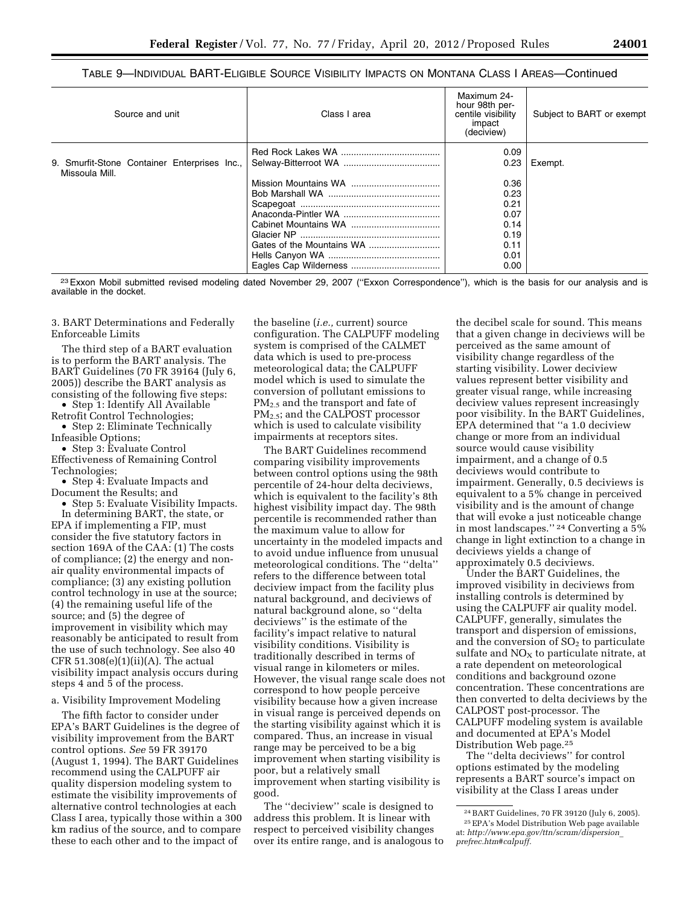TABLE 9—INDIVIDUAL BART-ELIGIBLE SOURCE VISIBILITY IMPACTS ON MONTANA CLASS I AREAS—Continued

| Source and unit | Class I area | Maximum 24-hour 98th percentile visibility impact (deciview) | Subject to BART or exempt |
|---|---|---|---|
| | Red Rock Lakes WA | 0.09 | |
| 9. Smurfit-Stone Container Enterprises Inc., Missoula Mill. | Selway-Bitterroot WA | 0.23 | Exempt. |
| | Mission Mountains WA | 0.36 | |
| | Bob Marshall WA | 0.23 | |
| | Scapegoat | 0.21 | |
| | Anaconda-Pintler WA | 0.07 | |
| | Cabinet Mountains WA | 0.14 | |
| | Glacier NP | 0.19 | |
| | Gates of the Mountains WA | 0.11 | |
| | Hells Canyon WA | 0.01 | |
| | Eagles Cap Wilderness | 0.00 | |

[23] Exxon Mobil submitted revised modeling dated November 29, 2007 ("Exxon Correspondence"), which is the basis for our analysis and is available in the docket.

3. BART Determinations and Federally Enforceable Limits

The third step of a BART evaluation is to perform the BART analysis. The BART Guidelines (70 FR 39164 (July 6, 2005)) describe the BART analysis as consisting of the following five steps:

- Step 1: Identify All Available Retrofit Control Technologies;
- Step 2: Eliminate Technically Infeasible Options;
- Step 3: Evaluate Control Effectiveness of Remaining Control Technologies;
- Step 4: Evaluate Impacts and Document the Results; and
- Step 5: Evaluate Visibility Impacts.

In determining BART, the state, or EPA if implementing a FIP, must consider the five statutory factors in section 169A of the CAA: (1) The costs of compliance; (2) the energy and non-air quality environmental impacts of compliance; (3) any existing pollution control technology in use at the source; (4) the remaining useful life of the source; and (5) the degree of improvement in visibility which may reasonably be anticipated to result from the use of such technology. See also 40 CFR 51.308(e)(1)(ii)(A). The actual visibility impact analysis occurs during steps 4 and 5 of the process.

a. Visibility Improvement Modeling

The fifth factor to consider under EPA's BART Guidelines is the degree of visibility improvement from the BART control options. *See* 59 FR 39170 (August 1, 1994). The BART Guidelines recommend using the CALPUFF air quality dispersion modeling system to estimate the visibility improvements of alternative control technologies at each Class I area, typically those within a 300 km radius of the source, and to compare these to each other and to the impact of the baseline (*i.e.,* current) source configuration. The CALPUFF modeling system is comprised of the CALMET data which is used to pre-process meteorological data; the CALPUFF model which is used to simulate the conversion of pollutant emissions to $PM_{2.5}$ and the transport and fate of $PM_{2.5}$; and the CALPOST processor which is used to calculate visibility impairments at receptors sites.

The BART Guidelines recommend comparing visibility improvements between control options using the 98th percentile of 24-hour delta deciviews, which is equivalent to the facility's 8th highest visibility impact day. The 98th percentile is recommended rather than the maximum value to allow for uncertainty in the modeled impacts and to avoid undue influence from unusual meteorological conditions. The "delta" refers to the difference between total deciview impact from the facility plus natural background, and deciviews of natural background alone, so "delta deciviews" is the estimate of the facility's impact relative to natural visibility conditions. Visibility is traditionally described in terms of visual range in kilometers or miles. However, the visual range scale does not correspond to how people perceive visibility because how a given increase in visual range is perceived depends on the starting visibility against which it is compared. Thus, an increase in visual range may be perceived to be a big improvement when starting visibility is poor, but a relatively small improvement when starting visibility is good.

The "deciview" scale is designed to address this problem. It is linear with respect to perceived visibility changes over its entire range, and is analogous to the decibel scale for sound. This means that a given change in deciviews will be perceived as the same amount of visibility change regardless of the starting visibility. Lower deciview values represent better visibility and greater visual range, while increasing deciview values represent increasingly poor visibility. In the BART Guidelines, EPA determined that "a 1.0 deciview change or more from an individual source would cause visibility impairment, and a change of 0.5 deciviews would contribute to impairment. Generally, 0.5 deciviews is equivalent to a 5% change in perceived visibility and is the amount of change that will evoke a just noticeable change in most landscapes." [24] Converting a 5% change in light extinction to a change in deciviews yields a change of approximately 0.5 deciviews.

Under the BART Guidelines, the improved visibility in deciviews from installing controls is determined by using the CALPUFF air quality model. CALPUFF, generally, simulates the transport and dispersion of emissions, and the conversion of $SO_2$ to particulate sulfate and $NO_X$ to particulate nitrate, at a rate dependent on meteorological conditions and background ozone concentration. These concentrations are then converted to delta deciviews by the CALPOST post-processor. The CALPUFF modeling system is available and documented at EPA's Model Distribution Web page.[25]

The "delta deciviews" for control options estimated by the modeling represents a BART source's impact on visibility at the Class I areas under

[24] BART Guidelines, 70 FR 39120 (July 6, 2005).

[25] EPA's Model Distribution Web page available at: *http://www.epa.gov/ttn/scram/dispersion_prefrec.htm#calpuff.*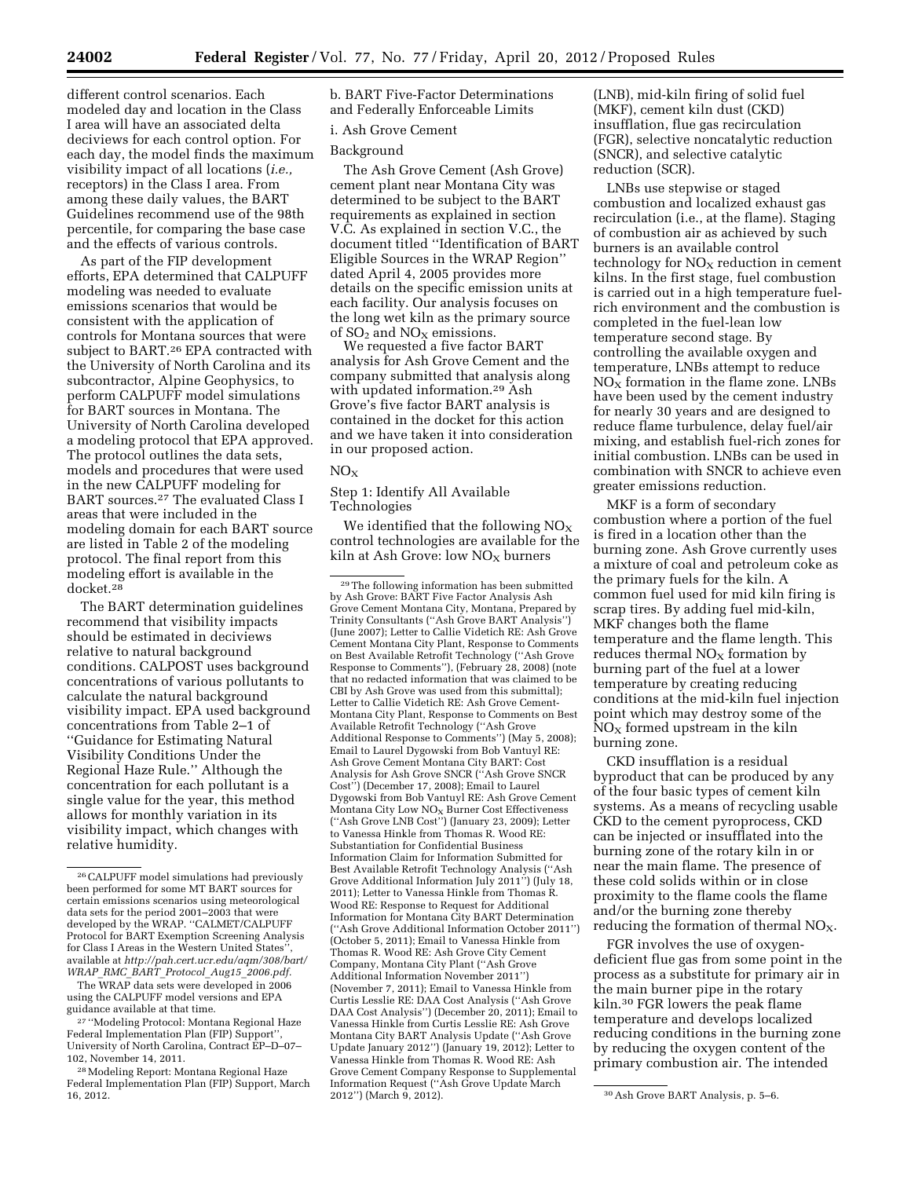different control scenarios. Each modeled day and location in the Class I area will have an associated delta deciviews for each control option. For each day, the model finds the maximum visibility impact of all locations (*i.e.,* receptors) in the Class I area. From among these daily values, the BART Guidelines recommend use of the 98th percentile, for comparing the base case and the effects of various controls.

As part of the FIP development efforts, EPA determined that CALPUFF modeling was needed to evaluate emissions scenarios that would be consistent with the application of controls for Montana sources that were subject to BART.[26] EPA contracted with the University of North Carolina and its subcontractor, Alpine Geophysics, to perform CALPUFF model simulations for BART sources in Montana. The University of North Carolina developed a modeling protocol that EPA approved. The protocol outlines the data sets, models and procedures that were used in the new CALPUFF modeling for BART sources.[27] The evaluated Class I areas that were included in the modeling domain for each BART source are listed in Table 2 of the modeling protocol. The final report from this modeling effort is available in the docket.[28]

The BART determination guidelines recommend that visibility impacts should be estimated in deciviews relative to natural background conditions. CALPOST uses background concentrations of various pollutants to calculate the natural background visibility impact. EPA used background concentrations from Table 2–1 of "Guidance for Estimating Natural Visibility Conditions Under the Regional Haze Rule." Although the concentration for each pollutant is a single value for the year, this method allows for monthly variation in its visibility impact, which changes with relative humidity.

[26] CALPUFF model simulations had previously been performed for some MT BART sources for certain emissions scenarios using meteorological data sets for the period 2001–2003 that were developed by the WRAP. "CALMET/CALPUFF Protocol for BART Exemption Screening Analysis for Class I Areas in the Western United States", available at *http://pah.cert.ucr.edu/aqm/308/bart/WRAP_RMC_BART_Protocol_Aug15_2006.pdf.*

The WRAP data sets were developed in 2006 using the CALPUFF model versions and EPA guidance available at that time.

[27] "Modeling Protocol: Montana Regional Haze Federal Implementation Plan (FIP) Support", University of North Carolina, Contract EP–D–07–102, November 14, 2011.

[28] Modeling Report: Montana Regional Haze Federal Implementation Plan (FIP) Support, March 16, 2012.

b. BART Five-Factor Determinations and Federally Enforceable Limits

i. Ash Grove Cement

Background

The Ash Grove Cement (Ash Grove) cement plant near Montana City was determined to be subject to the BART requirements as explained in section V.C. As explained in section V.C., the document titled "Identification of BART Eligible Sources in the WRAP Region" dated April 4, 2005 provides more details on the specific emission units at each facility. Our analysis focuses on the long wet kiln as the primary source of $SO_2$ and $NO_X$ emissions.

We requested a five factor BART analysis for Ash Grove Cement and the company submitted that analysis along with updated information.[29] Ash Grove's five factor BART analysis is contained in the docket for this action and we have taken it into consideration in our proposed action.

$NO_X$

Step 1: Identify All Available Technologies

We identified that the following $NO_X$ control technologies are available for the kiln at Ash Grove: low $NO_X$ burners (LNB), mid-kiln firing of solid fuel (MKF), cement kiln dust (CKD) insufflation, flue gas recirculation (FGR), selective noncatalytic reduction (SNCR), and selective catalytic reduction (SCR).

LNBs use stepwise or staged combustion and localized exhaust gas recirculation (i.e., at the flame). Staging of combustion air as achieved by such burners is an available control technology for $NO_X$ reduction in cement kilns. In the first stage, fuel combustion is carried out in a high temperature fuel-rich environment and the combustion is completed in the fuel-lean low temperature second stage. By controlling the available oxygen and temperature, LNBs attempt to reduce $NO_X$ formation in the flame zone. LNBs have been used by the cement industry for nearly 30 years and are designed to reduce flame turbulence, delay fuel/air mixing, and establish fuel-rich zones for initial combustion. LNBs can be used in combination with SNCR to achieve even greater emissions reduction.

MKF is a form of secondary combustion where a portion of the fuel is fired in a location other than the burning zone. Ash Grove currently uses a mixture of coal and petroleum coke as the primary fuels for the kiln. A common fuel used for mid kiln firing is scrap tires. By adding fuel mid-kiln, MKF changes both the flame temperature and the flame length. This reduces thermal $NO_X$ formation by burning part of the fuel at a lower temperature by creating reducing conditions at the mid-kiln fuel injection point which may destroy some of the $NO_X$ formed upstream in the kiln burning zone.

CKD insufflation is a residual byproduct that can be produced by any of the four basic types of cement kiln systems. As a means of recycling usable CKD to the cement pyroprocess, CKD can be injected or insufflated into the burning zone of the rotary kiln in or near the main flame. The presence of these cold solids within or in close proximity to the flame cools the flame and/or the burning zone thereby reducing the formation of thermal $NO_X$.

FGR involves the use of oxygen-deficient flue gas from some point in the process as a substitute for primary air in the main burner pipe in the rotary kiln.[30] FGR lowers the peak flame temperature and develops localized reducing conditions in the burning zone by reducing the oxygen content of the primary combustion air. The intended

[29] The following information has been submitted by Ash Grove: BART Five Factor Analysis Ash Grove Cement Montana City, Montana, Prepared by Trinity Consultants ("Ash Grove BART Analysis") (June 2007); Letter to Callie Videtich RE: Ash Grove Cement Montana City Plant, Response to Comments on Best Available Retrofit Technology ("Ash Grove Response to Comments"), (February 28, 2008) (note that no redacted information that was claimed to be CBI by Ash Grove was used from this submittal); Letter to Callie Videtich RE: Ash Grove Cement-Montana City Plant, Response to Comments on Best Available Retrofit Technology ("Ash Grove Additional Response to Comments") (May 5, 2008); Email to Laurel Dygowski from Bob Vantuyl RE: Ash Grove Cement Montana City BART: Cost Analysis for Ash Grove SNCR ("Ash Grove SNCR Cost") (December 17, 2008); Email to Laurel Dygowski from Bob Vantuyl RE: Ash Grove Cement Montana City Low $NO_X$ Burner Cost Effectiveness ("Ash Grove LNB Cost") (January 23, 2009); Letter to Vanessa Hinkle from Thomas R. Wood RE: Substantiation for Confidential Business Information Claim for Information Submitted for Best Available Retrofit Technology Analysis ("Ash Grove Additional Information July 2011") (July 18, 2011); Letter to Vanessa Hinkle from Thomas R. Wood RE: Response to Request for Additional Information for Montana City BART Determination ("Ash Grove Additional Information October 2011") (October 5, 2011); Email to Vanessa Hinkle from Thomas R. Wood RE: Ash Grove City Cement Company, Montana City Plant ("Ash Grove Additional Information November 2011") (November 7, 2011); Email to Vanessa Hinkle from Curtis Lesslie RE: DAA Cost Analysis ("Ash Grove DAA Cost Analysis") (December 20, 2011); Email to Vanessa Hinkle from Curtis Lesslie RE: Ash Grove Montana City BART Analysis Update ("Ash Grove Update January 2012") (January 19, 2012); Letter to Vanessa Hinkle from Thomas R. Wood RE: Ash Grove Cement Company Response to Supplemental Information Request ("Ash Grove Update March 2012") (March 9, 2012).

[30] Ash Grove BART Analysis, p. 5–6.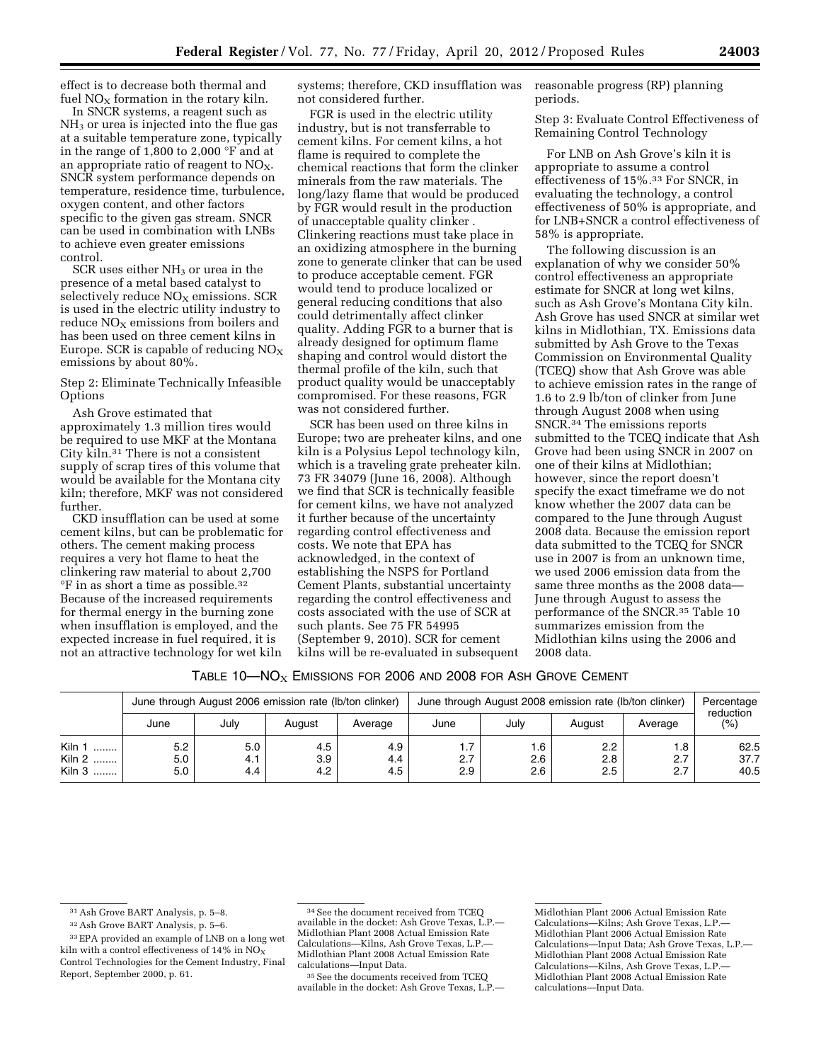effect is to decrease both thermal and fuel $NO_X$ formation in the rotary kiln.

In SNCR systems, a reagent such as $NH_3$ or urea is injected into the flue gas at a suitable temperature zone, typically in the range of 1,800 to 2,000 °F and at an appropriate ratio of reagent to $NO_X$. SNCR system performance depends on temperature, residence time, turbulence, oxygen content, and other factors specific to the given gas stream. SNCR can be used in combination with LNBs to achieve even greater emissions control.

SCR uses either $NH_3$ or urea in the presence of a metal based catalyst to selectively reduce $NO_X$ emissions. SCR is used in the electric utility industry to reduce $NO_X$ emissions from boilers and has been used on three cement kilns in Europe. SCR is capable of reducing $NO_X$ emissions by about 80%.

Step 2: Eliminate Technically Infeasible Options

Ash Grove estimated that approximately 1.3 million tires would be required to use MKF at the Montana City kiln.[31] There is not a consistent supply of scrap tires of this volume that would be available for the Montana city kiln; therefore, MKF was not considered further.

CKD insufflation can be used at some cement kilns, but can be problematic for others. The cement making process requires a very hot flame to heat the clinkering raw material to about 2,700 °F in as short a time as possible.[32] Because of the increased requirements for thermal energy in the burning zone when insufflation is employed, and the expected increase in fuel required, it is not an attractive technology for wet kiln systems; therefore, CKD insufflation was not considered further.

FGR is used in the electric utility industry, but is not transferrable to cement kilns. For cement kilns, a hot flame is required to complete the chemical reactions that form the clinker minerals from the raw materials. The long/lazy flame that would be produced by FGR would result in the production of unacceptable quality clinker . Clinkering reactions must take place in an oxidizing atmosphere in the burning zone to generate clinker that can be used to produce acceptable cement. FGR would tend to produce localized or general reducing conditions that also could detrimentally affect clinker quality. Adding FGR to a burner that is already designed for optimum flame shaping and control would distort the thermal profile of the kiln, such that product quality would be unacceptably compromised. For these reasons, FGR was not considered further.

SCR has been used on three kilns in Europe; two are preheater kilns, and one kiln is a Polysius Lepol technology kiln, which is a traveling grate preheater kiln. 73 FR 34079 (June 16, 2008). Although we find that SCR is technically feasible for cement kilns, we have not analyzed it further because of the uncertainty regarding control effectiveness and costs. We note that EPA has acknowledged, in the context of establishing the NSPS for Portland Cement Plants, substantial uncertainty regarding the control effectiveness and costs associated with the use of SCR at such plants. See 75 FR 54995 (September 9, 2010). SCR for cement kilns will be re-evaluated in subsequent reasonable progress (RP) planning periods.

Step 3: Evaluate Control Effectiveness of Remaining Control Technology

For LNB on Ash Grove's kiln it is appropriate to assume a control effectiveness of 15%.[33] For SNCR, in evaluating the technology, a control effectiveness of 50% is appropriate, and for LNB+SNCR a control effectiveness of 58% is appropriate.

The following discussion is an explanation of why we consider 50% control effectiveness an appropriate estimate for SNCR at long wet kilns, such as Ash Grove's Montana City kiln. Ash Grove has used SNCR at similar wet kilns in Midlothian, TX. Emissions data submitted by Ash Grove to the Texas Commission on Environmental Quality (TCEQ) show that Ash Grove was able to achieve emission rates in the range of 1.6 to 2.9 lb/ton of clinker from June through August 2008 when using SNCR.[34] The emissions reports submitted to the TCEQ indicate that Ash Grove had been using SNCR in 2007 on one of their kilns at Midlothian; however, since the report doesn't specify the exact timeframe we do not know whether the 2007 data can be compared to the June through August 2008 data. Because the emission report data submitted to the TCEQ for SNCR use in 2007 is from an unknown time, we used 2006 emission data from the same three months as the 2008 data—June through August to assess the performance of the SNCR.[35] Table 10 summarizes emission from the Midlothian kilns using the 2006 and 2008 data.

TABLE 10—$NO_X$ EMISSIONS FOR 2006 AND 2008 FOR ASH GROVE CEMENT

| | June through August 2006 emission rate (lb/ton clinker) | | | | June through August 2008 emission rate (lb/ton clinker) | | | | Percentage reduction (%) |
|---|---|---|---|---|---|---|---|---|---|
| | June | July | August | Average | June | July | August | Average | |
| Kiln 1 | 5.2 | 5.0 | 4.5 | 4.9 | 1.7 | 1.6 | 2.2 | 1.8 | 62.5 |
| Kiln 2 | 5.0 | 4.1 | 3.9 | 4.4 | 2.7 | 2.6 | 2.8 | 2.7 | 37.7 |
| Kiln 3 | 5.0 | 4.4 | 4.2 | 4.5 | 2.9 | 2.6 | 2.5 | 2.7 | 40.5 |

[31] Ash Grove BART Analysis, p. 5–8.

[32] Ash Grove BART Analysis, p. 5–6.

[33] EPA provided an example of LNB on a long wet kiln with a control effectiveness of 14% in $NO_X$ Control Technologies for the Cement Industry, Final Report, September 2000, p. 61.

[34] See the document received from TCEQ available in the docket: Ash Grove Texas, L.P.—Midlothian Plant 2008 Actual Emission Rate Calculations—Kilns, Ash Grove Texas, L.P.—Midlothian Plant 2008 Actual Emission Rate calculations—Input Data.

[35] See the documents received from TCEQ available in the docket: Ash Grove Texas, L.P.—Midlothian Plant 2006 Actual Emission Rate Calculations—Kilns; Ash Grove Texas, L.P.—Midlothian Plant 2006 Actual Emission Rate Calculations—Input Data; Ash Grove Texas, L.P.—Midlothian Plant 2008 Actual Emission Rate Calculations—Kilns, Ash Grove Texas, L.P.—Midlothian Plant 2008 Actual Emission Rate calculations—Input Data.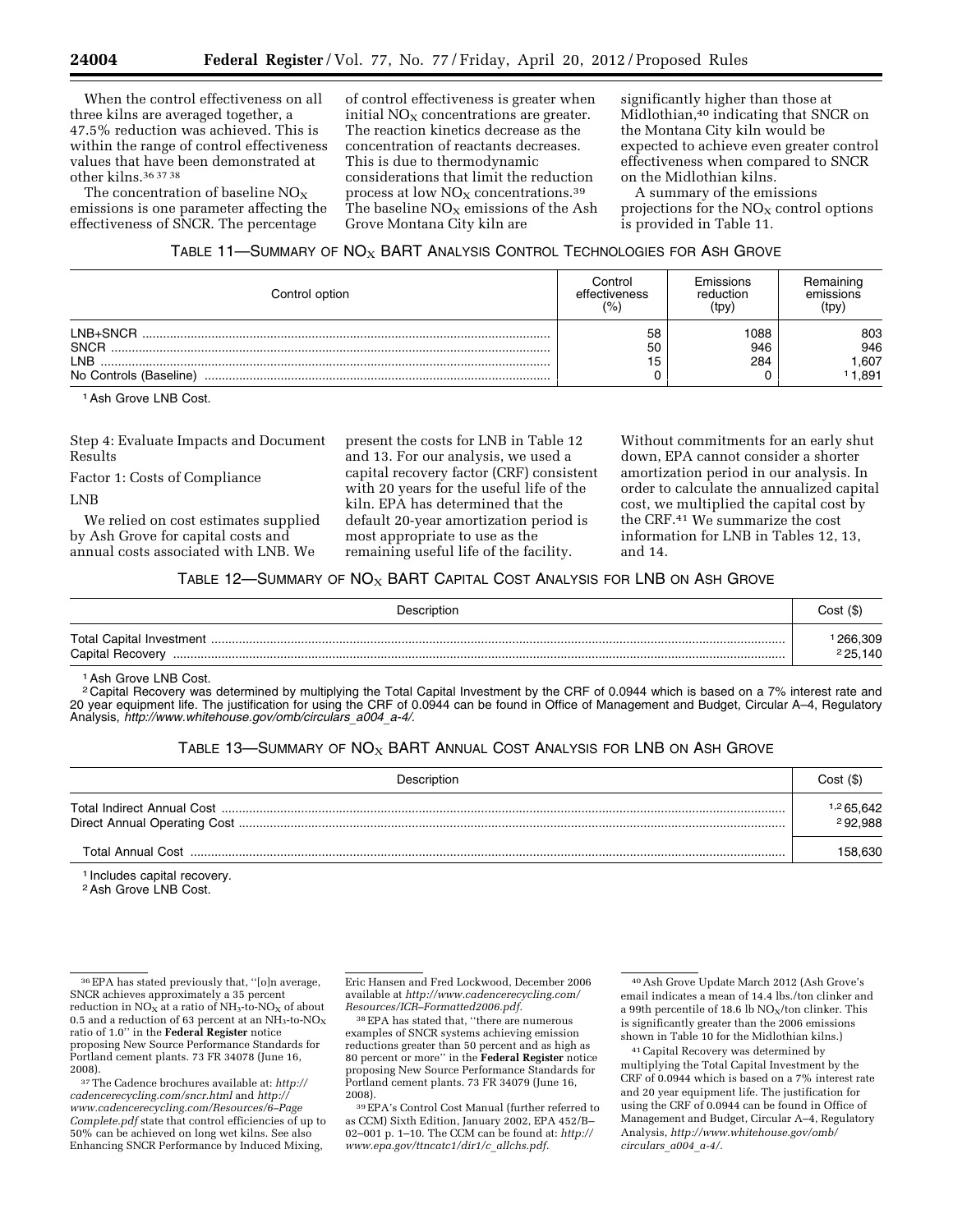When the control effectiveness on all three kilns are averaged together, a 47.5% reduction was achieved. This is within the range of control effectiveness values that have been demonstrated at other kilns.[36 37 38]

The concentration of baseline $NO_X$ emissions is one parameter affecting the effectiveness of SNCR. The percentage of control effectiveness is greater when initial $NO_X$ concentrations are greater. The reaction kinetics decrease as the concentration of reactants decreases. This is due to thermodynamic considerations that limit the reduction process at low $NO_X$ concentrations.[39] The baseline $NO_X$ emissions of the Ash Grove Montana City kiln are significantly higher than those at Midlothian,[40] indicating that SNCR on the Montana City kiln would be expected to achieve even greater control effectiveness when compared to SNCR on the Midlothian kilns.

A summary of the emissions projections for the $NO_X$ control options is provided in Table 11.

TABLE 11—SUMMARY OF $NO_X$ BART ANALYSIS CONTROL TECHNOLOGIES FOR ASH GROVE

| Control option | Control effectiveness (%) | Emissions reduction (tpy) | Remaining emissions (tpy) |
|---|---|---|---|
| LNB+SNCR | 58 | 1088 | 803 |
| SNCR | 50 | 946 | 946 |
| LNB | 15 | 284 | 1,607 |
| No Controls (Baseline) | 0 | 0 | [1] 1,891 |

[1] Ash Grove LNB Cost.

Step 4: Evaluate Impacts and Document Results

Factor 1: Costs of Compliance

LNB

We relied on cost estimates supplied by Ash Grove for capital costs and annual costs associated with LNB. We present the costs for LNB in Table 12 and 13. For our analysis, we used a capital recovery factor (CRF) consistent with 20 years for the useful life of the kiln. EPA has determined that the default 20-year amortization period is most appropriate to use as the remaining useful life of the facility. Without commitments for an early shut down, EPA cannot consider a shorter amortization period in our analysis. In order to calculate the annualized capital cost, we multiplied the capital cost by the CRF.[41] We summarize the cost information for LNB in Tables 12, 13, and 14.

TABLE 12—SUMMARY OF $NO_X$ BART CAPITAL COST ANALYSIS FOR LNB ON ASH GROVE

| Description | Cost ($) |
|---|---|
| Total Capital Investment | [1] 266,309 |
| Capital Recovery | [2] 25,140 |

[1] Ash Grove LNB Cost.

[2] Capital Recovery was determined by multiplying the Total Capital Investment by the CRF of 0.0944 which is based on a 7% interest rate and 20 year equipment life. The justification for using the CRF of 0.0944 can be found in Office of Management and Budget, Circular A–4, Regulatory Analysis, *http://www.whitehouse.gov/omb/circulars_a004_a-4/*.

TABLE 13—SUMMARY OF $NO_X$ BART ANNUAL COST ANALYSIS FOR LNB ON ASH GROVE

| Description | Cost ($) |
|---|---|
| Total Indirect Annual Cost | [1,2] 65,642 |
| Direct Annual Operating Cost | [2] 92,988 |
| Total Annual Cost | 158,630 |

[1] Includes capital recovery.

[2] Ash Grove LNB Cost.

---

[36] EPA has stated previously that, "[o]n average, SNCR achieves approximately a 35 percent reduction in $NO_X$ at a ratio of $NH_3$-to-$NO_X$ of about 0.5 and a reduction of 63 percent at an $NH_3$-to-$NO_X$ ratio of 1.0" in the **Federal Register** notice proposing New Source Performance Standards for Portland cement plants. 73 FR 34078 (June 16, 2008).

[37] The Cadence brochures available at: *http://cadencerecycling.com/sncr.html* and *http://www.cadencerecycling.com/Resources/6–Page Complete.pdf* state that control efficiencies of up to 50% can be achieved on long wet kilns. See also Enhancing SNCR Performance by Induced Mixing, Eric Hansen and Fred Lockwood, December 2006 available at *http://www.cadencerecycling.com/Resources/ICR–Formatted2006.pdf*.

[38] EPA has stated that, "there are numerous examples of SNCR systems achieving emission reductions greater than 50 percent and as high as 80 percent or more" in the **Federal Register** notice proposing New Source Performance Standards for Portland cement plants. 73 FR 34079 (June 16, 2008).

[39] EPA's Control Cost Manual (further referred to as CCM) Sixth Edition, January 2002, EPA 452/B–02–001 p. 1–10. The CCM can be found at: *http://www.epa.gov/ttncatc1/dir1/c_allchs.pdf*.

[40] Ash Grove Update March 2012 (Ash Grove's email indicates a mean of 14.4 lbs./ton clinker and a 99th percentile of 18.6 lb $NO_X$/ton clinker. This is significantly greater than the 2006 emissions shown in Table 10 for the Midlothian kilns.)

[41] Capital Recovery was determined by multiplying the Total Capital Investment by the CRF of 0.0944 which is based on a 7% interest rate and 20 year equipment life. The justification for using the CRF of 0.0944 can be found in Office of Management and Budget, Circular A–4, Regulatory Analysis, *http://www.whitehouse.gov/omb/circulars_a004_a-4/*.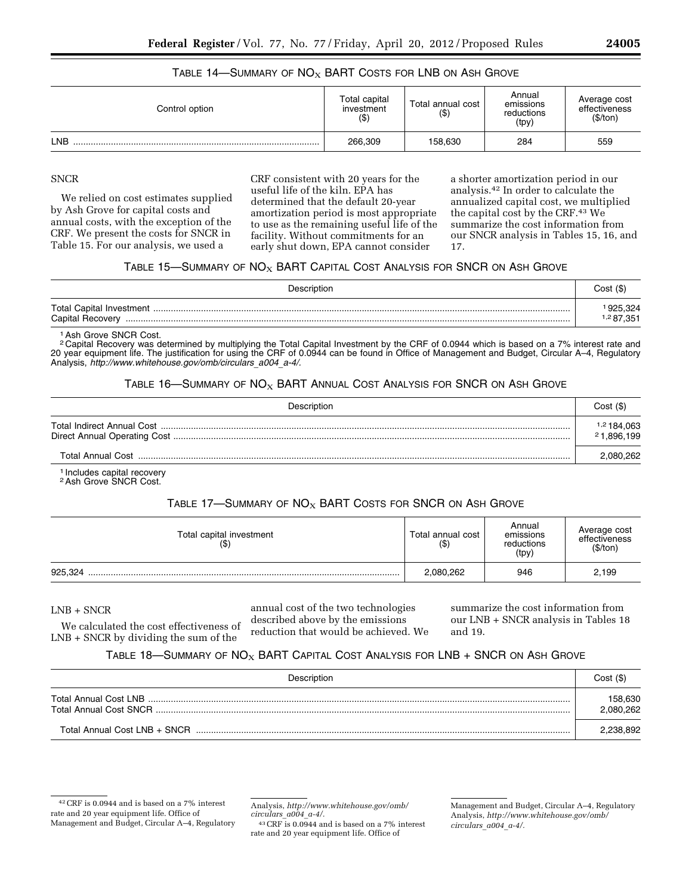TABLE 14—SUMMARY OF $NO_X$ BART COSTS FOR LNB ON ASH GROVE

| Control option | Total capital investment ($) | Total annual cost ($) | Annual emissions reductions (tpy) | Average cost effectiveness ($/ton) |
|---|---|---|---|---|
| LNB | 266,309 | 158,630 | 284 | 559 |

SNCR

We relied on cost estimates supplied by Ash Grove for capital costs and annual costs, with the exception of the CRF. We present the costs for SNCR in Table 15. For our analysis, we used a CRF consistent with 20 years for the useful life of the kiln. EPA has determined that the default 20-year amortization period is most appropriate to use as the remaining useful life of the facility. Without commitments for an early shut down, EPA cannot consider a shorter amortization period in our analysis.[42] In order to calculate the annualized capital cost, we multiplied the capital cost by the CRF.[43] We summarize the cost information from our SNCR analysis in Tables 15, 16, and 17.

TABLE 15—SUMMARY OF $NO_X$ BART CAPITAL COST ANALYSIS FOR SNCR ON ASH GROVE

| Description | Cost ($) |
|---|---|
| Total Capital Investment | [1] 925,324 |
| Capital Recovery | [1,2] 87,351 |

[1] Ash Grove SNCR Cost.
[2] Capital Recovery was determined by multiplying the Total Capital Investment by the CRF of 0.0944 which is based on a 7% interest rate and 20 year equipment life. The justification for using the CRF of 0.0944 can be found in Office of Management and Budget, Circular A–4, Regulatory Analysis, *http://www.whitehouse.gov/omb/circulars_a004_a-4/.*

TABLE 16—SUMMARY OF $NO_X$ BART ANNUAL COST ANALYSIS FOR SNCR ON ASH GROVE

| Description | Cost ($) |
|---|---|
| Total Indirect Annual Cost | [1,2] 184,063 |
| Direct Annual Operating Cost | [2] 1,896,199 |
| Total Annual Cost | 2,080,262 |

[1] Includes capital recovery
[2] Ash Grove SNCR Cost.

TABLE 17—SUMMARY OF $NO_X$ BART COSTS FOR SNCR ON ASH GROVE

| Total capital investment ($) | Total annual cost ($) | Annual emissions reductions (tpy) | Average cost effectiveness ($/ton) |
|---|---|---|---|
| 925,324 | 2,080,262 | 946 | 2,199 |

LNB + SNCR

We calculated the cost effectiveness of LNB + SNCR by dividing the sum of the annual cost of the two technologies described above by the emissions reduction that would be achieved. We summarize the cost information from our LNB + SNCR analysis in Tables 18 and 19.

TABLE 18—SUMMARY OF $NO_X$ BART CAPITAL COST ANALYSIS FOR LNB + SNCR ON ASH GROVE

| Description | Cost ($) |
|---|---|
| Total Annual Cost LNB | 158,630 |
| Total Annual Cost SNCR | 2,080,262 |
| Total Annual Cost LNB + SNCR | 2,238,892 |

[42] CRF is 0.0944 and is based on a 7% interest rate and 20 year equipment life. Office of Management and Budget, Circular A–4, Regulatory Analysis, *http://www.whitehouse.gov/omb/circulars_a004_a-4/.*

[43] CRF is 0.0944 and is based on a 7% interest rate and 20 year equipment life. Office of Management and Budget, Circular A–4, Regulatory Analysis, *http://www.whitehouse.gov/omb/circulars_a004_a-4/.*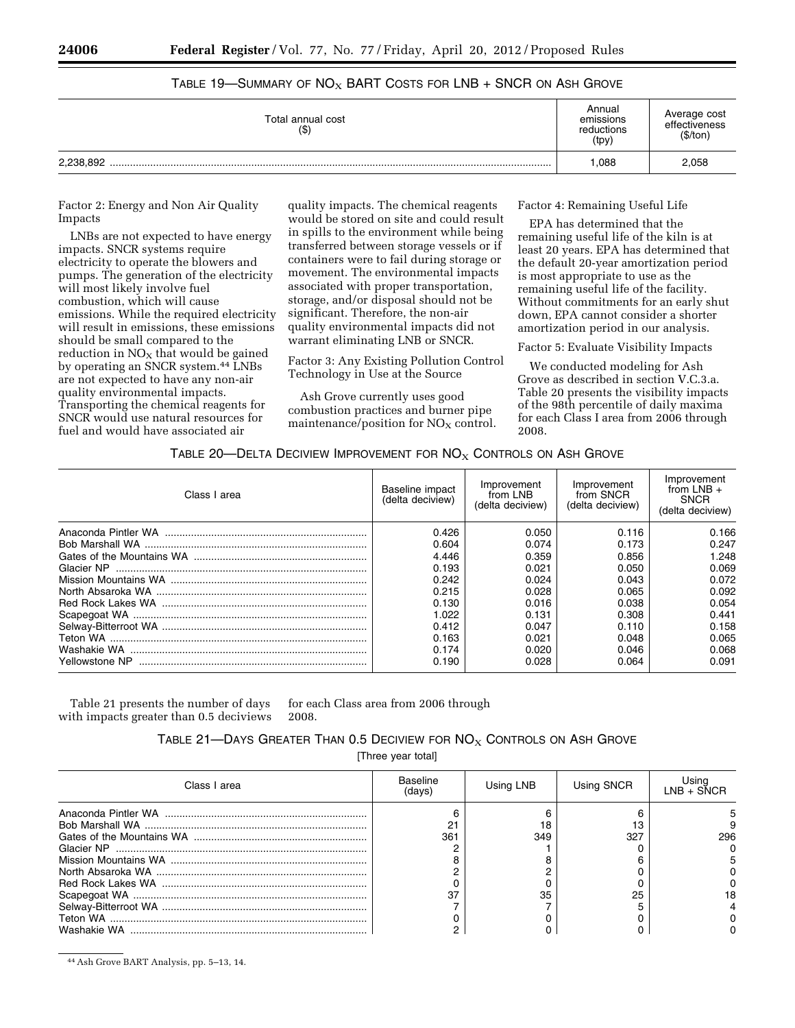TABLE 19—SUMMARY OF $NO_X$ BART COSTS FOR LNB + SNCR ON ASH GROVE

| Total annual cost ($) | Annual emissions reductions (tpy) | Average cost effectiveness ($/ton) |
|---|---|---|
| 2,238,892 | 1,088 | 2,058 |

Factor 2: Energy and Non Air Quality Impacts

LNBs are not expected to have energy impacts. SNCR systems require electricity to operate the blowers and pumps. The generation of the electricity will most likely involve fuel combustion, which will cause emissions. While the required electricity will result in emissions, these emissions should be small compared to the reduction in $NO_X$ that would be gained by operating an SNCR system.[44] LNBs are not expected to have any non-air quality environmental impacts. Transporting the chemical reagents for SNCR would use natural resources for fuel and would have associated air quality impacts. The chemical reagents would be stored on site and could result in spills to the environment while being transferred between storage vessels or if containers were to fail during storage or movement. The environmental impacts associated with proper transportation, storage, and/or disposal should not be significant. Therefore, the non-air quality environmental impacts did not warrant eliminating LNB or SNCR.

Factor 3: Any Existing Pollution Control Technology in Use at the Source

Ash Grove currently uses good combustion practices and burner pipe maintenance/position for $NO_X$ control.

Factor 4: Remaining Useful Life

EPA has determined that the remaining useful life of the kiln is at least 20 years. EPA has determined that the default 20-year amortization period is most appropriate to use as the remaining useful life of the facility. Without commitments for an early shut down, EPA cannot consider a shorter amortization period in our analysis.

Factor 5: Evaluate Visibility Impacts

We conducted modeling for Ash Grove as described in section V.C.3.a. Table 20 presents the visibility impacts of the 98th percentile of daily maxima for each Class I area from 2006 through 2008.

TABLE 20—DELTA DECIVIEW IMPROVEMENT FOR $NO_X$ CONTROLS ON ASH GROVE

| Class I area | Baseline impact (delta deciview) | Improvement from LNB (delta deciview) | Improvement from SNCR (delta deciview) | Improvement from LNB + SNCR (delta deciview) |
|---|---|---|---|---|
| Anaconda Pintler WA | 0.426 | 0.050 | 0.116 | 0.166 |
| Bob Marshall WA | 0.604 | 0.074 | 0.173 | 0.247 |
| Gates of the Mountains WA | 4.446 | 0.359 | 0.856 | 1.248 |
| Glacier NP | 0.193 | 0.021 | 0.050 | 0.069 |
| Mission Mountains WA | 0.242 | 0.024 | 0.043 | 0.072 |
| North Absaroka WA | 0.215 | 0.028 | 0.065 | 0.092 |
| Red Rock Lakes WA | 0.130 | 0.016 | 0.038 | 0.054 |
| Scapegoat WA | 1.022 | 0.131 | 0.308 | 0.441 |
| Selway-Bitterroot WA | 0.412 | 0.047 | 0.110 | 0.158 |
| Teton WA | 0.163 | 0.021 | 0.048 | 0.065 |
| Washakie WA | 0.174 | 0.020 | 0.046 | 0.068 |
| Yellowstone NP | 0.190 | 0.028 | 0.064 | 0.091 |

Table 21 presents the number of days with impacts greater than 0.5 deciviews for each Class area from 2006 through 2008.

TABLE 21—DAYS GREATER THAN 0.5 DECIVIEW FOR $NO_X$ CONTROLS ON ASH GROVE

[Three year total]

| Class I area | Baseline (days) | Using LNB | Using SNCR | Using LNB + SNCR |
|---|---|---|---|---|
| Anaconda Pintler WA | 6 | 6 | 6 | 5 |
| Bob Marshall WA | 21 | 18 | 13 | 9 |
| Gates of the Mountains WA | 361 | 349 | 327 | 296 |
| Glacier NP | 2 | 1 | 0 | 0 |
| Mission Mountains WA | 8 | 8 | 6 | 5 |
| North Absaroka WA | 2 | 2 | 0 | 0 |
| Red Rock Lakes WA | 0 | 0 | 0 | 0 |
| Scapegoat WA | 37 | 35 | 25 | 18 |
| Selway-Bitterroot WA | 7 | 7 | 5 | 4 |
| Teton WA | 0 | 0 | 0 | 0 |
| Washakie WA | 2 | 0 | 0 | 0 |

[44] Ash Grove BART Analysis, pp. 5–13, 14.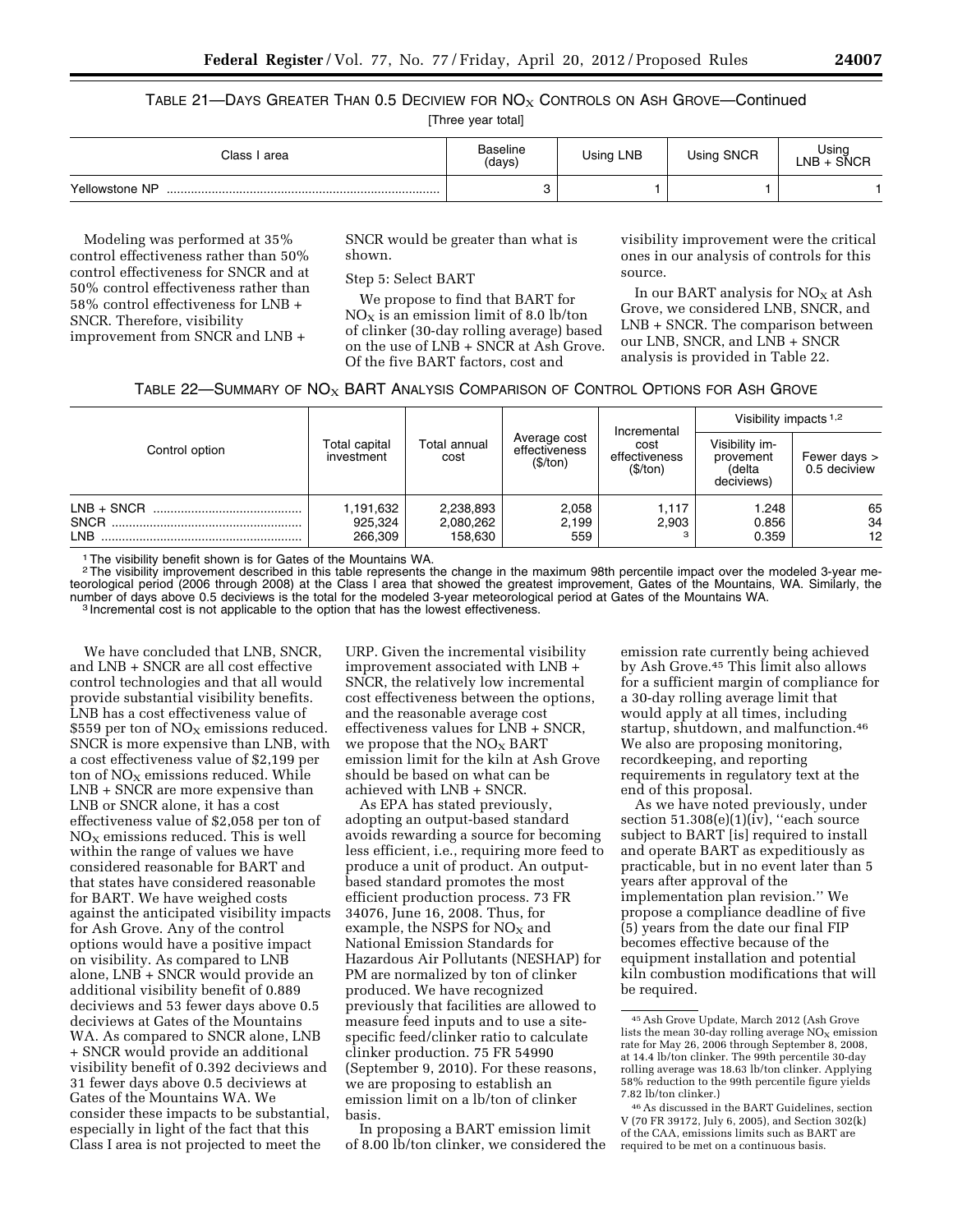TABLE 21—DAYS GREATER THAN 0.5 DECIVIEW FOR $NO_X$ CONTROLS ON ASH GROVE—Continued

[Three year total]

| Class I area | Baseline (days) | Using LNB | Using SNCR | Using LNB + SNCR |
|---|---|---|---|---|
| Yellowstone NP | 3 | 1 | 1 | 1 |

Modeling was performed at 35% control effectiveness rather than 50% control effectiveness for SNCR and at 50% control effectiveness rather than 58% control effectiveness for LNB + SNCR. Therefore, visibility improvement from SNCR and LNB + SNCR would be greater than what is shown.

Step 5: Select BART

We propose to find that BART for $NO_X$ is an emission limit of 8.0 lb/ton of clinker (30-day rolling average) based on the use of LNB + SNCR at Ash Grove. Of the five BART factors, cost and visibility improvement were the critical ones in our analysis of controls for this source.

In our BART analysis for $NO_X$ at Ash Grove, we considered LNB, SNCR, and LNB + SNCR. The comparison between our LNB, SNCR, and LNB + SNCR analysis is provided in Table 22.

TABLE 22—SUMMARY OF $NO_X$ BART ANALYSIS COMPARISON OF CONTROL OPTIONS FOR ASH GROVE

| Control option | Total capital investment | Total annual cost | Average cost effectiveness ($/ton) | Incremental cost effectiveness ($/ton) | Visibility impacts [1,2] | |
|---|---|---|---|---|---|---|
| | | | | | Visibility improvement (delta deciviews) | Fewer days > 0.5 deciview |
| LNB + SNCR | 1,191,632 | 2,238,893 | 2,058 | 1,117 | 1.248 | 65 |
| SNCR | 925,324 | 2,080,262 | 2,199 | 2,903 | 0.856 | 34 |
| LNB | 266,309 | 158,630 | 559 | [3] | 0.359 | 12 |

[1] The visibility benefit shown is for Gates of the Mountains WA.
[2] The visibility improvement described in this table represents the change in the maximum 98th percentile impact over the modeled 3-year meteorological period (2006 through 2008) at the Class I area that showed the greatest improvement, Gates of the Mountains, WA. Similarly, the number of days above 0.5 deciviews is the total for the modeled 3-year meteorological period at Gates of the Mountains WA.
[3] Incremental cost is not applicable to the option that has the lowest effectiveness.

We have concluded that LNB, SNCR, and LNB + SNCR are all cost effective control technologies and that all would provide substantial visibility benefits. LNB has a cost effectiveness value of $559 per ton of $NO_X$ emissions reduced. SNCR is more expensive than LNB, with a cost effectiveness value of $2,199 per ton of $NO_X$ emissions reduced. While LNB + SNCR are more expensive than LNB or SNCR alone, it has a cost effectiveness value of $2,058 per ton of $NO_X$ emissions reduced. This is well within the range of values we have considered reasonable for BART and that states have considered reasonable for BART. We have weighed costs against the anticipated visibility impacts for Ash Grove. Any of the control options would have a positive impact on visibility. As compared to LNB alone, LNB + SNCR would provide an additional visibility benefit of 0.889 deciviews and 53 fewer days above 0.5 deciviews at Gates of the Mountains WA. As compared to SNCR alone, LNB + SNCR would provide an additional visibility benefit of 0.392 deciviews and 31 fewer days above 0.5 deciviews at Gates of the Mountains WA. We consider these impacts to be substantial, especially in light of the fact that this Class I area is not projected to meet the URP. Given the incremental visibility improvement associated with LNB + SNCR, the relatively low incremental cost effectiveness between the options, and the reasonable average cost effectiveness values for LNB + SNCR, we propose that the $NO_X$ BART emission limit for the kiln at Ash Grove should be based on what can be achieved with LNB + SNCR.

As EPA has stated previously, adopting an output-based standard avoids rewarding a source for becoming less efficient, i.e., requiring more feed to produce a unit of product. An output-based standard promotes the most efficient production process. 73 FR 34076, June 16, 2008. Thus, for example, the NSPS for $NO_X$ and National Emission Standards for Hazardous Air Pollutants (NESHAP) for PM are normalized by ton of clinker produced. We have recognized previously that facilities are allowed to measure feed inputs and to use a site-specific feed/clinker ratio to calculate clinker production. 75 FR 54990 (September 9, 2010). For these reasons, we are proposing to establish an emission limit on a lb/ton of clinker basis.

In proposing a BART emission limit of 8.00 lb/ton clinker, we considered the emission rate currently being achieved by Ash Grove.[45] This limit also allows for a sufficient margin of compliance for a 30-day rolling average limit that would apply at all times, including startup, shutdown, and malfunction.[46] We also are proposing monitoring, recordkeeping, and reporting requirements in regulatory text at the end of this proposal.

As we have noted previously, under section 51.308(e)(1)(iv), "each source subject to BART [is] required to install and operate BART as expeditiously as practicable, but in no event later than 5 years after approval of the implementation plan revision." We propose a compliance deadline of five (5) years from the date our final FIP becomes effective because of the equipment installation and potential kiln combustion modifications that will be required.

[45] Ash Grove Update, March 2012 (Ash Grove lists the mean 30-day rolling average $NO_X$ emission rate for May 26, 2006 through September 8, 2008, at 14.4 lb/ton clinker. The 99th percentile 30-day rolling average was 18.63 lb/ton clinker. Applying 58% reduction to the 99th percentile figure yields 7.82 lb/ton clinker.)

[46] As discussed in the BART Guidelines, section V (70 FR 39172, July 6, 2005), and Section 302(k) of the CAA, emissions limits such as BART are required to be met on a continuous basis.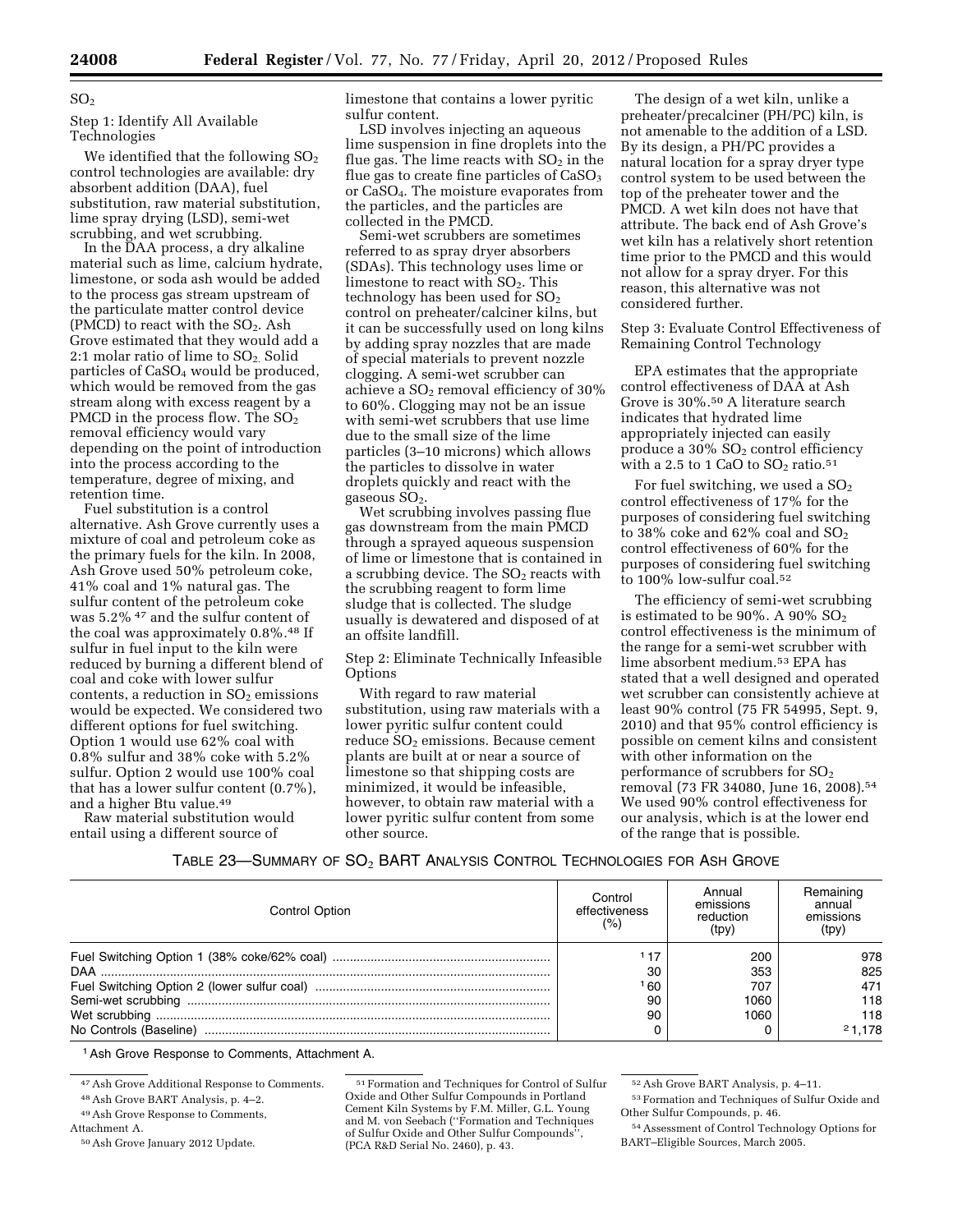## $SO_2$

### Step 1: Identify All Available Technologies

We identified that the following $SO_2$ control technologies are available: dry absorbent addition (DAA), fuel substitution, raw material substitution, lime spray drying (LSD), semi-wet scrubbing, and wet scrubbing.

In the DAA process, a dry alkaline material such as lime, calcium hydrate, limestone, or soda ash would be added to the process gas stream upstream of the particulate matter control device (PMCD) to react with the $SO_2$. Ash Grove estimated that they would add a 2:1 molar ratio of lime to $SO_2$. Solid particles of $CaSO_4$ would be produced, which would be removed from the gas stream along with excess reagent by a PMCD in the process flow. The $SO_2$ removal efficiency would vary depending on the point of introduction into the process according to the temperature, degree of mixing, and retention time.

Fuel substitution is a control alternative. Ash Grove currently uses a mixture of coal and petroleum coke as the primary fuels for the kiln. In 2008, Ash Grove used 50% petroleum coke, 41% coal and 1% natural gas. The sulfur content of the petroleum coke was 5.2% [47] and the sulfur content of the coal was approximately 0.8%.[48] If sulfur in fuel input to the kiln were reduced by burning a different blend of coal and coke with lower sulfur contents, a reduction in $SO_2$ emissions would be expected. We considered two different options for fuel switching. Option 1 would use 62% coal with 0.8% sulfur and 38% coke with 5.2% sulfur. Option 2 would use 100% coal that has a lower sulfur content (0.7%), and a higher Btu value.[49]

Raw material substitution would entail using a different source of limestone that contains a lower pyritic sulfur content.

LSD involves injecting an aqueous lime suspension in fine droplets into the flue gas. The lime reacts with $SO_2$ in the flue gas to create fine particles of $CaSO_3$ or $CaSO_4$. The moisture evaporates from the particles, and the particles are collected in the PMCD.

Semi-wet scrubbers are sometimes referred to as spray dryer absorbers (SDAs). This technology uses lime or limestone to react with $SO_2$. This technology has been used for $SO_2$ control on preheater/calciner kilns, but it can be successfully used on long kilns by adding spray nozzles that are made of special materials to prevent nozzle clogging. A semi-wet scrubber can achieve a $SO_2$ removal efficiency of 30% to 60%. Clogging may not be an issue with semi-wet scrubbers that use lime due to the small size of the lime particles (3–10 microns) which allows the particles to dissolve in water droplets quickly and react with the gaseous $SO_2$.

Wet scrubbing involves passing flue gas downstream from the main PMCD through a sprayed aqueous suspension of lime or limestone that is contained in a scrubbing device. The $SO_2$ reacts with the scrubbing reagent to form lime sludge that is collected. The sludge usually is dewatered and disposed of at an offsite landfill.

### Step 2: Eliminate Technically Infeasible Options

With regard to raw material substitution, using raw materials with a lower pyritic sulfur content could reduce $SO_2$ emissions. Because cement plants are built at or near a source of limestone so that shipping costs are minimized, it would be infeasible, however, to obtain raw material with a lower pyritic sulfur content from some other source.

The design of a wet kiln, unlike a preheater/precalciner (PH/PC) kiln, is not amenable to the addition of a LSD. By its design, a PH/PC provides a natural location for a spray dryer type control system to be used between the top of the preheater tower and the PMCD. A wet kiln does not have that attribute. The back end of Ash Grove's wet kiln has a relatively short retention time prior to the PMCD and this would not allow for a spray dryer. For this reason, this alternative was not considered further.

### Step 3: Evaluate Control Effectiveness of Remaining Control Technology

EPA estimates that the appropriate control effectiveness of DAA at Ash Grove is 30%.[50] A literature search indicates that hydrated lime appropriately injected can easily produce a 30% $SO_2$ control efficiency with a 2.5 to 1 CaO to $SO_2$ ratio.[51]

For fuel switching, we used a $SO_2$ control effectiveness of 17% for the purposes of considering fuel switching to 38% coke and 62% coal and $SO_2$ control effectiveness of 60% for the purposes of considering fuel switching to 100% low-sulfur coal.[52]

The efficiency of semi-wet scrubbing is estimated to be 90%. A 90% $SO_2$ control effectiveness is the minimum of the range for a semi-wet scrubber with lime absorbent medium.[53] EPA has stated that a well designed and operated wet scrubber can consistently achieve at least 90% control (75 FR 54995, Sept. 9, 2010) and that 95% control efficiency is possible on cement kilns and consistent with other information on the performance of scrubbers for $SO_2$ removal (73 FR 34080, June 16, 2008).[54] We used 90% control effectiveness for our analysis, which is at the lower end of the range that is possible.

TABLE 23—SUMMARY OF $SO_2$ BART ANALYSIS CONTROL TECHNOLOGIES FOR ASH GROVE

| Control Option | Control effectiveness (%) | Annual emissions reduction (tpy) | Remaining annual emissions (tpy) |
|---|---|---|---|
| Fuel Switching Option 1 (38% coke/62% coal) | [1] 17 | 200 | 978 |
| DAA | 30 | 353 | 825 |
| Fuel Switching Option 2 (lower sulfur coal) | [1] 60 | 707 | 471 |
| Semi-wet scrubbing | 90 | 1060 | 118 |
| Wet scrubbing | 90 | 1060 | 118 |
| No Controls (Baseline) | 0 | 0 | [2] 1,178 |

[1] Ash Grove Response to Comments, Attachment A.

[47] Ash Grove Additional Response to Comments.

[48] Ash Grove BART Analysis, p. 4–2.

[49] Ash Grove Response to Comments, Attachment A.

[50] Ash Grove January 2012 Update.

[51] Formation and Techniques for Control of Sulfur Oxide and Other Sulfur Compounds in Portland Cement Kiln Systems by F.M. Miller, G.L. Young and M. von Seebach (''Formation and Techniques of Sulfur Oxide and Other Sulfur Compounds'', (PCA R&D Serial No. 2460), p. 43.

[52] Ash Grove BART Analysis, p. 4–11.

[53] Formation and Techniques for Sulfur Oxide and Other Sulfur Compounds, p. 46.

[54] Assessment of Control Technology Options for BART–Eligible Sources, March 2005.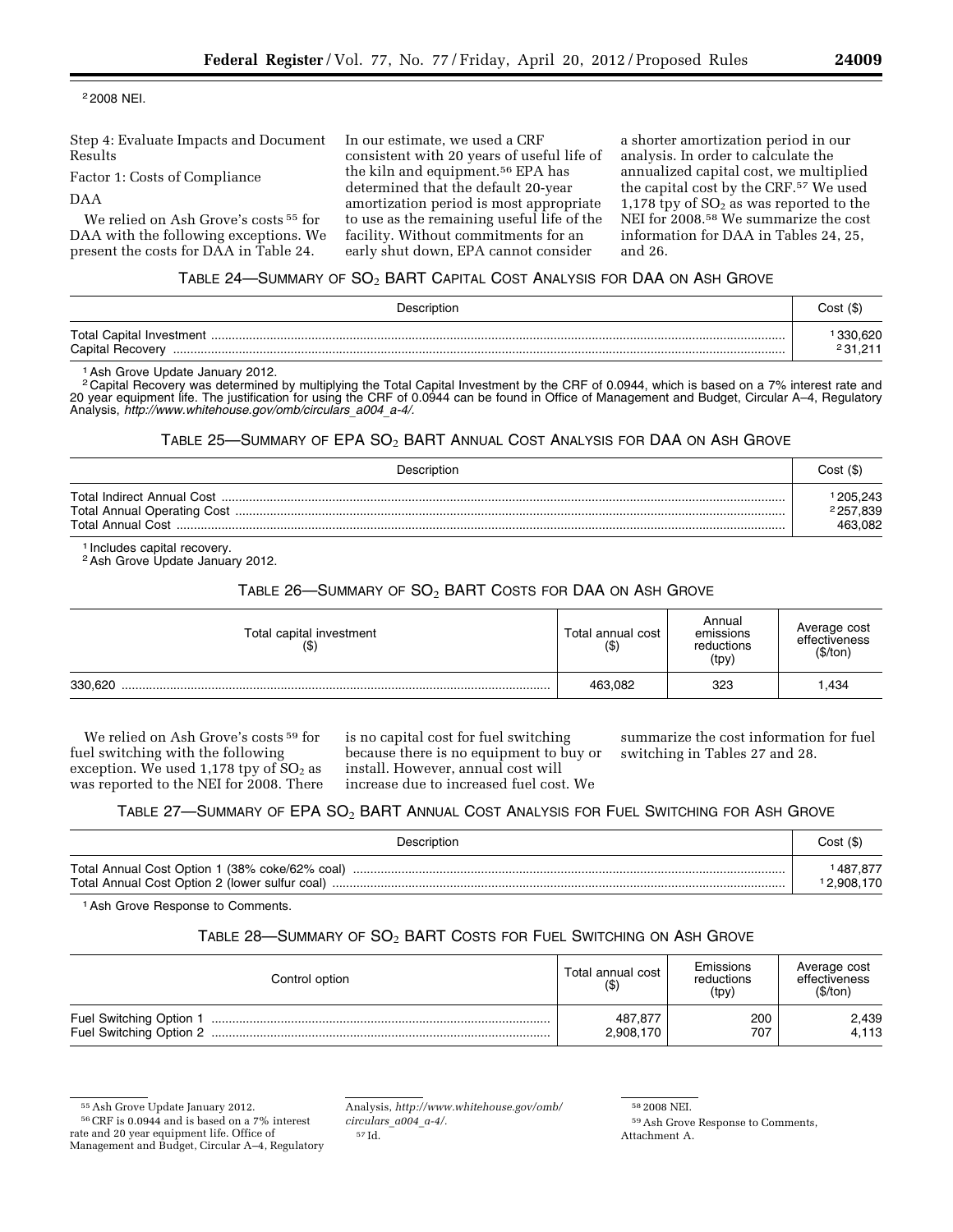[2] 2008 NEI.

Step 4: Evaluate Impacts and Document Results

Factor 1: Costs of Compliance

DAA

We relied on Ash Grove's costs [55] for DAA with the following exceptions. We present the costs for DAA in Table 24. In our estimate, we used a CRF consistent with 20 years of useful life of the kiln and equipment.[56] EPA has determined that the default 20-year amortization period is most appropriate to use as the remaining useful life of the facility. Without commitments for an early shut down, EPA cannot consider a shorter amortization period in our analysis. In order to calculate the annualized capital cost, we multiplied the capital cost by the CRF.[57] We used 1,178 tpy of $SO_2$ as was reported to the NEI for 2008.[58] We summarize the cost information for DAA in Tables 24, 25, and 26.

TABLE 24—SUMMARY OF $SO_2$ BART CAPITAL COST ANALYSIS FOR DAA ON ASH GROVE

| Description | Cost ($) |
| --- | --- |
| Total Capital Investment | [1] 330,620 |
| Capital Recovery | [2] 31,211 |

[1] Ash Grove Update January 2012.
[2] Capital Recovery was determined by multiplying the Total Capital Investment by the CRF of 0.0944, which is based on a 7% interest rate and 20 year equipment life. The justification for using the CRF of 0.0944 can be found in Office of Management and Budget, Circular A–4, Regulatory Analysis, *http://www.whitehouse.gov/omb/circulars_a004_a-4/.*

TABLE 25—SUMMARY OF EPA $SO_2$ BART ANNUAL COST ANALYSIS FOR DAA ON ASH GROVE

| Description | Cost ($) |
| --- | --- |
| Total Indirect Annual Cost | [1] 205,243 |
| Total Annual Operating Cost | [2] 257,839 |
| Total Annual Cost | 463,082 |

[1] Includes capital recovery.
[2] Ash Grove Update January 2012.

TABLE 26—SUMMARY OF $SO_2$ BART COSTS FOR DAA ON ASH GROVE

| Total capital investment ($) | Total annual cost ($) | Annual emissions reductions (tpy) | Average cost effectiveness ($/ton) |
| --- | --- | --- | --- |
| 330,620 | 463,082 | 323 | 1,434 |

We relied on Ash Grove's costs [59] for fuel switching with the following exception. We used 1,178 tpy of $SO_2$ as was reported to the NEI for 2008. There is no capital cost for fuel switching because there is no equipment to buy or install. However, annual cost will increase due to increased fuel cost. We summarize the cost information for fuel switching in Tables 27 and 28.

TABLE 27—SUMMARY OF EPA $SO_2$ BART ANNUAL COST ANALYSIS FOR FUEL SWITCHING FOR ASH GROVE

| Description | Cost ($) |
| --- | --- |
| Total Annual Cost Option 1 (38% coke/62% coal) | [1] 487,877 |
| Total Annual Cost Option 2 (lower sulfur coal) | [1] 2,908,170 |

[1] Ash Grove Response to Comments.

TABLE 28—SUMMARY OF $SO_2$ BART COSTS FOR FUEL SWITCHING ON ASH GROVE

| Control option | Total annual cost ($) | Emissions reductions (tpy) | Average cost effectiveness ($/ton) |
| --- | --- | --- | --- |
| Fuel Switching Option 1 | 487,877 | 200 | 2,439 |
| Fuel Switching Option 2 | 2,908,170 | 707 | 4,113 |

[55] Ash Grove Update January 2012.

[56] CRF is 0.0944 and is based on a 7% interest rate and 20 year equipment life. Office of Management and Budget, Circular A–4, Regulatory Analysis, *http://www.whitehouse.gov/omb/circulars_a004_a-4/.*

[57] Id.

[58] 2008 NEI.

[59] Ash Grove Response to Comments, Attachment A.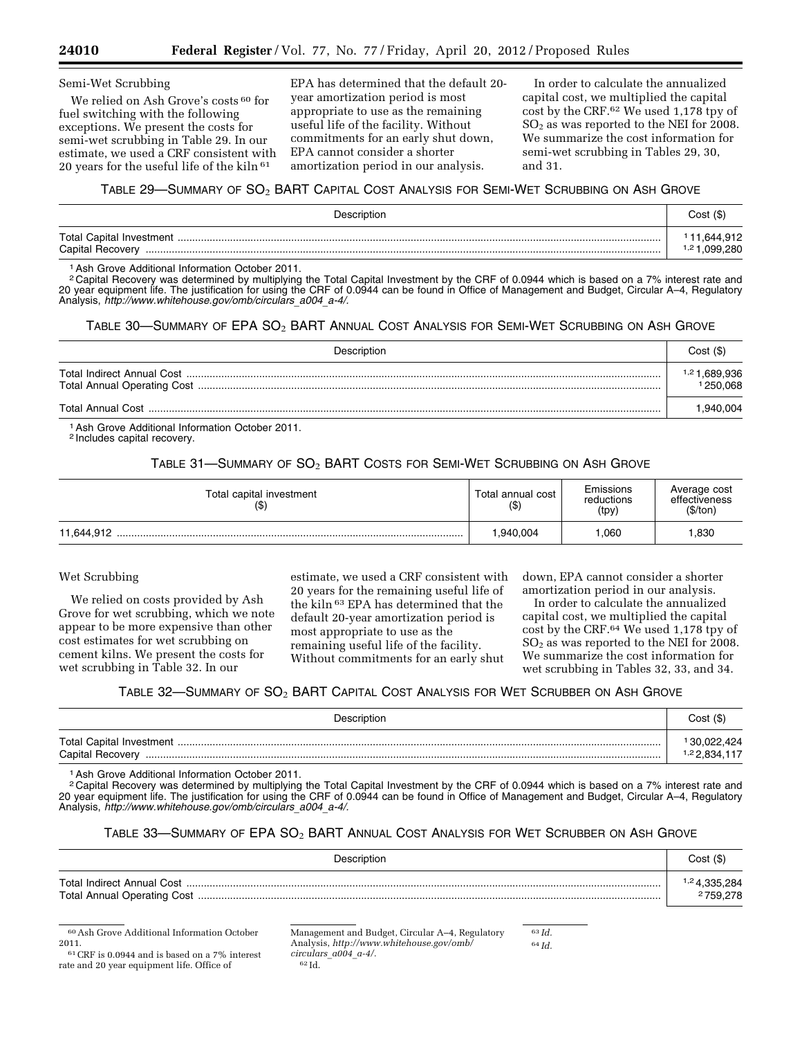Semi-Wet Scrubbing

We relied on Ash Grove's costs[60] for fuel switching with the following exceptions. We present the costs for semi-wet scrubbing in Table 29. In our estimate, we used a CRF consistent with 20 years for the useful life of the kiln[61] EPA has determined that the default 20-year amortization period is most appropriate to use as the remaining useful life of the facility. Without commitments for an early shut down, EPA cannot consider a shorter amortization period in our analysis.

In order to calculate the annualized capital cost, we multiplied the capital cost by the CRF.[62] We used 1,178 tpy of $SO_2$ as was reported to the NEI for 2008. We summarize the cost information for semi-wet scrubbing in Tables 29, 30, and 31.

TABLE 29—SUMMARY OF $SO_2$ BART CAPITAL COST ANALYSIS FOR SEMI-WET SCRUBBING ON ASH GROVE

| Description | Cost ($) |
| --- | --- |
| Total Capital Investment | [1] 11,644,912 |
| Capital Recovery | [1,2] 1,099,280 |

[1] Ash Grove Additional Information October 2011.
[2] Capital Recovery was determined by multiplying the Total Capital Investment by the CRF of 0.0944 which is based on a 7% interest rate and 20 year equipment life. The justification for using the CRF of 0.0944 can be found in Office of Management and Budget, Circular A–4, Regulatory Analysis, *http://www.whitehouse.gov/omb/circulars_a004_a-4/*.

TABLE 30—SUMMARY OF EPA $SO_2$ BART ANNUAL COST ANALYSIS FOR SEMI-WET SCRUBBING ON ASH GROVE

| Description | Cost ($) |
| --- | --- |
| Total Indirect Annual Cost | [1,2] 1,689,936 |
| Total Annual Operating Cost | [1] 250,068 |
| Total Annual Cost | 1,940,004 |

[1] Ash Grove Additional Information October 2011.
[2] Includes capital recovery.

TABLE 31—SUMMARY OF $SO_2$ BART COSTS FOR SEMI-WET SCRUBBING ON ASH GROVE

| Total capital investment ($) | Total annual cost ($) | Emissions reductions (tpy) | Average cost effectiveness ($/ton) |
| --- | --- | --- | --- |
| 11,644,912 | 1,940,004 | 1,060 | 1,830 |

Wet Scrubbing

We relied on costs provided by Ash Grove for wet scrubbing, which we note appear to be more expensive than other cost estimates for wet scrubbing on cement kilns. We present the costs for wet scrubbing in Table 32. In our estimate, we used a CRF consistent with 20 years for the remaining useful life of the kiln[63] EPA has determined that the default 20-year amortization period is most appropriate to use as the remaining useful life of the facility. Without commitments for an early shut down, EPA cannot consider a shorter amortization period in our analysis.

In order to calculate the annualized capital cost, we multiplied the capital cost by the CRF.[64] We used 1,178 tpy of $SO_2$ as was reported to the NEI for 2008. We summarize the cost information for wet scrubbing in Tables 32, 33, and 34.

TABLE 32—SUMMARY OF $SO_2$ BART CAPITAL COST ANALYSIS FOR WET SCRUBBER ON ASH GROVE

| Description | Cost ($) |
| --- | --- |
| Total Capital Investment | [1] 30,022,424 |
| Capital Recovery | [1,2] 2,834,117 |

[1] Ash Grove Additional Information October 2011.
[2] Capital Recovery was determined by multiplying the Total Capital Investment by the CRF of 0.0944 which is based on a 7% interest rate and 20 year equipment life. The justification for using the CRF of 0.0944 can be found in Office of Management and Budget, Circular A–4, Regulatory Analysis, *http://www.whitehouse.gov/omb/circulars_a004_a-4/*.

TABLE 33—SUMMARY OF EPA $SO_2$ BART ANNUAL COST ANALYSIS FOR WET SCRUBBER ON ASH GROVE

| Description | Cost ($) |
| --- | --- |
| Total Indirect Annual Cost | [1,2] 4,335,284 |
| Total Annual Operating Cost | [2] 759,278 |

[60] Ash Grove Additional Information October 2011.

[61] CRF is 0.0944 and is based on a 7% interest rate and 20 year equipment life. Office of Management and Budget, Circular A–4, Regulatory Analysis, *http://www.whitehouse.gov/omb/circulars_a004_a-4/*.

[62] Id.

[63] *Id.*

[64] *Id.*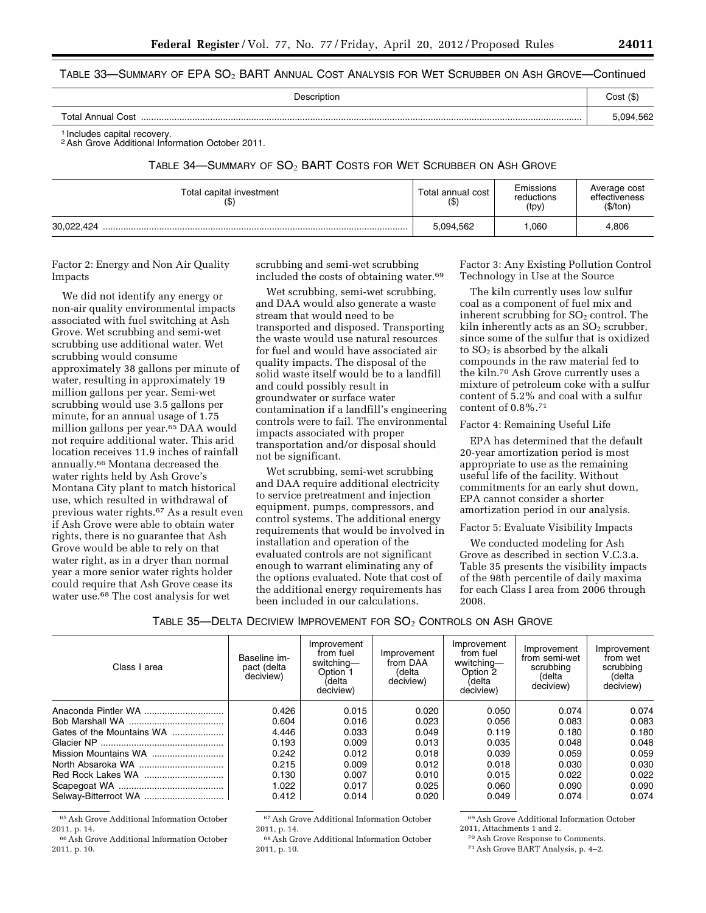TABLE 33—SUMMARY OF EPA $SO_2$ BART ANNUAL COST ANALYSIS FOR WET SCRUBBER ON ASH GROVE—Continued

| Description | Cost ($) |
|---|---|
| Total Annual Cost | 5,094,562 |

[1] Includes capital recovery.
[2] Ash Grove Additional Information October 2011.

TABLE 34—SUMMARY OF $SO_2$ BART COSTS FOR WET SCRUBBER ON ASH GROVE

| Total capital investment ($) | Total annual cost ($) | Emissions reductions (tpy) | Average cost effectiveness ($/ton) |
|---|---|---|---|
| 30,022,424 | 5,094,562 | 1,060 | 4,806 |

Factor 2: Energy and Non Air Quality Impacts

We did not identify any energy or non-air quality environmental impacts associated with fuel switching at Ash Grove. Wet scrubbing and semi-wet scrubbing use additional water. Wet scrubbing would consume approximately 38 gallons per minute of water, resulting in approximately 19 million gallons per year. Semi-wet scrubbing would use 3.5 gallons per minute, for an annual usage of 1.75 million gallons per year.[65] DAA would not require additional water. This arid location receives 11.9 inches of rainfall annually.[66] Montana decreased the water rights held by Ash Grove's Montana City plant to match historical use, which resulted in withdrawal of previous water rights.[67] As a result even if Ash Grove were able to obtain water rights, there is no guarantee that Ash Grove would be able to rely on that water right, as in a dryer than normal year a more senior water rights holder could require that Ash Grove cease its water use.[68] The cost analysis for wet scrubbing and semi-wet scrubbing included the costs of obtaining water.[69]

Wet scrubbing, semi-wet scrubbing, and DAA would also generate a waste stream that would need to be transported and disposed. Transporting the waste would use natural resources for fuel and would have associated air quality impacts. The disposal of the solid waste itself would be to a landfill and could possibly result in groundwater or surface water contamination if a landfill's engineering controls were to fail. The environmental impacts associated with proper transportation and/or disposal should not be significant.

Wet scrubbing, semi-wet scrubbing and DAA require additional electricity to service pretreatment and injection equipment, pumps, compressors, and control systems. The additional energy requirements that would be involved in installation and operation of the evaluated controls are not significant enough to warrant eliminating any of the options evaluated. Note that cost of the additional energy requirements has been included in our calculations.

Factor 3: Any Existing Pollution Control Technology in Use at the Source

The kiln currently uses low sulfur coal as a component of fuel mix and inherent scrubbing for $SO_2$ control. The kiln inherently acts as an $SO_2$ scrubber, since some of the sulfur that is oxidized to $SO_2$ is absorbed by the alkali compounds in the raw material fed to the kiln.[70] Ash Grove currently uses a mixture of petroleum coke with a sulfur content of 5.2% and coal with a sulfur content of 0.8%.[71]

Factor 4: Remaining Useful Life

EPA has determined that the default 20-year amortization period is most appropriate to use as the remaining useful life of the facility. Without commitments for an early shut down, EPA cannot consider a shorter amortization period in our analysis.

Factor 5: Evaluate Visibility Impacts

We conducted modeling for Ash Grove as described in section V.C.3.a. Table 35 presents the visibility impacts of the 98th percentile of daily maxima for each Class I area from 2006 through 2008.

TABLE 35—DELTA DECIVIEW IMPROVEMENT FOR $SO_2$ CONTROLS ON ASH GROVE

| Class I area | Baseline impact (delta deciview) | Improvement from fuel switching—Option 1 (delta deciview) | Improvement from DAA (delta deciview) | Improvement from fuel wwitching—Option 2 (delta deciview) | Improvement from semi-wet scrubbing (delta deciview) | Improvement from wet scrubbing (delta deciview) |
|---|---|---|---|---|---|---|
| Anaconda Pintler WA | 0.426 | 0.015 | 0.020 | 0.050 | 0.074 | 0.074 |
| Bob Marshall WA | 0.604 | 0.016 | 0.023 | 0.056 | 0.083 | 0.083 |
| Gates of the Mountains WA | 4.446 | 0.033 | 0.049 | 0.119 | 0.180 | 0.180 |
| Glacier NP | 0.193 | 0.009 | 0.013 | 0.035 | 0.048 | 0.048 |
| Mission Mountains WA | 0.242 | 0.012 | 0.018 | 0.039 | 0.059 | 0.059 |
| North Absaroka WA | 0.215 | 0.009 | 0.012 | 0.018 | 0.030 | 0.030 |
| Red Rock Lakes WA | 0.130 | 0.007 | 0.010 | 0.015 | 0.022 | 0.022 |
| Scapegoat WA | 1.022 | 0.017 | 0.025 | 0.060 | 0.090 | 0.090 |
| Selway-Bitterroot WA | 0.412 | 0.014 | 0.020 | 0.049 | 0.074 | 0.074 |

[65] Ash Grove Additional Information October 2011, p. 14.

[66] Ash Grove Additional Information October 2011, p. 10.

[67] Ash Grove Additional Information October 2011, p. 14.

[68] Ash Grove Additional Information October 2011, p. 10.

[69] Ash Grove Additional Information October 2011, Attachments 1 and 2.

[70] Ash Grove Response to Comments.

[71] Ash Grove BART Analysis, p. 4–2.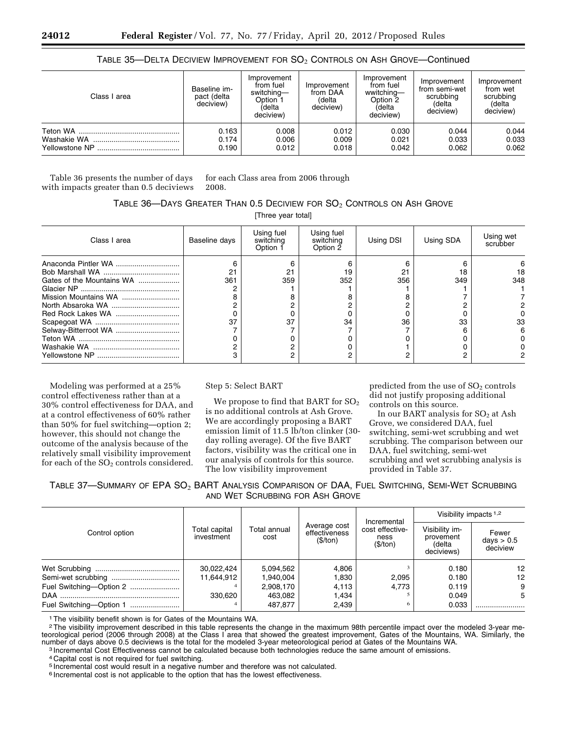### TABLE 35—DELTA DECIVIEW IMPROVEMENT FOR $SO_2$ CONTROLS ON ASH GROVE—Continued

| Class I area | Baseline impact (delta deciview) | Improvement from fuel switching—Option 1 (delta deciview) | Improvement from DAA (delta deciview) | Improvement from fuel wwitching—Option 2 (delta deciview) | Improvement from semi-wet scrubbing (delta deciview) | Improvement from wet scrubbing (delta deciview) |
|---|---|---|---|---|---|---|
| Teton WA | 0.163 | 0.008 | 0.012 | 0.030 | 0.044 | 0.044 |
| Washakie WA | 0.174 | 0.006 | 0.009 | 0.021 | 0.033 | 0.033 |
| Yellowstone NP | 0.190 | 0.012 | 0.018 | 0.042 | 0.062 | 0.062 |

Table 36 presents the number of days with impacts greater than 0.5 deciviews for each Class area from 2006 through 2008.

### TABLE 36—DAYS GREATER THAN 0.5 DECIVIEW FOR $SO_2$ CONTROLS ON ASH GROVE

[Three year total]

| Class I area | Baseline days | Using fuel switching Option 1 | Using fuel switching Option 2 | Using DSI | Using SDA | Using wet scrubber |
|---|---|---|---|---|---|---|
| Anaconda Pintler WA | 6 | 6 | 6 | 6 | 6 | 6 |
| Bob Marshall WA | 21 | 21 | 19 | 21 | 18 | 18 |
| Gates of the Mountains WA | 361 | 359 | 352 | 356 | 349 | 348 |
| Glacier NP | 2 | 1 | 1 | 1 | 1 | 1 |
| Mission Mountains WA | 8 | 8 | 8 | 8 | 7 | 7 |
| North Absaroka WA | 2 | 2 | 2 | 2 | 2 | 2 |
| Red Rock Lakes WA | 0 | 0 | 0 | 0 | 0 | 0 |
| Scapegoat WA | 37 | 37 | 34 | 36 | 33 | 33 |
| Selway-Bitterroot WA | 7 | 7 | 7 | 7 | 6 | 6 |
| Teton WA | 0 | 0 | 0 | 0 | 0 | 0 |
| Washakie WA | 2 | 2 | 0 | 1 | 0 | 0 |
| Yellowstone NP | 3 | 2 | 2 | 2 | 2 | 2 |

Modeling was performed at a 25% control effectiveness rather than at a 30% control effectiveness for DAA, and at a control effectiveness of 60% rather than 50% for fuel switching—option 2; however, this should not change the outcome of the analysis because of the relatively small visibility improvement for each of the $SO_2$ controls considered.

Step 5: Select BART

We propose to find that BART for $SO_2$ is no additional controls at Ash Grove. We are accordingly proposing a BART emission limit of 11.5 lb/ton clinker (30-day rolling average). Of the five BART factors, visibility was the critical one in our analysis of controls for this source. The low visibility improvement predicted from the use of $SO_2$ controls did not justify proposing additional controls on this source.

In our BART analysis for $SO_2$ at Ash Grove, we considered DAA, fuel switching, semi-wet scrubbing and wet scrubbing. The comparison between our DAA, fuel switching, semi-wet scrubbing and wet scrubbing analysis is provided in Table 37.

### TABLE 37—SUMMARY OF EPA $SO_2$ BART ANALYSIS COMPARISON OF DAA, FUEL SWITCHING, SEMI-WET SCRUBBING AND WET SCRUBBING FOR ASH GROVE

| Control option | Total capital investment | Total annual cost | Average cost effectiveness ($/ton) | Incremental cost effectiveness ($/ton) | Visibility impacts [1,2] | |
|---|---|---|---|---|---|---|
| | | | | | Visibility improvement (delta deciviews) | Fewer days > 0.5 deciview |
| Wet Scrubbing | 30,022,424 | 5,094,562 | 4,806 | [3] | 0.180 | 12 |
| Semi-wet scrubbing | 11,644,912 | 1,940,004 | 1,830 | 2,095 | 0.180 | 12 |
| Fuel Switching—Option 2 | [4] | 2,908,170 | 4,113 | 4,773 | 0.119 | 9 |
| DAA | 330,620 | 463,082 | 1,434 | [5] | 0.049 | 5 |
| Fuel Switching—Option 1 | [4] | 487,877 | 2,439 | [6] | 0.033 | |

[1] The visibility benefit shown is for Gates of the Mountains WA.

[2] The visibility improvement described in this table represents the change in the maximum 98th percentile impact over the modeled 3-year meteorological period (2006 through 2008) at the Class I area that showed the greatest improvement, Gates of the Mountains, WA. Similarly, the number of days above 0.5 deciviews is the total for the modeled 3-year meteorological period at Gates of the Mountains WA.

[3] Incremental Cost Effectiveness cannot be calculated because both technologies reduce the same amount of emissions.

[4] Capital cost is not required for fuel switching.

[5] Incremental cost would result in a negative number and therefore was not calculated.

[6] Incremental cost is not applicable to the option that has the lowest effectiveness.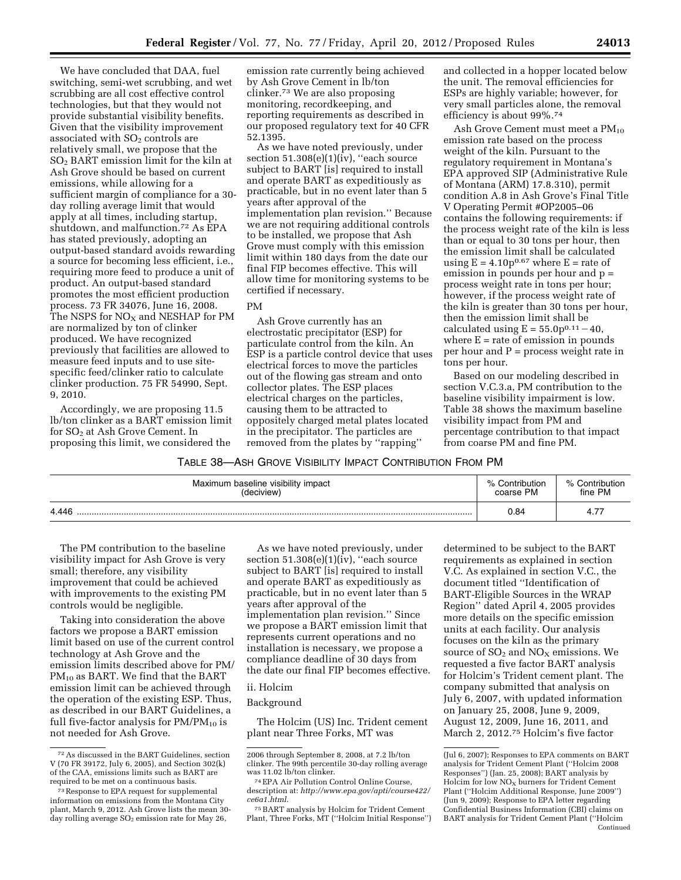We have concluded that DAA, fuel switching, semi-wet scrubbing, and wet scrubbing are all cost effective control technologies, but that they would not provide substantial visibility benefits. Given that the visibility improvement associated with $SO_2$ controls are relatively small, we propose that the $SO_2$ BART emission limit for the kiln at Ash Grove should be based on current emissions, while allowing for a sufficient margin of compliance for a 30-day rolling average limit that would apply at all times, including startup, shutdown, and malfunction.[72] As EPA has stated previously, adopting an output-based standard avoids rewarding a source for becoming less efficient, i.e., requiring more feed to produce a unit of product. An output-based standard promotes the most efficient production process. 73 FR 34076, June 16, 2008. The NSPS for $NO_X$ and NESHAP for PM are normalized by ton of clinker produced. We have recognized previously that facilities are allowed to measure feed inputs and to use site-specific feed/clinker ratio to calculate clinker production. 75 FR 54990, Sept. 9, 2010.

Accordingly, we are proposing 11.5 lb/ton clinker as a BART emission limit for $SO_2$ at Ash Grove Cement. In proposing this limit, we considered the emission rate currently being achieved by Ash Grove Cement in lb/ton clinker.[73] We are also proposing monitoring, recordkeeping, and reporting requirements as described in our proposed regulatory text for 40 CFR 52.1395.

As we have noted previously, under section 51.308(e)(1)(iv), ''each source subject to BART [is] required to install and operate BART as expeditiously as practicable, but in no event later than 5 years after approval of the implementation plan revision.'' Because we are not requiring additional controls to be installed, we propose that Ash Grove must comply with this emission limit within 180 days from the date our final FIP becomes effective. This will allow time for monitoring systems to be certified if necessary.

PM

Ash Grove currently has an electrostatic precipitator (ESP) for particulate control from the kiln. An ESP is a particle control device that uses electrical forces to move the particles out of the flowing gas stream and onto collector plates. The ESP places electrical charges on the particles, causing them to be attracted to oppositely charged metal plates located in the precipitator. The particles are removed from the plates by ''rapping'' and collected in a hopper located below the unit. The removal efficiencies for ESPs are highly variable; however, for very small particles alone, the removal efficiency is about 99%.[74]

Ash Grove Cement must meet a $PM_{10}$ emission rate based on the process weight of the kiln. Pursuant to the regulatory requirement in Montana's EPA approved SIP (Administrative Rule of Montana (ARM) 17.8.310), permit condition A.8 in Ash Grove's Final Title V Operating Permit #OP2005–06 contains the following requirements: if the process weight rate of the kiln is less than or equal to 30 tons per hour, then the emission limit shall be calculated using $E = 4.10p^{0.67}$ where E = rate of emission in pounds per hour and p = process weight rate in tons per hour; however, if the process weight rate of the kiln is greater than 30 tons per hour, then the emission limit shall be calculated using $E = 55.0p^{0.11} - 40$, where E = rate of emission in pounds per hour and P = process weight rate in tons per hour.

Based on our modeling described in section V.C.3.a, PM contribution to the baseline visibility impairment is low. Table 38 shows the maximum baseline visibility impact from PM and percentage contribution to that impact from coarse PM and fine PM.

TABLE 38—ASH GROVE VISIBILITY IMPACT CONTRIBUTION FROM PM

| Maximum baseline visibility impact (deciview) | % Contribution coarse PM | % Contribution fine PM |
|---|---|---|
| 4.446 | 0.84 | 4.77 |

The PM contribution to the baseline visibility impact for Ash Grove is very small; therefore, any visibility improvement that could be achieved with improvements to the existing PM controls would be negligible.

Taking into consideration the above factors we propose a BART emission limit based on use of the current control technology at Ash Grove and the emission limits described above for PM/$PM_{10}$ as BART. We find that the BART emission limit can be achieved through the operation of the existing ESP. Thus, as described in our BART Guidelines, a full five-factor analysis for PM/$PM_{10}$ is not needed for Ash Grove.

As we have noted previously, under section 51.308(e)(1)(iv), ''each source subject to BART [is] required to install and operate BART as expeditiously as practicable, but in no event later than 5 years after approval of the implementation plan revision.'' Since we propose a BART emission limit that represents current operations and no installation is necessary, we propose a compliance deadline of 30 days from the date our final FIP becomes effective.

ii. Holcim

Background

The Holcim (US) Inc. Trident cement plant near Three Forks, MT was determined to be subject to the BART requirements as explained in section V.C. As explained in section V.C., the document titled ''Identification of BART-Eligible Sources in the WRAP Region'' dated April 4, 2005 provides more details on the specific emission units at each facility. Our analysis focuses on the kiln as the primary source of $SO_2$ and $NO_X$ emissions. We requested a five factor BART analysis for Holcim's Trident cement plant. The company submitted that analysis on July 6, 2007, with updated information on January 25, 2008, June 9, 2009, August 12, 2009, June 16, 2011, and March 2, 2012.[75] Holcim's five factor

---

[72] As discussed in the BART Guidelines, section V (70 FR 39172, July 6, 2005), and Section 302(k) of the CAA, emissions limits such as BART are required to be met on a continuous basis.

[73] Response to EPA request for supplemental information on emissions from the Montana City plant, March 9, 2012. Ash Grove lists the mean 30-day rolling average $SO_2$ emission rate for May 26, 2006 through September 8, 2008, at 7.2 lb/ton clinker. The 99th percentile 30-day rolling average was 11.02 lb/ton clinker.

[74] EPA Air Pollution Control Online Course, description at: *http://www.epa.gov/apti/course422/ce6a1.html*.

[75] BART analysis by Holcim for Trident Cement Plant, Three Forks, MT (''Holcim Initial Response'') (Jul 6, 2007); Responses to EPA comments on BART analysis for Trident Cement Plant (''Holcim 2008 Responses'') (Jan. 25, 2008); BART analysis by Holcim for low $NO_X$ burners for Trident Cement Plant (''Holcim Additional Response, June 2009'') (Jun 9, 2009); Response to EPA letter regarding Confidential Business Information (CBI) claims on BART analysis for Trident Cement Plant (''Holcim Continued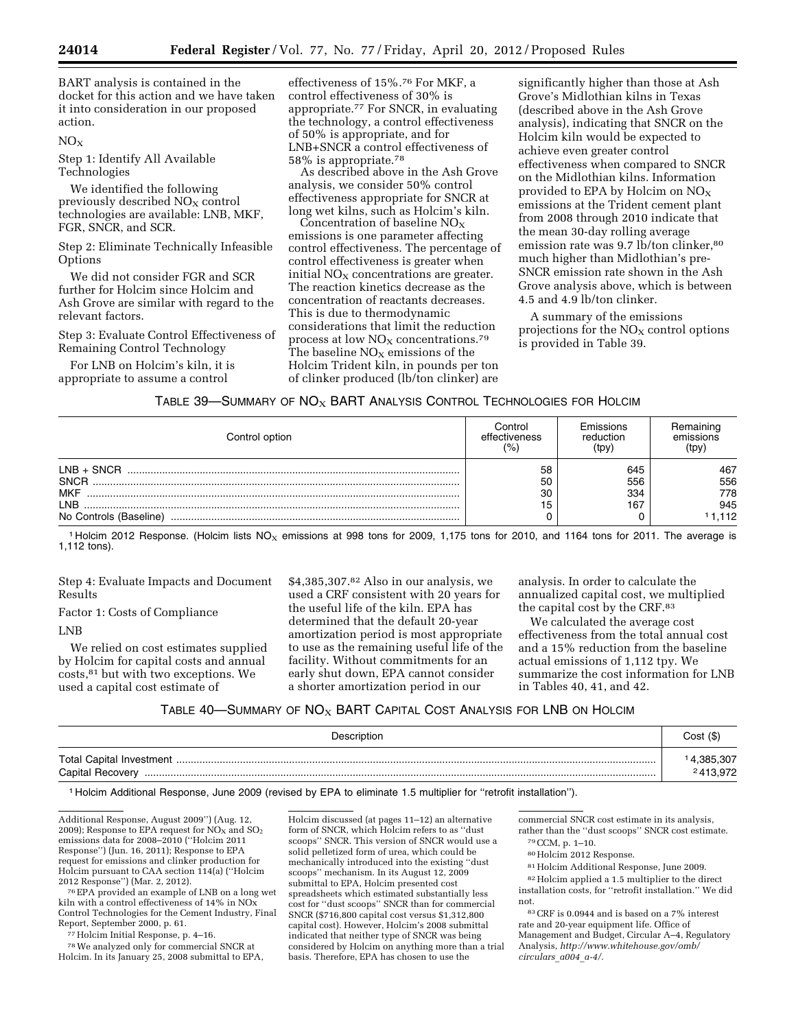BART analysis is contained in the docket for this action and we have taken it into consideration in our proposed action.

$NO_X$

Step 1: Identify All Available Technologies

We identified the following previously described $NO_X$ control technologies are available: LNB, MKF, FGR, SNCR, and SCR.

Step 2: Eliminate Technically Infeasible Options

We did not consider FGR and SCR further for Holcim since Holcim and Ash Grove are similar with regard to the relevant factors.

Step 3: Evaluate Control Effectiveness of Remaining Control Technology

For LNB on Holcim's kiln, it is appropriate to assume a control effectiveness of 15%.[76] For MKF, a control effectiveness of 30% is appropriate.[77] For SNCR, in evaluating the technology, a control effectiveness of 50% is appropriate, and for LNB+SNCR a control effectiveness of 58% is appropriate.[78]

As described above in the Ash Grove analysis, we consider 50% control effectiveness appropriate for SNCR at long wet kilns, such as Holcim's kiln.

Concentration of baseline $NO_X$ emissions is one parameter affecting control effectiveness. The percentage of control effectiveness is greater when initial $NO_X$ concentrations are greater. The reaction kinetics decrease as the concentration of reactants decreases. This is due to thermodynamic considerations that limit the reduction process at low $NO_X$ concentrations.[79] The baseline $NO_X$ emissions of the Holcim Trident kiln, in pounds per ton of clinker produced (lb/ton clinker) are significantly higher than those at Ash Grove's Midlothian kilns in Texas (described above in the Ash Grove analysis), indicating that SNCR on the Holcim kiln would be expected to achieve even greater control effectiveness when compared to SNCR on the Midlothian kilns. Information provided to EPA by Holcim on $NO_X$ emissions at the Trident cement plant from 2008 through 2010 indicate that the mean 30-day rolling average emission rate was 9.7 lb/ton clinker,[80] much higher than Midlothian's pre-SNCR emission rate shown in the Ash Grove analysis above, which is between 4.5 and 4.9 lb/ton clinker.

A summary of the emissions projections for the $NO_X$ control options is provided in Table 39.

TABLE 39—SUMMARY OF $NO_X$ BART ANALYSIS CONTROL TECHNOLOGIES FOR HOLCIM

| Control option | Control effectiveness (%) | Emissions reduction (tpy) | Remaining emissions (tpy) |
|---|---|---|---|
| LNB + SNCR | 58 | 645 | 467 |
| SNCR | 50 | 556 | 556 |
| MKF | 30 | 334 | 778 |
| LNB | 15 | 167 | 945 |
| No Controls (Baseline) | 0 | 0 | [1] 1,112 |

[1] Holcim 2012 Response. (Holcim lists $NO_X$ emissions at 998 tons for 2009, 1,175 tons for 2010, and 1164 tons for 2011. The average is 1,112 tons).

Step 4: Evaluate Impacts and Document Results

Factor 1: Costs of Compliance

LNB

We relied on cost estimates supplied by Holcim for capital costs and annual costs,[81] but with two exceptions. We used a capital cost estimate of $4,385,307.[82] Also in our analysis, we used a CRF consistent with 20 years for the useful life of the kiln. EPA has determined that the default 20-year amortization period is most appropriate to use as the remaining useful life of the facility. Without commitments for an early shut down, EPA cannot consider a shorter amortization period in our analysis. In order to calculate the annualized capital cost, we multiplied the capital cost by the CRF.[83]

We calculated the average cost effectiveness from the total annual cost and a 15% reduction from the baseline actual emissions of 1,112 tpy. We summarize the cost information for LNB in Tables 40, 41, and 42.

TABLE 40—SUMMARY OF $NO_X$ BART CAPITAL COST ANALYSIS FOR LNB ON HOLCIM

| Description | Cost ($) |
|---|---|
| Total Capital Investment | [1] 4,385,307 |
| Capital Recovery | [2] 413,972 |

[1] Holcim Additional Response, June 2009 (revised by EPA to eliminate 1.5 multiplier for "retrofit installation").

Additional Response, August 2009") (Aug. 12, 2009); Response to EPA request for $NO_X$ and $SO_2$ emissions data for 2008–2010 ("Holcim 2011 Response") (Jun. 16, 2011); Response to EPA request for emissions and clinker production for Holcim pursuant to CAA section 114(a) ("Holcim 2012 Response") (Mar. 2, 2012).

[76] EPA provided an example of LNB on a long wet kiln with a control effectiveness of 14% in NOx Control Technologies for the Cement Industry, Final Report, September 2000, p. 61.

[77] Holcim Initial Response, p. 4–16.

[78] We analyzed only for commercial SNCR at Holcim. In its January 25, 2008 submittal to EPA, Holcim discussed (at pages 11–12) an alternative form of SNCR, which Holcim refers to as "dust scoops" SNCR. This version of SNCR would use a solid pelletized form of urea, which could be mechanically introduced into the existing "dust scoops" mechanism. In its August 12, 2009 submittal to EPA, Holcim presented cost spreadsheets which estimated substantially less cost for "dust scoops" SNCR than for commercial SNCR ($716,800 capital cost versus $1,312,800 capital cost). However, Holcim's 2008 submittal indicated that neither type of SNCR was being considered by Holcim on anything more than a trial basis. Therefore, EPA has chosen to use the commercial SNCR cost estimate in its analysis, rather than the "dust scoops" SNCR cost estimate.

[79] CCM, p. 1–10.

[80] Holcim 2012 Response.

[81] Holcim Additional Response, June 2009.

[82] Holcim applied a 1.5 multiplier to the direct installation costs, for "retrofit installation." We did not.

[83] CRF is 0.0944 and is based on a 7% interest rate and 20-year equipment life. Office of Management and Budget, Circular A–4, Regulatory Analysis, *http://www.whitehouse.gov/omb/circulars_a004_a-4/*.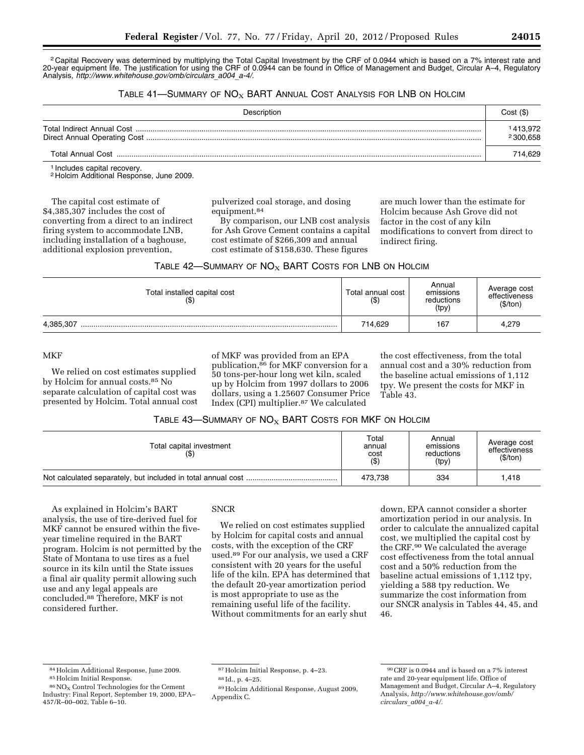[2] Capital Recovery was determined by multiplying the Total Capital Investment by the CRF of 0.0944 which is based on a 7% interest rate and 20-year equipment life. The justification for using the CRF of 0.0944 can be found in Office of Management and Budget, Circular A–4, Regulatory Analysis, *http://www.whitehouse.gov/omb/circulars_a004_a-4/.*

TABLE 41—SUMMARY OF $NO_X$ BART ANNUAL COST ANALYSIS FOR LNB ON HOLCIM

| Description | Cost ($) |
|---|---|
| Total Indirect Annual Cost | [1] 413,972 |
| Direct Annual Operating Cost | [2] 300,658 |
| Total Annual Cost | 714,629 |

[1] Includes capital recovery.
[2] Holcim Additional Response, June 2009.

The capital cost estimate of $4,385,307 includes the cost of converting from a direct to an indirect firing system to accommodate LNB, including installation of a baghouse, additional explosion prevention, pulverized coal storage, and dosing equipment.[84]

By comparison, our LNB cost analysis for Ash Grove Cement contains a capital cost estimate of $266,309 and annual cost estimate of $158,630. These figures are much lower than the estimate for Holcim because Ash Grove did not factor in the cost of any kiln modifications to convert from direct to indirect firing.

TABLE 42—SUMMARY OF $NO_X$ BART COSTS FOR LNB ON HOLCIM

| Total installed capital cost ($) | Total annual cost ($) | Annual emissions reductions (tpy) | Average cost effectiveness ($/ton) |
|---|---|---|---|
| 4,385,307 | 714,629 | 167 | 4,279 |

MKF

We relied on cost estimates supplied by Holcim for annual costs.[85] No separate calculation of capital cost was presented by Holcim. Total annual cost of MKF was provided from an EPA publication,[86] for MKF conversion for a 50 tons-per-hour long wet kiln, scaled up by Holcim from 1997 dollars to 2006 dollars, using a 1.25607 Consumer Price Index (CPI) multiplier.[87] We calculated the cost effectiveness, from the total annual cost and a 30% reduction from the baseline actual emissions of 1,112 tpy. We present the costs for MKF in Table 43.

TABLE 43—SUMMARY OF $NO_X$ BART COSTS FOR MKF ON HOLCIM

| Total capital investment ($) | Total annual cost ($) | Annual emissions reductions (tpy) | Average cost effectiveness ($/ton) |
|---|---|---|---|
| Not calculated separately, but included in total annual cost | 473,738 | 334 | 1,418 |

As explained in Holcim's BART analysis, the use of tire-derived fuel for MKF cannot be ensured within the five-year timeline required in the BART program. Holcim is not permitted by the State of Montana to use tires as a fuel source in its kiln until the State issues a final air quality permit allowing such use and any legal appeals are concluded.[88] Therefore, MKF is not considered further.

SNCR

We relied on cost estimates supplied by Holcim for capital costs and annual costs, with the exception of the CRF used.[89] For our analysis, we used a CRF consistent with 20 years for the useful life of the kiln. EPA has determined that the default 20-year amortization period is most appropriate to use as the remaining useful life of the facility. Without commitments for an early shut down, EPA cannot consider a shorter amortization period in our analysis. In order to calculate the annualized capital cost, we multiplied the capital cost by the CRF.[90] We calculated the average cost effectiveness from the total annual cost and a 50% reduction from the baseline actual emissions of 1,112 tpy, yielding a 588 tpy reduction. We summarize the cost information from our SNCR analysis in Tables 44, 45, and 46.

[84] Holcim Additional Response, June 2009.

[85] Holcim Initial Response.

[86] $NO_X$ Control Technologies for the Cement Industry: Final Report, September 19, 2000, EPA–457/R–00–002, Table 6–10.

[87] Holcim Initial Response, p. 4–23.

[88] Id., p. 4–25.

[89] Holcim Additional Response, August 2009, Appendix C.

[90] CRF is 0.0944 and is based on a 7% interest rate and 20-year equipment life. Office of Management and Budget, Circular A–4, Regulatory Analysis, *http://www.whitehouse.gov/omb/circulars_a004_a-4/.*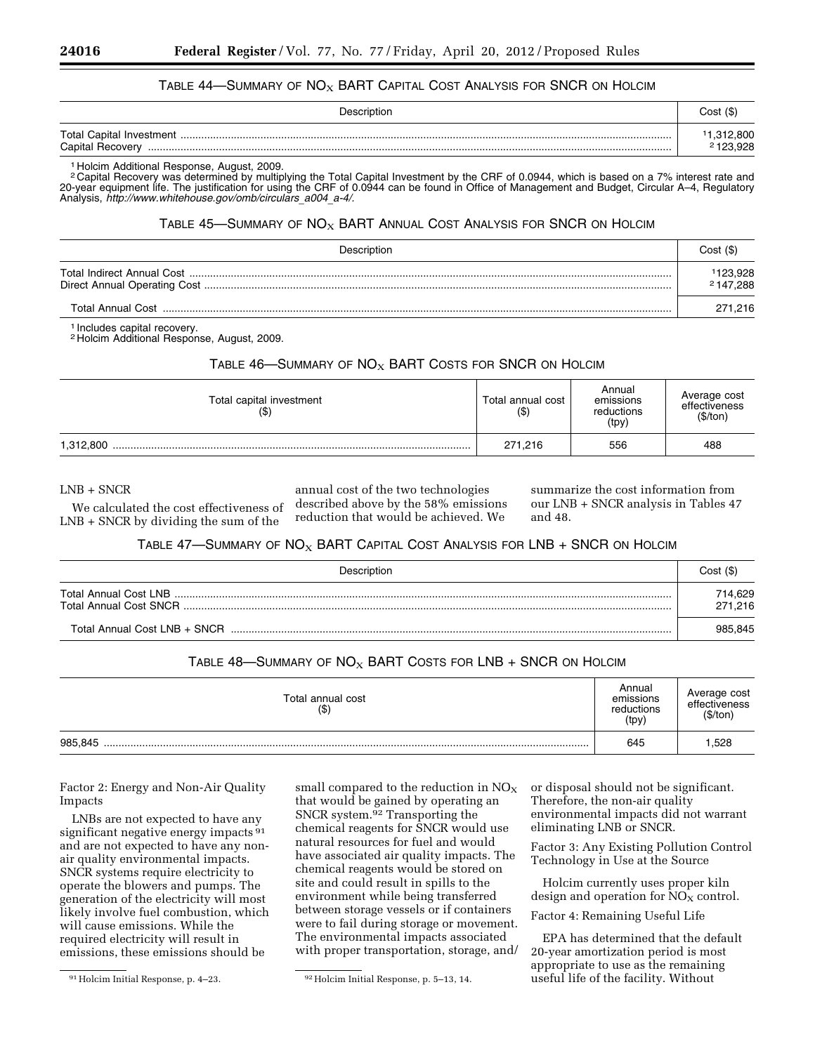TABLE 44—SUMMARY OF $NO_X$ BART CAPITAL COST ANALYSIS FOR SNCR ON HOLCIM

| Description | Cost ($) |
|---|---|
| Total Capital Investment | [1] 1,312,800 |
| Capital Recovery | [2] 123,928 |

[1] Holcim Additional Response, August, 2009.
[2] Capital Recovery was determined by multiplying the Total Capital Investment by the CRF of 0.0944, which is based on a 7% interest rate and 20-year equipment life. The justification for using the CRF of 0.0944 can be found in Office of Management and Budget, Circular A–4, Regulatory Analysis, *http://www.whitehouse.gov/omb/circulars_a004_a-4/*.

TABLE 45—SUMMARY OF $NO_X$ BART ANNUAL COST ANALYSIS FOR SNCR ON HOLCIM

| Description | Cost ($) |
|---|---|
| Total Indirect Annual Cost | [1] 123,928 |
| Direct Annual Operating Cost | [2] 147,288 |
| Total Annual Cost | 271,216 |

[1] Includes capital recovery.
[2] Holcim Additional Response, August, 2009.

TABLE 46—SUMMARY OF $NO_X$ BART COSTS FOR SNCR ON HOLCIM

| Total capital investment ($) | Total annual cost ($) | Annual emissions reductions (tpy) | Average cost effectiveness ($/ton) |
|---|---|---|---|
| 1,312,800 | 271,216 | 556 | 488 |

LNB + SNCR

We calculated the cost effectiveness of LNB + SNCR by dividing the sum of the annual cost of the two technologies described above by the 58% emissions reduction that would be achieved. We summarize the cost information from our LNB + SNCR analysis in Tables 47 and 48.

TABLE 47—SUMMARY OF $NO_X$ BART CAPITAL COST ANALYSIS FOR LNB + SNCR ON HOLCIM

| Description | Cost ($) |
|---|---|
| Total Annual Cost LNB | 714,629 |
| Total Annual Cost SNCR | 271,216 |
| Total Annual Cost LNB + SNCR | 985,845 |

TABLE 48—SUMMARY OF $NO_X$ BART COSTS FOR LNB + SNCR ON HOLCIM

| Total annual cost ($) | Annual emissions reductions (tpy) | Average cost effectiveness ($/ton) |
|---|---|---|
| 985,845 | 645 | 1,528 |

Factor 2: Energy and Non-Air Quality Impacts

LNBs are not expected to have any significant negative energy impacts [91] and are not expected to have any non-air quality environmental impacts. SNCR systems require electricity to operate the blowers and pumps. The generation of the electricity will most likely involve fuel combustion, which will cause emissions. While the required electricity will result in emissions, these emissions should be small compared to the reduction in $NO_X$ that would be gained by operating an SNCR system.[92] Transporting the chemical reagents for SNCR would use natural resources for fuel and would have associated air quality impacts. The chemical reagents would be stored on site and could result in spills to the environment while being transferred between storage vessels or if containers were to fail during storage or movement. The environmental impacts associated with proper transportation, storage, and/or disposal should not be significant. Therefore, the non-air quality environmental impacts did not warrant eliminating LNB or SNCR.

Factor 3: Any Existing Pollution Control Technology in Use at the Source

Holcim currently uses proper kiln design and operation for $NO_X$ control.

Factor 4: Remaining Useful Life

EPA has determined that the default 20-year amortization period is most appropriate to use as the remaining useful life of the facility. Without

[91] Holcim Initial Response, p. 4–23.

[92] Holcim Initial Response, p. 5–13, 14.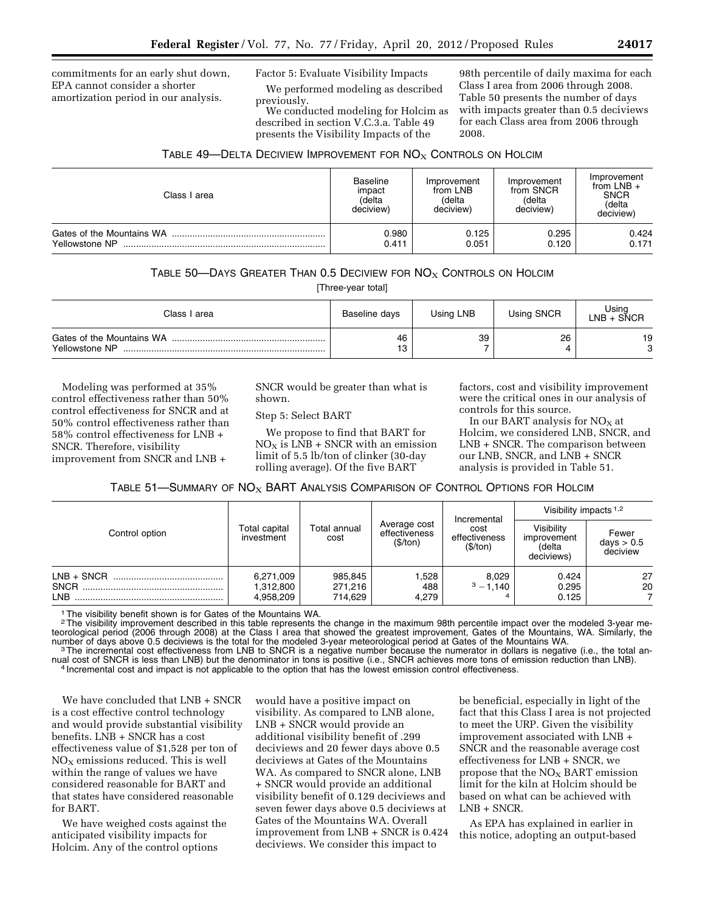commitments for an early shut down, EPA cannot consider a shorter amortization period in our analysis.

Factor 5: Evaluate Visibility Impacts

We performed modeling as described previously.

We conducted modeling for Holcim as described in section V.C.3.a. Table 49 presents the Visibility Impacts of the 98th percentile of daily maxima for each Class I area from 2006 through 2008. Table 50 presents the number of days with impacts greater than 0.5 deciviews for each Class area from 2006 through 2008.

TABLE 49—DELTA DECIVIEW IMPROVEMENT FOR $NO_X$ CONTROLS ON HOLCIM

| Class I area | Baseline impact (delta deciview) | Improvement from LNB (delta deciview) | Improvement from SNCR (delta deciview) | Improvement from LNB + SNCR (delta deciview) |
|---|---|---|---|---|
| Gates of the Mountains WA | 0.980 | 0.125 | 0.295 | 0.424 |
| Yellowstone NP | 0.411 | 0.051 | 0.120 | 0.171 |

TABLE 50—DAYS GREATER THAN 0.5 DECIVIEW FOR $NO_X$ CONTROLS ON HOLCIM

[Three-year total]

| Class I area | Baseline days | Using LNB | Using SNCR | Using LNB + SNCR |
|---|---|---|---|---|
| Gates of the Mountains WA | 46 | 39 | 26 | 19 |
| Yellowstone NP | 13 | 7 | 4 | 3 |

Modeling was performed at 35% control effectiveness rather than 50% control effectiveness for SNCR and at 50% control effectiveness rather than 58% control effectiveness for LNB + SNCR. Therefore, visibility improvement from SNCR and LNB + SNCR would be greater than what is shown.

Step 5: Select BART

We propose to find that BART for $NO_X$ is LNB + SNCR with an emission limit of 5.5 lb/ton of clinker (30-day rolling average). Of the five BART factors, cost and visibility improvement were the critical ones in our analysis of controls for this source.

In our BART analysis for $NO_X$ at Holcim, we considered LNB, SNCR, and LNB + SNCR. The comparison between our LNB, SNCR, and LNB + SNCR analysis is provided in Table 51.

TABLE 51—SUMMARY OF $NO_X$ BART ANALYSIS COMPARISON OF CONTROL OPTIONS FOR HOLCIM

| Control option | Total capital investment | Total annual cost | Average cost effectiveness ($/ton) | Incremental cost effectiveness ($/ton) | Visibility impacts [1,2] | |
|---|---|---|---|---|---|---|
| | | | | | Visibility improvement (delta deciviews) | Fewer days > 0.5 deciview |
| LNB + SNCR | 6,271,009 | 985,845 | 1,528 | 8,029 | 0.424 | 27 |
| SNCR | 1,312,800 | 271,216 | 488 | [3] −1,140 | 0.295 | 20 |
| LNB | 4,958,209 | 714,629 | 4,279 | [4] | 0.125 | 7 |

[1] The visibility benefit shown is for Gates of the Mountains WA.
[2] The visibility improvement described in this table represents the change in the maximum 98th percentile impact over the modeled 3-year meteorological period (2006 through 2008) at the Class I area that showed the greatest improvement, Gates of the Mountains, WA. Similarly, the number of days above 0.5 deciviews is the total for the modeled 3-year meteorological period at Gates of the Mountains WA.
[3] The incremental cost effectiveness from LNB to SNCR is a negative number because the numerator in dollars is negative (i.e., the total annual cost of SNCR is less than LNB) but the denominator in tons is positive (i.e., SNCR achieves more tons of emission reduction than LNB).
[4] Incremental cost and impact is not applicable to the option that has the lowest emission control effectiveness.

We have concluded that LNB + SNCR is a cost effective control technology and would provide substantial visibility benefits. LNB + SNCR has a cost effectiveness value of $1,528 per ton of $NO_X$ emissions reduced. This is well within the range of values we have considered reasonable for BART and that states have considered reasonable for BART.

We have weighed costs against the anticipated visibility impacts for Holcim. Any of the control options would have a positive impact on visibility. As compared to LNB alone, LNB + SNCR would provide an additional visibility benefit of .299 deciviews and 20 fewer days above 0.5 deciviews at Gates of the Mountains WA. As compared to SNCR alone, LNB + SNCR would provide an additional visibility benefit of 0.129 deciviews and seven fewer days above 0.5 deciviews at Gates of the Mountains WA. Overall improvement from LNB + SNCR is 0.424 deciviews. We consider this impact to be beneficial, especially in light of the fact that this Class I area is not projected to meet the URP. Given the visibility improvement associated with LNB + SNCR and the reasonable average cost effectiveness for LNB + SNCR, we propose that the $NO_X$ BART emission limit for the kiln at Holcim should be based on what can be achieved with LNB + SNCR.

As EPA has explained in earlier in this notice, adopting an output-based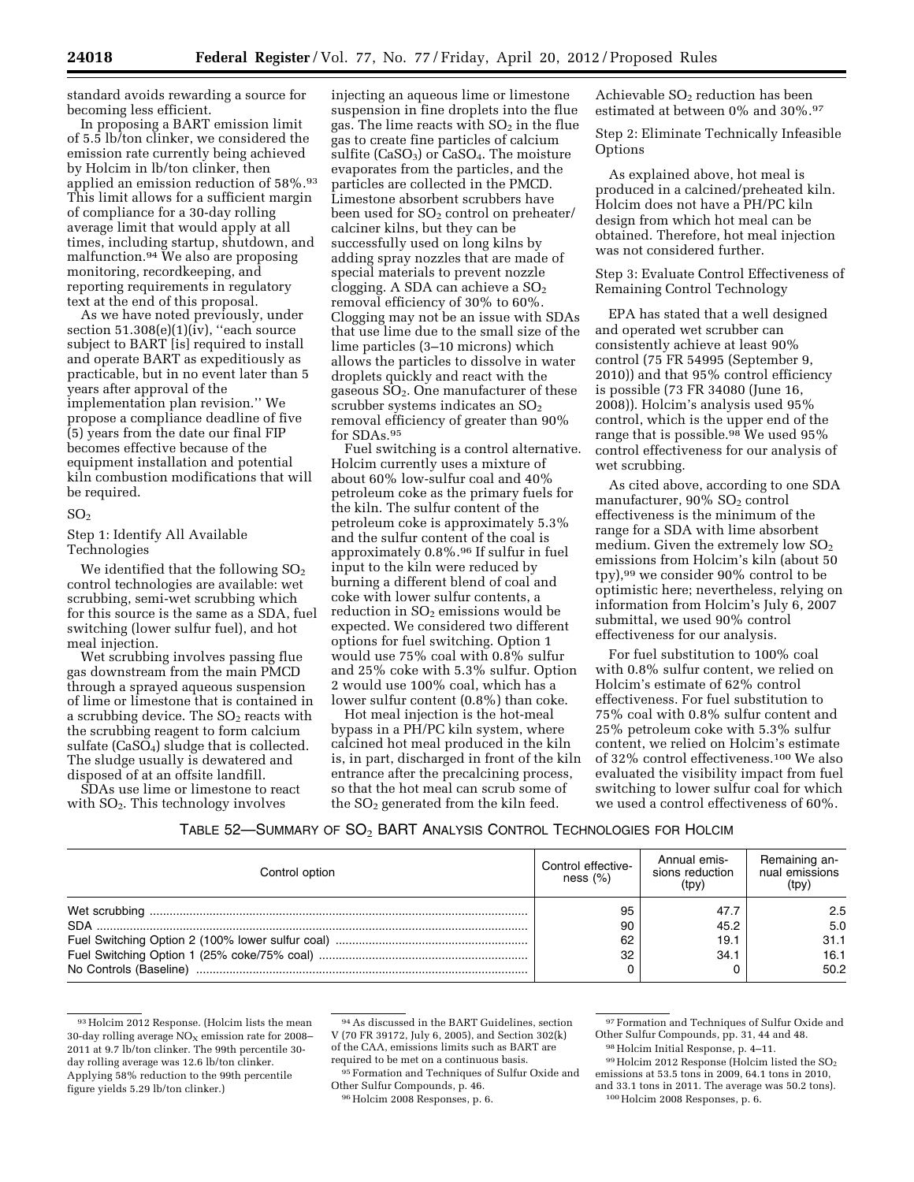standard avoids rewarding a source for becoming less efficient.

In proposing a BART emission limit of 5.5 lb/ton clinker, we considered the emission rate currently being achieved by Holcim in lb/ton clinker, then applied an emission reduction of 58%.[93] This limit allows for a sufficient margin of compliance for a 30-day rolling average limit that would apply at all times, including startup, shutdown, and malfunction.[94] We also are proposing monitoring, recordkeeping, and reporting requirements in regulatory text at the end of this proposal.

As we have noted previously, under section 51.308(e)(1)(iv), ''each source subject to BART [is] required to install and operate BART as expeditiously as practicable, but in no event later than 5 years after approval of the implementation plan revision.'' We propose a compliance deadline of five (5) years from the date our final FIP becomes effective because of the equipment installation and potential kiln combustion modifications that will be required.

## $SO_2$

### Step 1: Identify All Available Technologies

We identified that the following $SO_2$ control technologies are available: wet scrubbing, semi-wet scrubbing which for this source is the same as a SDA, fuel switching (lower sulfur fuel), and hot meal injection.

Wet scrubbing involves passing flue gas downstream from the main PMCD through a sprayed aqueous suspension of lime or limestone that is contained in a scrubbing device. The $SO_2$ reacts with the scrubbing reagent to form calcium sulfate ($CaSO_4$) sludge that is collected. The sludge usually is dewatered and disposed of at an offsite landfill.

SDAs use lime or limestone to react with $SO_2$. This technology involves injecting an aqueous lime or limestone suspension in fine droplets into the flue gas. The lime reacts with $SO_2$ in the flue gas to create fine particles of calcium sulfite ($CaSO_3$) or $CaSO_4$. The moisture evaporates from the particles, and the particles are collected in the PMCD. Limestone absorbent scrubbers have been used for $SO_2$ control on preheater/calciner kilns, but they can be successfully used on long kilns by adding spray nozzles that are made of special materials to prevent nozzle clogging. A SDA can achieve a $SO_2$ removal efficiency of 30% to 60%. Clogging may not be an issue with SDAs that use lime due to the small size of the lime particles (3–10 microns) which allows the particles to dissolve in water droplets quickly and react with the gaseous $SO_2$. One manufacturer of these scrubber systems indicates an $SO_2$ removal efficiency of greater than 90% for SDAs.[95]

Fuel switching is a control alternative. Holcim currently uses a mixture of about 60% low-sulfur coal and 40% petroleum coke as the primary fuels for the kiln. The sulfur content of the petroleum coke is approximately 5.3% and the sulfur content of the coal is approximately 0.8%.[96] If sulfur in fuel input to the kiln were reduced by burning a different blend of coal and coke with lower sulfur contents, a reduction in $SO_2$ emissions would be expected. We considered two different options for fuel switching. Option 1 would use 75% coal with 0.8% sulfur and 25% coke with 5.3% sulfur. Option 2 would use 100% coal, which has a lower sulfur content (0.8%) than coke.

Hot meal injection is the hot-meal bypass in a PH/PC kiln system, where calcined hot meal produced in the kiln is, in part, discharged in front of the kiln entrance after the precalcining process, so that the hot meal can scrub some of the $SO_2$ generated from the kiln feed. Achievable $SO_2$ reduction has been estimated at between 0% and 30%.[97]

### Step 2: Eliminate Technically Infeasible Options

As explained above, hot meal is produced in a calcined/preheated kiln. Holcim does not have a PH/PC kiln design from which hot meal can be obtained. Therefore, hot meal injection was not considered further.

### Step 3: Evaluate Control Effectiveness of Remaining Control Technology

EPA has stated that a well designed and operated wet scrubber can consistently achieve at least 90% control (75 FR 54995 (September 9, 2010)) and that 95% control efficiency is possible (73 FR 34080 (June 16, 2008)). Holcim's analysis used 95% control, which is the upper end of the range that is possible.[98] We used 95% control effectiveness for our analysis of wet scrubbing.

As cited above, according to one SDA manufacturer, 90% $SO_2$ control effectiveness is the minimum of the range for a SDA with lime absorbent medium. Given the extremely low $SO_2$ emissions from Holcim's kiln (about 50 tpy),[99] we consider 90% control to be optimistic here; nevertheless, relying on information from Holcim's July 6, 2007 submittal, we used 90% control effectiveness for our analysis.

For fuel substitution to 100% coal with 0.8% sulfur content, we relied on Holcim's estimate of 62% control effectiveness. For fuel substitution to 75% coal with 0.8% sulfur content and 25% petroleum coke with 5.3% sulfur content, we relied on Holcim's estimate of 32% control effectiveness.[100] We also evaluated the visibility impact from fuel switching to lower sulfur coal for which we used a control effectiveness of 60%.

TABLE 52—SUMMARY OF $SO_2$ BART ANALYSIS CONTROL TECHNOLOGIES FOR HOLCIM

| Control option | Control effectiveness (%) | Annual emissions reduction (tpy) | Remaining annual emissions (tpy) |
|---|---|---|---|
| Wet scrubbing | 95 | 47.7 | 2.5 |
| SDA | 90 | 45.2 | 5.0 |
| Fuel Switching Option 2 (100% lower sulfur coal) | 62 | 19.1 | 31.1 |
| Fuel Switching Option 1 (25% coke/75% coal) | 32 | 34.1 | 16.1 |
| No Controls (Baseline) | 0 | 0 | 50.2 |

---

[93] Holcim 2012 Response. (Holcim lists the mean 30-day rolling average $NO_X$ emission rate for 2008–2011 at 9.7 lb/ton clinker. The 99th percentile 30-day rolling average was 12.6 lb/ton clinker. Applying 58% reduction to the 99th percentile figure yields 5.29 lb/ton clinker.)

[94] As discussed in the BART Guidelines, section V (70 FR 39172, July 6, 2005), and Section 302(k) of the CAA, emissions limits such as BART are required to be met on a continuous basis.

[95] Formation and Techniques of Sulfur Oxide and Other Sulfur Compounds, p. 46.

[96] Holcim 2008 Responses, p. 6.

[97] Formation and Techniques of Sulfur Oxide and Other Sulfur Compounds, pp. 31, 44 and 48.

[98] Holcim Initial Response, p. 4–11.

[99] Holcim 2012 Response (Holcim listed the $SO_2$ emissions at 53.5 tons in 2009, 64.1 tons in 2010, and 33.1 tons in 2011. The average was 50.2 tons).

[100] Holcim 2008 Responses, p. 6.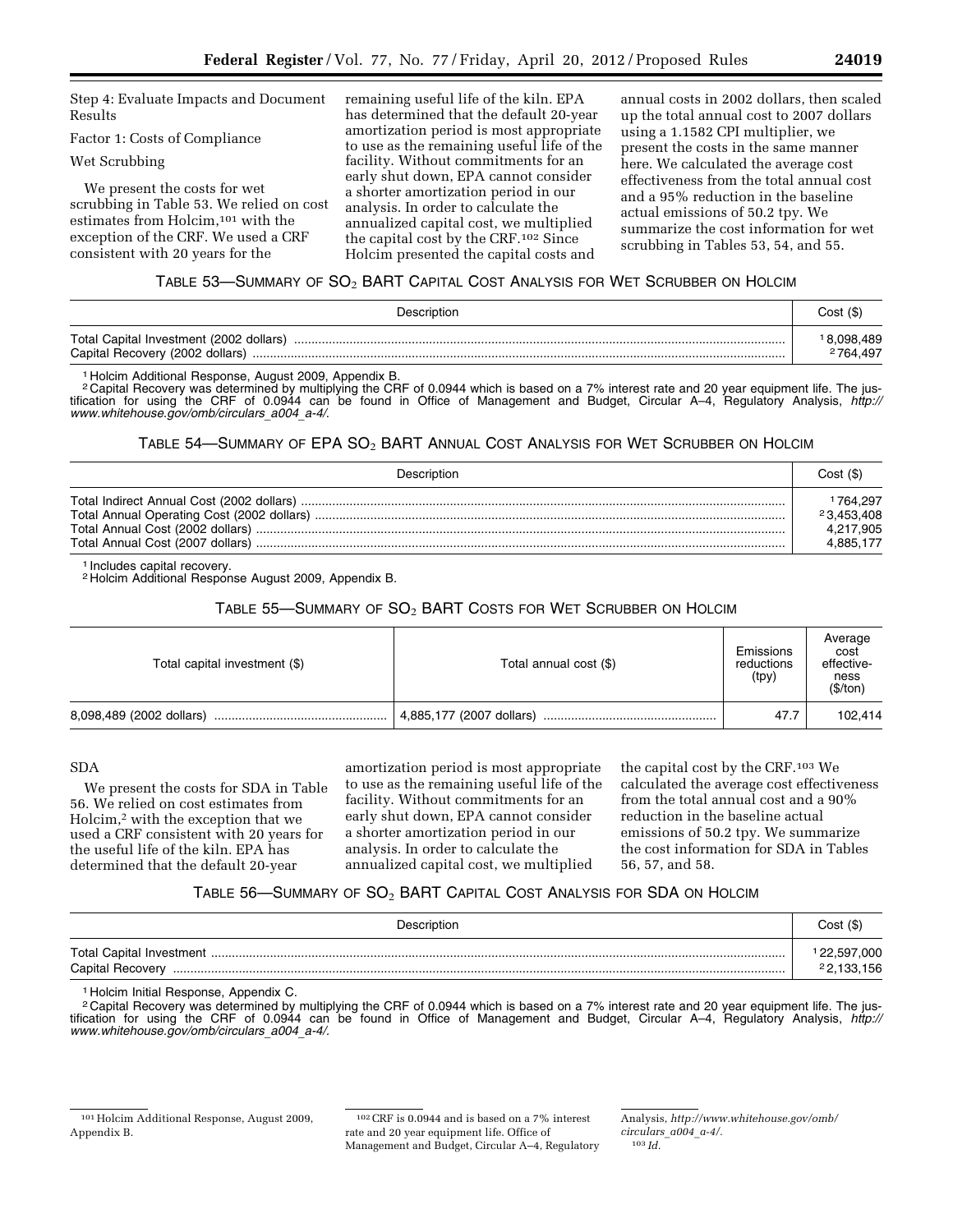Step 4: Evaluate Impacts and Document Results

Factor 1: Costs of Compliance

Wet Scrubbing

We present the costs for wet scrubbing in Table 53. We relied on cost estimates from Holcim,[101] with the exception of the CRF. We used a CRF consistent with 20 years for the remaining useful life of the kiln. EPA has determined that the default 20-year amortization period is most appropriate to use as the remaining useful life of the facility. Without commitments for an early shut down, EPA cannot consider a shorter amortization period in our analysis. In order to calculate the annualized capital cost, we multiplied the capital cost by the CRF.[102] Since Holcim presented the capital costs and annual costs in 2002 dollars, then scaled up the total annual cost to 2007 dollars using a 1.1582 CPI multiplier, we present the costs in the same manner here. We calculated the average cost effectiveness from the total annual cost and a 95% reduction in the baseline actual emissions of 50.2 tpy. We summarize the cost information for wet scrubbing in Tables 53, 54, and 55.

TABLE 53—SUMMARY OF $SO_2$ BART CAPITAL COST ANALYSIS FOR WET SCRUBBER ON HOLCIM

| Description | Cost ($) |
|---|---|
| Total Capital Investment (2002 dollars) | [1] 8,098,489 |
| Capital Recovery (2002 dollars) | [2] 764,497 |

[1] Holcim Additional Response, August 2009, Appendix B.
[2] Capital Recovery was determined by multiplying the CRF of 0.0944 which is based on a 7% interest rate and 20 year equipment life. The justification for using the CRF of 0.0944 can be found in Office of Management and Budget, Circular A–4, Regulatory Analysis, *http://www.whitehouse.gov/omb/circulars_a004_a-4/*.

TABLE 54—SUMMARY OF EPA $SO_2$ BART ANNUAL COST ANALYSIS FOR WET SCRUBBER ON HOLCIM

| Description | Cost ($) |
|---|---|
| Total Indirect Annual Cost (2002 dollars) | [1] 764,297 |
| Total Annual Operating Cost (2002 dollars) | [2] 3,453,408 |
| Total Annual Cost (2002 dollars) | 4,217,905 |
| Total Annual Cost (2007 dollars) | 4,885,177 |

[1] Includes capital recovery.
[2] Holcim Additional Response August 2009, Appendix B.

TABLE 55—SUMMARY OF $SO_2$ BART COSTS FOR WET SCRUBBER ON HOLCIM

| Total capital investment ($) | Total annual cost ($) | Emissions reductions (tpy) | Average cost effective-ness ($/ton) |
|---|---|---|---|
| 8,098,489 (2002 dollars) | 4,885,177 (2007 dollars) | 47.7 | 102,414 |

SDA

We present the costs for SDA in Table 56. We relied on cost estimates from Holcim,[2] with the exception that we used a CRF consistent with 20 years for the useful life of the kiln. EPA has determined that the default 20-year amortization period is most appropriate to use as the remaining useful life of the facility. Without commitments for an early shut down, EPA cannot consider a shorter amortization period in our analysis. In order to calculate the annualized capital cost, we multiplied the capital cost by the CRF.[103] We calculated the average cost effectiveness from the total annual cost and a 90% reduction in the baseline actual emissions of 50.2 tpy. We summarize the cost information for SDA in Tables 56, 57, and 58.

TABLE 56—SUMMARY OF $SO_2$ BART CAPITAL COST ANALYSIS FOR SDA ON HOLCIM

| Description | Cost ($) |
|---|---|
| Total Capital Investment | [1] 22,597,000 |
| Capital Recovery | [2] 2,133,156 |

[1] Holcim Initial Response, Appendix C.
[2] Capital Recovery was determined by multiplying the CRF of 0.0944 which is based on a 7% interest rate and 20 year equipment life. The justification for using the CRF of 0.0944 can be found in Office of Management and Budget, Circular A–4, Regulatory Analysis, *http://www.whitehouse.gov/omb/circulars_a004_a-4/*.

[101] Holcim Additional Response, August 2009, Appendix B.

[102] CRF is 0.0944 and is based on a 7% interest rate and 20 year equipment life. Office of Management and Budget, Circular A–4, Regulatory Analysis, *http://www.whitehouse.gov/omb/circulars_a004_a-4/*.

[103] *Id.*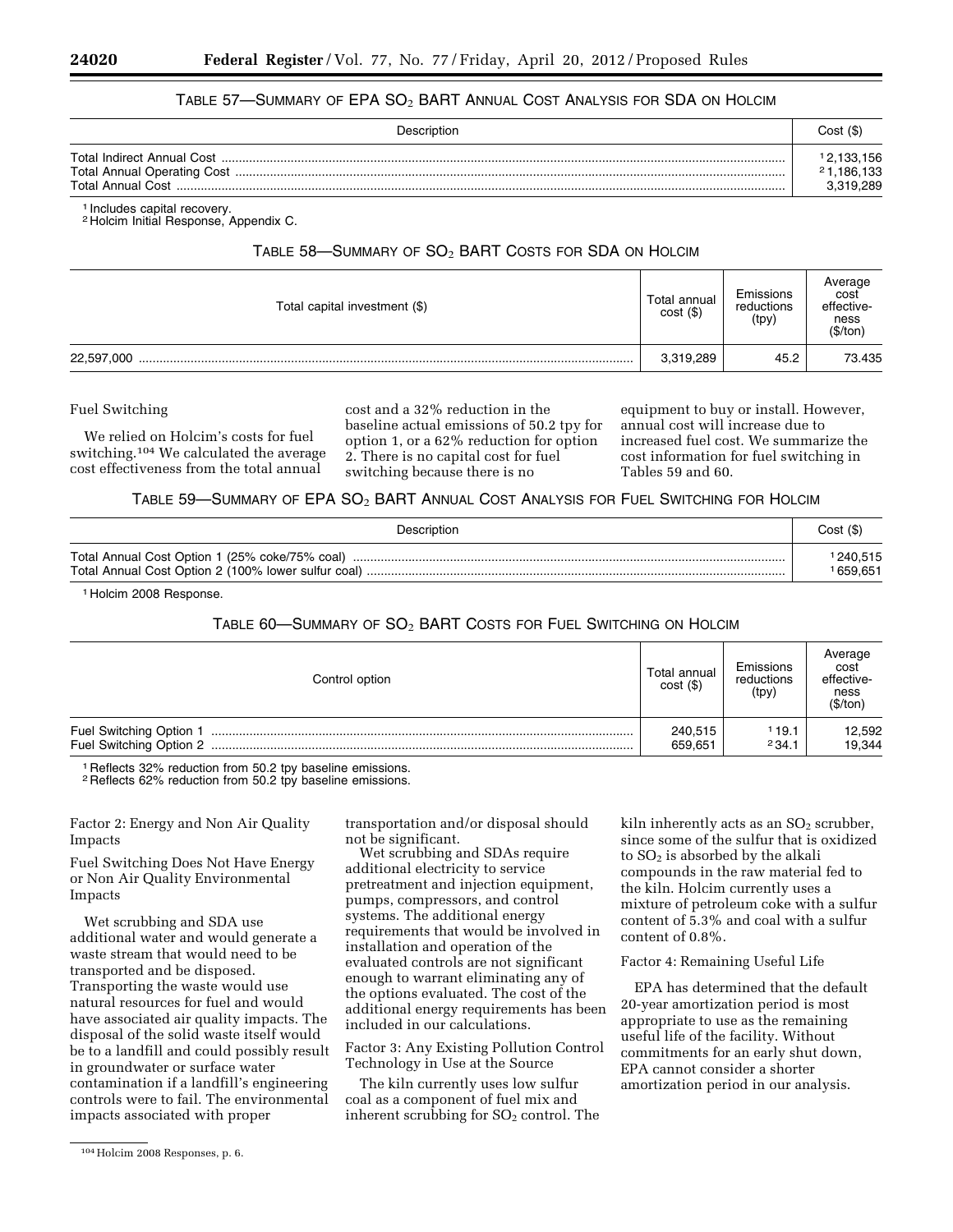TABLE 57—SUMMARY OF EPA $SO_2$ BART ANNUAL COST ANALYSIS FOR SDA ON HOLCIM

| Description | Cost ($) |
|---|---|
| Total Indirect Annual Cost | [1] 2,133,156 |
| Total Annual Operating Cost | [2] 1,186,133 |
| Total Annual Cost | 3,319,289 |

[1] Includes capital recovery.
[2] Holcim Initial Response, Appendix C.

TABLE 58—SUMMARY OF $SO_2$ BART COSTS FOR SDA ON HOLCIM

| Total capital investment ($) | Total annual cost ($) | Emissions reductions (tpy) | Average cost effective-ness ($/ton) |
|---|---|---|---|
| 22,597,000 | 3,319,289 | 45.2 | 73.435 |

Fuel Switching

We relied on Holcim's costs for fuel switching.[104] We calculated the average cost effectiveness from the total annual cost and a 32% reduction in the baseline actual emissions of 50.2 tpy for option 1, or a 62% reduction for option 2. There is no capital cost for fuel switching because there is no equipment to buy or install. However, annual cost will increase due to increased fuel cost. We summarize the cost information for fuel switching in Tables 59 and 60.

TABLE 59—SUMMARY OF EPA $SO_2$ BART ANNUAL COST ANALYSIS FOR FUEL SWITCHING FOR HOLCIM

| Description | Cost ($) |
|---|---|
| Total Annual Cost Option 1 (25% coke/75% coal) | [1] 240,515 |
| Total Annual Cost Option 2 (100% lower sulfur coal) | [1] 659,651 |

[1] Holcim 2008 Response.

TABLE 60—SUMMARY OF $SO_2$ BART COSTS FOR FUEL SWITCHING ON HOLCIM

| Control option | Total annual cost ($) | Emissions reductions (tpy) | Average cost effective-ness ($/ton) |
|---|---|---|---|
| Fuel Switching Option 1 | 240,515 | [1] 19.1 | 12,592 |
| Fuel Switching Option 2 | 659,651 | [2] 34.1 | 19,344 |

[1] Reflects 32% reduction from 50.2 tpy baseline emissions.
[2] Reflects 62% reduction from 50.2 tpy baseline emissions.

Factor 2: Energy and Non Air Quality Impacts

Fuel Switching Does Not Have Energy or Non Air Quality Environmental Impacts

Wet scrubbing and SDA use additional water and would generate a waste stream that would need to be transported and be disposed. Transporting the waste would use natural resources for fuel and would have associated air quality impacts. The disposal of the solid waste itself would be to a landfill and could possibly result in groundwater or surface water contamination if a landfill's engineering controls were to fail. The environmental impacts associated with proper transportation and/or disposal should not be significant.

Wet scrubbing and SDAs require additional electricity to service pretreatment and injection equipment, pumps, compressors, and control systems. The additional energy requirements that would be involved in installation and operation of the evaluated controls are not significant enough to warrant eliminating any of the options evaluated. The cost of the additional energy requirements has been included in our calculations.

Factor 3: Any Existing Pollution Control Technology in Use at the Source

The kiln currently uses low sulfur coal as a component of fuel mix and inherent scrubbing for $SO_2$ control. The kiln inherently acts as an $SO_2$ scrubber, since some of the sulfur that is oxidized to $SO_2$ is absorbed by the alkali compounds in the raw material fed to the kiln. Holcim currently uses a mixture of petroleum coke with a sulfur content of 5.3% and coal with a sulfur content of 0.8%.

Factor 4: Remaining Useful Life

EPA has determined that the default 20-year amortization period is most appropriate to use as the remaining useful life of the facility. Without commitments for an early shut down, EPA cannot consider a shorter amortization period in our analysis.

[104] Holcim 2008 Responses, p. 6.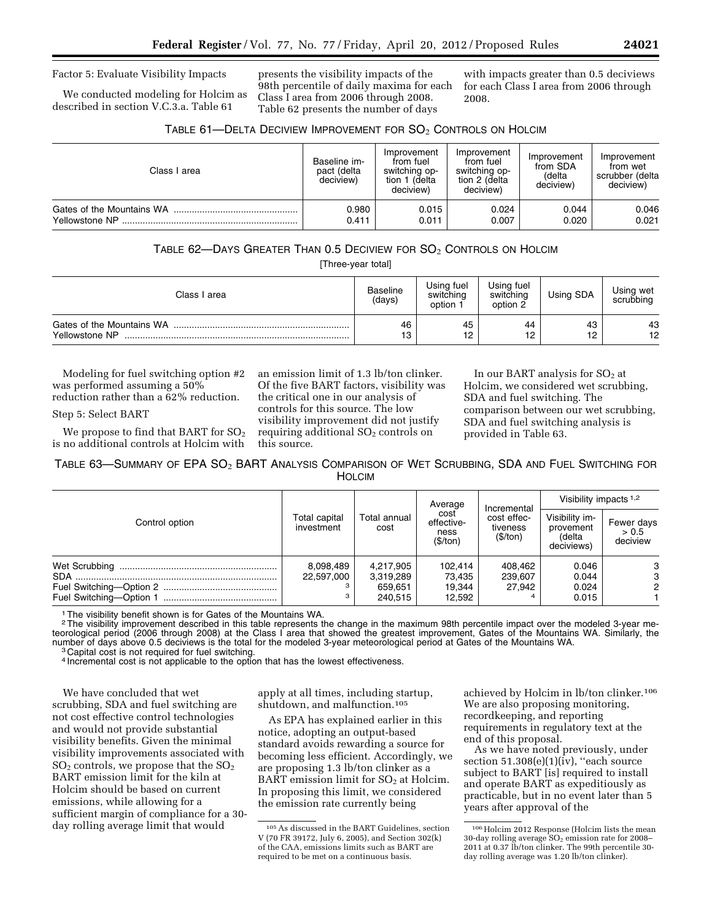Factor 5: Evaluate Visibility Impacts

We conducted modeling for Holcim as described in section V.C.3.a. Table 61 presents the visibility impacts of the 98th percentile of daily maxima for each Class I area from 2006 through 2008. Table 62 presents the number of days with impacts greater than 0.5 deciviews for each Class I area from 2006 through 2008.

TABLE 61—DELTA DECIVIEW IMPROVEMENT FOR $SO_2$ CONTROLS ON HOLCIM

| Class I area | Baseline impact (delta deciview) | Improvement from fuel switching option 1 (delta deciview) | Improvement from fuel switching option 2 (delta deciview) | Improvement from SDA (delta deciview) | Improvement from wet scrubber (delta deciview) |
|---|---|---|---|---|---|
| Gates of the Mountains WA | 0.980 | 0.015 | 0.024 | 0.044 | 0.046 |
| Yellowstone NP | 0.411 | 0.011 | 0.007 | 0.020 | 0.021 |

TABLE 62—DAYS GREATER THAN 0.5 DECIVIEW FOR $SO_2$ CONTROLS ON HOLCIM

[Three-year total]

| Class I area | Baseline (days) | Using fuel switching option 1 | Using fuel switching option 2 | Using SDA | Using wet scrubbing |
|---|---|---|---|---|---|
| Gates of the Mountains WA | 46 | 45 | 44 | 43 | 43 |
| Yellowstone NP | 13 | 12 | 12 | 12 | 12 |

Modeling for fuel switching option #2 was performed assuming a 50% reduction rather than a 62% reduction.

Step 5: Select BART

We propose to find that BART for $SO_2$ is no additional controls at Holcim with an emission limit of 1.3 lb/ton clinker. Of the five BART factors, visibility was the critical one in our analysis of controls for this source. The low visibility improvement did not justify requiring additional $SO_2$ controls on this source.

In our BART analysis for $SO_2$ at Holcim, we considered wet scrubbing, SDA and fuel switching. The comparison between our wet scrubbing, SDA and fuel switching analysis is provided in Table 63.

TABLE 63—SUMMARY OF EPA $SO_2$ BART ANALYSIS COMPARISON OF WET SCRUBBING, SDA AND FUEL SWITCHING FOR HOLCIM

| Control option | Total capital investment | Total annual cost | Average cost effectiveness ($/ton) | Incremental cost effectiveness ($/ton) | Visibility impacts [1,2] | |
|---|---|---|---|---|---|---|
| | | | | | Visibility improvement (delta deciviews) | Fewer days > 0.5 deciview |
| Wet Scrubbing | 8,098,489 | 4,217,905 | 102,414 | 408,462 | 0.046 | 3 |
| SDA | 22,597,000 | 3,319,289 | 73,435 | 239,607 | 0.044 | 3 |
| Fuel Switching—Option 2 | [3] | 659,651 | 19,344 | 27,942 | 0.024 | 2 |
| Fuel Switching—Option 1 | [3] | 240,515 | 12,592 | [4] | 0.015 | 1 |

[1] The visibility benefit shown is for Gates of the Mountains WA.

[2] The visibility improvement described in this table represents the change in the maximum 98th percentile impact over the modeled 3-year meteorological period (2006 through 2008) at the Class I area that showed the greatest improvement, Gates of the Mountains WA. Similarly, the number of days above 0.5 deciviews is the total for the modeled 3-year meteorological period at Gates of the Mountains WA.

[3] Capital cost is not required for fuel switching.

[4] Incremental cost is not applicable to the option that has the lowest effectiveness.

We have concluded that wet scrubbing, SDA and fuel switching are not cost effective control technologies and would not provide substantial visibility benefits. Given the minimal visibility improvements associated with $SO_2$ controls, we propose that the $SO_2$ BART emission limit for the kiln at Holcim should be based on current emissions, while allowing for a sufficient margin of compliance for a 30-day rolling average limit that would apply at all times, including startup, shutdown, and malfunction.[105]

As EPA has explained earlier in this notice, adopting an output-based standard avoids rewarding a source for becoming less efficient. Accordingly, we are proposing 1.3 lb/ton clinker as a BART emission limit for $SO_2$ at Holcim. In proposing this limit, we considered the emission rate currently being achieved by Holcim in lb/ton clinker.[106] We are also proposing monitoring, recordkeeping, and reporting requirements in regulatory text at the end of this proposal.

As we have noted previously, under section 51.308(e)(1)(iv), "each source subject to BART [is] required to install and operate BART as expeditiously as practicable, but in no event later than 5 years after approval of the

[105] As discussed in the BART Guidelines, section V (70 FR 39172, July 6, 2005), and Section 302(k) of the CAA, emissions limits such as BART are required to be met on a continuous basis.

[106] Holcim 2012 Response (Holcim lists the mean 30-day rolling average $SO_2$ emission rate for 2008–2011 at 0.37 lb/ton clinker. The 99th percentile 30-day rolling average was 1.20 lb/ton clinker).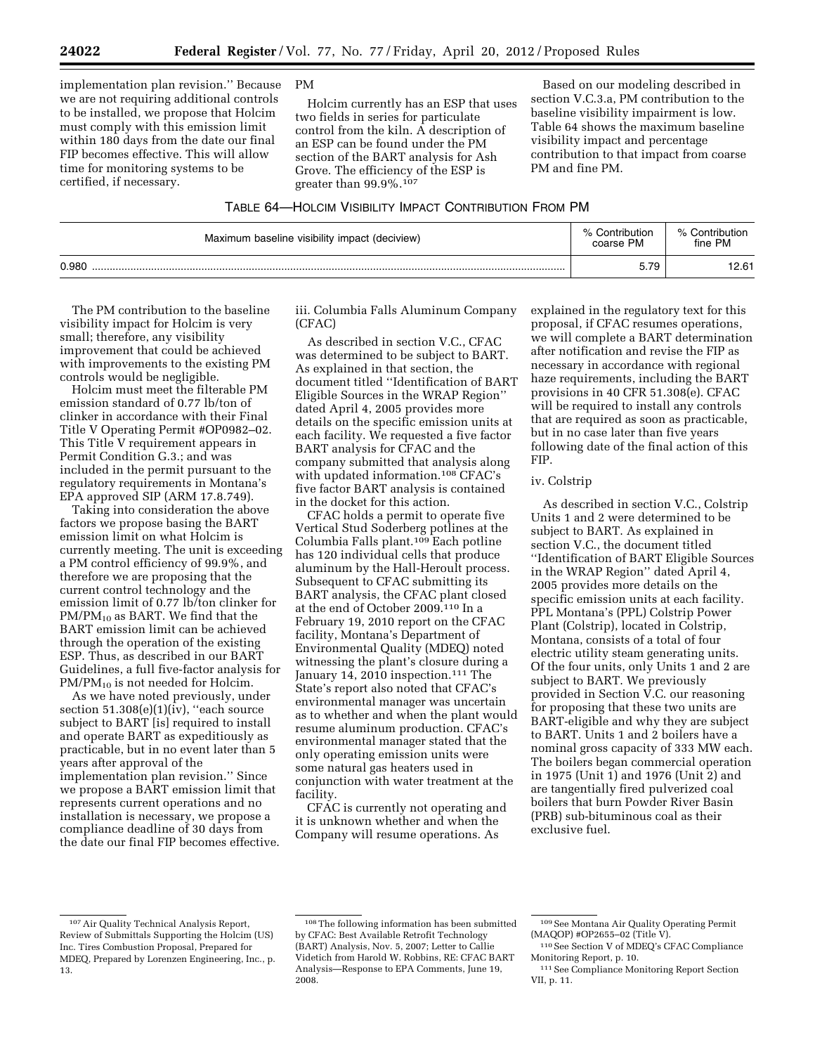implementation plan revision.'' Because we are not requiring additional controls to be installed, we propose that Holcim must comply with this emission limit within 180 days from the date our final FIP becomes effective. This will allow time for monitoring systems to be certified, if necessary.

PM

Holcim currently has an ESP that uses two fields in series for particulate control from the kiln. A description of an ESP can be found under the PM section of the BART analysis for Ash Grove. The efficiency of the ESP is greater than 99.9%.[107]

Based on our modeling described in section V.C.3.a, PM contribution to the baseline visibility impairment is low. Table 64 shows the maximum baseline visibility impact and percentage contribution to that impact from coarse PM and fine PM.

TABLE 64—HOLCIM VISIBILITY IMPACT CONTRIBUTION FROM PM

| Maximum baseline visibility impact (deciview) | % Contribution coarse PM | % Contribution fine PM |
|---|---|---|
| 0.980 | 5.79 | 12.61 |

The PM contribution to the baseline visibility impact for Holcim is very small; therefore, any visibility improvement that could be achieved with improvements to the existing PM controls would be negligible.

Holcim must meet the filterable PM emission standard of 0.77 lb/ton of clinker in accordance with their Final Title V Operating Permit #OP0982–02. This Title V requirement appears in Permit Condition G.3.; and was included in the permit pursuant to the regulatory requirements in Montana's EPA approved SIP (ARM 17.8.749).

Taking into consideration the above factors we propose basing the BART emission limit on what Holcim is currently meeting. The unit is exceeding a PM control efficiency of 99.9%, and therefore we are proposing that the current control technology and the emission limit of 0.77 lb/ton clinker for $PM/PM_{10}$ as BART. We find that the BART emission limit can be achieved through the operation of the existing ESP. Thus, as described in our BART Guidelines, a full five-factor analysis for $PM/PM_{10}$ is not needed for Holcim.

As we have noted previously, under section 51.308(e)(1)(iv), ''each source subject to BART [is] required to install and operate BART as expeditiously as practicable, but in no event later than 5 years after approval of the implementation plan revision.'' Since we propose a BART emission limit that represents current operations and no installation is necessary, we propose a compliance deadline of 30 days from the date our final FIP becomes effective.

iii. Columbia Falls Aluminum Company (CFAC)

As described in section V.C., CFAC was determined to be subject to BART. As explained in that section, the document titled ''Identification of BART Eligible Sources in the WRAP Region'' dated April 4, 2005 provides more details on the specific emission units at each facility. We requested a five factor BART analysis for CFAC and the company submitted that analysis along with updated information.[108] CFAC's five factor BART analysis is contained in the docket for this action.

CFAC holds a permit to operate five Vertical Stud Soderberg potlines at the Columbia Falls plant.[109] Each potline has 120 individual cells that produce aluminum by the Hall-Heroult process. Subsequent to CFAC submitting its BART analysis, the CFAC plant closed at the end of October 2009.[110] In a February 19, 2010 report on the CFAC facility, Montana's Department of Environmental Quality (MDEQ) noted witnessing the plant's closure during a January 14, 2010 inspection.[111] The State's report also noted that CFAC's environmental manager was uncertain as to whether and when the plant would resume aluminum production. CFAC's environmental manager stated that the only operating emission units were some natural gas heaters used in conjunction with water treatment at the facility.

CFAC is currently not operating and it is unknown whether and when the Company will resume operations. As explained in the regulatory text for this proposal, if CFAC resumes operations, we will complete a BART determination after notification and revise the FIP as necessary in accordance with regional haze requirements, including the BART provisions in 40 CFR 51.308(e). CFAC will be required to install any controls that are required as soon as practicable, but in no case later than five years following date of the final action of this FIP.

iv. Colstrip

As described in section V.C., Colstrip Units 1 and 2 were determined to be subject to BART. As explained in section V.C., the document titled ''Identification of BART Eligible Sources in the WRAP Region'' dated April 4, 2005 provides more details on the specific emission units at each facility. PPL Montana's (PPL) Colstrip Power Plant (Colstrip), located in Colstrip, Montana, consists of a total of four electric utility steam generating units. Of the four units, only Units 1 and 2 are subject to BART. We previously provided in Section V.C. our reasoning for proposing that these two units are BART-eligible and why they are subject to BART. Units 1 and 2 boilers have a nominal gross capacity of 333 MW each. The boilers began commercial operation in 1975 (Unit 1) and 1976 (Unit 2) and are tangentially fired pulverized coal boilers that burn Powder River Basin (PRB) sub-bituminous coal as their exclusive fuel.

[107] Air Quality Technical Analysis Report, Review of Submittals Supporting the Holcim (US) Inc. Tires Combustion Proposal, Prepared for MDEQ, Prepared by Lorenzen Engineering, Inc., p. 13.

[108] The following information has been submitted by CFAC: Best Available Retrofit Technology (BART) Analysis, Nov. 5, 2007; Letter to Callie Videtich from Harold W. Robbins, RE: CFAC BART Analysis—Response to EPA Comments, June 19, 2008.

[109] See Montana Air Quality Operating Permit (MAQOP) #OP2655–02 (Title V).

[110] See Section V of MDEQ's CFAC Compliance Monitoring Report, p. 10.

[111] See Compliance Monitoring Report Section VII, p. 11.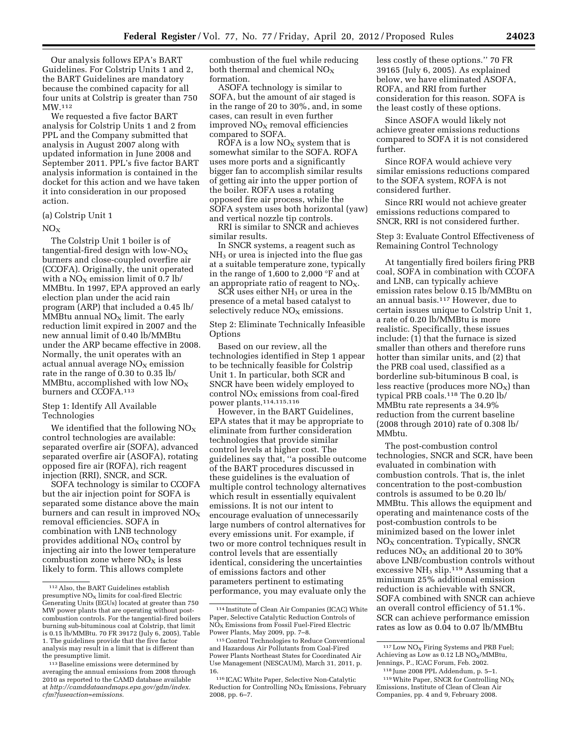Our analysis follows EPA's BART Guidelines. For Colstrip Units 1 and 2, the BART Guidelines are mandatory because the combined capacity for all four units at Colstrip is greater than 750 MW.[112]

We requested a five factor BART analysis for Colstrip Units 1 and 2 from PPL and the Company submitted that analysis in August 2007 along with updated information in June 2008 and September 2011. PPL's five factor BART analysis information is contained in the docket for this action and we have taken it into consideration in our proposed action.

(a) Colstrip Unit 1

$NO_X$

The Colstrip Unit 1 boiler is of tangential-fired design with low-$NO_X$ burners and close-coupled overfire air (CCOFA). Originally, the unit operated with a $NO_X$ emission limit of 0.7 lb/MMBtu. In 1997, EPA approved an early election plan under the acid rain program (ARP) that included a 0.45 lb/MMBtu annual $NO_X$ limit. The early reduction limit expired in 2007 and the new annual limit of 0.40 lb/MMBtu under the ARP became effective in 2008. Normally, the unit operates with an actual annual average $NO_X$ emission rate in the range of 0.30 to 0.35 lb/MMBtu, accomplished with low $NO_X$ burners and CCOFA.[113]

Step 1: Identify All Available Technologies

We identified that the following $NO_X$ control technologies are available: separated overfire air (SOFA), advanced separated overfire air (ASOFA), rotating opposed fire air (ROFA), rich reagent injection (RRI), SNCR, and SCR.

SOFA technology is similar to CCOFA but the air injection point for SOFA is separated some distance above the main burners and can result in improved $NO_X$ removal efficiencies. SOFA in combination with LNB technology provides additional $NO_X$ control by injecting air into the lower temperature combustion zone where $NO_X$ is less likely to form. This allows complete combustion of the fuel while reducing both thermal and chemical $NO_X$ formation.

ASOFA technology is similar to SOFA, but the amount of air staged is in the range of 20 to 30%, and, in some cases, can result in even further improved $NO_X$ removal efficiencies compared to SOFA.

ROFA is a low $NO_X$ system that is somewhat similar to the SOFA. ROFA uses more ports and a significantly bigger fan to accomplish similar results of getting air into the upper portion of the boiler. ROFA uses a rotating opposed fire air process, while the SOFA system uses both horizontal (yaw) and vertical nozzle tip controls.

RRI is similar to SNCR and achieves similar results.

In SNCR systems, a reagent such as $NH_3$ or urea is injected into the flue gas at a suitable temperature zone, typically in the range of 1,600 to 2,000 °F and at an appropriate ratio of reagent to $NO_X$.

SCR uses either $NH_3$ or urea in the presence of a metal based catalyst to selectively reduce $NO_X$ emissions.

Step 2: Eliminate Technically Infeasible Options

Based on our review, all the technologies identified in Step 1 appear to be technically feasible for Colstrip Unit 1. In particular, both SCR and SNCR have been widely employed to control $NO_X$ emissions from coal-fired power plants.[114,115,116]

However, in the BART Guidelines, EPA states that it may be appropriate to eliminate from further consideration technologies that provide similar control levels at higher cost. The guidelines say that, ''a possible outcome of the BART procedures discussed in these guidelines is the evaluation of multiple control technology alternatives which result in essentially equivalent emissions. It is not our intent to encourage evaluation of unnecessarily large numbers of control alternatives for every emissions unit. For example, if two or more control techniques result in control levels that are essentially identical, considering the uncertainties of emissions factors and other parameters pertinent to estimating performance, you may evaluate only the less costly of these options.'' 70 FR 39165 (July 6, 2005). As explained below, we have eliminated ASOFA, ROFA, and RRI from further consideration for this reason. SOFA is the least costly of these options.

Since ASOFA would likely not achieve greater emissions reductions compared to SOFA it is not considered further.

Since ROFA would achieve very similar emissions reductions compared to the SOFA system, ROFA is not considered further.

Since RRI would not achieve greater emissions reductions compared to SNCR, RRI is not considered further.

Step 3: Evaluate Control Effectiveness of Remaining Control Technology

At tangentially fired boilers firing PRB coal, SOFA in combination with CCOFA and LNB, can typically achieve emission rates below 0.15 lb/MMBtu on an annual basis.[117] However, due to certain issues unique to Colstrip Unit 1, a rate of 0.20 lb/MMBtu is more realistic. Specifically, these issues include: (1) that the furnace is sized smaller than others and therefore runs hotter than similar units, and (2) that the PRB coal used, classified as a borderline sub-bituminous B coal, is less reactive (produces more $NO_X$) than typical PRB coals.[118] The 0.20 lb/MMBtu rate represents a 34.9% reduction from the current baseline (2008 through 2010) rate of 0.308 lb/MMbtu.

The post-combustion control technologies, SNCR and SCR, have been evaluated in combination with combustion controls. That is, the inlet concentration to the post-combustion controls is assumed to be 0.20 lb/MMBtu. This allows the equipment and operating and maintenance costs of the post-combustion controls to be minimized based on the lower inlet $NO_X$ concentration. Typically, SNCR reduces $NO_X$ an additional 20 to 30% above LNB/combustion controls without excessive $NH_3$ slip.[119] Assuming that a minimum 25% additional emission reduction is achievable with SNCR, SOFA combined with SNCR can achieve an overall control efficiency of 51.1%. SCR can achieve performance emission rates as low as 0.04 to 0.07 lb/MMBtu

---

[112] Also, the BART Guidelines establish presumptive $NO_X$ limits for coal-fired Electric Generating Units (EGUs) located at greater than 750 MW power plants that are operating without post-combustion controls. For the tangential-fired boilers burning sub-bituminous coal at Colstrip, that limit is 0.15 lb/MMBtu. 70 FR 39172 (July 6, 2005), Table 1. The guidelines provide that the five factor analysis may result in a limit that is different than the presumptive limit.

[113] Baseline emissions were determined by averaging the annual emissions from 2008 through 2010 as reported to the CAMD database available at *http://camddataandmaps.epa.gov/gdm/index.cfm?fuseaction=emissions.*

[114] Institute of Clean Air Companies (ICAC) White Paper, Selective Catalytic Reduction Controls of $NO_X$ Emissions from Fossil Fuel-Fired Electric Power Plants, May 2009, pp. 7–8.

[115] Control Technologies to Reduce Conventional and Hazardous Air Pollutants from Coal-Fired Power Plants Northeast States for Coordinated Air Use Management (NESCAUM), March 31, 2011, p. 16.

[116] ICAC White Paper, Selective Non-Catalytic Reduction for Controlling $NO_X$ Emissions, February 2008, pp. 6–7.

[117] Low $NO_X$ Firing Systems and PRB Fuel; Achieving as Low as 0.12 LB $NO_X$/MMBtu, Jennings, P., ICAC Forum, Feb. 2002.

[118] June 2008 PPL Addendum, p. 5–1.

[119] White Paper, SNCR for Controlling $NO_X$ Emissions, Institute of Clean of Clean Air Companies, pp. 4 and 9, February 2008.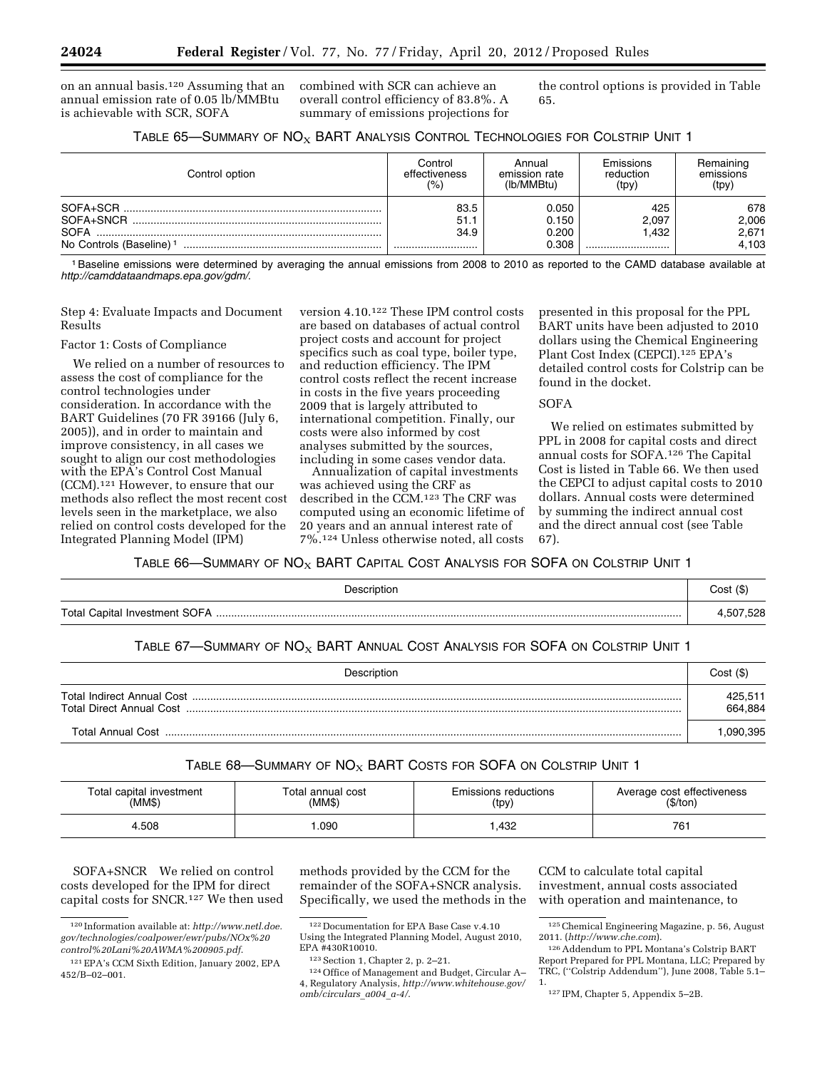on an annual basis.[120] Assuming that an annual emission rate of 0.05 lb/MMBtu is achievable with SCR, SOFA combined with SCR can achieve an overall control efficiency of 83.8%. A summary of emissions projections for the control options is provided in Table 65.

TABLE 65—SUMMARY OF $NO_X$ BART ANALYSIS CONTROL TECHNOLOGIES FOR COLSTRIP UNIT 1

| Control option | Control effectiveness (%) | Annual emission rate (lb/MMBtu) | Emissions reduction (tpy) | Remaining emissions (tpy) |
|---|---|---|---|---|
| SOFA+SCR | 83.5 | 0.050 | 425 | 678 |
| SOFA+SNCR | 51.1 | 0.150 | 2,097 | 2,006 |
| SOFA | 34.9 | 0.200 | 1,432 | 2,671 |
| No Controls (Baseline) [1] | | 0.308 | | 4,103 |

[1] Baseline emissions were determined by averaging the annual emissions from 2008 to 2010 as reported to the CAMD database available at *http://camddataandmaps.epa.gov/gdm/*.

Step 4: Evaluate Impacts and Document Results

Factor 1: Costs of Compliance

We relied on a number of resources to assess the cost of compliance for the control technologies under consideration. In accordance with the BART Guidelines (70 FR 39166 (July 6, 2005)), and in order to maintain and improve consistency, in all cases we sought to align our cost methodologies with the EPA's Control Cost Manual (CCM).[121] However, to ensure that our methods also reflect the most recent cost levels seen in the marketplace, we also relied on control costs developed for the Integrated Planning Model (IPM) version 4.10.[122] These IPM control costs are based on databases of actual control project costs and account for project specifics such as coal type, boiler type, and reduction efficiency. The IPM control costs reflect the recent increase in costs in the five years proceeding 2009 that is largely attributed to international competition. Finally, our costs were also informed by cost analyses submitted by the sources, including in some cases vendor data.

Annualization of capital investments was achieved using the CRF as described in the CCM.[123] The CRF was computed using an economic lifetime of 20 years and an annual interest rate of 7%.[124] Unless otherwise noted, all costs presented in this proposal for the PPL BART units have been adjusted to 2010 dollars using the Chemical Engineering Plant Cost Index (CEPCI).[125] EPA's detailed control costs for Colstrip can be found in the docket.

SOFA

We relied on estimates submitted by PPL in 2008 for capital costs and direct annual costs for SOFA.[126] The Capital Cost is listed in Table 66. We then used the CEPCI to adjust capital costs to 2010 dollars. Annual costs were determined by summing the indirect annual cost and the direct annual cost (see Table 67).

TABLE 66—SUMMARY OF $NO_X$ BART CAPITAL COST ANALYSIS FOR SOFA ON COLSTRIP UNIT 1

| Description | Cost ($) |
|---|---|
| Total Capital Investment SOFA | 4,507,528 |

TABLE 67—SUMMARY OF $NO_X$ BART ANNUAL COST ANALYSIS FOR SOFA ON COLSTRIP UNIT 1

| Description | Cost ($) |
|---|---|
| Total Indirect Annual Cost | 425,511 |
| Total Direct Annual Cost | 664,884 |
| Total Annual Cost | 1,090,395 |

TABLE 68—SUMMARY OF $NO_X$ BART COSTS FOR SOFA ON COLSTRIP UNIT 1

| Total capital investment (MM$) | Total annual cost (MM$) | Emissions reductions (tpy) | Average cost effectiveness ($/ton) |
|---|---|---|---|
| 4.508 | 1.090 | 1,432 | 761 |

SOFA+SNCR We relied on control costs developed for the IPM for direct capital costs for SNCR.[127] We then used methods provided by the CCM for the remainder of the SOFA+SNCR analysis. Specifically, we used the methods in the CCM to calculate total capital investment, annual costs associated with operation and maintenance, to

[120] Information available at: *http://www.netl.doe.gov/technologies/coalpower/ewr/pubs/NOx%20control%20Lani%20AWMA%200905.pdf*.

[121] EPA's CCM Sixth Edition, January 2002, EPA 452/B–02–001.

[122] Documentation for EPA Base Case v.4.10 Using the Integrated Planning Model, August 2010, EPA #430R10010.

[123] Section 1, Chapter 2, p. 2–21.

[124] Office of Management and Budget, Circular A–4, Regulatory Analysis, *http://www.whitehouse.gov/omb/circulars_a004_a-4/*.

[125] Chemical Engineering Magazine, p. 56, August 2011. (*http://www.che.com*).

[126] Addendum to PPL Montana's Colstrip BART Report Prepared for PPL Montana, LLC; Prepared by TRC, (''Colstrip Addendum''), June 2008, Table 5.1–1.

[127] IPM, Chapter 5, Appendix 5–2B.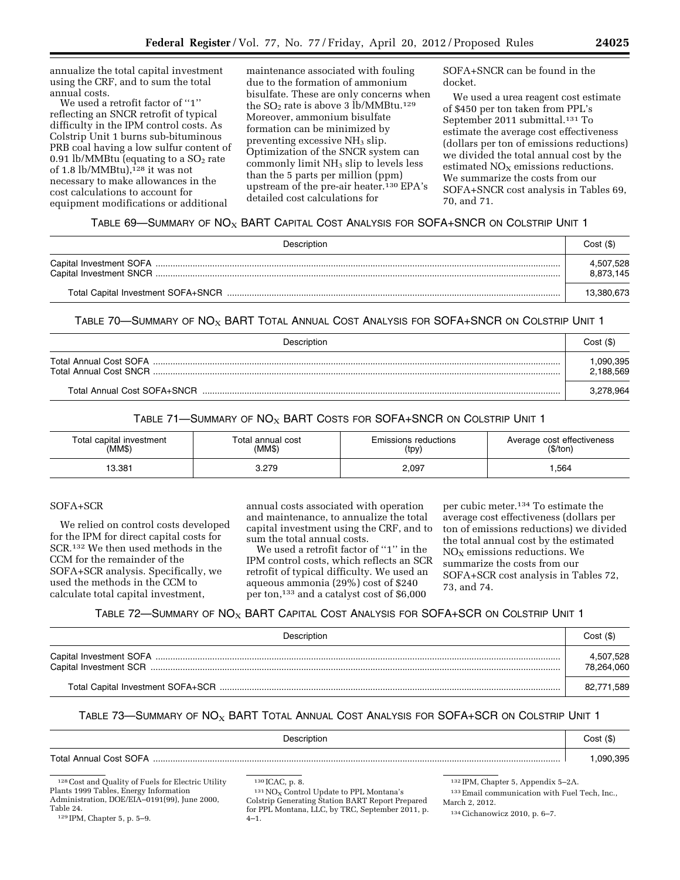annualize the total capital investment using the CRF, and to sum the total annual costs.

We used a retrofit factor of ''1'' reflecting an SNCR retrofit of typical difficulty in the IPM control costs. As Colstrip Unit 1 burns sub-bituminous PRB coal having a low sulfur content of 0.91 lb/MMBtu (equating to a $SO_2$ rate of 1.8 lb/MMBtu),[128] it was not necessary to make allowances in the cost calculations to account for equipment modifications or additional maintenance associated with fouling due to the formation of ammonium bisulfate. These are only concerns when the $SO_2$ rate is above 3 lb/MMBtu.[129] Moreover, ammonium bisulfate formation can be minimized by preventing excessive $NH_3$ slip. Optimization of the SNCR system can commonly limit $NH_3$ slip to levels less than the 5 parts per million (ppm) upstream of the pre-air heater.[130] EPA's detailed cost calculations for SOFA+SNCR can be found in the docket.

We used a urea reagent cost estimate of $450 per ton taken from PPL's September 2011 submittal.[131] To estimate the average cost effectiveness (dollars per ton of emissions reductions) we divided the total annual cost by the estimated $NO_X$ emissions reductions. We summarize the costs from our SOFA+SNCR cost analysis in Tables 69, 70, and 71.

TABLE 69—SUMMARY OF $NO_X$ BART CAPITAL COST ANALYSIS FOR SOFA+SNCR ON COLSTRIP UNIT 1

| Description | Cost ($) |
|---|---|
| Capital Investment SOFA | 4,507,528 |
| Capital Investment SNCR | 8,873,145 |
| Total Capital Investment SOFA+SNCR | 13,380,673 |

TABLE 70—SUMMARY OF $NO_X$ BART TOTAL ANNUAL COST ANALYSIS FOR SOFA+SNCR ON COLSTRIP UNIT 1

| Description | Cost ($) |
|---|---|
| Total Annual Cost SOFA | 1,090,395 |
| Total Annual Cost SNCR | 2,188,569 |
| Total Annual Cost SOFA+SNCR | 3,278,964 |

TABLE 71—SUMMARY OF $NO_X$ BART COSTS FOR SOFA+SNCR ON COLSTRIP UNIT 1

| Total capital investment (MM$) | Total annual cost (MM$) | Emissions reductions (tpy) | Average cost effectiveness ($/ton) |
|---|---|---|---|
| 13.381 | 3.279 | 2,097 | 1,564 |

SOFA+SCR

We relied on control costs developed for the IPM for direct capital costs for SCR.[132] We then used methods in the CCM for the remainder of the SOFA+SCR analysis. Specifically, we used the methods in the CCM to calculate total capital investment, annual costs associated with operation and maintenance, to annualize the total capital investment using the CRF, and to sum the total annual costs.

We used a retrofit factor of ''1'' in the IPM control costs, which reflects an SCR retrofit of typical difficulty. We used an aqueous ammonia (29%) cost of $240 per ton,[133] and a catalyst cost of $6,000 per cubic meter.[134] To estimate the average cost effectiveness (dollars per ton of emissions reductions) we divided the total annual cost by the estimated $NO_X$ emissions reductions. We summarize the costs from our SOFA+SCR cost analysis in Tables 72, 73, and 74.

TABLE 72—SUMMARY OF $NO_X$ BART CAPITAL COST ANALYSIS FOR SOFA+SCR ON COLSTRIP UNIT 1

| Description | Cost ($) |
|---|---|
| Capital Investment SOFA | 4,507,528 |
| Capital Investment SCR | 78,264,060 |
| Total Capital Investment SOFA+SCR | 82,771,589 |

TABLE 73—SUMMARY OF $NO_X$ BART TOTAL ANNUAL COST ANALYSIS FOR SOFA+SCR ON COLSTRIP UNIT 1

| Description | Cost ($) |
|---|---|
| Total Annual Cost SOFA | 1,090,395 |

[128] Cost and Quality of Fuels for Electric Utility Plants 1999 Tables, Energy Information Administration, DOE/EIA–0191(99), June 2000, Table 24.

[129] IPM, Chapter 5, p. 5–9.

[130] ICAC, p. 8.

[131] $NO_X$ Control Update to PPL Montana's Colstrip Generating Station BART Report Prepared for PPL Montana, LLC, by TRC, September 2011, p. 4–1.

[132] IPM, Chapter 5, Appendix 5–2A.

[133] Email communication with Fuel Tech, Inc., March 2, 2012.

[134] Cichanowicz 2010, p. 6–7.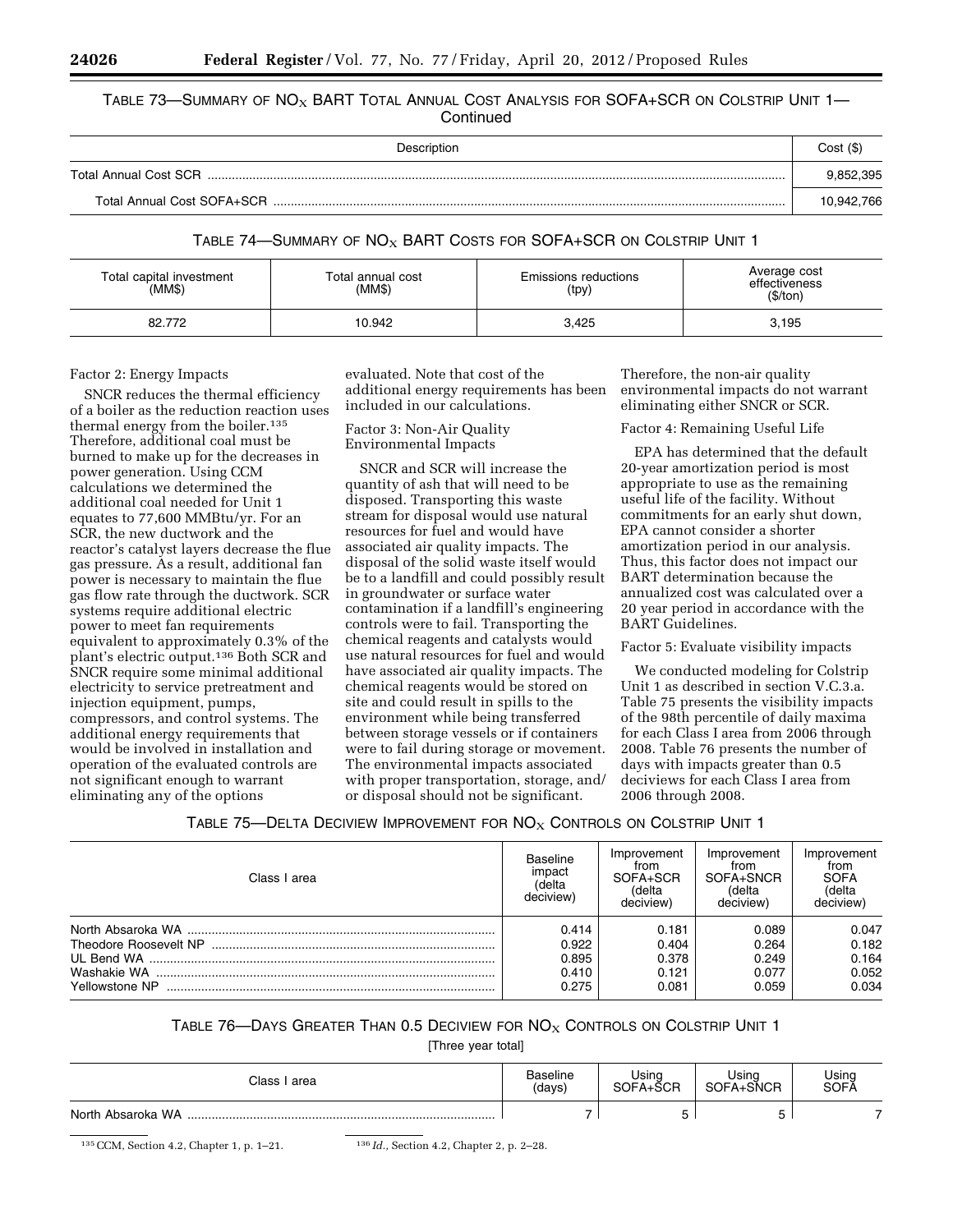TABLE 73—SUMMARY OF $NO_X$ BART TOTAL ANNUAL COST ANALYSIS FOR SOFA+SCR ON COLSTRIP UNIT 1—Continued

| Description | Cost ($) |
|---|---|
| Total Annual Cost SCR | 9,852,395 |
| Total Annual Cost SOFA+SCR | 10,942,766 |

TABLE 74—SUMMARY OF $NO_X$ BART COSTS FOR SOFA+SCR ON COLSTRIP UNIT 1

| Total capital investment (MM$) | Total annual cost (MM$) | Emissions reductions (tpy) | Average cost effectiveness ($/ton) |
|---|---|---|---|
| 82.772 | 10.942 | 3,425 | 3,195 |

Factor 2: Energy Impacts

SNCR reduces the thermal efficiency of a boiler as the reduction reaction uses thermal energy from the boiler.[135] Therefore, additional coal must be burned to make up for the decreases in power generation. Using CCM calculations we determined the additional coal needed for Unit 1 equates to 77,600 MMBtu/yr. For an SCR, the new ductwork and the reactor's catalyst layers decrease the flue gas pressure. As a result, additional fan power is necessary to maintain the flue gas flow rate through the ductwork. SCR systems require additional electric power to meet fan requirements equivalent to approximately 0.3% of the plant's electric output.[136] Both SCR and SNCR require some minimal additional electricity to service pretreatment and injection equipment, pumps, compressors, and control systems. The additional energy requirements that would be involved in installation and operation of the evaluated controls are not significant enough to warrant eliminating any of the options evaluated. Note that cost of the additional energy requirements has been included in our calculations.

Factor 3: Non-Air Quality Environmental Impacts

SNCR and SCR will increase the quantity of ash that will need to be disposed. Transporting this waste stream for disposal would use natural resources for fuel and would have associated air quality impacts. The disposal of the solid waste itself would be to a landfill and could possibly result in groundwater or surface water contamination if a landfill's engineering controls were to fail. Transporting the chemical reagents and catalysts would use natural resources for fuel and would have associated air quality impacts. The chemical reagents would be stored on site and could result in spills to the environment while being transferred between storage vessels or if containers were to fail during storage or movement. The environmental impacts associated with proper transportation, storage, and/or disposal should not be significant. Therefore, the non-air quality environmental impacts do not warrant eliminating either SNCR or SCR.

Factor 4: Remaining Useful Life

EPA has determined that the default 20-year amortization period is most appropriate to use as the remaining useful life of the facility. Without commitments for an early shut down, EPA cannot consider a shorter amortization period in our analysis. Thus, this factor does not impact our BART determination because the annualized cost was calculated over a 20 year period in accordance with the BART Guidelines.

Factor 5: Evaluate visibility impacts

We conducted modeling for Colstrip Unit 1 as described in section V.C.3.a. Table 75 presents the visibility impacts of the 98th percentile of daily maxima for each Class I area from 2006 through 2008. Table 76 presents the number of days with impacts greater than 0.5 deciviews for each Class I area from 2006 through 2008.

TABLE 75—DELTA DECIVIEW IMPROVEMENT FOR $NO_X$ CONTROLS ON COLSTRIP UNIT 1

| Class I area | Baseline impact (delta deciview) | Improvement from SOFA+SCR (delta deciview) | Improvement from SOFA+SNCR (delta deciview) | Improvement from SOFA (delta deciview) |
|---|---|---|---|---|
| North Absaroka WA | 0.414 | 0.181 | 0.089 | 0.047 |
| Theodore Roosevelt NP | 0.922 | 0.404 | 0.264 | 0.182 |
| UL Bend WA | 0.895 | 0.378 | 0.249 | 0.164 |
| Washakie WA | 0.410 | 0.121 | 0.077 | 0.052 |
| Yellowstone NP | 0.275 | 0.081 | 0.059 | 0.034 |

TABLE 76—DAYS GREATER THAN 0.5 DECIVIEW FOR $NO_X$ CONTROLS ON COLSTRIP UNIT 1

[Three year total]

| Class I area | Baseline (days) | Using SOFA+SCR | Using SOFA+SNCR | Using SOFA |
|---|---|---|---|---|
| North Absaroka WA | 7 | 5 | 5 | 7 |

[135] CCM, Section 4.2, Chapter 1, p. 1–21.

[136] *Id.,* Section 4.2, Chapter 2, p. 2–28.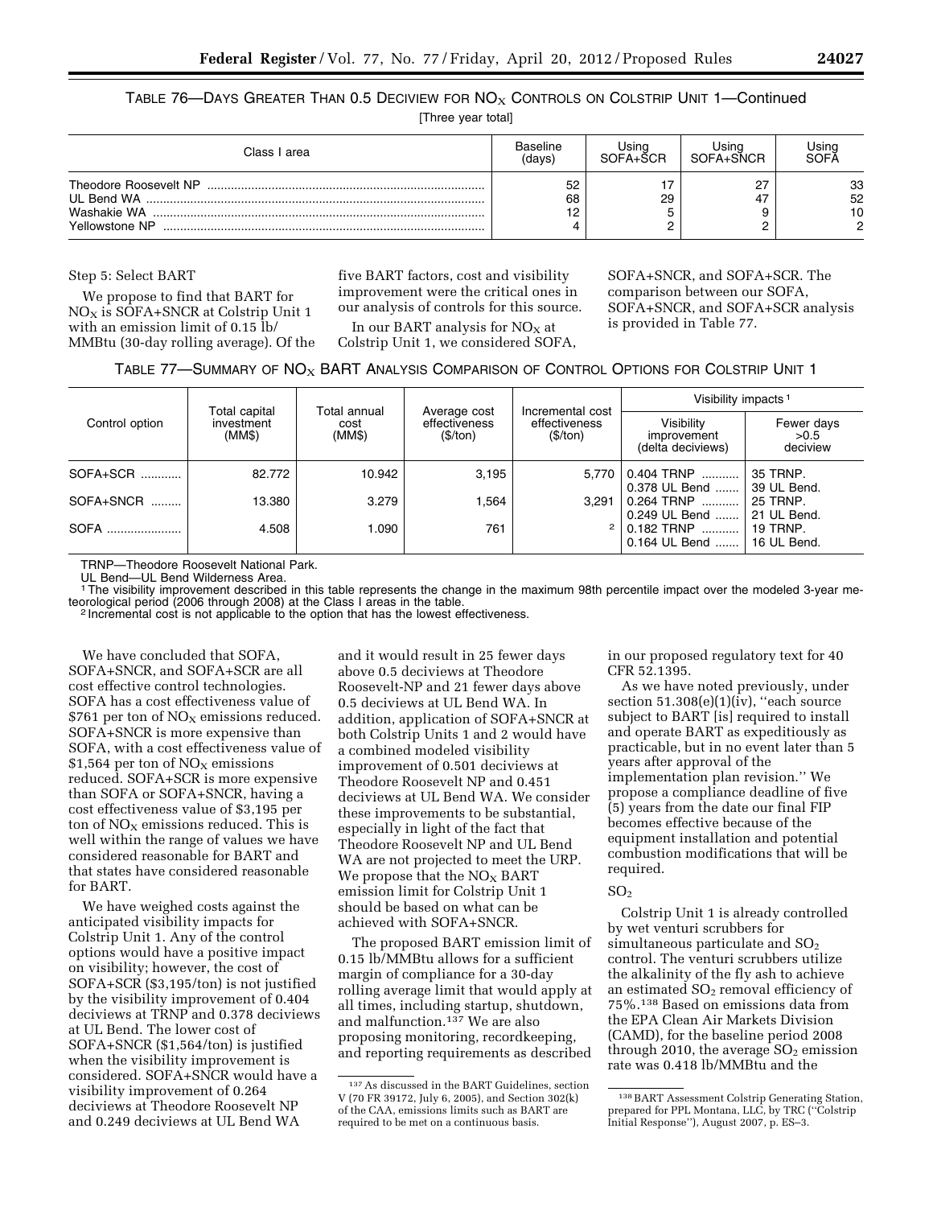TABLE 76—DAYS GREATER THAN 0.5 DECIVIEW FOR $NO_X$ CONTROLS ON COLSTRIP UNIT 1—Continued

[Three year total]

| Class I area | Baseline (days) | Using SOFA+SCR | Using SOFA+SNCR | Using SOFA |
|---|---|---|---|---|
| Theodore Roosevelt NP | 52 | 17 | 27 | 33 |
| UL Bend WA | 68 | 29 | 47 | 52 |
| Washakie WA | 12 | 5 | 9 | 10 |
| Yellowstone NP | 4 | 2 | 2 | 2 |

Step 5: Select BART

We propose to find that BART for $NO_X$ is SOFA+SNCR at Colstrip Unit 1 with an emission limit of 0.15 lb/MMBtu (30-day rolling average). Of the five BART factors, cost and visibility improvement were the critical ones in our analysis of controls for this source.

In our BART analysis for $NO_X$ at Colstrip Unit 1, we considered SOFA, SOFA+SNCR, and SOFA+SCR. The comparison between our SOFA, SOFA+SNCR, and SOFA+SCR analysis is provided in Table 77.

TABLE 77—SUMMARY OF $NO_X$ BART ANALYSIS COMPARISON OF CONTROL OPTIONS FOR COLSTRIP UNIT 1

| Control option | Total capital investment (MM$) | Total annual cost (MM$) | Average cost effectiveness ($/ton) | Incremental cost effectiveness ($/ton) | Visibility impacts [1] | |
|---|---|---|---|---|---|---|
| | | | | | Visibility improvement (delta deciviews) | Fewer days >0.5 deciview |
| SOFA+SCR | 82.772 | 10.942 | 3,195 | 5,770 | 0.404 TRNP<br>0.378 UL Bend | 35 TRNP.<br>39 UL Bend. |
| SOFA+SNCR | 13.380 | 3.279 | 1,564 | 3,291 | 0.264 TRNP<br>0.249 UL Bend | 25 TRNP.<br>21 UL Bend. |
| SOFA | 4.508 | 1.090 | 761 | [2] | 0.182 TRNP<br>0.164 UL Bend | 19 TRNP.<br>16 UL Bend. |

TRNP—Theodore Roosevelt National Park.
UL Bend—UL Bend Wilderness Area.
[1] The visibility improvement described in this table represents the change in the maximum 98th percentile impact over the modeled 3-year meteorological period (2006 through 2008) at the Class I areas in the table.
[2] Incremental cost is not applicable to the option that has the lowest effectiveness.

We have concluded that SOFA, SOFA+SNCR, and SOFA+SCR are all cost effective control technologies. SOFA has a cost effectiveness value of $761 per ton of $NO_X$ emissions reduced. SOFA+SNCR is more expensive than SOFA, with a cost effectiveness value of $1,564 per ton of $NO_X$ emissions reduced. SOFA+SCR is more expensive than SOFA or SOFA+SNCR, having a cost effectiveness value of $3,195 per ton of $NO_X$ emissions reduced. This is well within the range of values we have considered reasonable for BART and that states have considered reasonable for BART.

We have weighed costs against the anticipated visibility impacts for Colstrip Unit 1. Any of the control options would have a positive impact on visibility; however, the cost of SOFA+SCR ($3,195/ton) is not justified by the visibility improvement of 0.404 deciviews at TRNP and 0.378 deciviews at UL Bend. The lower cost of SOFA+SNCR ($1,564/ton) is justified when the visibility improvement is considered. SOFA+SNCR would have a visibility improvement of 0.264 deciviews at Theodore Roosevelt NP and 0.249 deciviews at UL Bend WA and it would result in 25 fewer days above 0.5 deciviews at Theodore Roosevelt-NP and 21 fewer days above 0.5 deciviews at UL Bend WA. In addition, application of SOFA+SNCR at both Colstrip Units 1 and 2 would have a combined modeled visibility improvement of 0.501 deciviews at Theodore Roosevelt NP and 0.451 deciviews at UL Bend WA. We consider these improvements to be substantial, especially in light of the fact that Theodore Roosevelt NP and UL Bend WA are not projected to meet the URP. We propose that the $NO_X$ BART emission limit for Colstrip Unit 1 should be based on what can be achieved with SOFA+SNCR.

The proposed BART emission limit of 0.15 lb/MMBtu allows for a sufficient margin of compliance for a 30-day rolling average limit that would apply at all times, including startup, shutdown, and malfunction.[137] We are also proposing monitoring, recordkeeping, and reporting requirements as described in our proposed regulatory text for 40 CFR 52.1395.

As we have noted previously, under section 51.308(e)(1)(iv), "each source subject to BART [is] required to install and operate BART as expeditiously as practicable, but in no event later than 5 years after approval of the implementation plan revision." We propose a compliance deadline of five (5) years from the date our final FIP becomes effective because of the equipment installation and potential combustion modifications that will be required.

## $SO_2$

Colstrip Unit 1 is already controlled by wet venturi scrubbers for simultaneous particulate and $SO_2$ control. The venturi scrubbers utilize the alkalinity of the fly ash to achieve an estimated $SO_2$ removal efficiency of 75%.[138] Based on emissions data from the EPA Clean Air Markets Division (CAMD), for the baseline period 2008 through 2010, the average $SO_2$ emission rate was 0.418 lb/MMBtu and the

[137] As discussed in the BART Guidelines, section V (70 FR 39172, July 6, 2005), and Section 302(k) of the CAA, emissions limits such as BART are required to be met on a continuous basis.

[138] BART Assessment Colstrip Generating Station, prepared for PPL Montana, LLC, by TRC ("Colstrip Initial Response"), August 2007, p. ES–3.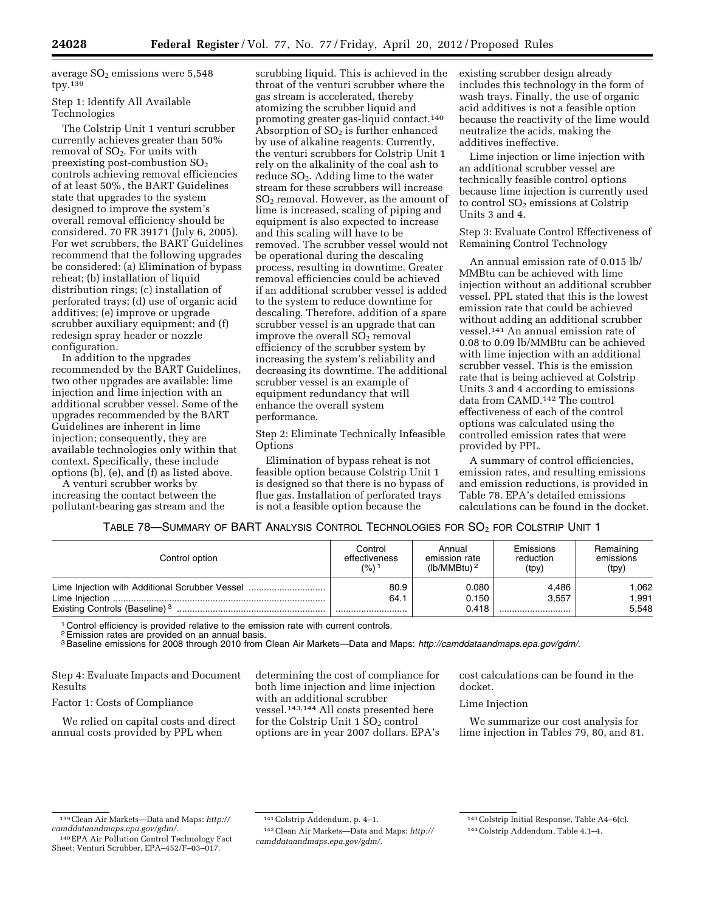average $SO_2$ emissions were 5,548 tpy.[139]

Step 1: Identify All Available Technologies

The Colstrip Unit 1 venturi scrubber currently achieves greater than 50% removal of $SO_2$. For units with preexisting post-combustion $SO_2$ controls achieving removal efficiencies of at least 50%, the BART Guidelines state that upgrades to the system designed to improve the system's overall removal efficiency should be considered. 70 FR 39171 (July 6, 2005). For wet scrubbers, the BART Guidelines recommend that the following upgrades be considered: (a) Elimination of bypass reheat; (b) installation of liquid distribution rings; (c) installation of perforated trays; (d) use of organic acid additives; (e) improve or upgrade scrubber auxiliary equipment; and (f) redesign spray header or nozzle configuration.

In addition to the upgrades recommended by the BART Guidelines, two other upgrades are available: lime injection and lime injection with an additional scrubber vessel. Some of the upgrades recommended by the BART Guidelines are inherent in lime injection; consequently, they are available technologies only within that context. Specifically, these include options (b), (e), and (f) as listed above.

A venturi scrubber works by increasing the contact between the pollutant-bearing gas stream and the scrubbing liquid. This is achieved in the throat of the venturi scrubber where the gas stream is accelerated, thereby atomizing the scrubber liquid and promoting greater gas-liquid contact.[140] Absorption of $SO_2$ is further enhanced by use of alkaline reagents. Currently, the venturi scrubbers for Colstrip Unit 1 rely on the alkalinity of the coal ash to reduce $SO_2$. Adding lime to the water stream for these scrubbers will increase $SO_2$ removal. However, as the amount of lime is increased, scaling of piping and equipment is also expected to increase and this scaling will have to be removed. The scrubber vessel would not be operational during the descaling process, resulting in downtime. Greater removal efficiencies could be achieved if an additional scrubber vessel is added to the system to reduce downtime for descaling. Therefore, addition of a spare scrubber vessel is an upgrade that can improve the overall $SO_2$ removal efficiency of the scrubber system by increasing the system's reliability and decreasing its downtime. The additional scrubber vessel is an example of equipment redundancy that will enhance the overall system performance.

Step 2: Eliminate Technically Infeasible Options

Elimination of bypass reheat is not feasible option because Colstrip Unit 1 is designed so that there is no bypass of flue gas. Installation of perforated trays is not a feasible option because the existing scrubber design already includes this technology in the form of wash trays. Finally, the use of organic acid additives is not a feasible option because the reactivity of the lime would neutralize the acids, making the additives ineffective.

Lime injection or lime injection with an additional scrubber vessel are technically feasible control options because lime injection is currently used to control $SO_2$ emissions at Colstrip Units 3 and 4.

Step 3: Evaluate Control Effectiveness of Remaining Control Technology

An annual emission rate of 0.015 lb/MMBtu can be achieved with lime injection without an additional scrubber vessel. PPL stated that this is the lowest emission rate that could be achieved without adding an additional scrubber vessel.[141] An annual emission rate of 0.08 to 0.09 lb/MMBtu can be achieved with lime injection with an additional scrubber vessel. This is the emission rate that is being achieved at Colstrip Units 3 and 4 according to emissions data from CAMD.[142] The control effectiveness of each of the control options was calculated using the controlled emission rates that were provided by PPL.

A summary of control efficiencies, emission rates, and resulting emissions and emission reductions, is provided in Table 78. EPA's detailed emissions calculations can be found in the docket.

TABLE 78—SUMMARY OF BART ANALYSIS CONTROL TECHNOLOGIES FOR $SO_2$ FOR COLSTRIP UNIT 1

| Control option | Control effectiveness (%) [1] | Annual emission rate (lb/MMBtu) [2] | Emissions reduction (tpy) | Remaining emissions (tpy) |
|---|---|---|---|---|
| Lime Injection with Additional Scrubber Vessel | 80.9 | 0.080 | 4,486 | 1,062 |
| Lime Injection | 64.1 | 0.150 | 3,557 | 1,991 |
| Existing Controls (Baseline) [3] | | 0.418 | | 5,548 |

[1] Control efficiency is provided relative to the emission rate with current controls.
[2] Emission rates are provided on an annual basis.
[3] Baseline emissions for 2008 through 2010 from Clean Air Markets—Data and Maps: *http://camddataandmaps.epa.gov/gdm/*.

Step 4: Evaluate Impacts and Document Results

Factor 1: Costs of Compliance

We relied on capital costs and direct annual costs provided by PPL when determining the cost of compliance for both lime injection and lime injection with an additional scrubber vessel.[143,144] All costs presented here for the Colstrip Unit 1 $SO_2$ control options are in year 2007 dollars. EPA's cost calculations can be found in the docket.

Lime Injection

We summarize our cost analysis for lime injection in Tables 79, 80, and 81.

[139] Clean Air Markets—Data and Maps: *http://camddataandmaps.epa.gov/gdm/*.

[140] EPA Air Pollution Control Technology Fact Sheet: Venturi Scrubber, EPA–452/F–03–017.

[141] Colstrip Addendum, p. 4–1.

[142] Clean Air Markets—Data and Maps: *http://camddataandmaps.epa.gov/gdm/*.

[143] Colstrip Initial Response, Table A4–6(c).

[144] Colstrip Addendum, Table 4.1–4.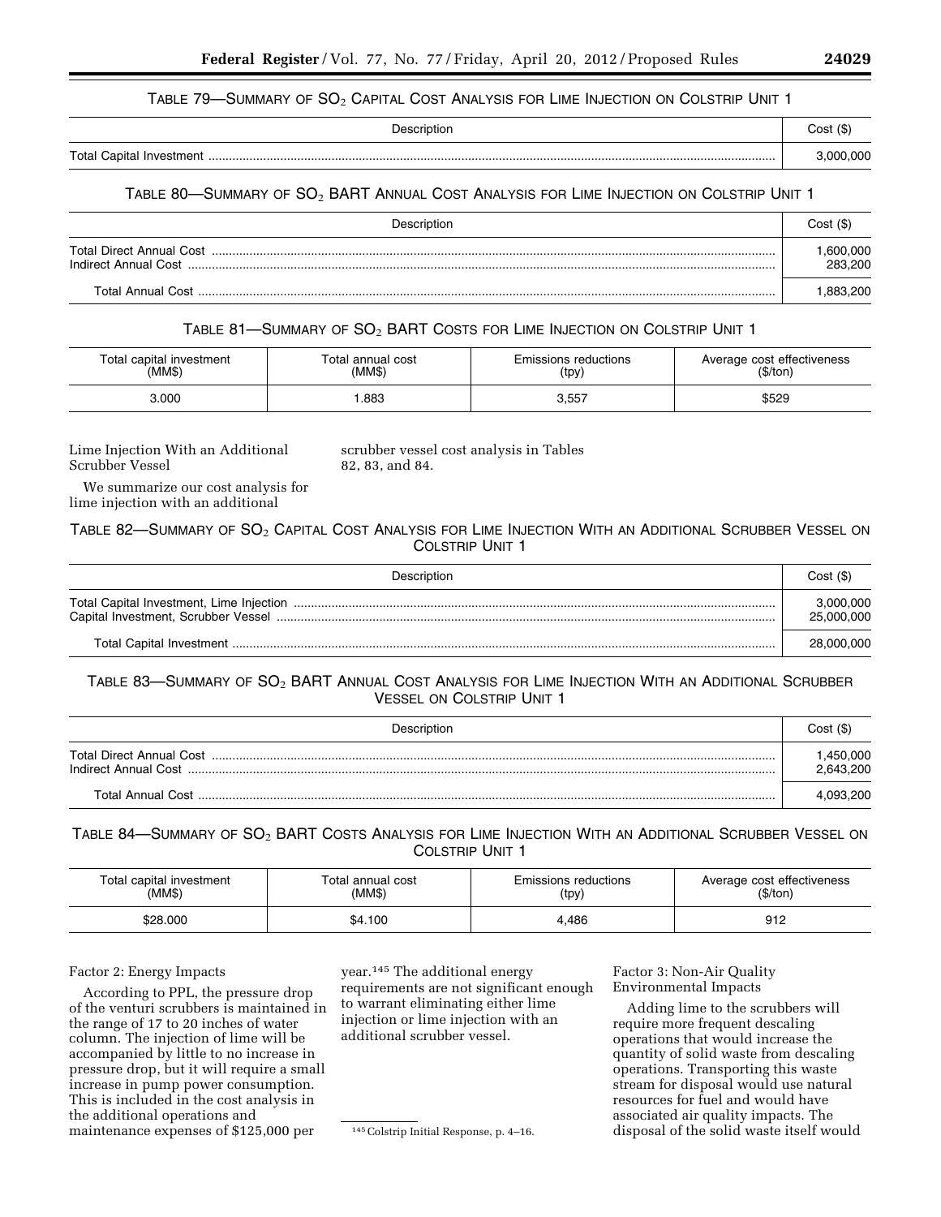TABLE 79—SUMMARY OF $SO_2$ CAPITAL COST ANALYSIS FOR LIME INJECTION ON COLSTRIP UNIT 1

| Description | Cost ($) |
| --- | --- |
| Total Capital Investment | 3,000,000 |

TABLE 80—SUMMARY OF $SO_2$ BART ANNUAL COST ANALYSIS FOR LIME INJECTION ON COLSTRIP UNIT 1

| Description | Cost ($) |
| --- | --- |
| Total Direct Annual Cost | 1,600,000 |
| Indirect Annual Cost | 283,200 |
| Total Annual Cost | 1,883,200 |

TABLE 81—SUMMARY OF $SO_2$ BART COSTS FOR LIME INJECTION ON COLSTRIP UNIT 1

| Total capital investment (MM$) | Total annual cost (MM$) | Emissions reductions (tpy) | Average cost effectiveness ($/ton) |
| --- | --- | --- | --- |
| 3.000 | 1.883 | 3,557 | $529 |

Lime Injection With an Additional Scrubber Vessel

We summarize our cost analysis for lime injection with an additional scrubber vessel cost analysis in Tables 82, 83, and 84.

TABLE 82—SUMMARY OF $SO_2$ CAPITAL COST ANALYSIS FOR LIME INJECTION WITH AN ADDITIONAL SCRUBBER VESSEL ON COLSTRIP UNIT 1

| Description | Cost ($) |
| --- | --- |
| Total Capital Investment, Lime Injection | 3,000,000 |
| Capital Investment, Scrubber Vessel | 25,000,000 |
| Total Capital Investment | 28,000,000 |

TABLE 83—SUMMARY OF $SO_2$ BART ANNUAL COST ANALYSIS FOR LIME INJECTION WITH AN ADDITIONAL SCRUBBER VESSEL ON COLSTRIP UNIT 1

| Description | Cost ($) |
| --- | --- |
| Total Direct Annual Cost | 1,450,000 |
| Indirect Annual Cost | 2,643,200 |
| Total Annual Cost | 4,093,200 |

TABLE 84—SUMMARY OF $SO_2$ BART COSTS ANALYSIS FOR LIME INJECTION WITH AN ADDITIONAL SCRUBBER VESSEL ON COLSTRIP UNIT 1

| Total capital investment (MM$) | Total annual cost (MM$) | Emissions reductions (tpy) | Average cost effectiveness ($/ton) |
| --- | --- | --- | --- |
| $28.000 | $4.100 | 4,486 | 912 |

Factor 2: Energy Impacts

According to PPL, the pressure drop of the venturi scrubbers is maintained in the range of 17 to 20 inches of water column. The injection of lime will be accompanied by little to no increase in pressure drop, but it will require a small increase in pump power consumption. This is included in the cost analysis in the additional operations and maintenance expenses of $125,000 per year.[145] The additional energy requirements are not significant enough to warrant eliminating either lime injection or lime injection with an additional scrubber vessel.

[145] Colstrip Initial Response, p. 4–16.

Factor 3: Non-Air Quality Environmental Impacts

Adding lime to the scrubbers will require more frequent descaling operations that would increase the quantity of solid waste from descaling operations. Transporting this waste stream for disposal would use natural resources for fuel and would have associated air quality impacts. The disposal of the solid waste itself would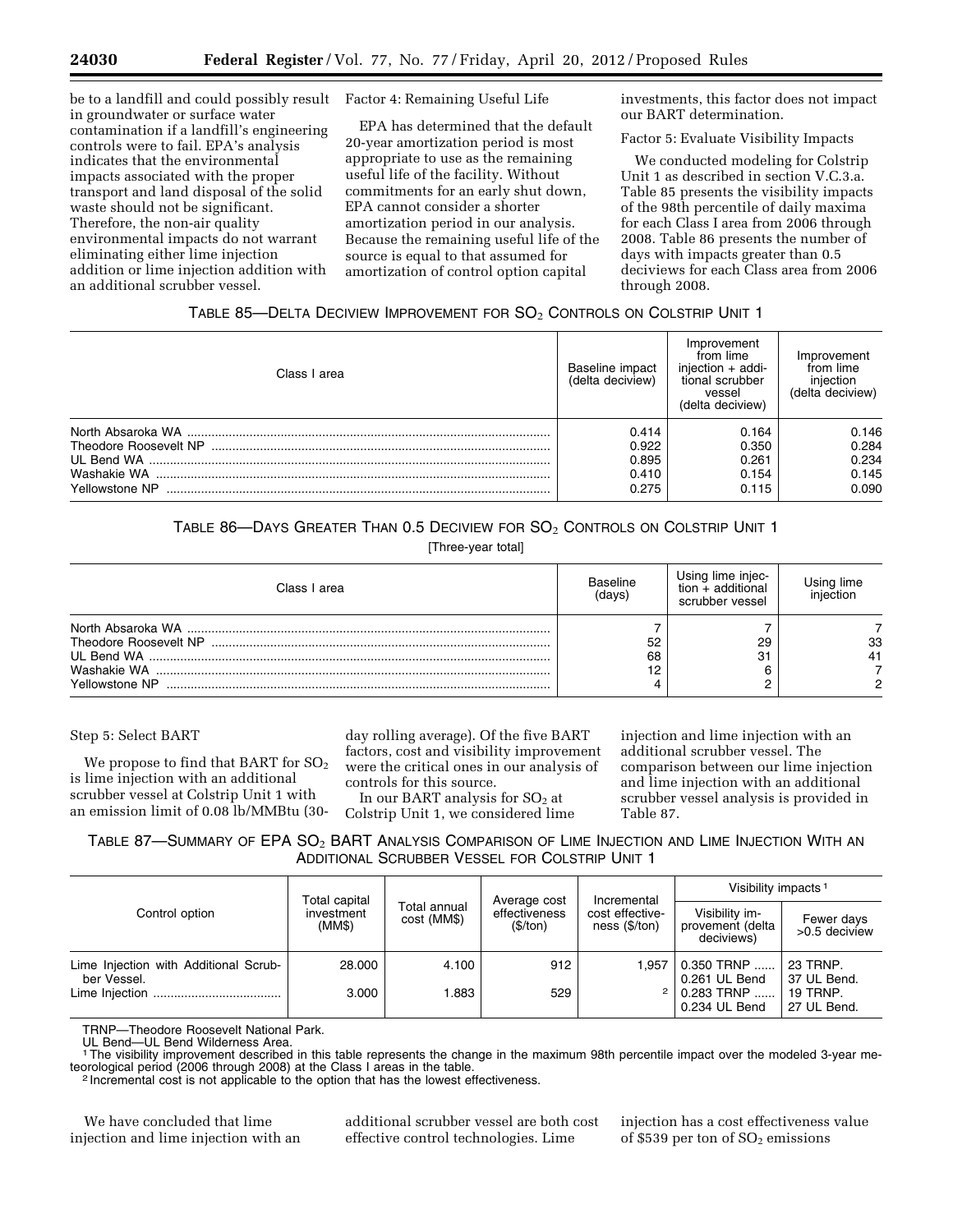be to a landfill and could possibly result in groundwater or surface water contamination if a landfill's engineering controls were to fail. EPA's analysis indicates that the environmental impacts associated with the proper transport and land disposal of the solid waste should not be significant. Therefore, the non-air quality environmental impacts do not warrant eliminating either lime injection addition or lime injection addition with an additional scrubber vessel.

Factor 4: Remaining Useful Life

EPA has determined that the default 20-year amortization period is most appropriate to use as the remaining useful life of the facility. Without commitments for an early shut down, EPA cannot consider a shorter amortization period in our analysis. Because the remaining useful life of the source is equal to that assumed for amortization of control option capital investments, this factor does not impact our BART determination.

Factor 5: Evaluate Visibility Impacts

We conducted modeling for Colstrip Unit 1 as described in section V.C.3.a. Table 85 presents the visibility impacts of the 98th percentile of daily maxima for each Class I area from 2006 through 2008. Table 86 presents the number of days with impacts greater than 0.5 deciviews for each Class area from 2006 through 2008.

TABLE 85—DELTA DECIVIEW IMPROVEMENT FOR $SO_2$ CONTROLS ON COLSTRIP UNIT 1

| Class I area | Baseline impact (delta deciview) | Improvement from lime injection + additional scrubber vessel (delta deciview) | Improvement from lime injection (delta deciview) |
|---|---|---|---|
| North Absaroka WA | 0.414 | 0.164 | 0.146 |
| Theodore Roosevelt NP | 0.922 | 0.350 | 0.284 |
| UL Bend WA | 0.895 | 0.261 | 0.234 |
| Washakie WA | 0.410 | 0.154 | 0.145 |
| Yellowstone NP | 0.275 | 0.115 | 0.090 |

TABLE 86—DAYS GREATER THAN 0.5 DECIVIEW FOR $SO_2$ CONTROLS ON COLSTRIP UNIT 1

[Three-year total]

| Class I area | Baseline (days) | Using lime injection + additional scrubber vessel | Using lime injection |
|---|---|---|---|
| North Absaroka WA | 7 | 7 | 7 |
| Theodore Roosevelt NP | 52 | 29 | 33 |
| UL Bend WA | 68 | 31 | 41 |
| Washakie WA | 12 | 6 | 7 |
| Yellowstone NP | 4 | 2 | 2 |

Step 5: Select BART

We propose to find that BART for $SO_2$ is lime injection with an additional scrubber vessel at Colstrip Unit 1 with an emission limit of 0.08 lb/MMBtu (30-day rolling average). Of the five BART factors, cost and visibility improvement were the critical ones in our analysis of controls for this source.

In our BART analysis for $SO_2$ at Colstrip Unit 1, we considered lime injection and lime injection with an additional scrubber vessel. The comparison between our lime injection and lime injection with an additional scrubber vessel analysis is provided in Table 87.

TABLE 87—SUMMARY OF EPA $SO_2$ BART ANALYSIS COMPARISON OF LIME INJECTION AND LIME INJECTION WITH AN ADDITIONAL SCRUBBER VESSEL FOR COLSTRIP UNIT 1

| Control option | Total capital investment (MM$) | Total annual cost (MM$) | Average cost effectiveness ($/ton) | Incremental cost effectiveness ($/ton) | Visibility impacts [1] | |
|---|---|---|---|---|---|---|
| | | | | | Visibility improvement (delta deciviews) | Fewer days >0.5 deciview |
| Lime Injection with Additional Scrubber Vessel. | 28.000 | 4.100 | 912 | 1,957 | 0.350 TRNP 0.261 UL Bend | 23 TRNP. 37 UL Bend. |
| Lime Injection | 3.000 | 1.883 | 529 | [2] | 0.283 TRNP 0.234 UL Bend | 19 TRNP. 27 UL Bend. |

TRNP—Theodore Roosevelt National Park.
UL Bend—UL Bend Wilderness Area.
[1] The visibility improvement described in this table represents the change in the maximum 98th percentile impact over the modeled 3-year meteorological period (2006 through 2008) at the Class I areas in the table.
[2] Incremental cost is not applicable to the option that has the lowest effectiveness.

We have concluded that lime injection and lime injection with an additional scrubber vessel are both cost effective control technologies. Lime injection has a cost effectiveness value of $539 per ton of $SO_2$ emissions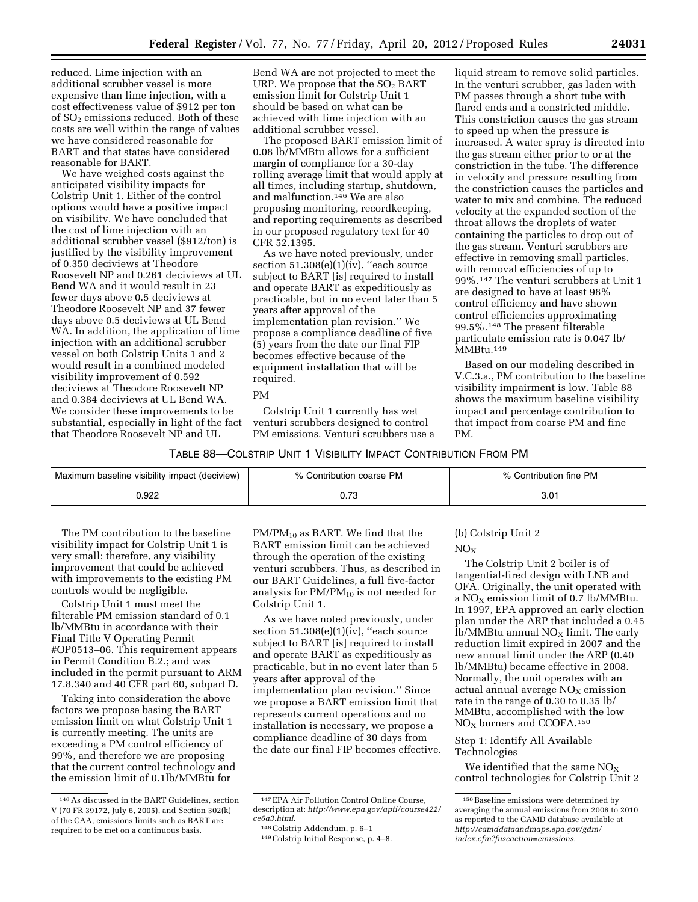reduced. Lime injection with an additional scrubber vessel is more expensive than lime injection, with a cost effectiveness value of $912 per ton of $SO_2$ emissions reduced. Both of these costs are well within the range of values we have considered reasonable for BART and that states have considered reasonable for BART.

We have weighed costs against the anticipated visibility impacts for Colstrip Unit 1. Either of the control options would have a positive impact on visibility. We have concluded that the cost of lime injection with an additional scrubber vessel ($912/ton) is justified by the visibility improvement of 0.350 deciviews at Theodore Roosevelt NP and 0.261 deciviews at UL Bend WA and it would result in 23 fewer days above 0.5 deciviews at Theodore Roosevelt NP and 37 fewer days above 0.5 deciviews at UL Bend WA. In addition, the application of lime injection with an additional scrubber vessel on both Colstrip Units 1 and 2 would result in a combined modeled visibility improvement of 0.592 deciviews at Theodore Roosevelt NP and 0.384 deciviews at UL Bend WA. We consider these improvements to be substantial, especially in light of the fact that Theodore Roosevelt NP and UL Bend WA are not projected to meet the URP. We propose that the $SO_2$ BART emission limit for Colstrip Unit 1 should be based on what can be achieved with lime injection with an additional scrubber vessel.

The proposed BART emission limit of 0.08 lb/MMBtu allows for a sufficient margin of compliance for a 30-day rolling average limit that would apply at all times, including startup, shutdown, and malfunction.[146] We are also proposing monitoring, recordkeeping, and reporting requirements as described in our proposed regulatory text for 40 CFR 52.1395.

As we have noted previously, under section 51.308(e)(1)(iv), "each source subject to BART [is] required to install and operate BART as expeditiously as practicable, but in no event later than 5 years after approval of the implementation plan revision." We propose a compliance deadline of five (5) years from the date our final FIP becomes effective because of the equipment installation that will be required.

PM

Colstrip Unit 1 currently has wet venturi scrubbers designed to control PM emissions. Venturi scrubbers use a liquid stream to remove solid particles. In the venturi scrubber, gas laden with PM passes through a short tube with flared ends and a constricted middle. This constriction causes the gas stream to speed up when the pressure is increased. A water spray is directed into the gas stream either prior to or at the constriction in the tube. The difference in velocity and pressure resulting from the constriction causes the particles and water to mix and combine. The reduced velocity at the expanded section of the throat allows the droplets of water containing the particles to drop out of the gas stream. Venturi scrubbers are effective in removing small particles, with removal efficiencies of up to 99%.[147] The venturi scrubbers at Unit 1 are designed to have at least 98% control efficiency and have shown control efficiencies approximating 99.5%.[148] The present filterable particulate emission rate is 0.047 lb/MMBtu.[149]

Based on our modeling described in V.C.3.a., PM contribution to the baseline visibility impairment is low. Table 88 shows the maximum baseline visibility impact and percentage contribution to that impact from coarse PM and fine PM.

TABLE 88—COLSTRIP UNIT 1 VISIBILITY IMPACT CONTRIBUTION FROM PM

| Maximum baseline visibility impact (deciview) | % Contribution coarse PM | % Contribution fine PM |
|---|---|---|
| 0.922 | 0.73 | 3.01 |

The PM contribution to the baseline visibility impact for Colstrip Unit 1 is very small; therefore, any visibility improvement that could be achieved with improvements to the existing PM controls would be negligible.

Colstrip Unit 1 must meet the filterable PM emission standard of 0.1 lb/MMBtu in accordance with their Final Title V Operating Permit #OP0513–06. This requirement appears in Permit Condition B.2.; and was included in the permit pursuant to ARM 17.8.340 and 40 CFR part 60, subpart D.

Taking into consideration the above factors we propose basing the BART emission limit on what Colstrip Unit 1 is currently meeting. The units are exceeding a PM control efficiency of 99%, and therefore we are proposing that the current control technology and the emission limit of 0.1lb/MMBtu for $PM/PM_{10}$ as BART. We find that the BART emission limit can be achieved through the operation of the existing venturi scrubbers. Thus, as described in our BART Guidelines, a full five-factor analysis for $PM/PM_{10}$ is not needed for Colstrip Unit 1.

As we have noted previously, under section 51.308(e)(1)(iv), "each source subject to BART [is] required to install and operate BART as expeditiously as practicable, but in no event later than 5 years after approval of the implementation plan revision." Since we propose a BART emission limit that represents current operations and no installation is necessary, we propose a compliance deadline of 30 days from the date our final FIP becomes effective.

(b) Colstrip Unit 2

$NO_X$

The Colstrip Unit 2 boiler is of tangential-fired design with LNB and OFA. Originally, the unit operated with a $NO_X$ emission limit of 0.7 lb/MMBtu. In 1997, EPA approved an early election plan under the ARP that included a 0.45 lb/MMBtu annual $NO_X$ limit. The early reduction limit expired in 2007 and the new annual limit under the ARP (0.40 lb/MMBtu) became effective in 2008. Normally, the unit operates with an actual annual average $NO_X$ emission rate in the range of 0.30 to 0.35 lb/MMBtu, accomplished with the low $NO_X$ burners and CCOFA.[150]

Step 1: Identify All Available Technologies

We identified that the same $NO_X$ control technologies for Colstrip Unit 2

---

[146] As discussed in the BART Guidelines, section V (70 FR 39172, July 6, 2005), and Section 302(k) of the CAA, emissions limits such as BART are required to be met on a continuous basis.

[147] EPA Air Pollution Control Online Course, description at: *http://www.epa.gov/apti/course422/ce6a3.html.*

[148] Colstrip Addendum, p. 6–1

[149] Colstrip Initial Response, p. 4–8.

[150] Baseline emissions were determined by averaging the annual emissions from 2008 to 2010 as reported to the CAMD database available at *http://camddataandmaps.epa.gov/gdm/index.cfm?fuseaction=emissions.*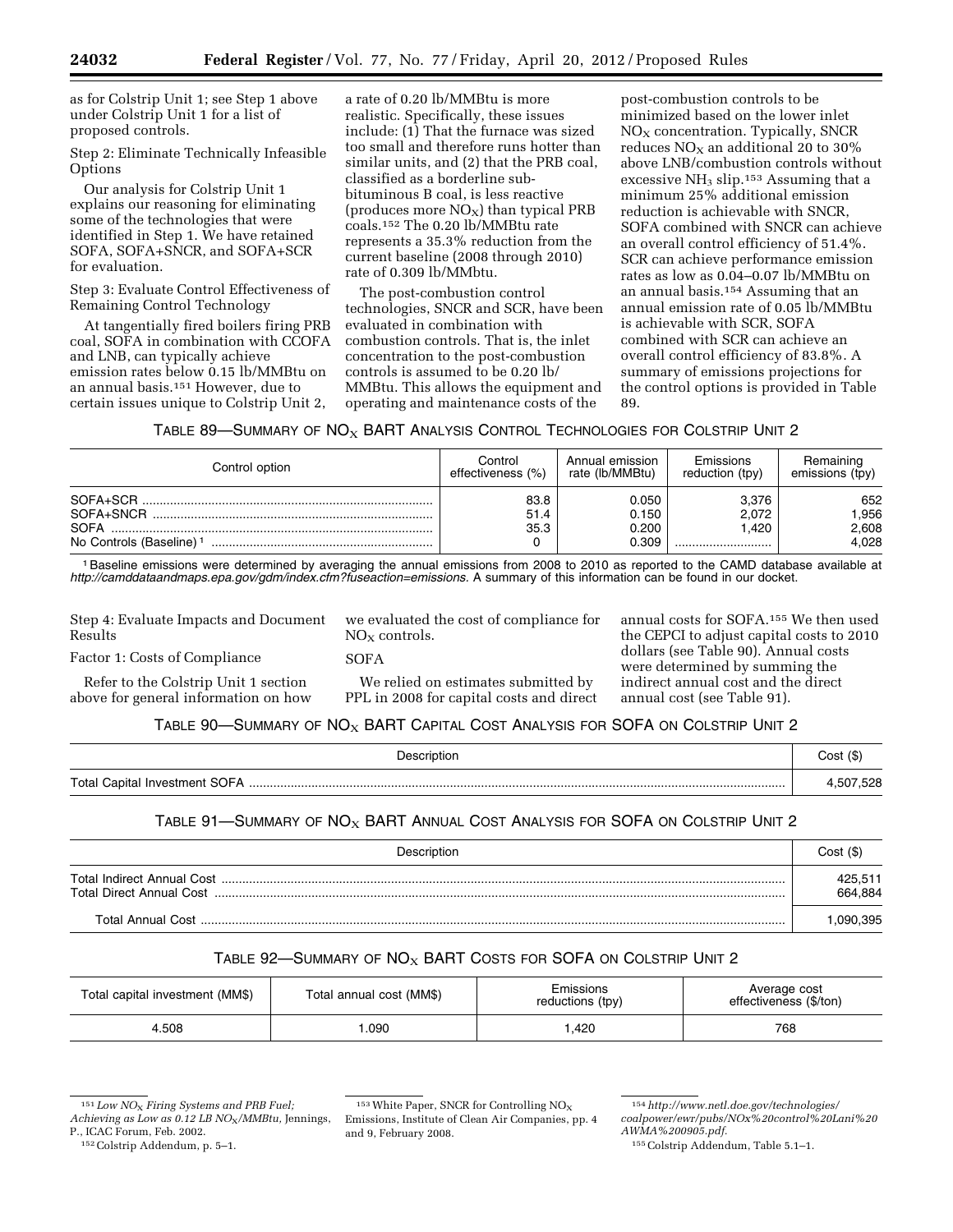as for Colstrip Unit 1; see Step 1 above under Colstrip Unit 1 for a list of proposed controls.

Step 2: Eliminate Technically Infeasible Options

Our analysis for Colstrip Unit 1 explains our reasoning for eliminating some of the technologies that were identified in Step 1. We have retained SOFA, SOFA+SNCR, and SOFA+SCR for evaluation.

Step 3: Evaluate Control Effectiveness of Remaining Control Technology

At tangentially fired boilers firing PRB coal, SOFA in combination with CCOFA and LNB, can typically achieve emission rates below 0.15 lb/MMBtu on an annual basis.[151] However, due to certain issues unique to Colstrip Unit 2, a rate of 0.20 lb/MMBtu is more realistic. Specifically, these issues include: (1) That the furnace was sized too small and therefore runs hotter than similar units, and (2) that the PRB coal, classified as a borderline sub-bituminous B coal, is less reactive (produces more $NO_X$) than typical PRB coals.[152] The 0.20 lb/MMBtu rate represents a 35.3% reduction from the current baseline (2008 through 2010) rate of 0.309 lb/MMbtu.

The post-combustion control technologies, SNCR and SCR, have been evaluated in combination with combustion controls. That is, the inlet concentration to the post-combustion controls is assumed to be 0.20 lb/MMBtu. This allows the equipment and operating and maintenance costs of the post-combustion controls to be minimized based on the lower inlet $NO_X$ concentration. Typically, SNCR reduces $NO_X$ an additional 20 to 30% above LNB/combustion controls without excessive $NH_3$ slip.[153] Assuming that a minimum 25% additional emission reduction is achievable with SNCR, SOFA combined with SNCR can achieve an overall control efficiency of 51.4%. SCR can achieve performance emission rates as low as 0.04–0.07 lb/MMBtu on an annual basis.[154] Assuming that an annual emission rate of 0.05 lb/MMBtu is achievable with SCR, SOFA combined with SCR can achieve an overall control efficiency of 83.8%. A summary of emissions projections for the control options is provided in Table 89.

TABLE 89—SUMMARY OF $NO_X$ BART ANALYSIS CONTROL TECHNOLOGIES FOR COLSTRIP UNIT 2

| Control option | Control effectiveness (%) | Annual emission rate (lb/MMBtu) | Emissions reduction (tpy) | Remaining emissions (tpy) |
|---|---|---|---|---|
| SOFA+SCR | 83.8 | 0.050 | 3,376 | 652 |
| SOFA+SNCR | 51.4 | 0.150 | 2,072 | 1,956 |
| SOFA | 35.3 | 0.200 | 1,420 | 2,608 |
| No Controls (Baseline) [1] | 0 | 0.309 | | 4,028 |

[1] Baseline emissions were determined by averaging the annual emissions from 2008 to 2010 as reported to the CAMD database available at *http://camddataandmaps.epa.gov/gdm/index.cfm?fuseaction=emissions.* A summary of this information can be found in our docket.

Step 4: Evaluate Impacts and Document Results

Factor 1: Costs of Compliance

Refer to the Colstrip Unit 1 section above for general information on how we evaluated the cost of compliance for $NO_X$ controls.

SOFA

We relied on estimates submitted by PPL in 2008 for capital costs and direct annual costs for SOFA.[155] We then used the CEPCI to adjust capital costs to 2010 dollars (see Table 90). Annual costs were determined by summing the indirect annual cost and the direct annual cost (see Table 91).

TABLE 90—SUMMARY OF $NO_X$ BART CAPITAL COST ANALYSIS FOR SOFA ON COLSTRIP UNIT 2

| Description | Cost ($) |
|---|---|
| Total Capital Investment SOFA | 4,507,528 |

TABLE 91—SUMMARY OF $NO_X$ BART ANNUAL COST ANALYSIS FOR SOFA ON COLSTRIP UNIT 2

| Description | Cost ($) |
|---|---|
| Total Indirect Annual Cost | 425,511 |
| Total Direct Annual Cost | 664,884 |
| Total Annual Cost | 1,090,395 |

TABLE 92—SUMMARY OF $NO_X$ BART COSTS FOR SOFA ON COLSTRIP UNIT 2

| Total capital investment (MM$) | Total annual cost (MM$) | Emissions reductions (tpy) | Average cost effectiveness ($/ton) |
|---|---|---|---|
| 4.508 | 1.090 | 1,420 | 768 |

[151] *Low $NO_X$ Firing Systems and PRB Fuel; Achieving as Low as 0.12 LB $NO_X$/MMBtu,* Jennings, P., ICAC Forum, Feb. 2002.

[152] Colstrip Addendum, p. 5–1.

[153] White Paper, SNCR for Controlling $NO_X$ Emissions, Institute of Clean Air Companies, pp. 4 and 9, February 2008.

[154] *http://www.netl.doe.gov/technologies/coalpower/ewr/pubs/NOx%20control%20Lani%20AWMA%200905.pdf.*

[155] Colstrip Addendum, Table 5.1–1.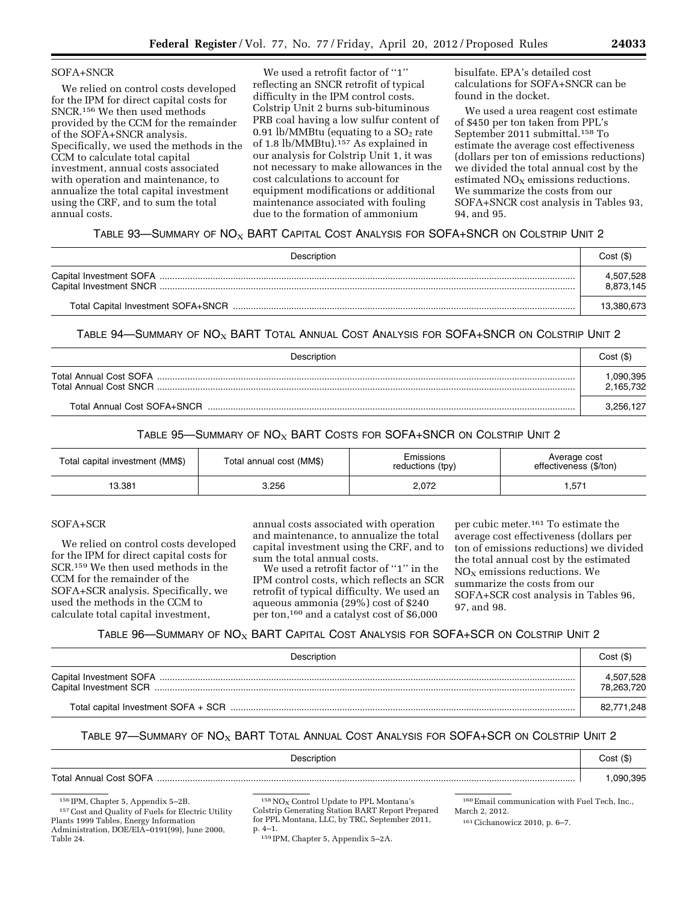SOFA+SNCR

We relied on control costs developed for the IPM for direct capital costs for SNCR.[156] We then used methods provided by the CCM for the remainder of the SOFA+SNCR analysis. Specifically, we used the methods in the CCM to calculate total capital investment, annual costs associated with operation and maintenance, to annualize the total capital investment using the CRF, and to sum the total annual costs.

We used a retrofit factor of ''1'' reflecting an SNCR retrofit of typical difficulty in the IPM control costs. Colstrip Unit 2 burns sub-bituminous PRB coal having a low sulfur content of 0.91 lb/MMBtu (equating to a $SO_2$ rate of 1.8 lb/MMBtu).[157] As explained in our analysis for Colstrip Unit 1, it was not necessary to make allowances in the cost calculations to account for equipment modifications or additional maintenance associated with fouling due to the formation of ammonium bisulfate. EPA's detailed cost calculations for SOFA+SNCR can be found in the docket.

We used a urea reagent cost estimate of $450 per ton taken from PPL's September 2011 submittal.[158] To estimate the average cost effectiveness (dollars per ton of emissions reductions) we divided the total annual cost by the estimated $NO_X$ emissions reductions. We summarize the costs from our SOFA+SNCR cost analysis in Tables 93, 94, and 95.

TABLE 93—SUMMARY OF $NO_X$ BART CAPITAL COST ANALYSIS FOR SOFA+SNCR ON COLSTRIP UNIT 2

| Description | Cost ($) |
|---|---|
| Capital Investment SOFA | 4,507,528 |
| Capital Investment SNCR | 8,873,145 |
| Total Capital Investment SOFA+SNCR | 13,380,673 |

TABLE 94—SUMMARY OF $NO_X$ BART TOTAL ANNUAL COST ANALYSIS FOR SOFA+SNCR ON COLSTRIP UNIT 2

| Description | Cost ($) |
|---|---|
| Total Annual Cost SOFA | 1,090,395 |
| Total Annual Cost SNCR | 2,165,732 |
| Total Annual Cost SOFA+SNCR | 3,256,127 |

TABLE 95—SUMMARY OF $NO_X$ BART COSTS FOR SOFA+SNCR ON COLSTRIP UNIT 2

| Total capital investment (MM$) | Total annual cost (MM$) | Emissions reductions (tpy) | Average cost effectiveness ($/ton) |
|---|---|---|---|
| 13.381 | 3.256 | 2,072 | 1,571 |

SOFA+SCR

We relied on control costs developed for the IPM for direct capital costs for SCR.[159] We then used methods in the CCM for the remainder of the SOFA+SCR analysis. Specifically, we used the methods in the CCM to calculate total capital investment, annual costs associated with operation and maintenance, to annualize the total capital investment using the CRF, and to sum the total annual costs.

We used a retrofit factor of ''1'' in the IPM control costs, which reflects an SCR retrofit of typical difficulty. We used an aqueous ammonia (29%) cost of $240 per ton,[160] and a catalyst cost of $6,000 per cubic meter.[161] To estimate the average cost effectiveness (dollars per ton of emissions reductions) we divided the total annual cost by the estimated $NO_X$ emissions reductions. We summarize the costs from our SOFA+SCR cost analysis in Tables 96, 97, and 98.

TABLE 96—SUMMARY OF $NO_X$ BART CAPITAL COST ANALYSIS FOR SOFA+SCR ON COLSTRIP UNIT 2

| Description | Cost ($) |
|---|---|
| Capital Investment SOFA | 4,507,528 |
| Capital Investment SCR | 78,263,720 |
| Total capital Investment SOFA + SCR | 82,771,248 |

TABLE 97—SUMMARY OF $NO_X$ BART TOTAL ANNUAL COST ANALYSIS FOR SOFA+SCR ON COLSTRIP UNIT 2

| Description | Cost ($) |
|---|---|
| Total Annual Cost SOFA | 1,090,395 |

[156] IPM, Chapter 5, Appendix 5–2B.

[157] Cost and Quality of Fuels for Electric Utility Plants 1999 Tables, Energy Information Administration, DOE/EIA–0191(99), June 2000, Table 24.

[158] $NO_X$ Control Update to PPL Montana's Colstrip Generating Station BART Report Prepared for PPL Montana, LLC, by TRC, September 2011, p. 4–1.

[159] IPM, Chapter 5, Appendix 5–2A.

[160] Email communication with Fuel Tech, Inc., March 2, 2012.

[161] Cichanowicz 2010, p. 6–7.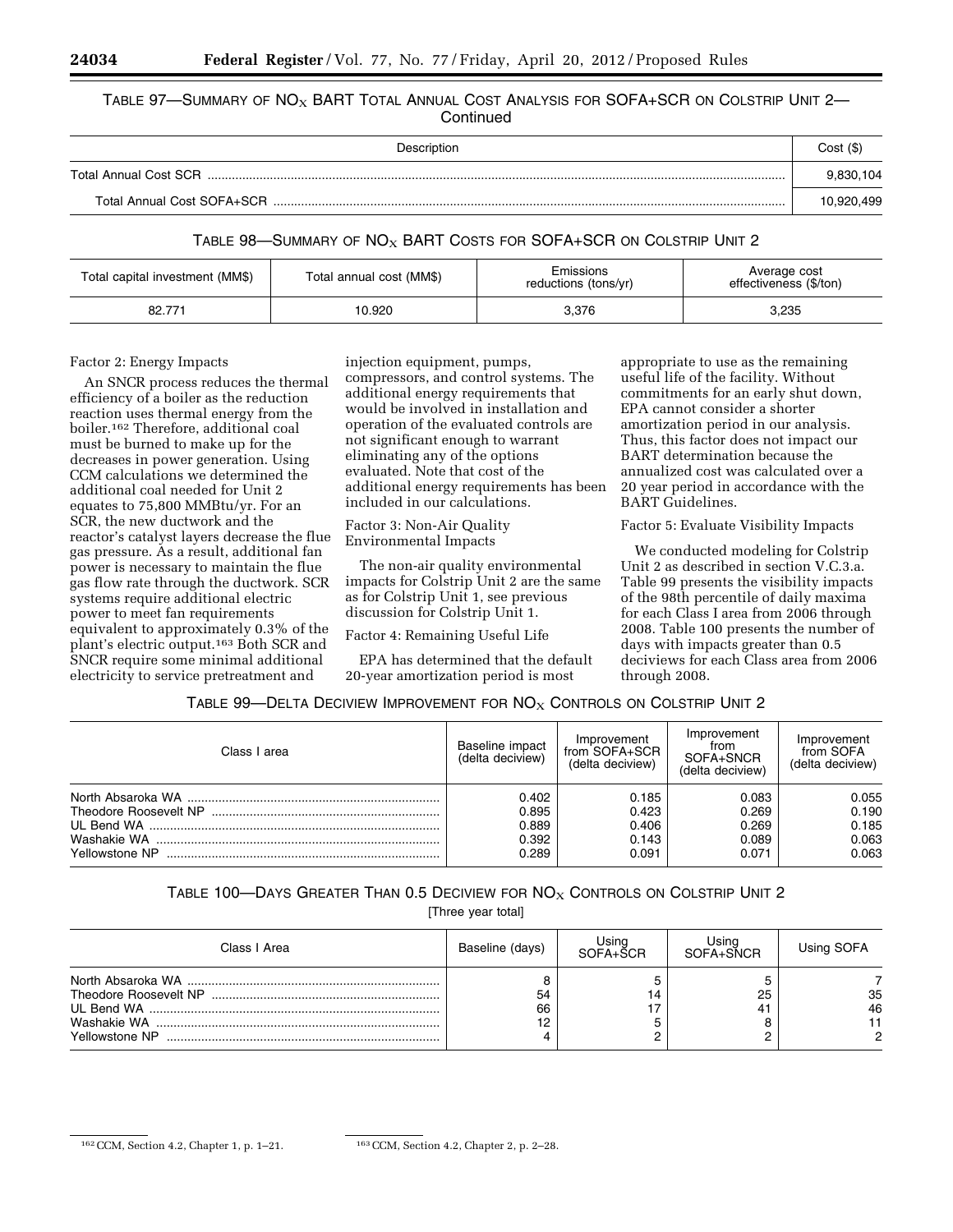TABLE 97—SUMMARY OF $NO_X$ BART TOTAL ANNUAL COST ANALYSIS FOR SOFA+SCR ON COLSTRIP UNIT 2—Continued

| Description | Cost ($) |
|---|---|
| Total Annual Cost SCR | 9,830,104 |
| Total Annual Cost SOFA+SCR | 10,920,499 |

TABLE 98—SUMMARY OF $NO_X$ BART COSTS FOR SOFA+SCR ON COLSTRIP UNIT 2

| Total capital investment (MM$) | Total annual cost (MM$) | Emissions reductions (tons/yr) | Average cost effectiveness ($/ton) |
|---|---|---|---|
| 82.771 | 10.920 | 3,376 | 3,235 |

Factor 2: Energy Impacts

An SNCR process reduces the thermal efficiency of a boiler as the reduction reaction uses thermal energy from the boiler.[162] Therefore, additional coal must be burned to make up for the decreases in power generation. Using CCM calculations we determined the additional coal needed for Unit 2 equates to 75,800 MMBtu/yr. For an SCR, the new ductwork and the reactor's catalyst layers decrease the flue gas pressure. As a result, additional fan power is necessary to maintain the flue gas flow rate through the ductwork. SCR systems require additional electric power to meet fan requirements equivalent to approximately 0.3% of the plant's electric output.[163] Both SCR and SNCR require some minimal additional electricity to service pretreatment and injection equipment, pumps, compressors, and control systems. The additional energy requirements that would be involved in installation and operation of the evaluated controls are not significant enough to warrant eliminating any of the options evaluated. Note that cost of the additional energy requirements has been included in our calculations.

Factor 3: Non-Air Quality Environmental Impacts

The non-air quality environmental impacts for Colstrip Unit 2 are the same as for Colstrip Unit 1, see previous discussion for Colstrip Unit 1.

Factor 4: Remaining Useful Life

EPA has determined that the default 20-year amortization period is most appropriate to use as the remaining useful life of the facility. Without commitments for an early shut down, EPA cannot consider a shorter amortization period in our analysis. Thus, this factor does not impact our BART determination because the annualized cost was calculated over a 20 year period in accordance with the BART Guidelines.

Factor 5: Evaluate Visibility Impacts

We conducted modeling for Colstrip Unit 2 as described in section V.C.3.a. Table 99 presents the visibility impacts of the 98th percentile of daily maxima for each Class I area from 2006 through 2008. Table 100 presents the number of days with impacts greater than 0.5 deciviews for each Class area from 2006 through 2008.

TABLE 99—DELTA DECIVIEW IMPROVEMENT FOR $NO_X$ CONTROLS ON COLSTRIP UNIT 2

| Class I area | Baseline impact (delta deciview) | Improvement from SOFA+SCR (delta deciview) | Improvement from SOFA+SNCR (delta deciview) | Improvement from SOFA (delta deciview) |
|---|---|---|---|---|
| North Absaroka WA | 0.402 | 0.185 | 0.083 | 0.055 |
| Theodore Roosevelt NP | 0.895 | 0.423 | 0.269 | 0.190 |
| UL Bend WA | 0.889 | 0.406 | 0.269 | 0.185 |
| Washakie WA | 0.392 | 0.143 | 0.089 | 0.063 |
| Yellowstone NP | 0.289 | 0.091 | 0.071 | 0.063 |

TABLE 100—DAYS GREATER THAN 0.5 DECIVIEW FOR $NO_X$ CONTROLS ON COLSTRIP UNIT 2

[Three year total]

| Class I Area | Baseline (days) | Using SOFA+SCR | Using SOFA+SNCR | Using SOFA |
|---|---|---|---|---|
| North Absaroka WA | 8 | 5 | 5 | 7 |
| Theodore Roosevelt NP | 54 | 14 | 25 | 35 |
| UL Bend WA | 66 | 17 | 41 | 46 |
| Washakie WA | 12 | 5 | 8 | 11 |
| Yellowstone NP | 4 | 2 | 2 | 2 |

[162] CCM, Section 4.2, Chapter 1, p. 1–21.

[163] CCM, Section 4.2, Chapter 2, p. 2–28.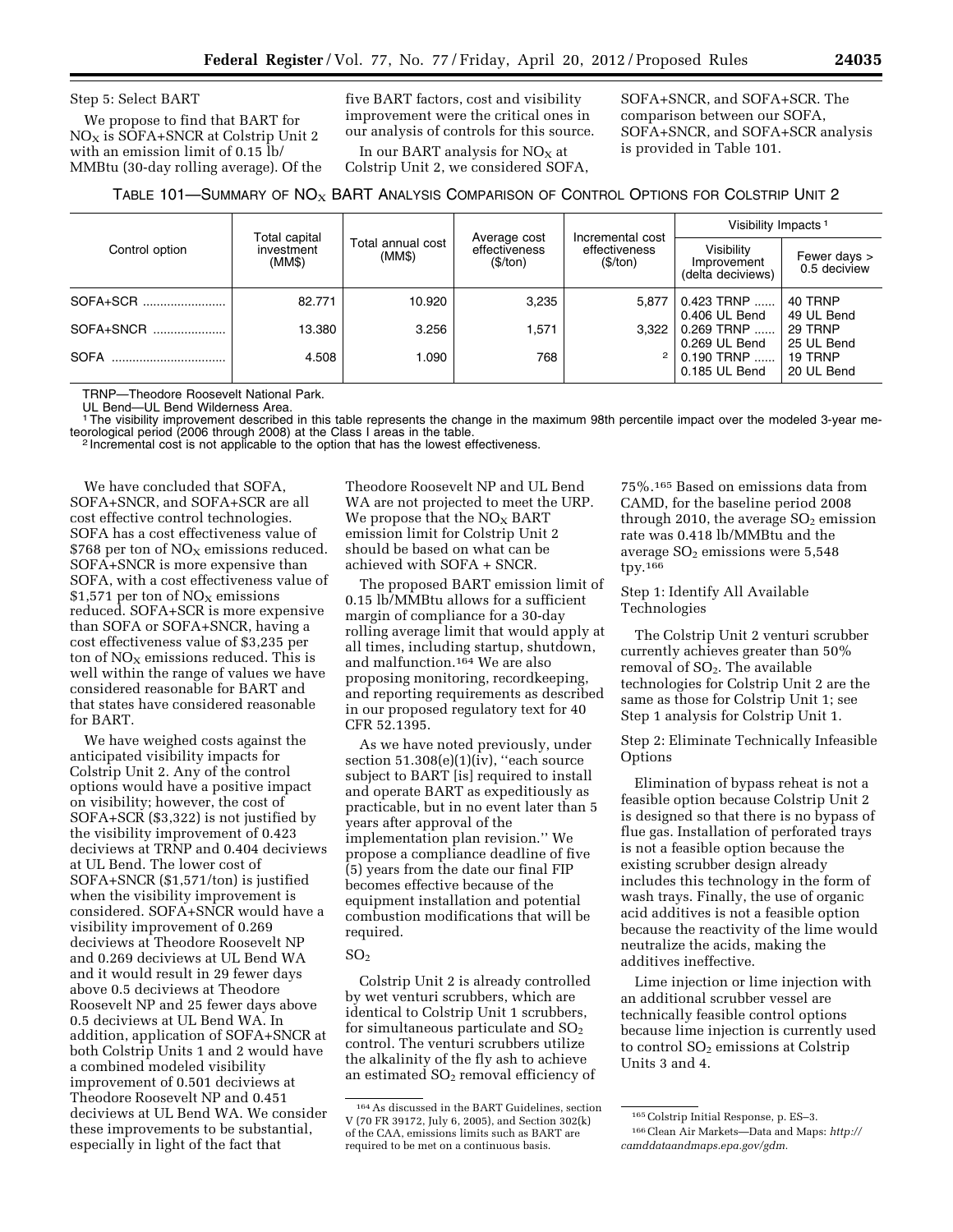Step 5: Select BART

We propose to find that BART for $NO_X$ is SOFA+SNCR at Colstrip Unit 2 with an emission limit of 0.15 lb/MMBtu (30-day rolling average). Of the five BART factors, cost and visibility improvement were the critical ones in our analysis of controls for this source.

In our BART analysis for $NO_X$ at Colstrip Unit 2, we considered SOFA, SOFA+SNCR, and SOFA+SCR. The comparison between our SOFA, SOFA+SNCR, and SOFA+SCR analysis is provided in Table 101.

TABLE 101—SUMMARY OF $NO_X$ BART ANALYSIS COMPARISON OF CONTROL OPTIONS FOR COLSTRIP UNIT 2

| Control option | Total capital investment (MM$) | Total annual cost (MM$) | Average cost effectiveness ($/ton) | Incremental cost effectiveness ($/ton) | Visibility Impacts [1] | |
|---|---|---|---|---|---|---|
| | | | | | Visibility Improvement (delta deciviews) | Fewer days > 0.5 deciview |
| SOFA+SCR | 82.771 | 10.920 | 3,235 | 5,877 | 0.423 TRNP<br>0.406 UL Bend | 40 TRNP<br>49 UL Bend |
| SOFA+SNCR | 13.380 | 3.256 | 1,571 | 3,322 | 0.269 TRNP<br>0.269 UL Bend | 29 TRNP<br>25 UL Bend |
| SOFA | 4.508 | 1.090 | 768 | [2] | 0.190 TRNP<br>0.185 UL Bend | 19 TRNP<br>20 UL Bend |

TRNP—Theodore Roosevelt National Park.
UL Bend—UL Bend Wilderness Area.
[1] The visibility improvement described in this table represents the change in the maximum 98th percentile impact over the modeled 3-year meteorological period (2006 through 2008) at the Class I areas in the table.
[2] Incremental cost is not applicable to the option that has the lowest effectiveness.

We have concluded that SOFA, SOFA+SNCR, and SOFA+SCR are all cost effective control technologies. SOFA has a cost effectiveness value of $768 per ton of $NO_X$ emissions reduced. SOFA+SNCR is more expensive than SOFA, with a cost effectiveness value of $1,571 per ton of $NO_X$ emissions reduced. SOFA+SCR is more expensive than SOFA or SOFA+SNCR, having a cost effectiveness value of $3,235 per ton of $NO_X$ emissions reduced. This is well within the range of values we have considered reasonable for BART and that states have considered reasonable for BART.

We have weighed costs against the anticipated visibility impacts for Colstrip Unit 2. Any of the control options would have a positive impact on visibility; however, the cost of SOFA+SCR ($3,322) is not justified by the visibility improvement of 0.423 deciviews at TRNP and 0.404 deciviews at UL Bend. The lower cost of SOFA+SNCR ($1,571/ton) is justified when the visibility improvement is considered. SOFA+SNCR would have a visibility improvement of 0.269 deciviews at Theodore Roosevelt NP and 0.269 deciviews at UL Bend WA and it would result in 29 fewer days above 0.5 deciviews at Theodore Roosevelt NP and 25 fewer days above 0.5 deciviews at UL Bend WA. In addition, application of SOFA+SNCR at both Colstrip Units 1 and 2 would have a combined modeled visibility improvement of 0.501 deciviews at Theodore Roosevelt NP and 0.451 deciviews at UL Bend WA. We consider these improvements to be substantial, especially in light of the fact that Theodore Roosevelt NP and UL Bend WA are not projected to meet the URP. We propose that the $NO_X$ BART emission limit for Colstrip Unit 2 should be based on what can be achieved with SOFA + SNCR.

The proposed BART emission limit of 0.15 lb/MMBtu allows for a sufficient margin of compliance for a 30-day rolling average limit that would apply at all times, including startup, shutdown, and malfunction.[164] We are also proposing monitoring, recordkeeping, and reporting requirements as described in our proposed regulatory text for 40 CFR 52.1395.

As we have noted previously, under section 51.308(e)(1)(iv), ''each source subject to BART [is] required to install and operate BART as expeditiously as practicable, but in no event later than 5 years after approval of the implementation plan revision.'' We propose a compliance deadline of five (5) years from the date our final FIP becomes effective because of the equipment installation and potential combustion modifications that will be required.

$SO_2$

Colstrip Unit 2 is already controlled by wet venturi scrubbers, which are identical to Colstrip Unit 1 scrubbers, for simultaneous particulate and $SO_2$ control. The venturi scrubbers utilize the alkalinity of the fly ash to achieve an estimated $SO_2$ removal efficiency of 75%.[165] Based on emissions data from CAMD, for the baseline period 2008 through 2010, the average $SO_2$ emission rate was 0.418 lb/MMBtu and the average $SO_2$ emissions were 5,548 tpy.[166]

Step 1: Identify All Available Technologies

The Colstrip Unit 2 venturi scrubber currently achieves greater than 50% removal of $SO_2$. The available technologies for Colstrip Unit 2 are the same as those for Colstrip Unit 1; see Step 1 analysis for Colstrip Unit 1.

Step 2: Eliminate Technically Infeasible Options

Elimination of bypass reheat is not a feasible option because Colstrip Unit 2 is designed so that there is no bypass of flue gas. Installation of perforated trays is not a feasible option because the existing scrubber design already includes this technology in the form of wash trays. Finally, the use of organic acid additives is not a feasible option because the reactivity of the lime would neutralize the acids, making the additives ineffective.

Lime injection or lime injection with an additional scrubber vessel are technically feasible control options because lime injection is currently used to control $SO_2$ emissions at Colstrip Units 3 and 4.

[164] As discussed in the BART Guidelines, section V (70 FR 39172, July 6, 2005), and Section 302(k) of the CAA, emissions limits such as BART are required to be met on a continuous basis.

[165] Colstrip Initial Response, p. ES–3.

[166] Clean Air Markets—Data and Maps: *http://camddataandmaps.epa.gov/gdm.*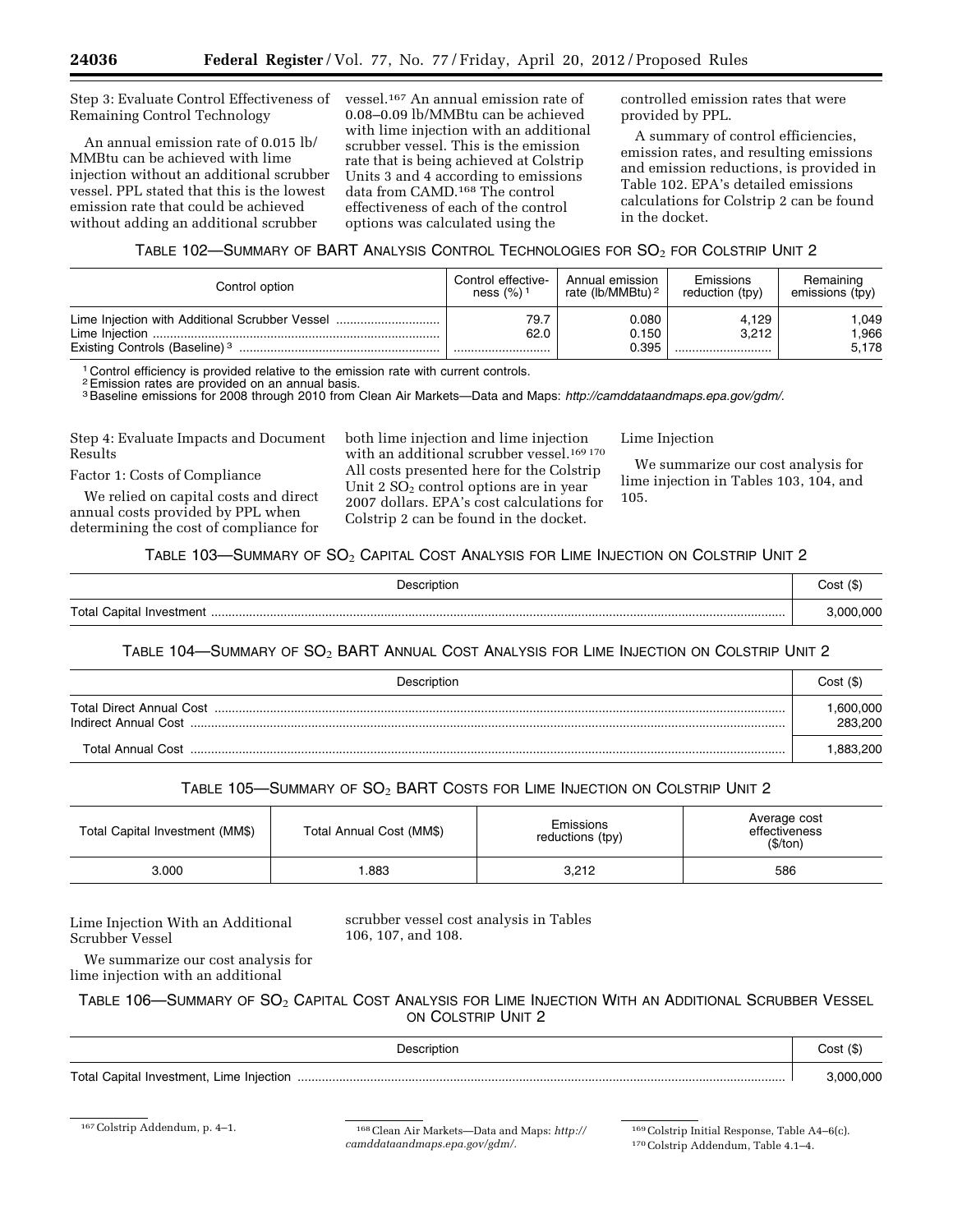Step 3: Evaluate Control Effectiveness of Remaining Control Technology

An annual emission rate of 0.015 lb/MMBtu can be achieved with lime injection without an additional scrubber vessel. PPL stated that this is the lowest emission rate that could be achieved without adding an additional scrubber vessel.[167] An annual emission rate of 0.08–0.09 lb/MMBtu can be achieved with lime injection with an additional scrubber vessel. This is the emission rate that is being achieved at Colstrip Units 3 and 4 according to emissions data from CAMD.[168] The control effectiveness of each of the control options was calculated using the controlled emission rates that were provided by PPL.

A summary of control efficiencies, emission rates, and resulting emissions and emission reductions, is provided in Table 102. EPA's detailed emissions calculations for Colstrip 2 can be found in the docket.

TABLE 102—SUMMARY OF BART ANALYSIS CONTROL TECHNOLOGIES FOR $SO_2$ FOR COLSTRIP UNIT 2

| Control option | Control effectiveness (%) [1] | Annual emission rate (lb/MMBtu) [2] | Emissions reduction (tpy) | Remaining emissions (tpy) |
|---|---|---|---|---|
| Lime Injection with Additional Scrubber Vessel | 79.7 | 0.080 | 4,129 | 1,049 |
| Lime Injection | 62.0 | 0.150 | 3,212 | 1,966 |
| Existing Controls (Baseline) [3] | | 0.395 | | 5,178 |

[1] Control efficiency is provided relative to the emission rate with current controls.
[2] Emission rates are provided on an annual basis.
[3] Baseline emissions for 2008 through 2010 from Clean Air Markets—Data and Maps: *http://camddataandmaps.epa.gov/gdm/*.

Step 4: Evaluate Impacts and Document Results

Factor 1: Costs of Compliance

We relied on capital costs and direct annual costs provided by PPL when determining the cost of compliance for both lime injection and lime injection with an additional scrubber vessel.[169] [170] All costs presented here for the Colstrip Unit 2 $SO_2$ control options are in year 2007 dollars. EPA's cost calculations for Colstrip 2 can be found in the docket.

Lime Injection

We summarize our cost analysis for lime injection in Tables 103, 104, and 105.

TABLE 103—SUMMARY OF $SO_2$ CAPITAL COST ANALYSIS FOR LIME INJECTION ON COLSTRIP UNIT 2

| Description | Cost ($) |
|---|---|
| Total Capital Investment | 3,000,000 |

TABLE 104—SUMMARY OF $SO_2$ BART ANNUAL COST ANALYSIS FOR LIME INJECTION ON COLSTRIP UNIT 2

| Description | Cost ($) |
|---|---|
| Total Direct Annual Cost | 1,600,000 |
| Indirect Annual Cost | 283,200 |
| Total Annual Cost | 1,883,200 |

TABLE 105—SUMMARY OF $SO_2$ BART COSTS FOR LIME INJECTION ON COLSTRIP UNIT 2

| Total Capital Investment (MM$) | Total Annual Cost (MM$) | Emissions reductions (tpy) | Average cost effectiveness ($/ton) |
|---|---|---|---|
| 3.000 | 1.883 | 3,212 | 586 |

Lime Injection With an Additional Scrubber Vessel

We summarize our cost analysis for lime injection with an additional scrubber vessel cost analysis in Tables 106, 107, and 108.

TABLE 106—SUMMARY OF $SO_2$ CAPITAL COST ANALYSIS FOR LIME INJECTION WITH AN ADDITIONAL SCRUBBER VESSEL ON COLSTRIP UNIT 2

| Description | Cost ($) |
|---|---|
| Total Capital Investment, Lime Injection | 3,000,000 |

[167] Colstrip Addendum, p. 4–1.

[168] Clean Air Markets—Data and Maps: *http://camddataandmaps.epa.gov/gdm/*.

[169] Colstrip Initial Response, Table A4–6(c).

[170] Colstrip Addendum, Table 4.1–4.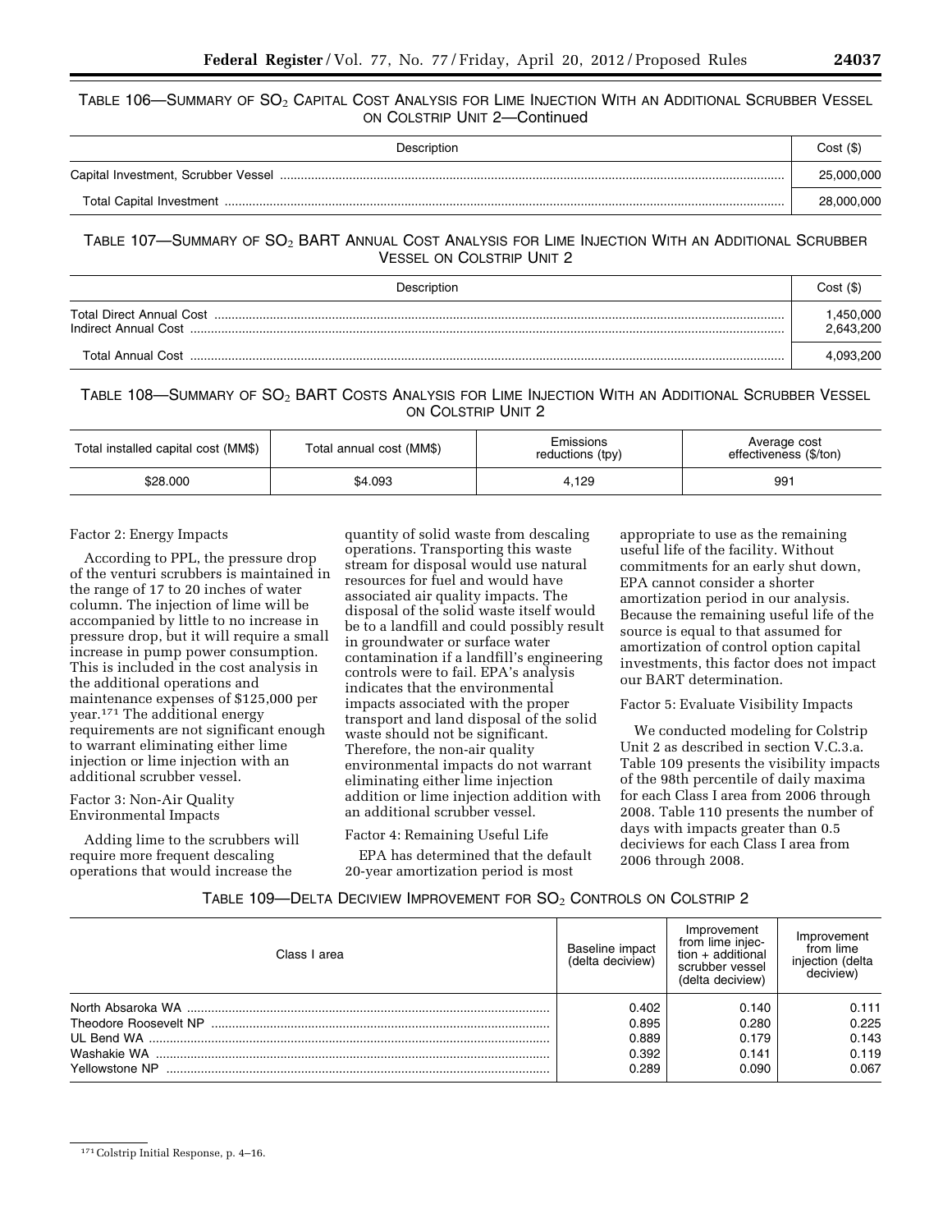TABLE 106—SUMMARY OF $SO_2$ CAPITAL COST ANALYSIS FOR LIME INJECTION WITH AN ADDITIONAL SCRUBBER VESSEL ON COLSTRIP UNIT 2—Continued

| Description | Cost ($) |
|---|---|
| Capital Investment, Scrubber Vessel | 25,000,000 |
| Total Capital Investment | 28,000,000 |

TABLE 107—SUMMARY OF $SO_2$ BART ANNUAL COST ANALYSIS FOR LIME INJECTION WITH AN ADDITIONAL SCRUBBER VESSEL ON COLSTRIP UNIT 2

| Description | Cost ($) |
|---|---|
| Total Direct Annual Cost | 1,450,000 |
| Indirect Annual Cost | 2,643,200 |
| Total Annual Cost | 4,093,200 |

TABLE 108—SUMMARY OF $SO_2$ BART COSTS ANALYSIS FOR LIME INJECTION WITH AN ADDITIONAL SCRUBBER VESSEL ON COLSTRIP UNIT 2

| Total installed capital cost (MM$) | Total annual cost (MM$) | Emissions reductions (tpy) | Average cost effectiveness ($/ton) |
|---|---|---|---|
| $28.000 | $4.093 | 4,129 | 991 |

Factor 2: Energy Impacts

According to PPL, the pressure drop of the venturi scrubbers is maintained in the range of 17 to 20 inches of water column. The injection of lime will be accompanied by little to no increase in pressure drop, but it will require a small increase in pump power consumption. This is included in the cost analysis in the additional operations and maintenance expenses of $125,000 per year.[171] The additional energy requirements are not significant enough to warrant eliminating either lime injection or lime injection with an additional scrubber vessel.

Factor 3: Non-Air Quality Environmental Impacts

Adding lime to the scrubbers will require more frequent descaling operations that would increase the quantity of solid waste from descaling operations. Transporting this waste stream for disposal would use natural resources for fuel and would have associated air quality impacts. The disposal of the solid waste itself would be to a landfill and could possibly result in groundwater or surface water contamination if a landfill's engineering controls were to fail. EPA's analysis indicates that the environmental impacts associated with the proper transport and land disposal of the solid waste should not be significant. Therefore, the non-air quality environmental impacts do not warrant eliminating either lime injection addition or lime injection addition with an additional scrubber vessel.

Factor 4: Remaining Useful Life

EPA has determined that the default 20-year amortization period is most appropriate to use as the remaining useful life of the facility. Without commitments for an early shut down, EPA cannot consider a shorter amortization period in our analysis. Because the remaining useful life of the source is equal to that assumed for amortization of control option capital investments, this factor does not impact our BART determination.

Factor 5: Evaluate Visibility Impacts

We conducted modeling for Colstrip Unit 2 as described in section V.C.3.a. Table 109 presents the visibility impacts of the 98th percentile of daily maxima for each Class I area from 2006 through 2008. Table 110 presents the number of days with impacts greater than 0.5 deciviews for each Class I area from 2006 through 2008.

TABLE 109—DELTA DECIVIEW IMPROVEMENT FOR $SO_2$ CONTROLS ON COLSTRIP 2

| Class I area | Baseline impact (delta deciview) | Improvement from lime injection + additional scrubber vessel (delta deciview) | Improvement from lime injection (delta deciview) |
|---|---|---|---|
| North Absaroka WA | 0.402 | 0.140 | 0.111 |
| Theodore Roosevelt NP | 0.895 | 0.280 | 0.225 |
| UL Bend WA | 0.889 | 0.179 | 0.143 |
| Washakie WA | 0.392 | 0.141 | 0.119 |
| Yellowstone NP | 0.289 | 0.090 | 0.067 |

[171] Colstrip Initial Response, p. 4–16.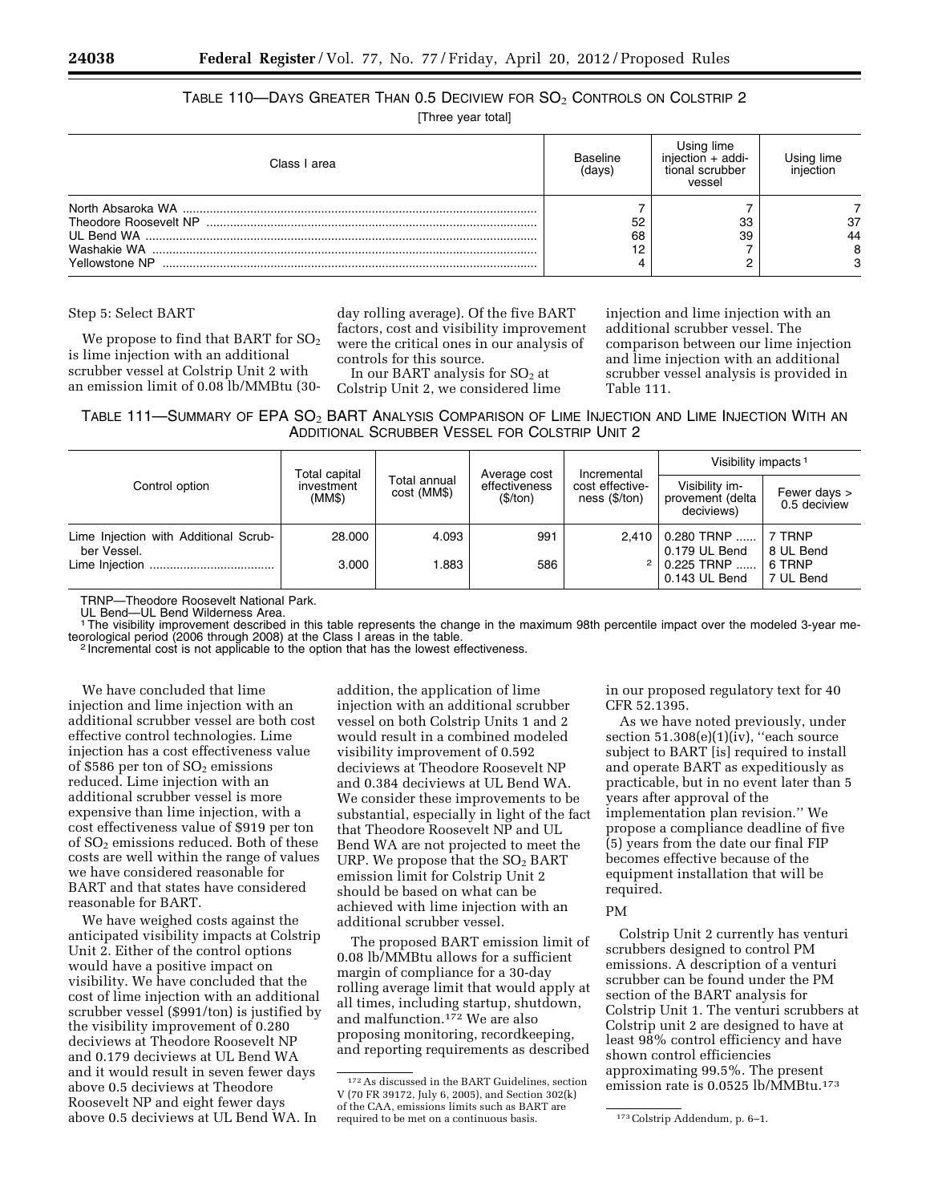TABLE 110—DAYS GREATER THAN 0.5 DECIVIEW FOR $SO_2$ CONTROLS ON COLSTRIP 2

[Three year total]

| Class I area | Baseline (days) | Using lime injection + additional scrubber vessel | Using lime injection |
|---|---|---|---|
| North Absaroka WA | 7 | 7 | 7 |
| Theodore Roosevelt NP | 52 | 33 | 37 |
| UL Bend WA | 68 | 39 | 44 |
| Washakie WA | 12 | 7 | 8 |
| Yellowstone NP | 4 | 2 | 3 |

Step 5: Select BART

We propose to find that BART for $SO_2$ is lime injection with an additional scrubber vessel at Colstrip Unit 2 with an emission limit of 0.08 lb/MMBtu (30-day rolling average). Of the five BART factors, cost and visibility improvement were the critical ones in our analysis of controls for this source.

In our BART analysis for $SO_2$ at Colstrip Unit 2, we considered lime injection and lime injection with an additional scrubber vessel. The comparison between our lime injection and lime injection with an additional scrubber vessel analysis is provided in Table 111.

TABLE 111—SUMMARY OF EPA $SO_2$ BART ANALYSIS COMPARISON OF LIME INJECTION AND LIME INJECTION WITH AN ADDITIONAL SCRUBBER VESSEL FOR COLSTRIP UNIT 2

| Control option | Total capital investment (MM$) | Total annual cost (MM$) | Average cost effectiveness ($/ton) | Incremental cost effectiveness ($/ton) | Visibility impacts [1] | |
|---|---|---|---|---|---|---|
| | | | | | Visibility improvement (delta deciviews) | Fewer days > 0.5 deciview |
| Lime Injection with Additional Scrubber Vessel. | 28.000 | 4.093 | 991 | 2,410 | 0.280 TRNP; 0.179 UL Bend | 7 TRNP; 8 UL Bend |
| Lime Injection | 3.000 | 1.883 | 586 | [2] | 0.225 TRNP; 0.143 UL Bend | 6 TRNP; 7 UL Bend |

TRNP—Theodore Roosevelt National Park.
UL Bend—UL Bend Wilderness Area.
[1] The visibility improvement described in this table represents the change in the maximum 98th percentile impact over the modeled 3-year meteorological period (2006 through 2008) at the Class I areas in the table.
[2] Incremental cost is not applicable to the option that has the lowest effectiveness.

We have concluded that lime injection and lime injection with an additional scrubber vessel are both cost effective control technologies. Lime injection has a cost effectiveness value of $586 per ton of $SO_2$ emissions reduced. Lime injection with an additional scrubber vessel is more expensive than lime injection, with a cost effectiveness value of $919 per ton of $SO_2$ emissions reduced. Both of these costs are well within the range of values we have considered reasonable for BART and that states have considered reasonable for BART.

We have weighed costs against the anticipated visibility impacts at Colstrip Unit 2. Either of the control options would have a positive impact on visibility. We have concluded that the cost of lime injection with an additional scrubber vessel ($991/ton) is justified by the visibility improvement of 0.280 deciviews at Theodore Roosevelt NP and 0.179 deciviews at UL Bend WA and it would result in seven fewer days above 0.5 deciviews at Theodore Roosevelt NP and eight fewer days above 0.5 deciviews at UL Bend WA. In addition, the application of lime injection with an additional scrubber vessel on both Colstrip Units 1 and 2 would result in a combined modeled visibility improvement of 0.592 deciviews at Theodore Roosevelt NP and 0.384 deciviews at UL Bend WA. We consider these improvements to be substantial, especially in light of the fact that Theodore Roosevelt NP and UL Bend WA are not projected to meet the URP. We propose that the $SO_2$ BART emission limit for Colstrip Unit 2 should be based on what can be achieved with lime injection with an additional scrubber vessel.

The proposed BART emission limit of 0.08 lb/MMBtu allows for a sufficient margin of compliance for a 30-day rolling average limit that would apply at all times, including startup, shutdown, and malfunction.[172] We are also proposing monitoring, recordkeeping, and reporting requirements as described in our proposed regulatory text for 40 CFR 52.1395.

As we have noted previously, under section 51.308(e)(1)(iv), "each source subject to BART [is] required to install and operate BART as expeditiously as practicable, but in no event later than 5 years after approval of the implementation plan revision." We propose a compliance deadline of five (5) years from the date our final FIP becomes effective because of the equipment installation that will be required.

PM

Colstrip Unit 2 currently has venturi scrubbers designed to control PM emissions. A description of a venturi scrubber can be found under the PM section of the BART analysis for Colstrip Unit 1. The venturi scrubbers at Colstrip unit 2 are designed to have at least 98% control efficiency and have shown control efficiencies approximating 99.5%. The present emission rate is 0.0525 lb/MMBtu.[173]

[172] As discussed in the BART Guidelines, section V (70 FR 39172, July 6, 2005), and Section 302(k) of the CAA, emissions limits such as BART are required to be met on a continuous basis.

[173] Colstrip Addendum, p. 6–1.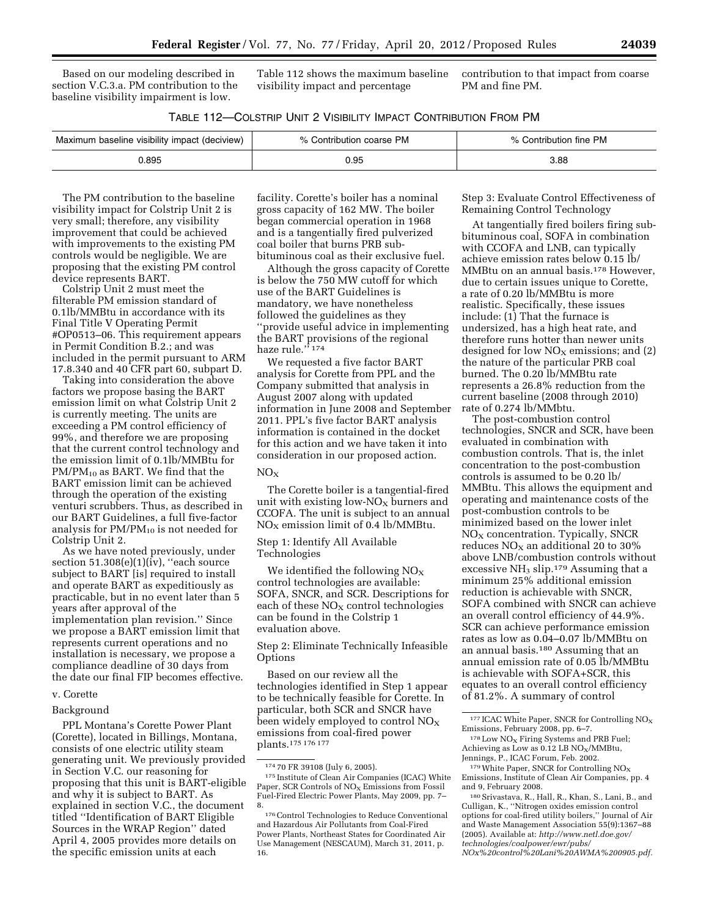Based on our modeling described in section V.C.3.a. PM contribution to the baseline visibility impairment is low. Table 112 shows the maximum baseline visibility impact and percentage contribution to that impact from coarse PM and fine PM.

TABLE 112—COLSTRIP UNIT 2 VISIBILITY IMPACT CONTRIBUTION FROM PM

| Maximum baseline visibility impact (deciview) | % Contribution coarse PM | % Contribution fine PM |
|---|---|---|
| 0.895 | 0.95 | 3.88 |

The PM contribution to the baseline visibility impact for Colstrip Unit 2 is very small; therefore, any visibility improvement that could be achieved with improvements to the existing PM controls would be negligible. We are proposing that the existing PM control device represents BART.

Colstrip Unit 2 must meet the filterable PM emission standard of 0.1lb/MMBtu in accordance with its Final Title V Operating Permit #OP0513–06. This requirement appears in Permit Condition B.2.; and was included in the permit pursuant to ARM 17.8.340 and 40 CFR part 60, subpart D.

Taking into consideration the above factors we propose basing the BART emission limit on what Colstrip Unit 2 is currently meeting. The units are exceeding a PM control efficiency of 99%, and therefore we are proposing that the current control technology and the emission limit of 0.1lb/MMBtu for $PM/PM_{10}$ as BART. We find that the BART emission limit can be achieved through the operation of the existing venturi scrubbers. Thus, as described in our BART Guidelines, a full five-factor analysis for $PM/PM_{10}$ is not needed for Colstrip Unit 2.

As we have noted previously, under section 51.308(e)(1)(iv), "each source subject to BART [is] required to install and operate BART as expeditiously as practicable, but in no event later than 5 years after approval of the implementation plan revision." Since we propose a BART emission limit that represents current operations and no installation is necessary, we propose a compliance deadline of 30 days from the date our final FIP becomes effective.

v. Corette

Background

PPL Montana's Corette Power Plant (Corette), located in Billings, Montana, consists of one electric utility steam generating unit. We previously provided in Section V.C. our reasoning for proposing that this unit is BART-eligible and why it is subject to BART. As explained in section V.C., the document titled "Identification of BART Eligible Sources in the WRAP Region" dated April 4, 2005 provides more details on the specific emission units at each facility. Corette's boiler has a nominal gross capacity of 162 MW. The boiler began commercial operation in 1968 and is a tangentially fired pulverized coal boiler that burns PRB sub-bituminous coal as their exclusive fuel.

Although the gross capacity of Corette is below the 750 MW cutoff for which use of the BART Guidelines is mandatory, we have nonetheless followed the guidelines as they "provide useful advice in implementing the BART provisions of the regional haze rule."[174]

We requested a five factor BART analysis for Corette from PPL and the Company submitted that analysis in August 2007 along with updated information in June 2008 and September 2011. PPL's five factor BART analysis information is contained in the docket for this action and we have taken it into consideration in our proposed action.

$NO_X$

The Corette boiler is a tangential-fired unit with existing low-$NO_X$ burners and CCOFA. The unit is subject to an annual $NO_X$ emission limit of 0.4 lb/MMBtu.

Step 1: Identify All Available Technologies

We identified the following $NO_X$ control technologies are available: SOFA, SNCR, and SCR. Descriptions for each of these $NO_X$ control technologies can be found in the Colstrip 1 evaluation above.

Step 2: Eliminate Technically Infeasible Options

Based on our review all the technologies identified in Step 1 appear to be technically feasible for Corette. In particular, both SCR and SNCR have been widely employed to control $NO_X$ emissions from coal-fired power plants.[175 176 177]

Step 3: Evaluate Control Effectiveness of Remaining Control Technology

At tangentially fired boilers firing sub-bituminous coal, SOFA in combination with CCOFA and LNB, can typically achieve emission rates below 0.15 lb/MMBtu on an annual basis.[178] However, due to certain issues unique to Corette, a rate of 0.20 lb/MMBtu is more realistic. Specifically, these issues include: (1) That the furnace is undersized, has a high heat rate, and therefore runs hotter than newer units designed for low $NO_X$ emissions; and (2) the nature of the particular PRB coal burned. The 0.20 lb/MMBtu rate represents a 26.8% reduction from the current baseline (2008 through 2010) rate of 0.274 lb/MMbtu.

The post-combustion control technologies, SNCR and SCR, have been evaluated in combination with combustion controls. That is, the inlet concentration to the post-combustion controls is assumed to be 0.20 lb/MMBtu. This allows the equipment and operating and maintenance costs of the post-combustion controls to be minimized based on the lower inlet $NO_X$ concentration. Typically, SNCR reduces $NO_X$ an additional 20 to 30% above LNB/combustion controls without excessive $NH_3$ slip.[179] Assuming that a minimum 25% additional emission reduction is achievable with SNCR, SOFA combined with SNCR can achieve an overall control efficiency of 44.9%. SCR can achieve performance emission rates as low as 0.04–0.07 lb/MMBtu on an annual basis.[180] Assuming that an annual emission rate of 0.05 lb/MMBtu is achievable with SOFA+SCR, this equates to an overall control efficiency of 81.2%. A summary of control

---

[174] 70 FR 39108 (July 6, 2005).

[175] Institute of Clean Air Companies (ICAC) White Paper, SCR Controls of $NO_X$ Emissions from Fossil Fuel-Fired Electric Power Plants, May 2009, pp. 7–8.

[176] Control Technologies to Reduce Conventional and Hazardous Air Pollutants from Coal-Fired Power Plants, Northeast States for Coordinated Air Use Management (NESCAUM), March 31, 2011, p. 16.

[177] ICAC White Paper, SNCR for Controlling $NO_X$ Emissions, February 2008, pp. 6–7.

[178] Low $NO_X$ Firing Systems and PRB Fuel; Achieving as Low as 0.12 LB $NO_X$/MMBtu, Jennings, P., ICAC Forum, Feb. 2002.

[179] White Paper, SNCR for Controlling $NO_X$ Emissions, Institute of Clean Air Companies, pp. 4 and 9, February 2008.

[180] Srivastava, R., Hall, R., Khan, S., Lani, B., and Culligan, K., "Nitrogen oxides emission control options for coal-fired utility boilers," Journal of Air and Waste Management Association 55(9):1367–88 (2005). Available at: *http://www.netl.doe.gov/technologies/coalpower/ewr/pubs/NOx%20control%20Lani%20AWMA%200905.pdf.*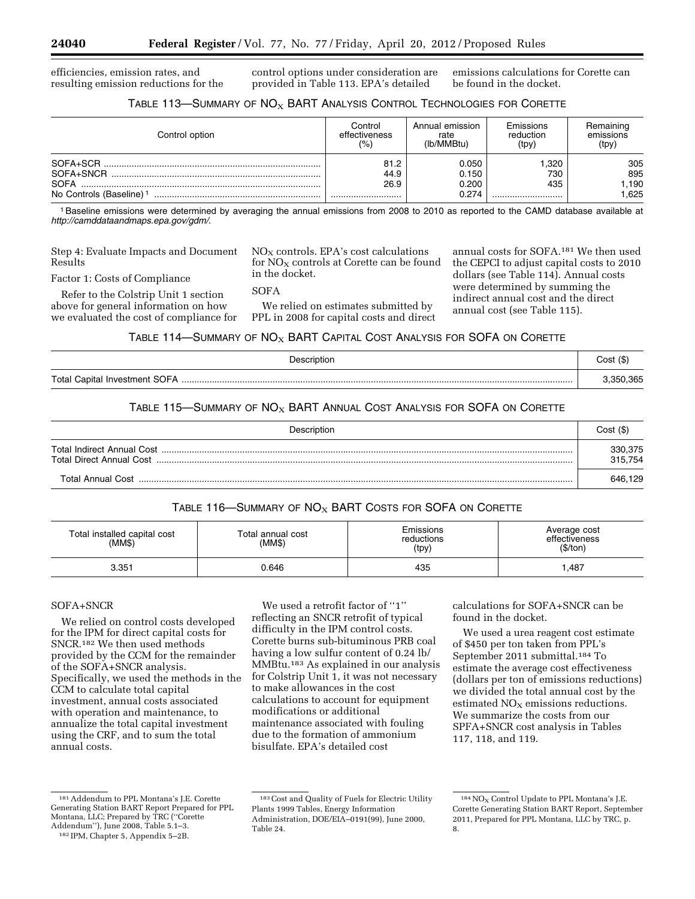efficiencies, emission rates, and resulting emission reductions for the control options under consideration are provided in Table 113. EPA's detailed emissions calculations for Corette can be found in the docket.

TABLE 113—SUMMARY OF $NO_X$ BART ANALYSIS CONTROL TECHNOLOGIES FOR CORETTE

| Control option | Control effectiveness (%) | Annual emission rate (lb/MMBtu) | Emissions reduction (tpy) | Remaining emissions (tpy) |
|---|---|---|---|---|
| SOFA+SCR | 81.2 | 0.050 | 1,320 | 305 |
| SOFA+SNCR | 44.9 | 0.150 | 730 | 895 |
| SOFA | 26.9 | 0.200 | 435 | 1,190 |
| No Controls (Baseline) [1] | | 0.274 | | 1,625 |

[1] Baseline emissions were determined by averaging the annual emissions from 2008 to 2010 as reported to the CAMD database available at *http://camddataandmaps.epa.gov/gdm/*.

Step 4: Evaluate Impacts and Document Results

Factor 1: Costs of Compliance

Refer to the Colstrip Unit 1 section above for general information on how we evaluated the cost of compliance for $NO_X$ controls. EPA's cost calculations for $NO_X$ controls at Corette can be found in the docket.

SOFA

We relied on estimates submitted by PPL in 2008 for capital costs and direct annual costs for SOFA.[181] We then used the CEPCI to adjust capital costs to 2010 dollars (see Table 114). Annual costs were determined by summing the indirect annual cost and the direct annual cost (see Table 115).

TABLE 114—SUMMARY OF $NO_X$ BART CAPITAL COST ANALYSIS FOR SOFA ON CORETTE

| Description | Cost ($) |
|---|---|
| Total Capital Investment SOFA | 3,350,365 |

TABLE 115—SUMMARY OF $NO_X$ BART ANNUAL COST ANALYSIS FOR SOFA ON CORETTE

| Description | Cost ($) |
|---|---|
| Total Indirect Annual Cost | 330,375 |
| Total Direct Annual Cost | 315,754 |
| Total Annual Cost | 646,129 |

TABLE 116—SUMMARY OF $NO_X$ BART COSTS FOR SOFA ON CORETTE

| Total installed capital cost (MM$) | Total annual cost (MM$) | Emissions reductions (tpy) | Average cost effectiveness ($/ton) |
|---|---|---|---|
| 3.351 | 0.646 | 435 | 1,487 |

SOFA+SNCR

We relied on control costs developed for the IPM for direct capital costs for SNCR.[182] We then used methods provided by the CCM for the remainder of the SOFA+SNCR analysis. Specifically, we used the methods in the CCM to calculate total capital investment, annual costs associated with operation and maintenance, to annualize the total capital investment using the CRF, and to sum the total annual costs.

We used a retrofit factor of ''1'' reflecting an SNCR retrofit of typical difficulty in the IPM control costs. Corette burns sub-bituminous PRB coal having a low sulfur content of 0.24 lb/MMBtu.[183] As explained in our analysis for Colstrip Unit 1, it was not necessary to make allowances in the cost calculations to account for equipment modifications or additional maintenance associated with fouling due to the formation of ammonium bisulfate. EPA's detailed cost calculations for SOFA+SNCR can be found in the docket.

We used a urea reagent cost estimate of $450 per ton taken from PPL's September 2011 submittal.[184] To estimate the average cost effectiveness (dollars per ton of emissions reductions) we divided the total annual cost by the estimated $NO_X$ emissions reductions. We summarize the costs from our SPFA+SNCR cost analysis in Tables 117, 118, and 119.

[181] Addendum to PPL Montana's J.E. Corette Generating Station BART Report Prepared for PPL Montana, LLC; Prepared by TRC (''Corette Addendum''), June 2008, Table 5.1–3.

[182] IPM, Chapter 5, Appendix 5–2B.

[183] Cost and Quality of Fuels for Electric Utility Plants 1999 Tables, Energy Information Administration, DOE/EIA–0191(99), June 2000, Table 24.

[184] $NO_X$ Control Update to PPL Montana's J.E. Corette Generating Station BART Report, September 2011, Prepared for PPL Montana, LLC by TRC, p. 8.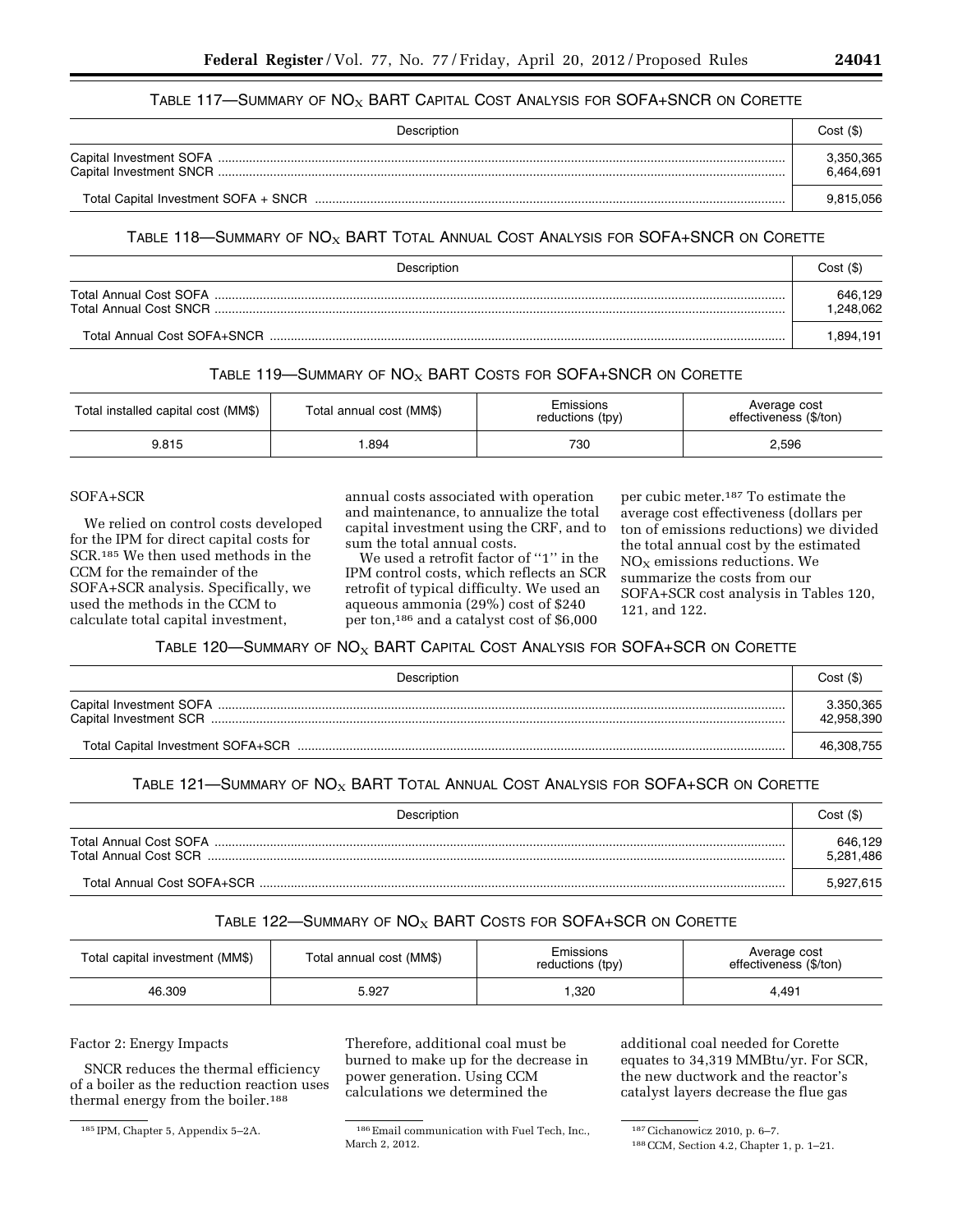TABLE 117—SUMMARY OF $NO_X$ BART CAPITAL COST ANALYSIS FOR SOFA+SNCR ON CORETTE

| Description | Cost ($) |
|---|---|
| Capital Investment SOFA | 3,350,365 |
| Capital Investment SNCR | 6,464,691 |
| Total Capital Investment SOFA + SNCR | 9,815,056 |

TABLE 118—SUMMARY OF $NO_X$ BART TOTAL ANNUAL COST ANALYSIS FOR SOFA+SNCR ON CORETTE

| Description | Cost ($) |
|---|---|
| Total Annual Cost SOFA | 646,129 |
| Total Annual Cost SNCR | 1,248,062 |
| Total Annual Cost SOFA+SNCR | 1,894,191 |

TABLE 119—SUMMARY OF $NO_X$ BART COSTS FOR SOFA+SNCR ON CORETTE

| Total installed capital cost (MM$) | Total annual cost (MM$) | Emissions reductions (tpy) | Average cost effectiveness ($/ton) |
|---|---|---|---|
| 9.815 | 1.894 | 730 | 2,596 |

SOFA+SCR

We relied on control costs developed for the IPM for direct capital costs for SCR.[185] We then used methods in the CCM for the remainder of the SOFA+SCR analysis. Specifically, we used the methods in the CCM to calculate total capital investment, annual costs associated with operation and maintenance, to annualize the total capital investment using the CRF, and to sum the total annual costs.

We used a retrofit factor of ''1'' in the IPM control costs, which reflects an SCR retrofit of typical difficulty. We used an aqueous ammonia (29%) cost of $240 per ton,[186] and a catalyst cost of $6,000 per cubic meter.[187] To estimate the average cost effectiveness (dollars per ton of emissions reductions) we divided the total annual cost by the estimated $NO_X$ emissions reductions. We summarize the costs from our SOFA+SCR cost analysis in Tables 120, 121, and 122.

TABLE 120—SUMMARY OF $NO_X$ BART CAPITAL COST ANALYSIS FOR SOFA+SCR ON CORETTE

| Description | Cost ($) |
|---|---|
| Capital Investment SOFA | 3.350,365 |
| Capital Investment SCR | 42,958,390 |
| Total Capital Investment SOFA+SCR | 46,308,755 |

TABLE 121—SUMMARY OF $NO_X$ BART TOTAL ANNUAL COST ANALYSIS FOR SOFA+SCR ON CORETTE

| Description | Cost ($) |
|---|---|
| Total Annual Cost SOFA | 646,129 |
| Total Annual Cost SCR | 5,281,486 |
| Total Annual Cost SOFA+SCR | 5,927,615 |

TABLE 122—SUMMARY OF $NO_X$ BART COSTS FOR SOFA+SCR ON CORETTE

| Total capital investment (MM$) | Total annual cost (MM$) | Emissions reductions (tpy) | Average cost effectiveness ($/ton) |
|---|---|---|---|
| 46.309 | 5.927 | 1,320 | 4,491 |

Factor 2: Energy Impacts

SNCR reduces the thermal efficiency of a boiler as the reduction reaction uses thermal energy from the boiler.[188] Therefore, additional coal must be burned to make up for the decrease in power generation. Using CCM calculations we determined the additional coal needed for Corette equates to 34,319 MMBtu/yr. For SCR, the new ductwork and the reactor's catalyst layers decrease the flue gas

[185] IPM, Chapter 5, Appendix 5–2A.

[186] Email communication with Fuel Tech, Inc., March 2, 2012.

[187] Cichanowicz 2010, p. 6–7.

[188] CCM, Section 4.2, Chapter 1, p. 1–21.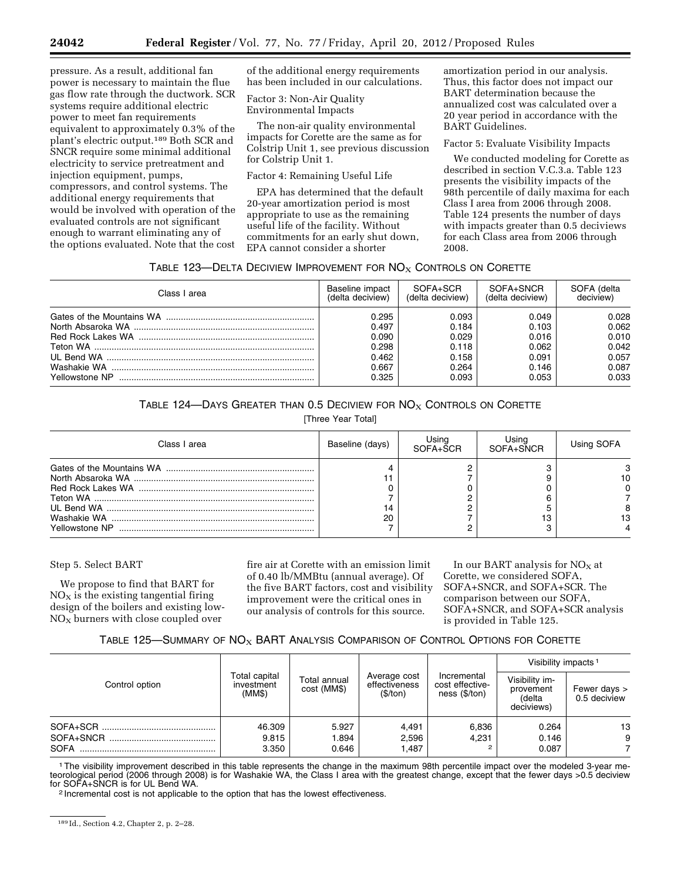pressure. As a result, additional fan power is necessary to maintain the flue gas flow rate through the ductwork. SCR systems require additional electric power to meet fan requirements equivalent to approximately 0.3% of the plant's electric output.[189] Both SCR and SNCR require some minimal additional electricity to service pretreatment and injection equipment, pumps, compressors, and control systems. The additional energy requirements that would be involved with operation of the evaluated controls are not significant enough to warrant eliminating any of the options evaluated. Note that the cost of the additional energy requirements has been included in our calculations.

Factor 3: Non-Air Quality Environmental Impacts

The non-air quality environmental impacts for Corette are the same as for Colstrip Unit 1, see previous discussion for Colstrip Unit 1.

Factor 4: Remaining Useful Life

EPA has determined that the default 20-year amortization period is most appropriate to use as the remaining useful life of the facility. Without commitments for an early shut down, EPA cannot consider a shorter amortization period in our analysis. Thus, this factor does not impact our BART determination because the annualized cost was calculated over a 20 year period in accordance with the BART Guidelines.

Factor 5: Evaluate Visibility Impacts

We conducted modeling for Corette as described in section V.C.3.a. Table 123 presents the visibility impacts of the 98th percentile of daily maxima for each Class I area from 2006 through 2008. Table 124 presents the number of days with impacts greater than 0.5 deciviews for each Class area from 2006 through 2008.

TABLE 123—DELTA DECIVIEW IMPROVEMENT FOR $NO_X$ CONTROLS ON CORETTE

| Class I area | Baseline impact (delta deciview) | SOFA+SCR (delta deciview) | SOFA+SNCR (delta deciview) | SOFA (delta deciview) |
|---|---|---|---|---|
| Gates of the Mountains WA | 0.295 | 0.093 | 0.049 | 0.028 |
| North Absaroka WA | 0.497 | 0.184 | 0.103 | 0.062 |
| Red Rock Lakes WA | 0.090 | 0.029 | 0.016 | 0.010 |
| Teton WA | 0.298 | 0.118 | 0.062 | 0.042 |
| UL Bend WA | 0.462 | 0.158 | 0.091 | 0.057 |
| Washakie WA | 0.667 | 0.264 | 0.146 | 0.087 |
| Yellowstone NP | 0.325 | 0.093 | 0.053 | 0.033 |

TABLE 124—DAYS GREATER THAN 0.5 DECIVIEW FOR $NO_X$ CONTROLS ON CORETTE

[Three Year Total]

| Class I area | Baseline (days) | Using SOFA+SCR | Using SOFA+SNCR | Using SOFA |
|---|---|---|---|---|
| Gates of the Mountains WA | 4 | 2 | 3 | 3 |
| North Absaroka WA | 11 | 7 | 9 | 10 |
| Red Rock Lakes WA | 0 | 0 | 0 | 0 |
| Teton WA | 7 | 2 | 6 | 7 |
| UL Bend WA | 14 | 2 | 5 | 8 |
| Washakie WA | 20 | 7 | 13 | 13 |
| Yellowstone NP | 7 | 2 | 3 | 4 |

Step 5. Select BART

We propose to find that BART for $NO_X$ is the existing tangential firing design of the boilers and existing low-$NO_X$ burners with close coupled over fire air at Corette with an emission limit of 0.40 lb/MMBtu (annual average). Of the five BART factors, cost and visibility improvement were the critical ones in our analysis of controls for this source.

In our BART analysis for $NO_X$ at Corette, we considered SOFA, SOFA+SNCR, and SOFA+SCR. The comparison between our SOFA, SOFA+SNCR, and SOFA+SCR analysis is provided in Table 125.

TABLE 125—SUMMARY OF $NO_X$ BART ANALYSIS COMPARISON OF CONTROL OPTIONS FOR CORETTE

| Control option | Total capital investment (MM$) | Total annual cost (MM$) | Average cost effectiveness ($/ton) | Incremental cost effectiveness ($/ton) | Visibility impacts[1] | |
|---|---|---|---|---|---|---|
| | | | | | Visibility improvement (delta deciviews) | Fewer days > 0.5 deciview |
| SOFA+SCR | 46.309 | 5.927 | 4,491 | 6,836 | 0.264 | 13 |
| SOFA+SNCR | 9.815 | 1.894 | 2,596 | 4,231 | 0.146 | 9 |
| SOFA | 3.350 | 0.646 | 1,487 | [2] | 0.087 | 7 |

[1] The visibility improvement described in this table represents the change in the maximum 98th percentile impact over the modeled 3-year meteorological period (2006 through 2008) is for Washakie WA, the Class I area with the greatest change, except that the fewer days >0.5 deciview for SOFA+SNCR is for UL Bend WA.

[2] Incremental cost is not applicable to the option that has the lowest effectiveness.

[189] Id., Section 4.2, Chapter 2, p. 2–28.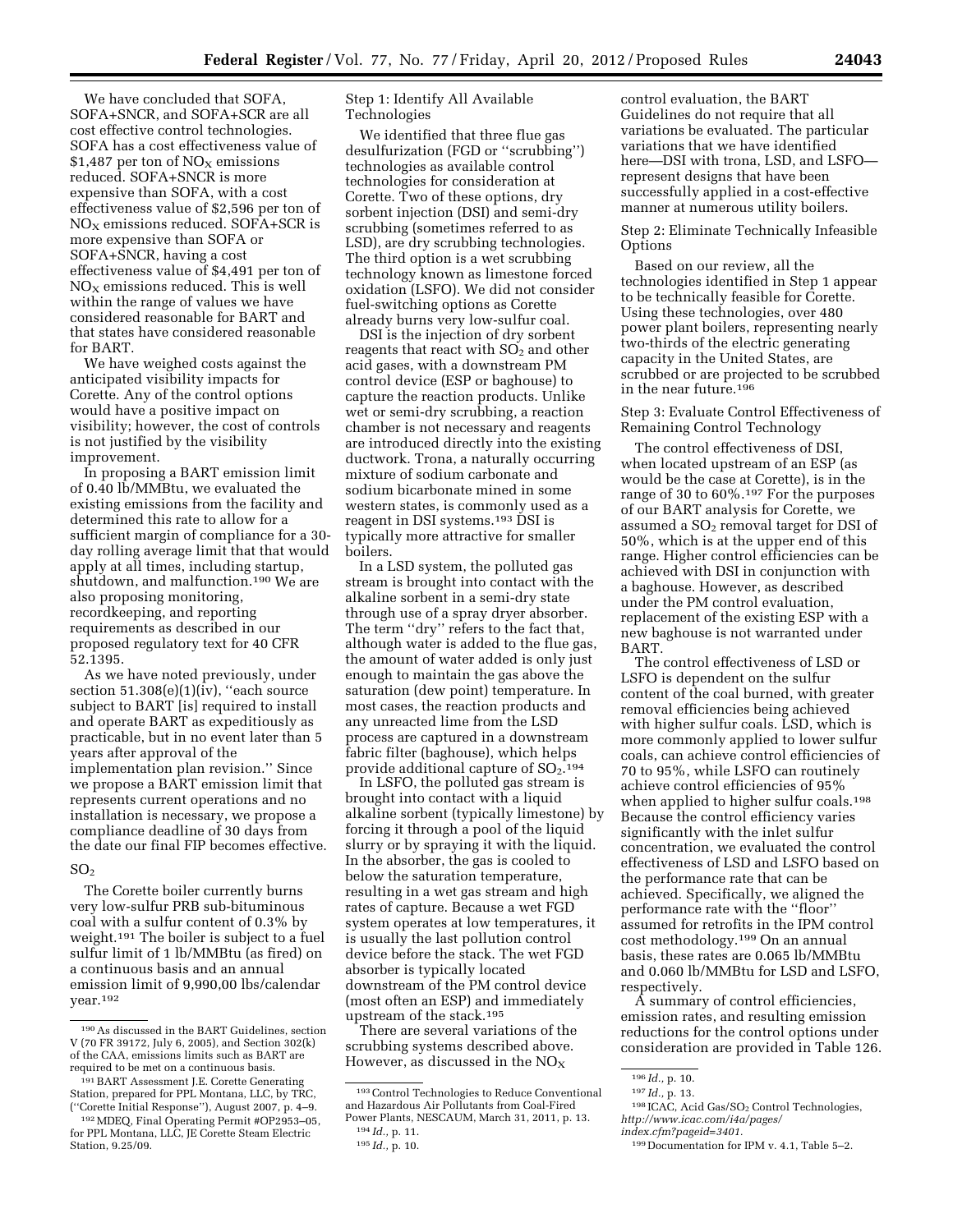We have concluded that SOFA, SOFA+SNCR, and SOFA+SCR are all cost effective control technologies. SOFA has a cost effectiveness value of $1,487 per ton of $NO_X$ emissions reduced. SOFA+SNCR is more expensive than SOFA, with a cost effectiveness value of $2,596 per ton of $NO_X$ emissions reduced. SOFA+SCR is more expensive than SOFA or SOFA+SNCR, having a cost effectiveness value of $4,491 per ton of $NO_X$ emissions reduced. This is well within the range of values we have considered reasonable for BART and that states have considered reasonable for BART.

We have weighed costs against the anticipated visibility impacts for Corette. Any of the control options would have a positive impact on visibility; however, the cost of controls is not justified by the visibility improvement.

In proposing a BART emission limit of 0.40 lb/MMBtu, we evaluated the existing emissions from the facility and determined this rate to allow for a sufficient margin of compliance for a 30-day rolling average limit that that would apply at all times, including startup, shutdown, and malfunction.[190] We are also proposing monitoring, recordkeeping, and reporting requirements as described in our proposed regulatory text for 40 CFR 52.1395.

As we have noted previously, under section 51.308(e)(1)(iv), ''each source subject to BART [is] required to install and operate BART as expeditiously as practicable, but in no event later than 5 years after approval of the implementation plan revision.'' Since we propose a BART emission limit that represents current operations and no installation is necessary, we propose a compliance deadline of 30 days from the date our final FIP becomes effective.

## $SO_2$

The Corette boiler currently burns very low-sulfur PRB sub-bituminous coal with a sulfur content of 0.3% by weight.[191] The boiler is subject to a fuel sulfur limit of 1 lb/MMBtu (as fired) on a continuous basis and an annual emission limit of 9,990,00 lbs/calendar year.[192]

Step 1: Identify All Available Technologies

We identified that three flue gas desulfurization (FGD or ''scrubbing'') technologies as available control technologies for consideration at Corette. Two of these options, dry sorbent injection (DSI) and semi-dry scrubbing (sometimes referred to as LSD), are dry scrubbing technologies. The third option is a wet scrubbing technology known as limestone forced oxidation (LSFO). We did not consider fuel-switching options as Corette already burns very low-sulfur coal.

DSI is the injection of dry sorbent reagents that react with $SO_2$ and other acid gases, with a downstream PM control device (ESP or baghouse) to capture the reaction products. Unlike wet or semi-dry scrubbing, a reaction chamber is not necessary and reagents are introduced directly into the existing ductwork. Trona, a naturally occurring mixture of sodium carbonate and sodium bicarbonate mined in some western states, is commonly used as a reagent in DSI systems.[193] DSI is typically more attractive for smaller boilers.

In a LSD system, the polluted gas stream is brought into contact with the alkaline sorbent in a semi-dry state through use of a spray dryer absorber. The term ''dry'' refers to the fact that, although water is added to the flue gas, the amount of water added is only just enough to maintain the gas above the saturation (dew point) temperature. In most cases, the reaction products and any unreacted lime from the LSD process are captured in a downstream fabric filter (baghouse), which helps provide additional capture of $SO_2$.[194]

In LSFO, the polluted gas stream is brought into contact with a liquid alkaline sorbent (typically limestone) by forcing it through a pool of the liquid slurry or by spraying it with the liquid. In the absorber, the gas is cooled to below the saturation temperature, resulting in a wet gas stream and high rates of capture. Because a wet FGD system operates at low temperatures, it is usually the last pollution control device before the stack. The wet FGD absorber is typically located downstream of the PM control device (most often an ESP) and immediately upstream of the stack.[195]

There are several variations of the scrubbing systems described above. However, as discussed in the $NO_X$ control evaluation, the BART Guidelines do not require that all variations be evaluated. The particular variations that we have identified here—DSI with trona, LSD, and LSFO—represent designs that have been successfully applied in a cost-effective manner at numerous utility boilers.

Step 2: Eliminate Technically Infeasible Options

Based on our review, all the technologies identified in Step 1 appear to be technically feasible for Corette. Using these technologies, over 480 power plant boilers, representing nearly two-thirds of the electric generating capacity in the United States, are scrubbed or are projected to be scrubbed in the near future.[196]

Step 3: Evaluate Control Effectiveness of Remaining Control Technology

The control effectiveness of DSI, when located upstream of an ESP (as would be the case at Corette), is in the range of 30 to 60%.[197] For the purposes of our BART analysis for Corette, we assumed a $SO_2$ removal target for DSI of 50%, which is at the upper end of this range. Higher control efficiencies can be achieved with DSI in conjunction with a baghouse. However, as described under the PM control evaluation, replacement of the existing ESP with a new baghouse is not warranted under BART.

The control effectiveness of LSD or LSFO is dependent on the sulfur content of the coal burned, with greater removal efficiencies being achieved with higher sulfur coals. LSD, which is more commonly applied to lower sulfur coals, can achieve control efficiencies of 70 to 95%, while LSFO can routinely achieve control efficiencies of 95% when applied to higher sulfur coals.[198] Because the control efficiency varies significantly with the inlet sulfur concentration, we evaluated the control effectiveness of LSD and LSFO based on the performance rate that can be achieved. Specifically, we aligned the performance rate with the ''floor'' assumed for retrofits in the IPM control cost methodology.[199] On an annual basis, these rates are 0.065 lb/MMBtu and 0.060 lb/MMBtu for LSD and LSFO, respectively.

A summary of control efficiencies, emission rates, and resulting emission reductions for the control options under consideration are provided in Table 126.

---

[190] As discussed in the BART Guidelines, section V (70 FR 39172, July 6, 2005), and Section 302(k) of the CAA, emissions limits such as BART are required to be met on a continuous basis.

[191] BART Assessment J.E. Corette Generating Station, prepared for PPL Montana, LLC, by TRC, (''Corette Initial Response''), August 2007, p. 4–9.

[192] MDEQ, Final Operating Permit #OP2953–05, for PPL Montana, LLC, JE Corette Steam Electric Station, 9.25/09.

[193] Control Technologies to Reduce Conventional and Hazardous Air Pollutants from Coal-Fired Power Plants, NESCAUM, March 31, 2011, p. 13.

[194] *Id.*, p. 11.

[195] *Id.*, p. 10.

[196] *Id.*, p. 10.

[197] *Id.*, p. 13.

[198] ICAC, Acid Gas/$SO_2$ Control Technologies, *http://www.icac.com/i4a/pages/index.cfm?pageid=3401.*

[199] Documentation for IPM v. 4.1, Table 5–2.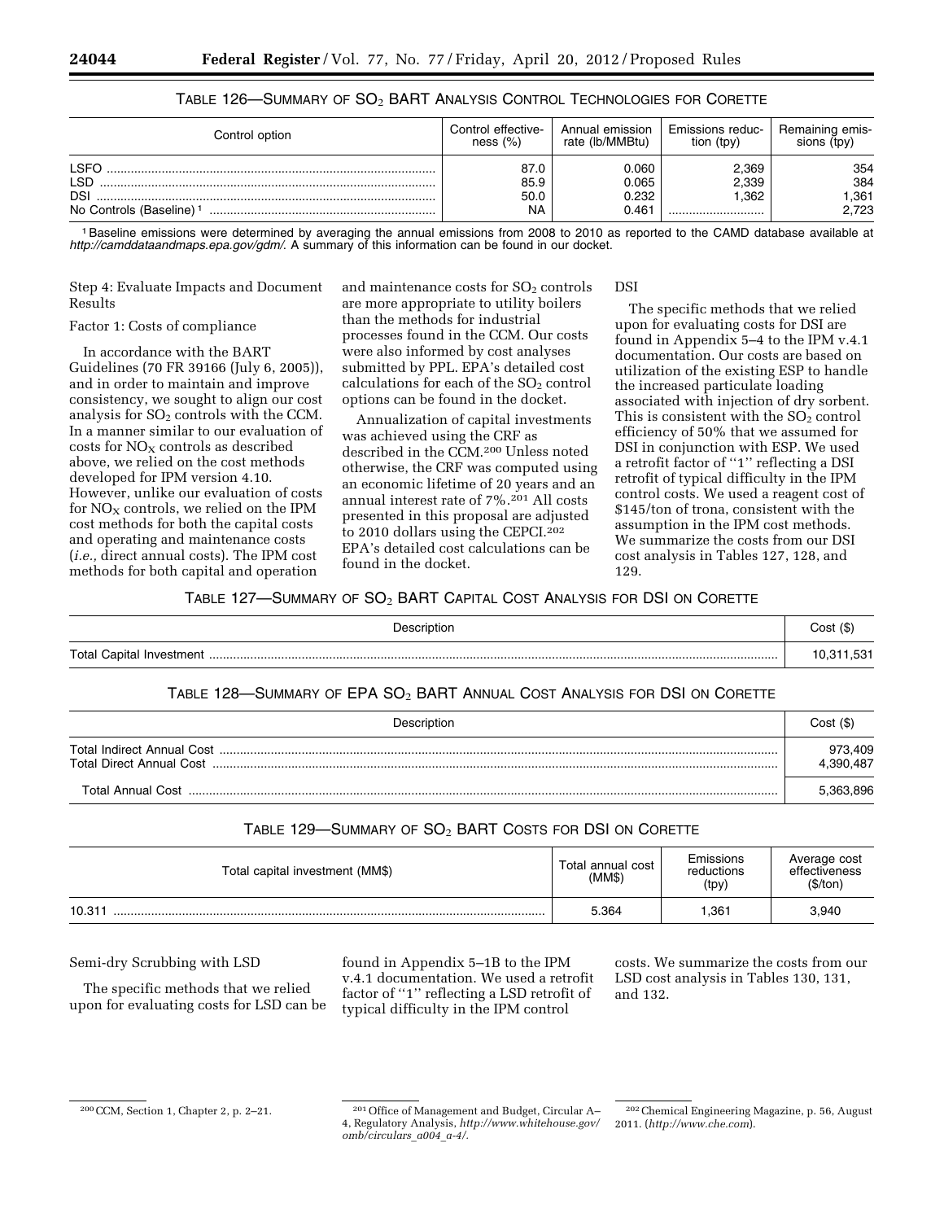TABLE 126—SUMMARY OF $SO_2$ BART ANALYSIS CONTROL TECHNOLOGIES FOR CORETTE

| Control option | Control effectiveness (%) | Annual emission rate (lb/MMBtu) | Emissions reduction (tpy) | Remaining emissions (tpy) |
|---|---|---|---|---|
| LSFO | 87.0 | 0.060 | 2,369 | 354 |
| LSD | 85.9 | 0.065 | 2,339 | 384 |
| DSI | 50.0 | 0.232 | 1,362 | 1,361 |
| No Controls (Baseline) [1] | NA | 0.461 | | 2,723 |

[1] Baseline emissions were determined by averaging the annual emissions from 2008 to 2010 as reported to the CAMD database available at *http://camddataandmaps.epa.gov/gdm/.* A summary of this information can be found in our docket.

Step 4: Evaluate Impacts and Document Results

Factor 1: Costs of compliance

In accordance with the BART Guidelines (70 FR 39166 (July 6, 2005)), and in order to maintain and improve consistency, we sought to align our cost analysis for $SO_2$ controls with the CCM. In a manner similar to our evaluation of costs for $NO_X$ controls as described above, we relied on the cost methods developed for IPM version 4.10. However, unlike our evaluation of costs for $NO_X$ controls, we relied on the IPM cost methods for both the capital costs and operating and maintenance costs (*i.e.,* direct annual costs). The IPM cost methods for both capital and operation and maintenance costs for $SO_2$ controls are more appropriate to utility boilers than the methods for industrial processes found in the CCM. Our costs were also informed by cost analyses submitted by PPL. EPA's detailed cost calculations for each of the $SO_2$ control options can be found in the docket.

Annualization of capital investments was achieved using the CRF as described in the CCM.[200] Unless noted otherwise, the CRF was computed using an economic lifetime of 20 years and an annual interest rate of 7%.[201] All costs presented in this proposal are adjusted to 2010 dollars using the CEPCI.[202] EPA's detailed cost calculations can be found in the docket.

DSI

The specific methods that we relied upon for evaluating costs for DSI are found in Appendix 5–4 to the IPM v.4.1 documentation. Our costs are based on utilization of the existing ESP to handle the increased particulate loading associated with injection of dry sorbent. This is consistent with the $SO_2$ control efficiency of 50% that we assumed for DSI in conjunction with ESP. We used a retrofit factor of "1" reflecting a DSI retrofit of typical difficulty in the IPM control costs. We used a reagent cost of $145/ton of trona, consistent with the assumption in the IPM cost methods. We summarize the costs from our DSI cost analysis in Tables 127, 128, and 129.

TABLE 127—SUMMARY OF $SO_2$ BART CAPITAL COST ANALYSIS FOR DSI ON CORETTE

| Description | Cost ($) |
|---|---|
| Total Capital Investment | 10,311,531 |

TABLE 128—SUMMARY OF EPA $SO_2$ BART ANNUAL COST ANALYSIS FOR DSI ON CORETTE

| Description | Cost ($) |
|---|---|
| Total Indirect Annual Cost | 973,409 |
| Total Direct Annual Cost | 4,390,487 |
| Total Annual Cost | 5,363,896 |

TABLE 129—SUMMARY OF $SO_2$ BART COSTS FOR DSI ON CORETTE

| Total capital investment (MM$) | Total annual cost (MM$) | Emissions reductions (tpy) | Average cost effectiveness ($/ton) |
|---|---|---|---|
| 10.311 | 5.364 | 1,361 | 3,940 |

Semi-dry Scrubbing with LSD

The specific methods that we relied upon for evaluating costs for LSD can be found in Appendix 5–1B to the IPM v.4.1 documentation. We used a retrofit factor of "1" reflecting a LSD retrofit of typical difficulty in the IPM control costs. We summarize the costs from our LSD cost analysis in Tables 130, 131, and 132.

[200] CCM, Section 1, Chapter 2, p. 2–21.

[201] Office of Management and Budget, Circular A–4, Regulatory Analysis, *http://www.whitehouse.gov/omb/circulars_a004_a-4/.*

[202] Chemical Engineering Magazine, p. 56, August 2011. (*http://www.che.com*).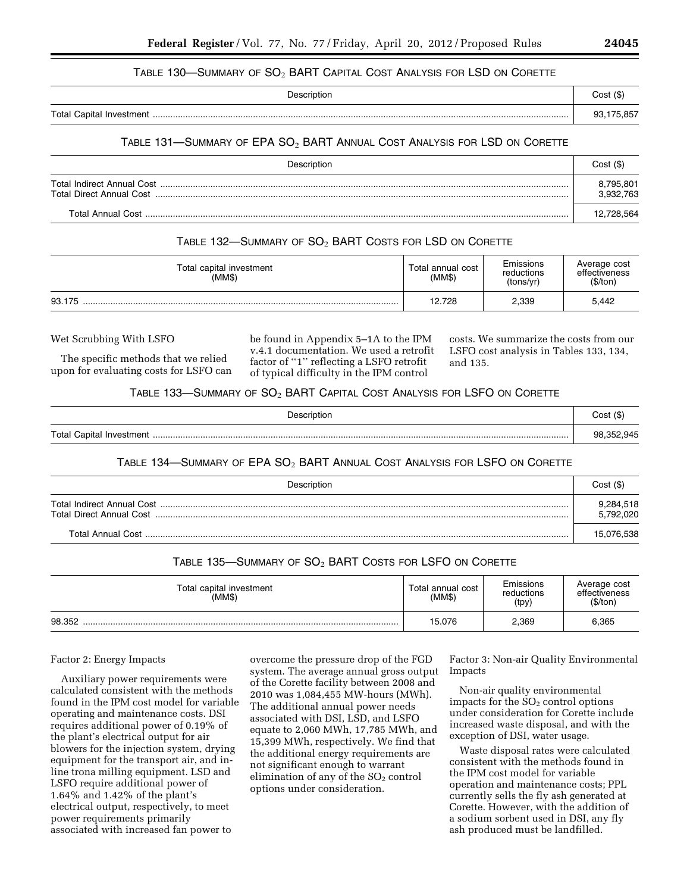TABLE 130—SUMMARY OF $SO_2$ BART CAPITAL COST ANALYSIS FOR LSD ON CORETTE

| Description | Cost ($) |
| --- | --- |
| Total Capital Investment | 93,175,857 |

TABLE 131—SUMMARY OF EPA $SO_2$ BART ANNUAL COST ANALYSIS FOR LSD ON CORETTE

| Description | Cost ($) |
| --- | --- |
| Total Indirect Annual Cost | 8,795,801 |
| Total Direct Annual Cost | 3,932,763 |
| Total Annual Cost | 12,728,564 |

TABLE 132—SUMMARY OF $SO_2$ BART COSTS FOR LSD ON CORETTE

| Total capital investment (MM$) | Total annual cost (MM$) | Emissions reductions (tons/yr) | Average cost effectiveness ($/ton) |
| --- | --- | --- | --- |
| 93.175 | 12.728 | 2,339 | 5,442 |

Wet Scrubbing With LSFO

The specific methods that we relied upon for evaluating costs for LSFO can be found in Appendix 5–1A to the IPM v.4.1 documentation. We used a retrofit factor of "1" reflecting a LSFO retrofit of typical difficulty in the IPM control costs. We summarize the costs from our LSFO cost analysis in Tables 133, 134, and 135.

TABLE 133—SUMMARY OF $SO_2$ BART CAPITAL COST ANALYSIS FOR LSFO ON CORETTE

| Description | Cost ($) |
| --- | --- |
| Total Capital Investment | 98,352,945 |

TABLE 134—SUMMARY OF EPA $SO_2$ BART ANNUAL COST ANALYSIS FOR LSFO ON CORETTE

| Description | Cost ($) |
| --- | --- |
| Total Indirect Annual Cost | 9,284,518 |
| Total Direct Annual Cost | 5,792,020 |
| Total Annual Cost | 15,076,538 |

TABLE 135—SUMMARY OF $SO_2$ BART COSTS FOR LSFO ON CORETTE

| Total capital investment (MM$) | Total annual cost (MM$) | Emissions reductions (tpy) | Average cost effectiveness ($/ton) |
| --- | --- | --- | --- |
| 98.352 | 15.076 | 2,369 | 6,365 |

Factor 2: Energy Impacts

Auxiliary power requirements were calculated consistent with the methods found in the IPM cost model for variable operating and maintenance costs. DSI requires additional power of 0.19% of the plant's electrical output for air blowers for the injection system, drying equipment for the transport air, and in-line trona milling equipment. LSD and LSFO require additional power of 1.64% and 1.42% of the plant's electrical output, respectively, to meet power requirements primarily associated with increased fan power to overcome the pressure drop of the FGD system. The average annual gross output of the Corette facility between 2008 and 2010 was 1,084,455 MW-hours (MWh). The additional annual power needs associated with DSI, LSD, and LSFO equate to 2,060 MWh, 17,785 MWh, and 15,399 MWh, respectively. We find that the additional energy requirements are not significant enough to warrant elimination of any of the $SO_2$ control options under consideration.

Factor 3: Non-air Quality Environmental Impacts

Non-air quality environmental impacts for the $SO_2$ control options under consideration for Corette include increased waste disposal, and with the exception of DSI, water usage.

Waste disposal rates were calculated consistent with the methods found in the IPM cost model for variable operation and maintenance costs; PPL currently sells the fly ash generated at Corette. However, with the addition of a sodium sorbent used in DSI, any fly ash produced must be landfilled.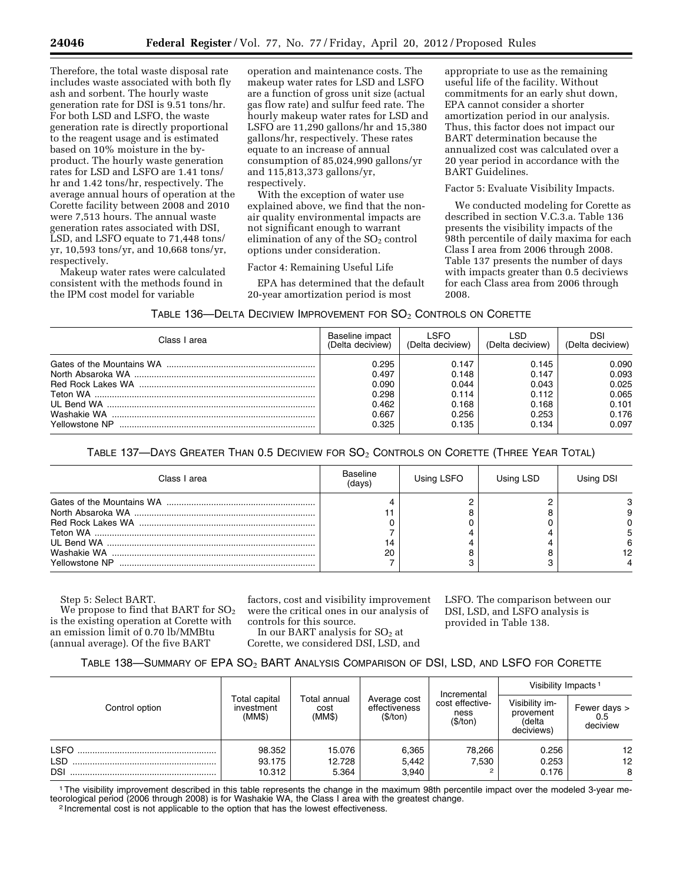Therefore, the total waste disposal rate includes waste associated with both fly ash and sorbent. The hourly waste generation rate for DSI is 9.51 tons/hr. For both LSD and LSFO, the waste generation rate is directly proportional to the reagent usage and is estimated based on 10% moisture in the by-product. The hourly waste generation rates for LSD and LSFO are 1.41 tons/hr and 1.42 tons/hr, respectively. The average annual hours of operation at the Corette facility between 2008 and 2010 were 7,513 hours. The annual waste generation rates associated with DSI, LSD, and LSFO equate to 71,448 tons/yr, 10,593 tons/yr, and 10,668 tons/yr, respectively.

Makeup water rates were calculated consistent with the methods found in the IPM cost model for variable operation and maintenance costs. The makeup water rates for LSD and LSFO are a function of gross unit size (actual gas flow rate) and sulfur feed rate. The hourly makeup water rates for LSD and LSFO are 11,290 gallons/hr and 15,380 gallons/hr, respectively. These rates equate to an increase of annual consumption of 85,024,990 gallons/yr and 115,813,373 gallons/yr, respectively.

With the exception of water use explained above, we find that the non-air quality environmental impacts are not significant enough to warrant elimination of any of the $SO_2$ control options under consideration.

Factor 4: Remaining Useful Life

EPA has determined that the default 20-year amortization period is most appropriate to use as the remaining useful life of the facility. Without commitments for an early shut down, EPA cannot consider a shorter amortization period in our analysis. Thus, this factor does not impact our BART determination because the annualized cost was calculated over a 20 year period in accordance with the BART Guidelines.

Factor 5: Evaluate Visibility Impacts.

We conducted modeling for Corette as described in section V.C.3.a. Table 136 presents the visibility impacts of the 98th percentile of daily maxima for each Class I area from 2006 through 2008. Table 137 presents the number of days with impacts greater than 0.5 deciviews for each Class area from 2006 through 2008.

TABLE 136—DELTA DECIVIEW IMPROVEMENT FOR $SO_2$ CONTROLS ON CORETTE

| Class I area | Baseline impact (Delta deciview) | LSFO (Delta deciview) | LSD (Delta deciview) | DSI (Delta deciview) |
|---|---|---|---|---|
| Gates of the Mountains WA | 0.295 | 0.147 | 0.145 | 0.090 |
| North Absaroka WA | 0.497 | 0.148 | 0.147 | 0.093 |
| Red Rock Lakes WA | 0.090 | 0.044 | 0.043 | 0.025 |
| Teton WA | 0.298 | 0.114 | 0.112 | 0.065 |
| UL Bend WA | 0.462 | 0.168 | 0.168 | 0.101 |
| Washakie WA | 0.667 | 0.256 | 0.253 | 0.176 |
| Yellowstone NP | 0.325 | 0.135 | 0.134 | 0.097 |

TABLE 137—DAYS GREATER THAN 0.5 DECIVIEW FOR $SO_2$ CONTROLS ON CORETTE (THREE YEAR TOTAL)

| Class I area | Baseline (days) | Using LSFO | Using LSD | Using DSI |
|---|---|---|---|---|
| Gates of the Mountains WA | 4 | 2 | 2 | 3 |
| North Absaroka WA | 11 | 8 | 8 | 9 |
| Red Rock Lakes WA | 0 | 0 | 0 | 0 |
| Teton WA | 7 | 4 | 4 | 5 |
| UL Bend WA | 14 | 4 | 4 | 6 |
| Washakie WA | 20 | 8 | 8 | 12 |
| Yellowstone NP | 7 | 3 | 3 | 4 |

Step 5: Select BART.

We propose to find that BART for $SO_2$ is the existing operation at Corette with an emission limit of 0.70 lb/MMBtu (annual average). Of the five BART factors, cost and visibility improvement were the critical ones in our analysis of controls for this source.

In our BART analysis for $SO_2$ at Corette, we considered DSI, LSD, and LSFO. The comparison between our DSI, LSD, and LSFO analysis is provided in Table 138.

TABLE 138—SUMMARY OF EPA $SO_2$ BART ANALYSIS COMPARISON OF DSI, LSD, AND LSFO FOR CORETTE

| Control option | Total capital investment (MM$) | Total annual cost (MM$) | Average cost effectiveness ($/ton) | Incremental cost effectiveness ($/ton) | Visibility Impacts [1] | |
|---|---|---|---|---|---|---|
| | | | | | Visibility improvement (delta deciviews) | Fewer days > 0.5 deciview |
| LSFO | 98.352 | 15.076 | 6,365 | 78,266 | 0.256 | 12 |
| LSD | 93.175 | 12.728 | 5,442 | 7,530 | 0.253 | 12 |
| DSI | 10.312 | 5.364 | 3,940 | [2] | 0.176 | 8 |

[1] The visibility improvement described in this table represents the change in the maximum 98th percentile impact over the modeled 3-year meteorological period (2006 through 2008) is for Washakie WA, the Class I area with the greatest change.

[2] Incremental cost is not applicable to the option that has the lowest effectiveness.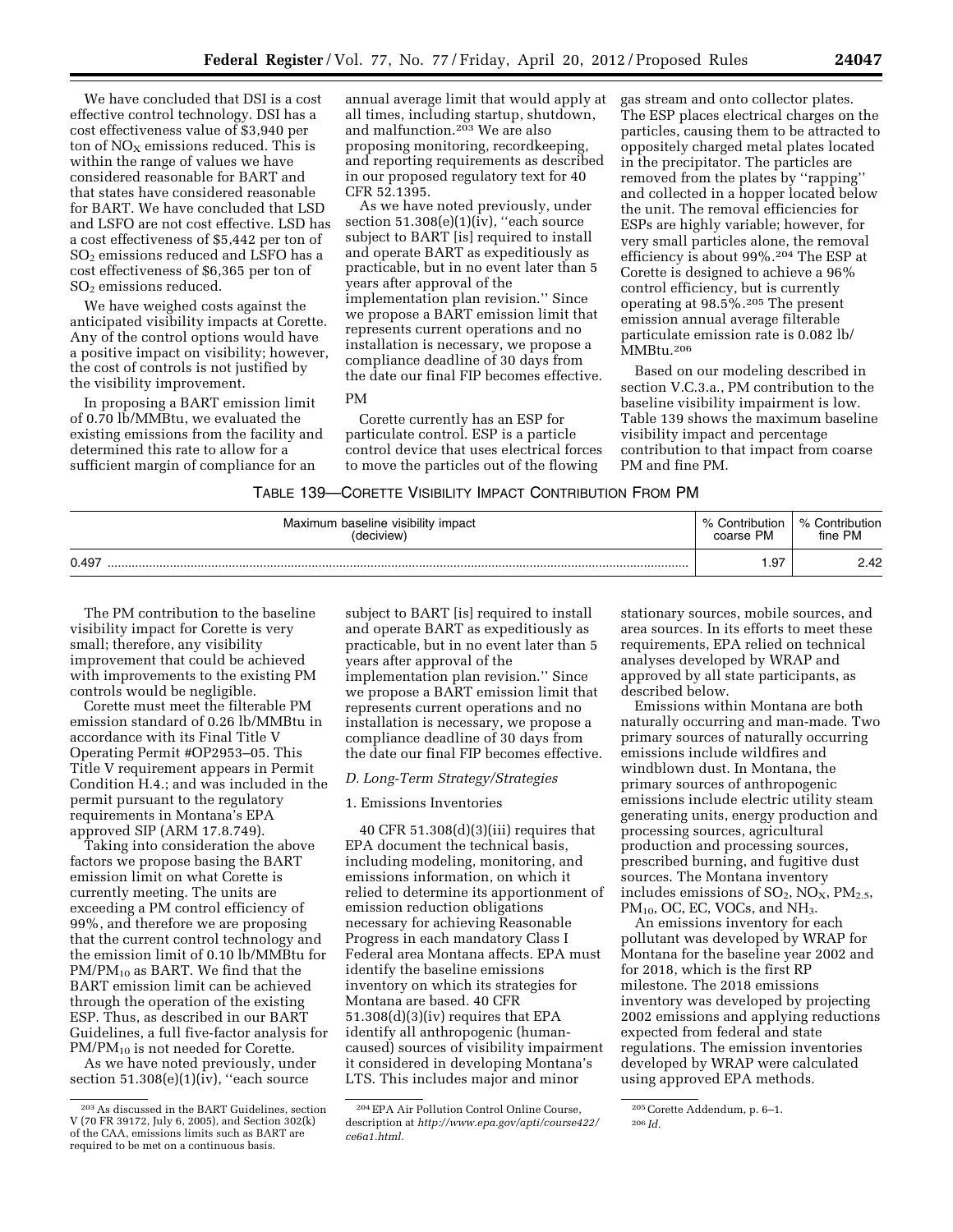We have concluded that DSI is a cost effective control technology. DSI has a cost effectiveness value of $3,940 per ton of $NO_X$ emissions reduced. This is within the range of values we have considered reasonable for BART and that states have considered reasonable for BART. We have concluded that LSD and LSFO are not cost effective. LSD has a cost effectiveness of $5,442 per ton of $SO_2$ emissions reduced and LSFO has a cost effectiveness of $6,365 per ton of $SO_2$ emissions reduced.

We have weighed costs against the anticipated visibility impacts at Corette. Any of the control options would have a positive impact on visibility; however, the cost of controls is not justified by the visibility improvement.

In proposing a BART emission limit of 0.70 lb/MMBtu, we evaluated the existing emissions from the facility and determined this rate to allow for a sufficient margin of compliance for an annual average limit that would apply at all times, including startup, shutdown, and malfunction.[203] We are also proposing monitoring, recordkeeping, and reporting requirements as described in our proposed regulatory text for 40 CFR 52.1395.

As we have noted previously, under section 51.308(e)(1)(iv), "each source subject to BART [is] required to install and operate BART as expeditiously as practicable, but in no event later than 5 years after approval of the implementation plan revision." Since we propose a BART emission limit that represents current operations and no installation is necessary, we propose a compliance deadline of 30 days from the date our final FIP becomes effective.

PM

Corette currently has an ESP for particulate control. ESP is a particle control device that uses electrical forces to move the particles out of the flowing gas stream and onto collector plates. The ESP places electrical charges on the particles, causing them to be attracted to oppositely charged metal plates located in the precipitator. The particles are removed from the plates by "rapping" and collected in a hopper located below the unit. The removal efficiencies for ESPs are highly variable; however, for very small particles alone, the removal efficiency is about 99%.[204] The ESP at Corette is designed to achieve a 96% control efficiency, but is currently operating at 98.5%.[205] The present emission annual average filterable particulate emission rate is 0.082 lb/MMBtu.[206]

Based on our modeling described in section V.C.3.a., PM contribution to the baseline visibility impairment is low. Table 139 shows the maximum baseline visibility impact and percentage contribution to that impact from coarse PM and fine PM.

TABLE 139—CORETTE VISIBILITY IMPACT CONTRIBUTION FROM PM

| Maximum baseline visibility impact (deciview) | % Contribution coarse PM | % Contribution fine PM |
|---|---|---|
| 0.497 | 1.97 | 2.42 |

The PM contribution to the baseline visibility impact for Corette is very small; therefore, any visibility improvement that could be achieved with improvements to the existing PM controls would be negligible.

Corette must meet the filterable PM emission standard of 0.26 lb/MMBtu in accordance with its Final Title V Operating Permit #OP2953–05. This Title V requirement appears in Permit Condition H.4.; and was included in the permit pursuant to the regulatory requirements in Montana's EPA approved SIP (ARM 17.8.749).

Taking into consideration the above factors we propose basing the BART emission limit on what Corette is currently meeting. The units are exceeding a PM control efficiency of 99%, and therefore we are proposing that the current control technology and the emission limit of 0.10 lb/MMBtu for $PM/PM_{10}$ as BART. We find that the BART emission limit can be achieved through the operation of the existing ESP. Thus, as described in our BART Guidelines, a full five-factor analysis for $PM/PM_{10}$ is not needed for Corette.

As we have noted previously, under section 51.308(e)(1)(iv), "each source subject to BART [is] required to install and operate BART as expeditiously as practicable, but in no event later than 5 years after approval of the implementation plan revision." Since we propose a BART emission limit that represents current operations and no installation is necessary, we propose a compliance deadline of 30 days from the date our final FIP becomes effective.

### D. Long-Term Strategy/Strategies

#### 1. Emissions Inventories

40 CFR 51.308(d)(3)(iii) requires that EPA document the technical basis, including modeling, monitoring, and emissions information, on which it relied to determine its apportionment of emission reduction obligations necessary for achieving Reasonable Progress in each mandatory Class I Federal area Montana affects. EPA must identify the baseline emissions inventory on which its strategies for Montana are based. 40 CFR 51.308(d)(3)(iv) requires that EPA identify all anthropogenic (human-caused) sources of visibility impairment it considered in developing Montana's LTS. This includes major and minor stationary sources, mobile sources, and area sources. In its efforts to meet these requirements, EPA relied on technical analyses developed by WRAP and approved by all state participants, as described below.

Emissions within Montana are both naturally occurring and man-made. Two primary sources of naturally occurring emissions include wildfires and windblown dust. In Montana, the primary sources of anthropogenic emissions include electric utility steam generating units, energy production and processing sources, agricultural production and processing sources, prescribed burning, and fugitive dust sources. The Montana inventory includes emissions of $SO_2$, $NO_X$, $PM_{2.5}$, $PM_{10}$, OC, EC, VOCs, and $NH_3$.

An emissions inventory for each pollutant was developed by WRAP for Montana for the baseline year 2002 and for 2018, which is the first RP milestone. The 2018 emissions inventory was developed by projecting 2002 emissions and applying reductions expected from federal and state regulations. The emission inventories developed by WRAP were calculated using approved EPA methods.

[203] As discussed in the BART Guidelines, section V (70 FR 39172, July 6, 2005), and Section 302(k) of the CAA, emissions limits such as BART are required to be met on a continuous basis.

[204] EPA Air Pollution Control Online Course, description at *http://www.epa.gov/apti/course422/ce6a1.html*.

[205] Corette Addendum, p. 6–1.

[206] *Id.*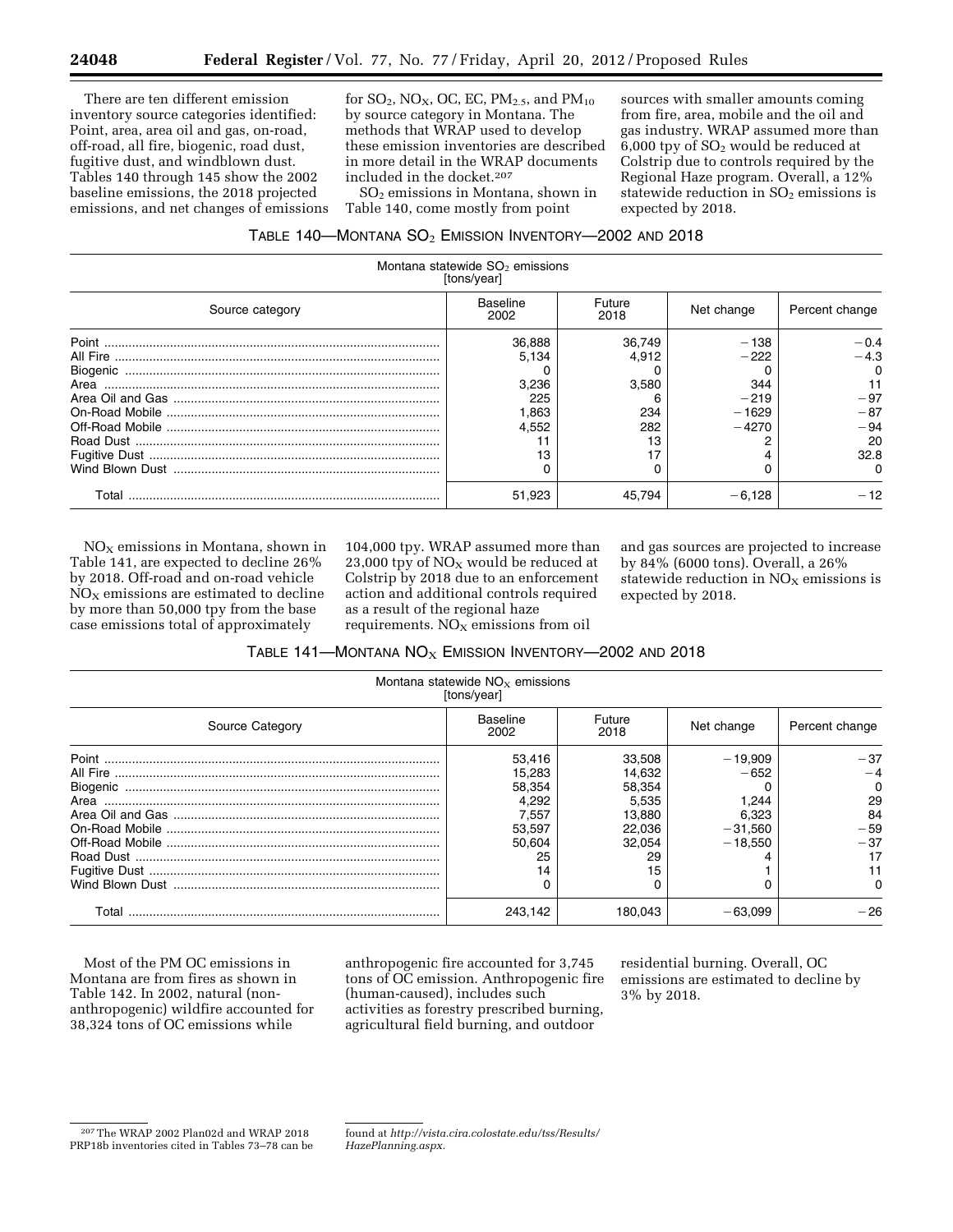There are ten different emission inventory source categories identified: Point, area, area oil and gas, on-road, off-road, all fire, biogenic, road dust, fugitive dust, and windblown dust. Tables 140 through 145 show the 2002 baseline emissions, the 2018 projected emissions, and net changes of emissions for $SO_2$, $NO_X$, OC, EC, $PM_{2.5}$, and $PM_{10}$ by source category in Montana. The methods that WRAP used to develop these emission inventories are described in more detail in the WRAP documents included in the docket.[207]

$SO_2$ emissions in Montana, shown in Table 140, come mostly from point sources with smaller amounts coming from fire, area, mobile and the oil and gas industry. WRAP assumed more than 6,000 tpy of $SO_2$ would be reduced at Colstrip due to controls required by the Regional Haze program. Overall, a 12% statewide reduction in $SO_2$ emissions is expected by 2018.

TABLE 140—MONTANA $SO_2$ EMISSION INVENTORY—2002 AND 2018

| Montana statewide $SO_2$ emissions [tons/year] | | | | |
|---|---|---|---|---|
| Source category | Baseline 2002 | Future 2018 | Net change | Percent change |
| Point | 36,888 | 36,749 | −138 | −0.4 |
| All Fire | 5,134 | 4,912 | −222 | −4.3 |
| Biogenic | 0 | 0 | 0 | 0 |
| Area | 3,236 | 3,580 | 344 | 11 |
| Area Oil and Gas | 225 | 6 | −219 | −97 |
| On-Road Mobile | 1,863 | 234 | −1629 | −87 |
| Off-Road Mobile | 4,552 | 282 | −4270 | −94 |
| Road Dust | 11 | 13 | 2 | 20 |
| Fugitive Dust | 13 | 17 | 4 | 32.8 |
| Wind Blown Dust | 0 | 0 | 0 | 0 |
| Total | 51,923 | 45,794 | −6,128 | −12 |

$NO_X$ emissions in Montana, shown in Table 141, are expected to decline 26% by 2018. Off-road and on-road vehicle $NO_X$ emissions are estimated to decline by more than 50,000 tpy from the base case emissions total of approximately 104,000 tpy. WRAP assumed more than 23,000 tpy of $NO_X$ would be reduced at Colstrip by 2018 due to an enforcement action and additional controls required as a result of the regional haze requirements. $NO_X$ emissions from oil and gas sources are projected to increase by 84% (6000 tons). Overall, a 26% statewide reduction in $NO_X$ emissions is expected by 2018.

TABLE 141—MONTANA $NO_X$ EMISSION INVENTORY—2002 AND 2018

| Montana statewide $NO_X$ emissions [tons/year] | | | | |
|---|---|---|---|---|
| Source Category | Baseline 2002 | Future 2018 | Net change | Percent change |
| Point | 53,416 | 33,508 | −19,909 | −37 |
| All Fire | 15,283 | 14,632 | −652 | −4 |
| Biogenic | 58,354 | 58,354 | 0 | 0 |
| Area | 4,292 | 5,535 | 1,244 | 29 |
| Area Oil and Gas | 7,557 | 13,880 | 6,323 | 84 |
| On-Road Mobile | 53,597 | 22,036 | −31,560 | −59 |
| Off-Road Mobile | 50,604 | 32,054 | −18,550 | −37 |
| Road Dust | 25 | 29 | 4 | 17 |
| Fugitive Dust | 14 | 15 | 1 | 11 |
| Wind Blown Dust | 0 | 0 | 0 | 0 |
| Total | 243,142 | 180,043 | −63,099 | −26 |

Most of the PM OC emissions in Montana are from fires as shown in Table 142. In 2002, natural (non-anthropogenic) wildfire accounted for 38,324 tons of OC emissions while anthropogenic fire accounted for 3,745 tons of OC emission. Anthropogenic fire (human-caused), includes such activities as forestry prescribed burning, agricultural field burning, and outdoor residential burning. Overall, OC emissions are estimated to decline by 3% by 2018.

[207] The WRAP 2002 Plan02d and WRAP 2018 PRP18b inventories cited in Tables 73–78 can be found at *http://vista.cira.colostate.edu/tss/Results/HazePlanning.aspx.*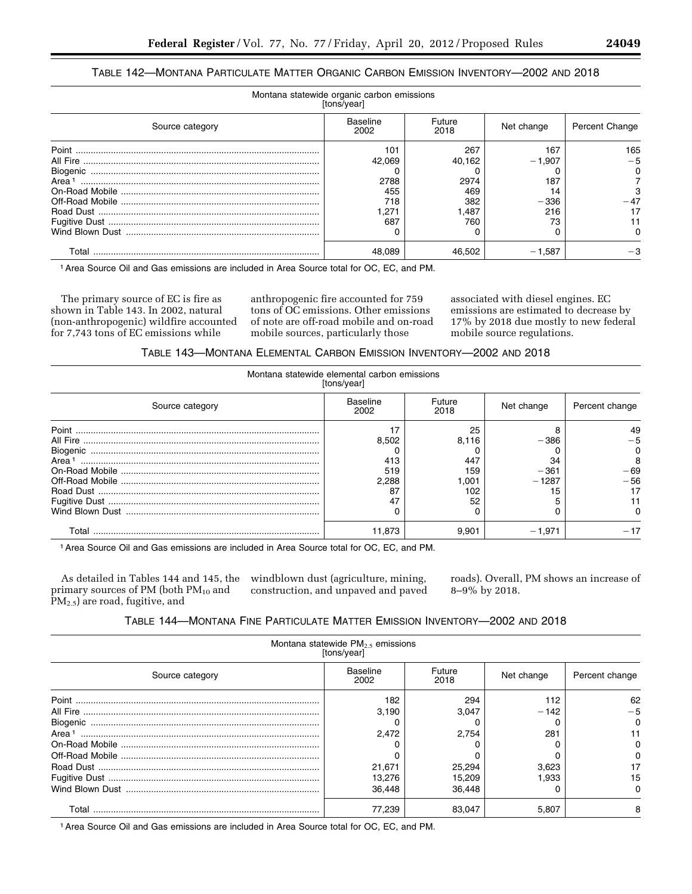TABLE 142—MONTANA PARTICULATE MATTER ORGANIC CARBON EMISSION INVENTORY—2002 AND 2018

| Montana statewide organic carbon emissions [tons/year] | | | | |
|---|---|---|---|---|
| Source category | Baseline 2002 | Future 2018 | Net change | Percent Change |
| Point | 101 | 267 | 167 | 165 |
| All Fire | 42,069 | 40,162 | −1,907 | −5 |
| Biogenic | 0 | 0 | 0 | 0 |
| Area [1] | 2788 | 2974 | 187 | 7 |
| On-Road Mobile | 455 | 469 | 14 | 3 |
| Off-Road Mobile | 718 | 382 | −336 | −47 |
| Road Dust | 1,271 | 1,487 | 216 | 17 |
| Fugitive Dust | 687 | 760 | 73 | 11 |
| Wind Blown Dust | 0 | 0 | 0 | 0 |
| Total | 48,089 | 46,502 | −1,587 | −3 |

[1] Area Source Oil and Gas emissions are included in Area Source total for OC, EC, and PM.

The primary source of EC is fire as shown in Table 143. In 2002, natural (non-anthropogenic) wildfire accounted for 7,743 tons of EC emissions while anthropogenic fire accounted for 759 tons of OC emissions. Other emissions of note are off-road mobile and on-road mobile sources, particularly those associated with diesel engines. EC emissions are estimated to decrease by 17% by 2018 due mostly to new federal mobile source regulations.

TABLE 143—MONTANA ELEMENTAL CARBON EMISSION INVENTORY—2002 AND 2018

| Montana statewide elemental carbon emissions [tons/year] | | | | |
|---|---|---|---|---|
| Source category | Baseline 2002 | Future 2018 | Net change | Percent change |
| Point | 17 | 25 | 8 | 49 |
| All Fire | 8,502 | 8,116 | −386 | −5 |
| Biogenic | 0 | 0 | 0 | 0 |
| Area [1] | 413 | 447 | 34 | 8 |
| On-Road Mobile | 519 | 159 | −361 | −69 |
| Off-Road Mobile | 2,288 | 1,001 | −1287 | −56 |
| Road Dust | 87 | 102 | 15 | 17 |
| Fugitive Dust | 47 | 52 | 5 | 11 |
| Wind Blown Dust | 0 | 0 | 0 | 0 |
| Total | 11,873 | 9,901 | −1,971 | −17 |

[1] Area Source Oil and Gas emissions are included in Area Source total for OC, EC, and PM.

As detailed in Tables 144 and 145, the primary sources of PM (both $PM_{10}$ and $PM_{2.5}$) are road, fugitive, and windblown dust (agriculture, mining, construction, and unpaved and paved roads). Overall, PM shows an increase of 8–9% by 2018.

TABLE 144—MONTANA FINE PARTICULATE MATTER EMISSION INVENTORY—2002 AND 2018

| Montana statewide $PM_{2.5}$ emissions [tons/year] | | | | |
|---|---|---|---|---|
| Source category | Baseline 2002 | Future 2018 | Net change | Percent change |
| Point | 182 | 294 | 112 | 62 |
| All Fire | 3,190 | 3,047 | −142 | −5 |
| Biogenic | 0 | 0 | 0 | 0 |
| Area [1] | 2,472 | 2,754 | 281 | 11 |
| On-Road Mobile | 0 | 0 | 0 | 0 |
| Off-Road Mobile | 0 | 0 | 0 | 0 |
| Road Dust | 21,671 | 25,294 | 3,623 | 17 |
| Fugitive Dust | 13,276 | 15,209 | 1,933 | 15 |
| Wind Blown Dust | 36,448 | 36,448 | 0 | 0 |
| Total | 77,239 | 83,047 | 5,807 | 8 |

[1] Area Source Oil and Gas emissions are included in Area Source total for OC, EC, and PM.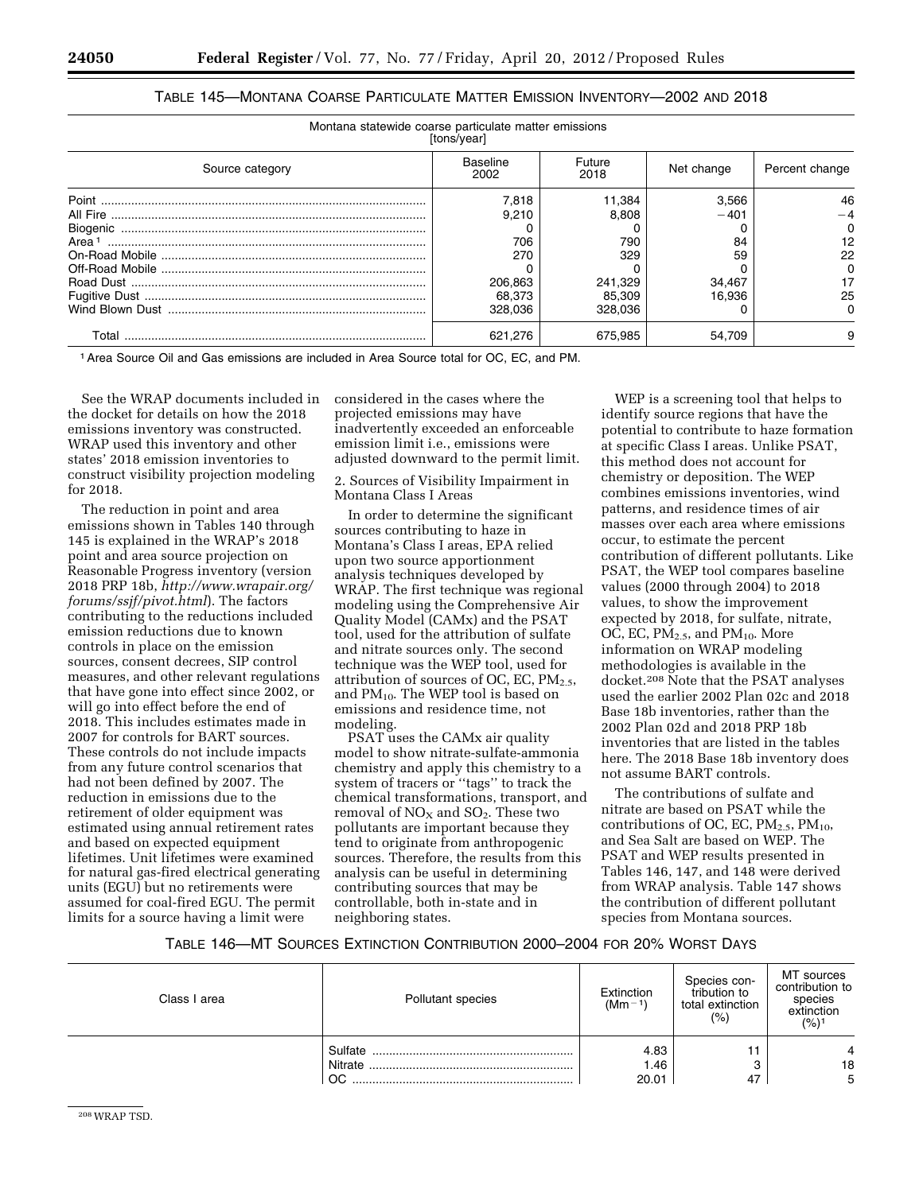TABLE 145—MONTANA COARSE PARTICULATE MATTER EMISSION INVENTORY—2002 AND 2018

Montana statewide coarse particulate matter emissions [tons/year]

| Source category | Baseline 2002 | Future 2018 | Net change | Percent change |
|---|---|---|---|---|
| Point | 7,818 | 11,384 | 3,566 | 46 |
| All Fire | 9,210 | 8,808 | −401 | −4 |
| Biogenic | 0 | 0 | 0 | 0 |
| Area [1] | 706 | 790 | 84 | 12 |
| On-Road Mobile | 270 | 329 | 59 | 22 |
| Off-Road Mobile | 0 | 0 | 0 | 0 |
| Road Dust | 206,863 | 241,329 | 34,467 | 17 |
| Fugitive Dust | 68,373 | 85,309 | 16,936 | 25 |
| Wind Blown Dust | 328,036 | 328,036 | 0 | 0 |
| Total | 621,276 | 675,985 | 54,709 | 9 |

[1] Area Source Oil and Gas emissions are included in Area Source total for OC, EC, and PM.

See the WRAP documents included in the docket for details on how the 2018 emissions inventory was constructed. WRAP used this inventory and other states' 2018 emission inventories to construct visibility projection modeling for 2018.

The reduction in point and area emissions shown in Tables 140 through 145 is explained in the WRAP's 2018 point and area source projection on Reasonable Progress inventory (version 2018 PRP 18b, *http://www.wrapair.org/forums/ssjf/pivot.html*). The factors contributing to the reductions included emission reductions due to known controls in place on the emission sources, consent decrees, SIP control measures, and other relevant regulations that have gone into effect since 2002, or will go into effect before the end of 2018. This includes estimates made in 2007 for controls for BART sources. These controls do not include impacts from any future control scenarios that had not been defined by 2007. The reduction in emissions due to the retirement of older equipment was estimated using annual retirement rates and based on expected equipment lifetimes. Unit lifetimes were examined for natural gas-fired electrical generating units (EGU) but no retirements were assumed for coal-fired EGU. The permit limits for a source having a limit were considered in the cases where the projected emissions may have inadvertently exceeded an enforceable emission limit i.e., emissions were adjusted downward to the permit limit.

2. Sources of Visibility Impairment in Montana Class I Areas

In order to determine the significant sources contributing to haze in Montana's Class I areas, EPA relied upon two source apportionment analysis techniques developed by WRAP. The first technique was regional modeling using the Comprehensive Air Quality Model (CAMx) and the PSAT tool, used for the attribution of sulfate and nitrate sources only. The second technique was the WEP tool, used for attribution of sources of OC, EC, $PM_{2.5}$, and $PM_{10}$. The WEP tool is based on emissions and residence time, not modeling.

PSAT uses the CAMx air quality model to show nitrate-sulfate-ammonia chemistry and apply this chemistry to a system of tracers or "tags" to track the chemical transformations, transport, and removal of $NO_X$ and $SO_2$. These two pollutants are important because they tend to originate from anthropogenic sources. Therefore, the results from this analysis can be useful in determining contributing sources that may be controllable, both in-state and in neighboring states.

WEP is a screening tool that helps to identify source regions that have the potential to contribute to haze formation at specific Class I areas. Unlike PSAT, this method does not account for chemistry or deposition. The WEP combines emissions inventories, wind patterns, and residence times of air masses over each area where emissions occur, to estimate the percent contribution of different pollutants. Like PSAT, the WEP tool compares baseline values (2000 through 2004) to 2018 values, to show the improvement expected by 2018, for sulfate, nitrate, OC, EC, $PM_{2.5}$, and $PM_{10}$. More information on WRAP modeling methodologies is available in the docket.[208] Note that the PSAT analyses used the earlier 2002 Plan 02c and 2018 Base 18b inventories, rather than the 2002 Plan 02d and 2018 PRP 18b inventories that are listed in the tables here. The 2018 Base 18b inventory does not assume BART controls.

The contributions of sulfate and nitrate are based on PSAT while the contributions of OC, EC, $PM_{2.5}$, $PM_{10}$, and Sea Salt are based on WEP. The PSAT and WEP results presented in Tables 146, 147, and 148 were derived from WRAP analysis. Table 147 shows the contribution of different pollutant species from Montana sources.

TABLE 146—MT SOURCES EXTINCTION CONTRIBUTION 2000–2004 FOR 20% WORST DAYS

| Class I area | Pollutant species | Extinction ($Mm^{-1}$) | Species contribution to total extinction (%) | MT sources contribution to species extinction (%)[1] |
|---|---|---|---|---|
| | Sulfate | 4.83 | 11 | 4 |
| | Nitrate | 1.46 | 3 | 18 |
| | OC | 20.01 | 47 | 5 |

[208] WRAP TSD.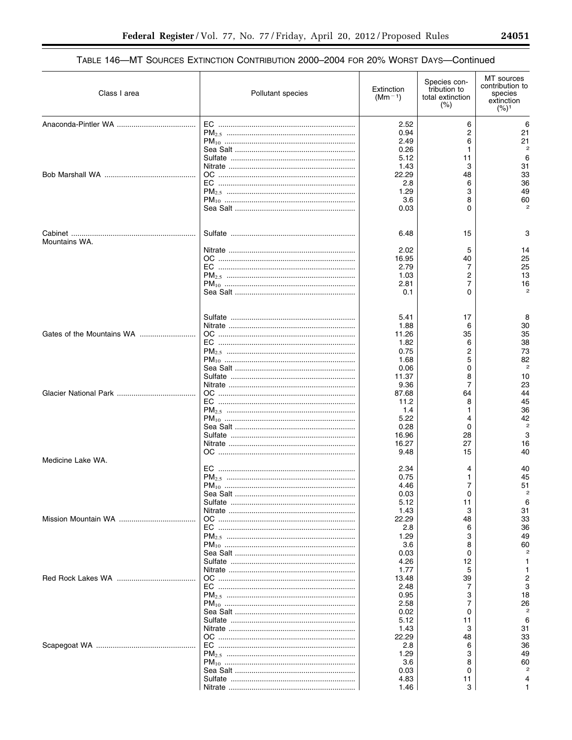## TABLE 146—MT SOURCES EXTINCTION CONTRIBUTION 2000–2004 FOR 20% WORST DAYS—Continued

| Class I area | Pollutant species | Extinction ($Mm^{-1}$) | Species contribution to total extinction (%) | MT sources contribution to species extinction (%)[1] |
|---|---|---|---|---|
| Anaconda-Pintler WA | EC | 2.52 | 6 | 6 |
| | $PM_{2.5}$ | 0.94 | 2 | 21 |
| | $PM_{10}$ | 2.49 | 6 | 21 |
| | Sea Salt | 0.26 | 1 | [2] |
| | Sulfate | 5.12 | 11 | 6 |
| | Nitrate | 1.43 | 3 | 31 |
| Bob Marshall WA | OC | 22.29 | 48 | 33 |
| | EC | 2.8 | 6 | 36 |
| | $PM_{2.5}$ | 1.29 | 3 | 49 |
| | $PM_{10}$ | 3.6 | 8 | 60 |
| | Sea Salt | 0.03 | 0 | [2] |
| Cabinet Mountains WA. | Sulfate | 6.48 | 15 | 3 |
| | Nitrate | 2.02 | 5 | 14 |
| | OC | 16.95 | 40 | 25 |
| | EC | 2.79 | 7 | 25 |
| | $PM_{2.5}$ | 1.03 | 2 | 13 |
| | $PM_{10}$ | 2.81 | 7 | 16 |
| | Sea Salt | 0.1 | 0 | [2] |
| | Sulfate | 5.41 | 17 | 8 |
| | Nitrate | 1.88 | 6 | 30 |
| Gates of the Mountains WA | OC | 11.26 | 35 | 35 |
| | EC | 1.82 | 6 | 38 |
| | $PM_{2.5}$ | 0.75 | 2 | 73 |
| | $PM_{10}$ | 1.68 | 5 | 82 |
| | Sea Salt | 0.06 | 0 | [2] |
| | Sulfate | 11.37 | 8 | 10 |
| | Nitrate | 9.36 | 7 | 23 |
| Glacier National Park | OC | 87.68 | 64 | 44 |
| | EC | 11.2 | 8 | 45 |
| | $PM_{2.5}$ | 1.4 | 1 | 36 |
| | $PM_{10}$ | 5.22 | 4 | 42 |
| | Sea Salt | 0.28 | 0 | [2] |
| | Sulfate | 16.96 | 28 | 3 |
| | Nitrate | 16.27 | 27 | 16 |
| | OC | 9.48 | 15 | 40 |
| Medicine Lake WA. | EC | 2.34 | 4 | 40 |
| | $PM_{2.5}$ | 0.75 | 1 | 45 |
| | $PM_{10}$ | 4.46 | 7 | 51 |
| | Sea Salt | 0.03 | 0 | [2] |
| | Sulfate | 5.12 | 11 | 6 |
| | Nitrate | 1.43 | 3 | 31 |
| Mission Mountain WA | OC | 22.29 | 48 | 33 |
| | EC | 2.8 | 6 | 36 |
| | $PM_{2.5}$ | 1.29 | 3 | 49 |
| | $PM_{10}$ | 3.6 | 8 | 60 |
| | Sea Salt | 0.03 | 0 | [2] |
| | Sulfate | 4.26 | 12 | 1 |
| | Nitrate | 1.77 | 5 | 1 |
| Red Rock Lakes WA | OC | 13.48 | 39 | 2 |
| | EC | 2.48 | 7 | 3 |
| | $PM_{2.5}$ | 0.95 | 3 | 18 |
| | $PM_{10}$ | 2.58 | 7 | 26 |
| | Sea Salt | 0.02 | 0 | [2] |
| | Sulfate | 5.12 | 11 | 6 |
| | Nitrate | 1.43 | 3 | 31 |
| | OC | 22.29 | 48 | 33 |
| Scapegoat WA | EC | 2.8 | 6 | 36 |
| | $PM_{2.5}$ | 1.29 | 3 | 49 |
| | $PM_{10}$ | 3.6 | 8 | 60 |
| | Sea Salt | 0.03 | 0 | [2] |
| | Sulfate | 4.83 | 11 | 4 |
| | Nitrate | 1.46 | 3 | 1 |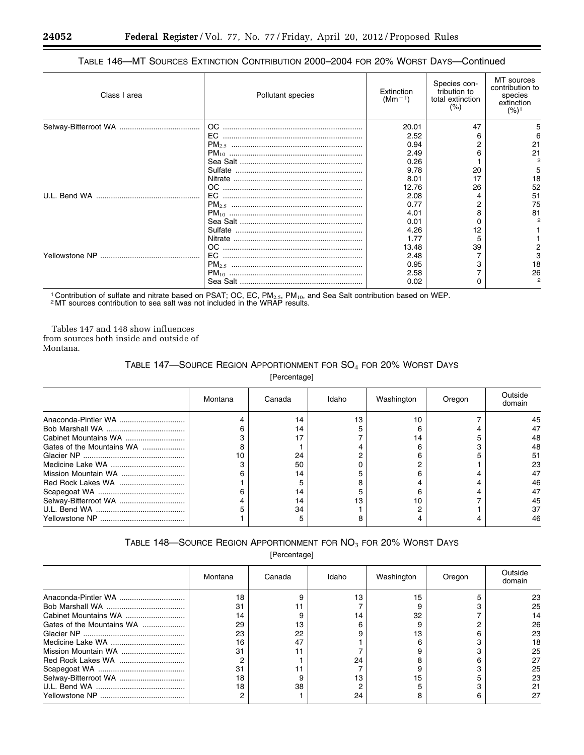TABLE 146—MT SOURCES EXTINCTION CONTRIBUTION 2000–2004 FOR 20% WORST DAYS—Continued

| Class I area | Pollutant species | Extinction ($Mm^{-1}$) | Species contribution to total extinction (%) | MT sources contribution to species extinction (%)[1] |
|---|---|---|---|---|
| Selway-Bitterroot WA | OC | 20.01 | 47 | 5 |
| | EC | 2.52 | 6 | 6 |
| | $PM_{2.5}$ | 0.94 | 2 | 21 |
| | $PM_{10}$ | 2.49 | 6 | 21 |
| | Sea Salt | 0.26 | 1 | [2] |
| | Sulfate | 9.78 | 20 | 5 |
| | Nitrate | 8.01 | 17 | 18 |
| U.L. Bend WA | OC | 12.76 | 26 | 52 |
| | EC | 2.08 | 4 | 51 |
| | $PM_{2.5}$ | 0.77 | 2 | 75 |
| | $PM_{10}$ | 4.01 | 8 | 81 |
| | Sea Salt | 0.01 | 0 | [2] |
| | Sulfate | 4.26 | 12 | 1 |
| | Nitrate | 1.77 | 5 | 1 |
| Yellowstone NP | OC | 13.48 | 39 | 2 |
| | EC | 2.48 | 7 | 3 |
| | $PM_{2.5}$ | 0.95 | 3 | 18 |
| | $PM_{10}$ | 2.58 | 7 | 26 |
| | Sea Salt | 0.02 | 0 | [2] |

[1] Contribution of sulfate and nitrate based on PSAT; OC, EC, $PM_{2.5}$, $PM_{10}$, and Sea Salt contribution based on WEP.
[2] MT sources contribution to sea salt was not included in the WRAP results.

Tables 147 and 148 show influences from sources both inside and outside of Montana.

TABLE 147—SOURCE REGION APPORTIONMENT FOR $SO_4$ FOR 20% WORST DAYS

[Percentage]

| | Montana | Canada | Idaho | Washington | Oregon | Outside domain |
|---|---|---|---|---|---|---|
| Anaconda-Pintler WA | 4 | 14 | 13 | 10 | 7 | 45 |
| Bob Marshall WA | 6 | 14 | 5 | 6 | 4 | 47 |
| Cabinet Mountains WA | 3 | 17 | 7 | 14 | 5 | 48 |
| Gates of the Mountains WA | 8 | 1 | 4 | 6 | 3 | 48 |
| Glacier NP | 10 | 24 | 2 | 6 | 5 | 51 |
| Medicine Lake WA | 3 | 50 | 0 | 2 | 1 | 23 |
| Mission Mountain WA | 6 | 14 | 5 | 6 | 4 | 47 |
| Red Rock Lakes WA | 1 | 5 | 8 | 4 | 4 | 46 |
| Scapegoat WA | 6 | 14 | 5 | 6 | 4 | 47 |
| Selway-Bitterroot WA | 4 | 14 | 13 | 10 | 7 | 45 |
| U.L. Bend WA | 5 | 34 | 1 | 2 | 1 | 37 |
| Yellowstone NP | 1 | 5 | 8 | 4 | 4 | 46 |

TABLE 148—SOURCE REGION APPORTIONMENT FOR $NO_3$ FOR 20% WORST DAYS

[Percentage]

| | Montana | Canada | Idaho | Washington | Oregon | Outside domain |
|---|---|---|---|---|---|---|
| Anaconda-Pintler WA | 18 | 9 | 13 | 15 | 5 | 23 |
| Bob Marshall WA | 31 | 11 | 7 | 9 | 3 | 25 |
| Cabinet Mountains WA | 14 | 9 | 14 | 32 | 7 | 14 |
| Gates of the Mountains WA | 29 | 13 | 6 | 9 | 2 | 26 |
| Glacier NP | 23 | 22 | 9 | 13 | 6 | 23 |
| Medicine Lake WA | 16 | 47 | 1 | 6 | 3 | 18 |
| Mission Mountain WA | 31 | 11 | 7 | 9 | 3 | 25 |
| Red Rock Lakes WA | 2 | 1 | 24 | 8 | 6 | 27 |
| Scapegoat WA | 31 | 11 | 7 | 9 | 3 | 25 |
| Selway-Bitterroot WA | 18 | 9 | 13 | 15 | 5 | 23 |
| U.L. Bend WA | 18 | 38 | 2 | 5 | 3 | 21 |
| Yellowstone NP | 2 | 1 | 24 | 8 | 6 | 27 |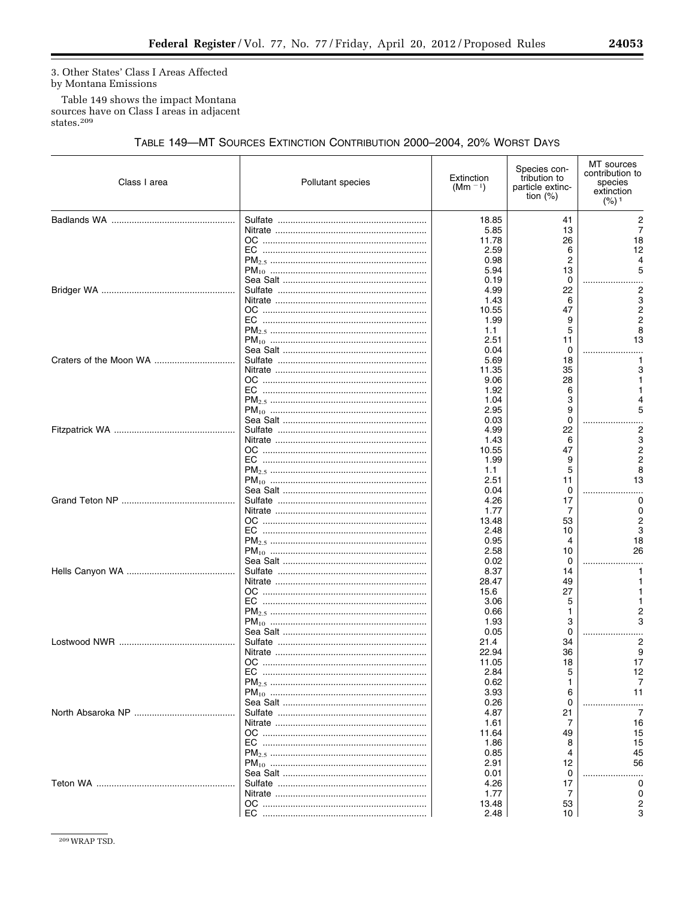3. Other States' Class I Areas Affected by Montana Emissions

Table 149 shows the impact Montana sources have on Class I areas in adjacent states.[209]

TABLE 149—MT SOURCES EXTINCTION CONTRIBUTION 2000–2004, 20% WORST DAYS

| Class I area | Pollutant species | Extinction ($Mm^{-1}$) | Species contribution to particle extinction (%) | MT sources contribution to species extinction (%) [1] |
|---|---|---|---|---|
| Badlands WA | Sulfate | 18.85 | 41 | 2 |
| | Nitrate | 5.85 | 13 | 7 |
| | OC | 11.78 | 26 | 18 |
| | EC | 2.59 | 6 | 12 |
| | $PM_{2.5}$ | 0.98 | 2 | 4 |
| | $PM_{10}$ | 5.94 | 13 | 5 |
| | Sea Salt | 0.19 | 0 | |
| Bridger WA | Sulfate | 4.99 | 22 | 2 |
| | Nitrate | 1.43 | 6 | 3 |
| | OC | 10.55 | 47 | 2 |
| | EC | 1.99 | 9 | 2 |
| | $PM_{2.5}$ | 1.1 | 5 | 8 |
| | $PM_{10}$ | 2.51 | 11 | 13 |
| | Sea Salt | 0.04 | 0 | |
| Craters of the Moon WA | Sulfate | 5.69 | 18 | 1 |
| | Nitrate | 11.35 | 35 | 3 |
| | OC | 9.06 | 28 | 1 |
| | EC | 1.92 | 6 | 1 |
| | $PM_{2.5}$ | 1.04 | 3 | 4 |
| | $PM_{10}$ | 2.95 | 9 | 5 |
| | Sea Salt | 0.03 | 0 | |
| Fitzpatrick WA | Sulfate | 4.99 | 22 | 2 |
| | Nitrate | 1.43 | 6 | 3 |
| | OC | 10.55 | 47 | 2 |
| | EC | 1.99 | 9 | 2 |
| | $PM_{2.5}$ | 1.1 | 5 | 8 |
| | $PM_{10}$ | 2.51 | 11 | 13 |
| | Sea Salt | 0.04 | 0 | |
| Grand Teton NP | Sulfate | 4.26 | 17 | 0 |
| | Nitrate | 1.77 | 7 | 0 |
| | OC | 13.48 | 53 | 2 |
| | EC | 2.48 | 10 | 3 |
| | $PM_{2.5}$ | 0.95 | 4 | 18 |
| | $PM_{10}$ | 2.58 | 10 | 26 |
| | Sea Salt | 0.02 | 0 | |
| Hells Canyon WA | Sulfate | 8.37 | 14 | 1 |
| | Nitrate | 28.47 | 49 | 1 |
| | OC | 15.6 | 27 | 1 |
| | EC | 3.06 | 5 | 1 |
| | $PM_{2.5}$ | 0.66 | 1 | 2 |
| | $PM_{10}$ | 1.93 | 3 | 3 |
| | Sea Salt | 0.05 | 0 | |
| Lostwood NWR | Sulfate | 21.4 | 34 | 2 |
| | Nitrate | 22.94 | 36 | 9 |
| | OC | 11.05 | 18 | 17 |
| | EC | 2.84 | 5 | 12 |
| | $PM_{2.5}$ | 0.62 | 1 | 7 |
| | $PM_{10}$ | 3.93 | 6 | 11 |
| | Sea Salt | 0.26 | 0 | |
| North Absaroka NP | Sulfate | 4.87 | 21 | 7 |
| | Nitrate | 1.61 | 7 | 16 |
| | OC | 11.64 | 49 | 15 |
| | EC | 1.86 | 8 | 15 |
| | $PM_{2.5}$ | 0.85 | 4 | 45 |
| | $PM_{10}$ | 2.91 | 12 | 56 |
| | Sea Salt | 0.01 | 0 | |
| Teton WA | Sulfate | 4.26 | 17 | 0 |
| | Nitrate | 1.77 | 7 | 0 |
| | OC | 13.48 | 53 | 2 |
| | EC | 2.48 | 10 | 3 |

[209] WRAP TSD.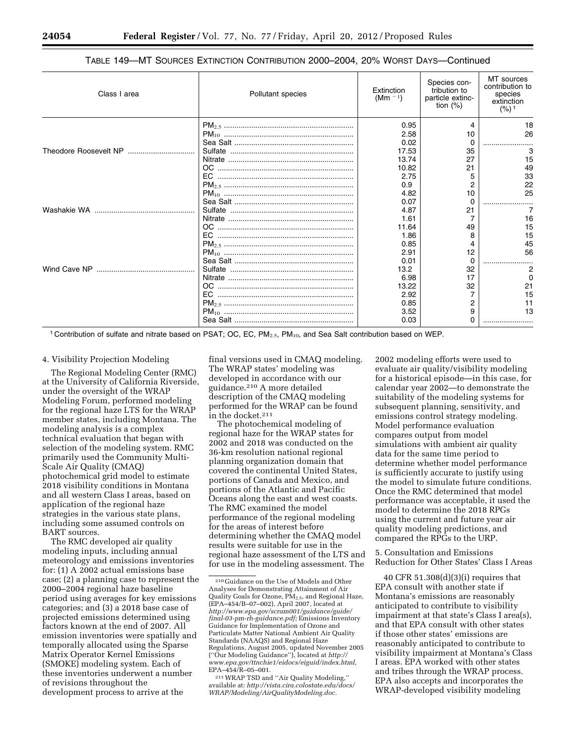TABLE 149—MT SOURCES EXTINCTION CONTRIBUTION 2000–2004, 20% WORST DAYS—Continued

| Class I area | Pollutant species | Extinction ($Mm^{-1}$) | Species contribution to particle extinction (%) | MT sources contribution to species extinction (%) [1] |
|---|---|---|---|---|
| | $PM_{2.5}$ | 0.95 | 4 | 18 |
| | $PM_{10}$ | 2.58 | 10 | 26 |
| | Sea Salt | 0.02 | 0 | |
| Theodore Roosevelt NP | Sulfate | 17.53 | 35 | 3 |
| | Nitrate | 13.74 | 27 | 15 |
| | OC | 10.82 | 21 | 49 |
| | EC | 2.75 | 5 | 33 |
| | $PM_{2.5}$ | 0.9 | 2 | 22 |
| | $PM_{10}$ | 4.82 | 10 | 25 |
| | Sea Salt | 0.07 | 0 | |
| Washakie WA | Sulfate | 4.87 | 21 | 7 |
| | Nitrate | 1.61 | 7 | 16 |
| | OC | 11.64 | 49 | 15 |
| | EC | 1.86 | 8 | 15 |
| | $PM_{2.5}$ | 0.85 | 4 | 45 |
| | $PM_{10}$ | 2.91 | 12 | 56 |
| | Sea Salt | 0.01 | 0 | |
| Wind Cave NP | Sulfate | 13.2 | 32 | 2 |
| | Nitrate | 6.98 | 17 | 0 |
| | OC | 13.22 | 32 | 21 |
| | EC | 2.92 | 7 | 15 |
| | $PM_{2.5}$ | 0.85 | 2 | 11 |
| | $PM_{10}$ | 3.52 | 9 | 13 |
| | Sea Salt | 0.03 | 0 | |

[1] Contribution of sulfate and nitrate based on PSAT; OC, EC, $PM_{2.5}$, $PM_{10}$, and Sea Salt contribution based on WEP.

4. Visibility Projection Modeling

The Regional Modeling Center (RMC) at the University of California Riverside, under the oversight of the WRAP Modeling Forum, performed modeling for the regional haze LTS for the WRAP member states, including Montana. The modeling analysis is a complex technical evaluation that began with selection of the modeling system. RMC primarily used the Community Multi-Scale Air Quality (CMAQ) photochemical grid model to estimate 2018 visibility conditions in Montana and all western Class I areas, based on application of the regional haze strategies in the various state plans, including some assumed controls on BART sources.

The RMC developed air quality modeling inputs, including annual meteorology and emissions inventories for: (1) A 2002 actual emissions base case; (2) a planning case to represent the 2000–2004 regional haze baseline period using averages for key emissions categories; and (3) a 2018 base case of projected emissions determined using factors known at the end of 2007. All emission inventories were spatially and temporally allocated using the Sparse Matrix Operator Kernel Emissions (SMOKE) modeling system. Each of these inventories underwent a number of revisions throughout the development process to arrive at the final versions used in CMAQ modeling. The WRAP states' modeling was developed in accordance with our guidance.[210] A more detailed description of the CMAQ modeling performed for the WRAP can be found in the docket.[211]

The photochemical modeling of regional haze for the WRAP states for 2002 and 2018 was conducted on the 36-km resolution national regional planning organization domain that covered the continental United States, portions of Canada and Mexico, and portions of the Atlantic and Pacific Oceans along the east and west coasts. The RMC examined the model performance of the regional modeling for the areas of interest before determining whether the CMAQ model results were suitable for use in the regional haze assessment of the LTS and for use in the modeling assessment. The 2002 modeling efforts were used to evaluate air quality/visibility modeling for a historical episode—in this case, for calendar year 2002—to demonstrate the suitability of the modeling systems for subsequent planning, sensitivity, and emissions control strategy modeling. Model performance evaluation compares output from model simulations with ambient air quality data for the same time period to determine whether model performance is sufficiently accurate to justify using the model to simulate future conditions. Once the RMC determined that model performance was acceptable, it used the model to determine the 2018 RPGs using the current and future year air quality modeling predictions, and compared the RPGs to the URP.

5. Consultation and Emissions Reduction for Other States' Class I Areas

40 CFR 51.308(d)(3)(i) requires that EPA consult with another state if Montana's emissions are reasonably anticipated to contribute to visibility impairment at that state's Class I area(s), and that EPA consult with other states if those other states' emissions are reasonably anticipated to contribute to visibility impairment at Montana's Class I areas. EPA worked with other states and tribes through the WRAP process. EPA also accepts and incorporates the WRAP-developed visibility modeling

[210] Guidance on the Use of Models and Other Analyses for Demonstrating Attainment of Air Quality Goals for Ozone, $PM_{2.5}$, and Regional Haze, (EPA–454/B–07–002), April 2007, located at *http://www.epa.gov/scram001/guidance/guide/final-03-pm-rh-guidance.pdf;* Emissions Inventory Guidance for Implementation of Ozone and Particulate Matter National Ambient Air Quality Standards (NAAQS) and Regional Haze Regulations, August 2005, updated November 2005 ("Our Modeling Guidance"), located at *http://www.epa.gov/ttnchie1/eidocs/eiguid/index.html,* EPA–454/R–05–001.

[211] WRAP TSD and "Air Quality Modeling," available at: *http://vista.cira.colostate.edu/docs/WRAP/Modeling/AirQualityModeling.doc.*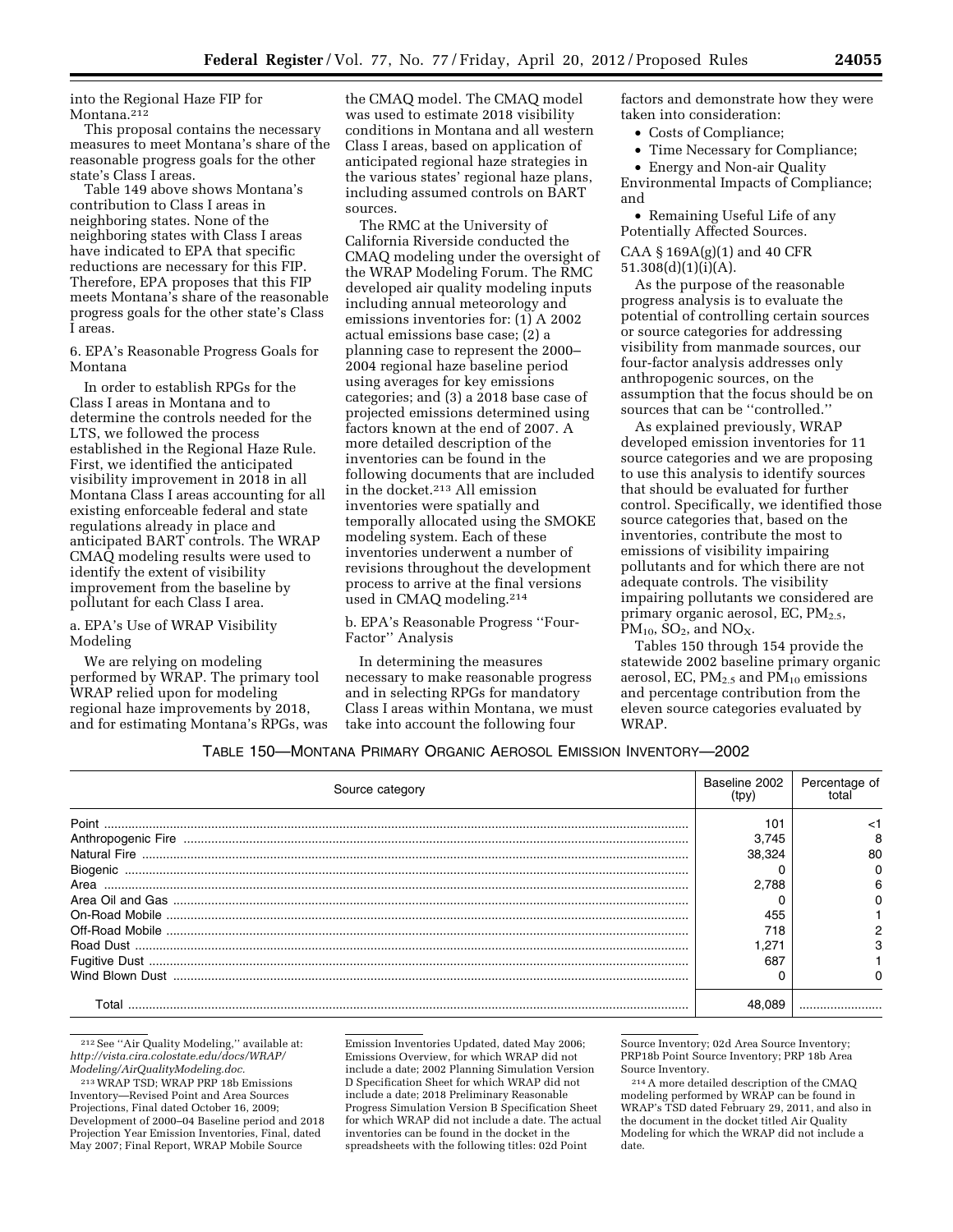into the Regional Haze FIP for Montana.[212]

This proposal contains the necessary measures to meet Montana's share of the reasonable progress goals for the other state's Class I areas.

Table 149 above shows Montana's contribution to Class I areas in neighboring states. None of the neighboring states with Class I areas have indicated to EPA that specific reductions are necessary for this FIP. Therefore, EPA proposes that this FIP meets Montana's share of the reasonable progress goals for the other state's Class I areas.

6. EPA's Reasonable Progress Goals for Montana

In order to establish RPGs for the Class I areas in Montana and to determine the controls needed for the LTS, we followed the process established in the Regional Haze Rule. First, we identified the anticipated visibility improvement in 2018 in all Montana Class I areas accounting for all existing enforceable federal and state regulations already in place and anticipated BART controls. The WRAP CMAQ modeling results were used to identify the extent of visibility improvement from the baseline by pollutant for each Class I area.

a. EPA's Use of WRAP Visibility Modeling

We are relying on modeling performed by WRAP. The primary tool WRAP relied upon for modeling regional haze improvements by 2018, and for estimating Montana's RPGs, was the CMAQ model. The CMAQ model was used to estimate 2018 visibility conditions in Montana and all western Class I areas, based on application of anticipated regional haze strategies in the various states' regional haze plans, including assumed controls on BART sources.

The RMC at the University of California Riverside conducted the CMAQ modeling under the oversight of the WRAP Modeling Forum. The RMC developed air quality modeling inputs including annual meteorology and emissions inventories for: (1) A 2002 actual emissions base case; (2) a planning case to represent the 2000–2004 regional haze baseline period using averages for key emissions categories; and (3) a 2018 base case of projected emissions determined using factors known at the end of 2007. A more detailed description of the inventories can be found in the following documents that are included in the docket.[213] All emission inventories were spatially and temporally allocated using the SMOKE modeling system. Each of these inventories underwent a number of revisions throughout the development process to arrive at the final versions used in CMAQ modeling.[214]

b. EPA's Reasonable Progress "Four-Factor" Analysis

In determining the measures necessary to make reasonable progress and in selecting RPGs for mandatory Class I areas within Montana, we must take into account the following four factors and demonstrate how they were taken into consideration:

- Costs of Compliance;
- Time Necessary for Compliance;
- Energy and Non-air Quality Environmental Impacts of Compliance; and
- Remaining Useful Life of any Potentially Affected Sources.

CAA § 169A(g)(1) and 40 CFR 51.308(d)(1)(i)(A).

As the purpose of the reasonable progress analysis is to evaluate the potential of controlling certain sources or source categories for addressing visibility from manmade sources, our four-factor analysis addresses only anthropogenic sources, on the assumption that the focus should be on sources that can be "controlled."

As explained previously, WRAP developed emission inventories for 11 source categories and we are proposing to use this analysis to identify sources that should be evaluated for further control. Specifically, we identified those source categories that, based on the inventories, contribute the most to emissions of visibility impairing pollutants and for which there are not adequate controls. The visibility impairing pollutants we considered are primary organic aerosol, EC, $PM_{2.5}$, $PM_{10}$, $SO_2$, and $NO_X$.

Tables 150 through 154 provide the statewide 2002 baseline primary organic aerosol, EC, $PM_{2.5}$ and $PM_{10}$ emissions and percentage contribution from the eleven source categories evaluated by WRAP.

TABLE 150—MONTANA PRIMARY ORGANIC AEROSOL EMISSION INVENTORY—2002

| Source category | Baseline 2002 (tpy) | Percentage of total |
|---|---|---|
| Point | 101 | <1 |
| Anthropogenic Fire | 3,745 | 8 |
| Natural Fire | 38,324 | 80 |
| Biogenic | 0 | 0 |
| Area | 2,788 | 6 |
| Area Oil and Gas | 0 | 0 |
| On-Road Mobile | 455 | 1 |
| Off-Road Mobile | 718 | 2 |
| Road Dust | 1,271 | 3 |
| Fugitive Dust | 687 | 1 |
| Wind Blown Dust | 0 | 0 |
| Total | 48,089 | |

[212] See "Air Quality Modeling," available at: *http://vista.cira.colostate.edu/docs/WRAP/Modeling/AirQualityModeling.doc.*

[213] WRAP TSD; WRAP PRP 18b Emissions Inventory—Revised Point and Area Sources Projections, Final dated October 16, 2009; Development of 2000–04 Baseline period and 2018 Projection Year Emission Inventories, Final, dated May 2007; Final Report, WRAP Mobile Source Emission Inventories Updated, dated May 2006; Emissions Overview, for which WRAP did not include a date; 2002 Planning Simulation Version D Specification Sheet for which WRAP did not include a date; 2018 Preliminary Reasonable Progress Simulation Version B Specification Sheet for which WRAP did not include a date. The actual inventories can be found in the docket in the spreadsheets with the following titles: 02d Point Source Inventory; 02d Area Source Inventory; PRP18b Point Source Inventory; PRP 18b Area Source Inventory.

[214] A more detailed description of the CMAQ modeling performed by WRAP can be found in WRAP's TSD dated February 29, 2011, and also in the document in the docket titled Air Quality Modeling for which the WRAP did not include a date.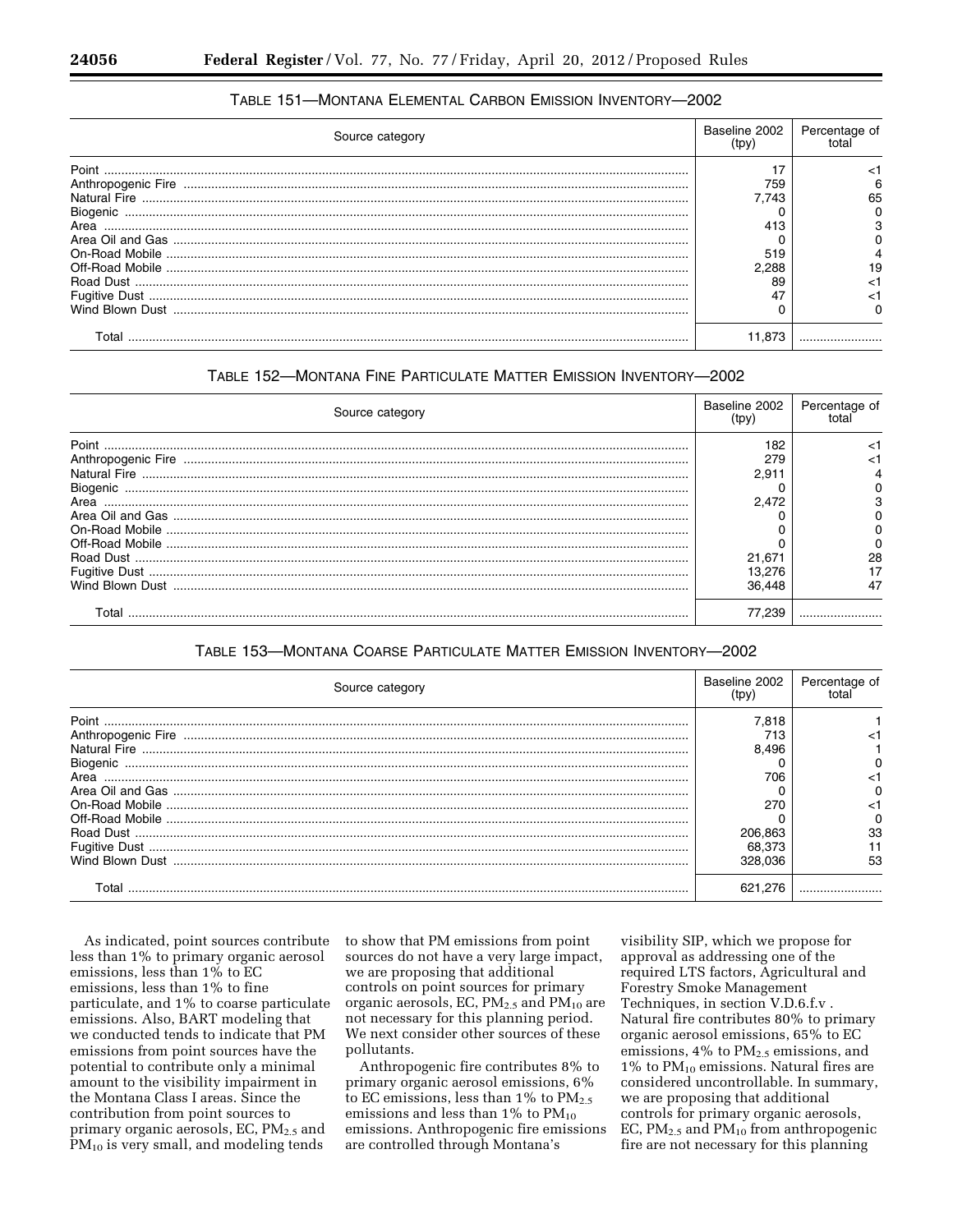### TABLE 151—MONTANA ELEMENTAL CARBON EMISSION INVENTORY—2002

| Source category | Baseline 2002 (tpy) | Percentage of total |
| --- | --- | --- |
| Point | 17 | <1 |
| Anthropogenic Fire | 759 | 6 |
| Natural Fire | 7,743 | 65 |
| Biogenic | 0 | 0 |
| Area | 413 | 3 |
| Area Oil and Gas | 0 | 0 |
| On-Road Mobile | 519 | 4 |
| Off-Road Mobile | 2,288 | 19 |
| Road Dust | 89 | <1 |
| Fugitive Dust | 47 | <1 |
| Wind Blown Dust | 0 | 0 |
| Total | 11,873 | |

### TABLE 152—MONTANA FINE PARTICULATE MATTER EMISSION INVENTORY—2002

| Source category | Baseline 2002 (tpy) | Percentage of total |
| --- | --- | --- |
| Point | 182 | <1 |
| Anthropogenic Fire | 279 | <1 |
| Natural Fire | 2,911 | 4 |
| Biogenic | 0 | 0 |
| Area | 2,472 | 3 |
| Area Oil and Gas | 0 | 0 |
| On-Road Mobile | 0 | 0 |
| Off-Road Mobile | 0 | 0 |
| Road Dust | 21,671 | 28 |
| Fugitive Dust | 13,276 | 17 |
| Wind Blown Dust | 36,448 | 47 |
| Total | 77,239 | |

### TABLE 153—MONTANA COARSE PARTICULATE MATTER EMISSION INVENTORY—2002

| Source category | Baseline 2002 (tpy) | Percentage of total |
| --- | --- | --- |
| Point | 7,818 | 1 |
| Anthropogenic Fire | 713 | <1 |
| Natural Fire | 8,496 | 1 |
| Biogenic | 0 | 0 |
| Area | 706 | <1 |
| Area Oil and Gas | 0 | 0 |
| On-Road Mobile | 270 | <1 |
| Off-Road Mobile | 0 | 0 |
| Road Dust | 206,863 | 33 |
| Fugitive Dust | 68,373 | 11 |
| Wind Blown Dust | 328,036 | 53 |
| Total | 621,276 | |

As indicated, point sources contribute less than 1% to primary organic aerosol emissions, less than 1% to EC emissions, less than 1% to fine particulate, and 1% to coarse particulate emissions. Also, BART modeling that we conducted tends to indicate that PM emissions from point sources have the potential to contribute only a minimal amount to the visibility impairment in the Montana Class I areas. Since the contribution from point sources to primary organic aerosols, EC, $PM_{2.5}$ and $PM_{10}$ is very small, and modeling tends to show that PM emissions from point sources do not have a very large impact, we are proposing that additional controls on point sources for primary organic aerosols, EC, $PM_{2.5}$ and $PM_{10}$ are not necessary for this planning period. We next consider other sources of these pollutants.

Anthropogenic fire contributes 8% to primary organic aerosol emissions, 6% to EC emissions, less than 1% to $PM_{2.5}$ emissions and less than 1% to $PM_{10}$ emissions. Anthropogenic fire emissions are controlled through Montana's visibility SIP, which we propose for approval as addressing one of the required LTS factors, Agricultural and Forestry Smoke Management Techniques, in section V.D.6.f.v . Natural fire contributes 80% to primary organic aerosol emissions, 65% to EC emissions, 4% to $PM_{2.5}$ emissions, and 1% to $PM_{10}$ emissions. Natural fires are considered uncontrollable. In summary, we are proposing that additional controls for primary organic aerosols, EC, $PM_{2.5}$ and $PM_{10}$ from anthropogenic fire are not necessary for this planning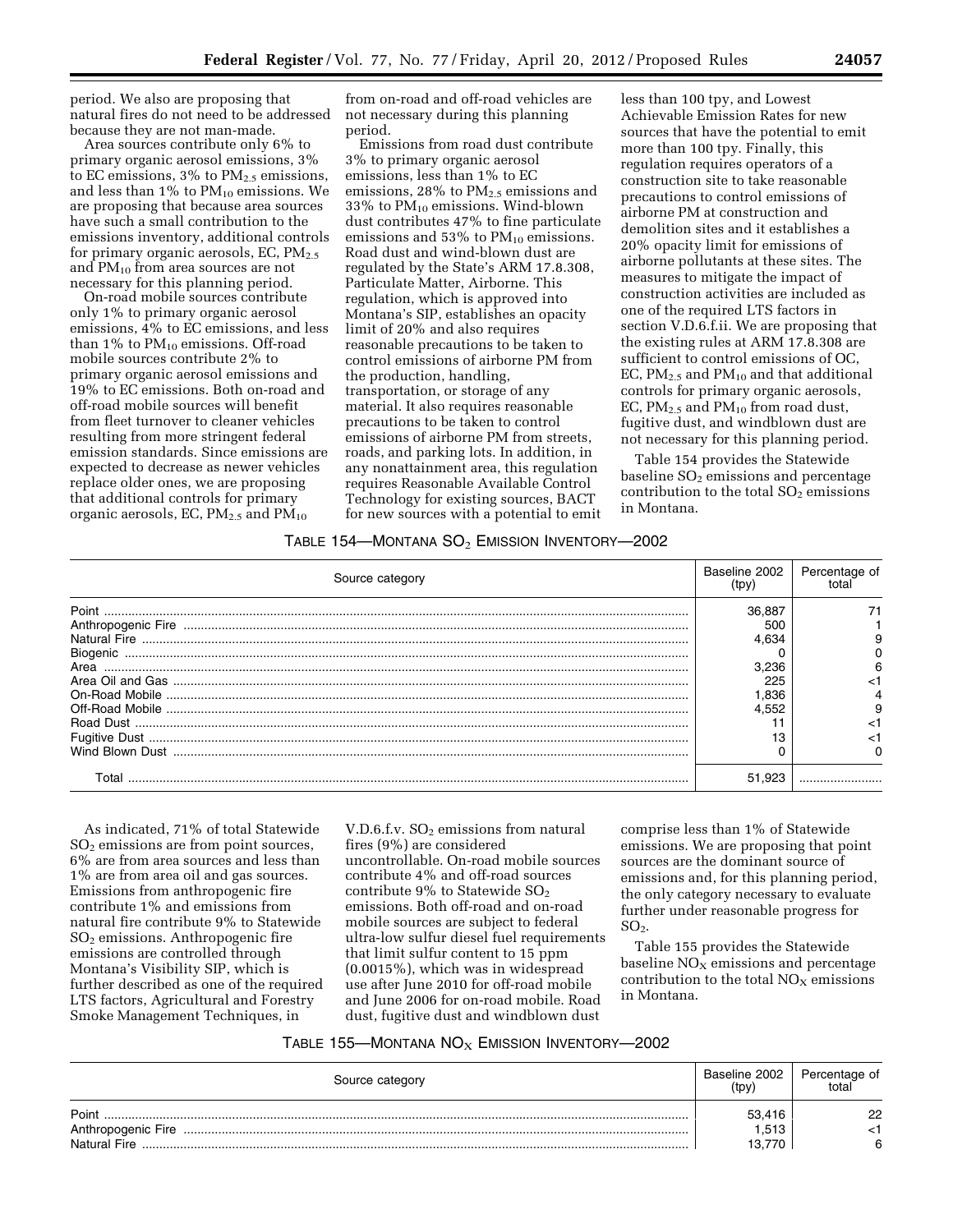period. We also are proposing that natural fires do not need to be addressed because they are not man-made.

Area sources contribute only 6% to primary organic aerosol emissions, 3% to EC emissions, 3% to $PM_{2.5}$ emissions, and less than 1% to $PM_{10}$ emissions. We are proposing that because area sources have such a small contribution to the emissions inventory, additional controls for primary organic aerosols, EC, $PM_{2.5}$ and $PM_{10}$ from area sources are not necessary for this planning period.

On-road mobile sources contribute only 1% to primary organic aerosol emissions, 4% to EC emissions, and less than 1% to $PM_{10}$ emissions. Off-road mobile sources contribute 2% to primary organic aerosol emissions and 19% to EC emissions. Both on-road and off-road mobile sources will benefit from fleet turnover to cleaner vehicles resulting from more stringent federal emission standards. Since emissions are expected to decrease as newer vehicles replace older ones, we are proposing that additional controls for primary organic aerosols, EC, $PM_{2.5}$ and $PM_{10}$ from on-road and off-road vehicles are not necessary during this planning period.

Emissions from road dust contribute 3% to primary organic aerosol emissions, less than 1% to EC emissions, 28% to $PM_{2.5}$ emissions and 33% to $PM_{10}$ emissions. Wind-blown dust contributes 47% to fine particulate emissions and 53% to $PM_{10}$ emissions. Road dust and wind-blown dust are regulated by the State's ARM 17.8.308, Particulate Matter, Airborne. This regulation, which is approved into Montana's SIP, establishes an opacity limit of 20% and also requires reasonable precautions to be taken to control emissions of airborne PM from the production, handling, transportation, or storage of any material. It also requires reasonable precautions to be taken to control emissions of airborne PM from streets, roads, and parking lots. In addition, in any nonattainment area, this regulation requires Reasonable Available Control Technology for existing sources, BACT for new sources with a potential to emit less than 100 tpy, and Lowest Achievable Emission Rates for new sources that have the potential to emit more than 100 tpy. Finally, this regulation requires operators of a construction site to take reasonable precautions to control emissions of airborne PM at construction and demolition sites and it establishes a 20% opacity limit for emissions of airborne pollutants at these sites. The measures to mitigate the impact of construction activities are included as one of the required LTS factors in section V.D.6.f.ii. We are proposing that the existing rules at ARM 17.8.308 are sufficient to control emissions of OC, EC, $PM_{2.5}$ and $PM_{10}$ and that additional controls for primary organic aerosols, EC, $PM_{2.5}$ and $PM_{10}$ from road dust, fugitive dust, and windblown dust are not necessary for this planning period.

Table 154 provides the Statewide baseline $SO_2$ emissions and percentage contribution to the total $SO_2$ emissions in Montana.

TABLE 154—MONTANA $SO_2$ EMISSION INVENTORY—2002

| Source category | Baseline 2002 (tpy) | Percentage of total |
|---|---|---|
| Point | 36,887 | 71 |
| Anthropogenic Fire | 500 | 1 |
| Natural Fire | 4,634 | 9 |
| Biogenic | 0 | 0 |
| Area | 3,236 | 6 |
| Area Oil and Gas | 225 | <1 |
| On-Road Mobile | 1,836 | 4 |
| Off-Road Mobile | 4,552 | 9 |
| Road Dust | 11 | <1 |
| Fugitive Dust | 13 | <1 |
| Wind Blown Dust | 0 | 0 |
| Total | 51,923 | |

As indicated, 71% of total Statewide $SO_2$ emissions are from point sources, 6% are from area sources and less than 1% are from area oil and gas sources. Emissions from anthropogenic fire contribute 1% and emissions from natural fire contribute 9% to Statewide $SO_2$ emissions. Anthropogenic fire emissions are controlled through Montana's Visibility SIP, which is further described as one of the required LTS factors, Agricultural and Forestry Smoke Management Techniques, in V.D.6.f.v. $SO_2$ emissions from natural fires (9%) are considered uncontrollable. On-road mobile sources contribute 4% and off-road sources contribute 9% to Statewide $SO_2$ emissions. Both off-road and on-road mobile sources are subject to federal ultra-low sulfur diesel fuel requirements that limit sulfur content to 15 ppm (0.0015%), which was in widespread use after June 2010 for off-road mobile and June 2006 for on-road mobile. Road dust, fugitive dust and windblown dust comprise less than 1% of Statewide emissions. We are proposing that point sources are the dominant source of emissions and, for this planning period, the only category necessary to evaluate further under reasonable progress for $SO_2$.

Table 155 provides the Statewide baseline $NO_X$ emissions and percentage contribution to the total $NO_X$ emissions in Montana.

TABLE 155—MONTANA $NO_X$ EMISSION INVENTORY—2002

| Source category | Baseline 2002 (tpy) | Percentage of total |
|---|---|---|
| Point | 53,416 | 22 |
| Anthropogenic Fire | 1,513 | <1 |
| Natural Fire | 13,770 | 6 |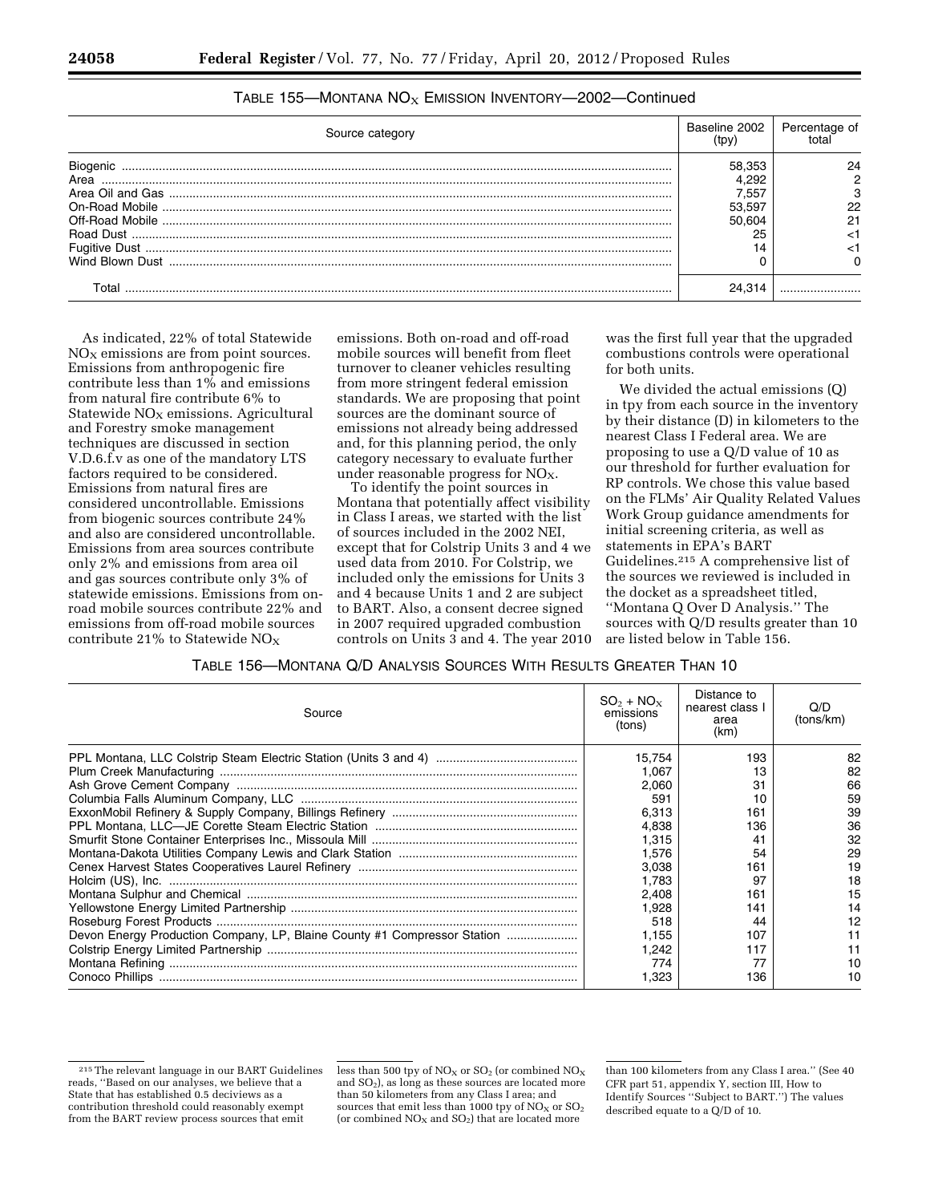TABLE 155—MONTANA $NO_X$ EMISSION INVENTORY—2002—Continued

| Source category | Baseline 2002 (tpy) | Percentage of total |
|---|---|---|
| Biogenic | 58,353 | 24 |
| Area | 4,292 | 2 |
| Area Oil and Gas | 7,557 | 3 |
| On-Road Mobile | 53,597 | 22 |
| Off-Road Mobile | 50,604 | 21 |
| Road Dust | 25 | <1 |
| Fugitive Dust | 14 | <1 |
| Wind Blown Dust | 0 | 0 |
| Total | 24,314 | |

As indicated, 22% of total Statewide $NO_X$ emissions are from point sources. Emissions from anthropogenic fire contribute less than 1% and emissions from natural fire contribute 6% to Statewide $NO_X$ emissions. Agricultural and Forestry smoke management techniques are discussed in section V.D.6.f.v as one of the mandatory LTS factors required to be considered. Emissions from natural fires are considered uncontrollable. Emissions from biogenic sources contribute 24% and also are considered uncontrollable. Emissions from area sources contribute only 2% and emissions from area oil and gas sources contribute only 3% of statewide emissions. Emissions from on-road mobile sources contribute 22% and emissions from off-road mobile sources contribute 21% to Statewide $NO_X$ emissions. Both on-road and off-road mobile sources will benefit from fleet turnover to cleaner vehicles resulting from more stringent federal emission standards. We are proposing that point sources are the dominant source of emissions not already being addressed and, for this planning period, the only category necessary to evaluate further under reasonable progress for $NO_X$.

To identify the point sources in Montana that potentially affect visibility in Class I areas, we started with the list of sources included in the 2002 NEI, except that for Colstrip Units 3 and 4 we used data from 2010. For Colstrip, we included only the emissions for Units 3 and 4 because Units 1 and 2 are subject to BART. Also, a consent decree signed in 2007 required upgraded combustion controls on Units 3 and 4. The year 2010 was the first full year that the upgraded combustions controls were operational for both units.

We divided the actual emissions (Q) in tpy from each source in the inventory by their distance (D) in kilometers to the nearest Class I Federal area. We are proposing to use a Q/D value of 10 as our threshold for further evaluation for RP controls. We chose this value based on the FLMs' Air Quality Related Values Work Group guidance amendments for initial screening criteria, as well as statements in EPA's BART Guidelines.[215] A comprehensive list of the sources we reviewed is included in the docket as a spreadsheet titled, ''Montana Q Over D Analysis.'' The sources with Q/D results greater than 10 are listed below in Table 156.

TABLE 156—MONTANA Q/D ANALYSIS SOURCES WITH RESULTS GREATER THAN 10

| Source | $SO_2 + NO_X$ emissions (tons) | Distance to nearest class I area (km) | Q/D (tons/km) |
|---|---|---|---|
| PPL Montana, LLC Colstrip Steam Electric Station (Units 3 and 4) | 15,754 | 193 | 82 |
| Plum Creek Manufacturing | 1,067 | 13 | 82 |
| Ash Grove Cement Company | 2,060 | 31 | 66 |
| Columbia Falls Aluminum Company, LLC | 591 | 10 | 59 |
| ExxonMobil Refinery & Supply Company, Billings Refinery | 6,313 | 161 | 39 |
| PPL Montana, LLC—JE Corette Steam Electric Station | 4,838 | 136 | 36 |
| Smurfit Stone Container Enterprises Inc., Missoula Mill | 1,315 | 41 | 32 |
| Montana-Dakota Utilities Company Lewis and Clark Station | 1,576 | 54 | 29 |
| Cenex Harvest States Cooperatives Laurel Refinery | 3,038 | 161 | 19 |
| Holcim (US), Inc. | 1,783 | 97 | 18 |
| Montana Sulphur and Chemical | 2,408 | 161 | 15 |
| Yellowstone Energy Limited Partnership | 1,928 | 141 | 14 |
| Roseburg Forest Products | 518 | 44 | 12 |
| Devon Energy Production Company, LP, Blaine County #1 Compressor Station | 1,155 | 107 | 11 |
| Colstrip Energy Limited Partnership | 1,242 | 117 | 11 |
| Montana Refining | 774 | 77 | 10 |
| Conoco Phillips | 1,323 | 136 | 10 |

[215] The relevant language in our BART Guidelines reads, ''Based on our analyses, we believe that a State that has established 0.5 deciviews as a contribution threshold could reasonably exempt from the BART review process sources that emit less than 500 tpy of $NO_X$ or $SO_2$ (or combined $NO_X$ and $SO_2$), as long as these sources are located more than 50 kilometers from any Class I area; and sources that emit less than 1000 tpy of $NO_X$ or $SO_2$ (or combined $NO_X$ and $SO_2$) that are located more than 100 kilometers from any Class I area.'' (See 40 CFR part 51, appendix Y, section III, How to Identify Sources ''Subject to BART.'') The values described equate to a Q/D of 10.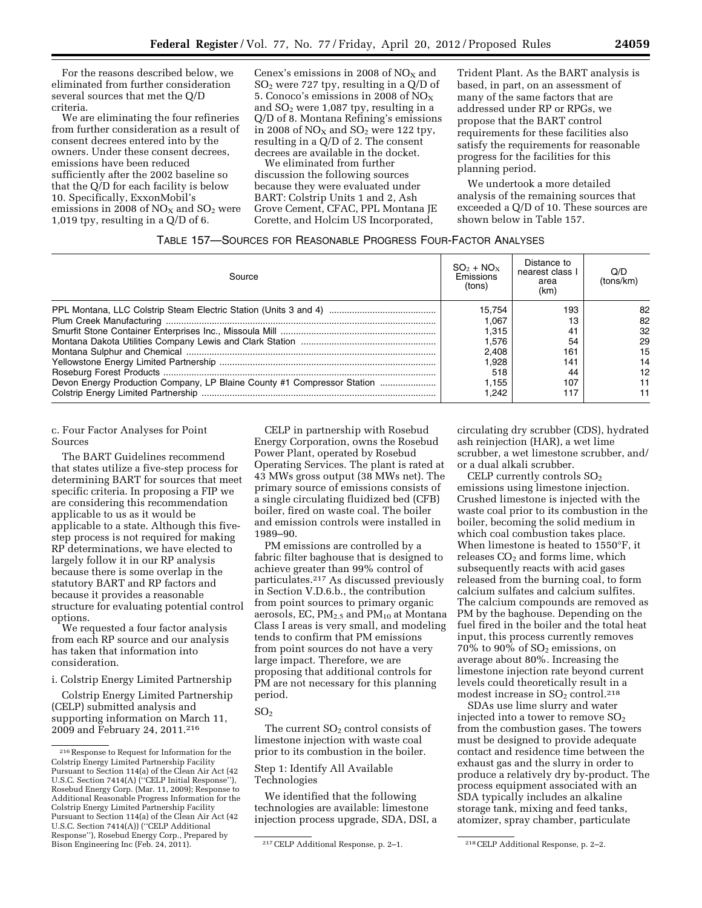For the reasons described below, we eliminated from further consideration several sources that met the Q/D criteria.

We are eliminating the four refineries from further consideration as a result of consent decrees entered into by the owners. Under these consent decrees, emissions have been reduced sufficiently after the 2002 baseline so that the Q/D for each facility is below 10. Specifically, ExxonMobil's emissions in 2008 of $NO_X$ and $SO_2$ were 1,019 tpy, resulting in a Q/D of 6. Cenex's emissions in 2008 of $NO_X$ and $SO_2$ were 727 tpy, resulting in a Q/D of 5. Conoco's emissions in 2008 of $NO_X$ and $SO_2$ were 1,087 tpy, resulting in a Q/D of 8. Montana Refining's emissions in 2008 of $NO_X$ and $SO_2$ were 122 tpy, resulting in a Q/D of 2. The consent decrees are available in the docket.

We eliminated from further discussion the following sources because they were evaluated under BART: Colstrip Units 1 and 2, Ash Grove Cement, CFAC, PPL Montana JE Corette, and Holcim US Incorporated, Trident Plant. As the BART analysis is based, in part, on an assessment of many of the same factors that are addressed under RP or RPGs, we propose that the BART control requirements for these facilities also satisfy the requirements for reasonable progress for the facilities for this planning period.

We undertook a more detailed analysis of the remaining sources that exceeded a Q/D of 10. These sources are shown below in Table 157.

TABLE 157—SOURCES FOR REASONABLE PROGRESS FOUR-FACTOR ANALYSES

| Source | $SO_2 + NO_X$ Emissions (tons) | Distance to nearest class I area (km) | Q/D (tons/km) |
|---|---|---|---|
| PPL Montana, LLC Colstrip Steam Electric Station (Units 3 and 4) | 15,754 | 193 | 82 |
| Plum Creek Manufacturing | 1,067 | 13 | 82 |
| Smurfit Stone Container Enterprises Inc., Missoula Mill | 1,315 | 41 | 32 |
| Montana Dakota Utilities Company Lewis and Clark Station | 1,576 | 54 | 29 |
| Montana Sulphur and Chemical | 2,408 | 161 | 15 |
| Yellowstone Energy Limited Partnership | 1,928 | 141 | 14 |
| Roseburg Forest Products | 518 | 44 | 12 |
| Devon Energy Production Company, LP Blaine County #1 Compressor Station | 1,155 | 107 | 11 |
| Colstrip Energy Limited Partnership | 1,242 | 117 | 11 |

c. Four Factor Analyses for Point Sources

The BART Guidelines recommend that states utilize a five-step process for determining BART for sources that meet specific criteria. In proposing a FIP we are considering this recommendation applicable to us as it would be applicable to a state. Although this five-step process is not required for making RP determinations, we have elected to largely follow it in our RP analysis because there is some overlap in the statutory BART and RP factors and because it provides a reasonable structure for evaluating potential control options.

We requested a four factor analysis from each RP source and our analysis has taken that information into consideration.

i. Colstrip Energy Limited Partnership

Colstrip Energy Limited Partnership (CELP) submitted analysis and supporting information on March 11, 2009 and February 24, 2011.[216]

CELP in partnership with Rosebud Energy Corporation, owns the Rosebud Power Plant, operated by Rosebud Operating Services. The plant is rated at 43 MWs gross output (38 MWs net). The primary source of emissions consists of a single circulating fluidized bed (CFB) boiler, fired on waste coal. The boiler and emission controls were installed in 1989–90.

PM emissions are controlled by a fabric filter baghouse that is designed to achieve greater than 99% control of particulates.[217] As discussed previously in Section V.D.6.b., the contribution from point sources to primary organic aerosols, EC, $PM_{2.5}$ and $PM_{10}$ at Montana Class I areas is very small, and modeling tends to confirm that PM emissions from point sources do not have a very large impact. Therefore, we are proposing that additional controls for PM are not necessary for this planning period.

$SO_2$

The current $SO_2$ control consists of limestone injection with waste coal prior to its combustion in the boiler.

Step 1: Identify All Available Technologies

We identified that the following technologies are available: limestone injection process upgrade, SDA, DSI, a circulating dry scrubber (CDS), hydrated ash reinjection (HAR), a wet lime scrubber, a wet limestone scrubber, and/or a dual alkali scrubber.

CELP currently controls $SO_2$ emissions using limestone injection. Crushed limestone is injected with the waste coal prior to its combustion in the boiler, becoming the solid medium in which coal combustion takes place. When limestone is heated to 1550°F, it releases $CO_2$ and forms lime, which subsequently reacts with acid gases released from the burning coal, to form calcium sulfates and calcium sulfites. The calcium compounds are removed as PM by the baghouse. Depending on the fuel fired in the boiler and the total heat input, this process currently removes 70% to 90% of $SO_2$ emissions, on average about 80%. Increasing the limestone injection rate beyond current levels could theoretically result in a modest increase in $SO_2$ control.[218]

SDAs use lime slurry and water injected into a tower to remove $SO_2$ from the combustion gases. The towers must be designed to provide adequate contact and residence time between the exhaust gas and the slurry in order to produce a relatively dry by-product. The process equipment associated with an SDA typically includes an alkaline storage tank, mixing and feed tanks, atomizer, spray chamber, particulate

[216] Response to Request for Information for the Colstrip Energy Limited Partnership Facility Pursuant to Section 114(a) of the Clean Air Act (42 U.S.C. Section 7414(A) ("CELP Initial Response"), Rosebud Energy Corp. (Mar. 11, 2009); Response to Additional Reasonable Progress Information for the Colstrip Energy Limited Partnership Facility Pursuant to Section 114(a) of the Clean Air Act (42 U.S.C. Section 7414(A)) ("CELP Additional Response"), Rosebud Energy Corp., Prepared by Bison Engineering Inc (Feb. 24, 2011).

[217] CELP Additional Response, p. 2–1.

[218] CELP Additional Response, p. 2–2.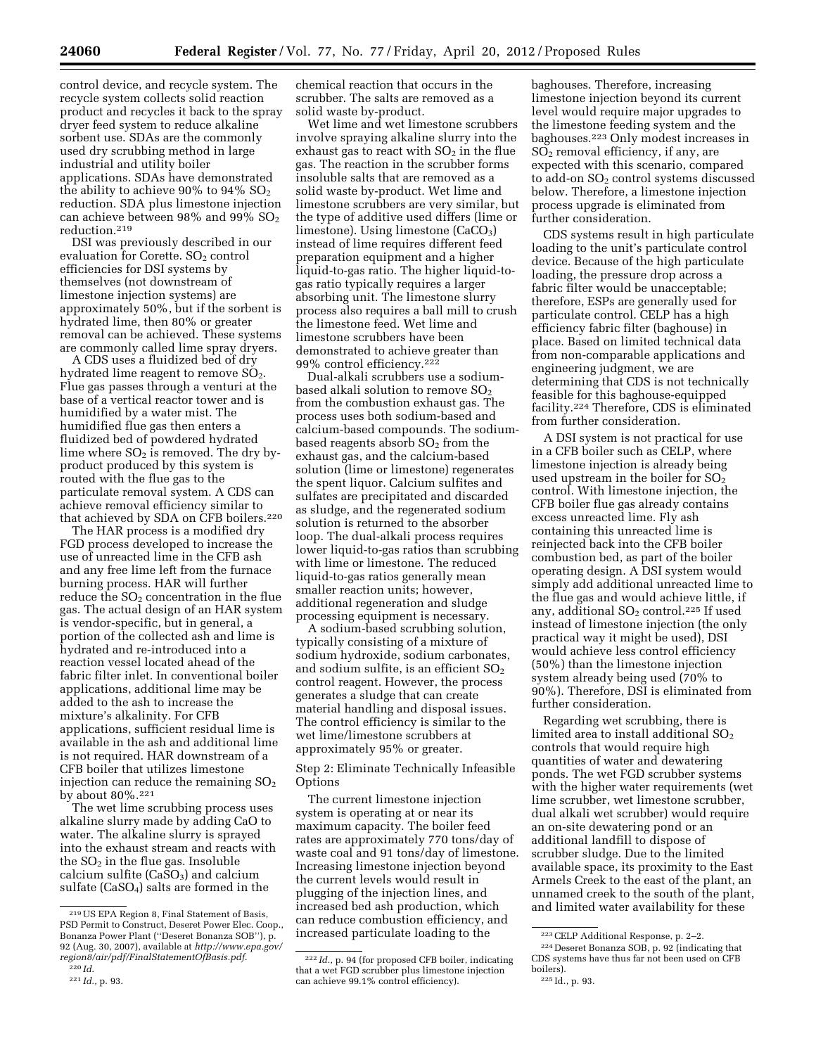control device, and recycle system. The recycle system collects solid reaction product and recycles it back to the spray dryer feed system to reduce alkaline sorbent use. SDAs are the commonly used dry scrubbing method in large industrial and utility boiler applications. SDAs have demonstrated the ability to achieve 90% to 94% $SO_2$ reduction. SDA plus limestone injection can achieve between 98% and 99% $SO_2$ reduction.[219]

DSI was previously described in our evaluation for Corette. $SO_2$ control efficiencies for DSI systems by themselves (not downstream of limestone injection systems) are approximately 50%, but if the sorbent is hydrated lime, then 80% or greater removal can be achieved. These systems are commonly called lime spray dryers.

A CDS uses a fluidized bed of dry hydrated lime reagent to remove $SO_2$. Flue gas passes through a venturi at the base of a vertical reactor tower and is humidified by a water mist. The humidified flue gas then enters a fluidized bed of powdered hydrated lime where $SO_2$ is removed. The dry by-product produced by this system is routed with the flue gas to the particulate removal system. A CDS can achieve removal efficiency similar to that achieved by SDA on CFB boilers.[220]

The HAR process is a modified dry FGD process developed to increase the use of unreacted lime in the CFB ash and any free lime left from the furnace burning process. HAR will further reduce the $SO_2$ concentration in the flue gas. The actual design of an HAR system is vendor-specific, but in general, a portion of the collected ash and lime is hydrated and re-introduced into a reaction vessel located ahead of the fabric filter inlet. In conventional boiler applications, additional lime may be added to the ash to increase the mixture's alkalinity. For CFB applications, sufficient residual lime is available in the ash and additional lime is not required. HAR downstream of a CFB boiler that utilizes limestone injection can reduce the remaining $SO_2$ by about 80%.[221]

The wet lime scrubbing process uses alkaline slurry made by adding CaO to water. The alkaline slurry is sprayed into the exhaust stream and reacts with the $SO_2$ in the flue gas. Insoluble calcium sulfite ($CaSO_3$) and calcium sulfate ($CaSO_4$) salts are formed in the chemical reaction that occurs in the scrubber. The salts are removed as a solid waste by-product.

Wet lime and wet limestone scrubbers involve spraying alkaline slurry into the exhaust gas to react with $SO_2$ in the flue gas. The reaction in the scrubber forms insoluble salts that are removed as a solid waste by-product. Wet lime and limestone scrubbers are very similar, but the type of additive used differs (lime or limestone). Using limestone ($CaCO_3$) instead of lime requires different feed preparation equipment and a higher liquid-to-gas ratio. The higher liquid-to-gas ratio typically requires a larger absorbing unit. The limestone slurry process also requires a ball mill to crush the limestone feed. Wet lime and limestone scrubbers have been demonstrated to achieve greater than 99% control efficiency.[222]

Dual-alkali scrubbers use a sodium-based alkali solution to remove $SO_2$ from the combustion exhaust gas. The process uses both sodium-based and calcium-based compounds. The sodium-based reagents absorb $SO_2$ from the exhaust gas, and the calcium-based solution (lime or limestone) regenerates the spent liquor. Calcium sulfites and sulfates are precipitated and discarded as sludge, and the regenerated sodium solution is returned to the absorber loop. The dual-alkali process requires lower liquid-to-gas ratios than scrubbing with lime or limestone. The reduced liquid-to-gas ratios generally mean smaller reaction units; however, additional regeneration and sludge processing equipment is necessary.

A sodium-based scrubbing solution, typically consisting of a mixture of sodium hydroxide, sodium carbonates, and sodium sulfite, is an efficient $SO_2$ control reagent. However, the process generates a sludge that can create material handling and disposal issues. The control efficiency is similar to the wet lime/limestone scrubbers at approximately 95% or greater.

Step 2: Eliminate Technically Infeasible Options

The current limestone injection system is operating at or near its maximum capacity. The boiler feed rates are approximately 770 tons/day of waste coal and 91 tons/day of limestone. Increasing limestone injection beyond the current levels would result in plugging of the injection lines, and increased bed ash production, which can reduce combustion efficiency, and increased particulate loading to the baghouses. Therefore, increasing limestone injection beyond its current level would require major upgrades to the limestone feeding system and the baghouses.[223] Only modest increases in $SO_2$ removal efficiency, if any, are expected with this scenario, compared to add-on $SO_2$ control systems discussed below. Therefore, a limestone injection process upgrade is eliminated from further consideration.

CDS systems result in high particulate loading to the unit's particulate control device. Because of the high particulate loading, the pressure drop across a fabric filter would be unacceptable; therefore, ESPs are generally used for particulate control. CELP has a high efficiency fabric filter (baghouse) in place. Based on limited technical data from non-comparable applications and engineering judgment, we are determining that CDS is not technically feasible for this baghouse-equipped facility.[224] Therefore, CDS is eliminated from further consideration.

A DSI system is not practical for use in a CFB boiler such as CELP, where limestone injection is already being used upstream in the boiler for $SO_2$ control. With limestone injection, the CFB boiler flue gas already contains excess unreacted lime. Fly ash containing this unreacted lime is reinjected back into the CFB boiler combustion bed, as part of the boiler operating design. A DSI system would simply add additional unreacted lime to the flue gas and would achieve little, if any, additional $SO_2$ control.[225] If used instead of limestone injection (the only practical way it might be used), DSI would achieve less control efficiency (50%) than the limestone injection system already being used (70% to 90%). Therefore, DSI is eliminated from further consideration.

Regarding wet scrubbing, there is limited area to install additional $SO_2$ controls that would require high quantities of water and dewatering ponds. The wet FGD scrubber systems with the higher water requirements (wet lime scrubber, wet limestone scrubber, dual alkali wet scrubber) would require an on-site dewatering pond or an additional landfill to dispose of scrubber sludge. Due to the limited available space, its proximity to the East Armels Creek to the east of the plant, an unnamed creek to the south of the plant, and limited water availability for these

---

[219] US EPA Region 8, Final Statement of Basis, PSD Permit to Construct, Deseret Power Elec. Coop., Bonanza Power Plant ("Deseret Bonanza SOB"), p. 92 (Aug. 30, 2007), available at *http://www.epa.gov/region8/air/pdf/FinalStatementOfBasis.pdf*.

[220] *Id.*

[221] *Id.*, p. 93.

[222] *Id.*, p. 94 (for proposed CFB boiler, indicating that a wet FGD scrubber plus limestone injection can achieve 99.1% control efficiency).

[223] CELP Additional Response, p. 2–2.

[224] Deseret Bonanza SOB, p. 92 (indicating that CDS systems have thus far not been used on CFB boilers).

[225] Id., p. 93.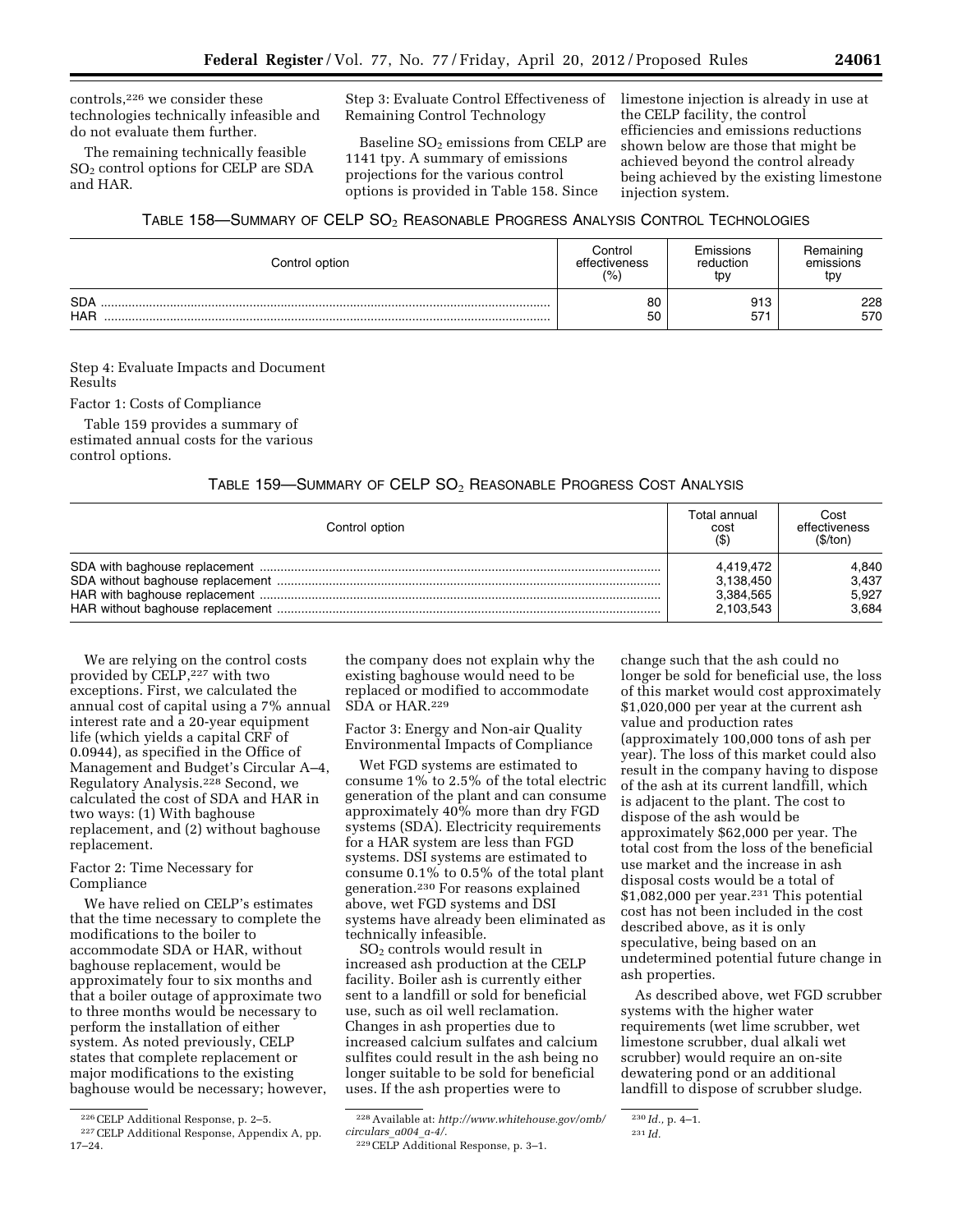controls,[226] we consider these technologies technically infeasible and do not evaluate them further.

The remaining technically feasible $SO_2$ control options for CELP are SDA and HAR.

Step 3: Evaluate Control Effectiveness of Remaining Control Technology

Baseline $SO_2$ emissions from CELP are 1141 tpy. A summary of emissions projections for the various control options is provided in Table 158. Since limestone injection is already in use at the CELP facility, the control efficiencies and emissions reductions shown below are those that might be achieved beyond the control already being achieved by the existing limestone injection system.

TABLE 158—SUMMARY OF CELP $SO_2$ REASONABLE PROGRESS ANALYSIS CONTROL TECHNOLOGIES

| Control option | Control effectiveness (%) | Emissions reduction tpy | Remaining emissions tpy |
|---|---|---|---|
| SDA | 80 | 913 | 228 |
| HAR | 50 | 571 | 570 |

Step 4: Evaluate Impacts and Document Results

Factor 1: Costs of Compliance

Table 159 provides a summary of estimated annual costs for the various control options.

TABLE 159—SUMMARY OF CELP $SO_2$ REASONABLE PROGRESS COST ANALYSIS

| Control option | Total annual cost ($) | Cost effectiveness ($/ton) |
|---|---|---|
| SDA with baghouse replacement | 4,419,472 | 4,840 |
| SDA without baghouse replacement | 3,138,450 | 3,437 |
| HAR with baghouse replacement | 3,384,565 | 5,927 |
| HAR without baghouse replacement | 2,103,543 | 3,684 |

We are relying on the control costs provided by CELP,[227] with two exceptions. First, we calculated the annual cost of capital using a 7% annual interest rate and a 20-year equipment life (which yields a capital CRF of 0.0944), as specified in the Office of Management and Budget's Circular A–4, Regulatory Analysis.[228] Second, we calculated the cost of SDA and HAR in two ways: (1) With baghouse replacement, and (2) without baghouse replacement.

Factor 2: Time Necessary for Compliance

We have relied on CELP's estimates that the time necessary to complete the modifications to the boiler to accommodate SDA or HAR, without baghouse replacement, would be approximately four to six months and that a boiler outage of approximate two to three months would be necessary to perform the installation of either system. As noted previously, CELP states that complete replacement or major modifications to the existing baghouse would be necessary; however, the company does not explain why the existing baghouse would need to be replaced or modified to accommodate SDA or HAR.[229]

Factor 3: Energy and Non-air Quality Environmental Impacts of Compliance

Wet FGD systems are estimated to consume 1% to 2.5% of the total electric generation of the plant and can consume approximately 40% more than dry FGD systems (SDA). Electricity requirements for a HAR system are less than FGD systems. DSI systems are estimated to consume 0.1% to 0.5% of the total plant generation.[230] For reasons explained above, wet FGD systems and DSI systems have already been eliminated as technically infeasible.

$SO_2$ controls would result in increased ash production at the CELP facility. Boiler ash is currently either sent to a landfill or sold for beneficial use, such as oil well reclamation. Changes in ash properties due to increased calcium sulfates and calcium sulfites could result in the ash being no longer suitable to be sold for beneficial uses. If the ash properties were to change such that the ash could no longer be sold for beneficial use, the loss of this market would cost approximately $1,020,000 per year at the current ash value and production rates (approximately 100,000 tons of ash per year). The loss of this market could also result in the company having to dispose of the ash at its current landfill, which is adjacent to the plant. The cost to dispose of the ash would be approximately $62,000 per year. The total cost from the loss of the beneficial use market and the increase in ash disposal costs would be a total of $1,082,000 per year.[231] This potential cost has not been included in the cost described above, as it is only speculative, being based on an undetermined potential future change in ash properties.

As described above, wet FGD scrubber systems with the higher water requirements (wet lime scrubber, wet limestone scrubber, dual alkali wet scrubber) would require an on-site dewatering pond or an additional landfill to dispose of scrubber sludge.

[226] CELP Additional Response, p. 2–5.

[227] CELP Additional Response, Appendix A, pp. 17–24.

[228] Available at: *http://www.whitehouse.gov/omb/circulars_a004_a-4/*.

[229] CELP Additional Response, p. 3–1.

[230] *Id.*, p. 4–1.

[231] *Id.*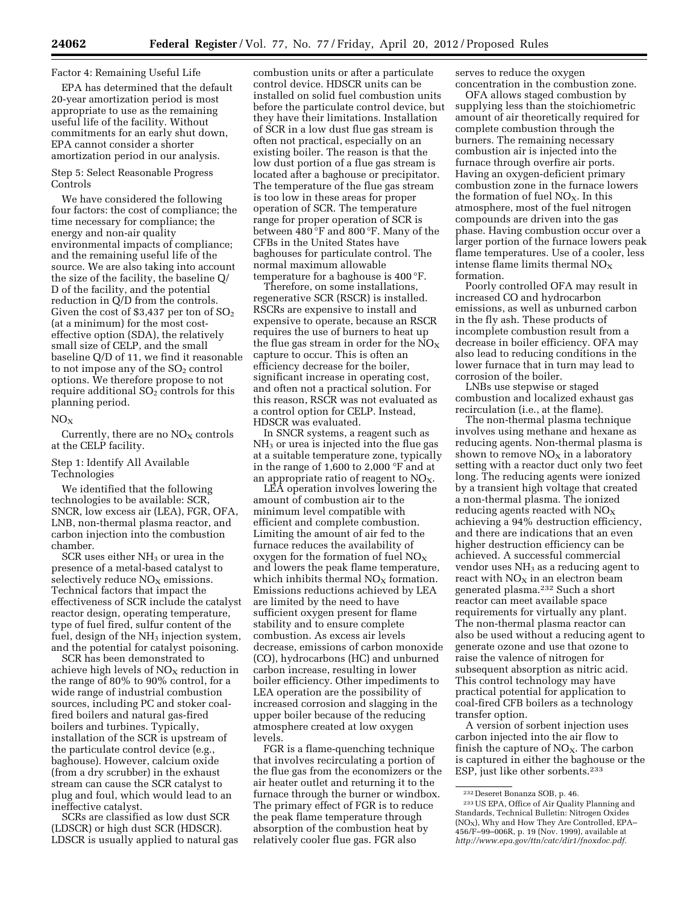Factor 4: Remaining Useful Life

EPA has determined that the default 20-year amortization period is most appropriate to use as the remaining useful life of the facility. Without commitments for an early shut down, EPA cannot consider a shorter amortization period in our analysis.

Step 5: Select Reasonable Progress Controls

We have considered the following four factors: the cost of compliance; the time necessary for compliance; the energy and non-air quality environmental impacts of compliance; and the remaining useful life of the source. We are also taking into account the size of the facility, the baseline Q/D of the facility, and the potential reduction in Q/D from the controls. Given the cost of $3,437 per ton of $SO_2$ (at a minimum) for the most cost-effective option (SDA), the relatively small size of CELP, and the small baseline Q/D of 11, we find it reasonable to not impose any of the $SO_2$ control options. We therefore propose to not require additional $SO_2$ controls for this planning period.

## $NO_X$

Currently, there are no $NO_X$ controls at the CELP facility.

Step 1: Identify All Available Technologies

We identified that the following technologies to be available: SCR, SNCR, low excess air (LEA), FGR, OFA, LNB, non-thermal plasma reactor, and carbon injection into the combustion chamber.

SCR uses either $NH_3$ or urea in the presence of a metal-based catalyst to selectively reduce $NO_X$ emissions. Technical factors that impact the effectiveness of SCR include the catalyst reactor design, operating temperature, type of fuel fired, sulfur content of the fuel, design of the $NH_3$ injection system, and the potential for catalyst poisoning.

SCR has been demonstrated to achieve high levels of $NO_X$ reduction in the range of 80% to 90% control, for a wide range of industrial combustion sources, including PC and stoker coal-fired boilers and natural gas-fired boilers and turbines. Typically, installation of the SCR is upstream of the particulate control device (e.g., baghouse). However, calcium oxide (from a dry scrubber) in the exhaust stream can cause the SCR catalyst to plug and foul, which would lead to an ineffective catalyst.

SCRs are classified as low dust SCR (LDSCR) or high dust SCR (HDSCR). LDSCR is usually applied to natural gas combustion units or after a particulate control device. HDSCR units can be installed on solid fuel combustion units before the particulate control device, but they have their limitations. Installation of SCR in a low dust flue gas stream is often not practical, especially on an existing boiler. The reason is that the low dust portion of a flue gas stream is located after a baghouse or precipitator. The temperature of the flue gas stream is too low in these areas for proper operation of SCR. The temperature range for proper operation of SCR is between 480 °F and 800 °F. Many of the CFBs in the United States have baghouses for particulate control. The normal maximum allowable temperature for a baghouse is 400 °F.

Therefore, on some installations, regenerative SCR (RSCR) is installed. RSCRs are expensive to install and expensive to operate, because an RSCR requires the use of burners to heat up the flue gas stream in order for the $NO_X$ capture to occur. This is often an efficiency decrease for the boiler, significant increase in operating cost, and often not a practical solution. For this reason, RSCR was not evaluated as a control option for CELP. Instead, HDSCR was evaluated.

In SNCR systems, a reagent such as $NH_3$ or urea is injected into the flue gas at a suitable temperature zone, typically in the range of 1,600 to 2,000 °F and at an appropriate ratio of reagent to $NO_X$.

LEA operation involves lowering the amount of combustion air to the minimum level compatible with efficient and complete combustion. Limiting the amount of air fed to the furnace reduces the availability of oxygen for the formation of fuel $NO_X$ and lowers the peak flame temperature, which inhibits thermal $NO_X$ formation. Emissions reductions achieved by LEA are limited by the need to have sufficient oxygen present for flame stability and to ensure complete combustion. As excess air levels decrease, emissions of carbon monoxide (CO), hydrocarbons (HC) and unburned carbon increase, resulting in lower boiler efficiency. Other impediments to LEA operation are the possibility of increased corrosion and slagging in the upper boiler because of the reducing atmosphere created at low oxygen levels.

FGR is a flame-quenching technique that involves recirculating a portion of the flue gas from the economizers or the air heater outlet and returning it to the furnace through the burner or windbox. The primary effect of FGR is to reduce the peak flame temperature through absorption of the combustion heat by relatively cooler flue gas. FGR also serves to reduce the oxygen concentration in the combustion zone.

OFA allows staged combustion by supplying less than the stoichiometric amount of air theoretically required for complete combustion through the burners. The remaining necessary combustion air is injected into the furnace through overfire air ports. Having an oxygen-deficient primary combustion zone in the furnace lowers the formation of fuel $NO_X$. In this atmosphere, most of the fuel nitrogen compounds are driven into the gas phase. Having combustion occur over a larger portion of the furnace lowers peak flame temperatures. Use of a cooler, less intense flame limits thermal $NO_X$ formation.

Poorly controlled OFA may result in increased CO and hydrocarbon emissions, as well as unburned carbon in the fly ash. These products of incomplete combustion result from a decrease in boiler efficiency. OFA may also lead to reducing conditions in the lower furnace that in turn may lead to corrosion of the boiler.

LNBs use stepwise or staged combustion and localized exhaust gas recirculation (i.e., at the flame).

The non-thermal plasma technique involves using methane and hexane as reducing agents. Non-thermal plasma is shown to remove $NO_X$ in a laboratory setting with a reactor duct only two feet long. The reducing agents were ionized by a transient high voltage that created a non-thermal plasma. The ionized reducing agents reacted with $NO_X$ achieving a 94% destruction efficiency, and there are indications that an even higher destruction efficiency can be achieved. A successful commercial vendor uses $NH_3$ as a reducing agent to react with $NO_X$ in an electron beam generated plasma.[232] Such a short reactor can meet available space requirements for virtually any plant. The non-thermal plasma reactor can also be used without a reducing agent to generate ozone and use that ozone to raise the valence of nitrogen for subsequent absorption as nitric acid. This control technology may have practical potential for application to coal-fired CFB boilers as a technology transfer option.

A version of sorbent injection uses carbon injected into the air flow to finish the capture of $NO_X$. The carbon is captured in either the baghouse or the ESP, just like other sorbents.[233]

---

[232] Deseret Bonanza SOB, p. 46.

[233] US EPA, Office of Air Quality Planning and Standards, Technical Bulletin: Nitrogen Oxides ($NO_X$), Why and How They Are Controlled, EPA–456/F–99–006R, p. 19 (Nov. 1999), available at *http://www.epa.gov/ttn/catc/dir1/fnoxdoc.pdf.*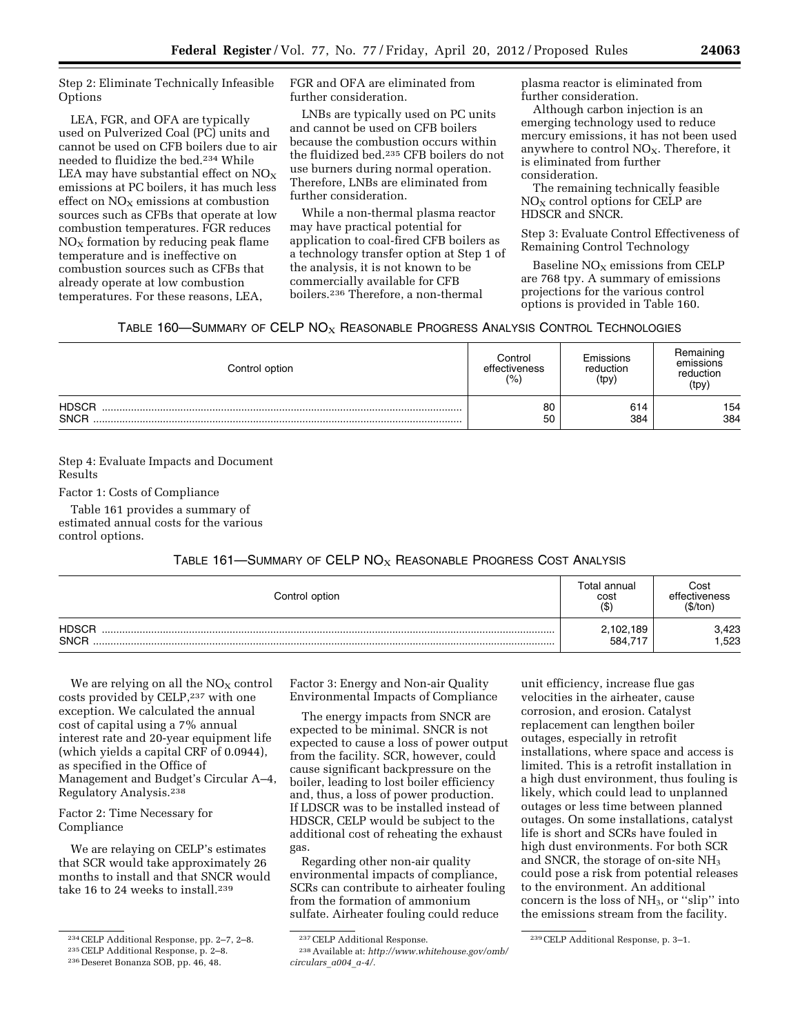Step 2: Eliminate Technically Infeasible Options

LEA, FGR, and OFA are typically used on Pulverized Coal (PC) units and cannot be used on CFB boilers due to air needed to fluidize the bed.[234] While LEA may have substantial effect on $NO_X$ emissions at PC boilers, it has much less effect on $NO_X$ emissions at combustion sources such as CFBs that operate at low combustion temperatures. FGR reduces $NO_X$ formation by reducing peak flame temperature and is ineffective on combustion sources such as CFBs that already operate at low combustion temperatures. For these reasons, LEA, FGR and OFA are eliminated from further consideration.

LNBs are typically used on PC units and cannot be used on CFB boilers because the combustion occurs within the fluidized bed.[235] CFB boilers do not use burners during normal operation. Therefore, LNBs are eliminated from further consideration.

While a non-thermal plasma reactor may have practical potential for application to coal-fired CFB boilers as a technology transfer option at Step 1 of the analysis, it is not known to be commercially available for CFB boilers.[236] Therefore, a non-thermal plasma reactor is eliminated from further consideration.

Although carbon injection is an emerging technology used to reduce mercury emissions, it has not been used anywhere to control $NO_X$. Therefore, it is eliminated from further consideration.

The remaining technically feasible $NO_X$ control options for CELP are HDSCR and SNCR.

Step 3: Evaluate Control Effectiveness of Remaining Control Technology

Baseline $NO_X$ emissions from CELP are 768 tpy. A summary of emissions projections for the various control options is provided in Table 160.

TABLE 160—SUMMARY OF CELP $NO_X$ REASONABLE PROGRESS ANALYSIS CONTROL TECHNOLOGIES

| Control option | Control effectiveness (%) | Emissions reduction (tpy) | Remaining emissions reduction (tpy) |
|---|---|---|---|
| HDSCR | 80 | 614 | 154 |
| SNCR | 50 | 384 | 384 |

Step 4: Evaluate Impacts and Document Results

Factor 1: Costs of Compliance

Table 161 provides a summary of estimated annual costs for the various control options.

TABLE 161—SUMMARY OF CELP $NO_X$ REASONABLE PROGRESS COST ANALYSIS

| Control option | Total annual cost ($) | Cost effectiveness ($/ton) |
|---|---|---|
| HDSCR | 2,102,189 | 3,423 |
| SNCR | 584,717 | 1,523 |

We are relying on all the $NO_X$ control costs provided by CELP,[237] with one exception. We calculated the annual cost of capital using a 7% annual interest rate and 20-year equipment life (which yields a capital CRF of 0.0944), as specified in the Office of Management and Budget's Circular A–4, Regulatory Analysis.[238]

Factor 2: Time Necessary for Compliance

We are relaying on CELP's estimates that SCR would take approximately 26 months to install and that SNCR would take 16 to 24 weeks to install.[239]

Factor 3: Energy and Non-air Quality Environmental Impacts of Compliance

The energy impacts from SNCR are expected to be minimal. SNCR is not expected to cause a loss of power output from the facility. SCR, however, could cause significant backpressure on the boiler, leading to lost boiler efficiency and, thus, a loss of power production. If LDSCR was to be installed instead of HDSCR, CELP would be subject to the additional cost of reheating the exhaust gas.

Regarding other non-air quality environmental impacts of compliance, SCRs can contribute to airheater fouling from the formation of ammonium sulfate. Airheater fouling could reduce unit efficiency, increase flue gas velocities in the airheater, cause corrosion, and erosion. Catalyst replacement can lengthen boiler outages, especially in retrofit installations, where space and access is limited. This is a retrofit installation in a high dust environment, thus fouling is likely, which could lead to unplanned outages or less time between planned outages. On some installations, catalyst life is short and SCRs have fouled in high dust environments. For both SCR and SNCR, the storage of on-site $NH_3$ could pose a risk from potential releases to the environment. An additional concern is the loss of $NH_3$, or ''slip'' into the emissions stream from the facility.

[234] CELP Additional Response, pp. 2–7, 2–8.

[235] CELP Additional Response, p. 2–8.

[236] Deseret Bonanza SOB, pp. 46, 48.

[237] CELP Additional Response.

[238] Available at: *http://www.whitehouse.gov/omb/circulars_a004_a-4/*.

[239] CELP Additional Response, p. 3–1.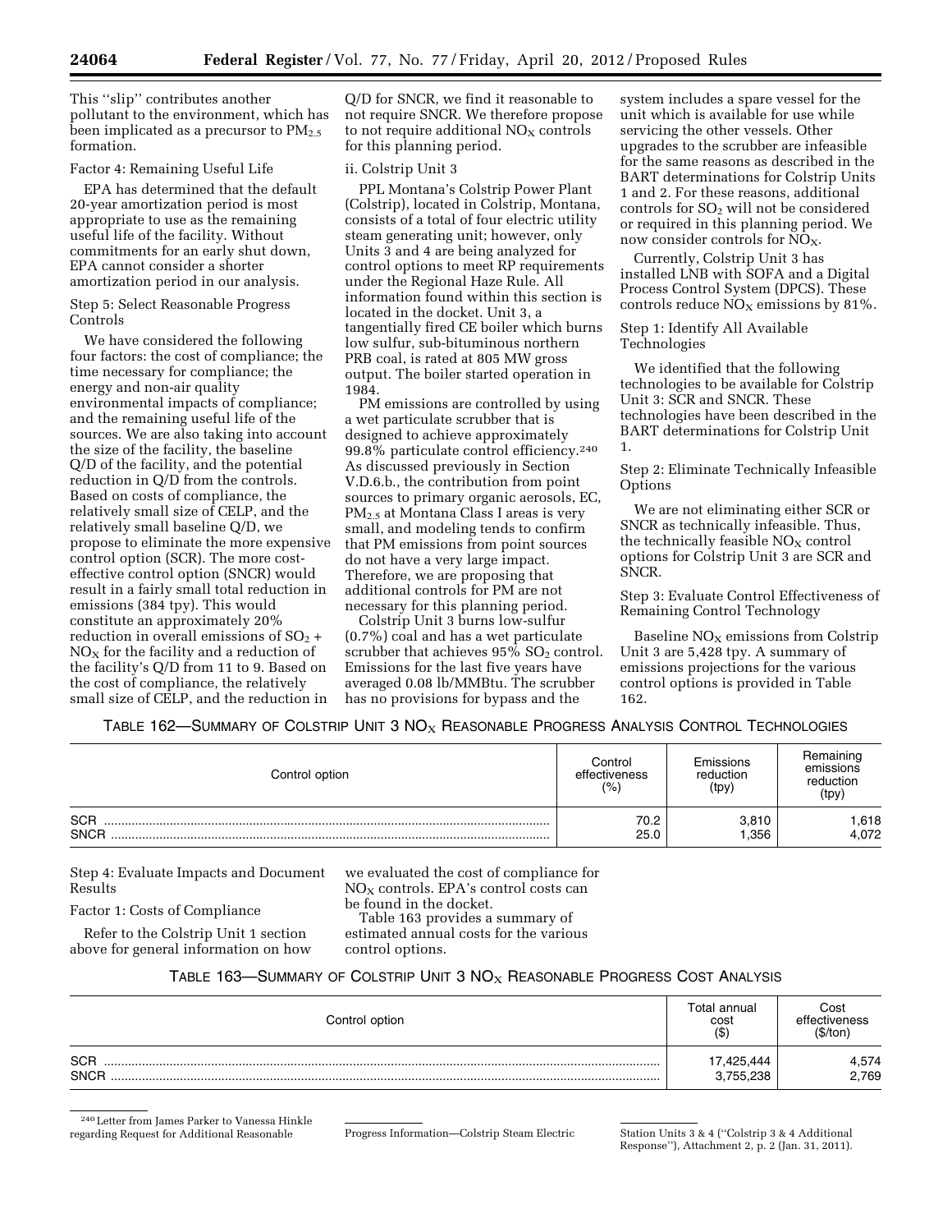This "slip" contributes another pollutant to the environment, which has been implicated as a precursor to $PM_{2.5}$ formation.

Factor 4: Remaining Useful Life

EPA has determined that the default 20-year amortization period is most appropriate to use as the remaining useful life of the facility. Without commitments for an early shut down, EPA cannot consider a shorter amortization period in our analysis.

Step 5: Select Reasonable Progress Controls

We have considered the following four factors: the cost of compliance; the time necessary for compliance; the energy and non-air quality environmental impacts of compliance; and the remaining useful life of the sources. We are also taking into account the size of the facility, the baseline Q/D of the facility, and the potential reduction in Q/D from the controls. Based on costs of compliance, the relatively small size of CELP, and the relatively small baseline Q/D, we propose to eliminate the more expensive control option (SCR). The more cost-effective control option (SNCR) would result in a fairly small total reduction in emissions (384 tpy). This would constitute an approximately 20% reduction in overall emissions of $SO_2$ + $NO_X$ for the facility and a reduction of the facility's Q/D from 11 to 9. Based on the cost of compliance, the relatively small size of CELP, and the reduction in Q/D for SNCR, we find it reasonable to not require SNCR. We therefore propose to not require additional $NO_X$ controls for this planning period.

ii. Colstrip Unit 3

PPL Montana's Colstrip Power Plant (Colstrip), located in Colstrip, Montana, consists of a total of four electric utility steam generating unit; however, only Units 3 and 4 are being analyzed for control options to meet RP requirements under the Regional Haze Rule. All information found within this section is located in the docket. Unit 3, a tangentially fired CE boiler which burns low sulfur, sub-bituminous northern PRB coal, is rated at 805 MW gross output. The boiler started operation in 1984.

PM emissions are controlled by using a wet particulate scrubber that is designed to achieve approximately 99.8% particulate control efficiency.[240] As discussed previously in Section V.D.6.b., the contribution from point sources to primary organic aerosols, EC, $PM_{2.5}$ at Montana Class I areas is very small, and modeling tends to confirm that PM emissions from point sources do not have a very large impact. Therefore, we are proposing that additional controls for PM are not necessary for this planning period.

Colstrip Unit 3 burns low-sulfur (0.7%) coal and has a wet particulate scrubber that achieves 95% $SO_2$ control. Emissions for the last five years have averaged 0.08 lb/MMBtu. The scrubber has no provisions for bypass and the system includes a spare vessel for the unit which is available for use while servicing the other vessels. Other upgrades to the scrubber are infeasible for the same reasons as described in the BART determinations for Colstrip Units 1 and 2. For these reasons, additional controls for $SO_2$ will not be considered or required in this planning period. We now consider controls for $NO_X$.

Currently, Colstrip Unit 3 has installed LNB with SOFA and a Digital Process Control System (DPCS). These controls reduce $NO_X$ emissions by 81%.

Step 1: Identify All Available Technologies

We identified that the following technologies to be available for Colstrip Unit 3: SCR and SNCR. These technologies have been described in the BART determinations for Colstrip Unit 1.

Step 2: Eliminate Technically Infeasible Options

We are not eliminating either SCR or SNCR as technically infeasible. Thus, the technically feasible $NO_X$ control options for Colstrip Unit 3 are SCR and SNCR.

Step 3: Evaluate Control Effectiveness of Remaining Control Technology

Baseline $NO_X$ emissions from Colstrip Unit 3 are 5,428 tpy. A summary of emissions projections for the various control options is provided in Table 162.

TABLE 162—SUMMARY OF COLSTRIP UNIT 3 $NO_X$ REASONABLE PROGRESS ANALYSIS CONTROL TECHNOLOGIES

| Control option | Control effectiveness (%) | Emissions reduction (tpy) | Remaining emissions reduction (tpy) |
|---|---|---|---|
| SCR | 70.2 | 3,810 | 1,618 |
| SNCR | 25.0 | 1,356 | 4,072 |

Step 4: Evaluate Impacts and Document Results

Factor 1: Costs of Compliance

Refer to the Colstrip Unit 1 section above for general information on how we evaluated the cost of compliance for $NO_X$ controls. EPA's control costs can be found in the docket.

Table 163 provides a summary of estimated annual costs for the various control options.

TABLE 163—SUMMARY OF COLSTRIP UNIT 3 $NO_X$ REASONABLE PROGRESS COST ANALYSIS

| Control option | Total annual cost ($) | Cost effectiveness ($/ton) |
|---|---|---|
| SCR | 17,425,444 | 4,574 |
| SNCR | 3,755,238 | 2,769 |

[240] Letter from James Parker to Vanessa Hinkle regarding Request for Additional Reasonable Progress Information—Colstrip Steam Electric Station Units 3 & 4 ("Colstrip 3 & 4 Additional Response"), Attachment 2, p. 2 (Jan. 31, 2011).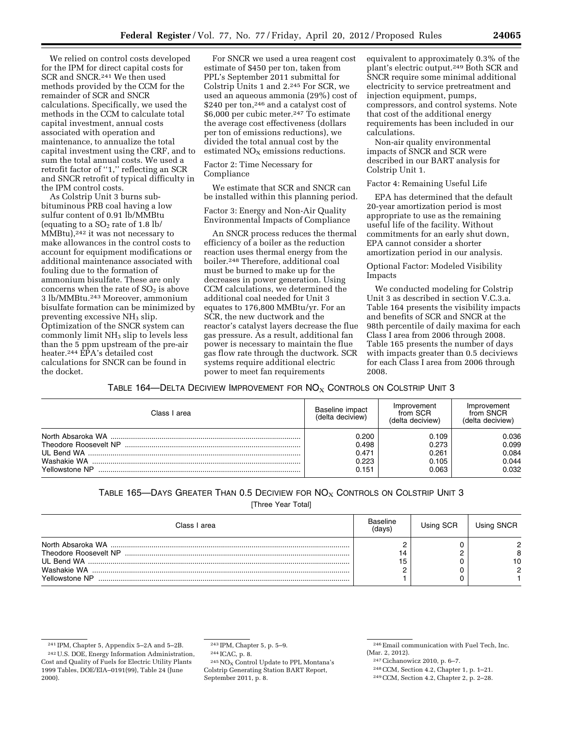We relied on control costs developed for the IPM for direct capital costs for SCR and SNCR.[241] We then used methods provided by the CCM for the remainder of SCR and SNCR calculations. Specifically, we used the methods in the CCM to calculate total capital investment, annual costs associated with operation and maintenance, to annualize the total capital investment using the CRF, and to sum the total annual costs. We used a retrofit factor of ''1,'' reflecting an SCR and SNCR retrofit of typical difficulty in the IPM control costs.

As Colstrip Unit 3 burns sub-bituminous PRB coal having a low sulfur content of 0.91 lb/MMBtu (equating to a $SO_2$ rate of 1.8 lb/MMBtu),[242] it was not necessary to make allowances in the control costs to account for equipment modifications or additional maintenance associated with fouling due to the formation of ammonium bisulfate. These are only concerns when the rate of $SO_2$ is above 3 lb/MMBtu.[243] Moreover, ammonium bisulfate formation can be minimized by preventing excessive $NH_3$ slip. Optimization of the SNCR system can commonly limit $NH_3$ slip to levels less than the 5 ppm upstream of the pre-air heater.[244] EPA's detailed cost calculations for SNCR can be found in the docket.

For SNCR we used a urea reagent cost estimate of $450 per ton, taken from PPL's September 2011 submittal for Colstrip Units 1 and 2.[245] For SCR, we used an aqueous ammonia (29%) cost of $240 per ton,[246] and a catalyst cost of $6,000 per cubic meter.[247] To estimate the average cost effectiveness (dollars per ton of emissions reductions), we divided the total annual cost by the estimated $NO_X$ emissions reductions.

Factor 2: Time Necessary for Compliance

We estimate that SCR and SNCR can be installed within this planning period.

Factor 3: Energy and Non-Air Quality Environmental Impacts of Compliance

An SNCR process reduces the thermal efficiency of a boiler as the reduction reaction uses thermal energy from the boiler.[248] Therefore, additional coal must be burned to make up for the decreases in power generation. Using CCM calculations, we determined the additional coal needed for Unit 3 equates to 176,800 MMBtu/yr. For an SCR, the new ductwork and the reactor's catalyst layers decrease the flue gas pressure. As a result, additional fan power is necessary to maintain the flue gas flow rate through the ductwork. SCR systems require additional electric power to meet fan requirements equivalent to approximately 0.3% of the plant's electric output.[249] Both SCR and SNCR require some minimal additional electricity to service pretreatment and injection equipment, pumps, compressors, and control systems. Note that cost of the additional energy requirements has been included in our calculations.

Non-air quality environmental impacts of SNCR and SCR were described in our BART analysis for Colstrip Unit 1.

Factor 4: Remaining Useful Life

EPA has determined that the default 20-year amortization period is most appropriate to use as the remaining useful life of the facility. Without commitments for an early shut down, EPA cannot consider a shorter amortization period in our analysis.

Optional Factor: Modeled Visibility Impacts

We conducted modeling for Colstrip Unit 3 as described in section V.C.3.a. Table 164 presents the visibility impacts and benefits of SCR and SNCR at the 98th percentile of daily maxima for each Class I area from 2006 through 2008. Table 165 presents the number of days with impacts greater than 0.5 deciviews for each Class I area from 2006 through 2008.

TABLE 164—DELTA DECIVIEW IMPROVEMENT FOR $NO_X$ CONTROLS ON COLSTRIP UNIT 3

| Class I area | Baseline impact (delta deciview) | Improvement from SCR (delta deciview) | Improvement from SNCR (delta deciview) |
|---|---|---|---|
| North Absaroka WA | 0.200 | 0.109 | 0.036 |
| Theodore Roosevelt NP | 0.498 | 0.273 | 0.099 |
| UL Bend WA | 0.471 | 0.261 | 0.084 |
| Washakie WA | 0.223 | 0.105 | 0.044 |
| Yellowstone NP | 0.151 | 0.063 | 0.032 |

TABLE 165—DAYS GREATER THAN 0.5 DECIVIEW FOR $NO_X$ CONTROLS ON COLSTRIP UNIT 3

[Three Year Total]

| Class I area | Baseline (days) | Using SCR | Using SNCR |
|---|---|---|---|
| North Absaroka WA | 2 | 0 | 2 |
| Theodore Roosevelt NP | 14 | 2 | 8 |
| UL Bend WA | 15 | 0 | 10 |
| Washakie WA | 2 | 0 | 2 |
| Yellowstone NP | 1 | 0 | 1 |

---

[241] IPM, Chapter 5, Appendix 5–2A and 5–2B.

[242] U.S. DOE, Energy Information Administration, Cost and Quality of Fuels for Electric Utility Plants 1999 Tables, DOE/EIA–0191(99), Table 24 (June 2000).

[243] IPM, Chapter 5, p. 5–9.

[244] ICAC, p. 8.

[245] $NO_X$ Control Update to PPL Montana's Colstrip Generating Station BART Report, September 2011, p. 8.

[246] Email communication with Fuel Tech, Inc. (Mar. 2, 2012).

[247] Cichanowicz 2010, p. 6–7.

[248] CCM, Section 4.2, Chapter 1, p. 1–21.

[249] CCM, Section 4.2, Chapter 2, p. 2–28.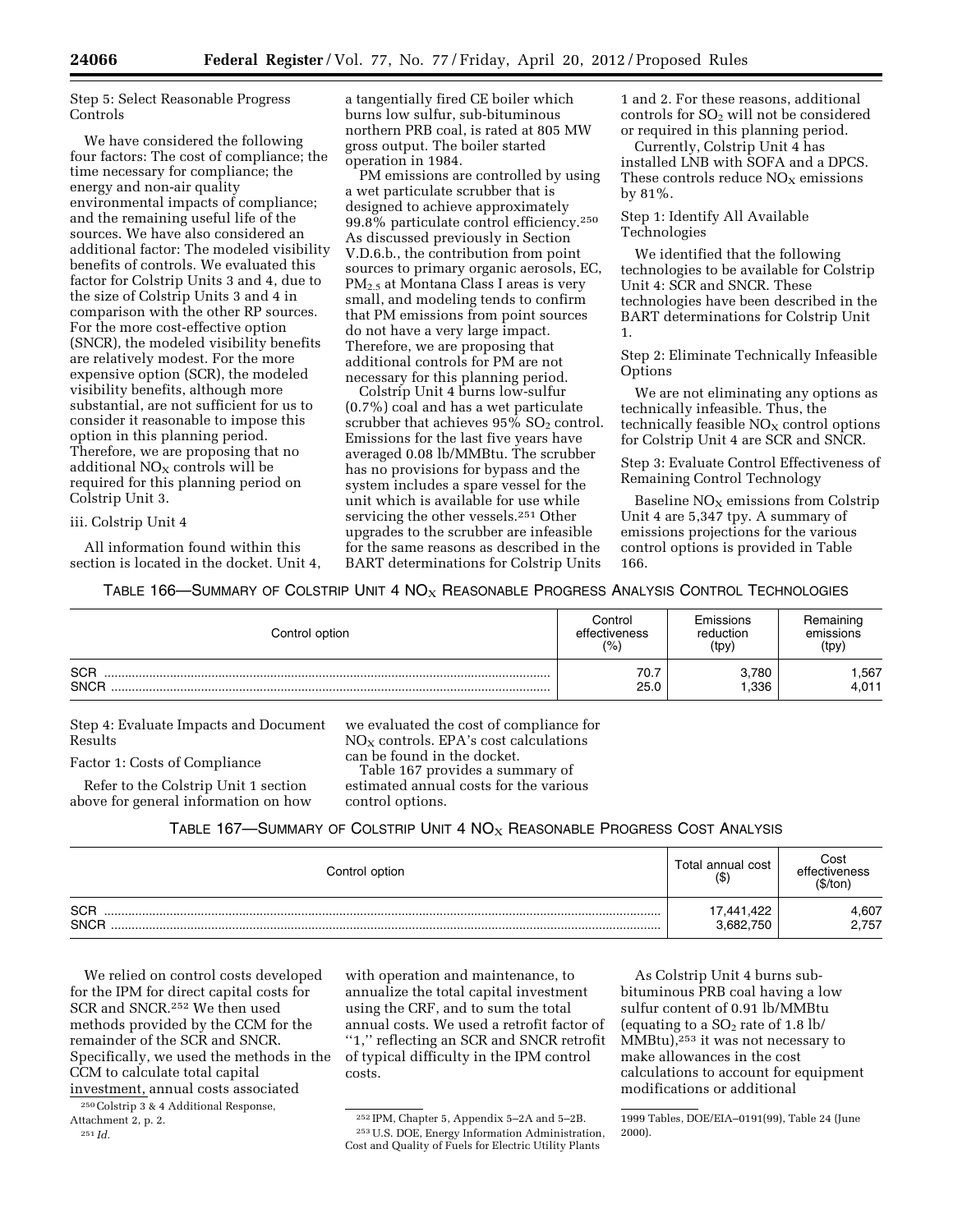Step 5: Select Reasonable Progress Controls

We have considered the following four factors: The cost of compliance; the time necessary for compliance; the energy and non-air quality environmental impacts of compliance; and the remaining useful life of the sources. We have also considered an additional factor: The modeled visibility benefits of controls. We evaluated this factor for Colstrip Units 3 and 4, due to the size of Colstrip Units 3 and 4 in comparison with the other RP sources. For the more cost-effective option (SNCR), the modeled visibility benefits are relatively modest. For the more expensive option (SCR), the modeled visibility benefits, although more substantial, are not sufficient for us to consider it reasonable to impose this option in this planning period. Therefore, we are proposing that no additional $NO_X$ controls will be required for this planning period on Colstrip Unit 3.

iii. Colstrip Unit 4

All information found within this section is located in the docket. Unit 4, a tangentially fired CE boiler which burns low sulfur, sub-bituminous northern PRB coal, is rated at 805 MW gross output. The boiler started operation in 1984.

PM emissions are controlled by using a wet particulate scrubber that is designed to achieve approximately 99.8% particulate control efficiency.[250] As discussed previously in Section V.D.6.b., the contribution from point sources to primary organic aerosols, EC, $PM_{2.5}$ at Montana Class I areas is very small, and modeling tends to confirm that PM emissions from point sources do not have a very large impact. Therefore, we are proposing that additional controls for PM are not necessary for this planning period.

Colstrip Unit 4 burns low-sulfur (0.7%) coal and has a wet particulate scrubber that achieves 95% $SO_2$ control. Emissions for the last five years have averaged 0.08 lb/MMBtu. The scrubber has no provisions for bypass and the system includes a spare vessel for the unit which is available for use while servicing the other vessels.[251] Other upgrades to the scrubber are infeasible for the same reasons as described in the BART determinations for Colstrip Units 1 and 2. For these reasons, additional controls for $SO_2$ will not be considered or required in this planning period.

Currently, Colstrip Unit 4 has installed LNB with SOFA and a DPCS. These controls reduce $NO_X$ emissions by 81%.

Step 1: Identify All Available Technologies

We identified that the following technologies to be available for Colstrip Unit 4: SCR and SNCR. These technologies have been described in the BART determinations for Colstrip Unit 1.

Step 2: Eliminate Technically Infeasible Options

We are not eliminating any options as technically infeasible. Thus, the technically feasible $NO_X$ control options for Colstrip Unit 4 are SCR and SNCR.

Step 3: Evaluate Control Effectiveness of Remaining Control Technology

Baseline $NO_X$ emissions from Colstrip Unit 4 are 5,347 tpy. A summary of emissions projections for the various control options is provided in Table 166.

TABLE 166—SUMMARY OF COLSTRIP UNIT 4 $NO_X$ REASONABLE PROGRESS ANALYSIS CONTROL TECHNOLOGIES

| Control option | Control effectiveness (%) | Emissions reduction (tpy) | Remaining emissions (tpy) |
|---|---|---|---|
| SCR | 70.7 | 3,780 | 1,567 |
| SNCR | 25.0 | 1,336 | 4,011 |

Step 4: Evaluate Impacts and Document Results

Factor 1: Costs of Compliance

Refer to the Colstrip Unit 1 section above for general information on how we evaluated the cost of compliance for $NO_X$ controls. EPA's cost calculations can be found in the docket.

Table 167 provides a summary of estimated annual costs for the various control options.

TABLE 167—SUMMARY OF COLSTRIP UNIT 4 $NO_X$ REASONABLE PROGRESS COST ANALYSIS

| Control option | Total annual cost ($) | Cost effectiveness ($/ton) |
|---|---|---|
| SCR | 17,441,422 | 4,607 |
| SNCR | 3,682,750 | 2,757 |

We relied on control costs developed for the IPM for direct capital costs for SCR and SNCR.[252] We then used methods provided by the CCM for the remainder of the SCR and SNCR. Specifically, we used the methods in the CCM to calculate total capital investment, annual costs associated with operation and maintenance, to annualize the total capital investment using the CRF, and to sum the total annual costs. We used a retrofit factor of "1," reflecting an SCR and SNCR retrofit of typical difficulty in the IPM control costs.

As Colstrip Unit 4 burns sub-bituminous PRB coal having a low sulfur content of 0.91 lb/MMBtu (equating to a $SO_2$ rate of 1.8 lb/MMBtu),[253] it was not necessary to make allowances in the cost calculations to account for equipment modifications or additional

[250] Colstrip 3 & 4 Additional Response, Attachment 2, p. 2.

[251] *Id.*

[252] IPM, Chapter 5, Appendix 5–2A and 5–2B.

[253] U.S. DOE, Energy Information Administration, Cost and Quality of Fuels for Electric Utility Plants 1999 Tables, DOE/EIA–0191(99), Table 24 (June 2000).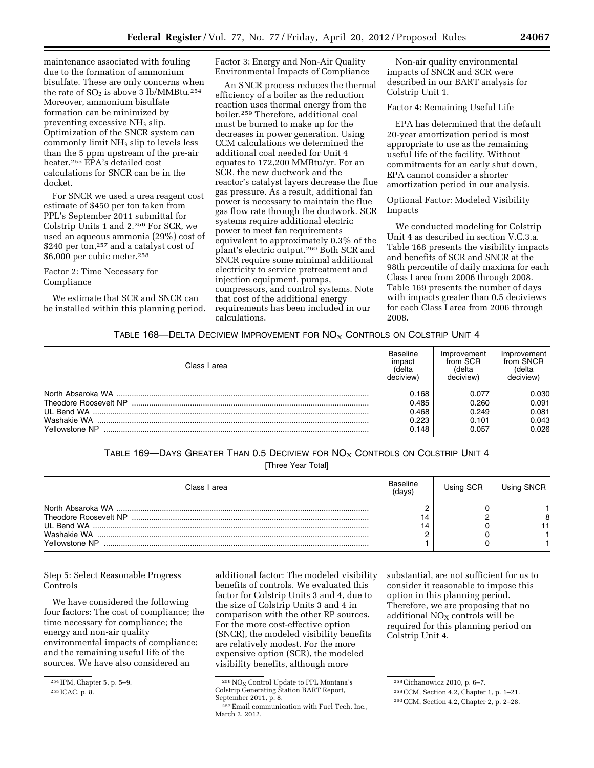maintenance associated with fouling due to the formation of ammonium bisulfate. These are only concerns when the rate of $SO_2$ is above 3 lb/MMBtu.[254] Moreover, ammonium bisulfate formation can be minimized by preventing excessive $NH_3$ slip. Optimization of the SNCR system can commonly limit $NH_3$ slip to levels less than the 5 ppm upstream of the pre-air heater.[255] EPA's detailed cost calculations for SNCR can be in the docket.

For SNCR we used a urea reagent cost estimate of $450 per ton taken from PPL's September 2011 submittal for Colstrip Units 1 and 2.[256] For SCR, we used an aqueous ammonia (29%) cost of $240 per ton,[257] and a catalyst cost of $6,000 per cubic meter.[258]

Factor 2: Time Necessary for Compliance

We estimate that SCR and SNCR can be installed within this planning period.

Factor 3: Energy and Non-Air Quality Environmental Impacts of Compliance

An SNCR process reduces the thermal efficiency of a boiler as the reduction reaction uses thermal energy from the boiler.[259] Therefore, additional coal must be burned to make up for the decreases in power generation. Using CCM calculations we determined the additional coal needed for Unit 4 equates to 172,200 MMBtu/yr. For an SCR, the new ductwork and the reactor's catalyst layers decrease the flue gas pressure. As a result, additional fan power is necessary to maintain the flue gas flow rate through the ductwork. SCR systems require additional electric power to meet fan requirements equivalent to approximately 0.3% of the plant's electric output.[260] Both SCR and SNCR require some minimal additional electricity to service pretreatment and injection equipment, pumps, compressors, and control systems. Note that cost of the additional energy requirements has been included in our calculations.

Non-air quality environmental impacts of SNCR and SCR were described in our BART analysis for Colstrip Unit 1.

Factor 4: Remaining Useful Life

EPA has determined that the default 20-year amortization period is most appropriate to use as the remaining useful life of the facility. Without commitments for an early shut down, EPA cannot consider a shorter amortization period in our analysis.

Optional Factor: Modeled Visibility Impacts

We conducted modeling for Colstrip Unit 4 as described in section V.C.3.a. Table 168 presents the visibility impacts and benefits of SCR and SNCR at the 98th percentile of daily maxima for each Class I area from 2006 through 2008. Table 169 presents the number of days with impacts greater than 0.5 deciviews for each Class I area from 2006 through 2008.

TABLE 168—DELTA DECIVIEW IMPROVEMENT FOR $NO_X$ CONTROLS ON COLSTRIP UNIT 4

| Class I area | Baseline impact (delta deciview) | Improvement from SCR (delta deciview) | Improvement from SNCR (delta deciview) |
|---|---|---|---|
| North Absaroka WA | 0.168 | 0.077 | 0.030 |
| Theodore Roosevelt NP | 0.485 | 0.260 | 0.091 |
| UL Bend WA | 0.468 | 0.249 | 0.081 |
| Washakie WA | 0.223 | 0.101 | 0.043 |
| Yellowstone NP | 0.148 | 0.057 | 0.026 |

TABLE 169—DAYS GREATER THAN 0.5 DECIVIEW FOR $NO_X$ CONTROLS ON COLSTRIP UNIT 4

[Three Year Total]

| Class I area | Baseline (days) | Using SCR | Using SNCR |
|---|---|---|---|
| North Absaroka WA | 2 | 0 | 1 |
| Theodore Roosevelt NP | 14 | 2 | 8 |
| UL Bend WA | 14 | 0 | 11 |
| Washakie WA | 2 | 0 | 1 |
| Yellowstone NP | 1 | 0 | 1 |

Step 5: Select Reasonable Progress Controls

We have considered the following four factors: The cost of compliance; the time necessary for compliance; the energy and non-air quality environmental impacts of compliance; and the remaining useful life of the sources. We have also considered an additional factor: The modeled visibility benefits of controls. We evaluated this factor for Colstrip Units 3 and 4, due to the size of Colstrip Units 3 and 4 in comparison with the other RP sources. For the more cost-effective option (SNCR), the modeled visibility benefits are relatively modest. For the more expensive option (SCR), the modeled visibility benefits, although more substantial, are not sufficient for us to consider it reasonable to impose this option in this planning period. Therefore, we are proposing that no additional $NO_X$ controls will be required for this planning period on Colstrip Unit 4.

[254] IPM, Chapter 5, p. 5–9.

[255] ICAC, p. 8.

[256] $NO_X$ Control Update to PPL Montana's Colstrip Generating Station BART Report, September 2011, p. 8.

[257] Email communication with Fuel Tech, Inc., March 2, 2012.

[258] Cichanowicz 2010, p. 6–7.

[259] CCM, Section 4.2, Chapter 1, p. 1–21.

[260] CCM, Section 4.2, Chapter 2, p. 2–28.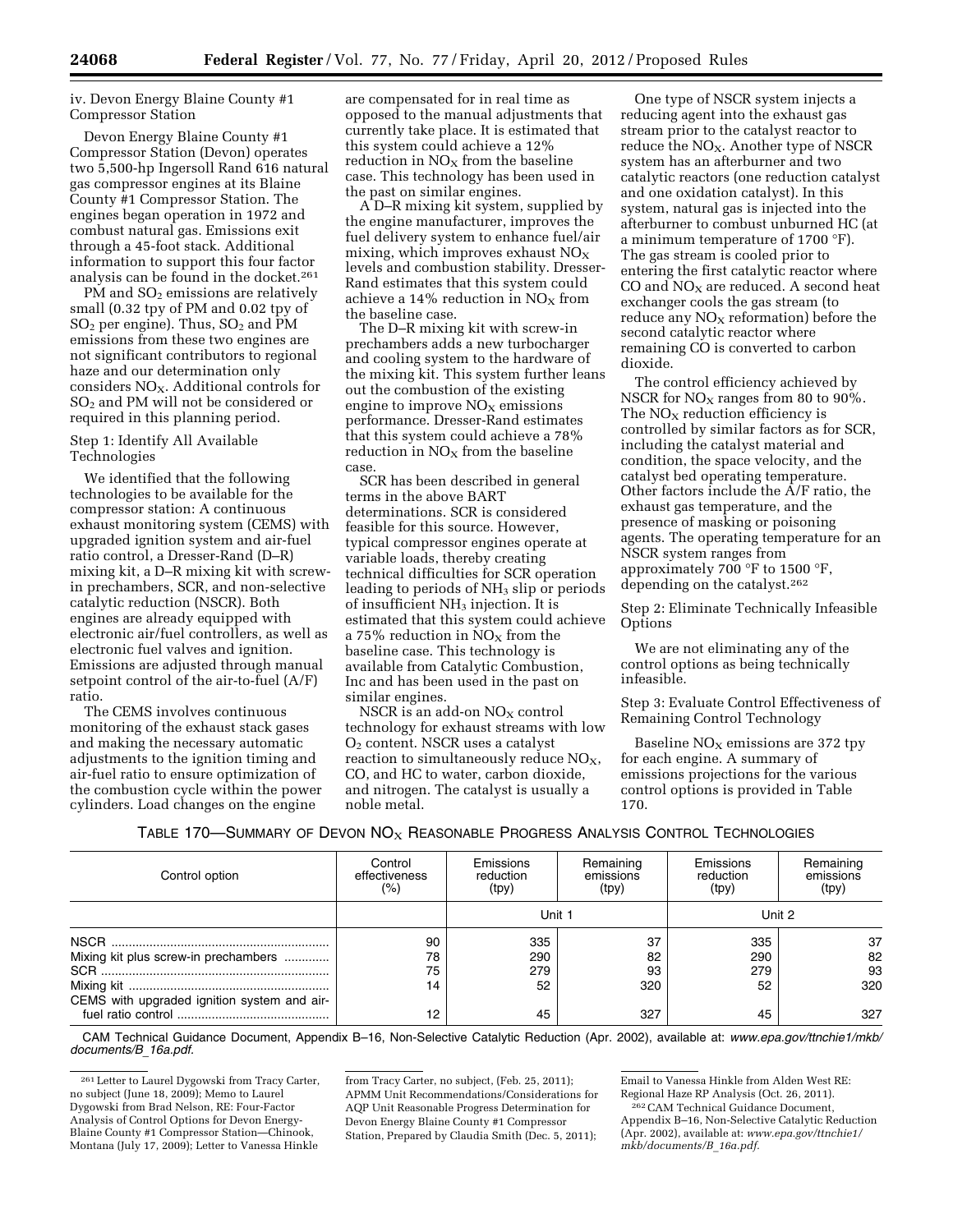iv. Devon Energy Blaine County #1 Compressor Station

Devon Energy Blaine County #1 Compressor Station (Devon) operates two 5,500-hp Ingersoll Rand 616 natural gas compressor engines at its Blaine County #1 Compressor Station. The engines began operation in 1972 and combust natural gas. Emissions exit through a 45-foot stack. Additional information to support this four factor analysis can be found in the docket.[261]

PM and $SO_2$ emissions are relatively small (0.32 tpy of PM and 0.02 tpy of $SO_2$ per engine). Thus, $SO_2$ and PM emissions from these two engines are not significant contributors to regional haze and our determination only considers $NO_X$. Additional controls for $SO_2$ and PM will not be considered or required in this planning period.

Step 1: Identify All Available Technologies

We identified that the following technologies to be available for the compressor station: A continuous exhaust monitoring system (CEMS) with upgraded ignition system and air-fuel ratio control, a Dresser-Rand (D–R) mixing kit, a D–R mixing kit with screw-in prechambers, SCR, and non-selective catalytic reduction (NSCR). Both engines are already equipped with electronic air/fuel controllers, as well as electronic fuel valves and ignition. Emissions are adjusted through manual setpoint control of the air-to-fuel (A/F) ratio.

The CEMS involves continuous monitoring of the exhaust stack gases and making the necessary automatic adjustments to the ignition timing and air-fuel ratio to ensure optimization of the combustion cycle within the power cylinders. Load changes on the engine are compensated for in real time as opposed to the manual adjustments that currently take place. It is estimated that this system could achieve a 12% reduction in $NO_X$ from the baseline case. This technology has been used in the past on similar engines.

A D–R mixing kit system, supplied by the engine manufacturer, improves the fuel delivery system to enhance fuel/air mixing, which improves exhaust $NO_X$ levels and combustion stability. Dresser-Rand estimates that this system could achieve a 14% reduction in $NO_X$ from the baseline case.

The D–R mixing kit with screw-in prechambers adds a new turbocharger and cooling system to the hardware of the mixing kit. This system further leans out the combustion of the existing engine to improve $NO_X$ emissions performance. Dresser-Rand estimates that this system could achieve a 78% reduction in $NO_X$ from the baseline case.

SCR has been described in general terms in the above BART determinations. SCR is considered feasible for this source. However, typical compressor engines operate at variable loads, thereby creating technical difficulties for SCR operation leading to periods of $NH_3$ slip or periods of insufficient $NH_3$ injection. It is estimated that this system could achieve a 75% reduction in $NO_X$ from the baseline case. This technology is available from Catalytic Combustion, Inc and has been used in the past on similar engines.

NSCR is an add-on $NO_X$ control technology for exhaust streams with low $O_2$ content. NSCR uses a catalyst reaction to simultaneously reduce $NO_X$, CO, and HC to water, carbon dioxide, and nitrogen. The catalyst is usually a noble metal.

One type of NSCR system injects a reducing agent into the exhaust gas stream prior to the catalyst reactor to reduce the $NO_X$. Another type of NSCR system has an afterburner and two catalytic reactors (one reduction catalyst and one oxidation catalyst). In this system, natural gas is injected into the afterburner to combust unburned HC (at a minimum temperature of 1700 °F). The gas stream is cooled prior to entering the first catalytic reactor where CO and $NO_X$ are reduced. A second heat exchanger cools the gas stream (to reduce any $NO_X$ reformation) before the second catalytic reactor where remaining CO is converted to carbon dioxide.

The control efficiency achieved by NSCR for $NO_X$ ranges from 80 to 90%. The $NO_X$ reduction efficiency is controlled by similar factors as for SCR, including the catalyst material and condition, the space velocity, and the catalyst bed operating temperature. Other factors include the A/F ratio, the exhaust gas temperature, and the presence of masking or poisoning agents. The operating temperature for an NSCR system ranges from approximately 700 °F to 1500 °F, depending on the catalyst.[262]

Step 2: Eliminate Technically Infeasible Options

We are not eliminating any of the control options as being technically infeasible.

Step 3: Evaluate Control Effectiveness of Remaining Control Technology

Baseline $NO_X$ emissions are 372 tpy for each engine. A summary of emissions projections for the various control options is provided in Table 170.

TABLE 170—SUMMARY OF DEVON $NO_X$ REASONABLE PROGRESS ANALYSIS CONTROL TECHNOLOGIES

| Control option | Control effectiveness (%) | Emissions reduction (tpy) | Remaining emissions (tpy) | Emissions reduction (tpy) | Remaining emissions (tpy) |
|---|---|---|---|---|---|
| | | Unit 1 | | Unit 2 | |
| NSCR | 90 | 335 | 37 | 335 | 37 |
| Mixing kit plus screw-in prechambers | 78 | 290 | 82 | 290 | 82 |
| SCR | 75 | 279 | 93 | 279 | 93 |
| Mixing kit | 14 | 52 | 320 | 52 | 320 |
| CEMS with upgraded ignition system and air-fuel ratio control | 12 | 45 | 327 | 45 | 327 |

CAM Technical Guidance Document, Appendix B–16, Non-Selective Catalytic Reduction (Apr. 2002), available at: *www.epa.gov/ttnchie1/mkb/documents/B_16a.pdf*.

[261] Letter to Laurel Dygowski from Tracy Carter, no subject (June 18, 2009); Memo to Laurel Dygowski from Brad Nelson, RE: Four-Factor Analysis of Control Options for Devon Energy-Blaine County #1 Compressor Station—Chinook, Montana (July 17, 2009); Letter to Vanessa Hinkle from Tracy Carter, no subject, (Feb. 25, 2011); APMM Unit Recommendations/Considerations for AQP Unit Reasonable Progress Determination for Devon Energy Blaine County #1 Compressor Station, Prepared by Claudia Smith (Dec. 5, 2011); Email to Vanessa Hinkle from Alden West RE: Regional Haze RP Analysis (Oct. 26, 2011).

[262] CAM Technical Guidance Document, Appendix B–16, Non-Selective Catalytic Reduction (Apr. 2002), available at: *www.epa.gov/ttnchie1/mkb/documents/B_16a.pdf*.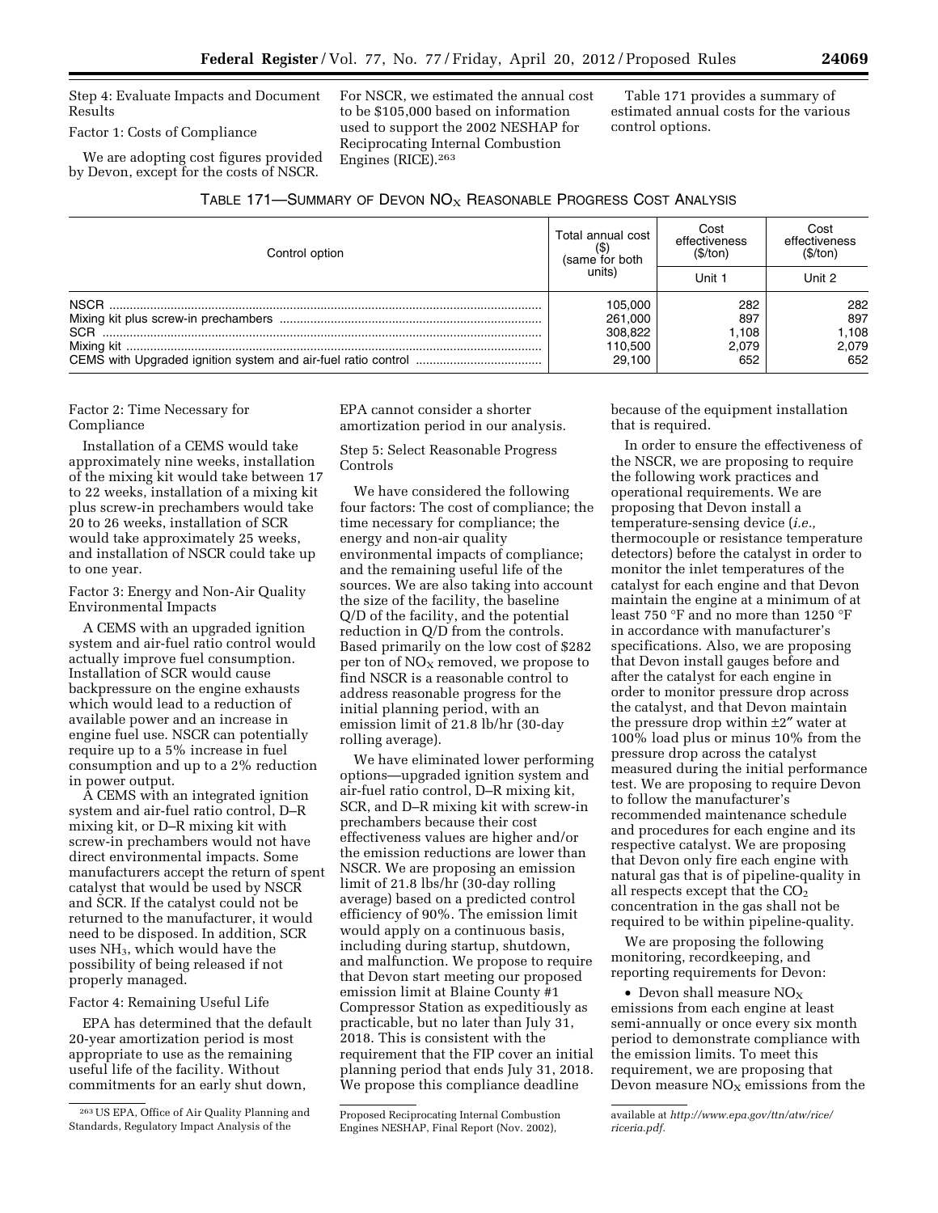Step 4: Evaluate Impacts and Document Results

Factor 1: Costs of Compliance

We are adopting cost figures provided by Devon, except for the costs of NSCR. For NSCR, we estimated the annual cost to be $105,000 based on information used to support the 2002 NESHAP for Reciprocating Internal Combustion Engines (RICE).[263]

Table 171 provides a summary of estimated annual costs for the various control options.

TABLE 171—SUMMARY OF DEVON $NO_X$ REASONABLE PROGRESS COST ANALYSIS

| Control option | Total annual cost ($) (same for both units) | Cost effectiveness ($/ton) | Cost effectiveness ($/ton) |
|---|---|---|---|
| | | Unit 1 | Unit 2 |
| NSCR | 105,000 | 282 | 282 |
| Mixing kit plus screw-in prechambers | 261,000 | 897 | 897 |
| SCR | 308,822 | 1,108 | 1,108 |
| Mixing kit | 110,500 | 2,079 | 2,079 |
| CEMS with Upgraded ignition system and air-fuel ratio control | 29,100 | 652 | 652 |

Factor 2: Time Necessary for Compliance

Installation of a CEMS would take approximately nine weeks, installation of the mixing kit would take between 17 to 22 weeks, installation of a mixing kit plus screw-in prechambers would take 20 to 26 weeks, installation of SCR would take approximately 25 weeks, and installation of NSCR could take up to one year.

Factor 3: Energy and Non-Air Quality Environmental Impacts

A CEMS with an upgraded ignition system and air-fuel ratio control would actually improve fuel consumption. Installation of SCR would cause backpressure on the engine exhausts which would lead to a reduction of available power and an increase in engine fuel use. NSCR can potentially require up to a 5% increase in fuel consumption and up to a 2% reduction in power output.

A CEMS with an integrated ignition system and air-fuel ratio control, D–R mixing kit, or D–R mixing kit with screw-in prechambers would not have direct environmental impacts. Some manufacturers accept the return of spent catalyst that would be used by NSCR and SCR. If the catalyst could not be returned to the manufacturer, it would need to be disposed. In addition, SCR uses $NH_3$, which would have the possibility of being released if not properly managed.

Factor 4: Remaining Useful Life

EPA has determined that the default 20-year amortization period is most appropriate to use as the remaining useful life of the facility. Without commitments for an early shut down, EPA cannot consider a shorter amortization period in our analysis.

Step 5: Select Reasonable Progress Controls

We have considered the following four factors: The cost of compliance; the time necessary for compliance; the energy and non-air quality environmental impacts of compliance; and the remaining useful life of the sources. We are also taking into account the size of the facility, the baseline Q/D of the facility, and the potential reduction in Q/D from the controls. Based primarily on the low cost of $282 per ton of $NO_X$ removed, we propose to find NSCR is a reasonable control to address reasonable progress for the initial planning period, with an emission limit of 21.8 lb/hr (30-day rolling average).

We have eliminated lower performing options—upgraded ignition system and air-fuel ratio control, D–R mixing kit, SCR, and D–R mixing kit with screw-in prechambers because their cost effectiveness values are higher and/or the emission reductions are lower than NSCR. We are proposing an emission limit of 21.8 lbs/hr (30-day rolling average) based on a predicted control efficiency of 90%. The emission limit would apply on a continuous basis, including during startup, shutdown, and malfunction. We propose to require that Devon start meeting our proposed emission limit at Blaine County #1 Compressor Station as expeditiously as practicable, but no later than July 31, 2018. This is consistent with the requirement that the FIP cover an initial planning period that ends July 31, 2018. We propose this compliance deadline because of the equipment installation that is required.

In order to ensure the effectiveness of the NSCR, we are proposing to require the following work practices and operational requirements. We are proposing that Devon install a temperature-sensing device (*i.e.,* thermocouple or resistance temperature detectors) before the catalyst in order to monitor the inlet temperatures of the catalyst for each engine and that Devon maintain the engine at a minimum of at least 750 °F and no more than 1250 °F in accordance with manufacturer's specifications. Also, we are proposing that Devon install gauges before and after the catalyst for each engine in order to monitor pressure drop across the catalyst, and that Devon maintain the pressure drop within ±2″ water at 100% load plus or minus 10% from the pressure drop across the catalyst measured during the initial performance test. We are proposing to require Devon to follow the manufacturer's recommended maintenance schedule and procedures for each engine and its respective catalyst. We are proposing that Devon only fire each engine with natural gas that is of pipeline-quality in all respects except that the $CO_2$ concentration in the gas shall not be required to be within pipeline-quality.

We are proposing the following monitoring, recordkeeping, and reporting requirements for Devon:

• Devon shall measure $NO_X$ emissions from each engine at least semi-annually or once every six month period to demonstrate compliance with the emission limits. To meet this requirement, we are proposing that Devon measure $NO_X$ emissions from the

[263] US EPA, Office of Air Quality Planning and Standards, Regulatory Impact Analysis of the Proposed Reciprocating Internal Combustion Engines NESHAP, Final Report (Nov. 2002), available at *http://www.epa.gov/ttn/atw/rice/riceria.pdf.*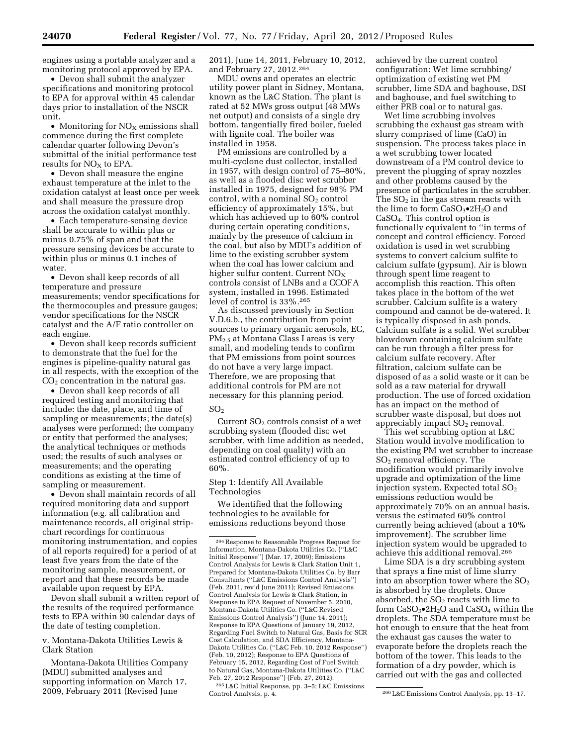engines using a portable analyzer and a monitoring protocol approved by EPA.

- Devon shall submit the analyzer specifications and monitoring protocol to EPA for approval within 45 calendar days prior to installation of the NSCR unit.
- Monitoring for $NO_X$ emissions shall commence during the first complete calendar quarter following Devon's submittal of the initial performance test results for $NO_X$ to EPA.
- Devon shall measure the engine exhaust temperature at the inlet to the oxidation catalyst at least once per week and shall measure the pressure drop across the oxidation catalyst monthly.
- Each temperature-sensing device shall be accurate to within plus or minus 0.75% of span and that the pressure sensing devices be accurate to within plus or minus 0.1 inches of water.
- Devon shall keep records of all temperature and pressure measurements; vendor specifications for the thermocouples and pressure gauges; vendor specifications for the NSCR catalyst and the A/F ratio controller on each engine.
- Devon shall keep records sufficient to demonstrate that the fuel for the engines is pipeline-quality natural gas in all respects, with the exception of the $CO_2$ concentration in the natural gas.
- Devon shall keep records of all required testing and monitoring that include: the date, place, and time of sampling or measurements; the date(s) analyses were performed; the company or entity that performed the analyses; the analytical techniques or methods used; the results of such analyses or measurements; and the operating conditions as existing at the time of sampling or measurement.
- Devon shall maintain records of all required monitoring data and support information (e.g. all calibration and maintenance records, all original strip-chart recordings for continuous monitoring instrumentation, and copies of all reports required) for a period of at least five years from the date of the monitoring sample, measurement, or report and that these records be made available upon request by EPA.

Devon shall submit a written report of the results of the required performance tests to EPA within 90 calendar days of the date of testing completion.

v. Montana-Dakota Utilities Lewis & Clark Station

Montana-Dakota Utilities Company (MDU) submitted analyses and supporting information on March 17, 2009, February 2011 (Revised June 2011), June 14, 2011, February 10, 2012, and February 27, 2012.[264]

MDU owns and operates an electric utility power plant in Sidney, Montana, known as the L&C Station. The plant is rated at 52 MWs gross output (48 MWs net output) and consists of a single dry bottom, tangentially fired boiler, fueled with lignite coal. The boiler was installed in 1958.

PM emissions are controlled by a multi-cyclone dust collector, installed in 1957, with design control of 75–80%, as well as a flooded disc wet scrubber installed in 1975, designed for 98% PM control, with a nominal $SO_2$ control efficiency of approximately 15%, but which has achieved up to 60% control during certain operating conditions, mainly by the presence of calcium in the coal, but also by MDU's addition of lime to the existing scrubber system when the coal has lower calcium and higher sulfur content. Current $NO_X$ controls consist of LNBs and a CCOFA system, installed in 1996. Estimated level of control is 33%.[265]

As discussed previously in Section V.D.6.b., the contribution from point sources to primary organic aerosols, EC, $PM_{2.5}$ at Montana Class I areas is very small, and modeling tends to confirm that PM emissions from point sources do not have a very large impact. Therefore, we are proposing that additional controls for PM are not necessary for this planning period.

$SO_2$

Current $SO_2$ controls consist of a wet scrubbing system (flooded disc wet scrubber, with lime addition as needed, depending on coal quality) with an estimated control efficiency of up to 60%.

Step 1: Identify All Available Technologies

We identified that the following technologies to be available for emissions reductions beyond those achieved by the current control configuration: Wet lime scrubbing/optimization of existing wet PM scrubber, lime SDA and baghouse, DSI and baghouse, and fuel switching to either PRB coal or to natural gas.

Wet lime scrubbing involves scrubbing the exhaust gas stream with slurry comprised of lime (CaO) in suspension. The process takes place in a wet scrubbing tower located downstream of a PM control device to prevent the plugging of spray nozzles and other problems caused by the presence of particulates in the scrubber. The $SO_2$ in the gas stream reacts with the lime to form $CaSO_3{\bullet}2H_2O$ and $CaSO_4$. This control option is functionally equivalent to ''in terms of concept and control efficiency. Forced oxidation is used in wet scrubbing systems to convert calcium sulfite to calcium sulfate (gypsum). Air is blown through spent lime reagent to accomplish this reaction. This often takes place in the bottom of the wet scrubber. Calcium sulfite is a watery compound and cannot be de-watered. It is typically disposed in ash ponds. Calcium sulfate is a solid. Wet scrubber blowdown containing calcium sulfate can be run through a filter press for calcium sulfate recovery. After filtration, calcium sulfate can be disposed of as a solid waste or it can be sold as a raw material for drywall production. The use of forced oxidation has an impact on the method of scrubber waste disposal, but does not appreciably impact $SO_2$ removal.

This wet scrubbing option at L&C Station would involve modification to the existing PM wet scrubber to increase $SO_2$ removal efficiency. The modification would primarily involve upgrade and optimization of the lime injection system. Expected total $SO_2$ emissions reduction would be approximately 70% on an annual basis, versus the estimated 60% control currently being achieved (about a 10% improvement). The scrubber lime injection system would be upgraded to achieve this additional removal.[266]

Lime SDA is a dry scrubbing system that sprays a fine mist of lime slurry into an absorption tower where the $SO_2$ is absorbed by the droplets. Once absorbed, the $SO_2$ reacts with lime to form $CaSO_3{\bullet}2H_2O$ and $CaSO_4$ within the droplets. The SDA temperature must be hot enough to ensure that the heat from the exhaust gas causes the water to evaporate before the droplets reach the bottom of the tower. This leads to the formation of a dry powder, which is carried out with the gas and collected

---

[264] Response to Reasonable Progress Request for Information, Montana-Dakota Utilities Co. (''L&C Initial Response'') (Mar. 17, 2009); Emissions Control Analysis for Lewis & Clark Station Unit 1, Prepared for Montana-Dakota Utilities Co. by Barr Consultants (''L&C Emissions Control Analysis'') (Feb. 2011, rev'd June 2011); Revised Emissions Control Analysis for Lewis & Clark Station, in Response to EPA Request of November 5, 2010, Montana-Dakota Utilities Co. (''L&C Revised Emissions Control Analysis'') (June 14, 2011); Response to EPA Questions of January 19, 2012, Regarding Fuel Switch to Natural Gas, Basis for SCR Cost Calculation, and SDA Efficiency, Montana-Dakota Utilities Co. (''L&C Feb. 10, 2012 Response'') (Feb. 10, 2012); Response to EPA Questions of February 15, 2012, Regarding Cost of Fuel Switch to Natural Gas, Montana-Dakota Utilities Co. (''L&C Feb. 27, 2012 Response'') (Feb. 27, 2012).

[265] L&C Initial Response, pp. 3–5; L&C Emissions Control Analysis, p. 4.

[266] L&C Emissions Control Analysis, pp. 13–17.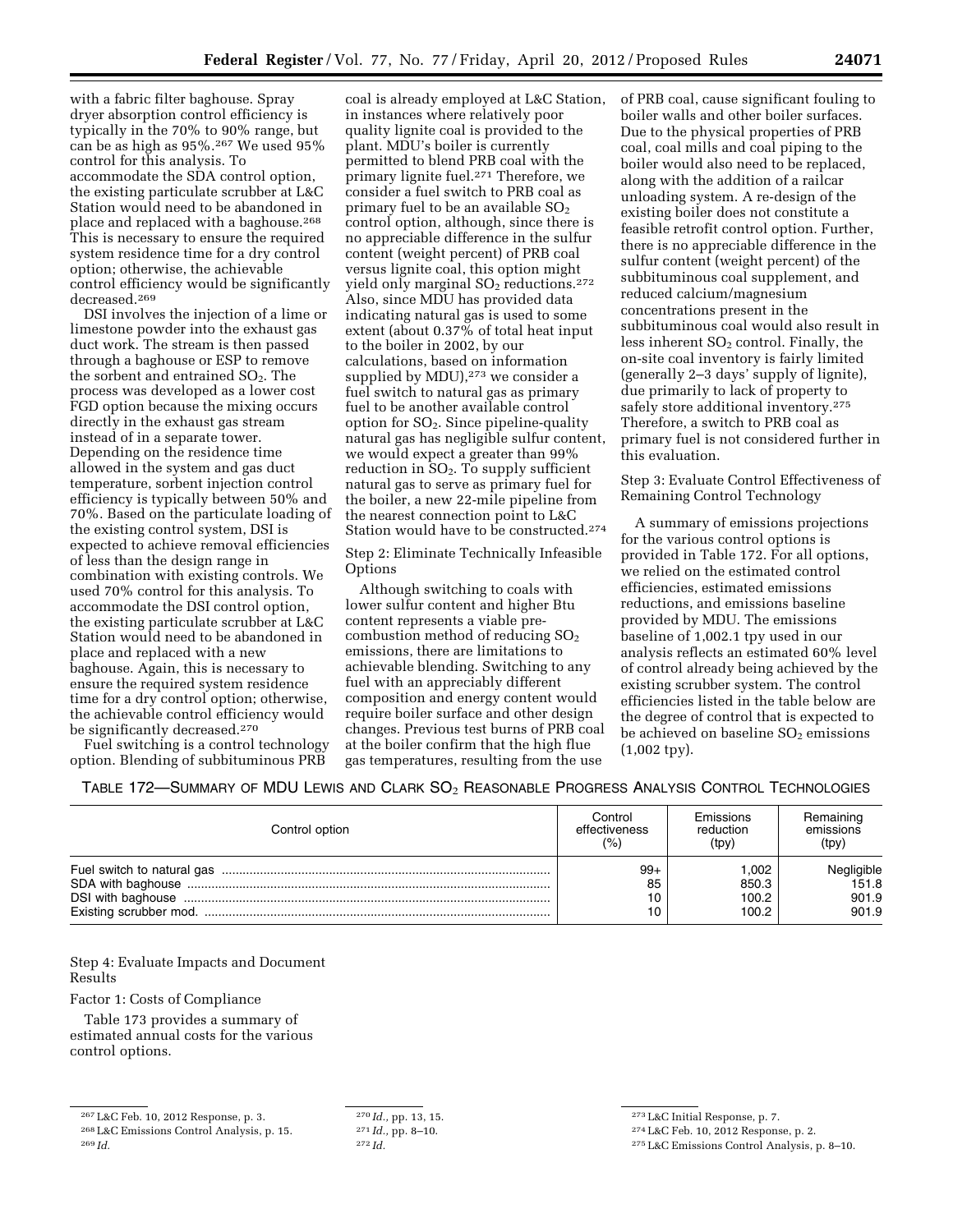with a fabric filter baghouse. Spray dryer absorption control efficiency is typically in the 70% to 90% range, but can be as high as 95%.[267] We used 95% control for this analysis. To accommodate the SDA control option, the existing particulate scrubber at L&C Station would need to be abandoned in place and replaced with a baghouse.[268] This is necessary to ensure the required system residence time for a dry control option; otherwise, the achievable control efficiency would be significantly decreased.[269]

DSI involves the injection of a lime or limestone powder into the exhaust gas duct work. The stream is then passed through a baghouse or ESP to remove the sorbent and entrained $SO_2$. The process was developed as a lower cost FGD option because the mixing occurs directly in the exhaust gas stream instead of in a separate tower. Depending on the residence time allowed in the system and gas duct temperature, sorbent injection control efficiency is typically between 50% and 70%. Based on the particulate loading of the existing control system, DSI is expected to achieve removal efficiencies of less than the design range in combination with existing controls. We used 70% control for this analysis. To accommodate the DSI control option, the existing particulate scrubber at L&C Station would need to be abandoned in place and replaced with a new baghouse. Again, this is necessary to ensure the required system residence time for a dry control option; otherwise, the achievable control efficiency would be significantly decreased.[270]

Fuel switching is a control technology option. Blending of subbituminous PRB coal is already employed at L&C Station, in instances where relatively poor quality lignite coal is provided to the plant. MDU's boiler is currently permitted to blend PRB coal with the primary lignite fuel.[271] Therefore, we consider a fuel switch to PRB coal as primary fuel to be an available $SO_2$ control option, although, since there is no appreciable difference in the sulfur content (weight percent) of PRB coal versus lignite coal, this option might yield only marginal $SO_2$ reductions.[272] Also, since MDU has provided data indicating natural gas is used to some extent (about 0.37% of total heat input to the boiler in 2002, by our calculations, based on information supplied by MDU),[273] we consider a fuel switch to natural gas as primary fuel to be another available control option for $SO_2$. Since pipeline-quality natural gas has negligible sulfur content, we would expect a greater than 99% reduction in $SO_2$. To supply sufficient natural gas to serve as primary fuel for the boiler, a new 22-mile pipeline from the nearest connection point to L&C Station would have to be constructed.[274]

Step 2: Eliminate Technically Infeasible Options

Although switching to coals with lower sulfur content and higher Btu content represents a viable pre-combustion method of reducing $SO_2$ emissions, there are limitations to achievable blending. Switching to any fuel with an appreciably different composition and energy content would require boiler surface and other design changes. Previous test burns of PRB coal at the boiler confirm that the high flue gas temperatures, resulting from the use of PRB coal, cause significant fouling to boiler walls and other boiler surfaces. Due to the physical properties of PRB coal, coal mills and coal piping to the boiler would also need to be replaced, along with the addition of a railcar unloading system. A re-design of the existing boiler does not constitute a feasible retrofit control option. Further, there is no appreciable difference in the sulfur content (weight percent) of the subbituminous coal supplement, and reduced calcium/magnesium concentrations present in the subbituminous coal would also result in less inherent $SO_2$ control. Finally, the on-site coal inventory is fairly limited (generally 2–3 days' supply of lignite), due primarily to lack of property to safely store additional inventory.[275] Therefore, a switch to PRB coal as primary fuel is not considered further in this evaluation.

Step 3: Evaluate Control Effectiveness of Remaining Control Technology

A summary of emissions projections for the various control options is provided in Table 172. For all options, we relied on the estimated control efficiencies, estimated emissions reductions, and emissions baseline provided by MDU. The emissions baseline of 1,002.1 tpy used in our analysis reflects an estimated 60% level of control already being achieved by the existing scrubber system. The control efficiencies listed in the table below are the degree of control that is expected to be achieved on baseline $SO_2$ emissions (1,002 tpy).

TABLE 172—SUMMARY OF MDU LEWIS AND CLARK $SO_2$ REASONABLE PROGRESS ANALYSIS CONTROL TECHNOLOGIES

| Control option | Control effectiveness (%) | Emissions reduction (tpy) | Remaining emissions (tpy) |
|---|---|---|---|
| Fuel switch to natural gas | 99+ | 1,002 | Negligible |
| SDA with baghouse | 85 | 850.3 | 151.8 |
| DSI with baghouse | 10 | 100.2 | 901.9 |
| Existing scrubber mod. | 10 | 100.2 | 901.9 |

Step 4: Evaluate Impacts and Document Results

Factor 1: Costs of Compliance

Table 173 provides a summary of estimated annual costs for the various control options.

---

[267] L&C Feb. 10, 2012 Response, p. 3.

[268] L&C Emissions Control Analysis, p. 15.

[269] *Id.*

[270] *Id.*, pp. 13, 15.

[271] *Id.*, pp. 8–10.

[272] *Id.*

[273] L&C Initial Response, p. 7.

[274] L&C Feb. 10, 2012 Response, p. 2.

[275] L&C Emissions Control Analysis, p. 8–10.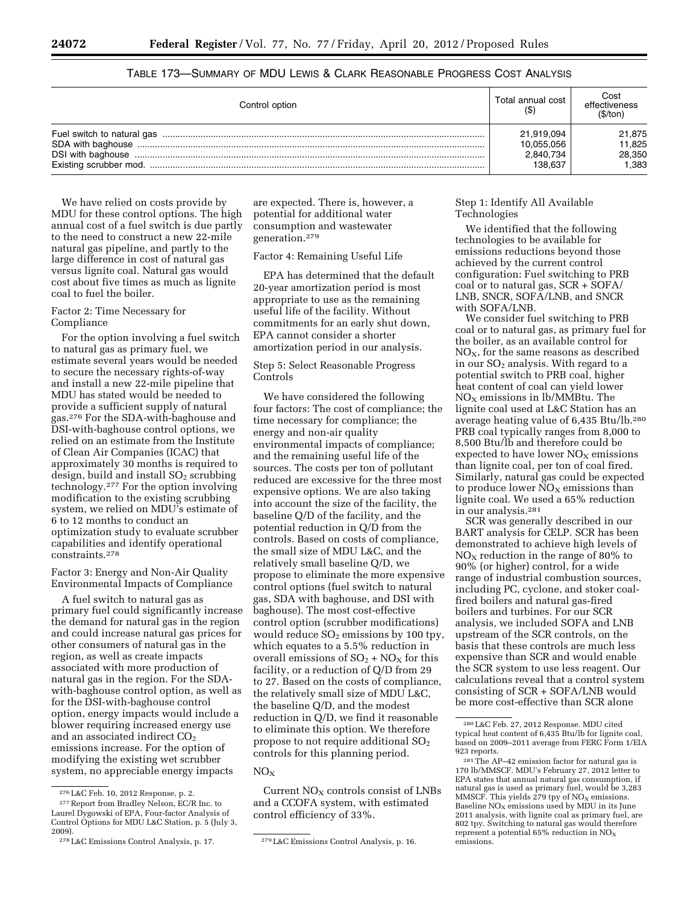TABLE 173—SUMMARY OF MDU LEWIS & CLARK REASONABLE PROGRESS COST ANALYSIS

| Control option | Total annual cost ($) | Cost effectiveness ($/ton) |
| --- | --- | --- |
| Fuel switch to natural gas | 21,919,094 | 21,875 |
| SDA with baghouse | 10,055,056 | 11,825 |
| DSI with baghouse | 2,840,734 | 28,350 |
| Existing scrubber mod. | 138,637 | 1,383 |

We have relied on costs provide by MDU for these control options. The high annual cost of a fuel switch is due partly to the need to construct a new 22-mile natural gas pipeline, and partly to the large difference in cost of natural gas versus lignite coal. Natural gas would cost about five times as much as lignite coal to fuel the boiler.

Factor 2: Time Necessary for Compliance

For the option involving a fuel switch to natural gas as primary fuel, we estimate several years would be needed to secure the necessary rights-of-way and install a new 22-mile pipeline that MDU has stated would be needed to provide a sufficient supply of natural gas.[276] For the SDA-with-baghouse and DSI-with-baghouse control options, we relied on an estimate from the Institute of Clean Air Companies (ICAC) that approximately 30 months is required to design, build and install $SO_2$ scrubbing technology.[277] For the option involving modification to the existing scrubbing system, we relied on MDU's estimate of 6 to 12 months to conduct an optimization study to evaluate scrubber capabilities and identify operational constraints.[278]

Factor 3: Energy and Non-Air Quality Environmental Impacts of Compliance

A fuel switch to natural gas as primary fuel could significantly increase the demand for natural gas in the region and could increase natural gas prices for other consumers of natural gas in the region, as well as create impacts associated with more production of natural gas in the region. For the SDA-with-baghouse control option, as well as for the DSI-with-baghouse control option, energy impacts would include a blower requiring increased energy use and an associated indirect $CO_2$ emissions increase. For the option of modifying the existing wet scrubber system, no appreciable energy impacts are expected. There is, however, a potential for additional water consumption and wastewater generation.[279]

Factor 4: Remaining Useful Life

EPA has determined that the default 20-year amortization period is most appropriate to use as the remaining useful life of the facility. Without commitments for an early shut down, EPA cannot consider a shorter amortization period in our analysis.

Step 5: Select Reasonable Progress Controls

We have considered the following four factors: The cost of compliance; the time necessary for compliance; the energy and non-air quality environmental impacts of compliance; and the remaining useful life of the sources. The costs per ton of pollutant reduced are excessive for the three most expensive options. We are also taking into account the size of the facility, the baseline Q/D of the facility, and the potential reduction in Q/D from the controls. Based on costs of compliance, the small size of MDU L&C, and the relatively small baseline Q/D, we propose to eliminate the more expensive control options (fuel switch to natural gas, SDA with baghouse, and DSI with baghouse). The most cost-effective control option (scrubber modifications) would reduce $SO_2$ emissions by 100 tpy, which equates to a 5.5% reduction in overall emissions of $SO_2 + NO_X$ for this facility, or a reduction of Q/D from 29 to 27. Based on the costs of compliance, the relatively small size of MDU L&C, the baseline Q/D, and the modest reduction in Q/D, we find it reasonable to eliminate this option. We therefore propose to not require additional $SO_2$ controls for this planning period.

$NO_X$

Current $NO_X$ controls consist of LNBs and a CCOFA system, with estimated control efficiency of 33%.

Step 1: Identify All Available Technologies

We identified that the following technologies to be available for emissions reductions beyond those achieved by the current control configuration: Fuel switching to PRB coal or to natural gas, SCR + SOFA/LNB, SNCR, SOFA/LNB, and SNCR with SOFA/LNB.

We consider fuel switching to PRB coal or to natural gas, as primary fuel for the boiler, as an available control for $NO_X$, for the same reasons as described in our $SO_2$ analysis. With regard to a potential switch to PRB coal, higher heat content of coal can yield lower $NO_X$ emissions in lb/MMBtu. The lignite coal used at L&C Station has an average heating value of 6,435 Btu/lb.[280] PRB coal typically ranges from 8,000 to 8,500 Btu/lb and therefore could be expected to have lower $NO_X$ emissions than lignite coal, per ton of coal fired. Similarly, natural gas could be expected to produce lower $NO_X$ emissions than lignite coal. We used a 65% reduction in our analysis.[281]

SCR was generally described in our BART analysis for CELP. SCR has been demonstrated to achieve high levels of $NO_X$ reduction in the range of 80% to 90% (or higher) control, for a wide range of industrial combustion sources, including PC, cyclone, and stoker coal-fired boilers and natural gas-fired boilers and turbines. For our SCR analysis, we included SOFA and LNB upstream of the SCR controls, on the basis that these controls are much less expensive than SCR and would enable the SCR system to use less reagent. Our calculations reveal that a control system consisting of SCR + SOFA/LNB would be more cost-effective than SCR alone

[276] L&C Feb. 10, 2012 Response, p. 2.

[277] Report from Bradley Nelson, EC/R Inc. to Laurel Dygowski of EPA, Four-factor Analysis of Control Options for MDU L&C Station, p. 5 (July 3, 2009).

[278] L&C Emissions Control Analysis, p. 17.

[279] L&C Emissions Control Analysis, p. 16.

[280] L&C Feb. 27, 2012 Response. MDU cited typical heat content of 6,435 Btu/lb for lignite coal, based on 2009–2011 average from FERC Form 1/EIA 923 reports.

[281] The AP–42 emission factor for natural gas is 170 lb/MMSCF. MDU's February 27, 2012 letter to EPA states that annual natural gas consumption, if natural gas is used as primary fuel, would be 3,283 MMSCF. This yields 279 tpy of $NO_X$ emissions. Baseline $NO_X$ emissions used by MDU in its June 2011 analysis, with lignite coal as primary fuel, are 802 tpy. Switching to natural gas would therefore represent a potential 65% reduction in $NO_X$ emissions.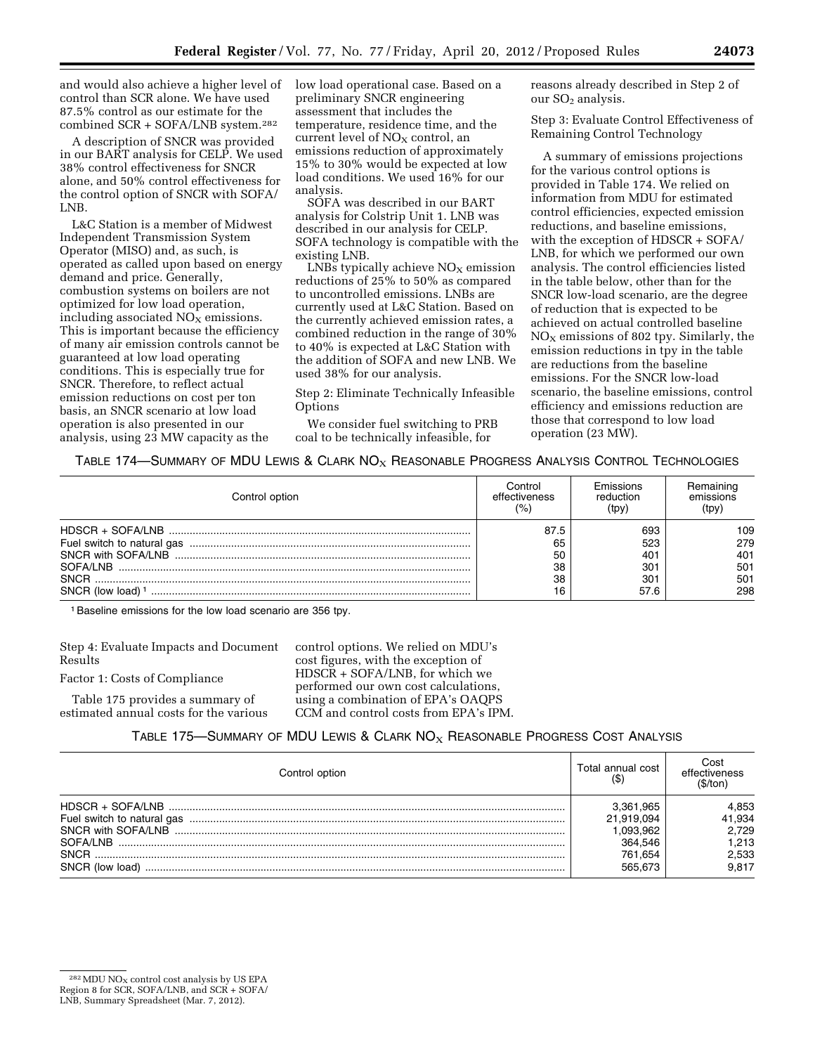and would also achieve a higher level of control than SCR alone. We have used 87.5% control as our estimate for the combined SCR + SOFA/LNB system.[282]

A description of SNCR was provided in our BART analysis for CELP. We used 38% control effectiveness for SNCR alone, and 50% control effectiveness for the control option of SNCR with SOFA/LNB.

L&C Station is a member of Midwest Independent Transmission System Operator (MISO) and, as such, is operated as called upon based on energy demand and price. Generally, combustion systems on boilers are not optimized for low load operation, including associated $NO_X$ emissions. This is important because the efficiency of many air emission controls cannot be guaranteed at low load operating conditions. This is especially true for SNCR. Therefore, to reflect actual emission reductions on cost per ton basis, an SNCR scenario at low load operation is also presented in our analysis, using 23 MW capacity as the low load operational case. Based on a preliminary SNCR engineering assessment that includes the temperature, residence time, and the current level of $NO_X$ control, an emissions reduction of approximately 15% to 30% would be expected at low load conditions. We used 16% for our analysis.

SOFA was described in our BART analysis for Colstrip Unit 1. LNB was described in our analysis for CELP. SOFA technology is compatible with the existing LNB.

LNBs typically achieve $NO_X$ emission reductions of 25% to 50% as compared to uncontrolled emissions. LNBs are currently used at L&C Station. Based on the currently achieved emission rates, a combined reduction in the range of 30% to 40% is expected at L&C Station with the addition of SOFA and new LNB. We used 38% for our analysis.

Step 2: Eliminate Technically Infeasible Options

We consider fuel switching to PRB coal to be technically infeasible, for reasons already described in Step 2 of our $SO_2$ analysis.

Step 3: Evaluate Control Effectiveness of Remaining Control Technology

A summary of emissions projections for the various control options is provided in Table 174. We relied on information from MDU for estimated control efficiencies, expected emission reductions, and baseline emissions, with the exception of HDSCR + SOFA/LNB, for which we performed our own analysis. The control efficiencies listed in the table below, other than for the SNCR low-load scenario, are the degree of reduction that is expected to be achieved on actual controlled baseline $NO_X$ emissions of 802 tpy. Similarly, the emission reductions in tpy in the table are reductions from the baseline emissions. For the SNCR low-load scenario, the baseline emissions, control efficiency and emissions reduction are those that correspond to low load operation (23 MW).

TABLE 174—SUMMARY OF MDU LEWIS & CLARK $NO_X$ REASONABLE PROGRESS ANALYSIS CONTROL TECHNOLOGIES

| Control option | Control effectiveness (%) | Emissions reduction (tpy) | Remaining emissions (tpy) |
|---|---|---|---|
| HDSCR + SOFA/LNB | 87.5 | 693 | 109 |
| Fuel switch to natural gas | 65 | 523 | 279 |
| SNCR with SOFA/LNB | 50 | 401 | 401 |
| SOFA/LNB | 38 | 301 | 501 |
| SNCR | 38 | 301 | 501 |
| SNCR (low load)[1] | 16 | 57.6 | 298 |

[1] Baseline emissions for the low load scenario are 356 tpy.

Step 4: Evaluate Impacts and Document Results

Factor 1: Costs of Compliance

Table 175 provides a summary of estimated annual costs for the various control options. We relied on MDU's cost figures, with the exception of HDSCR + SOFA/LNB, for which we performed our own cost calculations, using a combination of EPA's OAQPS CCM and control costs from EPA's IPM.

TABLE 175—SUMMARY OF MDU LEWIS & CLARK $NO_X$ REASONABLE PROGRESS COST ANALYSIS

| Control option | Total annual cost ($) | Cost effectiveness ($/ton) |
|---|---|---|
| HDSCR + SOFA/LNB | 3,361,965 | 4,853 |
| Fuel switch to natural gas | 21,919,094 | 41,934 |
| SNCR with SOFA/LNB | 1,093,962 | 2,729 |
| SOFA/LNB | 364,546 | 1,213 |
| SNCR | 761,654 | 2,533 |
| SNCR (low load) | 565,673 | 9,817 |

[282] MDU $NO_X$ control cost analysis by US EPA Region 8 for SCR, SOFA/LNB, and SCR + SOFA/LNB, Summary Spreadsheet (Mar. 7, 2012).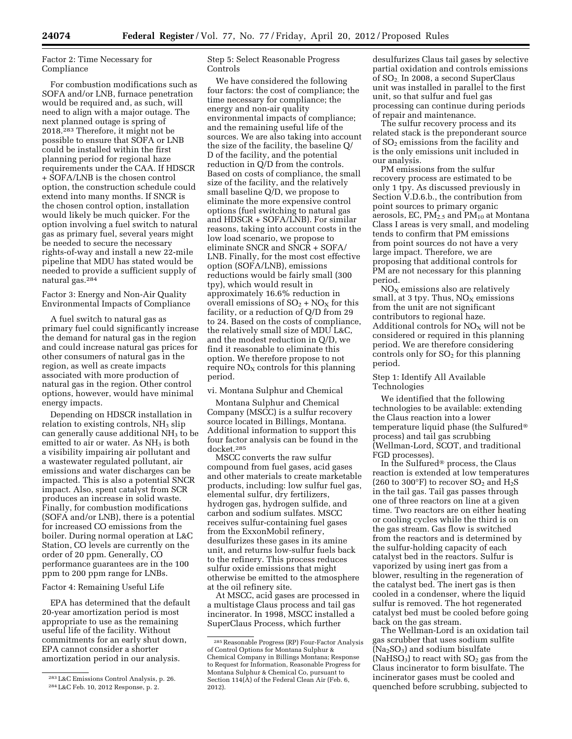Factor 2: Time Necessary for Compliance

For combustion modifications such as SOFA and/or LNB, furnace penetration would be required and, as such, will need to align with a major outage. The next planned outage is spring of 2018.[283] Therefore, it might not be possible to ensure that SOFA or LNB could be installed within the first planning period for regional haze requirements under the CAA. If HDSCR + SOFA/LNB is the chosen control option, the construction schedule could extend into many months. If SNCR is the chosen control option, installation would likely be much quicker. For the option involving a fuel switch to natural gas as primary fuel, several years might be needed to secure the necessary rights-of-way and install a new 22-mile pipeline that MDU has stated would be needed to provide a sufficient supply of natural gas.[284]

Factor 3: Energy and Non-Air Quality Environmental Impacts of Compliance

A fuel switch to natural gas as primary fuel could significantly increase the demand for natural gas in the region and could increase natural gas prices for other consumers of natural gas in the region, as well as create impacts associated with more production of natural gas in the region. Other control options, however, would have minimal energy impacts.

Depending on HDSCR installation in relation to existing controls, $NH_3$ slip can generally cause additional $NH_3$ to be emitted to air or water. As $NH_3$ is both a visibility impairing air pollutant and a wastewater regulated pollutant, air emissions and water discharges can be impacted. This is also a potential SNCR impact. Also, spent catalyst from SCR produces an increase in solid waste. Finally, for combustion modifications (SOFA and/or LNB), there is a potential for increased CO emissions from the boiler. During normal operation at L&C Station, CO levels are currently on the order of 20 ppm. Generally, CO performance guarantees are in the 100 ppm to 200 ppm range for LNBs.

Factor 4: Remaining Useful Life

EPA has determined that the default 20-year amortization period is most appropriate to use as the remaining useful life of the facility. Without commitments for an early shut down, EPA cannot consider a shorter amortization period in our analysis.

Step 5: Select Reasonable Progress Controls

We have considered the following four factors: the cost of compliance; the time necessary for compliance; the energy and non-air quality environmental impacts of compliance; and the remaining useful life of the sources. We are also taking into account the size of the facility, the baseline Q/D of the facility, and the potential reduction in Q/D from the controls. Based on costs of compliance, the small size of the facility, and the relatively small baseline Q/D, we propose to eliminate the more expensive control options (fuel switching to natural gas and HDSCR + SOFA/LNB). For similar reasons, taking into account costs in the low load scenario, we propose to eliminate SNCR and SNCR + SOFA/LNB. Finally, for the most cost effective option (SOFA/LNB), emissions reductions would be fairly small (300 tpy), which would result in approximately 16.6% reduction in overall emissions of $SO_2$ + $NO_X$ for this facility, or a reduction of Q/D from 29 to 24. Based on the costs of compliance, the relatively small size of MDU L&C, and the modest reduction in Q/D, we find it reasonable to eliminate this option. We therefore propose to not require $NO_X$ controls for this planning period.

vi. Montana Sulphur and Chemical

Montana Sulphur and Chemical Company (MSCC) is a sulfur recovery source located in Billings, Montana. Additional information to support this four factor analysis can be found in the docket.[285]

MSCC converts the raw sulfur compound from fuel gases, acid gases and other materials to create marketable products, including: low sulfur fuel gas, elemental sulfur, dry fertilizers, hydrogen gas, hydrogen sulfide, and carbon and sodium sulfates. MSCC receives sulfur-containing fuel gases from the ExxonMobil refinery, desulfurizes these gases in its amine unit, and returns low-sulfur fuels back to the refinery. This process reduces sulfur oxide emissions that might otherwise be emitted to the atmosphere at the oil refinery site.

At MSCC, acid gases are processed in a multistage Claus process and tail gas incinerator. In 1998, MSCC installed a SuperClaus Process, which further desulfurizes Claus tail gases by selective partial oxidation and controls emissions of $SO_2$. In 2008, a second SuperClaus unit was installed in parallel to the first unit, so that sulfur and fuel gas processing can continue during periods of repair and maintenance.

The sulfur recovery process and its related stack is the preponderant source of $SO_2$ emissions from the facility and is the only emissions unit included in our analysis.

PM emissions from the sulfur recovery process are estimated to be only 1 tpy. As discussed previously in Section V.D.6.b., the contribution from point sources to primary organic aerosols, EC, $PM_{2.5}$ and $PM_{10}$ at Montana Class I areas is very small, and modeling tends to confirm that PM emissions from point sources do not have a very large impact. Therefore, we are proposing that additional controls for PM are not necessary for this planning period.

$NO_X$ emissions also are relatively small, at 3 tpy. Thus, $NO_X$ emissions from the unit are not significant contributors to regional haze. Additional controls for $NO_X$ will not be considered or required in this planning period. We are therefore considering controls only for $SO_2$ for this planning period.

Step 1: Identify All Available Technologies

We identified that the following technologies to be available: extending the Claus reaction into a lower temperature liquid phase (the Sulfured® process) and tail gas scrubbing (Wellman-Lord, SCOT, and traditional FGD processes).

In the Sulfured® process, the Claus reaction is extended at low temperatures (260 to 300°F) to recover $SO_2$ and $H_2S$ in the tail gas. Tail gas passes through one of three reactors on line at a given time. Two reactors are on either heating or cooling cycles while the third is on the gas stream. Gas flow is switched from the reactors and is determined by the sulfur-holding capacity of each catalyst bed in the reactors. Sulfur is vaporized by using inert gas from a blower, resulting in the regeneration of the catalyst bed. The inert gas is then cooled in a condenser, where the liquid sulfur is removed. The hot regenerated catalyst bed must be cooled before going back on the gas stream.

The Wellman-Lord is an oxidation tail gas scrubber that uses sodium sulfite ($Na_2SO_3$) and sodium bisulfate ($NaHSO_3$) to react with $SO_2$ gas from the Claus incinerator to form bisulfate. The incinerator gases must be cooled and quenched before scrubbing, subjected to

[283] L&C Emissions Control Analysis, p. 26.

[284] L&C Feb. 10, 2012 Response, p. 2.

[285] Reasonable Progress (RP) Four-Factor Analysis of Control Options for Montana Sulphur & Chemical Company in Billings Montana; Response to Request for Information, Reasonable Progress for Montana Sulphur & Chemical Co, pursuant to Section 114(A) of the Federal Clean Air (Feb. 6, 2012).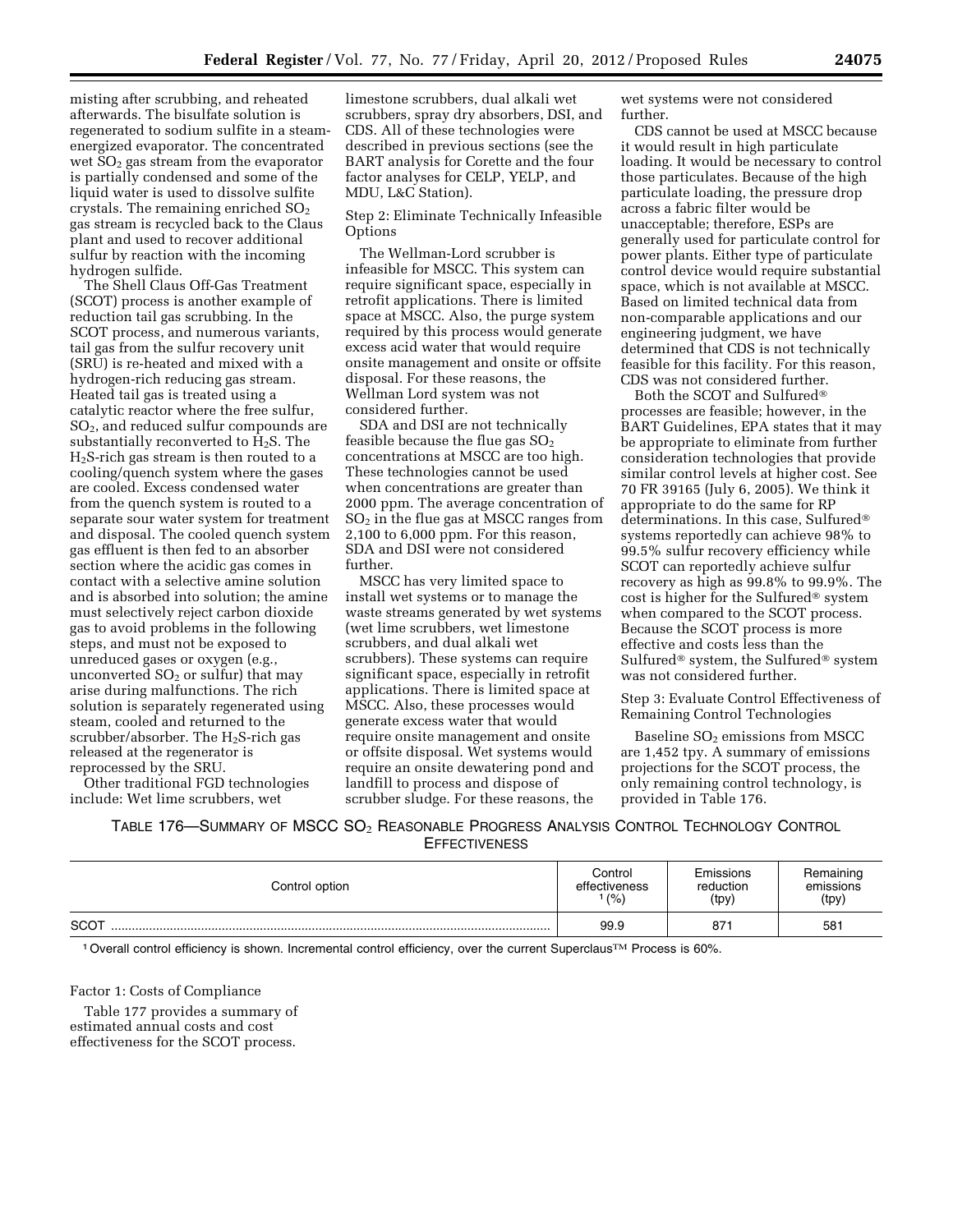misting after scrubbing, and reheated afterwards. The bisulfate solution is regenerated to sodium sulfite in a steam-energized evaporator. The concentrated wet $SO_2$ gas stream from the evaporator is partially condensed and some of the liquid water is used to dissolve sulfite crystals. The remaining enriched $SO_2$ gas stream is recycled back to the Claus plant and used to recover additional sulfur by reaction with the incoming hydrogen sulfide.

The Shell Claus Off-Gas Treatment (SCOT) process is another example of reduction tail gas scrubbing. In the SCOT process, and numerous variants, tail gas from the sulfur recovery unit (SRU) is re-heated and mixed with a hydrogen-rich reducing gas stream. Heated tail gas is treated using a catalytic reactor where the free sulfur, $SO_2$, and reduced sulfur compounds are substantially reconverted to $H_2S$. The $H_2S$-rich gas stream is then routed to a cooling/quench system where the gases are cooled. Excess condensed water from the quench system is routed to a separate sour water system for treatment and disposal. The cooled quench system gas effluent is then fed to an absorber section where the acidic gas comes in contact with a selective amine solution and is absorbed into solution; the amine must selectively reject carbon dioxide gas to avoid problems in the following steps, and must not be exposed to unreduced gases or oxygen (e.g., unconverted $SO_2$ or sulfur) that may arise during malfunctions. The rich solution is separately regenerated using steam, cooled and returned to the scrubber/absorber. The $H_2S$-rich gas released at the regenerator is reprocessed by the SRU.

Other traditional FGD technologies include: Wet lime scrubbers, wet limestone scrubbers, dual alkali wet scrubbers, spray dry absorbers, DSI, and CDS. All of these technologies were described in previous sections (see the BART analysis for Corette and the four factor analyses for CELP, YELP, and MDU, L&C Station).

Step 2: Eliminate Technically Infeasible Options

The Wellman-Lord scrubber is infeasible for MSCC. This system can require significant space, especially in retrofit applications. There is limited space at MSCC. Also, the purge system required by this process would generate excess acid water that would require onsite management and onsite or offsite disposal. For these reasons, the Wellman Lord system was not considered further.

SDA and DSI are not technically feasible because the flue gas $SO_2$ concentrations at MSCC are too high. These technologies cannot be used when concentrations are greater than 2000 ppm. The average concentration of $SO_2$ in the flue gas at MSCC ranges from 2,100 to 6,000 ppm. For this reason, SDA and DSI were not considered further.

MSCC has very limited space to install wet systems or to manage the waste streams generated by wet systems (wet lime scrubbers, wet limestone scrubbers, and dual alkali wet scrubbers). These systems can require significant space, especially in retrofit applications. There is limited space at MSCC. Also, these processes would generate excess water that would require onsite management and onsite or offsite disposal. Wet systems would require an onsite dewatering pond and landfill to process and dispose of scrubber sludge. For these reasons, the wet systems were not considered further.

CDS cannot be used at MSCC because it would result in high particulate loading. It would be necessary to control those particulates. Because of the high particulate loading, the pressure drop across a fabric filter would be unacceptable; therefore, ESPs are generally used for particulate control for power plants. Either type of particulate control device would require substantial space, which is not available at MSCC. Based on limited technical data from non-comparable applications and our engineering judgment, we have determined that CDS is not technically feasible for this facility. For this reason, CDS was not considered further.

Both the SCOT and Sulfured® processes are feasible; however, in the BART Guidelines, EPA states that it may be appropriate to eliminate from further consideration technologies that provide similar control levels at higher cost. See 70 FR 39165 (July 6, 2005). We think it appropriate to do the same for RP determinations. In this case, Sulfured® systems reportedly can achieve 98% to 99.5% sulfur recovery efficiency while SCOT can reportedly achieve sulfur recovery as high as 99.8% to 99.9%. The cost is higher for the Sulfured® system when compared to the SCOT process. Because the SCOT process is more effective and costs less than the Sulfured® system, the Sulfured® system was not considered further.

Step 3: Evaluate Control Effectiveness of Remaining Control Technologies

Baseline $SO_2$ emissions from MSCC are 1,452 tpy. A summary of emissions projections for the SCOT process, the only remaining control technology, is provided in Table 176.

TABLE 176—SUMMARY OF MSCC $SO_2$ REASONABLE PROGRESS ANALYSIS CONTROL TECHNOLOGY CONTROL EFFECTIVENESS

| Control option | Control effectiveness [1] (%) | Emissions reduction (tpy) | Remaining emissions (tpy) |
|---|---|---|---|
| SCOT | 99.9 | 871 | 581 |

[1] Overall control efficiency is shown. Incremental control efficiency, over the current Superclaus™ Process is 60%.

Factor 1: Costs of Compliance

Table 177 provides a summary of estimated annual costs and cost effectiveness for the SCOT process.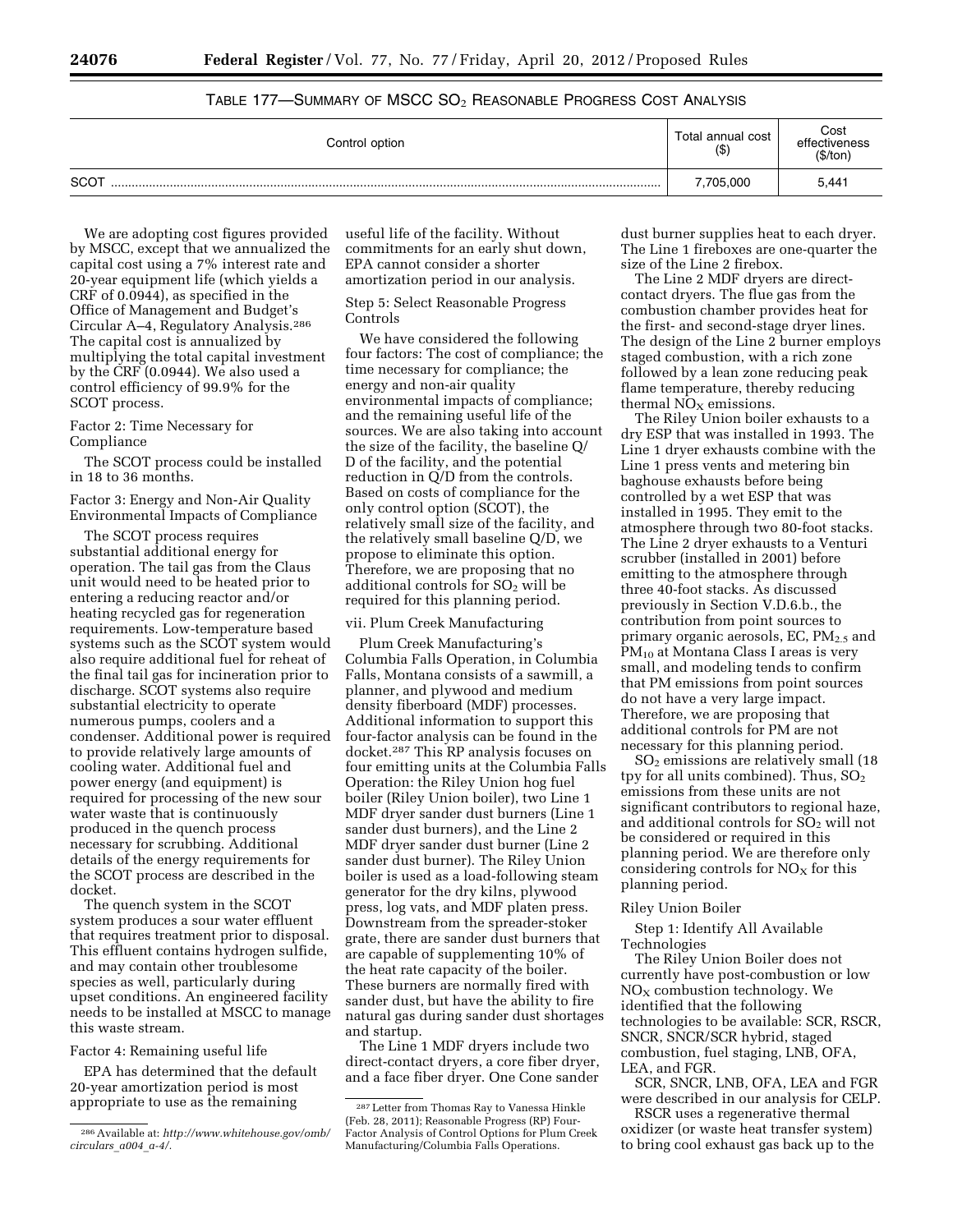TABLE 177—SUMMARY OF MSCC $SO_2$ REASONABLE PROGRESS COST ANALYSIS

| Control option | Total annual cost ($) | Cost effectiveness ($/ton) |
| --- | --- | --- |
| SCOT | 7,705,000 | 5,441 |

We are adopting cost figures provided by MSCC, except that we annualized the capital cost using a 7% interest rate and 20-year equipment life (which yields a CRF of 0.0944), as specified in the Office of Management and Budget's Circular A–4, Regulatory Analysis.[286] The capital cost is annualized by multiplying the total capital investment by the CRF (0.0944). We also used a control efficiency of 99.9% for the SCOT process.

Factor 2: Time Necessary for Compliance

The SCOT process could be installed in 18 to 36 months.

Factor 3: Energy and Non-Air Quality Environmental Impacts of Compliance

The SCOT process requires substantial additional energy for operation. The tail gas from the Claus unit would need to be heated prior to entering a reducing reactor and/or heating recycled gas for regeneration requirements. Low-temperature based systems such as the SCOT system would also require additional fuel for reheat of the final tail gas for incineration prior to discharge. SCOT systems also require substantial electricity to operate numerous pumps, coolers and a condenser. Additional power is required to provide relatively large amounts of cooling water. Additional fuel and power energy (and equipment) is required for processing of the new sour water waste that is continuously produced in the quench process necessary for scrubbing. Additional details of the energy requirements for the SCOT process are described in the docket.

The quench system in the SCOT system produces a sour water effluent that requires treatment prior to disposal. This effluent contains hydrogen sulfide, and may contain other troublesome species as well, particularly during upset conditions. An engineered facility needs to be installed at MSCC to manage this waste stream.

Factor 4: Remaining useful life

EPA has determined that the default 20-year amortization period is most appropriate to use as the remaining useful life of the facility. Without commitments for an early shut down, EPA cannot consider a shorter amortization period in our analysis.

Step 5: Select Reasonable Progress Controls

We have considered the following four factors: The cost of compliance; the time necessary for compliance; the energy and non-air quality environmental impacts of compliance; and the remaining useful life of the sources. We are also taking into account the size of the facility, the baseline Q/D of the facility, and the potential reduction in Q/D from the controls. Based on costs of compliance for the only control option (SCOT), the relatively small size of the facility, and the relatively small baseline Q/D, we propose to eliminate this option. Therefore, we are proposing that no additional controls for $SO_2$ will be required for this planning period.

vii. Plum Creek Manufacturing

Plum Creek Manufacturing's Columbia Falls Operation, in Columbia Falls, Montana consists of a sawmill, a planner, and plywood and medium density fiberboard (MDF) processes. Additional information to support this four-factor analysis can be found in the docket.[287] This RP analysis focuses on four emitting units at the Columbia Falls Operation: the Riley Union hog fuel boiler (Riley Union boiler), two Line 1 MDF dryer sander dust burners (Line 1 sander dust burners), and the Line 2 MDF dryer sander dust burner (Line 2 sander dust burner). The Riley Union boiler is used as a load-following steam generator for the dry kilns, plywood press, log vats, and MDF platen press. Downstream from the spreader-stoker grate, there are sander dust burners that are capable of supplementing 10% of the heat rate capacity of the boiler. These burners are normally fired with sander dust, but have the ability to fire natural gas during sander dust shortages and startup.

The Line 1 MDF dryers include two direct-contact dryers, a core fiber dryer, and a face fiber dryer. One Cone sander dust burner supplies heat to each dryer. The Line 1 fireboxes are one-quarter the size of the Line 2 firebox.

The Line 2 MDF dryers are direct-contact dryers. The flue gas from the combustion chamber provides heat for the first- and second-stage dryer lines. The design of the Line 2 burner employs staged combustion, with a rich zone followed by a lean zone reducing peak flame temperature, thereby reducing thermal $NO_X$ emissions.

The Riley Union boiler exhausts to a dry ESP that was installed in 1993. The Line 1 dryer exhausts combine with the Line 1 press vents and metering bin baghouse exhausts before being controlled by a wet ESP that was installed in 1995. They emit to the atmosphere through two 80-foot stacks. The Line 2 dryer exhausts to a Venturi scrubber (installed in 2001) before emitting to the atmosphere through three 40-foot stacks. As discussed previously in Section V.D.6.b., the contribution from point sources to primary organic aerosols, EC, $PM_{2.5}$ and $PM_{10}$ at Montana Class I areas is very small, and modeling tends to confirm that PM emissions from point sources do not have a very large impact. Therefore, we are proposing that additional controls for PM are not necessary for this planning period.

$SO_2$ emissions are relatively small (18 tpy for all units combined). Thus, $SO_2$ emissions from these units are not significant contributors to regional haze, and additional controls for $SO_2$ will not be considered or required in this planning period. We are therefore only considering controls for $NO_X$ for this planning period.

Riley Union Boiler

Step 1: Identify All Available Technologies

The Riley Union Boiler does not currently have post-combustion or low $NO_X$ combustion technology. We identified that the following technologies to be available: SCR, RSCR, SNCR, SNCR/SCR hybrid, staged combustion, fuel staging, LNB, OFA, LEA, and FGR.

SCR, SNCR, LNB, OFA, LEA and FGR were described in our analysis for CELP.

RSCR uses a regenerative thermal oxidizer (or waste heat transfer system) to bring cool exhaust gas back up to the

[286] Available at: *http://www.whitehouse.gov/omb/circulars_a004_a-4/.*

[287] Letter from Thomas Ray to Vanessa Hinkle (Feb. 28, 2011); Reasonable Progress (RP) Four-Factor Analysis of Control Options for Plum Creek Manufacturing/Columbia Falls Operations.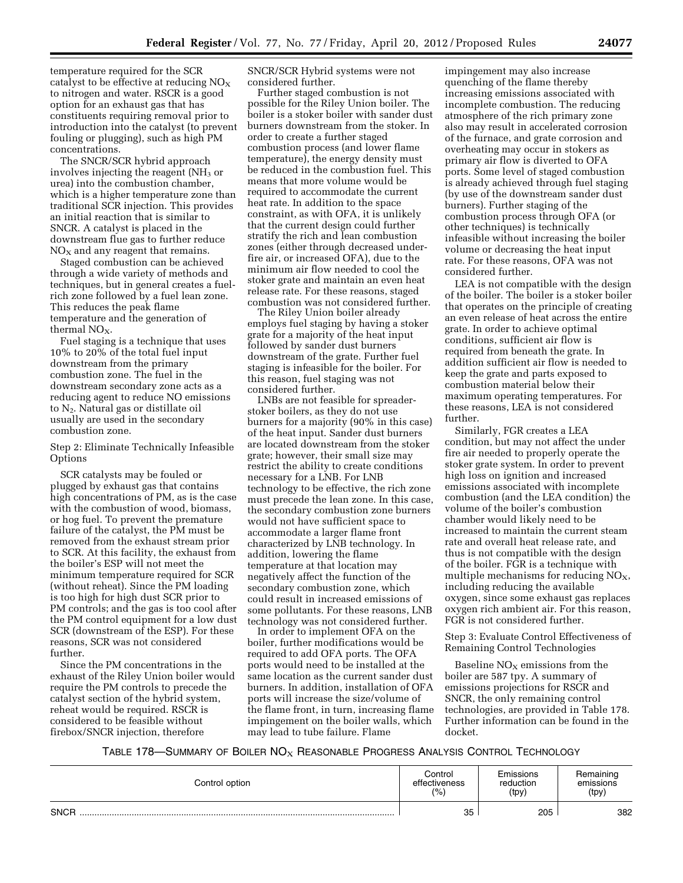temperature required for the SCR catalyst to be effective at reducing $NO_X$ to nitrogen and water. RSCR is a good option for an exhaust gas that has constituents requiring removal prior to introduction into the catalyst (to prevent fouling or plugging), such as high PM concentrations.

The SNCR/SCR hybrid approach involves injecting the reagent ($NH_3$ or urea) into the combustion chamber, which is a higher temperature zone than traditional SCR injection. This provides an initial reaction that is similar to SNCR. A catalyst is placed in the downstream flue gas to further reduce $NO_X$ and any reagent that remains.

Staged combustion can be achieved through a wide variety of methods and techniques, but in general creates a fuel-rich zone followed by a fuel lean zone. This reduces the peak flame temperature and the generation of thermal $NO_X$.

Fuel staging is a technique that uses 10% to 20% of the total fuel input downstream from the primary combustion zone. The fuel in the downstream secondary zone acts as a reducing agent to reduce NO emissions to $N_2$. Natural gas or distillate oil usually are used in the secondary combustion zone.

Step 2: Eliminate Technically Infeasible Options

SCR catalysts may be fouled or plugged by exhaust gas that contains high concentrations of PM, as is the case with the combustion of wood, biomass, or hog fuel. To prevent the premature failure of the catalyst, the PM must be removed from the exhaust stream prior to SCR. At this facility, the exhaust from the boiler's ESP will not meet the minimum temperature required for SCR (without reheat). Since the PM loading is too high for high dust SCR prior to PM controls; and the gas is too cool after the PM control equipment for a low dust SCR (downstream of the ESP). For these reasons, SCR was not considered further.

Since the PM concentrations in the exhaust of the Riley Union boiler would require the PM controls to precede the catalyst section of the hybrid system, reheat would be required. RSCR is considered to be feasible without firebox/SNCR injection, therefore SNCR/SCR Hybrid systems were not considered further.

Further staged combustion is not possible for the Riley Union boiler. The boiler is a stoker boiler with sander dust burners downstream from the stoker. In order to create a further staged combustion process (and lower flame temperature), the energy density must be reduced in the combustion fuel. This means that more volume would be required to accommodate the current heat rate. In addition to the space constraint, as with OFA, it is unlikely that the current design could further stratify the rich and lean combustion zones (either through decreased under-fire air, or increased OFA), due to the minimum air flow needed to cool the stoker grate and maintain an even heat release rate. For these reasons, staged combustion was not considered further.

The Riley Union boiler already employs fuel staging by having a stoker grate for a majority of the heat input followed by sander dust burners downstream of the grate. Further fuel staging is infeasible for the boiler. For this reason, fuel staging was not considered further.

LNBs are not feasible for spreader-stoker boilers, as they do not use burners for a majority (90% in this case) of the heat input. Sander dust burners are located downstream from the stoker grate; however, their small size may restrict the ability to create conditions necessary for a LNB. For LNB technology to be effective, the rich zone must precede the lean zone. In this case, the secondary combustion zone burners would not have sufficient space to accommodate a larger flame front characterized by LNB technology. In addition, lowering the flame temperature at that location may negatively affect the function of the secondary combustion zone, which could result in increased emissions of some pollutants. For these reasons, LNB technology was not considered further.

In order to implement OFA on the boiler, further modifications would be required to add OFA ports. The OFA ports would need to be installed at the same location as the current sander dust burners. In addition, installation of OFA ports will increase the size/volume of the flame front, in turn, increasing flame impingement on the boiler walls, which may lead to tube failure. Flame impingement may also increase quenching of the flame thereby increasing emissions associated with incomplete combustion. The reducing atmosphere of the rich primary zone also may result in accelerated corrosion of the furnace, and grate corrosion and overheating may occur in stokers as primary air flow is diverted to OFA ports. Some level of staged combustion is already achieved through fuel staging (by use of the downstream sander dust burners). Further staging of the combustion process through OFA (or other techniques) is technically infeasible without increasing the boiler volume or decreasing the heat input rate. For these reasons, OFA was not considered further.

LEA is not compatible with the design of the boiler. The boiler is a stoker boiler that operates on the principle of creating an even release of heat across the entire grate. In order to achieve optimal conditions, sufficient air flow is required from beneath the grate. In addition sufficient air flow is needed to keep the grate and parts exposed to combustion material below their maximum operating temperatures. For these reasons, LEA is not considered further.

Similarly, FGR creates a LEA condition, but may not affect the under fire air needed to properly operate the stoker grate system. In order to prevent high loss on ignition and increased emissions associated with incomplete combustion (and the LEA condition) the volume of the boiler's combustion chamber would likely need to be increased to maintain the current steam rate and overall heat release rate, and thus is not compatible with the design of the boiler. FGR is a technique with multiple mechanisms for reducing $NO_X$, including reducing the available oxygen, since some exhaust gas replaces oxygen rich ambient air. For this reason, FGR is not considered further.

Step 3: Evaluate Control Effectiveness of Remaining Control Technologies

Baseline $NO_X$ emissions from the boiler are 587 tpy. A summary of emissions projections for RSCR and SNCR, the only remaining control technologies, are provided in Table 178. Further information can be found in the docket.

TABLE 178—SUMMARY OF BOILER $NO_X$ REASONABLE PROGRESS ANALYSIS CONTROL TECHNOLOGY

| Control option | Control effectiveness (%) | Emissions reduction (tpy) | Remaining emissions (tpy) |
|---|---|---|---|
| SNCR | 35 | 205 | 382 |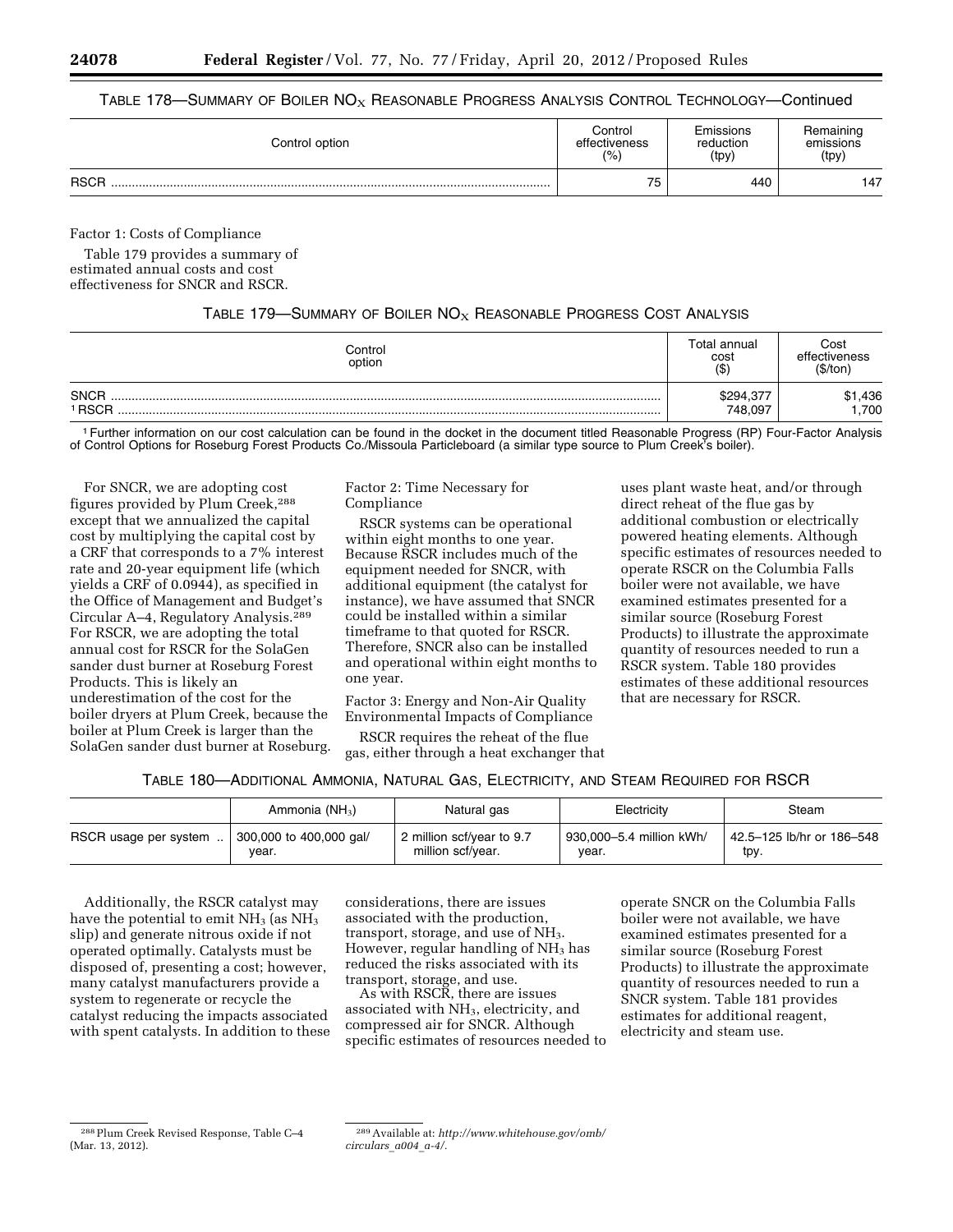TABLE 178—SUMMARY OF BOILER $NO_X$ REASONABLE PROGRESS ANALYSIS CONTROL TECHNOLOGY—Continued

| Control option | Control effectiveness (%) | Emissions reduction (tpy) | Remaining emissions (tpy) |
|---|---|---|---|
| RSCR | 75 | 440 | 147 |

Factor 1: Costs of Compliance

Table 179 provides a summary of estimated annual costs and cost effectiveness for SNCR and RSCR.

TABLE 179—SUMMARY OF BOILER $NO_X$ REASONABLE PROGRESS COST ANALYSIS

| Control option | Total annual cost ($) | Cost effectiveness ($/ton) |
|---|---|---|
| SNCR | $294,377 | $1,436 |
| [1] RSCR | 748,097 | 1,700 |

[1] Further information on our cost calculation can be found in the docket in the document titled Reasonable Progress (RP) Four-Factor Analysis of Control Options for Roseburg Forest Products Co./Missoula Particleboard (a similar type source to Plum Creek's boiler).

For SNCR, we are adopting cost figures provided by Plum Creek,[288] except that we annualized the capital cost by multiplying the capital cost by a CRF that corresponds to a 7% interest rate and 20-year equipment life (which yields a CRF of 0.0944), as specified in the Office of Management and Budget's Circular A–4, Regulatory Analysis.[289] For RSCR, we are adopting the total annual cost for RSCR for the SolaGen sander dust burner at Roseburg Forest Products. This is likely an underestimation of the cost for the boiler dryers at Plum Creek, because the boiler at Plum Creek is larger than the SolaGen sander dust burner at Roseburg.

Factor 2: Time Necessary for Compliance

RSCR systems can be operational within eight months to one year. Because RSCR includes much of the equipment needed for SNCR, with additional equipment (the catalyst for instance), we have assumed that SNCR could be installed within a similar timeframe to that quoted for RSCR. Therefore, SNCR also can be installed and operational within eight months to one year.

Factor 3: Energy and Non-Air Quality Environmental Impacts of Compliance

RSCR requires the reheat of the flue gas, either through a heat exchanger that uses plant waste heat, and/or through direct reheat of the flue gas by additional combustion or electrically powered heating elements. Although specific estimates of resources needed to operate RSCR on the Columbia Falls boiler were not available, we have examined estimates presented for a similar source (Roseburg Forest Products) to illustrate the approximate quantity of resources needed to run a RSCR system. Table 180 provides estimates of these additional resources that are necessary for RSCR.

TABLE 180—ADDITIONAL AMMONIA, NATURAL GAS, ELECTRICITY, AND STEAM REQUIRED FOR RSCR

| | Ammonia ($NH_3$) | Natural gas | Electricity | Steam |
|---|---|---|---|---|
| RSCR usage per system | 300,000 to 400,000 gal/year. | 2 million scf/year to 9.7 million scf/year. | 930,000–5.4 million kWh/year. | 42.5–125 lb/hr or 186–548 tpy. |

Additionally, the RSCR catalyst may have the potential to emit $NH_3$ (as $NH_3$ slip) and generate nitrous oxide if not operated optimally. Catalysts must be disposed of, presenting a cost; however, many catalyst manufacturers provide a system to regenerate or recycle the catalyst reducing the impacts associated with spent catalysts. In addition to these considerations, there are issues associated with the production, transport, storage, and use of $NH_3$. However, regular handling of $NH_3$ has reduced the risks associated with its transport, storage, and use.

As with RSCR, there are issues associated with $NH_3$, electricity, and compressed air for SNCR. Although specific estimates of resources needed to operate SNCR on the Columbia Falls boiler were not available, we have examined estimates presented for a similar source (Roseburg Forest Products) to illustrate the approximate quantity of resources needed to run a SNCR system. Table 181 provides estimates for additional reagent, electricity and steam use.

[288] Plum Creek Revised Response, Table C–4 (Mar. 13, 2012).

[289] Available at: *http://www.whitehouse.gov/omb/circulars_a004_a-4/*.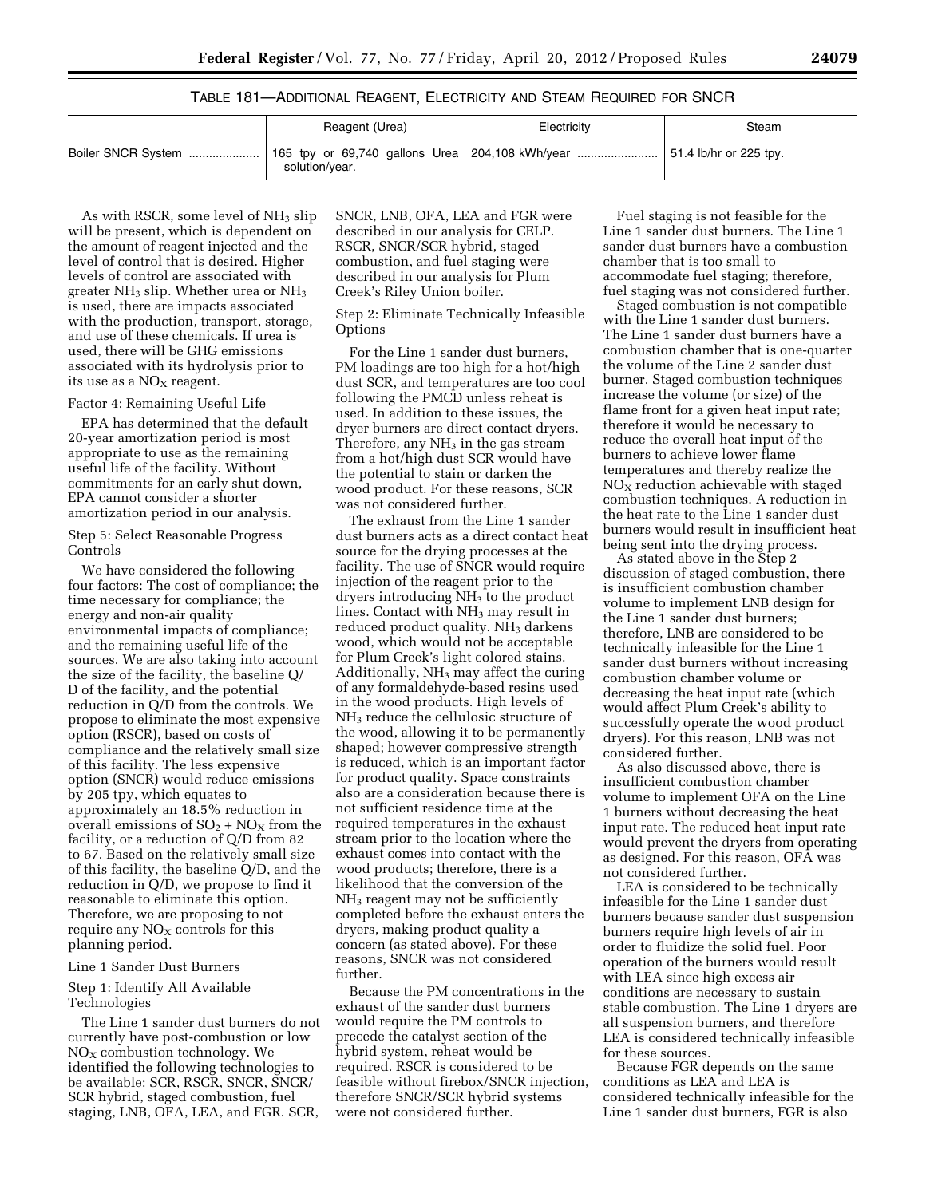TABLE 181—ADDITIONAL REAGENT, ELECTRICITY AND STEAM REQUIRED FOR SNCR

| | Reagent (Urea) | Electricity | Steam |
|---|---|---|---|
| Boiler SNCR System | 165 tpy or 69,740 gallons Urea solution/year. | 204,108 kWh/year | 51.4 lb/hr or 225 tpy. |

As with RSCR, some level of $NH_3$ slip will be present, which is dependent on the amount of reagent injected and the level of control that is desired. Higher levels of control are associated with greater $NH_3$ slip. Whether urea or $NH_3$ is used, there are impacts associated with the production, transport, storage, and use of these chemicals. If urea is used, there will be GHG emissions associated with its hydrolysis prior to its use as a $NO_X$ reagent.

Factor 4: Remaining Useful Life

EPA has determined that the default 20-year amortization period is most appropriate to use as the remaining useful life of the facility. Without commitments for an early shut down, EPA cannot consider a shorter amortization period in our analysis.

Step 5: Select Reasonable Progress Controls

We have considered the following four factors: The cost of compliance; the time necessary for compliance; the energy and non-air quality environmental impacts of compliance; and the remaining useful life of the sources. We are also taking into account the size of the facility, the baseline Q/D of the facility, and the potential reduction in Q/D from the controls. We propose to eliminate the most expensive option (RSCR), based on costs of compliance and the relatively small size of this facility. The less expensive option (SNCR) would reduce emissions by 205 tpy, which equates to approximately an 18.5% reduction in overall emissions of $SO_2$ + $NO_X$ from the facility, or a reduction of Q/D from 82 to 67. Based on the relatively small size of this facility, the baseline Q/D, and the reduction in Q/D, we propose to find it reasonable to eliminate this option. Therefore, we are proposing to not require any $NO_X$ controls for this planning period.

Line 1 Sander Dust Burners

Step 1: Identify All Available Technologies

The Line 1 sander dust burners do not currently have post-combustion or low $NO_X$ combustion technology. We identified the following technologies to be available: SCR, RSCR, SNCR, SNCR/SCR hybrid, staged combustion, fuel staging, LNB, OFA, LEA, and FGR. SCR, SNCR, LNB, OFA, LEA and FGR were described in our analysis for CELP. RSCR, SNCR/SCR hybrid, staged combustion, and fuel staging were described in our analysis for Plum Creek's Riley Union boiler.

Step 2: Eliminate Technically Infeasible Options

For the Line 1 sander dust burners, PM loadings are too high for a hot/high dust SCR, and temperatures are too cool following the PMCD unless reheat is used. In addition to these issues, the dryer burners are direct contact dryers. Therefore, any $NH_3$ in the gas stream from a hot/high dust SCR would have the potential to stain or darken the wood product. For these reasons, SCR was not considered further.

The exhaust from the Line 1 sander dust burners acts as a direct contact heat source for the drying processes at the facility. The use of SNCR would require injection of the reagent prior to the dryers introducing $NH_3$ to the product lines. Contact with $NH_3$ may result in reduced product quality. $NH_3$ darkens wood, which would not be acceptable for Plum Creek's light colored stains. Additionally, $NH_3$ may affect the curing of any formaldehyde-based resins used in the wood products. High levels of $NH_3$ reduce the cellulosic structure of the wood, allowing it to be permanently shaped; however compressive strength is reduced, which is an important factor for product quality. Space constraints also are a consideration because there is not sufficient residence time at the required temperatures in the exhaust stream prior to the location where the exhaust comes into contact with the wood products; therefore, there is a likelihood that the conversion of the $NH_3$ reagent may not be sufficiently completed before the exhaust enters the dryers, making product quality a concern (as stated above). For these reasons, SNCR was not considered further.

Because the PM concentrations in the exhaust of the sander dust burners would require the PM controls to precede the catalyst section of the hybrid system, reheat would be required. RSCR is considered to be feasible without firebox/SNCR injection, therefore SNCR/SCR hybrid systems were not considered further.

Fuel staging is not feasible for the Line 1 sander dust burners. The Line 1 sander dust burners have a combustion chamber that is too small to accommodate fuel staging; therefore, fuel staging was not considered further.

Staged combustion is not compatible with the Line 1 sander dust burners. The Line 1 sander dust burners have a combustion chamber that is one-quarter the volume of the Line 2 sander dust burner. Staged combustion techniques increase the volume (or size) of the flame front for a given heat input rate; therefore it would be necessary to reduce the overall heat input of the burners to achieve lower flame temperatures and thereby realize the $NO_X$ reduction achievable with staged combustion techniques. A reduction in the heat rate to the Line 1 sander dust burners would result in insufficient heat being sent into the drying process.

As stated above in the Step 2 discussion of staged combustion, there is insufficient combustion chamber volume to implement LNB design for the Line 1 sander dust burners; therefore, LNB are considered to be technically infeasible for the Line 1 sander dust burners without increasing combustion chamber volume or decreasing the heat input rate (which would affect Plum Creek's ability to successfully operate the wood product dryers). For this reason, LNB was not considered further.

As also discussed above, there is insufficient combustion chamber volume to implement OFA on the Line 1 burners without decreasing the heat input rate. The reduced heat input rate would prevent the dryers from operating as designed. For this reason, OFA was not considered further.

LEA is considered to be technically infeasible for the Line 1 sander dust burners because sander dust suspension burners require high levels of air in order to fluidize the solid fuel. Poor operation of the burners would result with LEA since high excess air conditions are necessary to sustain stable combustion. The Line 1 dryers are all suspension burners, and therefore LEA is considered technically infeasible for these sources.

Because FGR depends on the same conditions as LEA and LEA is considered technically infeasible for the Line 1 sander dust burners, FGR is also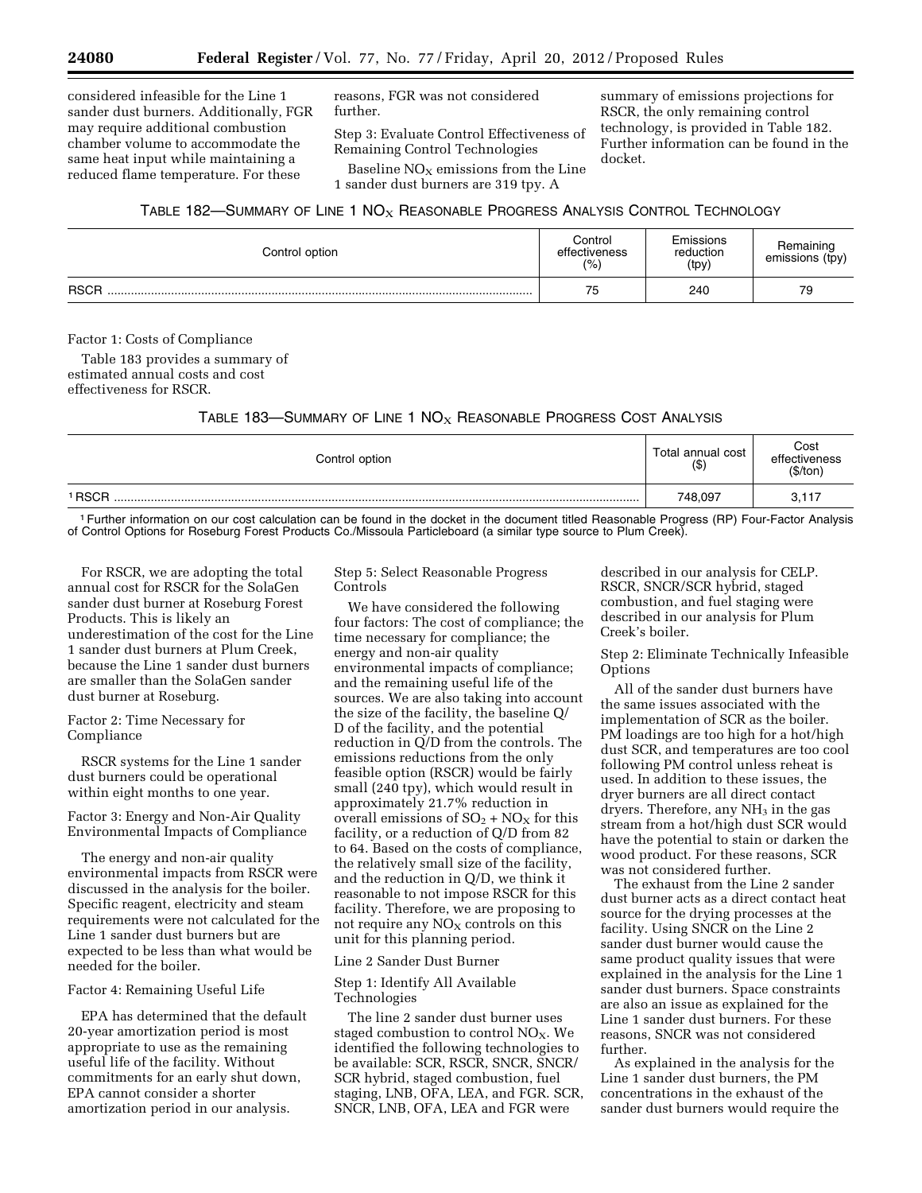considered infeasible for the Line 1 sander dust burners. Additionally, FGR may require additional combustion chamber volume to accommodate the same heat input while maintaining a reduced flame temperature. For these reasons, FGR was not considered further.

Step 3: Evaluate Control Effectiveness of Remaining Control Technologies

Baseline $NO_X$ emissions from the Line 1 sander dust burners are 319 tpy. A summary of emissions projections for RSCR, the only remaining control technology, is provided in Table 182. Further information can be found in the docket.

TABLE 182—SUMMARY OF LINE 1 $NO_X$ REASONABLE PROGRESS ANALYSIS CONTROL TECHNOLOGY

| Control option | Control effectiveness (%) | Emissions reduction (tpy) | Remaining emissions (tpy) |
|---|---|---|---|
| RSCR | 75 | 240 | 79 |

Factor 1: Costs of Compliance

Table 183 provides a summary of estimated annual costs and cost effectiveness for RSCR.

TABLE 183—SUMMARY OF LINE 1 $NO_X$ REASONABLE PROGRESS COST ANALYSIS

| Control option | Total annual cost ($) | Cost effectiveness ($/ton) |
|---|---|---|
| [1] RSCR | 748,097 | 3,117 |

[1] Further information on our cost calculation can be found in the docket in the document titled Reasonable Progress (RP) Four-Factor Analysis of Control Options for Roseburg Forest Products Co./Missoula Particleboard (a similar type source to Plum Creek).

For RSCR, we are adopting the total annual cost for RSCR for the SolaGen sander dust burner at Roseburg Forest Products. This is likely an underestimation of the cost for the Line 1 sander dust burners at Plum Creek, because the Line 1 sander dust burners are smaller than the SolaGen sander dust burner at Roseburg.

Factor 2: Time Necessary for Compliance

RSCR systems for the Line 1 sander dust burners could be operational within eight months to one year.

Factor 3: Energy and Non-Air Quality Environmental Impacts of Compliance

The energy and non-air quality environmental impacts from RSCR were discussed in the analysis for the boiler. Specific reagent, electricity and steam requirements were not calculated for the Line 1 sander dust burners but are expected to be less than what would be needed for the boiler.

Factor 4: Remaining Useful Life

EPA has determined that the default 20-year amortization period is most appropriate to use as the remaining useful life of the facility. Without commitments for an early shut down, EPA cannot consider a shorter amortization period in our analysis.

Step 5: Select Reasonable Progress Controls

We have considered the following four factors: The cost of compliance; the time necessary for compliance; the energy and non-air quality environmental impacts of compliance; and the remaining useful life of the sources. We are also taking into account the size of the facility, the baseline Q/D of the facility, and the potential reduction in Q/D from the controls. The emissions reductions from the only feasible option (RSCR) would be fairly small (240 tpy), which would result in approximately 21.7% reduction in overall emissions of $SO_2$ + $NO_X$ for this facility, or a reduction of Q/D from 82 to 64. Based on the costs of compliance, the relatively small size of the facility, and the reduction in Q/D, we think it reasonable to not impose RSCR for this facility. Therefore, we are proposing to not require any $NO_X$ controls on this unit for this planning period.

Line 2 Sander Dust Burner

Step 1: Identify All Available Technologies

The line 2 sander dust burner uses staged combustion to control $NO_X$. We identified the following technologies to be available: SCR, RSCR, SNCR, SNCR/SCR hybrid, staged combustion, fuel staging, LNB, OFA, LEA, and FGR. SCR, SNCR, LNB, OFA, LEA and FGR were described in our analysis for CELP. RSCR, SNCR/SCR hybrid, staged combustion, and fuel staging were described in our analysis for Plum Creek's boiler.

Step 2: Eliminate Technically Infeasible Options

All of the sander dust burners have the same issues associated with the implementation of SCR as the boiler. PM loadings are too high for a hot/high dust SCR, and temperatures are too cool following PM control unless reheat is used. In addition to these issues, the dryer burners are all direct contact dryers. Therefore, any $NH_3$ in the gas stream from a hot/high dust SCR would have the potential to stain or darken the wood product. For these reasons, SCR was not considered further.

The exhaust from the Line 2 sander dust burner acts as a direct contact heat source for the drying processes at the facility. Using SNCR on the Line 2 sander dust burner would cause the same product quality issues that were explained in the analysis for the Line 1 sander dust burners. Space constraints are also an issue as explained for the Line 1 sander dust burners. For these reasons, SNCR was not considered further.

As explained in the analysis for the Line 1 sander dust burners, the PM concentrations in the exhaust of the sander dust burners would require the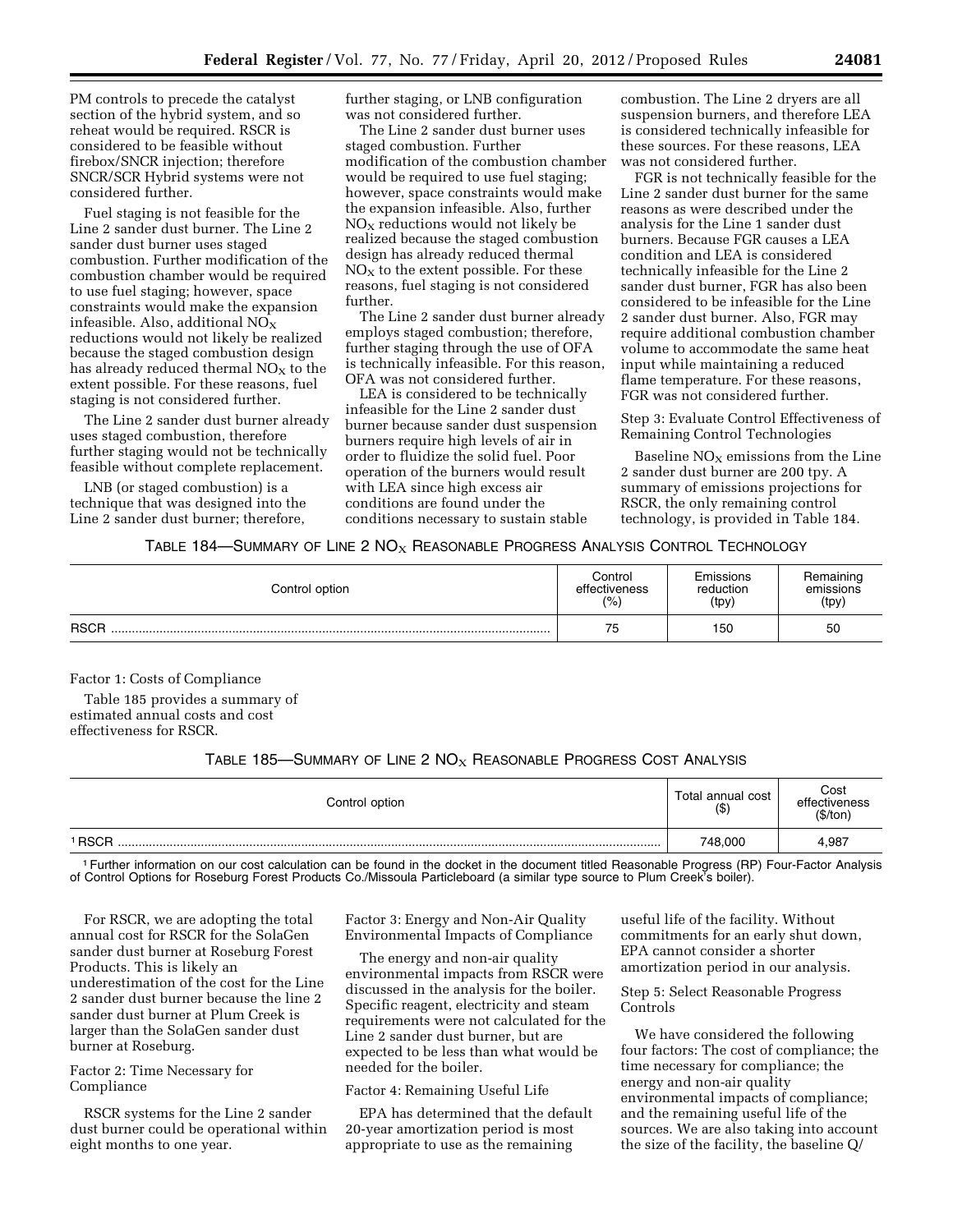PM controls to precede the catalyst section of the hybrid system, and so reheat would be required. RSCR is considered to be feasible without firebox/SNCR injection; therefore SNCR/SCR Hybrid systems were not considered further.

Fuel staging is not feasible for the Line 2 sander dust burner. The Line 2 sander dust burner uses staged combustion. Further modification of the combustion chamber would be required to use fuel staging; however, space constraints would make the expansion infeasible. Also, additional $NO_X$ reductions would not likely be realized because the staged combustion design has already reduced thermal $NO_X$ to the extent possible. For these reasons, fuel staging is not considered further.

The Line 2 sander dust burner already uses staged combustion, therefore further staging would not be technically feasible without complete replacement.

LNB (or staged combustion) is a technique that was designed into the Line 2 sander dust burner; therefore, further staging, or LNB configuration was not considered further.

The Line 2 sander dust burner uses staged combustion. Further modification of the combustion chamber would be required to use fuel staging; however, space constraints would make the expansion infeasible. Also, further $NO_X$ reductions would not likely be realized because the staged combustion design has already reduced thermal $NO_X$ to the extent possible. For these reasons, fuel staging is not considered further.

The Line 2 sander dust burner already employs staged combustion; therefore, further staging through the use of OFA is technically infeasible. For this reason, OFA was not considered further.

LEA is considered to be technically infeasible for the Line 2 sander dust burner because sander dust suspension burners require high levels of air in order to fluidize the solid fuel. Poor operation of the burners would result with LEA since high excess air conditions are found under the conditions necessary to sustain stable combustion. The Line 2 dryers are all suspension burners, and therefore LEA is considered technically infeasible for these sources. For these reasons, LEA was not considered further.

FGR is not technically feasible for the Line 2 sander dust burner for the same reasons as were described under the analysis for the Line 1 sander dust burners. Because FGR causes a LEA condition and LEA is considered technically infeasible for the Line 2 sander dust burner, FGR has also been considered to be infeasible for the Line 2 sander dust burner. Also, FGR may require additional combustion chamber volume to accommodate the same heat input while maintaining a reduced flame temperature. For these reasons, FGR was not considered further.

Step 3: Evaluate Control Effectiveness of Remaining Control Technologies

Baseline $NO_X$ emissions from the Line 2 sander dust burner are 200 tpy. A summary of emissions projections for RSCR, the only remaining control technology, is provided in Table 184.

TABLE 184—SUMMARY OF LINE 2 $NO_X$ REASONABLE PROGRESS ANALYSIS CONTROL TECHNOLOGY

| Control option | Control effectiveness (%) | Emissions reduction (tpy) | Remaining emissions (tpy) |
|---|---|---|---|
| RSCR | 75 | 150 | 50 |

Factor 1: Costs of Compliance

Table 185 provides a summary of estimated annual costs and cost effectiveness for RSCR.

TABLE 185—SUMMARY OF LINE 2 $NO_X$ REASONABLE PROGRESS COST ANALYSIS

| Control option | Total annual cost ($) | Cost effectiveness ($/ton) |
|---|---|---|
| [1] RSCR | 748,000 | 4,987 |

[1] Further information on our cost calculation can be found in the docket in the document titled Reasonable Progress (RP) Four-Factor Analysis of Control Options for Roseburg Forest Products Co./Missoula Particleboard (a similar type source to Plum Creek's boiler).

For RSCR, we are adopting the total annual cost for RSCR for the SolaGen sander dust burner at Roseburg Forest Products. This is likely an underestimation of the cost for the Line 2 sander dust burner because the line 2 sander dust burner at Plum Creek is larger than the SolaGen sander dust burner at Roseburg.

Factor 2: Time Necessary for Compliance

RSCR systems for the Line 2 sander dust burner could be operational within eight months to one year.

Factor 3: Energy and Non-Air Quality Environmental Impacts of Compliance

The energy and non-air quality environmental impacts from RSCR were discussed in the analysis for the boiler. Specific reagent, electricity and steam requirements were not calculated for the Line 2 sander dust burner, but are expected to be less than what would be needed for the boiler.

Factor 4: Remaining Useful Life

EPA has determined that the default 20-year amortization period is most appropriate to use as the remaining useful life of the facility. Without commitments for an early shut down, EPA cannot consider a shorter amortization period in our analysis.

Step 5: Select Reasonable Progress Controls

We have considered the following four factors: The cost of compliance; the time necessary for compliance; the energy and non-air quality environmental impacts of compliance; and the remaining useful life of the sources. We are also taking into account the size of the facility, the baseline Q/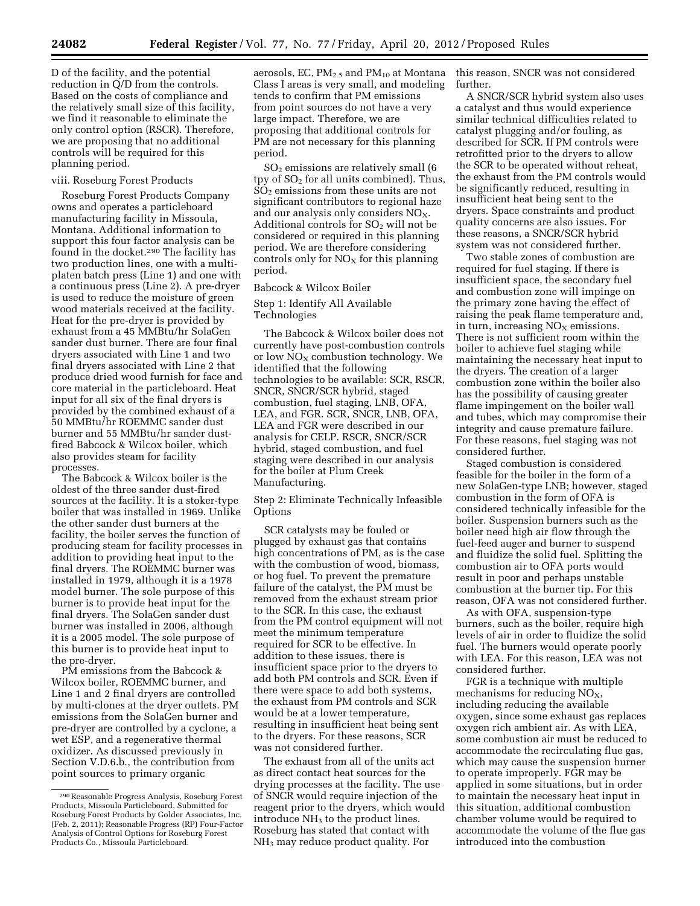D of the facility, and the potential reduction in Q/D from the controls. Based on the costs of compliance and the relatively small size of this facility, we find it reasonable to eliminate the only control option (RSCR). Therefore, we are proposing that no additional controls will be required for this planning period.

viii. Roseburg Forest Products

Roseburg Forest Products Company owns and operates a particleboard manufacturing facility in Missoula, Montana. Additional information to support this four factor analysis can be found in the docket.[290] The facility has two production lines, one with a multi-platen batch press (Line 1) and one with a continuous press (Line 2). A pre-dryer is used to reduce the moisture of green wood materials received at the facility. Heat for the pre-dryer is provided by exhaust from a 45 MMBtu/hr SolaGen sander dust burner. There are four final dryers associated with Line 1 and two final dryers associated with Line 2 that produce dried wood furnish for face and core material in the particleboard. Heat input for all six of the final dryers is provided by the combined exhaust of a 50 MMBtu/hr ROEMMC sander dust burner and 55 MMBtu/hr sander dust-fired Babcock & Wilcox boiler, which also provides steam for facility processes.

The Babcock & Wilcox boiler is the oldest of the three sander dust-fired sources at the facility. It is a stoker-type boiler that was installed in 1969. Unlike the other sander dust burners at the facility, the boiler serves the function of producing steam for facility processes in addition to providing heat input to the final dryers. The ROEMMC burner was installed in 1979, although it is a 1978 model burner. The sole purpose of this burner is to provide heat input for the final dryers. The SolaGen sander dust burner was installed in 2006, although it is a 2005 model. The sole purpose of this burner is to provide heat input to the pre-dryer.

PM emissions from the Babcock & Wilcox boiler, ROEMMC burner, and Line 1 and 2 final dryers are controlled by multi-clones at the dryer outlets. PM emissions from the SolaGen burner and pre-dryer are controlled by a cyclone, a wet ESP, and a regenerative thermal oxidizer. As discussed previously in Section V.D.6.b., the contribution from point sources to primary organic aerosols, EC, $PM_{2.5}$ and $PM_{10}$ at Montana Class I areas is very small, and modeling tends to confirm that PM emissions from point sources do not have a very large impact. Therefore, we are proposing that additional controls for PM are not necessary for this planning period.

$SO_2$ emissions are relatively small (6 tpy of $SO_2$ for all units combined). Thus, $SO_2$ emissions from these units are not significant contributors to regional haze and our analysis only considers $NO_X$. Additional controls for $SO_2$ will not be considered or required in this planning period. We are therefore considering controls only for $NO_X$ for this planning period.

Babcock & Wilcox Boiler

Step 1: Identify All Available Technologies

The Babcock & Wilcox boiler does not currently have post-combustion controls or low $NO_X$ combustion technology. We identified that the following technologies to be available: SCR, RSCR, SNCR, SNCR/SCR hybrid, staged combustion, fuel staging, LNB, OFA, LEA, and FGR. SCR, SNCR, LNB, OFA, LEA and FGR were described in our analysis for CELP. RSCR, SNCR/SCR hybrid, staged combustion, and fuel staging were described in our analysis for the boiler at Plum Creek Manufacturing.

Step 2: Eliminate Technically Infeasible Options

SCR catalysts may be fouled or plugged by exhaust gas that contains high concentrations of PM, as is the case with the combustion of wood, biomass, or hog fuel. To prevent the premature failure of the catalyst, the PM must be removed from the exhaust stream prior to the SCR. In this case, the exhaust from the PM control equipment will not meet the minimum temperature required for SCR to be effective. In addition to these issues, there is insufficient space prior to the dryers to add both PM controls and SCR. Even if there were space to add both systems, the exhaust from PM controls and SCR would be at a lower temperature, resulting in insufficient heat being sent to the dryers. For these reasons, SCR was not considered further.

The exhaust from all of the units act as direct contact heat sources for the drying processes at the facility. The use of SNCR would require injection of the reagent prior to the dryers, which would introduce $NH_3$ to the product lines. Roseburg has stated that contact with $NH_3$ may reduce product quality. For this reason, SNCR was not considered further.

A SNCR/SCR hybrid system also uses a catalyst and thus would experience similar technical difficulties related to catalyst plugging and/or fouling, as described for SCR. If PM controls were retrofitted prior to the dryers to allow the SCR to be operated without reheat, the exhaust from the PM controls would be significantly reduced, resulting in insufficient heat being sent to the dryers. Space constraints and product quality concerns are also issues. For these reasons, a SNCR/SCR hybrid system was not considered further.

Two stable zones of combustion are required for fuel staging. If there is insufficient space, the secondary fuel and combustion zone will impinge on the primary zone having the effect of raising the peak flame temperature and, in turn, increasing $NO_X$ emissions. There is not sufficient room within the boiler to achieve fuel staging while maintaining the necessary heat input to the dryers. The creation of a larger combustion zone within the boiler also has the possibility of causing greater flame impingement on the boiler wall and tubes, which may compromise their integrity and cause premature failure. For these reasons, fuel staging was not considered further.

Staged combustion is considered feasible for the boiler in the form of a new SolaGen-type LNB; however, staged combustion in the form of OFA is considered technically infeasible for the boiler. Suspension burners such as the boiler need high air flow through the fuel-feed auger and burner to suspend and fluidize the solid fuel. Splitting the combustion air to OFA ports would result in poor and perhaps unstable combustion at the burner tip. For this reason, OFA was not considered further.

As with OFA, suspension-type burners, such as the boiler, require high levels of air in order to fluidize the solid fuel. The burners would operate poorly with LEA. For this reason, LEA was not considered further.

FGR is a technique with multiple mechanisms for reducing $NO_X$, including reducing the available oxygen, since some exhaust gas replaces oxygen rich ambient air. As with LEA, some combustion air must be reduced to accommodate the recirculating flue gas, which may cause the suspension burner to operate improperly. FGR may be applied in some situations, but in order to maintain the necessary heat input in this situation, additional combustion chamber volume would be required to accommodate the volume of the flue gas introduced into the combustion

[290] Reasonable Progress Analysis, Roseburg Forest Products, Missoula Particleboard, Submitted for Roseburg Forest Products by Golder Associates, Inc. (Feb. 2, 2011); Reasonable Progress (RP) Four-Factor Analysis of Control Options for Roseburg Forest Products Co., Missoula Particleboard.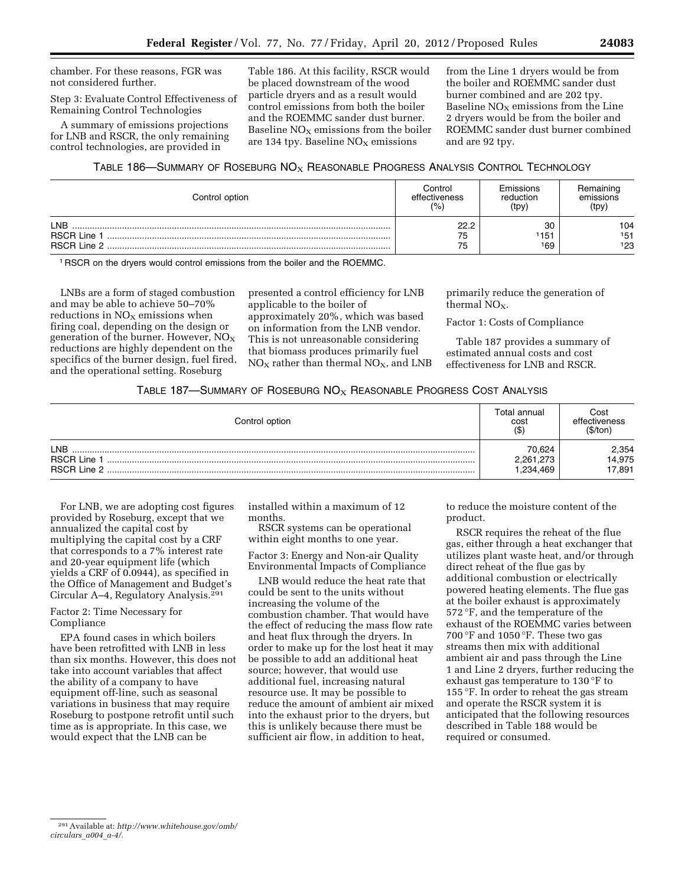chamber. For these reasons, FGR was not considered further.

Step 3: Evaluate Control Effectiveness of Remaining Control Technologies

A summary of emissions projections for LNB and RSCR, the only remaining control technologies, are provided in Table 186. At this facility, RSCR would be placed downstream of the wood particle dryers and as a result would control emissions from both the boiler and the ROEMMC sander dust burner. Baseline $NO_X$ emissions from the boiler are 134 tpy. Baseline $NO_X$ emissions from the Line 1 dryers would be from the boiler and ROEMMC sander dust burner combined and are 202 tpy. Baseline $NO_X$ emissions from the Line 2 dryers would be from the boiler and ROEMMC sander dust burner combined and are 92 tpy.

TABLE 186—SUMMARY OF ROSEBURG $NO_X$ REASONABLE PROGRESS ANALYSIS CONTROL TECHNOLOGY

| Control option | Control effectiveness (%) | Emissions reduction (tpy) | Remaining emissions (tpy) |
|---|---|---|---|
| LNB | 22.2 | 30 | 104 |
| RSCR Line 1 | 75 | [1] 151 | [1] 51 |
| RSCR Line 2 | 75 | [1] 69 | [1] 23 |

[1] RSCR on the dryers would control emissions from the boiler and the ROEMMC.

LNBs are a form of staged combustion and may be able to achieve 50–70% reductions in $NO_X$ emissions when firing coal, depending on the design or generation of the burner. However, $NO_X$ reductions are highly dependent on the specifics of the burner design, fuel fired, and the operational setting. Roseburg presented a control efficiency for LNB applicable to the boiler of approximately 20%, which was based on information from the LNB vendor. This is not unreasonable considering that biomass produces primarily fuel $NO_X$ rather than thermal $NO_X$, and LNB primarily reduce the generation of thermal $NO_X$.

Factor 1: Costs of Compliance

Table 187 provides a summary of estimated annual costs and cost effectiveness for LNB and RSCR.

TABLE 187—SUMMARY OF ROSEBURG $NO_X$ REASONABLE PROGRESS COST ANALYSIS

| Control option | Total annual cost ($) | Cost effectiveness ($/ton) |
|---|---|---|
| LNB | 70,624 | 2,354 |
| RSCR Line 1 | 2,261,273 | 14,975 |
| RSCR Line 2 | 1,234,469 | 17,891 |

For LNB, we are adopting cost figures provided by Roseburg, except that we annualized the capital cost by multiplying the capital cost by a CRF that corresponds to a 7% interest rate and 20-year equipment life (which yields a CRF of 0.0944), as specified in the Office of Management and Budget's Circular A–4, Regulatory Analysis.[291]

Factor 2: Time Necessary for Compliance

EPA found cases in which boilers have been retrofitted with LNB in less than six months. However, this does not take into account variables that affect the ability of a company to have equipment off-line, such as seasonal variations in business that may require Roseburg to postpone retrofit until such time as is appropriate. In this case, we would expect that the LNB can be installed within a maximum of 12 months.

RSCR systems can be operational within eight months to one year.

Factor 3: Energy and Non-air Quality Environmental Impacts of Compliance

LNB would reduce the heat rate that could be sent to the units without increasing the volume of the combustion chamber. That would have the effect of reducing the mass flow rate and heat flux through the dryers. In order to make up for the lost heat it may be possible to add an additional heat source; however, that would use additional fuel, increasing natural resource use. It may be possible to reduce the amount of ambient air mixed into the exhaust prior to the dryers, but this is unlikely because there must be sufficient air flow, in addition to heat, to reduce the moisture content of the product.

RSCR requires the reheat of the flue gas, either through a heat exchanger that utilizes plant waste heat, and/or through direct reheat of the flue gas by additional combustion or electrically powered heating elements. The flue gas at the boiler exhaust is approximately 572 °F, and the temperature of the exhaust of the ROEMMC varies between 700 °F and 1050 °F. These two gas streams then mix with additional ambient air and pass through the Line 1 and Line 2 dryers, further reducing the exhaust gas temperature to 130 °F to 155 °F. In order to reheat the gas stream and operate the RSCR system it is anticipated that the following resources described in Table 188 would be required or consumed.

[291] Available at: *http://www.whitehouse.gov/omb/circulars_a004_a-4/.*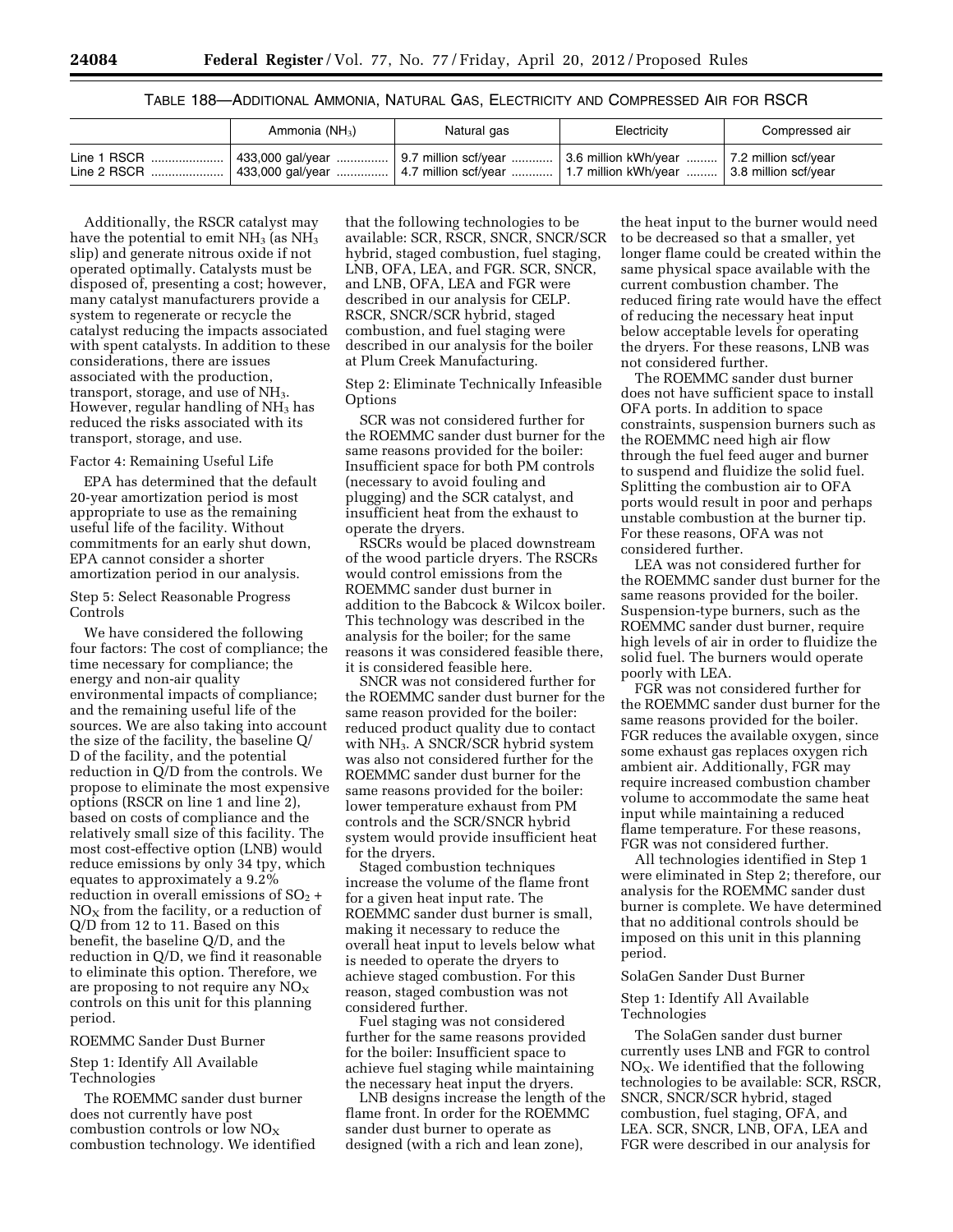TABLE 188—ADDITIONAL AMMONIA, NATURAL GAS, ELECTRICITY AND COMPRESSED AIR FOR RSCR

| | Ammonia ($NH_3$) | Natural gas | Electricity | Compressed air |
|---|---|---|---|---|
| Line 1 RSCR | 433,000 gal/year | 9.7 million scf/year | 3.6 million kWh/year | 7.2 million scf/year |
| Line 2 RSCR | 433,000 gal/year | 4.7 million scf/year | 1.7 million kWh/year | 3.8 million scf/year |

Additionally, the RSCR catalyst may have the potential to emit $NH_3$ (as $NH_3$ slip) and generate nitrous oxide if not operated optimally. Catalysts must be disposed of, presenting a cost; however, many catalyst manufacturers provide a system to regenerate or recycle the catalyst reducing the impacts associated with spent catalysts. In addition to these considerations, there are issues associated with the production, transport, storage, and use of $NH_3$. However, regular handling of $NH_3$ has reduced the risks associated with its transport, storage, and use.

Factor 4: Remaining Useful Life

EPA has determined that the default 20-year amortization period is most appropriate to use as the remaining useful life of the facility. Without commitments for an early shut down, EPA cannot consider a shorter amortization period in our analysis.

Step 5: Select Reasonable Progress Controls

We have considered the following four factors: The cost of compliance; the time necessary for compliance; the energy and non-air quality environmental impacts of compliance; and the remaining useful life of the sources. We are also taking into account the size of the facility, the baseline Q/D of the facility, and the potential reduction in Q/D from the controls. We propose to eliminate the most expensive options (RSCR on line 1 and line 2), based on costs of compliance and the relatively small size of this facility. The most cost-effective option (LNB) would reduce emissions by only 34 tpy, which equates to approximately a 9.2% reduction in overall emissions of $SO_2$ + $NO_X$ from the facility, or a reduction of Q/D from 12 to 11. Based on this benefit, the baseline Q/D, and the reduction in Q/D, we find it reasonable to eliminate this option. Therefore, we are proposing to not require any $NO_X$ controls on this unit for this planning period.

ROEMMC Sander Dust Burner

Step 1: Identify All Available Technologies

The ROEMMC sander dust burner does not currently have post combustion controls or low $NO_X$ combustion technology. We identified that the following technologies to be available: SCR, RSCR, SNCR, SNCR/SCR hybrid, staged combustion, fuel staging, LNB, OFA, LEA, and FGR. SCR, SNCR, and LNB, OFA, LEA and FGR were described in our analysis for CELP. RSCR, SNCR/SCR hybrid, staged combustion, and fuel staging were described in our analysis for the boiler at Plum Creek Manufacturing.

Step 2: Eliminate Technically Infeasible Options

SCR was not considered further for the ROEMMC sander dust burner for the same reasons provided for the boiler: Insufficient space for both PM controls (necessary to avoid fouling and plugging) and the SCR catalyst, and insufficient heat from the exhaust to operate the dryers.

RSCRs would be placed downstream of the wood particle dryers. The RSCRs would control emissions from the ROEMMC sander dust burner in addition to the Babcock & Wilcox boiler. This technology was described in the analysis for the boiler; for the same reasons it was considered feasible there, it is considered feasible here.

SNCR was not considered further for the ROEMMC sander dust burner for the same reason provided for the boiler: reduced product quality due to contact with $NH_3$. A SNCR/SCR hybrid system was also not considered further for the ROEMMC sander dust burner for the same reasons provided for the boiler: lower temperature exhaust from PM controls and the SCR/SNCR hybrid system would provide insufficient heat for the dryers.

Staged combustion techniques increase the volume of the flame front for a given heat input rate. The ROEMMC sander dust burner is small, making it necessary to reduce the overall heat input to levels below what is needed to operate the dryers to achieve staged combustion. For this reason, staged combustion was not considered further.

Fuel staging was not considered further for the same reasons provided for the boiler: Insufficient space to achieve fuel staging while maintaining the necessary heat input the dryers.

LNB designs increase the length of the flame front. In order for the ROEMMC sander dust burner to operate as designed (with a rich and lean zone), the heat input to the burner would need to be decreased so that a smaller, yet longer flame could be created within the same physical space available with the current combustion chamber. The reduced firing rate would have the effect of reducing the necessary heat input below acceptable levels for operating the dryers. For these reasons, LNB was not considered further.

The ROEMMC sander dust burner does not have sufficient space to install OFA ports. In addition to space constraints, suspension burners such as the ROEMMC need high air flow through the fuel feed auger and burner to suspend and fluidize the solid fuel. Splitting the combustion air to OFA ports would result in poor and perhaps unstable combustion at the burner tip. For these reasons, OFA was not considered further.

LEA was not considered further for the ROEMMC sander dust burner for the same reasons provided for the boiler. Suspension-type burners, such as the ROEMMC sander dust burner, require high levels of air in order to fluidize the solid fuel. The burners would operate poorly with LEA.

FGR was not considered further for the ROEMMC sander dust burner for the same reasons provided for the boiler. FGR reduces the available oxygen, since some exhaust gas replaces oxygen rich ambient air. Additionally, FGR may require increased combustion chamber volume to accommodate the same heat input while maintaining a reduced flame temperature. For these reasons, FGR was not considered further.

All technologies identified in Step 1 were eliminated in Step 2; therefore, our analysis for the ROEMMC sander dust burner is complete. We have determined that no additional controls should be imposed on this unit in this planning period.

SolaGen Sander Dust Burner

Step 1: Identify All Available Technologies

The SolaGen sander dust burner currently uses LNB and FGR to control $NO_X$. We identified that the following technologies to be available: SCR, RSCR, SNCR, SNCR/SCR hybrid, staged combustion, fuel staging, OFA, and LEA. SCR, SNCR, LNB, OFA, LEA and FGR were described in our analysis for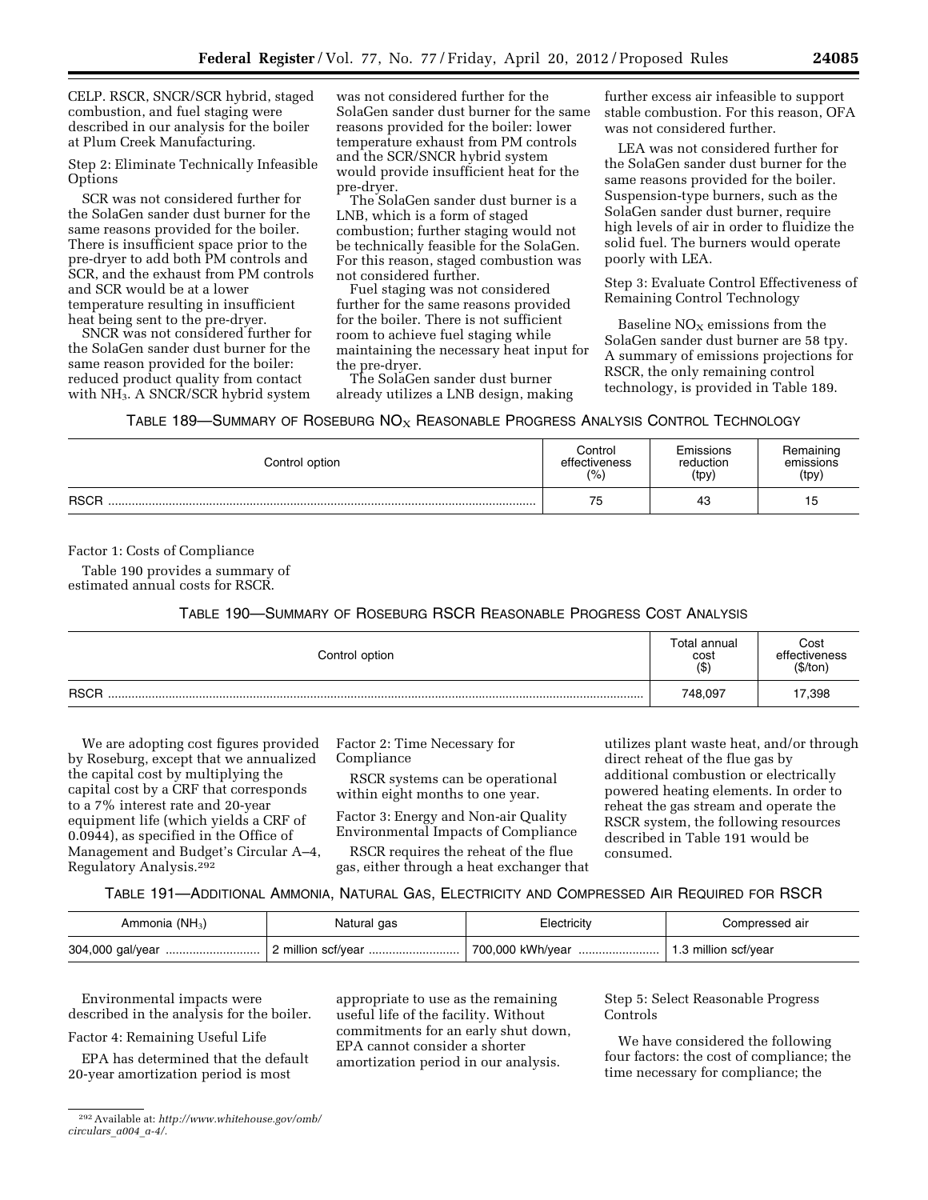CELP. RSCR, SNCR/SCR hybrid, staged combustion, and fuel staging were described in our analysis for the boiler at Plum Creek Manufacturing.

Step 2: Eliminate Technically Infeasible Options

SCR was not considered further for the SolaGen sander dust burner for the same reasons provided for the boiler. There is insufficient space prior to the pre-dryer to add both PM controls and SCR, and the exhaust from PM controls and SCR would be at a lower temperature resulting in insufficient heat being sent to the pre-dryer.

SNCR was not considered further for the SolaGen sander dust burner for the same reason provided for the boiler: reduced product quality from contact with $NH_3$. A SNCR/SCR hybrid system was not considered further for the SolaGen sander dust burner for the same reasons provided for the boiler: lower temperature exhaust from PM controls and the SCR/SNCR hybrid system would provide insufficient heat for the pre-dryer.

The SolaGen sander dust burner is a LNB, which is a form of staged combustion; further staging would not be technically feasible for the SolaGen. For this reason, staged combustion was not considered further.

Fuel staging was not considered further for the same reasons provided for the boiler. There is not sufficient room to achieve fuel staging while maintaining the necessary heat input for the pre-dryer.

The SolaGen sander dust burner already utilizes a LNB design, making further excess air infeasible to support stable combustion. For this reason, OFA was not considered further.

LEA was not considered further for the SolaGen sander dust burner for the same reasons provided for the boiler. Suspension-type burners, such as the SolaGen sander dust burner, require high levels of air in order to fluidize the solid fuel. The burners would operate poorly with LEA.

Step 3: Evaluate Control Effectiveness of Remaining Control Technology

Baseline $NO_X$ emissions from the SolaGen sander dust burner are 58 tpy. A summary of emissions projections for RSCR, the only remaining control technology, is provided in Table 189.

TABLE 189—SUMMARY OF ROSEBURG $NO_X$ REASONABLE PROGRESS ANALYSIS CONTROL TECHNOLOGY

| Control option | Control effectiveness (%) | Emissions reduction (tpy) | Remaining emissions (tpy) |
|---|---|---|---|
| RSCR | 75 | 43 | 15 |

Factor 1: Costs of Compliance

Table 190 provides a summary of estimated annual costs for RSCR.

TABLE 190—SUMMARY OF ROSEBURG RSCR REASONABLE PROGRESS COST ANALYSIS

| Control option | Total annual cost ($) | Cost effectiveness ($/ton) |
|---|---|---|
| RSCR | 748,097 | 17,398 |

We are adopting cost figures provided by Roseburg, except that we annualized the capital cost by multiplying the capital cost by a CRF that corresponds to a 7% interest rate and 20-year equipment life (which yields a CRF of 0.0944), as specified in the Office of Management and Budget's Circular A–4, Regulatory Analysis.[292]

Factor 2: Time Necessary for Compliance

RSCR systems can be operational within eight months to one year.

Factor 3: Energy and Non-air Quality Environmental Impacts of Compliance

RSCR requires the reheat of the flue gas, either through a heat exchanger that utilizes plant waste heat, and/or through direct reheat of the flue gas by additional combustion or electrically powered heating elements. In order to reheat the gas stream and operate the RSCR system, the following resources described in Table 191 would be consumed.

TABLE 191—ADDITIONAL AMMONIA, NATURAL GAS, ELECTRICITY AND COMPRESSED AIR REQUIRED FOR RSCR

| Ammonia ($NH_3$) | Natural gas | Electricity | Compressed air |
|---|---|---|---|
| 304,000 gal/year | 2 million scf/year | 700,000 kWh/year | 1.3 million scf/year |

Environmental impacts were described in the analysis for the boiler.

Factor 4: Remaining Useful Life

EPA has determined that the default 20-year amortization period is most appropriate to use as the remaining useful life of the facility. Without commitments for an early shut down, EPA cannot consider a shorter amortization period in our analysis.

Step 5: Select Reasonable Progress Controls

We have considered the following four factors: the cost of compliance; the time necessary for compliance; the

[292] Available at: *http://www.whitehouse.gov/omb/circulars_a004_a-4/*.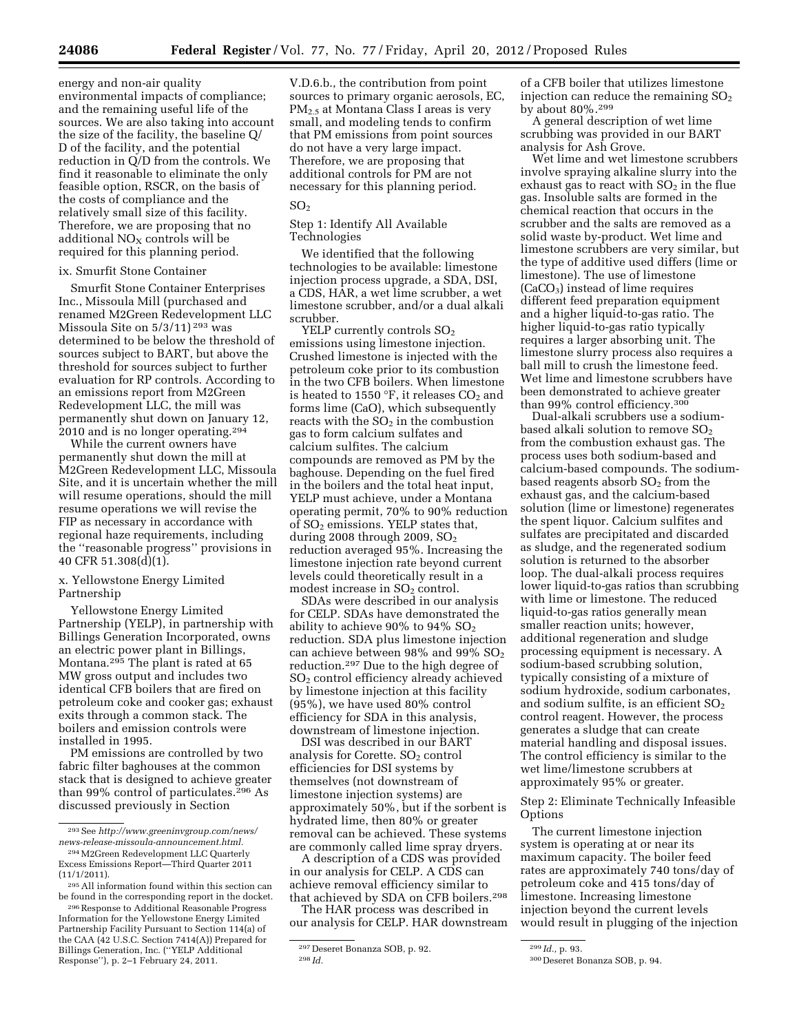energy and non-air quality environmental impacts of compliance; and the remaining useful life of the sources. We are also taking into account the size of the facility, the baseline Q/D of the facility, and the potential reduction in Q/D from the controls. We find it reasonable to eliminate the only feasible option, RSCR, on the basis of the costs of compliance and the relatively small size of this facility. Therefore, we are proposing that no additional $NO_X$ controls will be required for this planning period.

### ix. Smurfit Stone Container

Smurfit Stone Container Enterprises Inc., Missoula Mill (purchased and renamed M2Green Redevelopment LLC Missoula Site on 5/3/11) [293] was determined to be below the threshold of sources subject to BART, but above the threshold for sources subject to further evaluation for RP controls. According to an emissions report from M2Green Redevelopment LLC, the mill was permanently shut down on January 12, 2010 and is no longer operating.[294]

While the current owners have permanently shut down the mill at M2Green Redevelopment LLC, Missoula Site, and it is uncertain whether the mill will resume operations, should the mill resume operations we will revise the FIP as necessary in accordance with regional haze requirements, including the ''reasonable progress'' provisions in 40 CFR 51.308(d)(1).

### x. Yellowstone Energy Limited Partnership

Yellowstone Energy Limited Partnership (YELP), in partnership with Billings Generation Incorporated, owns an electric power plant in Billings, Montana.[295] The plant is rated at 65 MW gross output and includes two identical CFB boilers that are fired on petroleum coke and cooker gas; exhaust exits through a common stack. The boilers and emission controls were installed in 1995.

PM emissions are controlled by two fabric filter baghouses at the common stack that is designed to achieve greater than 99% control of particulates.[296] As discussed previously in Section V.D.6.b., the contribution from point sources to primary organic aerosols, EC, $PM_{2.5}$ at Montana Class I areas is very small, and modeling tends to confirm that PM emissions from point sources do not have a very large impact. Therefore, we are proposing that additional controls for PM are not necessary for this planning period.

#### $SO_2$

Step 1: Identify All Available Technologies

We identified that the following technologies to be available: limestone injection process upgrade, a SDA, DSI, a CDS, HAR, a wet lime scrubber, a wet limestone scrubber, and/or a dual alkali scrubber.

YELP currently controls $SO_2$ emissions using limestone injection. Crushed limestone is injected with the petroleum coke prior to its combustion in the two CFB boilers. When limestone is heated to 1550 °F, it releases $CO_2$ and forms lime (CaO), which subsequently reacts with the $SO_2$ in the combustion gas to form calcium sulfates and calcium sulfites. The calcium compounds are removed as PM by the baghouse. Depending on the fuel fired in the boilers and the total heat input, YELP must achieve, under a Montana operating permit, 70% to 90% reduction of $SO_2$ emissions. YELP states that, during 2008 through 2009, $SO_2$ reduction averaged 95%. Increasing the limestone injection rate beyond current levels could theoretically result in a modest increase in $SO_2$ control.

SDAs were described in our analysis for CELP. SDAs have demonstrated the ability to achieve 90% to 94% $SO_2$ reduction. SDA plus limestone injection can achieve between 98% and 99% $SO_2$ reduction.[297] Due to the high degree of $SO_2$ control efficiency already achieved by limestone injection at this facility (95%), we have used 80% control efficiency for SDA in this analysis, downstream of limestone injection.

DSI was described in our BART analysis for Corette. $SO_2$ control efficiencies for DSI systems by themselves (not downstream of limestone injection systems) are approximately 50%, but if the sorbent is hydrated lime, then 80% or greater removal can be achieved. These systems are commonly called lime spray dryers.

A description of a CDS was provided in our analysis for CELP. A CDS can achieve removal efficiency similar to that achieved by SDA on CFB boilers.[298]

The HAR process was described in our analysis for CELP. HAR downstream of a CFB boiler that utilizes limestone injection can reduce the remaining $SO_2$ by about 80%.[299]

A general description of wet lime scrubbing was provided in our BART analysis for Ash Grove.

Wet lime and wet limestone scrubbers involve spraying alkaline slurry into the exhaust gas to react with $SO_2$ in the flue gas. Insoluble salts are formed in the chemical reaction that occurs in the scrubber and the salts are removed as a solid waste by-product. Wet lime and limestone scrubbers are very similar, but the type of additive used differs (lime or limestone). The use of limestone ($CaCO_3$) instead of lime requires different feed preparation equipment and a higher liquid-to-gas ratio. The higher liquid-to-gas ratio typically requires a larger absorbing unit. The limestone slurry process also requires a ball mill to crush the limestone feed. Wet lime and limestone scrubbers have been demonstrated to achieve greater than 99% control efficiency.[300]

Dual-alkali scrubbers use a sodium-based alkali solution to remove $SO_2$ from the combustion exhaust gas. The process uses both sodium-based and calcium-based compounds. The sodium-based reagents absorb $SO_2$ from the exhaust gas, and the calcium-based solution (lime or limestone) regenerates the spent liquor. Calcium sulfites and sulfates are precipitated and discarded as sludge, and the regenerated sodium solution is returned to the absorber loop. The dual-alkali process requires lower liquid-to-gas ratios than scrubbing with lime or limestone. The reduced liquid-to-gas ratios generally mean smaller reaction units; however, additional regeneration and sludge processing equipment is necessary. A sodium-based scrubbing solution, typically consisting of a mixture of sodium hydroxide, sodium carbonates, and sodium sulfite, is an efficient $SO_2$ control reagent. However, the process generates a sludge that can create material handling and disposal issues. The control efficiency is similar to the wet lime/limestone scrubbers at approximately 95% or greater.

Step 2: Eliminate Technically Infeasible Options

The current limestone injection system is operating at or near its maximum capacity. The boiler feed rates are approximately 740 tons/day of petroleum coke and 415 tons/day of limestone. Increasing limestone injection beyond the current levels would result in plugging of the injection

---

[293] See *http://www.greeninvgroup.com/news/news-release-missoula-announcement.html.*

[294] M2Green Redevelopment LLC Quarterly Excess Emissions Report—Third Quarter 2011 (11/1/2011).

[295] All information found within this section can be found in the corresponding report in the docket.

[296] Response to Additional Reasonable Progress Information for the Yellowstone Energy Limited Partnership Facility Pursuant to Section 114(a) of the CAA (42 U.S.C. Section 7414(A)) Prepared for Billings Generation, Inc. (''YELP Additional Response''), p. 2–1 February 24, 2011.

[297] Deseret Bonanza SOB, p. 92.

[298] *Id.*

[299] *Id.*, p. 93.

[300] Deseret Bonanza SOB, p. 94.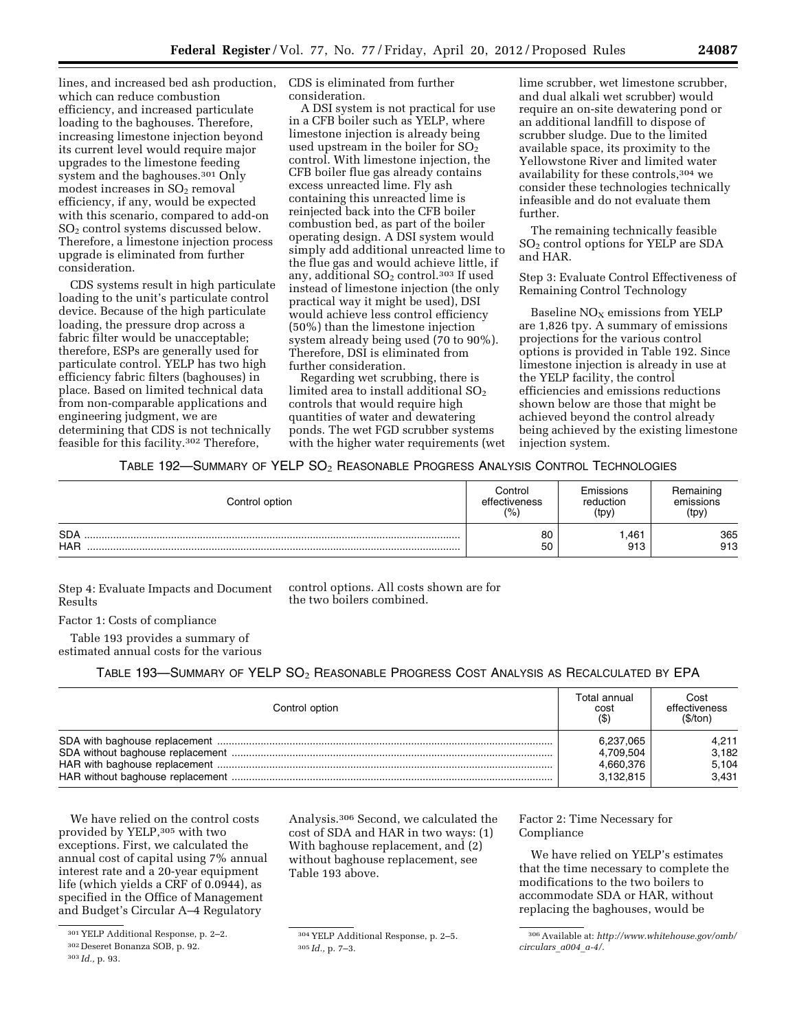lines, and increased bed ash production, which can reduce combustion efficiency, and increased particulate loading to the baghouses. Therefore, increasing limestone injection beyond its current level would require major upgrades to the limestone feeding system and the baghouses.[301] Only modest increases in $SO_2$ removal efficiency, if any, would be expected with this scenario, compared to add-on $SO_2$ control systems discussed below. Therefore, a limestone injection process upgrade is eliminated from further consideration.

CDS systems result in high particulate loading to the unit's particulate control device. Because of the high particulate loading, the pressure drop across a fabric filter would be unacceptable; therefore, ESPs are generally used for particulate control. YELP has two high efficiency fabric filters (baghouses) in place. Based on limited technical data from non-comparable applications and engineering judgment, we are determining that CDS is not technically feasible for this facility.[302] Therefore, CDS is eliminated from further consideration.

A DSI system is not practical for use in a CFB boiler such as YELP, where limestone injection is already being used upstream in the boiler for $SO_2$ control. With limestone injection, the CFB boiler flue gas already contains excess unreacted lime. Fly ash containing this unreacted lime is reinjected back into the CFB boiler combustion bed, as part of the boiler operating design. A DSI system would simply add additional unreacted lime to the flue gas and would achieve little, if any, additional $SO_2$ control.[303] If used instead of limestone injection (the only practical way it might be used), DSI would achieve less control efficiency (50%) than the limestone injection system already being used (70 to 90%). Therefore, DSI is eliminated from further consideration.

Regarding wet scrubbing, there is limited area to install additional $SO_2$ controls that would require high quantities of water and dewatering ponds. The wet FGD scrubber systems with the higher water requirements (wet lime scrubber, wet limestone scrubber, and dual alkali wet scrubber) would require an on-site dewatering pond or an additional landfill to dispose of scrubber sludge. Due to the limited available space, its proximity to the Yellowstone River and limited water availability for these controls,[304] we consider these technologies technically infeasible and do not evaluate them further.

The remaining technically feasible $SO_2$ control options for YELP are SDA and HAR.

Step 3: Evaluate Control Effectiveness of Remaining Control Technology

Baseline $NO_X$ emissions from YELP are 1,826 tpy. A summary of emissions projections for the various control options is provided in Table 192. Since limestone injection is already in use at the YELP facility, the control efficiencies and emissions reductions shown below are those that might be achieved beyond the control already being achieved by the existing limestone injection system.

TABLE 192—SUMMARY OF YELP $SO_2$ REASONABLE PROGRESS ANALYSIS CONTROL TECHNOLOGIES

| Control option | Control effectiveness (%) | Emissions reduction (tpy) | Remaining emissions (tpy) |
|---|---|---|---|
| SDA | 80 | 1,461 | 365 |
| HAR | 50 | 913 | 913 |

Step 4: Evaluate Impacts and Document Results

Factor 1: Costs of compliance

Table 193 provides a summary of estimated annual costs for the various control options. All costs shown are for the two boilers combined.

TABLE 193—SUMMARY OF YELP $SO_2$ REASONABLE PROGRESS COST ANALYSIS AS RECALCULATED BY EPA

| Control option | Total annual cost ($) | Cost effectiveness ($/ton) |
|---|---|---|
| SDA with baghouse replacement | 6,237,065 | 4,211 |
| SDA without baghouse replacement | 4,709,504 | 3,182 |
| HAR with baghouse replacement | 4,660,376 | 5,104 |
| HAR without baghouse replacement | 3,132,815 | 3,431 |

We have relied on the control costs provided by YELP,[305] with two exceptions. First, we calculated the annual cost of capital using 7% annual interest rate and a 20-year equipment life (which yields a CRF of 0.0944), as specified in the Office of Management and Budget's Circular A–4 Regulatory Analysis.[306] Second, we calculated the cost of SDA and HAR in two ways: (1) With baghouse replacement, and (2) without baghouse replacement, see Table 193 above.

Factor 2: Time Necessary for Compliance

We have relied on YELP's estimates that the time necessary to complete the modifications to the two boilers to accommodate SDA or HAR, without replacing the baghouses, would be

---

[301] YELP Additional Response, p. 2–2.

[302] Deseret Bonanza SOB, p. 92.

[303] *Id.,* p. 93.

[304] YELP Additional Response, p. 2–5.

[305] *Id.,* p. 7–3.

[306] Available at: *http://www.whitehouse.gov/omb/circulars_a004_a-4/.*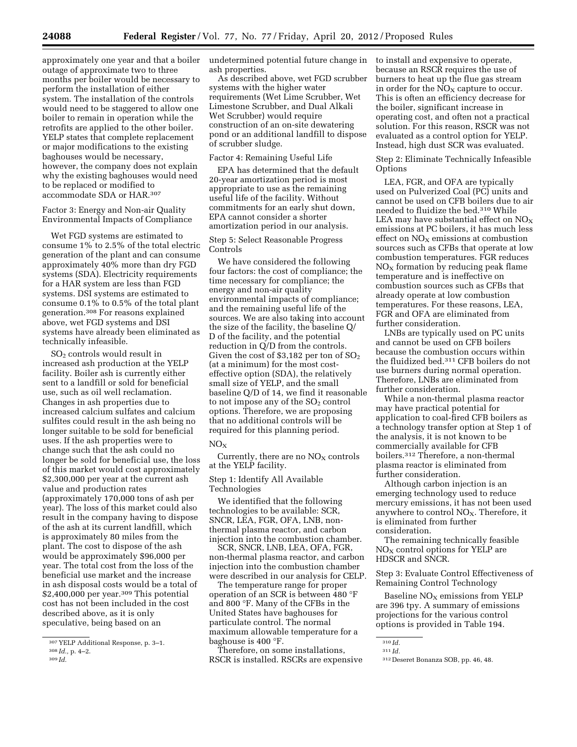approximately one year and that a boiler outage of approximate two to three months per boiler would be necessary to perform the installation of either system. The installation of the controls would need to be staggered to allow one boiler to remain in operation while the retrofits are applied to the other boiler. YELP states that complete replacement or major modifications to the existing baghouses would be necessary, however, the company does not explain why the existing baghouses would need to be replaced or modified to accommodate SDA or HAR.[307]

Factor 3: Energy and Non-air Quality Environmental Impacts of Compliance

Wet FGD systems are estimated to consume 1% to 2.5% of the total electric generation of the plant and can consume approximately 40% more than dry FGD systems (SDA). Electricity requirements for a HAR system are less than FGD systems. DSI systems are estimated to consume 0.1% to 0.5% of the total plant generation.[308] For reasons explained above, wet FGD systems and DSI systems have already been eliminated as technically infeasible.

$SO_2$ controls would result in increased ash production at the YELP facility. Boiler ash is currently either sent to a landfill or sold for beneficial use, such as oil well reclamation. Changes in ash properties due to increased calcium sulfates and calcium sulfites could result in the ash being no longer suitable to be sold for beneficial uses. If the ash properties were to change such that the ash could no longer be sold for beneficial use, the loss of this market would cost approximately $2,300,000 per year at the current ash value and production rates (approximately 170,000 tons of ash per year). The loss of this market could also result in the company having to dispose of the ash at its current landfill, which is approximately 80 miles from the plant. The cost to dispose of the ash would be approximately $96,000 per year. The total cost from the loss of the beneficial use market and the increase in ash disposal costs would be a total of $2,400,000 per year.[309] This potential cost has not been included in the cost described above, as it is only speculative, being based on an undetermined potential future change in ash properties.

As described above, wet FGD scrubber systems with the higher water requirements (Wet Lime Scrubber, Wet Limestone Scrubber, and Dual Alkali Wet Scrubber) would require construction of an on-site dewatering pond or an additional landfill to dispose of scrubber sludge.

Factor 4: Remaining Useful Life

EPA has determined that the default 20-year amortization period is most appropriate to use as the remaining useful life of the facility. Without commitments for an early shut down, EPA cannot consider a shorter amortization period in our analysis.

Step 5: Select Reasonable Progress Controls

We have considered the following four factors: the cost of compliance; the time necessary for compliance; the energy and non-air quality environmental impacts of compliance; and the remaining useful life of the sources. We are also taking into account the size of the facility, the baseline Q/D of the facility, and the potential reduction in Q/D from the controls. Given the cost of $3,182 per ton of $SO_2$ (at a minimum) for the most cost-effective option (SDA), the relatively small size of YELP, and the small baseline Q/D of 14, we find it reasonable to not impose any of the $SO_2$ control options. Therefore, we are proposing that no additional controls will be required for this planning period.

$NO_X$

Currently, there are no $NO_X$ controls at the YELP facility.

Step 1: Identify All Available Technologies

We identified that the following technologies to be available: SCR, SNCR, LEA, FGR, OFA, LNB, non-thermal plasma reactor, and carbon injection into the combustion chamber.

SCR, SNCR, LNB, LEA, OFA, FGR, non-thermal plasma reactor, and carbon injection into the combustion chamber were described in our analysis for CELP.

The temperature range for proper operation of an SCR is between 480 °F and 800 °F. Many of the CFBs in the United States have baghouses for particulate control. The normal maximum allowable temperature for a baghouse is 400 °F.

Therefore, on some installations, RSCR is installed. RSCRs are expensive to install and expensive to operate, because an RSCR requires the use of burners to heat up the flue gas stream in order for the $NO_X$ capture to occur. This is often an efficiency decrease for the boiler, significant increase in operating cost, and often not a practical solution. For this reason, RSCR was not evaluated as a control option for YELP. Instead, high dust SCR was evaluated.

Step 2: Eliminate Technically Infeasible Options

LEA, FGR, and OFA are typically used on Pulverized Coal (PC) units and cannot be used on CFB boilers due to air needed to fluidize the bed.[310] While LEA may have substantial effect on $NO_X$ emissions at PC boilers, it has much less effect on $NO_X$ emissions at combustion sources such as CFBs that operate at low combustion temperatures. FGR reduces $NO_X$ formation by reducing peak flame temperature and is ineffective on combustion sources such as CFBs that already operate at low combustion temperatures. For these reasons, LEA, FGR and OFA are eliminated from further consideration.

LNBs are typically used on PC units and cannot be used on CFB boilers because the combustion occurs within the fluidized bed.[311] CFB boilers do not use burners during normal operation. Therefore, LNBs are eliminated from further consideration.

While a non-thermal plasma reactor may have practical potential for application to coal-fired CFB boilers as a technology transfer option at Step 1 of the analysis, it is not known to be commercially available for CFB boilers.[312] Therefore, a non-thermal plasma reactor is eliminated from further consideration.

Although carbon injection is an emerging technology used to reduce mercury emissions, it has not been used anywhere to control $NO_X$. Therefore, it is eliminated from further consideration.

The remaining technically feasible $NO_X$ control options for YELP are HDSCR and SNCR.

Step 3: Evaluate Control Effectiveness of Remaining Control Technology

Baseline $NO_X$ emissions from YELP are 396 tpy. A summary of emissions projections for the various control options is provided in Table 194.

---

[307] YELP Additional Response, p. 3–1.

[308] *Id.,* p. 4–2.

[309] *Id.*

[310] *Id.*

[311] *Id.*

[312] Deseret Bonanza SOB, pp. 46, 48.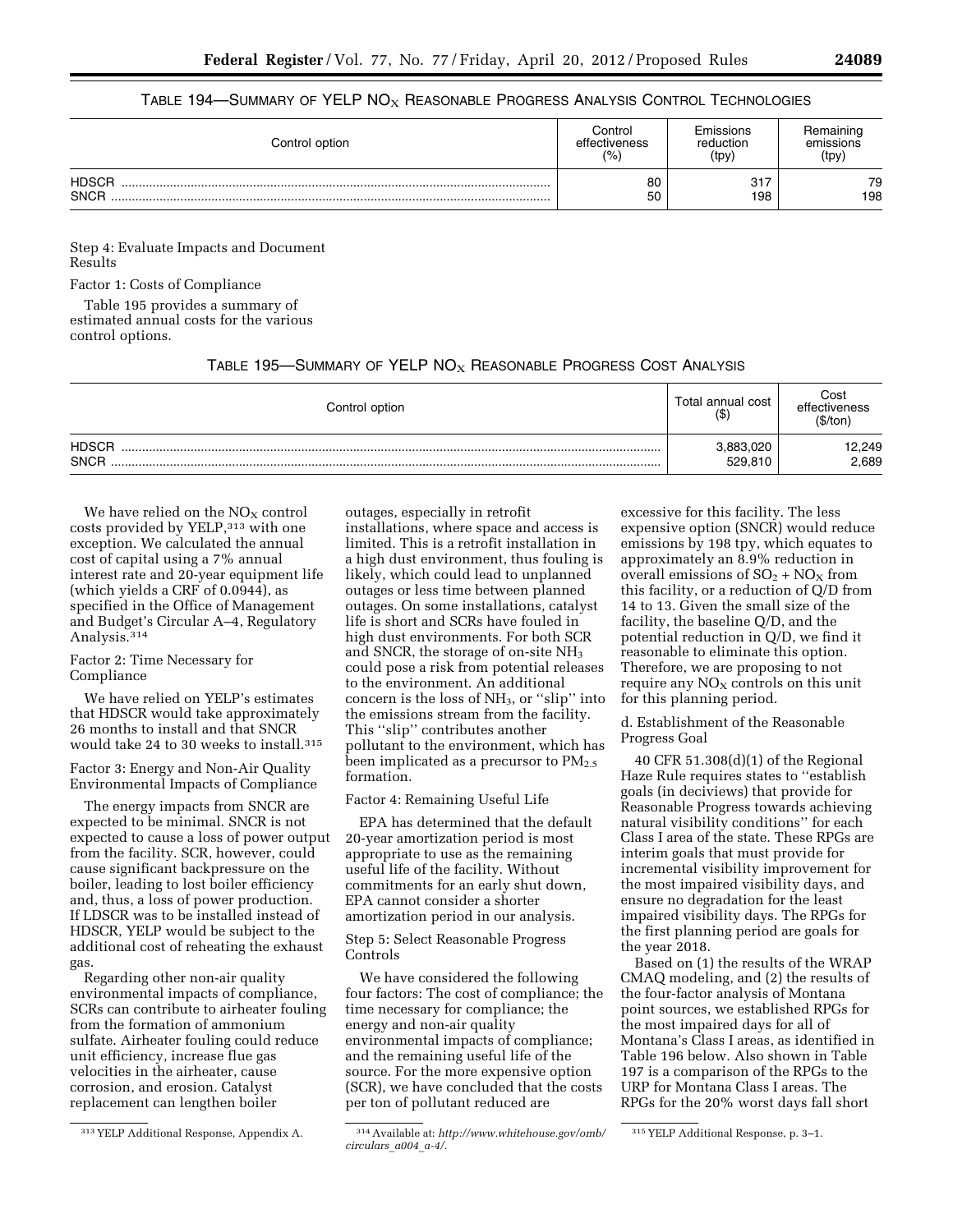TABLE 194—SUMMARY OF YELP $NO_X$ REASONABLE PROGRESS ANALYSIS CONTROL TECHNOLOGIES

| Control option | Control effectiveness (%) | Emissions reduction (tpy) | Remaining emissions (tpy) |
|---|---|---|---|
| HDSCR | 80 | 317 | 79 |
| SNCR | 50 | 198 | 198 |

Step 4: Evaluate Impacts and Document Results

Factor 1: Costs of Compliance

Table 195 provides a summary of estimated annual costs for the various control options.

TABLE 195—SUMMARY OF YELP $NO_X$ REASONABLE PROGRESS COST ANALYSIS

| Control option | Total annual cost ($) | Cost effectiveness ($/ton) |
|---|---|---|
| HDSCR | 3,883,020 | 12,249 |
| SNCR | 529,810 | 2,689 |

We have relied on the $NO_X$ control costs provided by YELP,[313] with one exception. We calculated the annual cost of capital using a 7% annual interest rate and 20-year equipment life (which yields a CRF of 0.0944), as specified in the Office of Management and Budget's Circular A–4, Regulatory Analysis.[314]

Factor 2: Time Necessary for Compliance

We have relied on YELP's estimates that HDSCR would take approximately 26 months to install and that SNCR would take 24 to 30 weeks to install.[315]

Factor 3: Energy and Non-Air Quality Environmental Impacts of Compliance

The energy impacts from SNCR are expected to be minimal. SNCR is not expected to cause a loss of power output from the facility. SCR, however, could cause significant backpressure on the boiler, leading to lost boiler efficiency and, thus, a loss of power production. If LDSCR was to be installed instead of HDSCR, YELP would be subject to the additional cost of reheating the exhaust gas.

Regarding other non-air quality environmental impacts of compliance, SCRs can contribute to airheater fouling from the formation of ammonium sulfate. Airheater fouling could reduce unit efficiency, increase flue gas velocities in the airheater, cause corrosion, and erosion. Catalyst replacement can lengthen boiler outages, especially in retrofit installations, where space and access is limited. This is a retrofit installation in a high dust environment, thus fouling is likely, which could lead to unplanned outages or less time between planned outages. On some installations, catalyst life is short and SCRs have fouled in high dust environments. For both SCR and SNCR, the storage of on-site $NH_3$ could pose a risk from potential releases to the environment. An additional concern is the loss of $NH_3$, or ''slip'' into the emissions stream from the facility. This ''slip'' contributes another pollutant to the environment, which has been implicated as a precursor to $PM_{2.5}$ formation.

Factor 4: Remaining Useful Life

EPA has determined that the default 20-year amortization period is most appropriate to use as the remaining useful life of the facility. Without commitments for an early shut down, EPA cannot consider a shorter amortization period in our analysis.

Step 5: Select Reasonable Progress Controls

We have considered the following four factors: The cost of compliance; the time necessary for compliance; the energy and non-air quality environmental impacts of compliance; and the remaining useful life of the source. For the more expensive option (SCR), we have concluded that the costs per ton of pollutant reduced are excessive for this facility. The less expensive option (SNCR) would reduce emissions by 198 tpy, which equates to approximately an 8.9% reduction in overall emissions of $SO_2 + NO_X$ from this facility, or a reduction of Q/D from 14 to 13. Given the small size of the facility, the baseline Q/D, and the potential reduction in Q/D, we find it reasonable to eliminate this option. Therefore, we are proposing to not require any $NO_X$ controls on this unit for this planning period.

d. Establishment of the Reasonable Progress Goal

40 CFR 51.308(d)(1) of the Regional Haze Rule requires states to ''establish goals (in deciviews) that provide for Reasonable Progress towards achieving natural visibility conditions'' for each Class I area of the state. These RPGs are interim goals that must provide for incremental visibility improvement for the most impaired visibility days, and ensure no degradation for the least impaired visibility days. The RPGs for the first planning period are goals for the year 2018.

Based on (1) the results of the WRAP CMAQ modeling, and (2) the results of the four-factor analysis of Montana point sources, we established RPGs for the most impaired days for all of Montana's Class I areas, as identified in Table 196 below. Also shown in Table 197 is a comparison of the RPGs to the URP for Montana Class I areas. The RPGs for the 20% worst days fall short

[313] YELP Additional Response, Appendix A.

[314] Available at: *http://www.whitehouse.gov/omb/circulars_a004_a-4/*.

[315] YELP Additional Response, p. 3–1.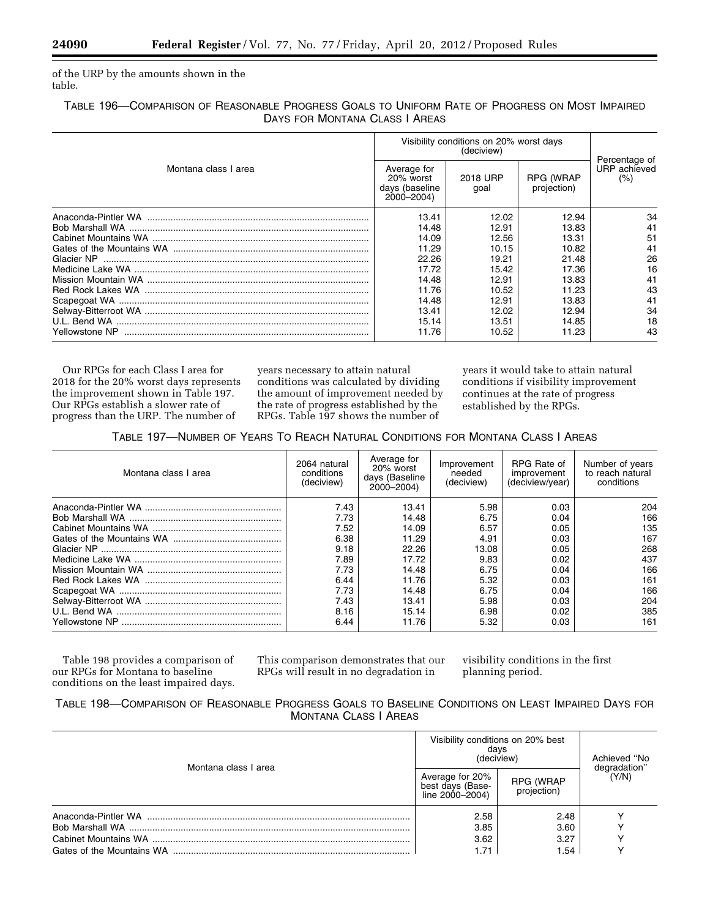of the URP by the amounts shown in the table.

TABLE 196—COMPARISON OF REASONABLE PROGRESS GOALS TO UNIFORM RATE OF PROGRESS ON MOST IMPAIRED DAYS FOR MONTANA CLASS I AREAS

| Montana class I area | Visibility conditions on 20% worst days (deciview) | | | Percentage of URP achieved (%) |
|---|---|---|---|---|
| | Average for 20% worst days (baseline 2000–2004) | 2018 URP goal | RPG (WRAP projection) | |
| Anaconda-Pintler WA | 13.41 | 12.02 | 12.94 | 34 |
| Bob Marshall WA | 14.48 | 12.91 | 13.83 | 41 |
| Cabinet Mountains WA | 14.09 | 12.56 | 13.31 | 51 |
| Gates of the Mountains WA | 11.29 | 10.15 | 10.82 | 41 |
| Glacier NP | 22.26 | 19.21 | 21.48 | 26 |
| Medicine Lake WA | 17.72 | 15.42 | 17.36 | 16 |
| Mission Mountain WA | 14.48 | 12.91 | 13.83 | 41 |
| Red Rock Lakes WA | 11.76 | 10.52 | 11.23 | 43 |
| Scapegoat WA | 14.48 | 12.91 | 13.83 | 41 |
| Selway-Bitterroot WA | 13.41 | 12.02 | 12.94 | 34 |
| U.L. Bend WA | 15.14 | 13.51 | 14.85 | 18 |
| Yellowstone NP | 11.76 | 10.52 | 11.23 | 43 |

Our RPGs for each Class I area for 2018 for the 20% worst days represents the improvement shown in Table 197. Our RPGs establish a slower rate of progress than the URP. The number of years necessary to attain natural conditions was calculated by dividing the amount of improvement needed by the rate of progress established by the RPGs. Table 197 shows the number of years it would take to attain natural conditions if visibility improvement continues at the rate of progress established by the RPGs.

TABLE 197—NUMBER OF YEARS TO REACH NATURAL CONDITIONS FOR MONTANA CLASS I AREAS

| Montana class I area | 2064 natural conditions (deciview) | Average for 20% worst days (Baseline 2000–2004) | Improvement needed (deciview) | RPG Rate of improvement (deciview/year) | Number of years to reach natural conditions |
|---|---|---|---|---|---|
| Anaconda-Pintler WA | 7.43 | 13.41 | 5.98 | 0.03 | 204 |
| Bob Marshall WA | 7.73 | 14.48 | 6.75 | 0.04 | 166 |
| Cabinet Mountains WA | 7.52 | 14.09 | 6.57 | 0.05 | 135 |
| Gates of the Mountains WA | 6.38 | 11.29 | 4.91 | 0.03 | 167 |
| Glacier NP | 9.18 | 22.26 | 13.08 | 0.05 | 268 |
| Medicine Lake WA | 7.89 | 17.72 | 9.83 | 0.02 | 437 |
| Mission Mountain WA | 7.73 | 14.48 | 6.75 | 0.04 | 166 |
| Red Rock Lakes WA | 6.44 | 11.76 | 5.32 | 0.03 | 161 |
| Scapegoat WA | 7.73 | 14.48 | 6.75 | 0.04 | 166 |
| Selway-Bitterroot WA | 7.43 | 13.41 | 5.98 | 0.03 | 204 |
| U.L. Bend WA | 8.16 | 15.14 | 6.98 | 0.02 | 385 |
| Yellowstone NP | 6.44 | 11.76 | 5.32 | 0.03 | 161 |

Table 198 provides a comparison of our RPGs for Montana to baseline conditions on the least impaired days. This comparison demonstrates that our RPGs will result in no degradation in visibility conditions in the first planning period.

TABLE 198—COMPARISON OF REASONABLE PROGRESS GOALS TO BASELINE CONDITIONS ON LEAST IMPAIRED DAYS FOR MONTANA CLASS I AREAS

| Montana class I area | Visibility conditions on 20% best days (deciview) | | Achieved "No degradation" (Y/N) |
|---|---|---|---|
| | Average for 20% best days (Baseline 2000–2004) | RPG (WRAP projection) | |
| Anaconda-Pintler WA | 2.58 | 2.48 | Y |
| Bob Marshall WA | 3.85 | 3.60 | Y |
| Cabinet Mountains WA | 3.62 | 3.27 | Y |
| Gates of the Mountains WA | 1.71 | 1.54 | Y |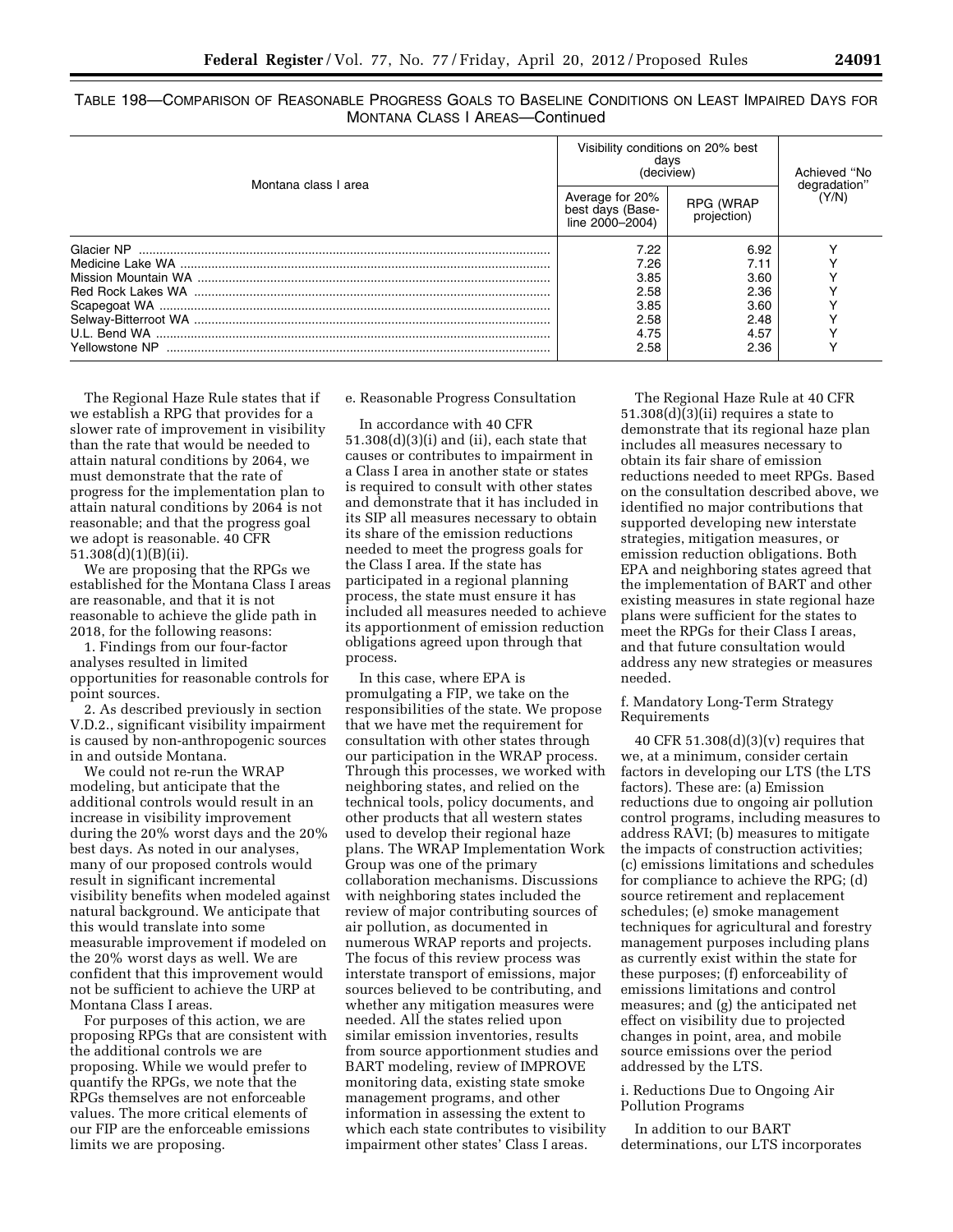TABLE 198—COMPARISON OF REASONABLE PROGRESS GOALS TO BASELINE CONDITIONS ON LEAST IMPAIRED DAYS FOR MONTANA CLASS I AREAS—Continued

| Montana class I area | Visibility conditions on 20% best days (deciview) | | Achieved "No degradation" (Y/N) |
|---|---|---|---|
| | Average for 20% best days (Baseline 2000–2004) | RPG (WRAP projection) | |
| Glacier NP | 7.22 | 6.92 | Y |
| Medicine Lake WA | 7.26 | 7.11 | Y |
| Mission Mountain WA | 3.85 | 3.60 | Y |
| Red Rock Lakes WA | 2.58 | 2.36 | Y |
| Scapegoat WA | 3.85 | 3.60 | Y |
| Selway-Bitterroot WA | 2.58 | 2.48 | Y |
| U.L. Bend WA | 4.75 | 4.57 | Y |
| Yellowstone NP | 2.58 | 2.36 | Y |

The Regional Haze Rule states that if we establish a RPG that provides for a slower rate of improvement in visibility than the rate that would be needed to attain natural conditions by 2064, we must demonstrate that the rate of progress for the implementation plan to attain natural conditions by 2064 is not reasonable; and that the progress goal we adopt is reasonable. 40 CFR 51.308(d)(1)(B)(ii).

We are proposing that the RPGs we established for the Montana Class I areas are reasonable, and that it is not reasonable to achieve the glide path in 2018, for the following reasons:

1. Findings from our four-factor analyses resulted in limited opportunities for reasonable controls for point sources.

2. As described previously in section V.D.2., significant visibility impairment is caused by non-anthropogenic sources in and outside Montana.

We could not re-run the WRAP modeling, but anticipate that the additional controls would result in an increase in visibility improvement during the 20% worst days and the 20% best days. As noted in our analyses, many of our proposed controls would result in significant incremental visibility benefits when modeled against natural background. We anticipate that this would translate into some measurable improvement if modeled on the 20% worst days as well. We are confident that this improvement would not be sufficient to achieve the URP at Montana Class I areas.

For purposes of this action, we are proposing RPGs that are consistent with the additional controls we are proposing. While we would prefer to quantify the RPGs, we note that the RPGs themselves are not enforceable values. The more critical elements of our FIP are the enforceable emissions limits we are proposing.

e. Reasonable Progress Consultation

In accordance with 40 CFR 51.308(d)(3)(i) and (ii), each state that causes or contributes to impairment in a Class I area in another state or states is required to consult with other states and demonstrate that it has included in its SIP all measures necessary to obtain its share of the emission reductions needed to meet the progress goals for the Class I area. If the state has participated in a regional planning process, the state must ensure it has included all measures needed to achieve its apportionment of emission reduction obligations agreed upon through that process.

In this case, where EPA is promulgating a FIP, we take on the responsibilities of the state. We propose that we have met the requirement for consultation with other states through our participation in the WRAP process. Through this processes, we worked with neighboring states, and relied on the technical tools, policy documents, and other products that all western states used to develop their regional haze plans. The WRAP Implementation Work Group was one of the primary collaboration mechanisms. Discussions with neighboring states included the review of major contributing sources of air pollution, as documented in numerous WRAP reports and projects. The focus of this review process was interstate transport of emissions, major sources believed to be contributing, and whether any mitigation measures were needed. All the states relied upon similar emission inventories, results from source apportionment studies and BART modeling, review of IMPROVE monitoring data, existing state smoke management programs, and other information in assessing the extent to which each state contributes to visibility impairment other states' Class I areas.

The Regional Haze Rule at 40 CFR 51.308(d)(3)(ii) requires a state to demonstrate that its regional haze plan includes all measures necessary to obtain its fair share of emission reductions needed to meet RPGs. Based on the consultation described above, we identified no major contributions that supported developing new interstate strategies, mitigation measures, or emission reduction obligations. Both EPA and neighboring states agreed that the implementation of BART and other existing measures in state regional haze plans were sufficient for the states to meet the RPGs for their Class I areas, and that future consultation would address any new strategies or measures needed.

f. Mandatory Long-Term Strategy Requirements

40 CFR 51.308(d)(3)(v) requires that we, at a minimum, consider certain factors in developing our LTS (the LTS factors). These are: (a) Emission reductions due to ongoing air pollution control programs, including measures to address RAVI; (b) measures to mitigate the impacts of construction activities; (c) emissions limitations and schedules for compliance to achieve the RPG; (d) source retirement and replacement schedules; (e) smoke management techniques for agricultural and forestry management purposes including plans as currently exist within the state for these purposes; (f) enforceability of emissions limitations and control measures; and (g) the anticipated net effect on visibility due to projected changes in point, area, and mobile source emissions over the period addressed by the LTS.

i. Reductions Due to Ongoing Air Pollution Programs

In addition to our BART determinations, our LTS incorporates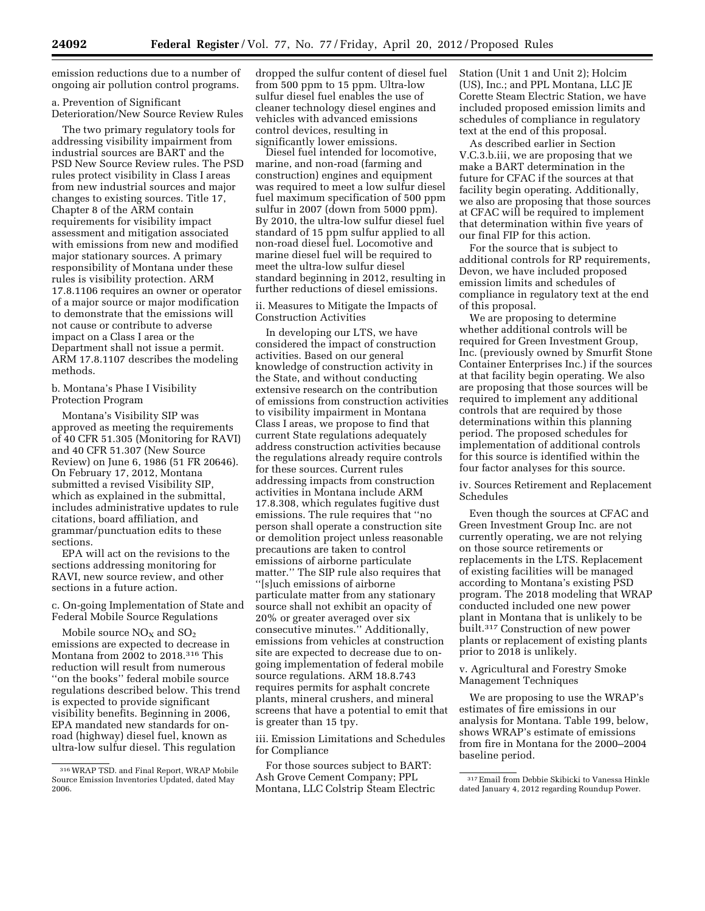emission reductions due to a number of ongoing air pollution control programs.

a. Prevention of Significant Deterioration/New Source Review Rules

The two primary regulatory tools for addressing visibility impairment from industrial sources are BART and the PSD New Source Review rules. The PSD rules protect visibility in Class I areas from new industrial sources and major changes to existing sources. Title 17, Chapter 8 of the ARM contain requirements for visibility impact assessment and mitigation associated with emissions from new and modified major stationary sources. A primary responsibility of Montana under these rules is visibility protection. ARM 17.8.1106 requires an owner or operator of a major source or major modification to demonstrate that the emissions will not cause or contribute to adverse impact on a Class I area or the Department shall not issue a permit. ARM 17.8.1107 describes the modeling methods.

b. Montana's Phase I Visibility Protection Program

Montana's Visibility SIP was approved as meeting the requirements of 40 CFR 51.305 (Monitoring for RAVI) and 40 CFR 51.307 (New Source Review) on June 6, 1986 (51 FR 20646). On February 17, 2012, Montana submitted a revised Visibility SIP, which as explained in the submittal, includes administrative updates to rule citations, board affiliation, and grammar/punctuation edits to these sections.

EPA will act on the revisions to the sections addressing monitoring for RAVI, new source review, and other sections in a future action.

c. On-going Implementation of State and Federal Mobile Source Regulations

Mobile source $NO_X$ and $SO_2$ emissions are expected to decrease in Montana from 2002 to 2018.[316] This reduction will result from numerous ''on the books'' federal mobile source regulations described below. This trend is expected to provide significant visibility benefits. Beginning in 2006, EPA mandated new standards for on-road (highway) diesel fuel, known as ultra-low sulfur diesel. This regulation dropped the sulfur content of diesel fuel from 500 ppm to 15 ppm. Ultra-low sulfur diesel fuel enables the use of cleaner technology diesel engines and vehicles with advanced emissions control devices, resulting in significantly lower emissions.

Diesel fuel intended for locomotive, marine, and non-road (farming and construction) engines and equipment was required to meet a low sulfur diesel fuel maximum specification of 500 ppm sulfur in 2007 (down from 5000 ppm). By 2010, the ultra-low sulfur diesel fuel standard of 15 ppm sulfur applied to all non-road diesel fuel. Locomotive and marine diesel fuel will be required to meet the ultra-low sulfur diesel standard beginning in 2012, resulting in further reductions of diesel emissions.

ii. Measures to Mitigate the Impacts of Construction Activities

In developing our LTS, we have considered the impact of construction activities. Based on our general knowledge of construction activity in the State, and without conducting extensive research on the contribution of emissions from construction activities to visibility impairment in Montana Class I areas, we propose to find that current State regulations adequately address construction activities because the regulations already require controls for these sources. Current rules addressing impacts from construction activities in Montana include ARM 17.8.308, which regulates fugitive dust emissions. The rule requires that ''no person shall operate a construction site or demolition project unless reasonable precautions are taken to control emissions of airborne particulate matter.'' The SIP rule also requires that ''[s]uch emissions of airborne particulate matter from any stationary source shall not exhibit an opacity of 20% or greater averaged over six consecutive minutes.'' Additionally, emissions from vehicles at construction site are expected to decrease due to on-going implementation of federal mobile source regulations. ARM 18.8.743 requires permits for asphalt concrete plants, mineral crushers, and mineral screens that have a potential to emit that is greater than 15 tpy.

iii. Emission Limitations and Schedules for Compliance

For those sources subject to BART: Ash Grove Cement Company; PPL Montana, LLC Colstrip Steam Electric Station (Unit 1 and Unit 2); Holcim (US), Inc.; and PPL Montana, LLC JE Corette Steam Electric Station, we have included proposed emission limits and schedules of compliance in regulatory text at the end of this proposal.

As described earlier in Section V.C.3.b.iii, we are proposing that we make a BART determination in the future for CFAC if the sources at that facility begin operating. Additionally, we also are proposing that those sources at CFAC will be required to implement that determination within five years of our final FIP for this action.

For the source that is subject to additional controls for RP requirements, Devon, we have included proposed emission limits and schedules of compliance in regulatory text at the end of this proposal.

We are proposing to determine whether additional controls will be required for Green Investment Group, Inc. (previously owned by Smurfit Stone Container Enterprises Inc.) if the sources at that facility begin operating. We also are proposing that those sources will be required to implement any additional controls that are required by those determinations within this planning period. The proposed schedules for implementation of additional controls for this source is identified within the four factor analyses for this source.

iv. Sources Retirement and Replacement Schedules

Even though the sources at CFAC and Green Investment Group Inc. are not currently operating, we are not relying on those source retirements or replacements in the LTS. Replacement of existing facilities will be managed according to Montana's existing PSD program. The 2018 modeling that WRAP conducted included one new power plant in Montana that is unlikely to be built.[317] Construction of new power plants or replacement of existing plants prior to 2018 is unlikely.

v. Agricultural and Forestry Smoke Management Techniques

We are proposing to use the WRAP's estimates of fire emissions in our analysis for Montana. Table 199, below, shows WRAP's estimate of emissions from fire in Montana for the 2000–2004 baseline period.

[316] WRAP TSD. and Final Report, WRAP Mobile Source Emission Inventories Updated, dated May 2006.

[317] Email from Debbie Skibicki to Vanessa Hinkle dated January 4, 2012 regarding Roundup Power.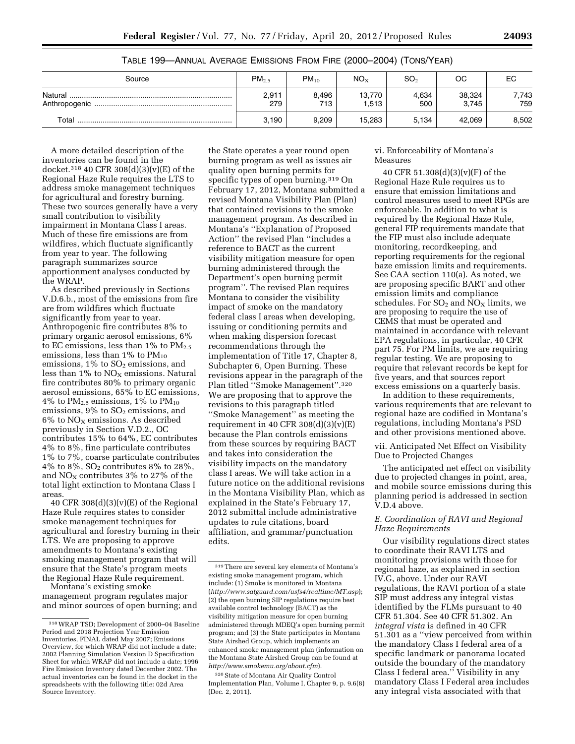TABLE 199—ANNUAL AVERAGE EMISSIONS FROM FIRE (2000–2004) (TONS/YEAR)

| Source | $PM_{2.5}$ | $PM_{10}$ | $NO_X$ | $SO_2$ | OC | EC |
|---|---|---|---|---|---|---|
| Natural | 2,911 | 8,496 | 13,770 | 4,634 | 38,324 | 7,743 |
| Anthropogenic | 279 | 713 | 1,513 | 500 | 3,745 | 759 |
| Total | 3,190 | 9,209 | 15,283 | 5,134 | 42,069 | 8,502 |

A more detailed description of the inventories can be found in the docket.[318] 40 CFR 308(d)(3)(v)(E) of the Regional Haze Rule requires the LTS to address smoke management techniques for agricultural and forestry burning. These two sources generally have a very small contribution to visibility impairment in Montana Class I areas. Much of these fire emissions are from wildfires, which fluctuate significantly from year to year. The following paragraph summarizes source apportionment analyses conducted by the WRAP.

As described previously in Sections V.D.6.b., most of the emissions from fire are from wildfires which fluctuate significantly from year to year. Anthropogenic fire contributes 8% to primary organic aerosol emissions, 6% to EC emissions, less than 1% to $PM_{2.5}$ emissions, less than 1% to $PM_{10}$ emissions, 1% to $SO_2$ emissions, and less than 1% to $NO_X$ emissions. Natural fire contributes 80% to primary organic aerosol emissions, 65% to EC emissions, 4% to $PM_{2.5}$ emissions, 1% to $PM_{10}$ emissions, 9% to $SO_2$ emissions, and 6% to $NO_X$ emissions. As described previously in Section V.D.2., OC contributes 15% to 64%, EC contributes 4% to 8%, fine particulate contributes 1% to 7%, coarse particulate contributes 4% to 8%, $SO_2$ contributes 8% to 28%, and $NO_X$ contributes 3% to 27% of the total light extinction to Montana Class I areas.

40 CFR 308(d)(3)(v)(E) of the Regional Haze Rule requires states to consider smoke management techniques for agricultural and forestry burning in their LTS. We are proposing to approve amendments to Montana's existing smoking management program that will ensure that the State's program meets the Regional Haze Rule requirement.

Montana's existing smoke management program regulates major and minor sources of open burning; and the State operates a year round open burning program as well as issues air quality open burning permits for specific types of open burning.[319] On February 17, 2012, Montana submitted a revised Montana Visibility Plan (Plan) that contained revisions to the smoke management program. As described in Montana's ''Explanation of Proposed Action'' the revised Plan ''includes a reference to BACT as the current visibility mitigation measure for open burning administered through the Department's open burning permit program''. The revised Plan requires Montana to consider the visibility impact of smoke on the mandatory federal class I areas when developing, issuing or conditioning permits and when making dispersion forecast recommendations through the implementation of Title 17, Chapter 8, Subchapter 6, Open Burning. These revisions appear in the paragraph of the Plan titled ''Smoke Management''.[320] We are proposing that to approve the revisions to this paragraph titled ''Smoke Management'' as meeting the requirement in 40 CFR 308(d)(3)(v)(E) because the Plan controls emissions from these sources by requiring BACT and takes into consideration the visibility impacts on the mandatory class I areas. We will take action in a future notice on the additional revisions in the Montana Visibility Plan, which as explained in the State's February 17, 2012 submittal include administrative updates to rule citations, board affiliation, and grammar/punctuation edits.

vi. Enforceability of Montana's Measures

40 CFR 51.308(d)(3)(v)(F) of the Regional Haze Rule requires us to ensure that emission limitations and control measures used to meet RPGs are enforceable. In addition to what is required by the Regional Haze Rule, general FIP requirements mandate that the FIP must also include adequate monitoring, recordkeeping, and reporting requirements for the regional haze emission limits and requirements. See CAA section 110(a). As noted, we are proposing specific BART and other emission limits and compliance schedules. For $SO_2$ and $NO_X$ limits, we are proposing to require the use of CEMS that must be operated and maintained in accordance with relevant EPA regulations, in particular, 40 CFR part 75. For PM limits, we are requiring regular testing. We are proposing to require that relevant records be kept for five years, and that sources report excess emissions on a quarterly basis.

In addition to these requirements, various requirements that are relevant to regional haze are codified in Montana's regulations, including Montana's PSD and other provisions mentioned above.

vii. Anticipated Net Effect on Visibility Due to Projected Changes

The anticipated net effect on visibility due to projected changes in point, area, and mobile source emissions during this planning period is addressed in section V.D.4 above.

### *E. Coordination of RAVI and Regional Haze Requirements*

Our visibility regulations direct states to coordinate their RAVI LTS and monitoring provisions with those for regional haze, as explained in section IV.G, above. Under our RAVI regulations, the RAVI portion of a state SIP must address any integral vistas identified by the FLMs pursuant to 40 CFR 51.304. See 40 CFR 51.302. An *integral vista* is defined in 40 CFR 51.301 as a ''view perceived from within the mandatory Class I federal area of a specific landmark or panorama located outside the boundary of the mandatory Class I federal area.'' Visibility in any mandatory Class I Federal area includes any integral vista associated with that

---

[318] WRAP TSD; Development of 2000–04 Baseline Period and 2018 Projection Year Emission Inventories, FINAL dated May 2007; Emissions Overview, for which WRAP did not include a date; 2002 Planning Simulation Version D Specification Sheet for which WRAP did not include a date; 1996 Fire Emission Inventory dated December 2002. The actual inventories can be found in the docket in the spreadsheets with the following title: 02d Area Source Inventory.

[319] There are several key elements of Montana's existing smoke management program, which include: (1) Smoke is monitored in Montana (*http://www.satguard.com/usfs4/realtime/MT.asp*); (2) the open burning SIP regulations require best available control technology (BACT) as the visibility mitigation measure for open burning administered through MDEQ's open burning permit program; and (3) the State participates in Montana State Airshed Group, which implements an enhanced smoke management plan (information on the Montana State Airshed Group can be found at *http://www.smokemu.org/about.cfm*).

[320] State of Montana Air Quality Control Implementation Plan, Volume I, Chapter 9, p. 9.6(8) (Dec. 2, 2011).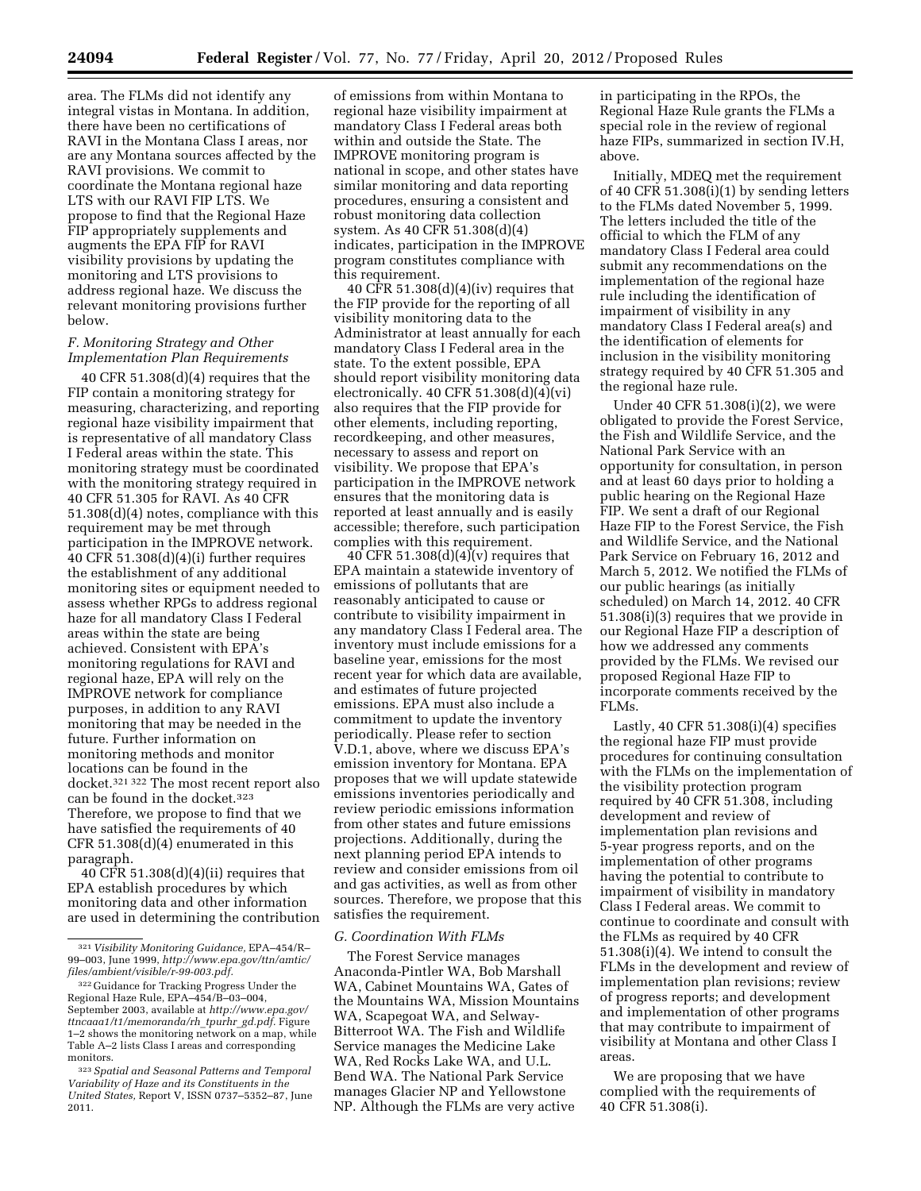area. The FLMs did not identify any integral vistas in Montana. In addition, there have been no certifications of RAVI in the Montana Class I areas, nor are any Montana sources affected by the RAVI provisions. We commit to coordinate the Montana regional haze LTS with our RAVI FIP LTS. We propose to find that the Regional Haze FIP appropriately supplements and augments the EPA FIP for RAVI visibility provisions by updating the monitoring and LTS provisions to address regional haze. We discuss the relevant monitoring provisions further below.

### F. Monitoring Strategy and Other Implementation Plan Requirements

40 CFR 51.308(d)(4) requires that the FIP contain a monitoring strategy for measuring, characterizing, and reporting regional haze visibility impairment that is representative of all mandatory Class I Federal areas within the state. This monitoring strategy must be coordinated with the monitoring strategy required in 40 CFR 51.305 for RAVI. As 40 CFR 51.308(d)(4) notes, compliance with this requirement may be met through participation in the IMPROVE network. 40 CFR 51.308(d)(4)(i) further requires the establishment of any additional monitoring sites or equipment needed to assess whether RPGs to address regional haze for all mandatory Class I Federal areas within the state are being achieved. Consistent with EPA's monitoring regulations for RAVI and regional haze, EPA will rely on the IMPROVE network for compliance purposes, in addition to any RAVI monitoring that may be needed in the future. Further information on monitoring methods and monitor locations can be found in the docket.[321] [322] The most recent report also can be found in the docket.[323] Therefore, we propose to find that we have satisfied the requirements of 40 CFR 51.308(d)(4) enumerated in this paragraph.

40 CFR 51.308(d)(4)(ii) requires that EPA establish procedures by which monitoring data and other information are used in determining the contribution of emissions from within Montana to regional haze visibility impairment at mandatory Class I Federal areas both within and outside the State. The IMPROVE monitoring program is national in scope, and other states have similar monitoring and data reporting procedures, ensuring a consistent and robust monitoring data collection system. As 40 CFR 51.308(d)(4) indicates, participation in the IMPROVE program constitutes compliance with this requirement.

40 CFR 51.308(d)(4)(iv) requires that the FIP provide for the reporting of all visibility monitoring data to the Administrator at least annually for each mandatory Class I Federal area in the state. To the extent possible, EPA should report visibility monitoring data electronically. 40 CFR 51.308(d)(4)(vi) also requires that the FIP provide for other elements, including reporting, recordkeeping, and other measures, necessary to assess and report on visibility. We propose that EPA's participation in the IMPROVE network ensures that the monitoring data is reported at least annually and is easily accessible; therefore, such participation complies with this requirement.

40 CFR 51.308(d)(4)(v) requires that EPA maintain a statewide inventory of emissions of pollutants that are reasonably anticipated to cause or contribute to visibility impairment in any mandatory Class I Federal area. The inventory must include emissions for a baseline year, emissions for the most recent year for which data are available, and estimates of future projected emissions. EPA must also include a commitment to update the inventory periodically. Please refer to section V.D.1, above, where we discuss EPA's emission inventory for Montana. EPA proposes that we will update statewide emissions inventories periodically and review periodic emissions information from other states and future emissions projections. Additionally, during the next planning period EPA intends to review and consider emissions from oil and gas activities, as well as from other sources. Therefore, we propose that this satisfies the requirement.

### G. Coordination With FLMs

The Forest Service manages Anaconda-Pintler WA, Bob Marshall WA, Cabinet Mountains WA, Gates of the Mountains WA, Mission Mountains WA, Scapegoat WA, and Selway-Bitterroot WA. The Fish and Wildlife Service manages the Medicine Lake WA, Red Rocks Lake WA, and U.L. Bend WA. The National Park Service manages Glacier NP and Yellowstone NP. Although the FLMs are very active in participating in the RPOs, the Regional Haze Rule grants the FLMs a special role in the review of regional haze FIPs, summarized in section IV.H, above.

Initially, MDEQ met the requirement of 40 CFR 51.308(i)(1) by sending letters to the FLMs dated November 5, 1999. The letters included the title of the official to which the FLM of any mandatory Class I Federal area could submit any recommendations on the implementation of the regional haze rule including the identification of impairment of visibility in any mandatory Class I Federal area(s) and the identification of elements for inclusion in the visibility monitoring strategy required by 40 CFR 51.305 and the regional haze rule.

Under 40 CFR 51.308(i)(2), we were obligated to provide the Forest Service, the Fish and Wildlife Service, and the National Park Service with an opportunity for consultation, in person and at least 60 days prior to holding a public hearing on the Regional Haze FIP. We sent a draft of our Regional Haze FIP to the Forest Service, the Fish and Wildlife Service, and the National Park Service on February 16, 2012 and March 5, 2012. We notified the FLMs of our public hearings (as initially scheduled) on March 14, 2012. 40 CFR 51.308(i)(3) requires that we provide in our Regional Haze FIP a description of how we addressed any comments provided by the FLMs. We revised our proposed Regional Haze FIP to incorporate comments received by the FLMs.

Lastly, 40 CFR 51.308(i)(4) specifies the regional haze FIP must provide procedures for continuing consultation with the FLMs on the implementation of the visibility protection program required by 40 CFR 51.308, including development and review of implementation plan revisions and 5-year progress reports, and on the implementation of other programs having the potential to contribute to impairment of visibility in mandatory Class I Federal areas. We commit to continue to coordinate and consult with the FLMs as required by 40 CFR 51.308(i)(4). We intend to consult the FLMs in the development and review of implementation plan revisions; review of progress reports; and development and implementation of other programs that may contribute to impairment of visibility at Montana and other Class I areas.

We are proposing that we have complied with the requirements of 40 CFR 51.308(i).

---

[321] *Visibility Monitoring Guidance,* EPA–454/R–99–003, June 1999, *http://www.epa.gov/ttn/amtic/files/ambient/visible/r-99-003.pdf.*

[322] Guidance for Tracking Progress Under the Regional Haze Rule, EPA–454/B–03–004, September 2003, available at *http://www.epa.gov/ttncaaa1/t1/memoranda/rh_tpurhr_gd.pdf.* Figure 1–2 shows the monitoring network on a map, while Table A–2 lists Class I areas and corresponding monitors.

[323] *Spatial and Seasonal Patterns and Temporal Variability of Haze and its Constituents in the United States,* Report V, ISSN 0737–5352–87, June 2011.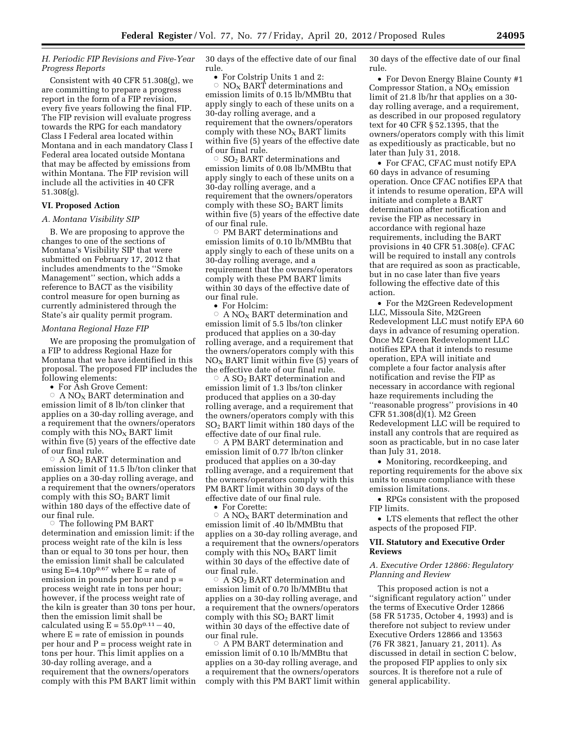### H. Periodic FIP Revisions and Five-Year Progress Reports

Consistent with 40 CFR 51.308(g), we are committing to prepare a progress report in the form of a FIP revision, every five years following the final FIP. The FIP revision will evaluate progress towards the RPG for each mandatory Class I Federal area located within Montana and in each mandatory Class I Federal area located outside Montana that may be affected by emissions from within Montana. The FIP revision will include all the activities in 40 CFR 51.308(g).

## VI. Proposed Action

### A. Montana Visibility SIP

B. We are proposing to approve the changes to one of the sections of Montana's Visibility SIP that were submitted on February 17, 2012 that includes amendments to the ''Smoke Management'' section, which adds a reference to BACT as the visibility control measure for open burning as currently administered through the State's air quality permit program.

### Montana Regional Haze FIP

We are proposing the promulgation of a FIP to address Regional Haze for Montana that we have identified in this proposal. The proposed FIP includes the following elements:

- For Ash Grove Cement:
  - A $NO_X$ BART determination and emission limit of 8 lb/ton clinker that applies on a 30-day rolling average, and a requirement that the owners/operators comply with this $NO_X$ BART limit within five (5) years of the effective date of our final rule.
  - A $SO_2$ BART determination and emission limit of 11.5 lb/ton clinker that applies on a 30-day rolling average, and a requirement that the owners/operators comply with this $SO_2$ BART limit within 180 days of the effective date of our final rule.
  - The following PM BART determination and emission limit: if the process weight rate of the kiln is less than or equal to 30 tons per hour, then the emission limit shall be calculated using $E=4.10p^{0.67}$ where E = rate of emission in pounds per hour and p = process weight rate in tons per hour; however, if the process weight rate of the kiln is greater than 30 tons per hour, then the emission limit shall be calculated using $E = 55.0p^{0.11} - 40$, where E = rate of emission in pounds per hour and P = process weight rate in tons per hour. This limit applies on a 30-day rolling average, and a requirement that the owners/operators comply with this PM BART limit within 30 days of the effective date of our final rule.
- For Colstrip Units 1 and 2:
  - $NO_X$ BART determinations and emission limits of 0.15 lb/MMBtu that apply singly to each of these units on a 30-day rolling average, and a requirement that the owners/operators comply with these $NO_X$ BART limits within five (5) years of the effective date of our final rule.
  - $SO_2$ BART determinations and emission limits of 0.08 lb/MMBtu that apply singly to each of these units on a 30-day rolling average, and a requirement that the owners/operators comply with these $SO_2$ BART limits within five (5) years of the effective date of our final rule.
  - PM BART determinations and emission limits of 0.10 lb/MMBtu that apply singly to each of these units on a 30-day rolling average, and a requirement that the owners/operators comply with these PM BART limits within 30 days of the effective date of our final rule.
- For Holcim:
  - A $NO_X$ BART determination and emission limit of 5.5 lbs/ton clinker produced that applies on a 30-day rolling average, and a requirement that the owners/operators comply with this $NO_X$ BART limit within five (5) years of the effective date of our final rule.
  - A $SO_2$ BART determination and emission limit of 1.3 lbs/ton clinker produced that applies on a 30-day rolling average, and a requirement that the owners/operators comply with this $SO_2$ BART limit within 180 days of the effective date of our final rule.
  - A PM BART determination and emission limit of 0.77 lb/ton clinker produced that applies on a 30-day rolling average, and a requirement that the owners/operators comply with this PM BART limit within 30 days of the effective date of our final rule.
- For Corette:
  - A $NO_X$ BART determination and emission limit of .40 lb/MMBtu that applies on a 30-day rolling average, and a requirement that the owners/operators comply with this $NO_X$ BART limit within 30 days of the effective date of our final rule.
  - A $SO_2$ BART determination and emission limit of 0.70 lb/MMBtu that applies on a 30-day rolling average, and a requirement that the owners/operators comply with this $SO_2$ BART limit within 30 days of the effective date of our final rule.
  - A PM BART determination and emission limit of 0.10 lb/MMBtu that applies on a 30-day rolling average, and a requirement that the owners/operators comply with this PM BART limit within 30 days of the effective date of our final rule.
- For Devon Energy Blaine County #1 Compressor Station, a $NO_X$ emission limit of 21.8 lb/hr that applies on a 30-day rolling average, and a requirement, as described in our proposed regulatory text for 40 CFR § 52.1395, that the owners/operators comply with this limit as expeditiously as practicable, but no later than July 31, 2018.
- For CFAC, CFAC must notify EPA 60 days in advance of resuming operation. Once CFAC notifies EPA that it intends to resume operation, EPA will initiate and complete a BART determination after notification and revise the FIP as necessary in accordance with regional haze requirements, including the BART provisions in 40 CFR 51.308(e). CFAC will be required to install any controls that are required as soon as practicable, but in no case later than five years following the effective date of this action.
- For the M2Green Redevelopment LLC, Missoula Site, M2Green Redevelopment LLC must notify EPA 60 days in advance of resuming operation. Once M2 Green Redevelopment LLC notifies EPA that it intends to resume operation, EPA will initiate and complete a four factor analysis after notification and revise the FIP as necessary in accordance with regional haze requirements including the ''reasonable progress'' provisions in 40 CFR 51.308(d)(1). M2 Green Redevelopment LLC will be required to install any controls that are required as soon as practicable, but in no case later than July 31, 2018.
- Monitoring, recordkeeping, and reporting requirements for the above six units to ensure compliance with these emission limitations.
- RPGs consistent with the proposed FIP limits.
- LTS elements that reflect the other aspects of the proposed FIP.

## VII. Statutory and Executive Order Reviews

### A. Executive Order 12866: Regulatory Planning and Review

This proposed action is not a ''significant regulatory action'' under the terms of Executive Order 12866 (58 FR 51735, October 4, 1993) and is therefore not subject to review under Executive Orders 12866 and 13563 (76 FR 3821, January 21, 2011). As discussed in detail in section C below, the proposed FIP applies to only six sources. It is therefore not a rule of general applicability.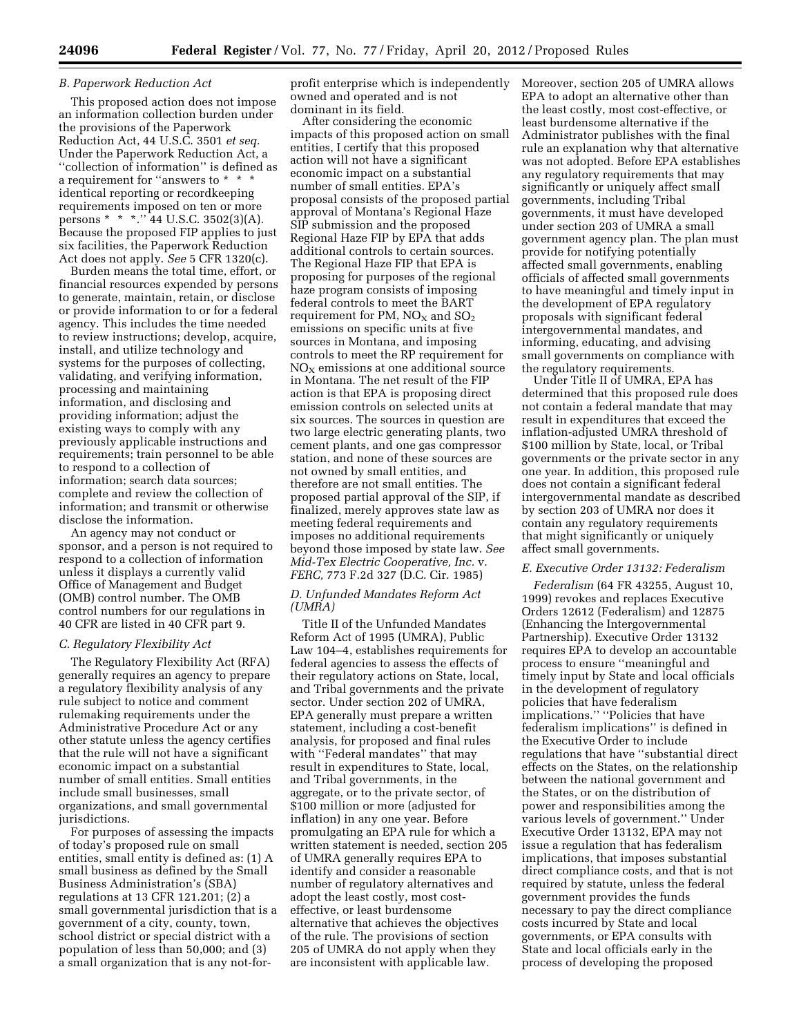### B. Paperwork Reduction Act

This proposed action does not impose an information collection burden under the provisions of the Paperwork Reduction Act, 44 U.S.C. 3501 *et seq.* Under the Paperwork Reduction Act, a ''collection of information'' is defined as a requirement for ''answers to * * * identical reporting or recordkeeping requirements imposed on ten or more persons * * *.'' 44 U.S.C. 3502(3)(A). Because the proposed FIP applies to just six facilities, the Paperwork Reduction Act does not apply. *See* 5 CFR 1320(c).

Burden means the total time, effort, or financial resources expended by persons to generate, maintain, retain, or disclose or provide information to or for a federal agency. This includes the time needed to review instructions; develop, acquire, install, and utilize technology and systems for the purposes of collecting, validating, and verifying information, processing and maintaining information, and disclosing and providing information; adjust the existing ways to comply with any previously applicable instructions and requirements; train personnel to be able to respond to a collection of information; search data sources; complete and review the collection of information; and transmit or otherwise disclose the information.

An agency may not conduct or sponsor, and a person is not required to respond to a collection of information unless it displays a currently valid Office of Management and Budget (OMB) control number. The OMB control numbers for our regulations in 40 CFR are listed in 40 CFR part 9.

### C. Regulatory Flexibility Act

The Regulatory Flexibility Act (RFA) generally requires an agency to prepare a regulatory flexibility analysis of any rule subject to notice and comment rulemaking requirements under the Administrative Procedure Act or any other statute unless the agency certifies that the rule will not have a significant economic impact on a substantial number of small entities. Small entities include small businesses, small organizations, and small governmental jurisdictions.

For purposes of assessing the impacts of today's proposed rule on small entities, small entity is defined as: (1) A small business as defined by the Small Business Administration's (SBA) regulations at 13 CFR 121.201; (2) a small governmental jurisdiction that is a government of a city, county, town, school district or special district with a population of less than 50,000; and (3) a small organization that is any not-for-profit enterprise which is independently owned and operated and is not dominant in its field.

After considering the economic impacts of this proposed action on small entities, I certify that this proposed action will not have a significant economic impact on a substantial number of small entities. EPA's proposal consists of the proposed partial approval of Montana's Regional Haze SIP submission and the proposed Regional Haze FIP by EPA that adds additional controls to certain sources. The Regional Haze FIP that EPA is proposing for purposes of the regional haze program consists of imposing federal controls to meet the BART requirement for PM, $NO_X$ and $SO_2$ emissions on specific units at five sources in Montana, and imposing controls to meet the RP requirement for $NO_X$ emissions at one additional source in Montana. The net result of the FIP action is that EPA is proposing direct emission controls on selected units at six sources. The sources in question are two large electric generating plants, two cement plants, and one gas compressor station, and none of these sources are not owned by small entities, and therefore are not small entities. The proposed partial approval of the SIP, if finalized, merely approves state law as meeting federal requirements and imposes no additional requirements beyond those imposed by state law. *See Mid-Tex Electric Cooperative, Inc.* v. *FERC,* 773 F.2d 327 (D.C. Cir. 1985)

### D. Unfunded Mandates Reform Act (UMRA)

Title II of the Unfunded Mandates Reform Act of 1995 (UMRA), Public Law 104–4, establishes requirements for federal agencies to assess the effects of their regulatory actions on State, local, and Tribal governments and the private sector. Under section 202 of UMRA, EPA generally must prepare a written statement, including a cost-benefit analysis, for proposed and final rules with ''Federal mandates'' that may result in expenditures to State, local, and Tribal governments, in the aggregate, or to the private sector, of $100 million or more (adjusted for inflation) in any one year. Before promulgating an EPA rule for which a written statement is needed, section 205 of UMRA generally requires EPA to identify and consider a reasonable number of regulatory alternatives and adopt the least costly, most cost-effective, or least burdensome alternative that achieves the objectives of the rule. The provisions of section 205 of UMRA do not apply when they are inconsistent with applicable law. Moreover, section 205 of UMRA allows EPA to adopt an alternative other than the least costly, most cost-effective, or least burdensome alternative if the Administrator publishes with the final rule an explanation why that alternative was not adopted. Before EPA establishes any regulatory requirements that may significantly or uniquely affect small governments, including Tribal governments, it must have developed under section 203 of UMRA a small government agency plan. The plan must provide for notifying potentially affected small governments, enabling officials of affected small governments to have meaningful and timely input in the development of EPA regulatory proposals with significant federal intergovernmental mandates, and informing, educating, and advising small governments on compliance with the regulatory requirements.

Under Title II of UMRA, EPA has determined that this proposed rule does not contain a federal mandate that may result in expenditures that exceed the inflation-adjusted UMRA threshold of $100 million by State, local, or Tribal governments or the private sector in any one year. In addition, this proposed rule does not contain a significant federal intergovernmental mandate as described by section 203 of UMRA nor does it contain any regulatory requirements that might significantly or uniquely affect small governments.

### E. Executive Order 13132: Federalism

*Federalism* (64 FR 43255, August 10, 1999) revokes and replaces Executive Orders 12612 (Federalism) and 12875 (Enhancing the Intergovernmental Partnership). Executive Order 13132 requires EPA to develop an accountable process to ensure ''meaningful and timely input by State and local officials in the development of regulatory policies that have federalism implications.'' ''Policies that have federalism implications'' is defined in the Executive Order to include regulations that have ''substantial direct effects on the States, on the relationship between the national government and the States, or on the distribution of power and responsibilities among the various levels of government.'' Under Executive Order 13132, EPA may not issue a regulation that has federalism implications, that imposes substantial direct compliance costs, and that is not required by statute, unless the federal government provides the funds necessary to pay the direct compliance costs incurred by State and local governments, or EPA consults with State and local officials early in the process of developing the proposed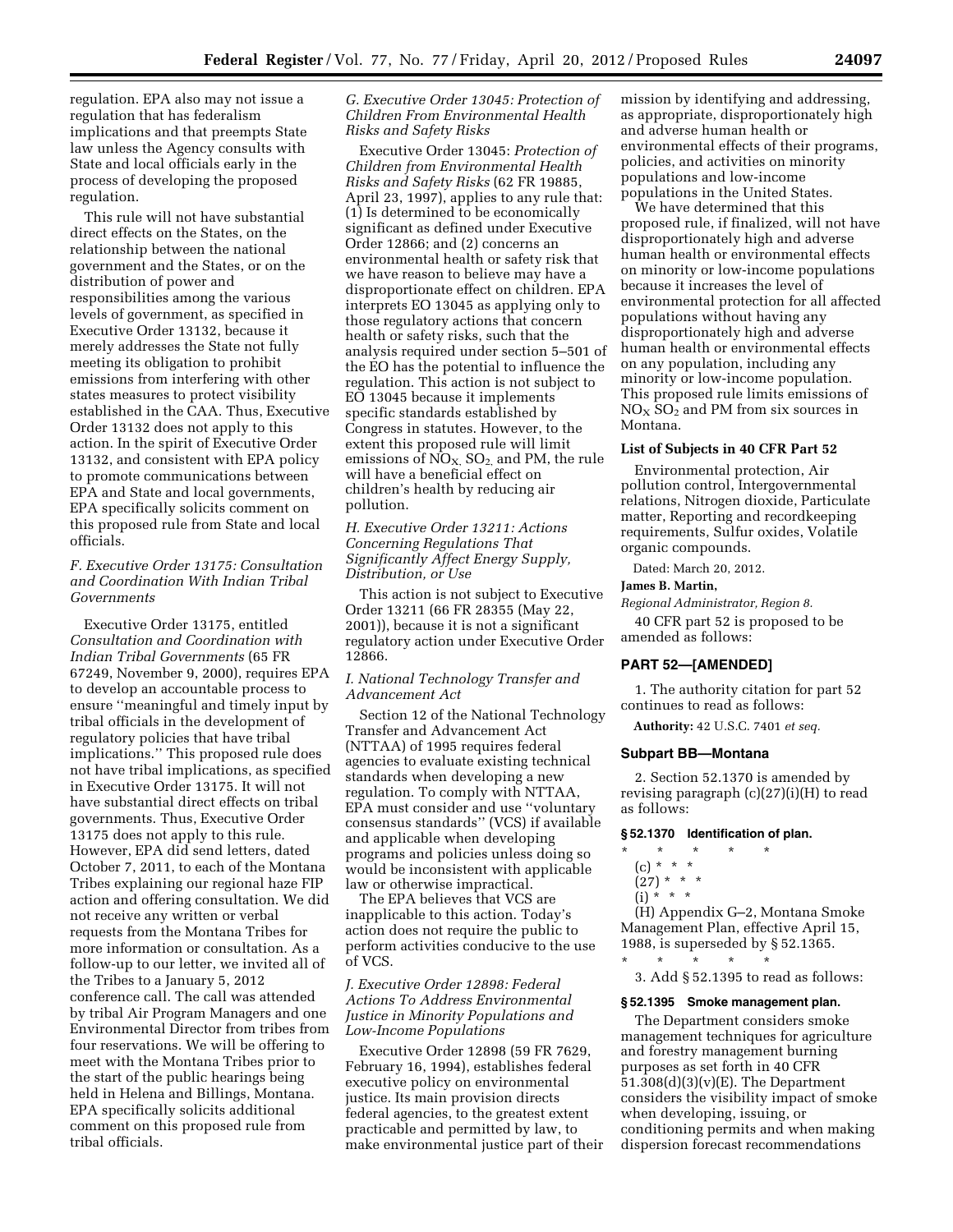regulation. EPA also may not issue a regulation that has federalism implications and that preempts State law unless the Agency consults with State and local officials early in the process of developing the proposed regulation.

This rule will not have substantial direct effects on the States, on the relationship between the national government and the States, or on the distribution of power and responsibilities among the various levels of government, as specified in Executive Order 13132, because it merely addresses the State not fully meeting its obligation to prohibit emissions from interfering with other states measures to protect visibility established in the CAA. Thus, Executive Order 13132 does not apply to this action. In the spirit of Executive Order 13132, and consistent with EPA policy to promote communications between EPA and State and local governments, EPA specifically solicits comment on this proposed rule from State and local officials.

### *F. Executive Order 13175: Consultation and Coordination With Indian Tribal Governments*

Executive Order 13175, entitled *Consultation and Coordination with Indian Tribal Governments* (65 FR 67249, November 9, 2000), requires EPA to develop an accountable process to ensure ''meaningful and timely input by tribal officials in the development of regulatory policies that have tribal implications.'' This proposed rule does not have tribal implications, as specified in Executive Order 13175. It will not have substantial direct effects on tribal governments. Thus, Executive Order 13175 does not apply to this rule. However, EPA did send letters, dated October 7, 2011, to each of the Montana Tribes explaining our regional haze FIP action and offering consultation. We did not receive any written or verbal requests from the Montana Tribes for more information or consultation. As a follow-up to our letter, we invited all of the Tribes to a January 5, 2012 conference call. The call was attended by tribal Air Program Managers and one Environmental Director from tribes from four reservations. We will be offering to meet with the Montana Tribes prior to the start of the public hearings being held in Helena and Billings, Montana. EPA specifically solicits additional comment on this proposed rule from tribal officials.

### *G. Executive Order 13045: Protection of Children From Environmental Health Risks and Safety Risks*

Executive Order 13045: *Protection of Children from Environmental Health Risks and Safety Risks* (62 FR 19885, April 23, 1997), applies to any rule that: (1) Is determined to be economically significant as defined under Executive Order 12866; and (2) concerns an environmental health or safety risk that we have reason to believe may have a disproportionate effect on children. EPA interprets EO 13045 as applying only to those regulatory actions that concern health or safety risks, such that the analysis required under section 5–501 of the EO has the potential to influence the regulation. This action is not subject to EO 13045 because it implements specific standards established by Congress in statutes. However, to the extent this proposed rule will limit emissions of $NO_X$, $SO_2$, and PM, the rule will have a beneficial effect on children's health by reducing air pollution.

### *H. Executive Order 13211: Actions Concerning Regulations That Significantly Affect Energy Supply, Distribution, or Use*

This action is not subject to Executive Order 13211 (66 FR 28355 (May 22, 2001)), because it is not a significant regulatory action under Executive Order 12866.

### *I. National Technology Transfer and Advancement Act*

Section 12 of the National Technology Transfer and Advancement Act (NTTAA) of 1995 requires federal agencies to evaluate existing technical standards when developing a new regulation. To comply with NTTAA, EPA must consider and use ''voluntary consensus standards'' (VCS) if available and applicable when developing programs and policies unless doing so would be inconsistent with applicable law or otherwise impractical.

The EPA believes that VCS are inapplicable to this action. Today's action does not require the public to perform activities conducive to the use of VCS.

### *J. Executive Order 12898: Federal Actions To Address Environmental Justice in Minority Populations and Low-Income Populations*

Executive Order 12898 (59 FR 7629, February 16, 1994), establishes federal executive policy on environmental justice. Its main provision directs federal agencies, to the greatest extent practicable and permitted by law, to make environmental justice part of their mission by identifying and addressing, as appropriate, disproportionately high and adverse human health or environmental effects of their programs, policies, and activities on minority populations and low-income populations in the United States.

We have determined that this proposed rule, if finalized, will not have disproportionately high and adverse human health or environmental effects on minority or low-income populations because it increases the level of environmental protection for all affected populations without having any disproportionately high and adverse human health or environmental effects on any population, including any minority or low-income population. This proposed rule limits emissions of $NO_X$ $SO_2$ and PM from six sources in Montana.

#### List of Subjects in 40 CFR Part 52

Environmental protection, Air pollution control, Intergovernmental relations, Nitrogen dioxide, Particulate matter, Reporting and recordkeeping requirements, Sulfur oxides, Volatile organic compounds.

Dated: March 20, 2012.

**James B. Martin,**

*Regional Administrator, Region 8.*

40 CFR part 52 is proposed to be amended as follows:

## PART 52—[AMENDED]

1. The authority citation for part 52 continues to read as follows:

**Authority:** 42 U.S.C. 7401 *et seq.*

### Subpart BB—Montana

2. Section 52.1370 is amended by revising paragraph (c)(27)(i)(H) to read as follows:

#### § 52.1370 Identification of plan.

\* \* \* \* \*

(c) \* \* \*

(27) \* \* \*

(i) \* \* \*

(H) Appendix G–2, Montana Smoke Management Plan, effective April 15, 1988, is superseded by § 52.1365.

\* \* \* \* \*

3. Add § 52.1395 to read as follows:

#### § 52.1395 Smoke management plan.

The Department considers smoke management techniques for agriculture and forestry management burning purposes as set forth in 40 CFR 51.308(d)(3)(v)(E). The Department considers the visibility impact of smoke when developing, issuing, or conditioning permits and when making dispersion forecast recommendations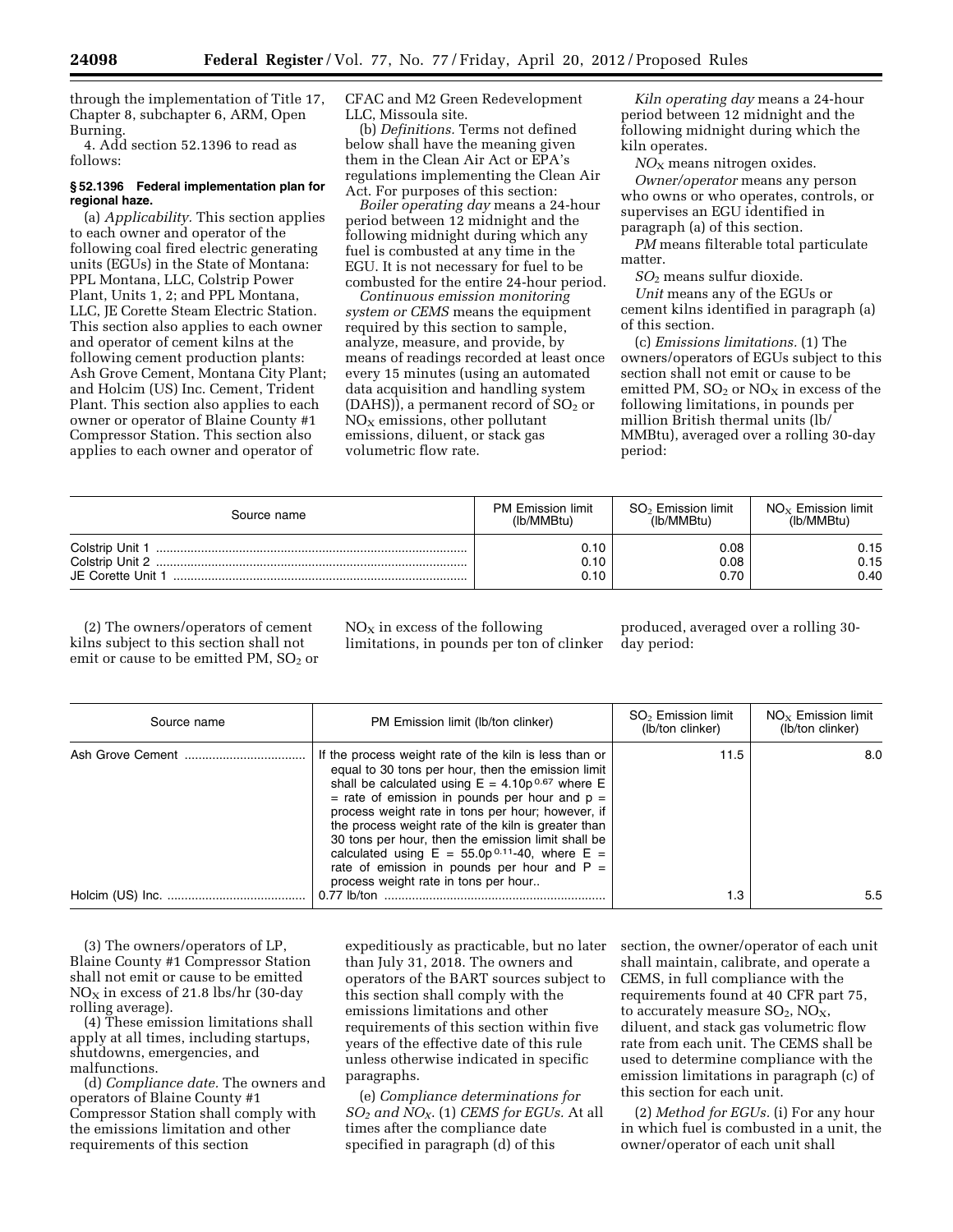through the implementation of Title 17, Chapter 8, subchapter 6, ARM, Open Burning.

4. Add section 52.1396 to read as follows:

### § 52.1396 Federal implementation plan for regional haze.

(a) *Applicability.* This section applies to each owner and operator of the following coal fired electric generating units (EGUs) in the State of Montana: PPL Montana, LLC, Colstrip Power Plant, Units 1, 2; and PPL Montana, LLC, JE Corette Steam Electric Station. This section also applies to each owner and operator of cement kilns at the following cement production plants: Ash Grove Cement, Montana City Plant; and Holcim (US) Inc. Cement, Trident Plant. This section also applies to each owner or operator of Blaine County #1 Compressor Station. This section also applies to each owner and operator of CFAC and M2 Green Redevelopment LLC, Missoula site.

(b) *Definitions.* Terms not defined below shall have the meaning given them in the Clean Air Act or EPA's regulations implementing the Clean Air Act. For purposes of this section:

*Boiler operating day* means a 24-hour period between 12 midnight and the following midnight during which any fuel is combusted at any time in the EGU. It is not necessary for fuel to be combusted for the entire 24-hour period.

*Continuous emission monitoring system or CEMS* means the equipment required by this section to sample, analyze, measure, and provide, by means of readings recorded at least once every 15 minutes (using an automated data acquisition and handling system (DAHS)), a permanent record of $SO_2$ or $NO_X$ emissions, other pollutant emissions, diluent, or stack gas volumetric flow rate.

*Kiln operating day* means a 24-hour period between 12 midnight and the following midnight during which the kiln operates.

*$NO_X$* means nitrogen oxides.

*Owner/operator* means any person who owns or who operates, controls, or supervises an EGU identified in paragraph (a) of this section.

*PM* means filterable total particulate matter.

*$SO_2$* means sulfur dioxide.

*Unit* means any of the EGUs or cement kilns identified in paragraph (a) of this section.

(c) *Emissions limitations.* (1) The owners/operators of EGUs subject to this section shall not emit or cause to be emitted PM, $SO_2$ or $NO_X$ in excess of the following limitations, in pounds per million British thermal units (lb/MMBtu), averaged over a rolling 30-day period:

| Source name | PM Emission limit (lb/MMBtu) | $SO_2$ Emission limit (lb/MMBtu) | $NO_X$ Emission limit (lb/MMBtu) |
|---|---|---|---|
| Colstrip Unit 1 | 0.10 | 0.08 | 0.15 |
| Colstrip Unit 2 | 0.10 | 0.08 | 0.15 |
| JE Corette Unit 1 | 0.10 | 0.70 | 0.40 |

(2) The owners/operators of cement kilns subject to this section shall not emit or cause to be emitted PM, $SO_2$ or $NO_X$ in excess of the following limitations, in pounds per ton of clinker produced, averaged over a rolling 30-day period:

| Source name | PM Emission limit (lb/ton clinker) | $SO_2$ Emission limit (lb/ton clinker) | $NO_X$ Emission limit (lb/ton clinker) |
|---|---|---|---|
| Ash Grove Cement | If the process weight rate of the kiln is less than or equal to 30 tons per hour, then the emission limit shall be calculated using $E = 4.10p^{0.67}$ where E = rate of emission in pounds per hour and p = process weight rate in tons per hour; however, if the process weight rate of the kiln is greater than 30 tons per hour, then the emission limit shall be calculated using $E = 55.0p^{0.11}$-40, where E = rate of emission in pounds per hour and P = process weight rate in tons per hour.. | 11.5 | 8.0 |
| Holcim (US) Inc. | 0.77 lb/ton | 1.3 | 5.5 |

(3) The owners/operators of LP, Blaine County #1 Compressor Station shall not emit or cause to be emitted $NO_X$ in excess of 21.8 lbs/hr (30-day rolling average).

(4) These emission limitations shall apply at all times, including startups, shutdowns, emergencies, and malfunctions.

(d) *Compliance date.* The owners and operators of Blaine County #1 Compressor Station shall comply with the emissions limitation and other requirements of this section expeditiously as practicable, but no later than July 31, 2018. The owners and operators of the BART sources subject to this section shall comply with the emissions limitations and other requirements of this section within five years of the effective date of this rule unless otherwise indicated in specific paragraphs.

(e) *Compliance determinations for $SO_2$ and $NO_X$.* (1) *CEMS for EGUs.* At all times after the compliance date specified in paragraph (d) of this section, the owner/operator of each unit shall maintain, calibrate, and operate a CEMS, in full compliance with the requirements found at 40 CFR part 75, to accurately measure $SO_2$, $NO_X$, diluent, and stack gas volumetric flow rate from each unit. The CEMS shall be used to determine compliance with the emission limitations in paragraph (c) of this section for each unit.

(2) *Method for EGUs.* (i) For any hour in which fuel is combusted in a unit, the owner/operator of each unit shall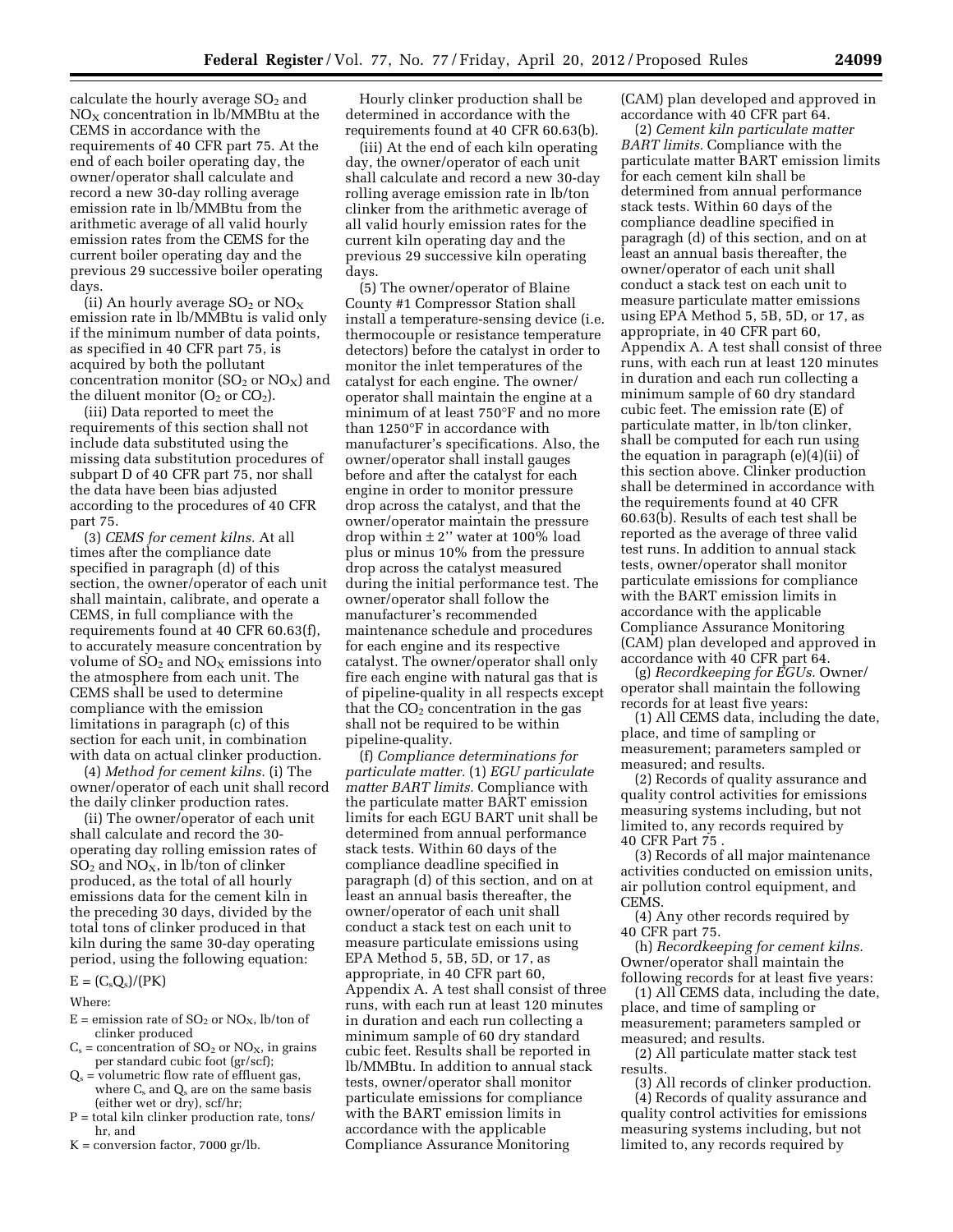calculate the hourly average $SO_2$ and $NO_X$ concentration in lb/MMBtu at the CEMS in accordance with the requirements of 40 CFR part 75. At the end of each boiler operating day, the owner/operator shall calculate and record a new 30-day rolling average emission rate in lb/MMBtu from the arithmetic average of all valid hourly emission rates from the CEMS for the current boiler operating day and the previous 29 successive boiler operating days.

(ii) An hourly average $SO_2$ or $NO_X$ emission rate in lb/MMBtu is valid only if the minimum number of data points, as specified in 40 CFR part 75, is acquired by both the pollutant concentration monitor ($SO_2$ or $NO_X$) and the diluent monitor ($O_2$ or $CO_2$).

(iii) Data reported to meet the requirements of this section shall not include data substituted using the missing data substitution procedures of subpart D of 40 CFR part 75, nor shall the data have been bias adjusted according to the procedures of 40 CFR part 75.

(3) *CEMS for cement kilns.* At all times after the compliance date specified in paragraph (d) of this section, the owner/operator of each unit shall maintain, calibrate, and operate a CEMS, in full compliance with the requirements found at 40 CFR 60.63(f), to accurately measure concentration by volume of $SO_2$ and $NO_X$ emissions into the atmosphere from each unit. The CEMS shall be used to determine compliance with the emission limitations in paragraph (c) of this section for each unit, in combination with data on actual clinker production.

(4) *Method for cement kilns.* (i) The owner/operator of each unit shall record the daily clinker production rates.

(ii) The owner/operator of each unit shall calculate and record the 30-operating day rolling emission rates of $SO_2$ and $NO_X$, in lb/ton of clinker produced, as the total of all hourly emissions data for the cement kiln in the preceding 30 days, divided by the total tons of clinker produced in that kiln during the same 30-day operating period, using the following equation:

$$E = (C_s Q_s)/(PK)$$

Where:

- E = emission rate of $SO_2$ or $NO_X$, lb/ton of clinker produced
- $C_s$ = concentration of $SO_2$ or $NO_X$, in grains per standard cubic foot (gr/scf);
- $Q_s$ = volumetric flow rate of effluent gas, where $C_s$ and $Q_s$ are on the same basis (either wet or dry), scf/hr;
- P = total kiln clinker production rate, tons/hr, and
- K = conversion factor, 7000 gr/lb.

Hourly clinker production shall be determined in accordance with the requirements found at 40 CFR 60.63(b).

(iii) At the end of each kiln operating day, the owner/operator of each unit shall calculate and record a new 30-day rolling average emission rate in lb/ton clinker from the arithmetic average of all valid hourly emission rates for the current kiln operating day and the previous 29 successive kiln operating days.

(5) The owner/operator of Blaine County #1 Compressor Station shall install a temperature-sensing device (i.e. thermocouple or resistance temperature detectors) before the catalyst in order to monitor the inlet temperatures of the catalyst for each engine. The owner/operator shall maintain the engine at a minimum of at least 750°F and no more than 1250°F in accordance with manufacturer's specifications. Also, the owner/operator shall install gauges before and after the catalyst for each engine in order to monitor pressure drop across the catalyst, and that the owner/operator maintain the pressure drop within ± 2'' water at 100% load plus or minus 10% from the pressure drop across the catalyst measured during the initial performance test. The owner/operator shall follow the manufacturer's recommended maintenance schedule and procedures for each engine and its respective catalyst. The owner/operator shall only fire each engine with natural gas that is of pipeline-quality in all respects except that the $CO_2$ concentration in the gas shall not be required to be within pipeline-quality.

(f) *Compliance determinations for particulate matter.* (1) *EGU particulate matter BART limits.* Compliance with the particulate matter BART emission limits for each EGU BART unit shall be determined from annual performance stack tests. Within 60 days of the compliance deadline specified in paragraph (d) of this section, and on at least an annual basis thereafter, the owner/operator of each unit shall conduct a stack test on each unit to measure particulate emissions using EPA Method 5, 5B, 5D, or 17, as appropriate, in 40 CFR part 60, Appendix A. A test shall consist of three runs, with each run at least 120 minutes in duration and each run collecting a minimum sample of 60 dry standard cubic feet. Results shall be reported in lb/MMBtu. In addition to annual stack tests, owner/operator shall monitor particulate emissions for compliance with the BART emission limits in accordance with the applicable Compliance Assurance Monitoring (CAM) plan developed and approved in accordance with 40 CFR part 64.

(2) *Cement kiln particulate matter BART limits.* Compliance with the particulate matter BART emission limits for each cement kiln shall be determined from annual performance stack tests. Within 60 days of the compliance deadline specified in paragragh (d) of this section, and on at least an annual basis thereafter, the owner/operator of each unit shall conduct a stack test on each unit to measure particulate matter emissions using EPA Method 5, 5B, 5D, or 17, as appropriate, in 40 CFR part 60, Appendix A. A test shall consist of three runs, with each run at least 120 minutes in duration and each run collecting a minimum sample of 60 dry standard cubic feet. The emission rate (E) of particulate matter, in lb/ton clinker, shall be computed for each run using the equation in paragraph (e)(4)(ii) of this section above. Clinker production shall be determined in accordance with the requirements found at 40 CFR 60.63(b). Results of each test shall be reported as the average of three valid test runs. In addition to annual stack tests, owner/operator shall monitor particulate emissions for compliance with the BART emission limits in accordance with the applicable Compliance Assurance Monitoring (CAM) plan developed and approved in accordance with 40 CFR part 64.

(g) *Recordkeeping for EGUs.* Owner/operator shall maintain the following records for at least five years:

(1) All CEMS data, including the date, place, and time of sampling or measurement; parameters sampled or measured; and results.

(2) Records of quality assurance and quality control activities for emissions measuring systems including, but not limited to, any records required by 40 CFR Part 75 .

(3) Records of all major maintenance activities conducted on emission units, air pollution control equipment, and CEMS.

(4) Any other records required by 40 CFR part 75.

(h) *Recordkeeping for cement kilns.* Owner/operator shall maintain the following records for at least five years:

(1) All CEMS data, including the date, place, and time of sampling or measurement; parameters sampled or measured; and results.

(2) All particulate matter stack test results.

(3) All records of clinker production.

(4) Records of quality assurance and quality control activities for emissions measuring systems including, but not limited to, any records required by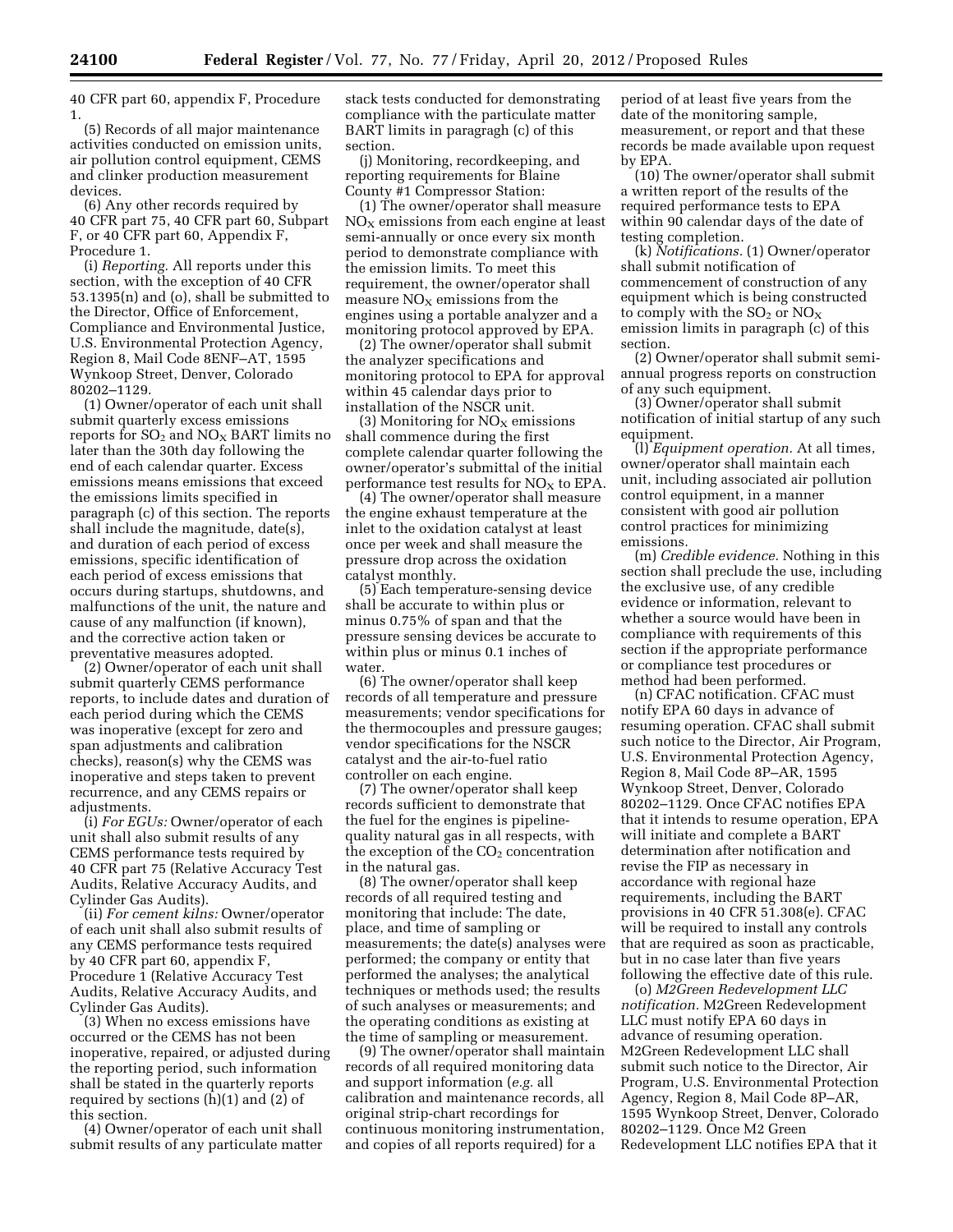40 CFR part 60, appendix F, Procedure 1.

(5) Records of all major maintenance activities conducted on emission units, air pollution control equipment, CEMS and clinker production measurement devices.

(6) Any other records required by 40 CFR part 75, 40 CFR part 60, Subpart F, or 40 CFR part 60, Appendix F, Procedure 1.

(i) *Reporting.* All reports under this section, with the exception of 40 CFR 53.1395(n) and (o), shall be submitted to the Director, Office of Enforcement, Compliance and Environmental Justice, U.S. Environmental Protection Agency, Region 8, Mail Code 8ENF–AT, 1595 Wynkoop Street, Denver, Colorado 80202–1129.

(1) Owner/operator of each unit shall submit quarterly excess emissions reports for $SO_2$ and $NO_X$ BART limits no later than the 30th day following the end of each calendar quarter. Excess emissions means emissions that exceed the emissions limits specified in paragraph (c) of this section. The reports shall include the magnitude, date(s), and duration of each period of excess emissions, specific identification of each period of excess emissions that occurs during startups, shutdowns, and malfunctions of the unit, the nature and cause of any malfunction (if known), and the corrective action taken or preventative measures adopted.

(2) Owner/operator of each unit shall submit quarterly CEMS performance reports, to include dates and duration of each period during which the CEMS was inoperative (except for zero and span adjustments and calibration checks), reason(s) why the CEMS was inoperative and steps taken to prevent recurrence, and any CEMS repairs or adjustments.

(i) *For EGUs:* Owner/operator of each unit shall also submit results of any CEMS performance tests required by 40 CFR part 75 (Relative Accuracy Test Audits, Relative Accuracy Audits, and Cylinder Gas Audits).

(ii) *For cement kilns:* Owner/operator of each unit shall also submit results of any CEMS performance tests required by 40 CFR part 60, appendix F, Procedure 1 (Relative Accuracy Test Audits, Relative Accuracy Audits, and Cylinder Gas Audits).

(3) When no excess emissions have occurred or the CEMS has not been inoperative, repaired, or adjusted during the reporting period, such information shall be stated in the quarterly reports required by sections (h)(1) and (2) of this section.

(4) Owner/operator of each unit shall submit results of any particulate matter stack tests conducted for demonstrating compliance with the particulate matter BART limits in paragragh (c) of this section.

(j) Monitoring, recordkeeping, and reporting requirements for Blaine County #1 Compressor Station:

(1) The owner/operator shall measure $NO_X$ emissions from each engine at least semi-annually or once every six month period to demonstrate compliance with the emission limits. To meet this requirement, the owner/operator shall measure $NO_X$ emissions from the engines using a portable analyzer and a monitoring protocol approved by EPA.

(2) The owner/operator shall submit the analyzer specifications and monitoring protocol to EPA for approval within 45 calendar days prior to installation of the NSCR unit.

(3) Monitoring for $NO_X$ emissions shall commence during the first complete calendar quarter following the owner/operator's submittal of the initial performance test results for $NO_X$ to EPA.

(4) The owner/operator shall measure the engine exhaust temperature at the inlet to the oxidation catalyst at least once per week and shall measure the pressure drop across the oxidation catalyst monthly.

(5) Each temperature-sensing device shall be accurate to within plus or minus 0.75% of span and that the pressure sensing devices be accurate to within plus or minus 0.1 inches of water.

(6) The owner/operator shall keep records of all temperature and pressure measurements; vendor specifications for the thermocouples and pressure gauges; vendor specifications for the NSCR catalyst and the air-to-fuel ratio controller on each engine.

(7) The owner/operator shall keep records sufficient to demonstrate that the fuel for the engines is pipeline-quality natural gas in all respects, with the exception of the $CO_2$ concentration in the natural gas.

(8) The owner/operator shall keep records of all required testing and monitoring that include: The date, place, and time of sampling or measurements; the date(s) analyses were performed; the company or entity that performed the analyses; the analytical techniques or methods used; the results of such analyses or measurements; and the operating conditions as existing at the time of sampling or measurement.

(9) The owner/operator shall maintain records of all required monitoring data and support information (*e.g.* all calibration and maintenance records, all original strip-chart recordings for continuous monitoring instrumentation, and copies of all reports required) for a period of at least five years from the date of the monitoring sample, measurement, or report and that these records be made available upon request by EPA.

(10) The owner/operator shall submit a written report of the results of the required performance tests to EPA within 90 calendar days of the date of testing completion.

(k) *Notifications.* (1) Owner/operator shall submit notification of commencement of construction of any equipment which is being constructed to comply with the $SO_2$ or $NO_X$ emission limits in paragraph (c) of this section.

(2) Owner/operator shall submit semi-annual progress reports on construction of any such equipment.

(3) Owner/operator shall submit notification of initial startup of any such equipment.

(l) *Equipment operation.* At all times, owner/operator shall maintain each unit, including associated air pollution control equipment, in a manner consistent with good air pollution control practices for minimizing emissions.

(m) *Credible evidence.* Nothing in this section shall preclude the use, including the exclusive use, of any credible evidence or information, relevant to whether a source would have been in compliance with requirements of this section if the appropriate performance or compliance test procedures or method had been performed.

(n) CFAC notification. CFAC must notify EPA 60 days in advance of resuming operation. CFAC shall submit such notice to the Director, Air Program, U.S. Environmental Protection Agency, Region 8, Mail Code 8P–AR, 1595 Wynkoop Street, Denver, Colorado 80202–1129. Once CFAC notifies EPA that it intends to resume operation, EPA will initiate and complete a BART determination after notification and revise the FIP as necessary in accordance with regional haze requirements, including the BART provisions in 40 CFR 51.308(e). CFAC will be required to install any controls that are required as soon as practicable, but in no case later than five years following the effective date of this rule.

(o) *M2Green Redevelopment LLC notification.* M2Green Redevelopment LLC must notify EPA 60 days in advance of resuming operation. M2Green Redevelopment LLC shall submit such notice to the Director, Air Program, U.S. Environmental Protection Agency, Region 8, Mail Code 8P–AR, 1595 Wynkoop Street, Denver, Colorado 80202–1129. Once M2 Green Redevelopment LLC notifies EPA that it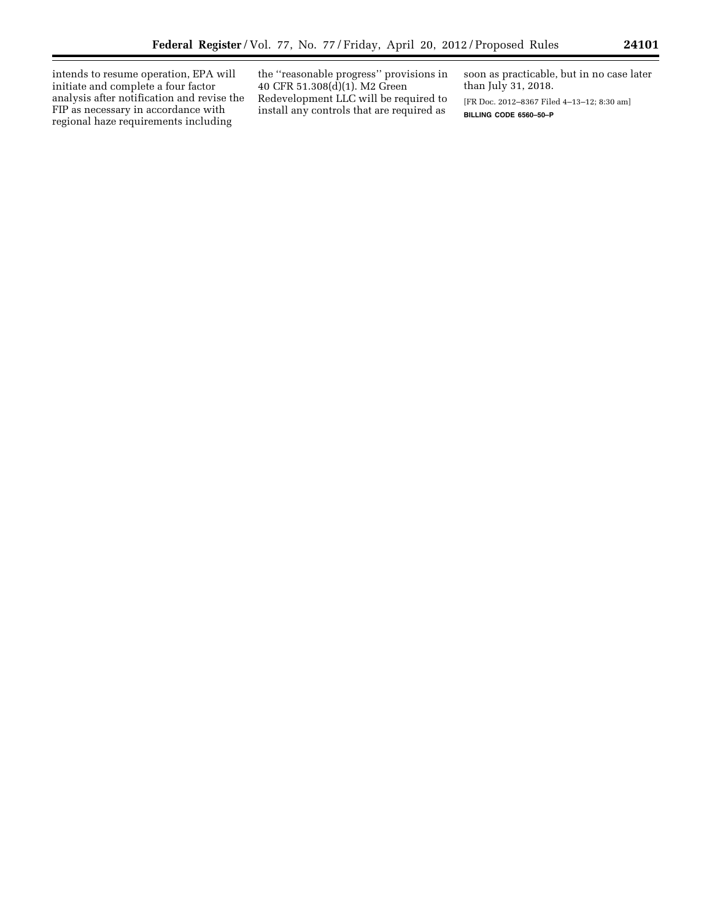intends to resume operation, EPA will initiate and complete a four factor analysis after notification and revise the FIP as necessary in accordance with regional haze requirements including the ''reasonable progress'' provisions in 40 CFR 51.308(d)(1). M2 Green Redevelopment LLC will be required to install any controls that are required as soon as practicable, but in no case later than July 31, 2018.

[FR Doc. 2012–8367 Filed 4–13–12; 8:30 am]

**BILLING CODE 6560–50–P**